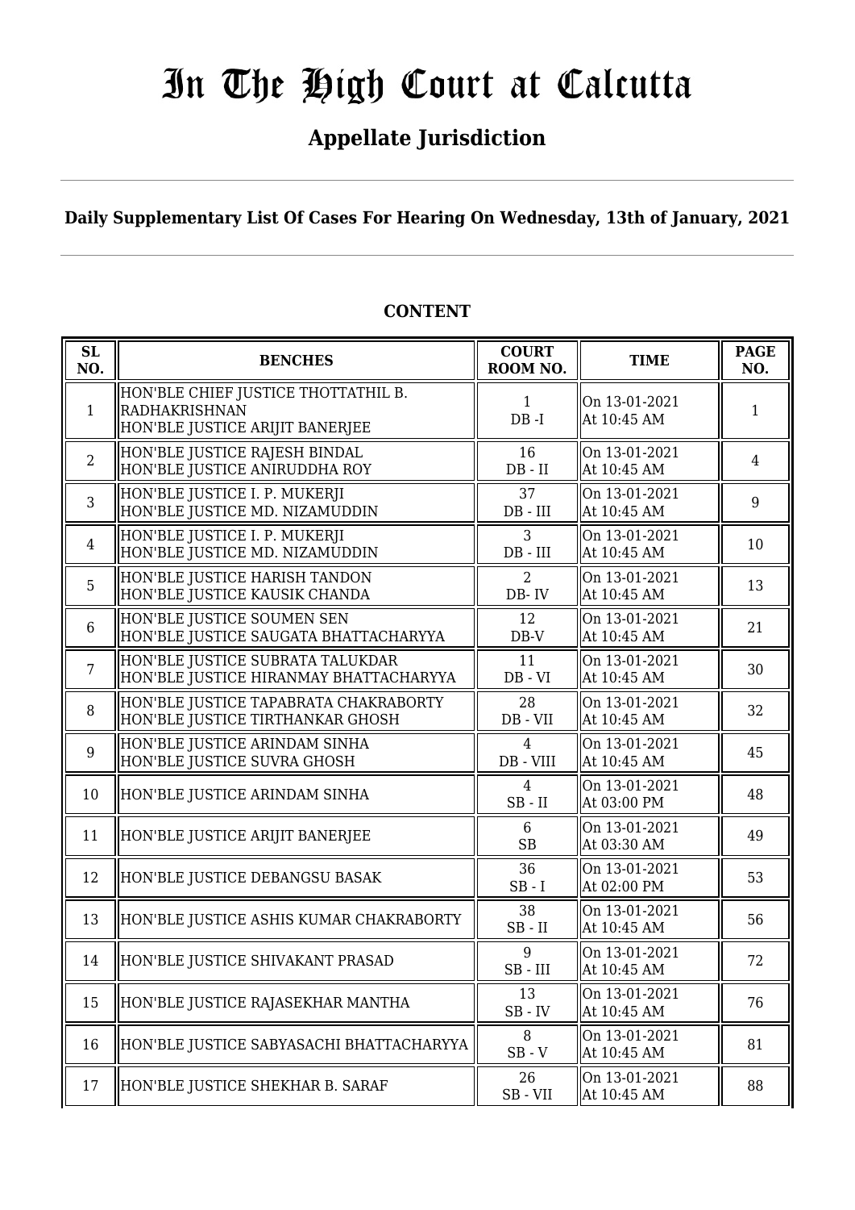# In The High Court at Calcutta

## Appellate Jurisdiction

**Daily Supplementary List Of Cases For Hearing On Wednesday, 13th of January, 2021**

**CONTENT**

| SL NO. | BENCHES | COURT ROOM NO. | TIME | PAGE NO. |
|---|---|---|---|---|
| 1 | HON'BLE CHIEF JUSTICE THOTTATHIL B. RADHAKRISHNAN<br>HON'BLE JUSTICE ARIJIT BANERJEE | 1<br>DB -I | On 13-01-2021<br>At 10:45 AM | 1 |
| 2 | HON'BLE JUSTICE RAJESH BINDAL<br>HON'BLE JUSTICE ANIRUDDHA ROY | 16<br>DB - II | On 13-01-2021<br>At 10:45 AM | 4 |
| 3 | HON'BLE JUSTICE I. P. MUKERJI<br>HON'BLE JUSTICE MD. NIZAMUDDIN | 37<br>DB - III | On 13-01-2021<br>At 10:45 AM | 9 |
| 4 | HON'BLE JUSTICE I. P. MUKERJI<br>HON'BLE JUSTICE MD. NIZAMUDDIN | 3<br>DB - III | On 13-01-2021<br>At 10:45 AM | 10 |
| 5 | HON'BLE JUSTICE HARISH TANDON<br>HON'BLE JUSTICE KAUSIK CHANDA | 2<br>DB- IV | On 13-01-2021<br>At 10:45 AM | 13 |
| 6 | HON'BLE JUSTICE SOUMEN SEN<br>HON'BLE JUSTICE SAUGATA BHATTACHARYYA | 12<br>DB-V | On 13-01-2021<br>At 10:45 AM | 21 |
| 7 | HON'BLE JUSTICE SUBRATA TALUKDAR<br>HON'BLE JUSTICE HIRANMAY BHATTACHARYYA | 11<br>DB - VI | On 13-01-2021<br>At 10:45 AM | 30 |
| 8 | HON'BLE JUSTICE TAPABRATA CHAKRABORTY<br>HON'BLE JUSTICE TIRTHANKAR GHOSH | 28<br>DB - VII | On 13-01-2021<br>At 10:45 AM | 32 |
| 9 | HON'BLE JUSTICE ARINDAM SINHA<br>HON'BLE JUSTICE SUVRA GHOSH | 4<br>DB - VIII | On 13-01-2021<br>At 10:45 AM | 45 |
| 10 | HON'BLE JUSTICE ARINDAM SINHA | 4<br>SB - II | On 13-01-2021<br>At 03:00 PM | 48 |
| 11 | HON'BLE JUSTICE ARIJIT BANERJEE | 6<br>SB | On 13-01-2021<br>At 03:30 AM | 49 |
| 12 | HON'BLE JUSTICE DEBANGSU BASAK | 36<br>SB - I | On 13-01-2021<br>At 02:00 PM | 53 |
| 13 | HON'BLE JUSTICE ASHIS KUMAR CHAKRABORTY | 38<br>SB - II | On 13-01-2021<br>At 10:45 AM | 56 |
| 14 | HON'BLE JUSTICE SHIVAKANT PRASAD | 9<br>SB - III | On 13-01-2021<br>At 10:45 AM | 72 |
| 15 | HON'BLE JUSTICE RAJASEKHAR MANTHA | 13<br>SB - IV | On 13-01-2021<br>At 10:45 AM | 76 |
| 16 | HON'BLE JUSTICE SABYASACHI BHATTACHARYYA | 8<br>SB - V | On 13-01-2021<br>At 10:45 AM | 81 |
| 17 | HON'BLE JUSTICE SHEKHAR B. SARAF | 26<br>SB - VII | On 13-01-2021<br>At 10:45 AM | 88 |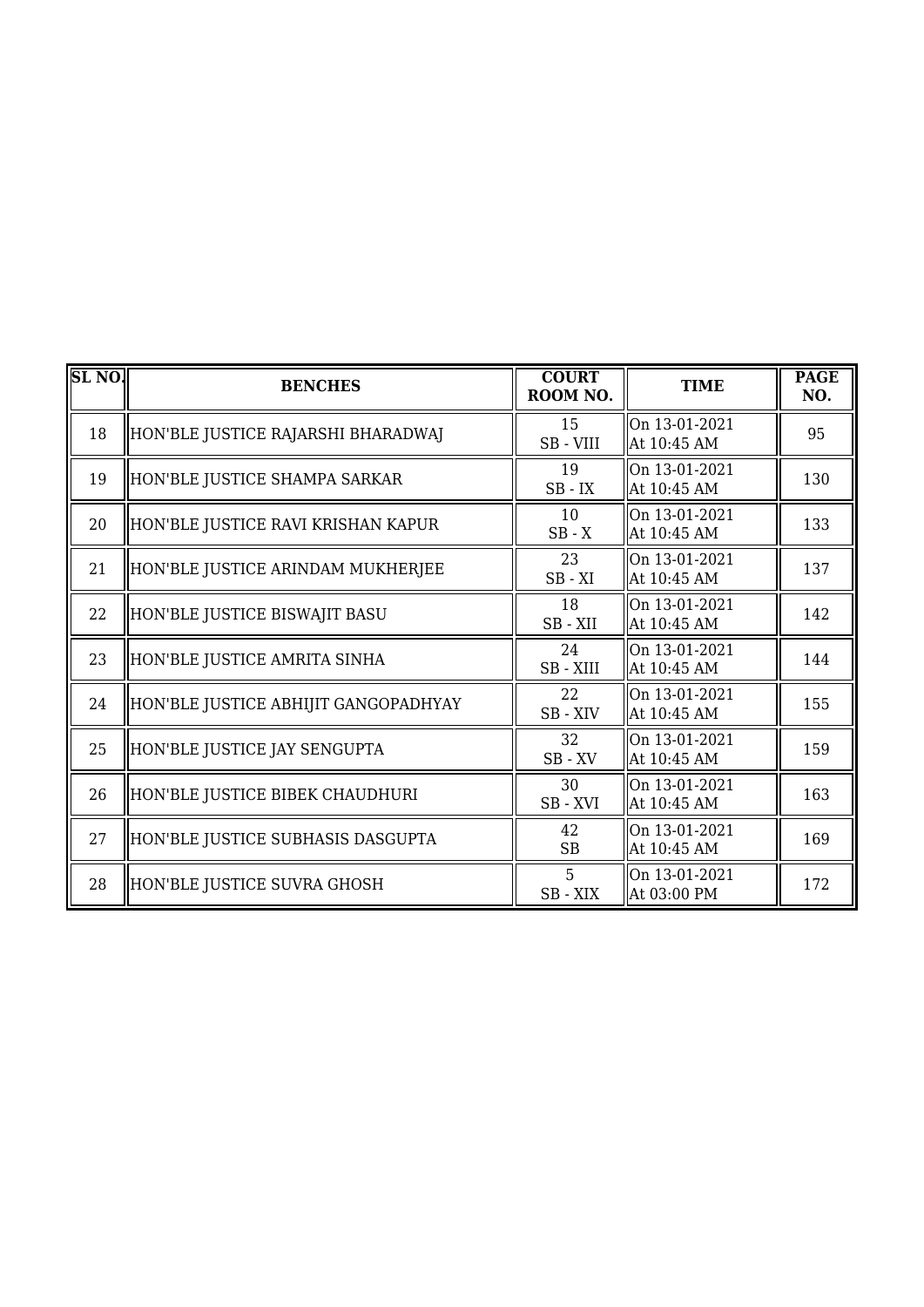| SL NO. | BENCHES | COURT ROOM NO. | TIME | PAGE NO. |
|---|---|---|---|---|
| 18 | HON'BLE JUSTICE RAJARSHI BHARADWAJ | 15<br>SB - VIII | On 13-01-2021<br>At 10:45 AM | 95 |
| 19 | HON'BLE JUSTICE SHAMPA SARKAR | 19<br>SB - IX | On 13-01-2021<br>At 10:45 AM | 130 |
| 20 | HON'BLE JUSTICE RAVI KRISHAN KAPUR | 10<br>SB - X | On 13-01-2021<br>At 10:45 AM | 133 |
| 21 | HON'BLE JUSTICE ARINDAM MUKHERJEE | 23<br>SB - XI | On 13-01-2021<br>At 10:45 AM | 137 |
| 22 | HON'BLE JUSTICE BISWAJIT BASU | 18<br>SB - XII | On 13-01-2021<br>At 10:45 AM | 142 |
| 23 | HON'BLE JUSTICE AMRITA SINHA | 24<br>SB - XIII | On 13-01-2021<br>At 10:45 AM | 144 |
| 24 | HON'BLE JUSTICE ABHIJIT GANGOPADHYAY | 22<br>SB - XIV | On 13-01-2021<br>At 10:45 AM | 155 |
| 25 | HON'BLE JUSTICE JAY SENGUPTA | 32<br>SB - XV | On 13-01-2021<br>At 10:45 AM | 159 |
| 26 | HON'BLE JUSTICE BIBEK CHAUDHURI | 30<br>SB - XVI | On 13-01-2021<br>At 10:45 AM | 163 |
| 27 | HON'BLE JUSTICE SUBHASIS DASGUPTA | 42<br>SB | On 13-01-2021<br>At 10:45 AM | 169 |
| 28 | HON'BLE JUSTICE SUVRA GHOSH | 5<br>SB - XIX | On 13-01-2021<br>At 03:00 PM | 172 |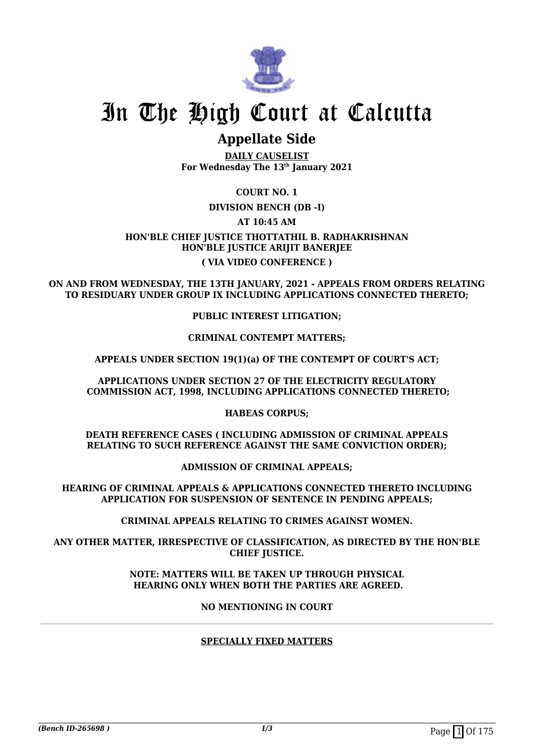# In The High Court at Calcutta

## Appellate Side

**DAILY CAUSELIST**
**For Wednesday The 13th January 2021**

**COURT NO. 1**

**DIVISION BENCH (DB -I)**

**AT 10:45 AM**

**HON'BLE CHIEF JUSTICE THOTTATHIL B. RADHAKRISHNAN**
**HON'BLE JUSTICE ARIJIT BANERJEE**

**( VIA VIDEO CONFERENCE )**

**ON AND FROM WEDNESDAY, THE 13TH JANUARY, 2021 - APPEALS FROM ORDERS RELATING TO RESIDUARY UNDER GROUP IX INCLUDING APPLICATIONS CONNECTED THERETO;**

**PUBLIC INTEREST LITIGATION;**

**CRIMINAL CONTEMPT MATTERS;**

**APPEALS UNDER SECTION 19(1)(a) OF THE CONTEMPT OF COURT'S ACT;**

**APPLICATIONS UNDER SECTION 27 OF THE ELECTRICITY REGULATORY COMMISSION ACT, 1998, INCLUDING APPLICATIONS CONNECTED THERETO;**

**HABEAS CORPUS;**

**DEATH REFERENCE CASES ( INCLUDING ADMISSION OF CRIMINAL APPEALS RELATING TO SUCH REFERENCE AGAINST THE SAME CONVICTION ORDER);**

**ADMISSION OF CRIMINAL APPEALS;**

**HEARING OF CRIMINAL APPEALS & APPLICATIONS CONNECTED THERETO INCLUDING APPLICATION FOR SUSPENSION OF SENTENCE IN PENDING APPEALS;**

**CRIMINAL APPEALS RELATING TO CRIMES AGAINST WOMEN.**

**ANY OTHER MATTER, IRRESPECTIVE OF CLASSIFICATION, AS DIRECTED BY THE HON'BLE CHIEF JUSTICE.**

**NOTE: MATTERS WILL BE TAKEN UP THROUGH PHYSICAL HEARING ONLY WHEN BOTH THE PARTIES ARE AGREED.**

**NO MENTIONING IN COURT**

**SPECIALLY FIXED MATTERS**

*(Bench ID-265698 )* 1/3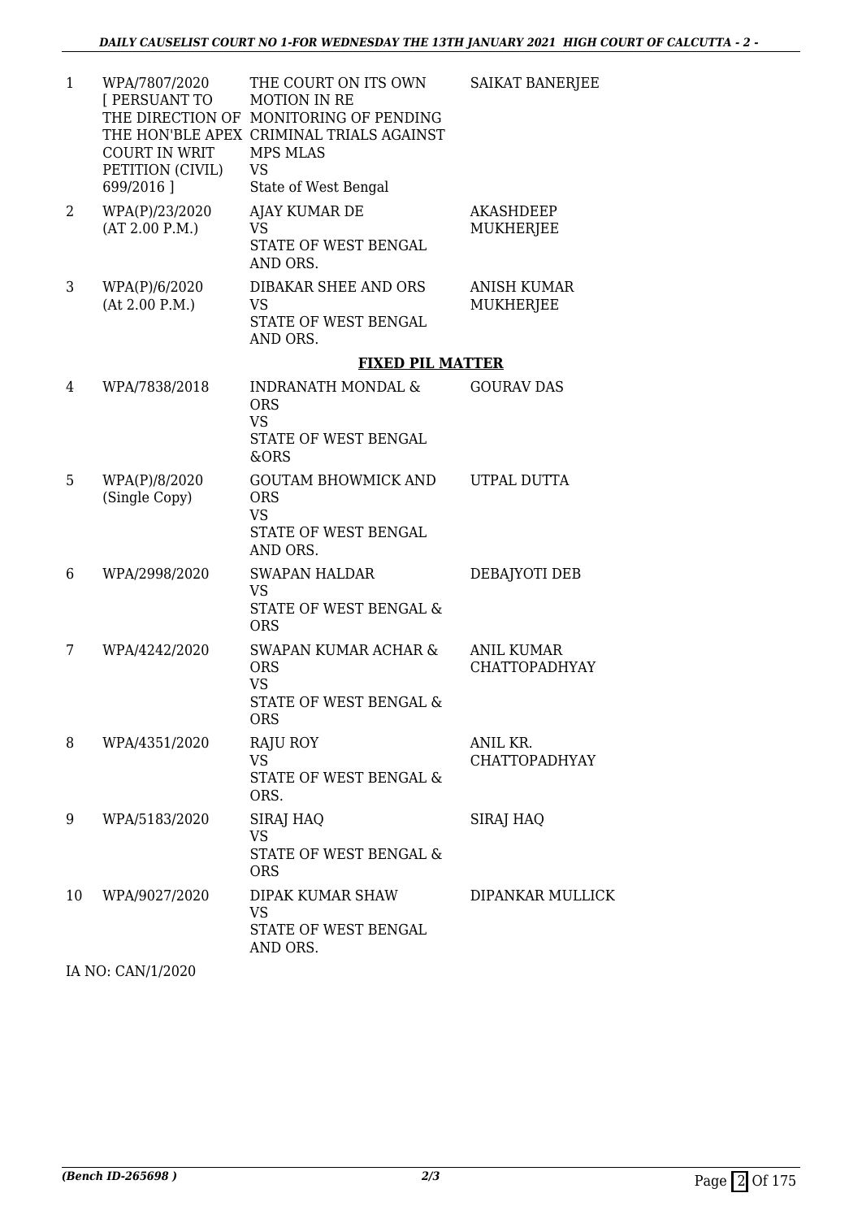| | | | |
|---|---|---|---|
| 1 | WPA/7807/2020 [ PERSUANT TO THE DIRECTION OF THE HON'BLE APEX COURT IN WRIT PETITION (CIVIL) 699/2016 ] | THE COURT ON ITS OWN MOTION IN RE MONITORING OF PENDING CRIMINAL TRIALS AGAINST MPS MLAS<br>VS<br>State of West Bengal | SAIKAT BANERJEE |
| 2 | WPA(P)/23/2020 (AT 2.00 P.M.) | AJAY KUMAR DE<br>VS<br>STATE OF WEST BENGAL AND ORS. | AKASHDEEP MUKHERJEE |
| 3 | WPA(P)/6/2020 (At 2.00 P.M.) | DIBAKAR SHEE AND ORS<br>VS<br>STATE OF WEST BENGAL AND ORS. | ANISH KUMAR MUKHERJEE |

**FIXED PIL MATTER**

| | | | |
|---|---|---|---|
| 4 | WPA/7838/2018 | INDRANATH MONDAL & ORS<br>VS<br>STATE OF WEST BENGAL &ORS | GOURAV DAS |
| 5 | WPA(P)/8/2020 (Single Copy) | GOUTAM BHOWMICK AND ORS<br>VS<br>STATE OF WEST BENGAL AND ORS. | UTPAL DUTTA |
| 6 | WPA/2998/2020 | SWAPAN HALDAR<br>VS<br>STATE OF WEST BENGAL & ORS | DEBAJYOTI DEB |
| 7 | WPA/4242/2020 | SWAPAN KUMAR ACHAR & ORS<br>VS<br>STATE OF WEST BENGAL & ORS | ANIL KUMAR CHATTOPADHYAY |
| 8 | WPA/4351/2020 | RAJU ROY<br>VS<br>STATE OF WEST BENGAL & ORS. | ANIL KR. CHATTOPADHYAY |
| 9 | WPA/5183/2020 | SIRAJ HAQ<br>VS<br>STATE OF WEST BENGAL & ORS | SIRAJ HAQ |
| 10 | WPA/9027/2020 | DIPAK KUMAR SHAW<br>VS<br>STATE OF WEST BENGAL AND ORS. | DIPANKAR MULLICK |

IA NO: CAN/1/2020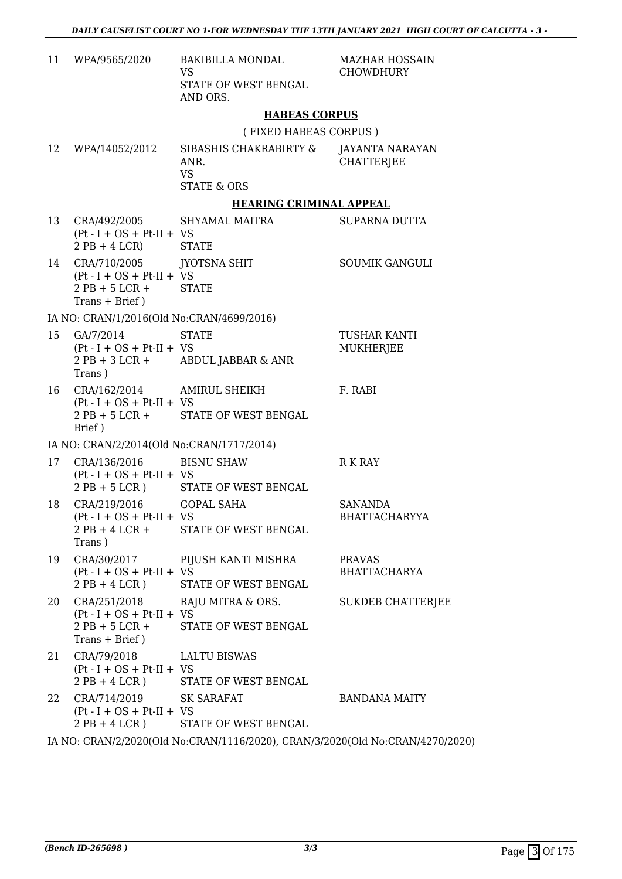| | | | |
|---|---|---|---|
| 11 | WPA/9565/2020 | BAKIBILLA MONDAL VS STATE OF WEST BENGAL AND ORS. | MAZHAR HOSSAIN CHOWDHURY |

## HABEAS CORPUS

( FIXED HABEAS CORPUS )

| | | | |
|---|---|---|---|
| 12 | WPA/14052/2012 | SIBASHIS CHAKRABIRTY & ANR. VS STATE & ORS | JAYANTA NARAYAN CHATTERJEE |

## HEARING CRIMINAL APPEAL

| | | | |
|---|---|---|---|
| 13 | CRA/492/2005 (Pt - I + OS + Pt-II + 2 PB + 4 LCR) | SHYAMAL MAITRA VS STATE | SUPARNA DUTTA |
| 14 | CRA/710/2005 (Pt - I + OS + Pt-II + 2 PB + 5 LCR + Trans + Brief ) | JYOTSNA SHIT VS STATE | SOUMIK GANGULI |

IA NO: CRAN/1/2016(Old No:CRAN/4699/2016)

| | | | |
|---|---|---|---|
| 15 | GA/7/2014 (Pt - I + OS + Pt-II + 2 PB + 3 LCR + Trans ) | STATE VS ABDUL JABBAR & ANR | TUSHAR KANTI MUKHERJEE |
| 16 | CRA/162/2014 (Pt - I + OS + Pt-II + 2 PB + 5 LCR + Brief ) | AMIRUL SHEIKH VS STATE OF WEST BENGAL | F. RABI |

IA NO: CRAN/2/2014(Old No:CRAN/1717/2014)

| | | | |
|---|---|---|---|
| 17 | CRA/136/2016 (Pt - I + OS + Pt-II + 2 PB + 5 LCR ) | BISNU SHAW VS STATE OF WEST BENGAL | R K RAY |
| 18 | CRA/219/2016 (Pt - I + OS + Pt-II + 2 PB + 4 LCR + Trans ) | GOPAL SAHA VS STATE OF WEST BENGAL | SANANDA BHATTACHARYYA |
| 19 | CRA/30/2017 (Pt - I + OS + Pt-II + 2 PB + 4 LCR ) | PIJUSH KANTI MISHRA VS STATE OF WEST BENGAL | PRAVAS BHATTACHARYA |
| 20 | CRA/251/2018 (Pt - I + OS + Pt-II + 2 PB + 5 LCR + Trans + Brief ) | RAJU MITRA & ORS. VS STATE OF WEST BENGAL | SUKDEB CHATTERJEE |
| 21 | CRA/79/2018 (Pt - I + OS + Pt-II + 2 PB + 4 LCR ) | LALTU BISWAS VS STATE OF WEST BENGAL | |
| 22 | CRA/714/2019 (Pt - I + OS + Pt-II + 2 PB + 4 LCR ) | SK SARAFAT VS STATE OF WEST BENGAL | BANDANA MAITY |

IA NO: CRAN/2/2020(Old No:CRAN/1116/2020), CRAN/3/2020(Old No:CRAN/4270/2020)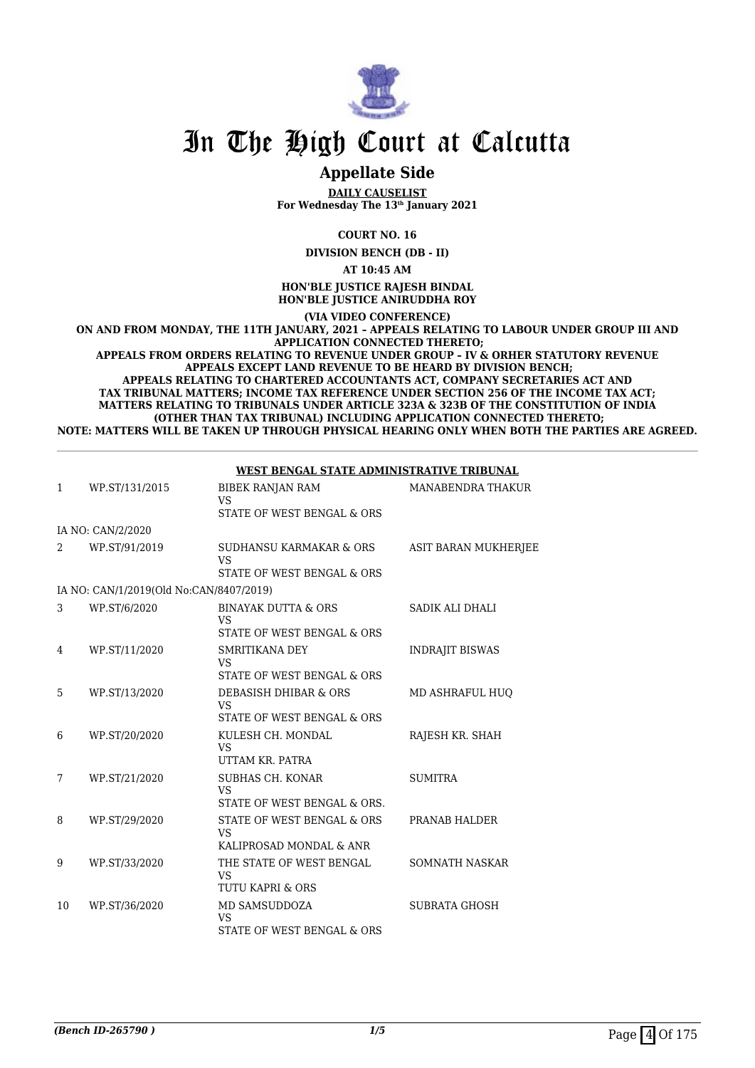# In The High Court at Calcutta

## Appellate Side

**DAILY CAUSELIST**
**For Wednesday The 13th January 2021**

**COURT NO. 16**

**DIVISION BENCH (DB - II)**

**AT 10:45 AM**

**HON'BLE JUSTICE RAJESH BINDAL**
**HON'BLE JUSTICE ANIRUDDHA ROY**

**(VIA VIDEO CONFERENCE)**

**ON AND FROM MONDAY, THE 11TH JANUARY, 2021 – APPEALS RELATING TO LABOUR UNDER GROUP III AND APPLICATION CONNECTED THERETO;**
**APPEALS FROM ORDERS RELATING TO REVENUE UNDER GROUP – IV & ORHER STATUTORY REVENUE APPEALS EXCEPT LAND REVENUE TO BE HEARD BY DIVISION BENCH;**
**APPEALS RELATING TO CHARTERED ACCOUNTANTS ACT, COMPANY SECRETARIES ACT AND TAX TRIBUNAL MATTERS; INCOME TAX REFERENCE UNDER SECTION 256 OF THE INCOME TAX ACT;**
**MATTERS RELATING TO TRIBUNALS UNDER ARTICLE 323A & 323B OF THE CONSTITUTION OF INDIA (OTHER THAN TAX TRIBUNAL) INCLUDING APPLICATION CONNECTED THERETO;**
**NOTE: MATTERS WILL BE TAKEN UP THROUGH PHYSICAL HEARING ONLY WHEN BOTH THE PARTIES ARE AGREED.**

### WEST BENGAL STATE ADMINISTRATIVE TRIBUNAL

| | | | |
|---|---|---|---|
| 1 | WP.ST/131/2015 | BIBEK RANJAN RAM<br>VS<br>STATE OF WEST BENGAL & ORS | MANABENDRA THAKUR |
| | IA NO: CAN/2/2020 | | |
| 2 | WP.ST/91/2019 | SUDHANSU KARMAKAR & ORS<br>VS<br>STATE OF WEST BENGAL & ORS | ASIT BARAN MUKHERJEE |
| | IA NO: CAN/1/2019(Old No:CAN/8407/2019) | | |
| 3 | WP.ST/6/2020 | BINAYAK DUTTA & ORS<br>VS<br>STATE OF WEST BENGAL & ORS | SADIK ALI DHALI |
| 4 | WP.ST/11/2020 | SMRITIKANA DEY<br>VS<br>STATE OF WEST BENGAL & ORS | INDRAJIT BISWAS |
| 5 | WP.ST/13/2020 | DEBASISH DHIBAR & ORS<br>VS<br>STATE OF WEST BENGAL & ORS | MD ASHRAFUL HUQ |
| 6 | WP.ST/20/2020 | KULESH CH. MONDAL<br>VS<br>UTTAM KR. PATRA | RAJESH KR. SHAH |
| 7 | WP.ST/21/2020 | SUBHAS CH. KONAR<br>VS<br>STATE OF WEST BENGAL & ORS. | SUMITRA |
| 8 | WP.ST/29/2020 | STATE OF WEST BENGAL & ORS<br>VS<br>KALIPROSAD MONDAL & ANR | PRANAB HALDER |
| 9 | WP.ST/33/2020 | THE STATE OF WEST BENGAL<br>VS<br>TUTU KAPRI & ORS | SOMNATH NASKAR |
| 10 | WP.ST/36/2020 | MD SAMSUDDOZA<br>VS<br>STATE OF WEST BENGAL & ORS | SUBRATA GHOSH |

*(Bench ID-265790 )*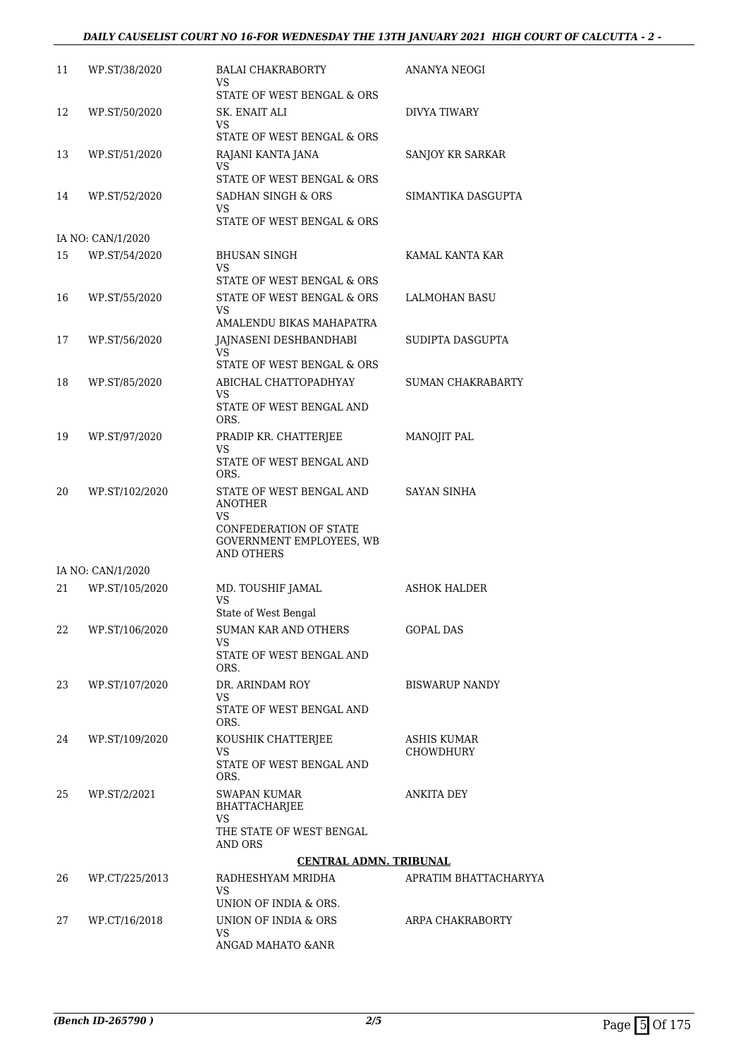| | | | |
|---|---|---|---|
| 11 | WP.ST/38/2020 | BALAI CHAKRABORTY<br>VS<br>STATE OF WEST BENGAL & ORS | ANANYA NEOGI |
| 12 | WP.ST/50/2020 | SK. ENAIT ALI<br>VS<br>STATE OF WEST BENGAL & ORS | DIVYA TIWARY |
| 13 | WP.ST/51/2020 | RAJANI KANTA JANA<br>VS<br>STATE OF WEST BENGAL & ORS | SANJOY KR SARKAR |
| 14 | WP.ST/52/2020 | SADHAN SINGH & ORS<br>VS<br>STATE OF WEST BENGAL & ORS | SIMANTIKA DASGUPTA |
| | IA NO: CAN/1/2020 | | |
| 15 | WP.ST/54/2020 | BHUSAN SINGH<br>VS<br>STATE OF WEST BENGAL & ORS | KAMAL KANTA KAR |
| 16 | WP.ST/55/2020 | STATE OF WEST BENGAL & ORS<br>VS<br>AMALENDU BIKAS MAHAPATRA | LALMOHAN BASU |
| 17 | WP.ST/56/2020 | JAJNASENI DESHBANDHABI<br>VS<br>STATE OF WEST BENGAL & ORS | SUDIPTA DASGUPTA |
| 18 | WP.ST/85/2020 | ABICHAL CHATTOPADHYAY<br>VS<br>STATE OF WEST BENGAL AND ORS. | SUMAN CHAKRABARTY |
| 19 | WP.ST/97/2020 | PRADIP KR. CHATTERJEE<br>VS<br>STATE OF WEST BENGAL AND ORS. | MANOJIT PAL |
| 20 | WP.ST/102/2020 | STATE OF WEST BENGAL AND ANOTHER<br>VS<br>CONFEDERATION OF STATE GOVERNMENT EMPLOYEES, WB AND OTHERS | SAYAN SINHA |
| | IA NO: CAN/1/2020 | | |
| 21 | WP.ST/105/2020 | MD. TOUSHIF JAMAL<br>VS<br>State of West Bengal | ASHOK HALDER |
| 22 | WP.ST/106/2020 | SUMAN KAR AND OTHERS<br>VS<br>STATE OF WEST BENGAL AND ORS. | GOPAL DAS |
| 23 | WP.ST/107/2020 | DR. ARINDAM ROY<br>VS<br>STATE OF WEST BENGAL AND ORS. | BISWARUP NANDY |
| 24 | WP.ST/109/2020 | KOUSHIK CHATTERJEE<br>VS<br>STATE OF WEST BENGAL AND ORS. | ASHIS KUMAR CHOWDHURY |
| 25 | WP.ST/2/2021 | SWAPAN KUMAR BHATTACHARJEE<br>VS<br>THE STATE OF WEST BENGAL AND ORS | ANKITA DEY |
| | | **CENTRAL ADMN. TRIBUNAL** | |
| 26 | WP.CT/225/2013 | RADHESHYAM MRIDHA<br>VS<br>UNION OF INDIA & ORS. | APRATIM BHATTACHARYYA |
| 27 | WP.CT/16/2018 | UNION OF INDIA & ORS<br>VS<br>ANGAD MAHATO &ANR | ARPA CHAKRABORTY |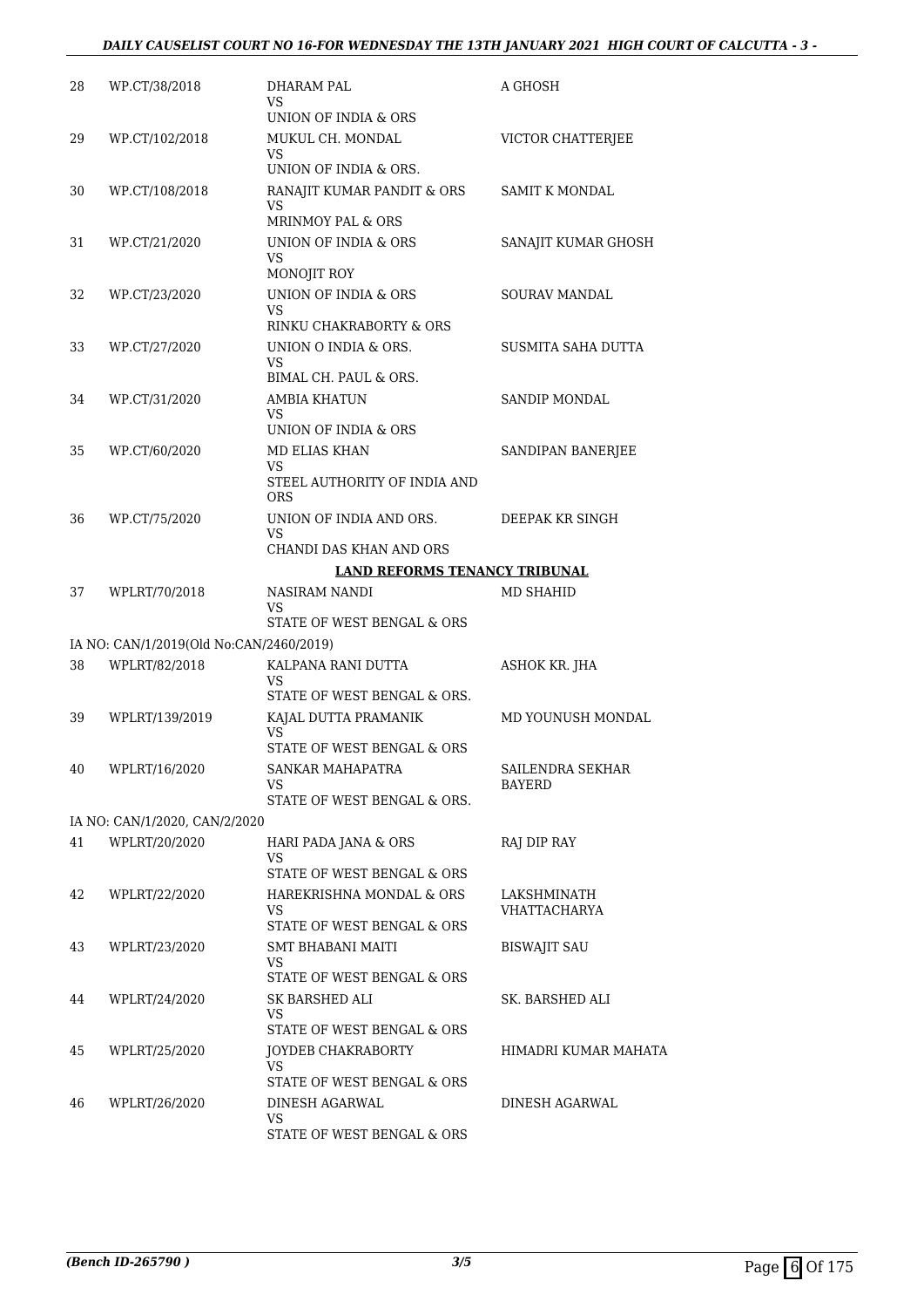| | | | |
|---|---|---|---|
| 28 | WP.CT/38/2018 | DHARAM PAL<br>VS<br>UNION OF INDIA & ORS | A GHOSH |
| 29 | WP.CT/102/2018 | MUKUL CH. MONDAL<br>VS<br>UNION OF INDIA & ORS. | VICTOR CHATTERJEE |
| 30 | WP.CT/108/2018 | RANAJIT KUMAR PANDIT & ORS<br>VS<br>MRINMOY PAL & ORS | SAMIT K MONDAL |
| 31 | WP.CT/21/2020 | UNION OF INDIA & ORS<br>VS<br>MONOJIT ROY | SANAJIT KUMAR GHOSH |
| 32 | WP.CT/23/2020 | UNION OF INDIA & ORS<br>VS<br>RINKU CHAKRABORTY & ORS | SOURAV MANDAL |
| 33 | WP.CT/27/2020 | UNION O INDIA & ORS.<br>VS<br>BIMAL CH. PAUL & ORS. | SUSMITA SAHA DUTTA |
| 34 | WP.CT/31/2020 | AMBIA KHATUN<br>VS<br>UNION OF INDIA & ORS | SANDIP MONDAL |
| 35 | WP.CT/60/2020 | MD ELIAS KHAN<br>VS<br>STEEL AUTHORITY OF INDIA AND ORS | SANDIPAN BANERJEE |
| 36 | WP.CT/75/2020 | UNION OF INDIA AND ORS.<br>VS<br>CHANDI DAS KHAN AND ORS | DEEPAK KR SINGH |

**LAND REFORMS TENANCY TRIBUNAL**

| | | | |
|---|---|---|---|
| 37 | WPLRT/70/2018 | NASIRAM NANDI<br>VS<br>STATE OF WEST BENGAL & ORS | MD SHAHID |
| | IA NO: CAN/1/2019(Old No:CAN/2460/2019) | | |
| 38 | WPLRT/82/2018 | KALPANA RANI DUTTA<br>VS<br>STATE OF WEST BENGAL & ORS. | ASHOK KR. JHA |
| 39 | WPLRT/139/2019 | KAJAL DUTTA PRAMANIK<br>VS<br>STATE OF WEST BENGAL & ORS | MD YOUNUSH MONDAL |
| 40 | WPLRT/16/2020 | SANKAR MAHAPATRA<br>VS<br>STATE OF WEST BENGAL & ORS. | SAILENDRA SEKHAR BAYERD |
| | IA NO: CAN/1/2020, CAN/2/2020 | | |
| 41 | WPLRT/20/2020 | HARI PADA JANA & ORS<br>VS<br>STATE OF WEST BENGAL & ORS | RAJ DIP RAY |
| 42 | WPLRT/22/2020 | HAREKRISHNA MONDAL & ORS<br>VS<br>STATE OF WEST BENGAL & ORS | LAKSHMINATH VHATTACHARYA |
| 43 | WPLRT/23/2020 | SMT BHABANI MAITI<br>VS<br>STATE OF WEST BENGAL & ORS | BISWAJIT SAU |
| 44 | WPLRT/24/2020 | SK BARSHED ALI<br>VS<br>STATE OF WEST BENGAL & ORS | SK. BARSHED ALI |
| 45 | WPLRT/25/2020 | JOYDEB CHAKRABORTY<br>VS<br>STATE OF WEST BENGAL & ORS | HIMADRI KUMAR MAHATA |
| 46 | WPLRT/26/2020 | DINESH AGARWAL<br>VS<br>STATE OF WEST BENGAL & ORS | DINESH AGARWAL |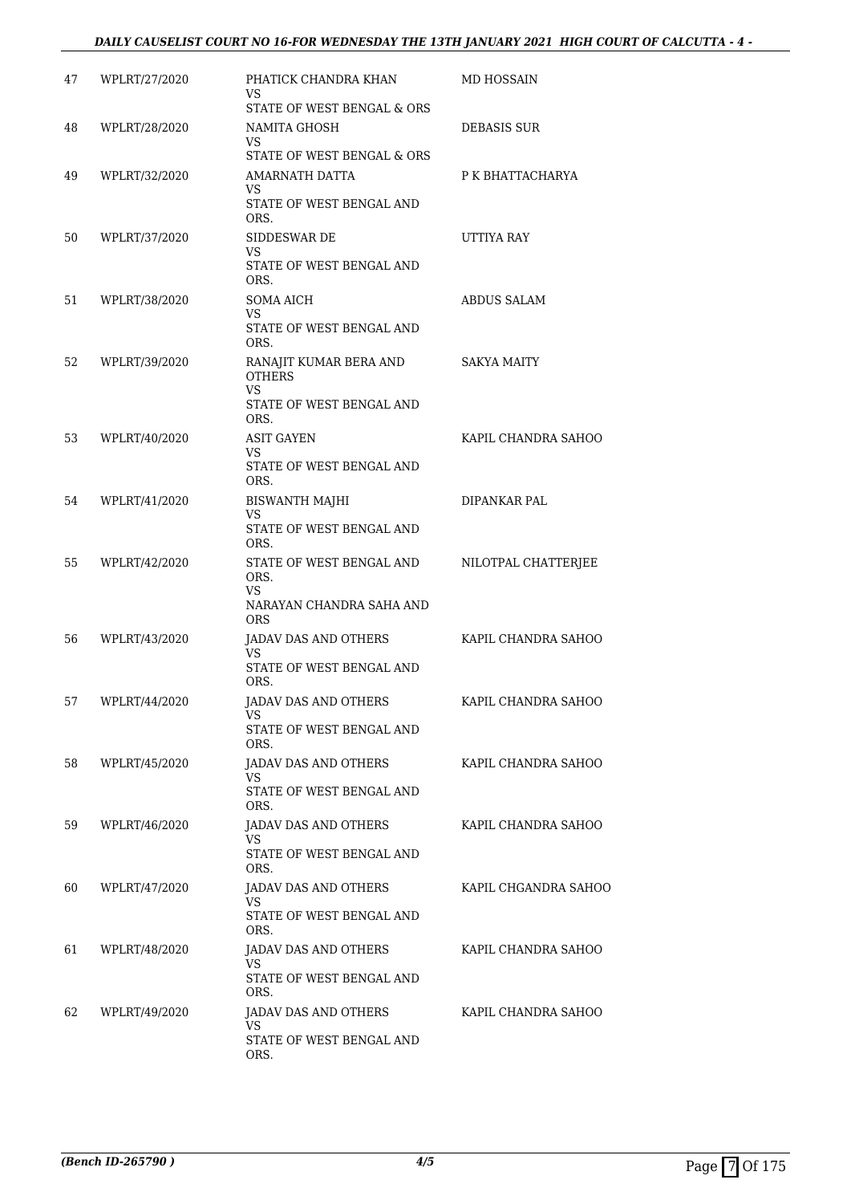| | | | |
|---|---|---|---|
| 47 | WPLRT/27/2020 | PHATICK CHANDRA KHAN<br>VS<br>STATE OF WEST BENGAL & ORS | MD HOSSAIN |
| 48 | WPLRT/28/2020 | NAMITA GHOSH<br>VS<br>STATE OF WEST BENGAL & ORS | DEBASIS SUR |
| 49 | WPLRT/32/2020 | AMARNATH DATTA<br>VS<br>STATE OF WEST BENGAL AND ORS. | P K BHATTACHARYA |
| 50 | WPLRT/37/2020 | SIDDESWAR DE<br>VS<br>STATE OF WEST BENGAL AND ORS. | UTTIYA RAY |
| 51 | WPLRT/38/2020 | SOMA AICH<br>VS<br>STATE OF WEST BENGAL AND ORS. | ABDUS SALAM |
| 52 | WPLRT/39/2020 | RANAJIT KUMAR BERA AND OTHERS<br>VS<br>STATE OF WEST BENGAL AND ORS. | SAKYA MAITY |
| 53 | WPLRT/40/2020 | ASIT GAYEN<br>VS<br>STATE OF WEST BENGAL AND ORS. | KAPIL CHANDRA SAHOO |
| 54 | WPLRT/41/2020 | BISWANTH MAJHI<br>VS<br>STATE OF WEST BENGAL AND ORS. | DIPANKAR PAL |
| 55 | WPLRT/42/2020 | STATE OF WEST BENGAL AND ORS.<br>VS<br>NARAYAN CHANDRA SAHA AND ORS | NILOTPAL CHATTERJEE |
| 56 | WPLRT/43/2020 | JADAV DAS AND OTHERS<br>VS<br>STATE OF WEST BENGAL AND ORS. | KAPIL CHANDRA SAHOO |
| 57 | WPLRT/44/2020 | JADAV DAS AND OTHERS<br>VS<br>STATE OF WEST BENGAL AND ORS. | KAPIL CHANDRA SAHOO |
| 58 | WPLRT/45/2020 | JADAV DAS AND OTHERS<br>VS<br>STATE OF WEST BENGAL AND ORS. | KAPIL CHANDRA SAHOO |
| 59 | WPLRT/46/2020 | JADAV DAS AND OTHERS<br>VS<br>STATE OF WEST BENGAL AND ORS. | KAPIL CHANDRA SAHOO |
| 60 | WPLRT/47/2020 | JADAV DAS AND OTHERS<br>VS<br>STATE OF WEST BENGAL AND ORS. | KAPIL CHGANDRA SAHOO |
| 61 | WPLRT/48/2020 | JADAV DAS AND OTHERS<br>VS<br>STATE OF WEST BENGAL AND ORS. | KAPIL CHANDRA SAHOO |
| 62 | WPLRT/49/2020 | JADAV DAS AND OTHERS<br>VS<br>STATE OF WEST BENGAL AND ORS. | KAPIL CHANDRA SAHOO |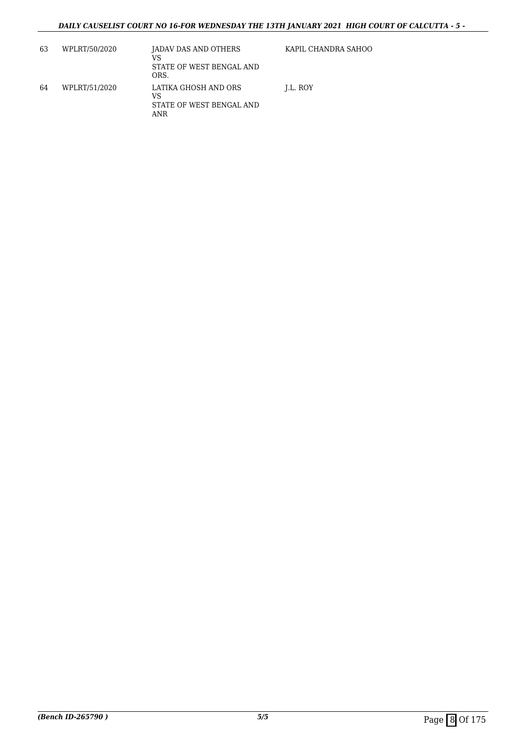| | | | |
|---|---|---|---|
| 63 | WPLRT/50/2020 | JADAV DAS AND OTHERS<br>VS<br>STATE OF WEST BENGAL AND ORS. | KAPIL CHANDRA SAHOO |
| 64 | WPLRT/51/2020 | LATIKA GHOSH AND ORS<br>VS<br>STATE OF WEST BENGAL AND ANR | J.L. ROY |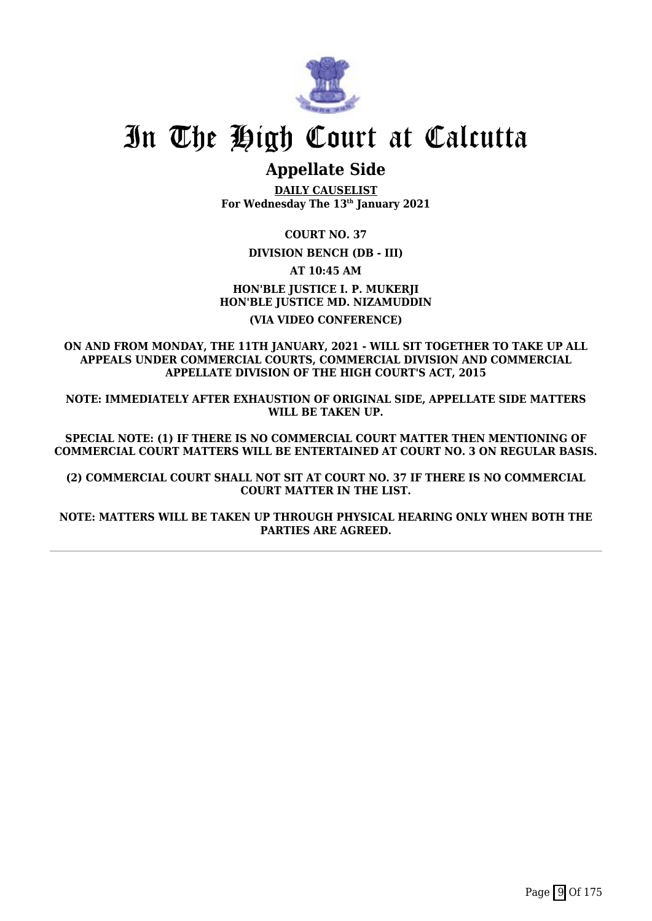# In The High Court at Calcutta

## Appellate Side

**DAILY CAUSELIST**
**For Wednesday The 13th January 2021**

**COURT NO. 37**

**DIVISION BENCH (DB - III)**

**AT 10:45 AM**

**HON'BLE JUSTICE I. P. MUKERJI**
**HON'BLE JUSTICE MD. NIZAMUDDIN**

**(VIA VIDEO CONFERENCE)**

**ON AND FROM MONDAY, THE 11TH JANUARY, 2021 - WILL SIT TOGETHER TO TAKE UP ALL APPEALS UNDER COMMERCIAL COURTS, COMMERCIAL DIVISION AND COMMERCIAL APPELLATE DIVISION OF THE HIGH COURT'S ACT, 2015**

**NOTE: IMMEDIATELY AFTER EXHAUSTION OF ORIGINAL SIDE, APPELLATE SIDE MATTERS WILL BE TAKEN UP.**

**SPECIAL NOTE: (1) IF THERE IS NO COMMERCIAL COURT MATTER THEN MENTIONING OF COMMERCIAL COURT MATTERS WILL BE ENTERTAINED AT COURT NO. 3 ON REGULAR BASIS.**

**(2) COMMERCIAL COURT SHALL NOT SIT AT COURT NO. 37 IF THERE IS NO COMMERCIAL COURT MATTER IN THE LIST.**

**NOTE: MATTERS WILL BE TAKEN UP THROUGH PHYSICAL HEARING ONLY WHEN BOTH THE PARTIES ARE AGREED.**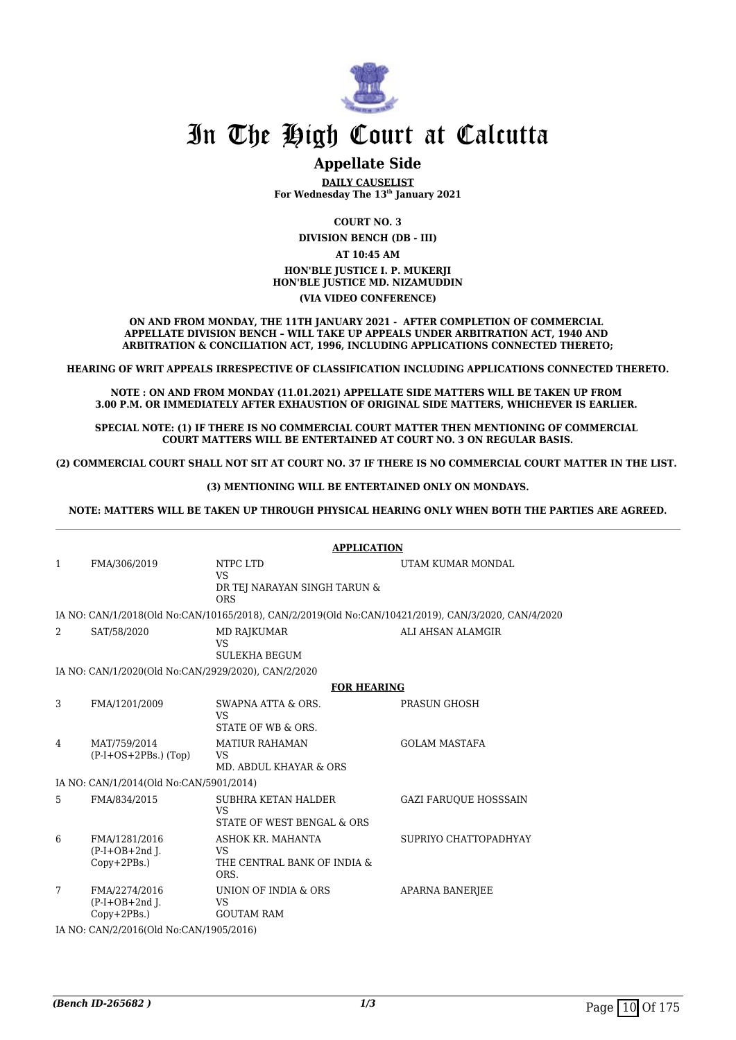# In The High Court at Calcutta

## Appellate Side

**DAILY CAUSELIST**
**For Wednesday The 13th January 2021**

**COURT NO. 3**

**DIVISION BENCH (DB - III)**

**AT 10:45 AM**

**HON'BLE JUSTICE I. P. MUKERJI**
**HON'BLE JUSTICE MD. NIZAMUDDIN**

**(VIA VIDEO CONFERENCE)**

**ON AND FROM MONDAY, THE 11TH JANUARY 2021 - AFTER COMPLETION OF COMMERCIAL APPELLATE DIVISION BENCH – WILL TAKE UP APPEALS UNDER ARBITRATION ACT, 1940 AND ARBITRATION & CONCILIATION ACT, 1996, INCLUDING APPLICATIONS CONNECTED THERETO;**

**HEARING OF WRIT APPEALS IRRESPECTIVE OF CLASSIFICATION INCLUDING APPLICATIONS CONNECTED THERETO.**

**NOTE : ON AND FROM MONDAY (11.01.2021) APPELLATE SIDE MATTERS WILL BE TAKEN UP FROM 3.00 P.M. OR IMMEDIATELY AFTER EXHAUSTION OF ORIGINAL SIDE MATTERS, WHICHEVER IS EARLIER.**

**SPECIAL NOTE: (1) IF THERE IS NO COMMERCIAL COURT MATTER THEN MENTIONING OF COMMERCIAL COURT MATTERS WILL BE ENTERTAINED AT COURT NO. 3 ON REGULAR BASIS.**

**(2) COMMERCIAL COURT SHALL NOT SIT AT COURT NO. 37 IF THERE IS NO COMMERCIAL COURT MATTER IN THE LIST.**

**(3) MENTIONING WILL BE ENTERTAINED ONLY ON MONDAYS.**

**NOTE: MATTERS WILL BE TAKEN UP THROUGH PHYSICAL HEARING ONLY WHEN BOTH THE PARTIES ARE AGREED.**

**APPLICATION**

| | | | |
|---|---|---|---|
| 1 | FMA/306/2019 | NTPC LTD<br>VS<br>DR TEJ NARAYAN SINGH TARUN & ORS | UTAM KUMAR MONDAL |
| | IA NO: CAN/1/2018(Old No:CAN/10165/2018), CAN/2/2019(Old No:CAN/10421/2019), CAN/3/2020, CAN/4/2020 | | |
| 2 | SAT/58/2020 | MD RAJKUMAR<br>VS<br>SULEKHA BEGUM | ALI AHSAN ALAMGIR |
| | IA NO: CAN/1/2020(Old No:CAN/2929/2020), CAN/2/2020 | | |

**FOR HEARING**

| | | | |
|---|---|---|---|
| 3 | FMA/1201/2009 | SWAPNA ATTA & ORS.<br>VS<br>STATE OF WB & ORS. | PRASUN GHOSH |
| 4 | MAT/759/2014<br>(P-I+OS+2PBs.) (Top) | MATIUR RAHAMAN<br>VS<br>MD. ABDUL KHAYAR & ORS | GOLAM MASTAFA |
| | IA NO: CAN/1/2014(Old No:CAN/5901/2014) | | |
| 5 | FMA/834/2015 | SUBHRA KETAN HALDER<br>VS<br>STATE OF WEST BENGAL & ORS | GAZI FARUQUE HOSSSAIN |
| 6 | FMA/1281/2016<br>(P-I+OB+2nd J. Copy+2PBs.) | ASHOK KR. MAHANTA<br>VS<br>THE CENTRAL BANK OF INDIA & ORS. | SUPRIYO CHATTOPADHYAY |
| 7 | FMA/2274/2016<br>(P-I+OB+2nd J. Copy+2PBs.) | UNION OF INDIA & ORS<br>VS<br>GOUTAM RAM | APARNA BANERJEE |
| | IA NO: CAN/2/2016(Old No:CAN/1905/2016) | | |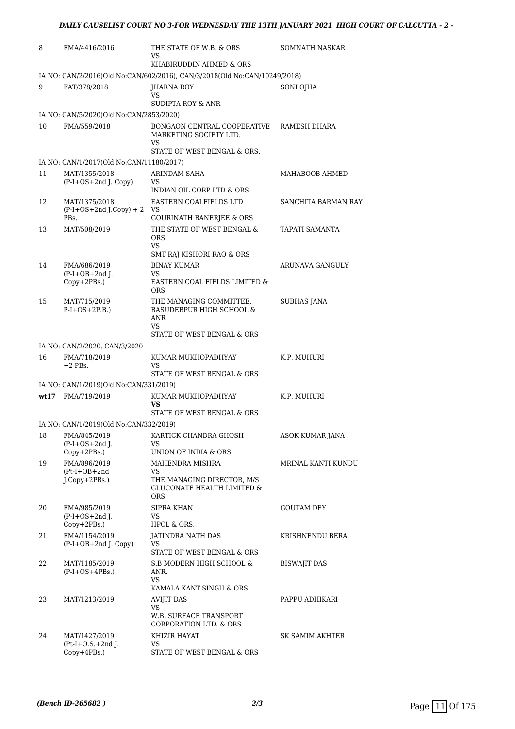| | | | |
|---|---|---|---|
| 8 | FMA/4416/2016 | THE STATE OF W.B. & ORS<br>VS<br>KHABIRUDDIN AHMED & ORS | SOMNATH NASKAR |
| | IA NO: CAN/2/2016(Old No:CAN/602/2016), CAN/3/2018(Old No:CAN/10249/2018) | | |
| 9 | FAT/378/2018 | JHARNA ROY<br>VS<br>SUDIPTA ROY & ANR | SONI OJHA |
| | IA NO: CAN/5/2020(Old No:CAN/2853/2020) | | |
| 10 | FMA/559/2018 | BONGAON CENTRAL COOPERATIVE MARKETING SOCIETY LTD.<br>VS<br>STATE OF WEST BENGAL & ORS. | RAMESH DHARA |
| | IA NO: CAN/1/2017(Old No:CAN/11180/2017) | | |
| 11 | MAT/1355/2018<br>(P-I+OS+2nd J. Copy) | ARINDAM SAHA<br>VS<br>INDIAN OIL CORP LTD & ORS | MAHABOOB AHMED |
| 12 | MAT/1375/2018<br>(P-I+OS+2nd J.Copy) + 2 PBs. | EASTERN COALFIELDS LTD<br>VS<br>GOURINATH BANERJEE & ORS | SANCHITA BARMAN RAY |
| 13 | MAT/508/2019 | THE STATE OF WEST BENGAL & ORS<br>VS<br>SMT RAJ KISHORI RAO & ORS | TAPATI SAMANTA |
| 14 | FMA/686/2019<br>(P-I+OB+2nd J. Copy+2PBs.) | BINAY KUMAR<br>VS<br>EASTERN COAL FIELDS LIMITED & ORS | ARUNAVA GANGULY |
| 15 | MAT/715/2019<br>P-I+OS+2P.B.) | THE MANAGING COMMITTEE, BASUDEBPUR HIGH SCHOOL & ANR<br>VS<br>STATE OF WEST BENGAL & ORS | SUBHAS JANA |
| | IA NO: CAN/2/2020, CAN/3/2020 | | |
| 16 | FMA/718/2019<br>+2 PBs. | KUMAR MUKHOPADHYAY<br>VS<br>STATE OF WEST BENGAL & ORS | K.P. MUHURI |
| | IA NO: CAN/1/2019(Old No:CAN/331/2019) | | |
| wt17 | FMA/719/2019 | KUMAR MUKHOPADHYAY<br>**VS**<br>STATE OF WEST BENGAL & ORS | K.P. MUHURI |
| | IA NO: CAN/1/2019(Old No:CAN/332/2019) | | |
| 18 | FMA/845/2019<br>(P-I+OS+2nd J. Copy+2PBs.) | KARTICK CHANDRA GHOSH<br>VS<br>UNION OF INDIA & ORS | ASOK KUMAR JANA |
| 19 | FMA/896/2019<br>(Pt-I+OB+2nd J.Copy+2PBs.) | MAHENDRA MISHRA<br>VS<br>THE MANAGING DIRECTOR, M/S GLUCONATE HEALTH LIMITED & ORS | MRINAL KANTI KUNDU |
| 20 | FMA/985/2019<br>(P-I+OS+2nd J. Copy+2PBs.) | SIPRA KHAN<br>VS<br>HPCL & ORS. | GOUTAM DEY |
| 21 | FMA/1154/2019<br>(P-I+OB+2nd J. Copy) | JATINDRA NATH DAS<br>VS<br>STATE OF WEST BENGAL & ORS | KRISHNENDU BERA |
| 22 | MAT/1185/2019<br>(P-I+OS+4PBs.) | S.B MODERN HIGH SCHOOL & ANR.<br>VS<br>KAMALA KANT SINGH & ORS. | BISWAJIT DAS |
| 23 | MAT/1213/2019 | AVIJIT DAS<br>VS<br>W.B. SURFACE TRANSPORT CORPORATION LTD. & ORS | PAPPU ADHIKARI |
| 24 | MAT/1427/2019<br>(Pt-I+O.S.+2nd J. Copy+4PBs.) | KHIZIR HAYAT<br>VS<br>STATE OF WEST BENGAL & ORS | SK SAMIM AKHTER |

*(Bench ID-265682 )* 2/3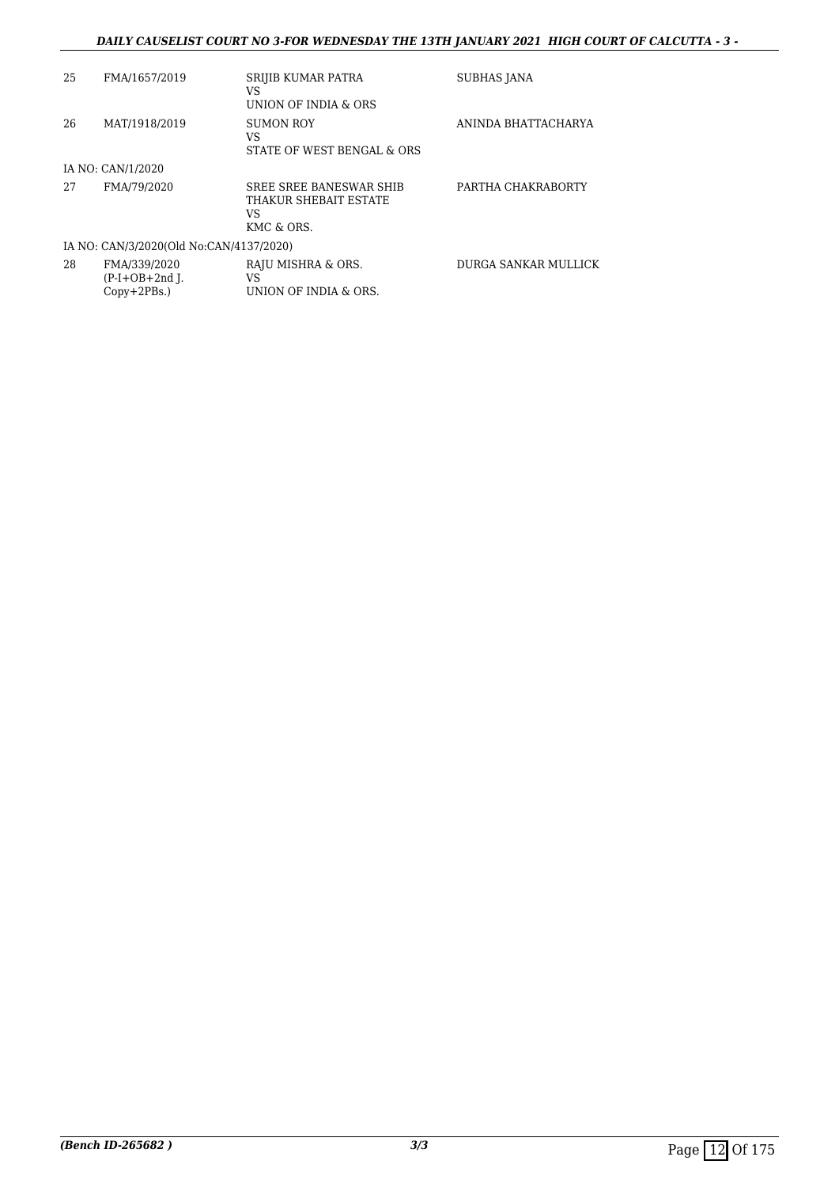| | | | |
|---|---|---|---|
| 25 | FMA/1657/2019 | SRIJIB KUMAR PATRA<br>VS<br>UNION OF INDIA & ORS | SUBHAS JANA |
| 26 | MAT/1918/2019 | SUMON ROY<br>VS<br>STATE OF WEST BENGAL & ORS | ANINDA BHATTACHARYA |
| IA NO: CAN/1/2020 | | | |
| 27 | FMA/79/2020 | SREE SREE BANESWAR SHIB THAKUR SHEBAIT ESTATE<br>VS<br>KMC & ORS. | PARTHA CHAKRABORTY |
| IA NO: CAN/3/2020(Old No:CAN/4137/2020) | | | |
| 28 | FMA/339/2020<br>(P-I+OB+2nd J. Copy+2PBs.) | RAJU MISHRA & ORS.<br>VS<br>UNION OF INDIA & ORS. | DURGA SANKAR MULLICK |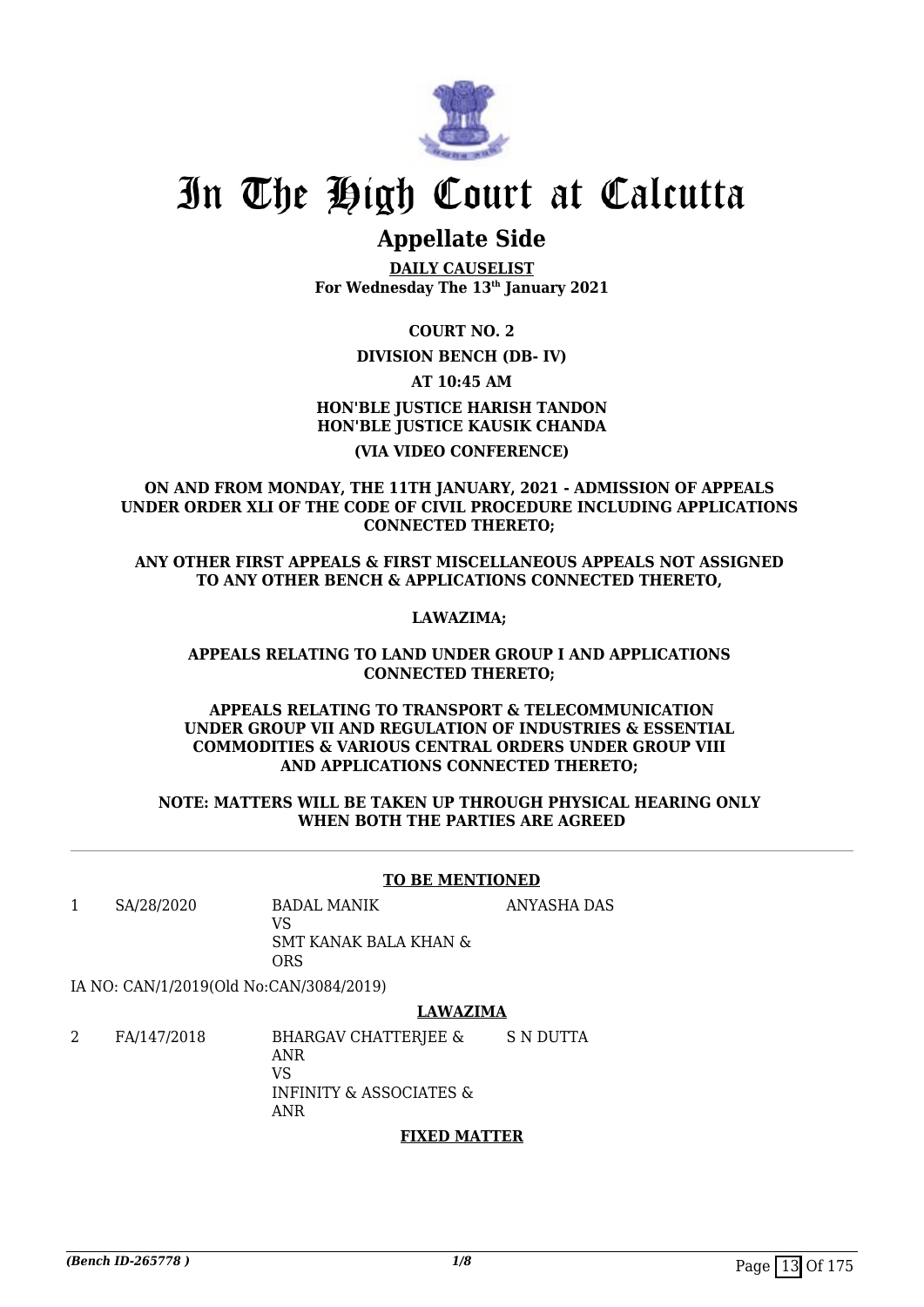# In The High Court at Calcutta

## Appellate Side

**DAILY CAUSELIST**
**For Wednesday The 13th January 2021**

**COURT NO. 2**

**DIVISION BENCH (DB- IV)**

**AT 10:45 AM**

**HON'BLE JUSTICE HARISH TANDON**
**HON'BLE JUSTICE KAUSIK CHANDA**

**(VIA VIDEO CONFERENCE)**

**ON AND FROM MONDAY, THE 11TH JANUARY, 2021 - ADMISSION OF APPEALS UNDER ORDER XLI OF THE CODE OF CIVIL PROCEDURE INCLUDING APPLICATIONS CONNECTED THERETO;**

**ANY OTHER FIRST APPEALS & FIRST MISCELLANEOUS APPEALS NOT ASSIGNED TO ANY OTHER BENCH & APPLICATIONS CONNECTED THERETO,**

**LAWAZIMA;**

**APPEALS RELATING TO LAND UNDER GROUP I AND APPLICATIONS CONNECTED THERETO;**

**APPEALS RELATING TO TRANSPORT & TELECOMMUNICATION UNDER GROUP VII AND REGULATION OF INDUSTRIES & ESSENTIAL COMMODITIES & VARIOUS CENTRAL ORDERS UNDER GROUP VIII AND APPLICATIONS CONNECTED THERETO;**

**NOTE: MATTERS WILL BE TAKEN UP THROUGH PHYSICAL HEARING ONLY WHEN BOTH THE PARTIES ARE AGREED**

---

**TO BE MENTIONED**

| | | | |
|---|---|---|---|
| 1 | SA/28/2020 | BADAL MANIK VS SMT KANAK BALA KHAN & ORS | ANYASHA DAS |

IA NO: CAN/1/2019(Old No:CAN/3084/2019)

**LAWAZIMA**

| | | | |
|---|---|---|---|
| 2 | FA/147/2018 | BHARGAV CHATTERJEE & ANR VS INFINITY & ASSOCIATES & ANR | S N DUTTA |

**FIXED MATTER**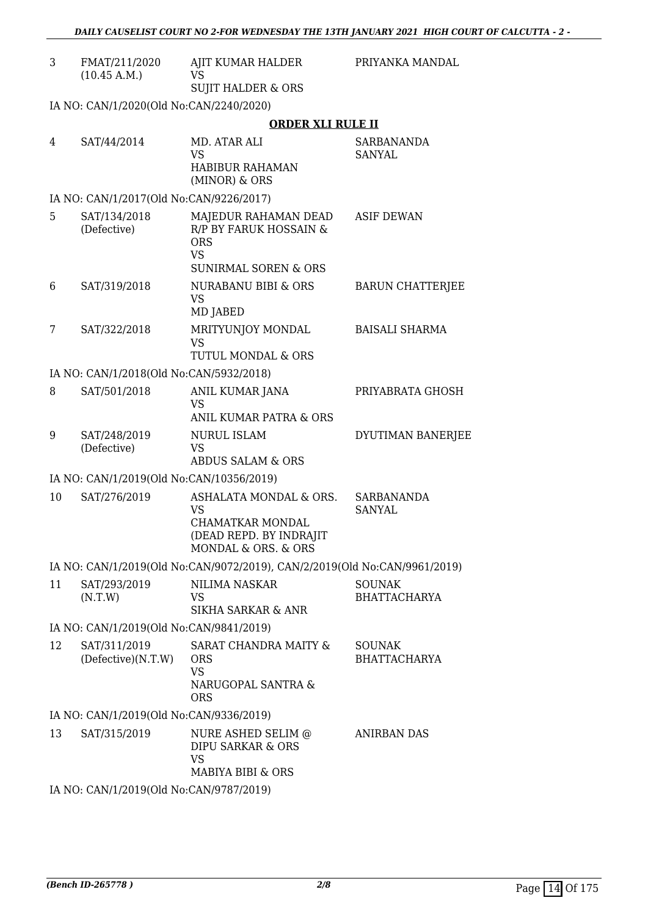| | | | |
|---|---|---|---|
| 3 | FMAT/211/2020 (10.45 A.M.) | AJIT KUMAR HALDER VS SUJIT HALDER & ORS | PRIYANKA MANDAL |

IA NO: CAN/1/2020(Old No:CAN/2240/2020)

**ORDER XLI RULE II**

| | | | |
|---|---|---|---|
| 4 | SAT/44/2014 | MD. ATAR ALI VS HABIBUR RAHAMAN (MINOR) & ORS | SARBANANDA SANYAL |

IA NO: CAN/1/2017(Old No:CAN/9226/2017)

| | | | |
|---|---|---|---|
| 5 | SAT/134/2018 (Defective) | MAJEDUR RAHAMAN DEAD R/P BY FARUK HOSSAIN & ORS VS SUNIRMAL SOREN & ORS | ASIF DEWAN |
| 6 | SAT/319/2018 | NURABANU BIBI & ORS VS MD JABED | BARUN CHATTERJEE |
| 7 | SAT/322/2018 | MRITYUNJOY MONDAL VS TUTUL MONDAL & ORS | BAISALI SHARMA |

IA NO: CAN/1/2018(Old No:CAN/5932/2018)

| | | | |
|---|---|---|---|
| 8 | SAT/501/2018 | ANIL KUMAR JANA VS ANIL KUMAR PATRA & ORS | PRIYABRATA GHOSH |
| 9 | SAT/248/2019 (Defective) | NURUL ISLAM VS ABDUS SALAM & ORS | DYUTIMAN BANERJEE |

IA NO: CAN/1/2019(Old No:CAN/10356/2019)

| | | | |
|---|---|---|---|
| 10 | SAT/276/2019 | ASHALATA MONDAL & ORS. VS CHAMATKAR MONDAL (DEAD REPD. BY INDRAJIT MONDAL & ORS. & ORS | SARBANANDA SANYAL |

IA NO: CAN/1/2019(Old No:CAN/9072/2019), CAN/2/2019(Old No:CAN/9961/2019)

| | | | |
|---|---|---|---|
| 11 | SAT/293/2019 (N.T.W) | NILIMA NASKAR VS SIKHA SARKAR & ANR | SOUNAK BHATTACHARYA |

IA NO: CAN/1/2019(Old No:CAN/9841/2019)

| | | | |
|---|---|---|---|
| 12 | SAT/311/2019 (Defective)(N.T.W) | SARAT CHANDRA MAITY & ORS VS NARUGOPAL SANTRA & ORS | SOUNAK BHATTACHARYA |

IA NO: CAN/1/2019(Old No:CAN/9336/2019)

| | | | |
|---|---|---|---|
| 13 | SAT/315/2019 | NURE ASHED SELIM @ DIPU SARKAR & ORS VS MABIYA BIBI & ORS | ANIRBAN DAS |

IA NO: CAN/1/2019(Old No:CAN/9787/2019)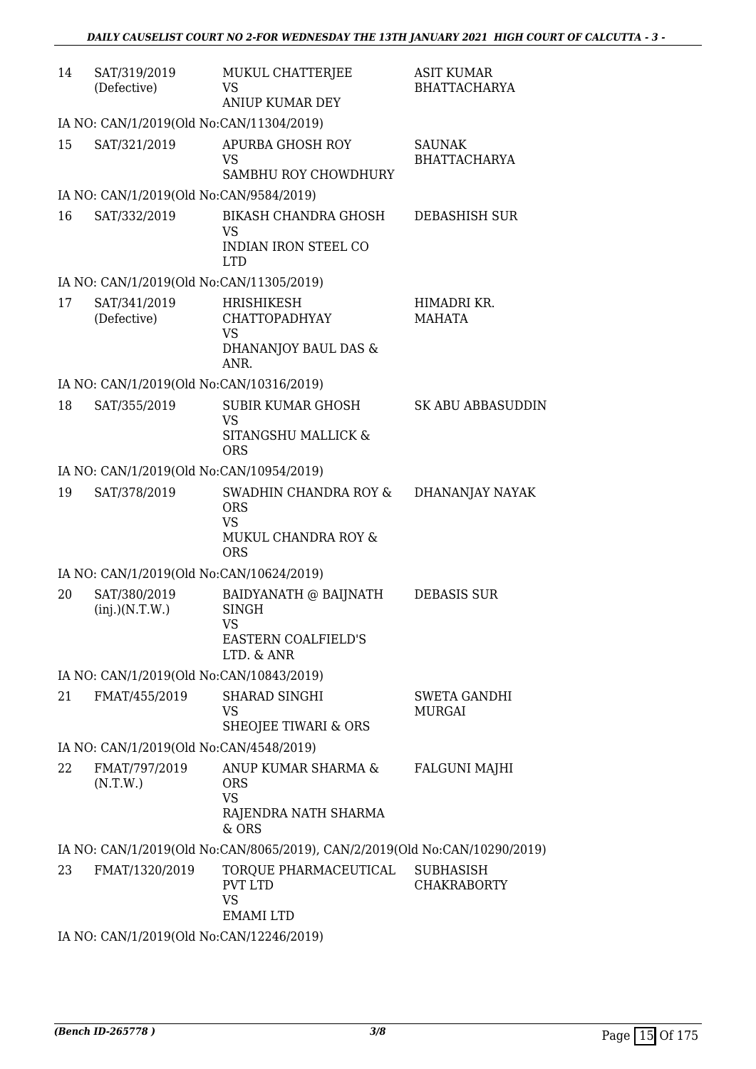| | | | |
|---|---|---|---|
| 14 | SAT/319/2019 (Defective) | MUKUL CHATTERJEE VS ANIUP KUMAR DEY | ASIT KUMAR BHATTACHARYA |

IA NO: CAN/1/2019(Old No:CAN/11304/2019)

| | | | |
|---|---|---|---|
| 15 | SAT/321/2019 | APURBA GHOSH ROY VS SAMBHU ROY CHOWDHURY | SAUNAK BHATTACHARYA |

IA NO: CAN/1/2019(Old No:CAN/9584/2019)

| | | | |
|---|---|---|---|
| 16 | SAT/332/2019 | BIKASH CHANDRA GHOSH VS INDIAN IRON STEEL CO LTD | DEBASHISH SUR |

IA NO: CAN/1/2019(Old No:CAN/11305/2019)

| | | | |
|---|---|---|---|
| 17 | SAT/341/2019 (Defective) | HRISHIKESH CHATTOPADHYAY VS DHANANJOY BAUL DAS & ANR. | HIMADRI KR. MAHATA |

IA NO: CAN/1/2019(Old No:CAN/10316/2019)

| | | | |
|---|---|---|---|
| 18 | SAT/355/2019 | SUBIR KUMAR GHOSH VS SITANGSHU MALLICK & ORS | SK ABU ABBASUDDIN |

IA NO: CAN/1/2019(Old No:CAN/10954/2019)

| | | | |
|---|---|---|---|
| 19 | SAT/378/2019 | SWADHIN CHANDRA ROY & ORS VS MUKUL CHANDRA ROY & ORS | DHANANJAY NAYAK |

IA NO: CAN/1/2019(Old No:CAN/10624/2019)

| | | | |
|---|---|---|---|
| 20 | SAT/380/2019 (inj.)(N.T.W.) | BAIDYANATH @ BAIJNATH SINGH VS EASTERN COALFIELD'S LTD. & ANR | DEBASIS SUR |

IA NO: CAN/1/2019(Old No:CAN/10843/2019)

| | | | |
|---|---|---|---|
| 21 | FMAT/455/2019 | SHARAD SINGHI VS SHEOJEE TIWARI & ORS | SWETA GANDHI MURGAI |

IA NO: CAN/1/2019(Old No:CAN/4548/2019)

| | | | |
|---|---|---|---|
| 22 | FMAT/797/2019 (N.T.W.) | ANUP KUMAR SHARMA & ORS VS RAJENDRA NATH SHARMA & ORS | FALGUNI MAJHI |

IA NO: CAN/1/2019(Old No:CAN/8065/2019), CAN/2/2019(Old No:CAN/10290/2019)

| | | | |
|---|---|---|---|
| 23 | FMAT/1320/2019 | TORQUE PHARMACEUTICAL PVT LTD VS EMAMI LTD | SUBHASISH CHAKRABORTY |

IA NO: CAN/1/2019(Old No:CAN/12246/2019)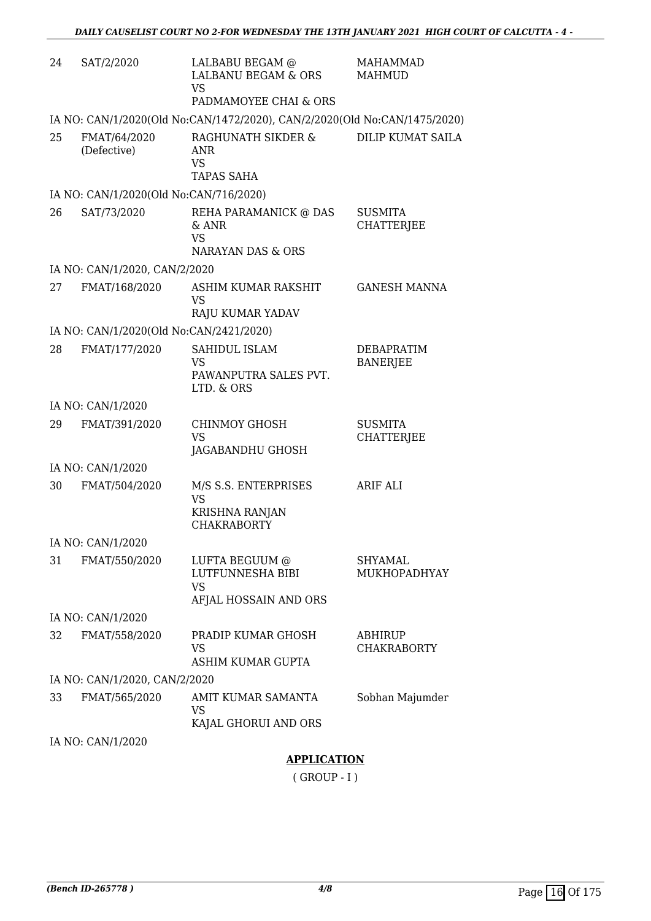| | | | |
|---|---|---|---|
| 24 | SAT/2/2020 | LALBABU BEGAM @ LALBANU BEGAM & ORS<br>VS<br>PADMAMOYEE CHAI & ORS | MAHAMMAD MAHMUD |

IA NO: CAN/1/2020(Old No:CAN/1472/2020), CAN/2/2020(Old No:CAN/1475/2020)

| | | | |
|---|---|---|---|
| 25 | FMAT/64/2020 (Defective) | RAGHUNATH SIKDER & ANR<br>VS<br>TAPAS SAHA | DILIP KUMAT SAILA |

IA NO: CAN/1/2020(Old No:CAN/716/2020)

| | | | |
|---|---|---|---|
| 26 | SAT/73/2020 | REHA PARAMANICK @ DAS & ANR<br>VS<br>NARAYAN DAS & ORS | SUSMITA CHATTERJEE |

IA NO: CAN/1/2020, CAN/2/2020

| | | | |
|---|---|---|---|
| 27 | FMAT/168/2020 | ASHIM KUMAR RAKSHIT<br>VS<br>RAJU KUMAR YADAV | GANESH MANNA |

IA NO: CAN/1/2020(Old No:CAN/2421/2020)

| | | | |
|---|---|---|---|
| 28 | FMAT/177/2020 | SAHIDUL ISLAM<br>VS<br>PAWANPUTRA SALES PVT. LTD. & ORS | DEBAPRATIM BANERJEE |

IA NO: CAN/1/2020

| | | | |
|---|---|---|---|
| 29 | FMAT/391/2020 | CHINMOY GHOSH<br>VS<br>JAGABANDHU GHOSH | SUSMITA CHATTERJEE |

IA NO: CAN/1/2020

| | | | |
|---|---|---|---|
| 30 | FMAT/504/2020 | M/S S.S. ENTERPRISES<br>VS<br>KRISHNA RANJAN CHAKRABORTY | ARIF ALI |

IA NO: CAN/1/2020

| | | | |
|---|---|---|---|
| 31 | FMAT/550/2020 | LUFTA BEGUUM @ LUTFUNNESHA BIBI<br>VS<br>AFJAL HOSSAIN AND ORS | SHYAMAL MUKHOPADHYAY |

IA NO: CAN/1/2020

| | | | |
|---|---|---|---|
| 32 | FMAT/558/2020 | PRADIP KUMAR GHOSH<br>VS<br>ASHIM KUMAR GUPTA | ABHIRUP CHAKRABORTY |

IA NO: CAN/1/2020, CAN/2/2020

| | | | |
|---|---|---|---|
| 33 | FMAT/565/2020 | AMIT KUMAR SAMANTA<br>VS<br>KAJAL GHORUI AND ORS | Sobhan Majumder |

IA NO: CAN/1/2020

**APPLICATION**

( GROUP - I )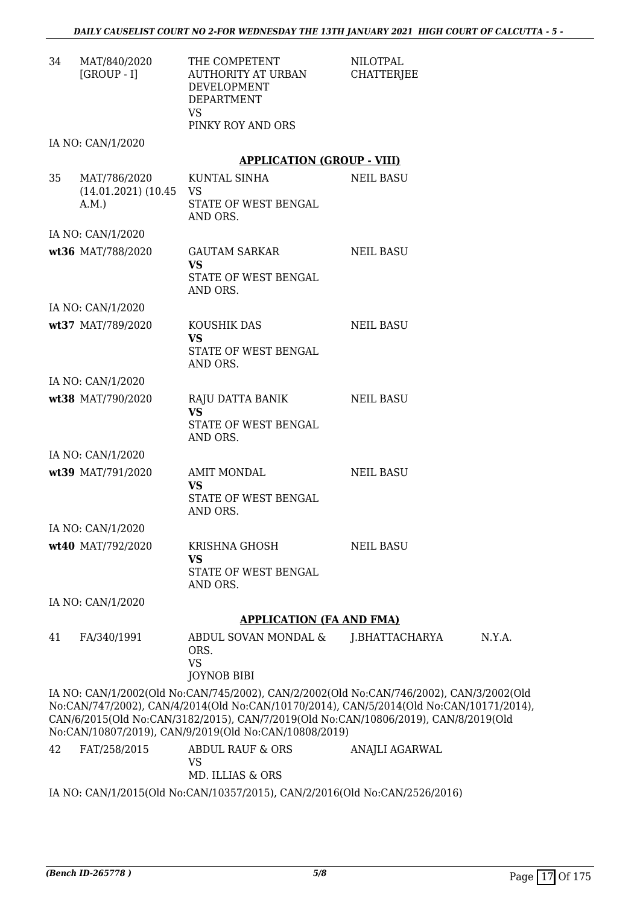| | | | | |
|---|---|---|---|---|
| 34 | MAT/840/2020 [GROUP - I] | THE COMPETENT AUTHORITY AT URBAN DEVELOPMENT DEPARTMENT VS PINKY ROY AND ORS | NILOTPAL CHATTERJEE | |

IA NO: CAN/1/2020

**APPLICATION (GROUP - VIII)**

| | | | | |
|---|---|---|---|---|
| 35 | MAT/786/2020 (14.01.2021) (10.45 A.M.) | KUNTAL SINHA VS STATE OF WEST BENGAL AND ORS. | NEIL BASU | |

IA NO: CAN/1/2020

| | | | | |
|---|---|---|---|---|
| wt36 | MAT/788/2020 | GAUTAM SARKAR **VS** STATE OF WEST BENGAL AND ORS. | NEIL BASU | |

IA NO: CAN/1/2020

| | | | | |
|---|---|---|---|---|
| wt37 | MAT/789/2020 | KOUSHIK DAS **VS** STATE OF WEST BENGAL AND ORS. | NEIL BASU | |

IA NO: CAN/1/2020

| | | | | |
|---|---|---|---|---|
| wt38 | MAT/790/2020 | RAJU DATTA BANIK **VS** STATE OF WEST BENGAL AND ORS. | NEIL BASU | |

IA NO: CAN/1/2020

| | | | | |
|---|---|---|---|---|
| wt39 | MAT/791/2020 | AMIT MONDAL **VS** STATE OF WEST BENGAL AND ORS. | NEIL BASU | |

IA NO: CAN/1/2020

| | | | | |
|---|---|---|---|---|
| wt40 | MAT/792/2020 | KRISHNA GHOSH **VS** STATE OF WEST BENGAL AND ORS. | NEIL BASU | |

IA NO: CAN/1/2020

**APPLICATION (FA AND FMA)**

| | | | | |
|---|---|---|---|---|
| 41 | FA/340/1991 | ABDUL SOVAN MONDAL & ORS. VS JOYNOB BIBI | J.BHATTACHARYA | N.Y.A. |

IA NO: CAN/1/2002(Old No:CAN/745/2002), CAN/2/2002(Old No:CAN/746/2002), CAN/3/2002(Old No:CAN/747/2002), CAN/4/2014(Old No:CAN/10170/2014), CAN/5/2014(Old No:CAN/10171/2014), CAN/6/2015(Old No:CAN/3182/2015), CAN/7/2019(Old No:CAN/10806/2019), CAN/8/2019(Old No:CAN/10807/2019), CAN/9/2019(Old No:CAN/10808/2019)

| | | | | |
|---|---|---|---|---|
| 42 | FAT/258/2015 | ABDUL RAUF & ORS VS MD. ILLIAS & ORS | ANAJLI AGARWAL | |

IA NO: CAN/1/2015(Old No:CAN/10357/2015), CAN/2/2016(Old No:CAN/2526/2016)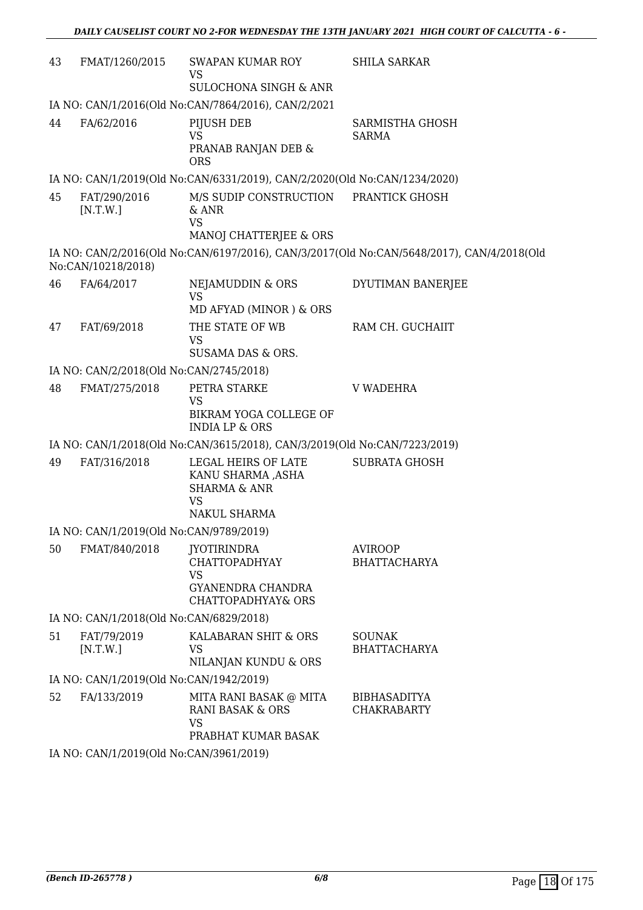| | | | |
|---|---|---|---|
| 43 | FMAT/1260/2015 | SWAPAN KUMAR ROY<br>VS<br>SULOCHONA SINGH & ANR | SHILA SARKAR |

IA NO: CAN/1/2016(Old No:CAN/7864/2016), CAN/2/2021

| | | | |
|---|---|---|---|
| 44 | FA/62/2016 | PIJUSH DEB<br>VS<br>PRANAB RANJAN DEB & ORS | SARMISTHA GHOSH SARMA |

IA NO: CAN/1/2019(Old No:CAN/6331/2019), CAN/2/2020(Old No:CAN/1234/2020)

| | | | |
|---|---|---|---|
| 45 | FAT/290/2016 [N.T.W.] | M/S SUDIP CONSTRUCTION & ANR<br>VS<br>MANOJ CHATTERJEE & ORS | PRANTICK GHOSH |

IA NO: CAN/2/2016(Old No:CAN/6197/2016), CAN/3/2017(Old No:CAN/5648/2017), CAN/4/2018(Old No:CAN/10218/2018)

| | | | |
|---|---|---|---|
| 46 | FA/64/2017 | NEJAMUDDIN & ORS<br>VS<br>MD AFYAD (MINOR ) & ORS | DYUTIMAN BANERJEE |
| 47 | FAT/69/2018 | THE STATE OF WB<br>VS<br>SUSAMA DAS & ORS. | RAM CH. GUCHAIIT |

IA NO: CAN/2/2018(Old No:CAN/2745/2018)

| | | | |
|---|---|---|---|
| 48 | FMAT/275/2018 | PETRA STARKE<br>VS<br>BIKRAM YOGA COLLEGE OF INDIA LP & ORS | V WADEHRA |

IA NO: CAN/1/2018(Old No:CAN/3615/2018), CAN/3/2019(Old No:CAN/7223/2019)

| | | | |
|---|---|---|---|
| 49 | FAT/316/2018 | LEGAL HEIRS OF LATE KANU SHARMA ,ASHA SHARMA & ANR<br>VS<br>NAKUL SHARMA | SUBRATA GHOSH |

IA NO: CAN/1/2019(Old No:CAN/9789/2019)

| | | | |
|---|---|---|---|
| 50 | FMAT/840/2018 | JYOTIRINDRA CHATTOPADHYAY<br>VS<br>GYANENDRA CHANDRA CHATTOPADHYAY& ORS | AVIROOP BHATTACHARYA |

IA NO: CAN/1/2018(Old No:CAN/6829/2018)

| | | | |
|---|---|---|---|
| 51 | FAT/79/2019 [N.T.W.] | KALABARAN SHIT & ORS<br>VS<br>NILANJAN KUNDU & ORS | SOUNAK BHATTACHARYA |

IA NO: CAN/1/2019(Old No:CAN/1942/2019)

| | | | |
|---|---|---|---|
| 52 | FA/133/2019 | MITA RANI BASAK @ MITA RANI BASAK & ORS<br>VS<br>PRABHAT KUMAR BASAK | BIBHASADITYA CHAKRABARTY |

IA NO: CAN/1/2019(Old No:CAN/3961/2019)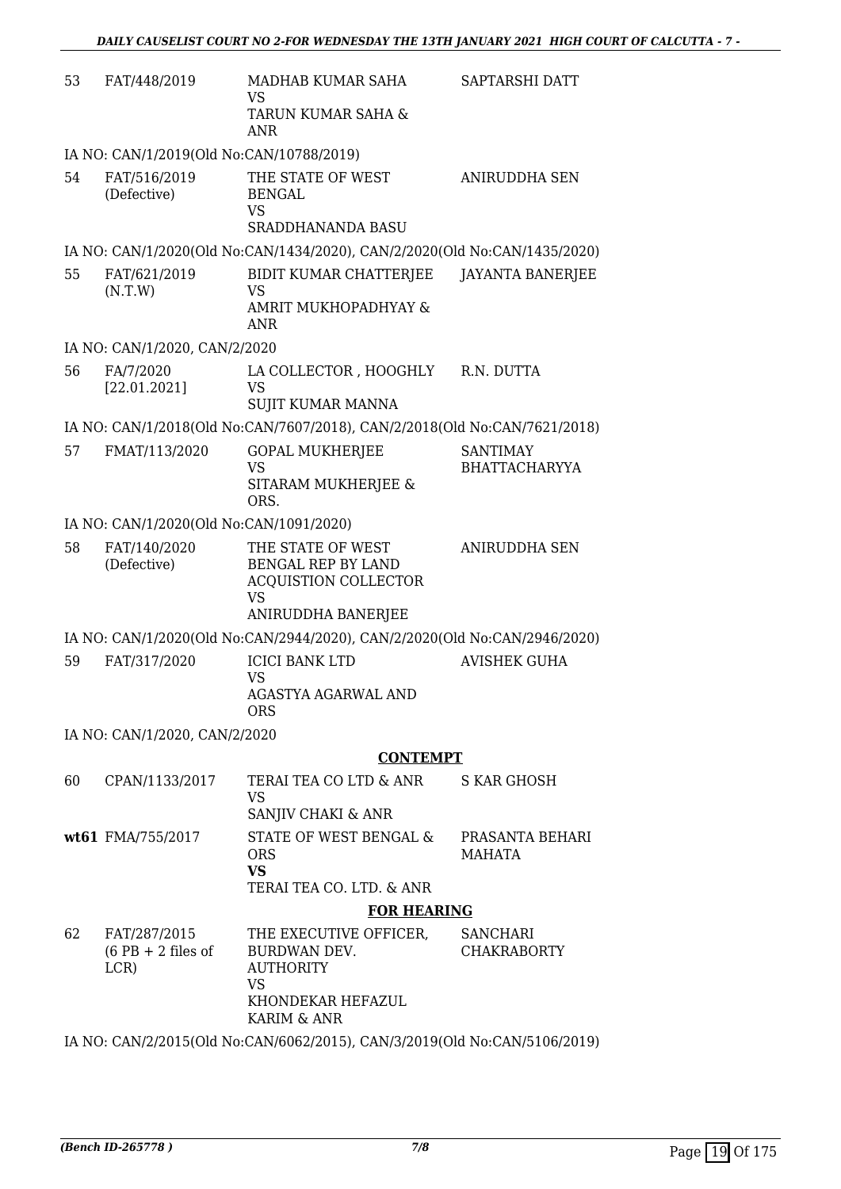| | | | |
|---|---|---|---|
| 53 | FAT/448/2019 | MADHAB KUMAR SAHA<br>VS<br>TARUN KUMAR SAHA & ANR | SAPTARSHI DATT |

IA NO: CAN/1/2019(Old No:CAN/10788/2019)

| | | | |
|---|---|---|---|
| 54 | FAT/516/2019<br>(Defective) | THE STATE OF WEST BENGAL<br>VS<br>SRADDHANANDA BASU | ANIRUDDHA SEN |

IA NO: CAN/1/2020(Old No:CAN/1434/2020), CAN/2/2020(Old No:CAN/1435/2020)

| | | | |
|---|---|---|---|
| 55 | FAT/621/2019<br>(N.T.W) | BIDIT KUMAR CHATTERJEE<br>VS<br>AMRIT MUKHOPADHYAY & ANR | JAYANTA BANERJEE |

IA NO: CAN/1/2020, CAN/2/2020

| | | | |
|---|---|---|---|
| 56 | FA/7/2020<br>[22.01.2021] | LA COLLECTOR , HOOGHLY<br>VS<br>SUJIT KUMAR MANNA | R.N. DUTTA |

IA NO: CAN/1/2018(Old No:CAN/7607/2018), CAN/2/2018(Old No:CAN/7621/2018)

| | | | |
|---|---|---|---|
| 57 | FMAT/113/2020 | GOPAL MUKHERJEE<br>VS<br>SITARAM MUKHERJEE & ORS. | SANTIMAY BHATTACHARYYA |

IA NO: CAN/1/2020(Old No:CAN/1091/2020)

| | | | |
|---|---|---|---|
| 58 | FAT/140/2020<br>(Defective) | THE STATE OF WEST BENGAL REP BY LAND ACQUISTION COLLECTOR<br>VS<br>ANIRUDDHA BANERJEE | ANIRUDDHA SEN |

IA NO: CAN/1/2020(Old No:CAN/2944/2020), CAN/2/2020(Old No:CAN/2946/2020)

| | | | |
|---|---|---|---|
| 59 | FAT/317/2020 | ICICI BANK LTD<br>VS<br>AGASTYA AGARWAL AND ORS | AVISHEK GUHA |

IA NO: CAN/1/2020, CAN/2/2020

**CONTEMPT**

| | | | |
|---|---|---|---|
| 60 | CPAN/1133/2017 | TERAI TEA CO LTD & ANR<br>VS<br>SANJIV CHAKI & ANR | S KAR GHOSH |
| **wt61** | FMA/755/2017 | STATE OF WEST BENGAL & ORS<br>**VS**<br>TERAI TEA CO. LTD. & ANR | PRASANTA BEHARI MAHATA |

**FOR HEARING**

| | | | |
|---|---|---|---|
| 62 | FAT/287/2015<br>(6 PB + 2 files of LCR) | THE EXECUTIVE OFFICER, BURDWAN DEV. AUTHORITY<br>VS<br>KHONDEKAR HEFAZUL KARIM & ANR | SANCHARI CHAKRABORTY |

IA NO: CAN/2/2015(Old No:CAN/6062/2015), CAN/3/2019(Old No:CAN/5106/2019)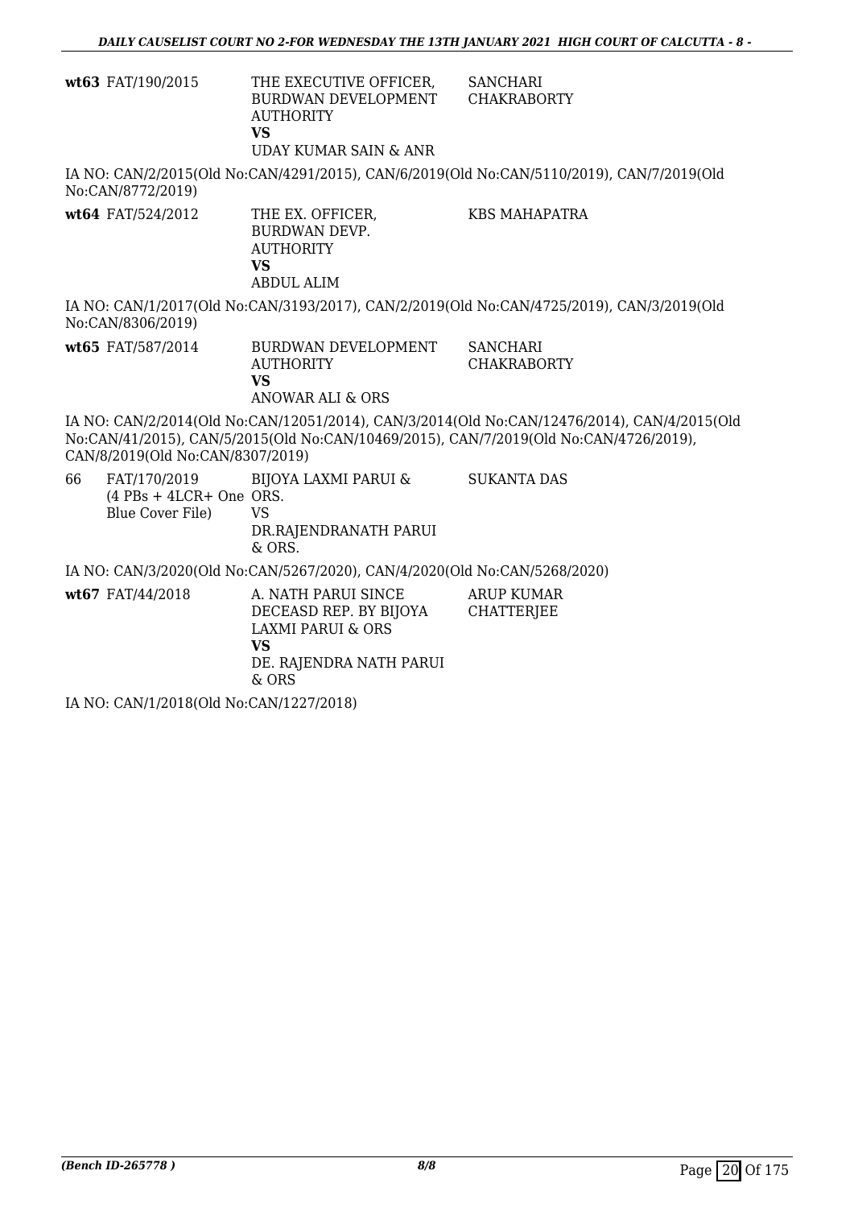| | | | |
|---|---|---|---|
| **wt63** | FAT/190/2015 | THE EXECUTIVE OFFICER, BURDWAN DEVELOPMENT AUTHORITY **VS** UDAY KUMAR SAIN & ANR | SANCHARI CHAKRABORTY |

IA NO: CAN/2/2015(Old No:CAN/4291/2015), CAN/6/2019(Old No:CAN/5110/2019), CAN/7/2019(Old No:CAN/8772/2019)

| | | | |
|---|---|---|---|
| **wt64** | FAT/524/2012 | THE EX. OFFICER, BURDWAN DEVP. AUTHORITY **VS** ABDUL ALIM | KBS MAHAPATRA |

IA NO: CAN/1/2017(Old No:CAN/3193/2017), CAN/2/2019(Old No:CAN/4725/2019), CAN/3/2019(Old No:CAN/8306/2019)

| | | | |
|---|---|---|---|
| **wt65** | FAT/587/2014 | BURDWAN DEVELOPMENT AUTHORITY **VS** ANOWAR ALI & ORS | SANCHARI CHAKRABORTY |

IA NO: CAN/2/2014(Old No:CAN/12051/2014), CAN/3/2014(Old No:CAN/12476/2014), CAN/4/2015(Old No:CAN/41/2015), CAN/5/2015(Old No:CAN/10469/2015), CAN/7/2019(Old No:CAN/4726/2019), CAN/8/2019(Old No:CAN/8307/2019)

| | | | |
|---|---|---|---|
| 66 | FAT/170/2019 (4 PBs + 4LCR+ One Blue Cover File) | BIJOYA LAXMI PARUI & ORS. VS DR.RAJENDRANATH PARUI & ORS. | SUKANTA DAS |

IA NO: CAN/3/2020(Old No:CAN/5267/2020), CAN/4/2020(Old No:CAN/5268/2020)

| | | | |
|---|---|---|---|
| **wt67** | FAT/44/2018 | A. NATH PARUI SINCE DECEASD REP. BY BIJOYA LAXMI PARUI & ORS **VS** DE. RAJENDRA NATH PARUI & ORS | ARUP KUMAR CHATTERJEE |

IA NO: CAN/1/2018(Old No:CAN/1227/2018)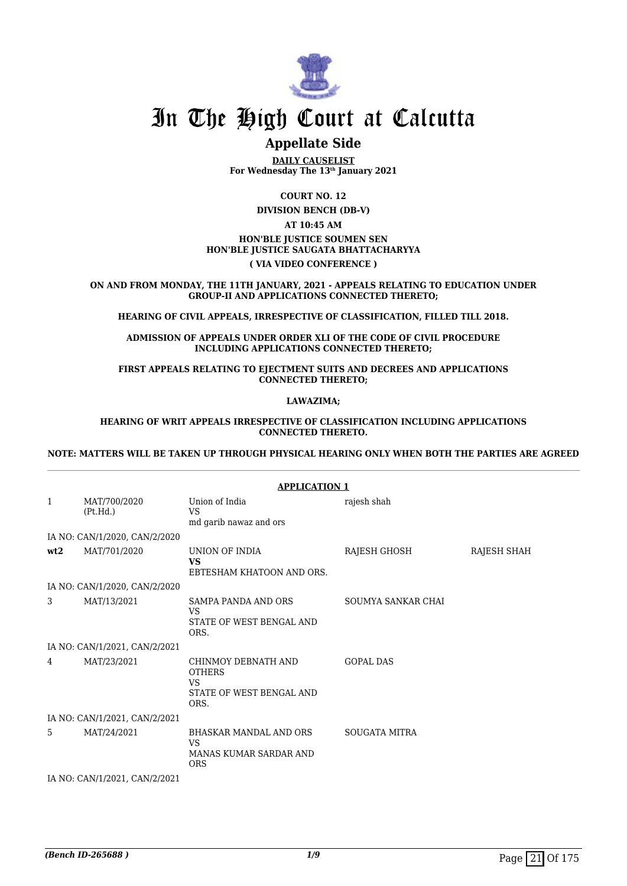# In The High Court at Calcutta

## Appellate Side

**DAILY CAUSELIST**
**For Wednesday The 13th January 2021**

**COURT NO. 12**

**DIVISION BENCH (DB-V)**

**AT 10:45 AM**

**HON'BLE JUSTICE SOUMEN SEN**
**HON'BLE JUSTICE SAUGATA BHATTACHARYYA**

**( VIA VIDEO CONFERENCE )**

**ON AND FROM MONDAY, THE 11TH JANUARY, 2021 - APPEALS RELATING TO EDUCATION UNDER GROUP-II AND APPLICATIONS CONNECTED THERETO;**

**HEARING OF CIVIL APPEALS, IRRESPECTIVE OF CLASSIFICATION, FILLED TILL 2018.**

**ADMISSION OF APPEALS UNDER ORDER XLI OF THE CODE OF CIVIL PROCEDURE INCLUDING APPLICATIONS CONNECTED THERETO;**

**FIRST APPEALS RELATING TO EJECTMENT SUITS AND DECREES AND APPLICATIONS CONNECTED THERETO;**

**LAWAZIMA;**

**HEARING OF WRIT APPEALS IRRESPECTIVE OF CLASSIFICATION INCLUDING APPLICATIONS CONNECTED THERETO.**

**NOTE: MATTERS WILL BE TAKEN UP THROUGH PHYSICAL HEARING ONLY WHEN BOTH THE PARTIES ARE AGREED**

**APPLICATION 1**

| | | | | |
|---|---|---|---|---|
| 1 | MAT/700/2020 (Pt.Hd.) | Union of India VS md garib nawaz and ors | rajesh shah | |
| IA NO: CAN/1/2020, CAN/2/2020 | | | | |
| **wt2** | MAT/701/2020 | UNION OF INDIA **VS** EBTESHAM KHATOON AND ORS. | RAJESH GHOSH | RAJESH SHAH |
| IA NO: CAN/1/2020, CAN/2/2020 | | | | |
| 3 | MAT/13/2021 | SAMPA PANDA AND ORS VS STATE OF WEST BENGAL AND ORS. | SOUMYA SANKAR CHAI | |
| IA NO: CAN/1/2021, CAN/2/2021 | | | | |
| 4 | MAT/23/2021 | CHINMOY DEBNATH AND OTHERS VS STATE OF WEST BENGAL AND ORS. | GOPAL DAS | |
| IA NO: CAN/1/2021, CAN/2/2021 | | | | |
| 5 | MAT/24/2021 | BHASKAR MANDAL AND ORS VS MANAS KUMAR SARDAR AND ORS | SOUGATA MITRA | |
| IA NO: CAN/1/2021, CAN/2/2021 | | | | |

*(Bench ID-265688 )*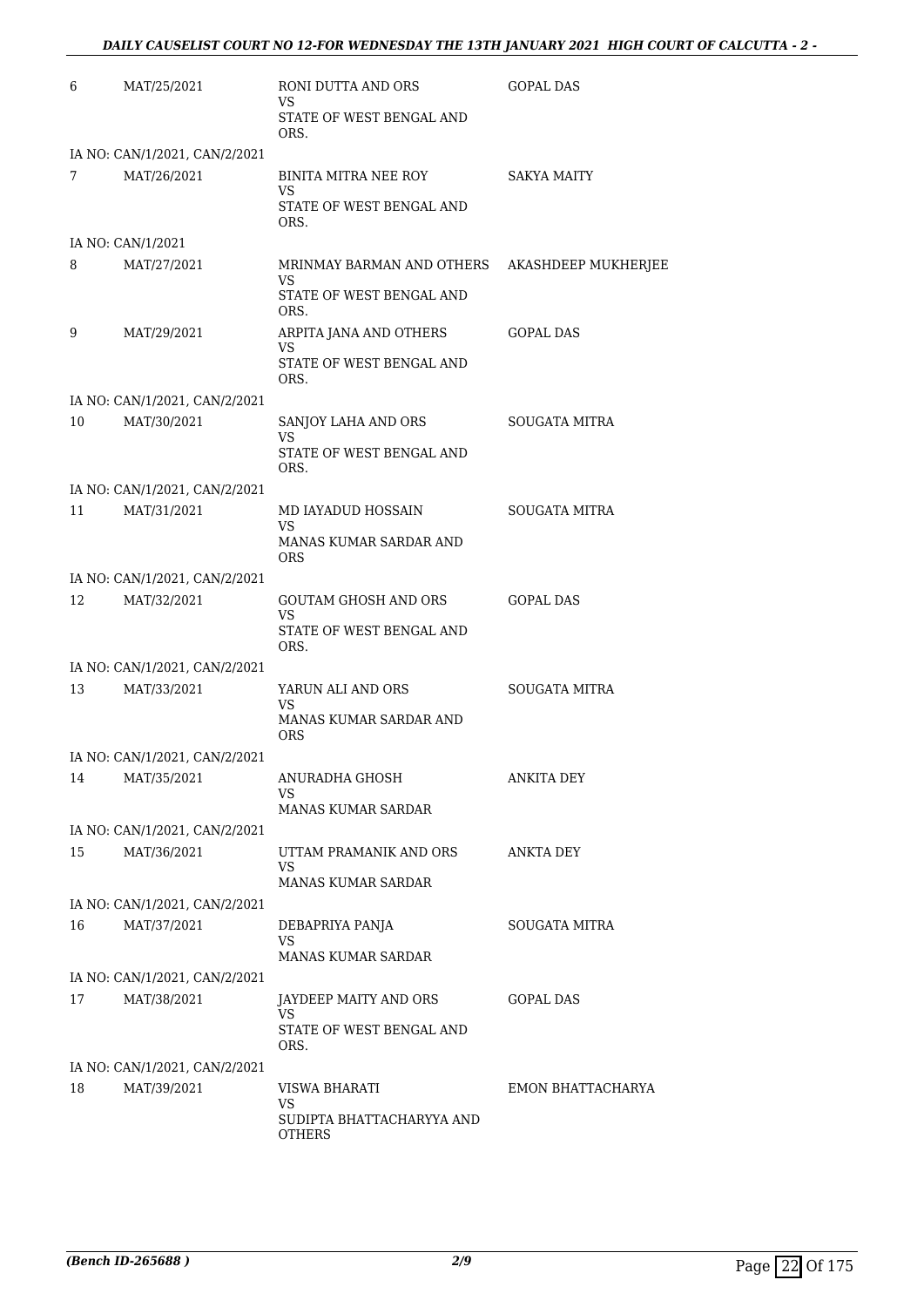| | | | |
|---|---|---|---|
| 6 | MAT/25/2021 | RONI DUTTA AND ORS<br>VS<br>STATE OF WEST BENGAL AND ORS. | GOPAL DAS |
| | IA NO: CAN/1/2021, CAN/2/2021 | | |
| 7 | MAT/26/2021 | BINITA MITRA NEE ROY<br>VS<br>STATE OF WEST BENGAL AND ORS. | SAKYA MAITY |
| | IA NO: CAN/1/2021 | | |
| 8 | MAT/27/2021 | MRINMAY BARMAN AND OTHERS<br>VS<br>STATE OF WEST BENGAL AND ORS. | AKASHDEEP MUKHERJEE |
| 9 | MAT/29/2021 | ARPITA JANA AND OTHERS<br>VS<br>STATE OF WEST BENGAL AND ORS. | GOPAL DAS |
| | IA NO: CAN/1/2021, CAN/2/2021 | | |
| 10 | MAT/30/2021 | SANJOY LAHA AND ORS<br>VS<br>STATE OF WEST BENGAL AND ORS. | SOUGATA MITRA |
| | IA NO: CAN/1/2021, CAN/2/2021 | | |
| 11 | MAT/31/2021 | MD IAYADUD HOSSAIN<br>VS<br>MANAS KUMAR SARDAR AND ORS | SOUGATA MITRA |
| | IA NO: CAN/1/2021, CAN/2/2021 | | |
| 12 | MAT/32/2021 | GOUTAM GHOSH AND ORS<br>VS<br>STATE OF WEST BENGAL AND ORS. | GOPAL DAS |
| | IA NO: CAN/1/2021, CAN/2/2021 | | |
| 13 | MAT/33/2021 | YARUN ALI AND ORS<br>VS<br>MANAS KUMAR SARDAR AND ORS | SOUGATA MITRA |
| | IA NO: CAN/1/2021, CAN/2/2021 | | |
| 14 | MAT/35/2021 | ANURADHA GHOSH<br>VS<br>MANAS KUMAR SARDAR | ANKITA DEY |
| | IA NO: CAN/1/2021, CAN/2/2021 | | |
| 15 | MAT/36/2021 | UTTAM PRAMANIK AND ORS<br>VS<br>MANAS KUMAR SARDAR | ANKTA DEY |
| | IA NO: CAN/1/2021, CAN/2/2021 | | |
| 16 | MAT/37/2021 | DEBAPRIYA PANJA<br>VS<br>MANAS KUMAR SARDAR | SOUGATA MITRA |
| | IA NO: CAN/1/2021, CAN/2/2021 | | |
| 17 | MAT/38/2021 | JAYDEEP MAITY AND ORS<br>VS<br>STATE OF WEST BENGAL AND ORS. | GOPAL DAS |
| | IA NO: CAN/1/2021, CAN/2/2021 | | |
| 18 | MAT/39/2021 | VISWA BHARATI<br>VS<br>SUDIPTA BHATTACHARYYA AND OTHERS | EMON BHATTACHARYA |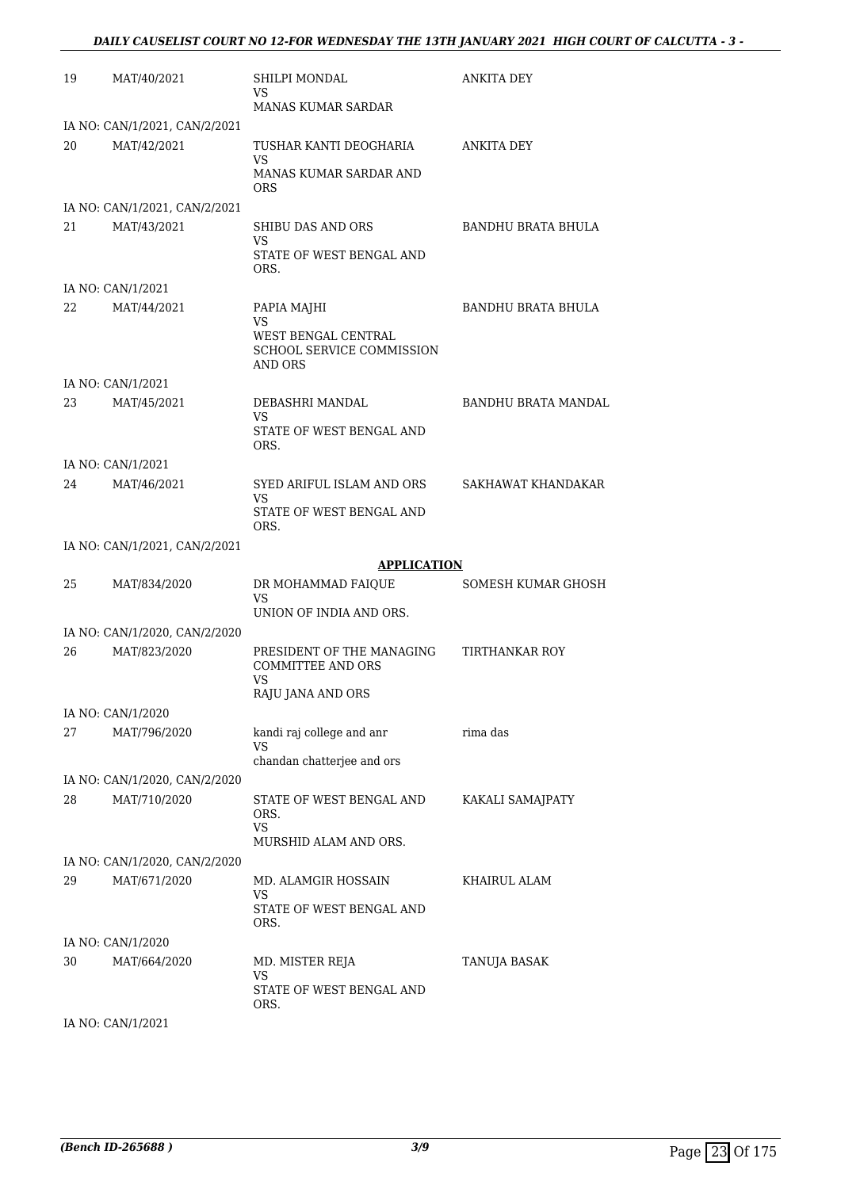| | | | |
|---|---|---|---|
| 19 | MAT/40/2021 | SHILPI MONDAL<br>VS<br>MANAS KUMAR SARDAR | ANKITA DEY |
| | IA NO: CAN/1/2021, CAN/2/2021 | | |
| 20 | MAT/42/2021 | TUSHAR KANTI DEOGHARIA<br>VS<br>MANAS KUMAR SARDAR AND ORS | ANKITA DEY |
| | IA NO: CAN/1/2021, CAN/2/2021 | | |
| 21 | MAT/43/2021 | SHIBU DAS AND ORS<br>VS<br>STATE OF WEST BENGAL AND ORS. | BANDHU BRATA BHULA |
| | IA NO: CAN/1/2021 | | |
| 22 | MAT/44/2021 | PAPIA MAJHI<br>VS<br>WEST BENGAL CENTRAL SCHOOL SERVICE COMMISSION AND ORS | BANDHU BRATA BHULA |
| | IA NO: CAN/1/2021 | | |
| 23 | MAT/45/2021 | DEBASHRI MANDAL<br>VS<br>STATE OF WEST BENGAL AND ORS. | BANDHU BRATA MANDAL |
| | IA NO: CAN/1/2021 | | |
| 24 | MAT/46/2021 | SYED ARIFUL ISLAM AND ORS<br>VS<br>STATE OF WEST BENGAL AND ORS. | SAKHAWAT KHANDAKAR |
| | IA NO: CAN/1/2021, CAN/2/2021 | | |

**APPLICATION**

| | | | |
|---|---|---|---|
| 25 | MAT/834/2020 | DR MOHAMMAD FAIQUE<br>VS<br>UNION OF INDIA AND ORS. | SOMESH KUMAR GHOSH |
| | IA NO: CAN/1/2020, CAN/2/2020 | | |
| 26 | MAT/823/2020 | PRESIDENT OF THE MANAGING COMMITTEE AND ORS<br>VS<br>RAJU JANA AND ORS | TIRTHANKAR ROY |
| | IA NO: CAN/1/2020 | | |
| 27 | MAT/796/2020 | kandi raj college and anr<br>VS<br>chandan chatterjee and ors | rima das |
| | IA NO: CAN/1/2020, CAN/2/2020 | | |
| 28 | MAT/710/2020 | STATE OF WEST BENGAL AND ORS.<br>VS<br>MURSHID ALAM AND ORS. | KAKALI SAMAJPATY |
| | IA NO: CAN/1/2020, CAN/2/2020 | | |
| 29 | MAT/671/2020 | MD. ALAMGIR HOSSAIN<br>VS<br>STATE OF WEST BENGAL AND ORS. | KHAIRUL ALAM |
| | IA NO: CAN/1/2020 | | |
| 30 | MAT/664/2020 | MD. MISTER REJA<br>VS<br>STATE OF WEST BENGAL AND ORS. | TANUJA BASAK |
| | IA NO: CAN/1/2021 | | |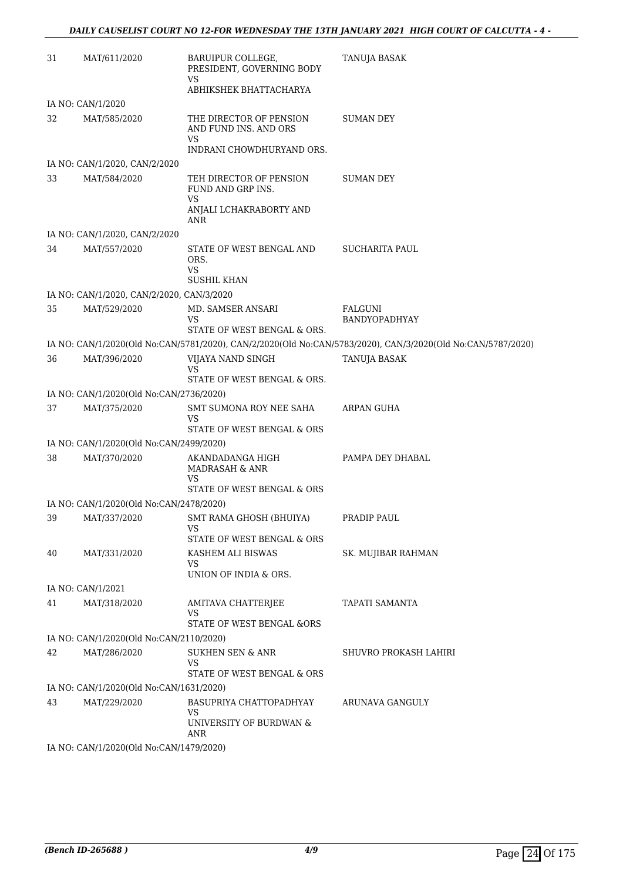| | | | |
|---|---|---|---|
| 31 | MAT/611/2020 | BARUIPUR COLLEGE, PRESIDENT, GOVERNING BODY<br>VS<br>ABHIKSHEK BHATTACHARYA | TANUJA BASAK |
| IA NO: CAN/1/2020 | | | |
| 32 | MAT/585/2020 | THE DIRECTOR OF PENSION AND FUND INS. AND ORS<br>VS<br>INDRANI CHOWDHURYAND ORS. | SUMAN DEY |
| IA NO: CAN/1/2020, CAN/2/2020 | | | |
| 33 | MAT/584/2020 | TEH DIRECTOR OF PENSION FUND AND GRP INS.<br>VS<br>ANJALI LCHAKRABORTY AND ANR | SUMAN DEY |
| IA NO: CAN/1/2020, CAN/2/2020 | | | |
| 34 | MAT/557/2020 | STATE OF WEST BENGAL AND ORS.<br>VS<br>SUSHIL KHAN | SUCHARITA PAUL |
| IA NO: CAN/1/2020, CAN/2/2020, CAN/3/2020 | | | |
| 35 | MAT/529/2020 | MD. SAMSER ANSARI<br>VS<br>STATE OF WEST BENGAL & ORS. | FALGUNI BANDYOPADHYAY |
| IA NO: CAN/1/2020(Old No:CAN/5781/2020), CAN/2/2020(Old No:CAN/5783/2020), CAN/3/2020(Old No:CAN/5787/2020) | | | |
| 36 | MAT/396/2020 | VIJAYA NAND SINGH<br>VS<br>STATE OF WEST BENGAL & ORS. | TANUJA BASAK |
| IA NO: CAN/1/2020(Old No:CAN/2736/2020) | | | |
| 37 | MAT/375/2020 | SMT SUMONA ROY NEE SAHA<br>VS<br>STATE OF WEST BENGAL & ORS | ARPAN GUHA |
| IA NO: CAN/1/2020(Old No:CAN/2499/2020) | | | |
| 38 | MAT/370/2020 | AKANDADANGA HIGH MADRASAH & ANR<br>VS<br>STATE OF WEST BENGAL & ORS | PAMPA DEY DHABAL |
| IA NO: CAN/1/2020(Old No:CAN/2478/2020) | | | |
| 39 | MAT/337/2020 | SMT RAMA GHOSH (BHUIYA)<br>VS<br>STATE OF WEST BENGAL & ORS | PRADIP PAUL |
| 40 | MAT/331/2020 | KASHEM ALI BISWAS<br>VS<br>UNION OF INDIA & ORS. | SK. MUJIBAR RAHMAN |
| IA NO: CAN/1/2021 | | | |
| 41 | MAT/318/2020 | AMITAVA CHATTERJEE<br>VS<br>STATE OF WEST BENGAL &ORS | TAPATI SAMANTA |
| IA NO: CAN/1/2020(Old No:CAN/2110/2020) | | | |
| 42 | MAT/286/2020 | SUKHEN SEN & ANR<br>VS<br>STATE OF WEST BENGAL & ORS | SHUVRO PROKASH LAHIRI |
| IA NO: CAN/1/2020(Old No:CAN/1631/2020) | | | |
| 43 | MAT/229/2020 | BASUPRIYA CHATTOPADHYAY<br>VS<br>UNIVERSITY OF BURDWAN & ANR | ARUNAVA GANGULY |
| IA NO: CAN/1/2020(Old No:CAN/1479/2020) | | | |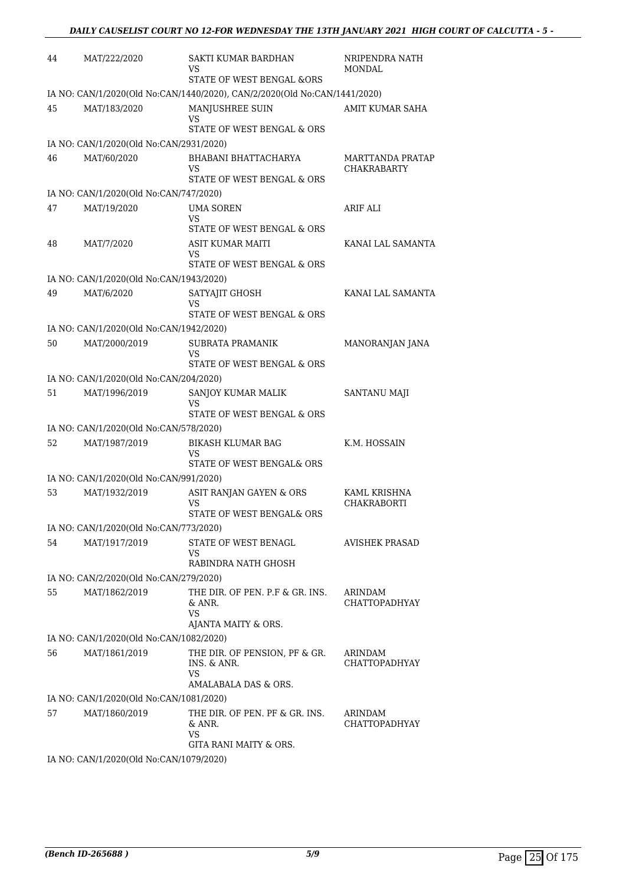| | | | |
|---|---|---|---|
| 44 | MAT/222/2020 | SAKTI KUMAR BARDHAN<br>VS<br>STATE OF WEST BENGAL &ORS | NRIPENDRA NATH MONDAL |
| IA NO: CAN/1/2020(Old No:CAN/1440/2020), CAN/2/2020(Old No:CAN/1441/2020) | | | |
| 45 | MAT/183/2020 | MANJUSHREE SUIN<br>VS<br>STATE OF WEST BENGAL & ORS | AMIT KUMAR SAHA |
| IA NO: CAN/1/2020(Old No:CAN/2931/2020) | | | |
| 46 | MAT/60/2020 | BHABANI BHATTACHARYA<br>VS<br>STATE OF WEST BENGAL & ORS | MARTTANDA PRATAP CHAKRABARTY |
| IA NO: CAN/1/2020(Old No:CAN/747/2020) | | | |
| 47 | MAT/19/2020 | UMA SOREN<br>VS<br>STATE OF WEST BENGAL & ORS | ARIF ALI |
| 48 | MAT/7/2020 | ASIT KUMAR MAITI<br>VS<br>STATE OF WEST BENGAL & ORS | KANAI LAL SAMANTA |
| IA NO: CAN/1/2020(Old No:CAN/1943/2020) | | | |
| 49 | MAT/6/2020 | SATYAJIT GHOSH<br>VS<br>STATE OF WEST BENGAL & ORS | KANAI LAL SAMANTA |
| IA NO: CAN/1/2020(Old No:CAN/1942/2020) | | | |
| 50 | MAT/2000/2019 | SUBRATA PRAMANIK<br>VS<br>STATE OF WEST BENGAL & ORS | MANORANJAN JANA |
| IA NO: CAN/1/2020(Old No:CAN/204/2020) | | | |
| 51 | MAT/1996/2019 | SANJOY KUMAR MALIK<br>VS<br>STATE OF WEST BENGAL & ORS | SANTANU MAJI |
| IA NO: CAN/1/2020(Old No:CAN/578/2020) | | | |
| 52 | MAT/1987/2019 | BIKASH KLUMAR BAG<br>VS<br>STATE OF WEST BENGAL& ORS | K.M. HOSSAIN |
| IA NO: CAN/1/2020(Old No:CAN/991/2020) | | | |
| 53 | MAT/1932/2019 | ASIT RANJAN GAYEN & ORS<br>VS<br>STATE OF WEST BENGAL& ORS | KAML KRISHNA CHAKRABORTI |
| IA NO: CAN/1/2020(Old No:CAN/773/2020) | | | |
| 54 | MAT/1917/2019 | STATE OF WEST BENAGL<br>VS<br>RABINDRA NATH GHOSH | AVISHEK PRASAD |
| IA NO: CAN/2/2020(Old No:CAN/279/2020) | | | |
| 55 | MAT/1862/2019 | THE DIR. OF PEN. P.F & GR. INS. & ANR.<br>VS<br>AJANTA MAITY & ORS. | ARINDAM CHATTOPADHYAY |
| IA NO: CAN/1/2020(Old No:CAN/1082/2020) | | | |
| 56 | MAT/1861/2019 | THE DIR. OF PENSION, PF & GR. INS. & ANR.<br>VS<br>AMALABALA DAS & ORS. | ARINDAM CHATTOPADHYAY |
| IA NO: CAN/1/2020(Old No:CAN/1081/2020) | | | |
| 57 | MAT/1860/2019 | THE DIR. OF PEN. PF & GR. INS. & ANR.<br>VS<br>GITA RANI MAITY & ORS. | ARINDAM CHATTOPADHYAY |
| IA NO: CAN/1/2020(Old No:CAN/1079/2020) | | | |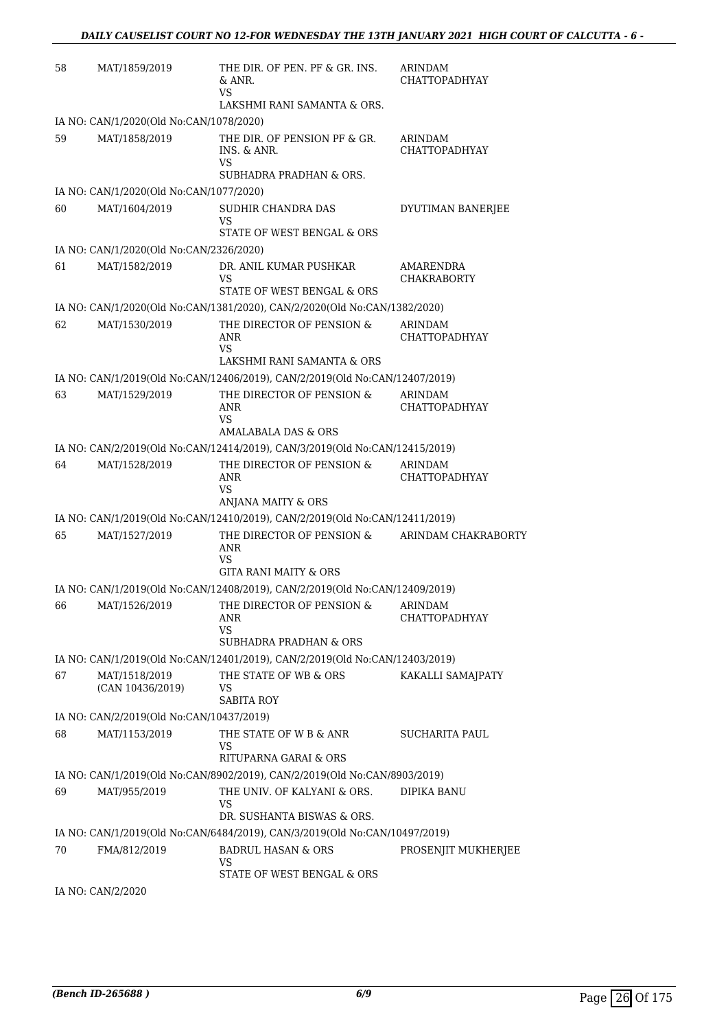| | | | |
|---|---|---|---|
| 58 | MAT/1859/2019 | THE DIR. OF PEN. PF & GR. INS. & ANR.<br>VS<br>LAKSHMI RANI SAMANTA & ORS. | ARINDAM CHATTOPADHYAY |
| IA NO: CAN/1/2020(Old No:CAN/1078/2020) | | | |
| 59 | MAT/1858/2019 | THE DIR. OF PENSION PF & GR. INS. & ANR.<br>VS<br>SUBHADRA PRADHAN & ORS. | ARINDAM CHATTOPADHYAY |
| IA NO: CAN/1/2020(Old No:CAN/1077/2020) | | | |
| 60 | MAT/1604/2019 | SUDHIR CHANDRA DAS<br>VS<br>STATE OF WEST BENGAL & ORS | DYUTIMAN BANERJEE |
| IA NO: CAN/1/2020(Old No:CAN/2326/2020) | | | |
| 61 | MAT/1582/2019 | DR. ANIL KUMAR PUSHKAR<br>VS<br>STATE OF WEST BENGAL & ORS | AMARENDRA CHAKRABORTY |
| IA NO: CAN/1/2020(Old No:CAN/1381/2020), CAN/2/2020(Old No:CAN/1382/2020) | | | |
| 62 | MAT/1530/2019 | THE DIRECTOR OF PENSION & ANR<br>VS<br>LAKSHMI RANI SAMANTA & ORS | ARINDAM CHATTOPADHYAY |
| IA NO: CAN/1/2019(Old No:CAN/12406/2019), CAN/2/2019(Old No:CAN/12407/2019) | | | |
| 63 | MAT/1529/2019 | THE DIRECTOR OF PENSION & ANR<br>VS<br>AMALABALA DAS & ORS | ARINDAM CHATTOPADHYAY |
| IA NO: CAN/2/2019(Old No:CAN/12414/2019), CAN/3/2019(Old No:CAN/12415/2019) | | | |
| 64 | MAT/1528/2019 | THE DIRECTOR OF PENSION & ANR<br>VS<br>ANJANA MAITY & ORS | ARINDAM CHATTOPADHYAY |
| IA NO: CAN/1/2019(Old No:CAN/12410/2019), CAN/2/2019(Old No:CAN/12411/2019) | | | |
| 65 | MAT/1527/2019 | THE DIRECTOR OF PENSION & ANR<br>VS<br>GITA RANI MAITY & ORS | ARINDAM CHAKRABORTY |
| IA NO: CAN/1/2019(Old No:CAN/12408/2019), CAN/2/2019(Old No:CAN/12409/2019) | | | |
| 66 | MAT/1526/2019 | THE DIRECTOR OF PENSION & ANR<br>VS<br>SUBHADRA PRADHAN & ORS | ARINDAM CHATTOPADHYAY |
| IA NO: CAN/1/2019(Old No:CAN/12401/2019), CAN/2/2019(Old No:CAN/12403/2019) | | | |
| 67 | MAT/1518/2019<br>(CAN 10436/2019) | THE STATE OF WB & ORS<br>VS<br>SABITA ROY | KAKALLI SAMAJPATY |
| IA NO: CAN/2/2019(Old No:CAN/10437/2019) | | | |
| 68 | MAT/1153/2019 | THE STATE OF W B & ANR<br>VS<br>RITUPARNA GARAI & ORS | SUCHARITA PAUL |
| IA NO: CAN/1/2019(Old No:CAN/8902/2019), CAN/2/2019(Old No:CAN/8903/2019) | | | |
| 69 | MAT/955/2019 | THE UNIV. OF KALYANI & ORS.<br>VS<br>DR. SUSHANTA BISWAS & ORS. | DIPIKA BANU |
| IA NO: CAN/1/2019(Old No:CAN/6484/2019), CAN/3/2019(Old No:CAN/10497/2019) | | | |
| 70 | FMA/812/2019 | BADRUL HASAN & ORS<br>VS<br>STATE OF WEST BENGAL & ORS | PROSENJIT MUKHERJEE |
| IA NO: CAN/2/2020 | | | |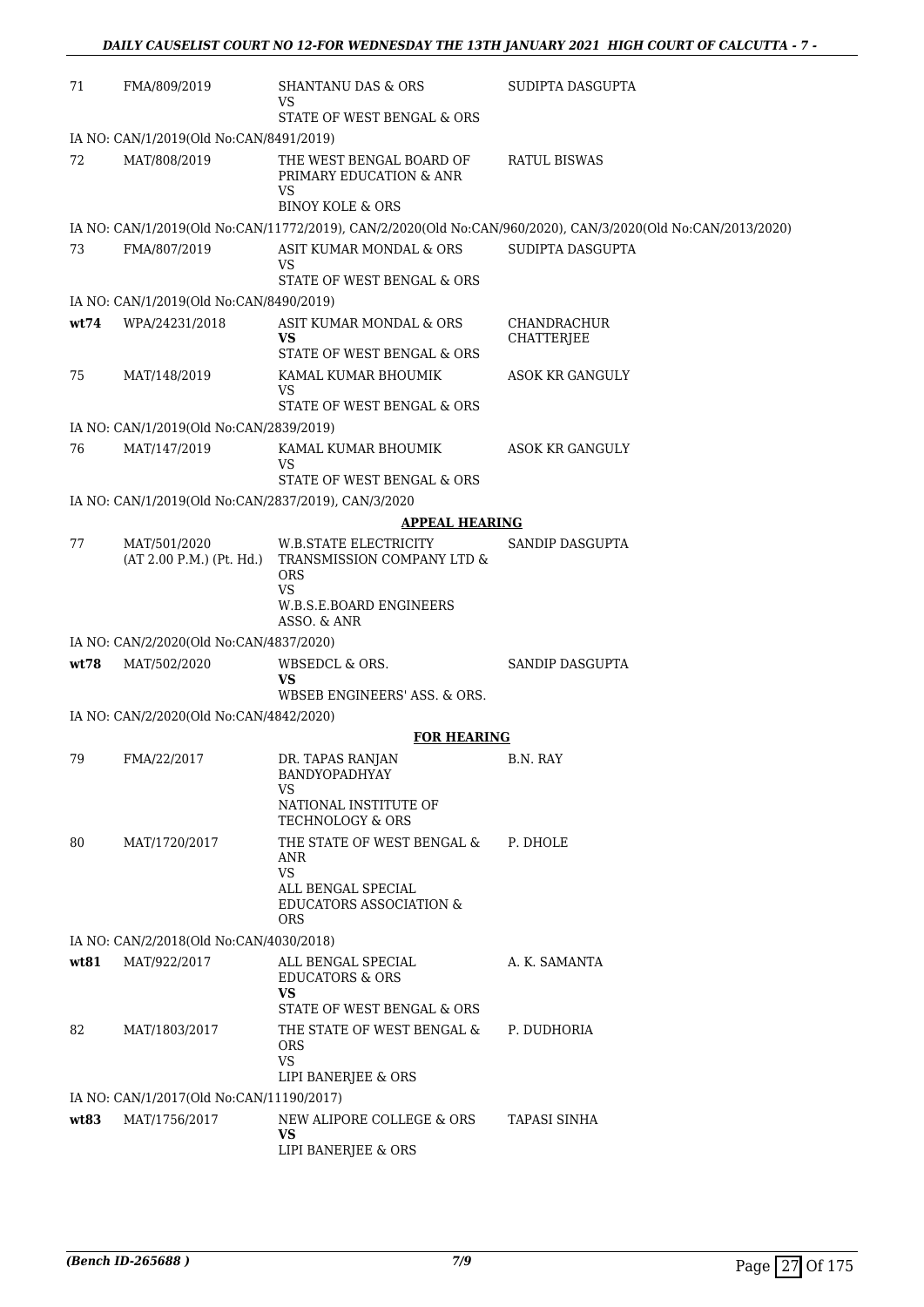| | | | |
|---|---|---|---|
| 71 | FMA/809/2019 | SHANTANU DAS & ORS<br>VS<br>STATE OF WEST BENGAL & ORS | SUDIPTA DASGUPTA |
| | IA NO: CAN/1/2019(Old No:CAN/8491/2019) | | |
| 72 | MAT/808/2019 | THE WEST BENGAL BOARD OF PRIMARY EDUCATION & ANR<br>VS<br>BINOY KOLE & ORS | RATUL BISWAS |
| | IA NO: CAN/1/2019(Old No:CAN/11772/2019), CAN/2/2020(Old No:CAN/960/2020), CAN/3/2020(Old No:CAN/2013/2020) | | |
| 73 | FMA/807/2019 | ASIT KUMAR MONDAL & ORS<br>VS<br>STATE OF WEST BENGAL & ORS | SUDIPTA DASGUPTA |
| | IA NO: CAN/1/2019(Old No:CAN/8490/2019) | | |
| **wt74** | WPA/24231/2018 | ASIT KUMAR MONDAL & ORS<br>**VS**<br>STATE OF WEST BENGAL & ORS | CHANDRACHUR CHATTERJEE |
| 75 | MAT/148/2019 | KAMAL KUMAR BHOUMIK<br>VS<br>STATE OF WEST BENGAL & ORS | ASOK KR GANGULY |
| | IA NO: CAN/1/2019(Old No:CAN/2839/2019) | | |
| 76 | MAT/147/2019 | KAMAL KUMAR BHOUMIK<br>VS<br>STATE OF WEST BENGAL & ORS | ASOK KR GANGULY |
| | IA NO: CAN/1/2019(Old No:CAN/2837/2019), CAN/3/2020 | | |
| | | **APPEAL HEARING** | |
| 77 | MAT/501/2020<br>(AT 2.00 P.M.) (Pt. Hd.) | W.B.STATE ELECTRICITY TRANSMISSION COMPANY LTD & ORS<br>VS<br>W.B.S.E.BOARD ENGINEERS ASSO. & ANR | SANDIP DASGUPTA |
| | IA NO: CAN/2/2020(Old No:CAN/4837/2020) | | |
| **wt78** | MAT/502/2020 | WBSEDCL & ORS.<br>**VS**<br>WBSEB ENGINEERS' ASS. & ORS. | SANDIP DASGUPTA |
| | IA NO: CAN/2/2020(Old No:CAN/4842/2020) | | |
| | | **FOR HEARING** | |
| 79 | FMA/22/2017 | DR. TAPAS RANJAN BANDYOPADHYAY<br>VS<br>NATIONAL INSTITUTE OF TECHNOLOGY & ORS | B.N. RAY |
| 80 | MAT/1720/2017 | THE STATE OF WEST BENGAL & ANR<br>VS<br>ALL BENGAL SPECIAL EDUCATORS ASSOCIATION & ORS | P. DHOLE |
| | IA NO: CAN/2/2018(Old No:CAN/4030/2018) | | |
| **wt81** | MAT/922/2017 | ALL BENGAL SPECIAL EDUCATORS & ORS<br>**VS**<br>STATE OF WEST BENGAL & ORS | A. K. SAMANTA |
| 82 | MAT/1803/2017 | THE STATE OF WEST BENGAL & ORS<br>VS<br>LIPI BANERJEE & ORS | P. DUDHORIA |
| | IA NO: CAN/1/2017(Old No:CAN/11190/2017) | | |
| **wt83** | MAT/1756/2017 | NEW ALIPORE COLLEGE & ORS<br>**VS**<br>LIPI BANERJEE & ORS | TAPASI SINHA |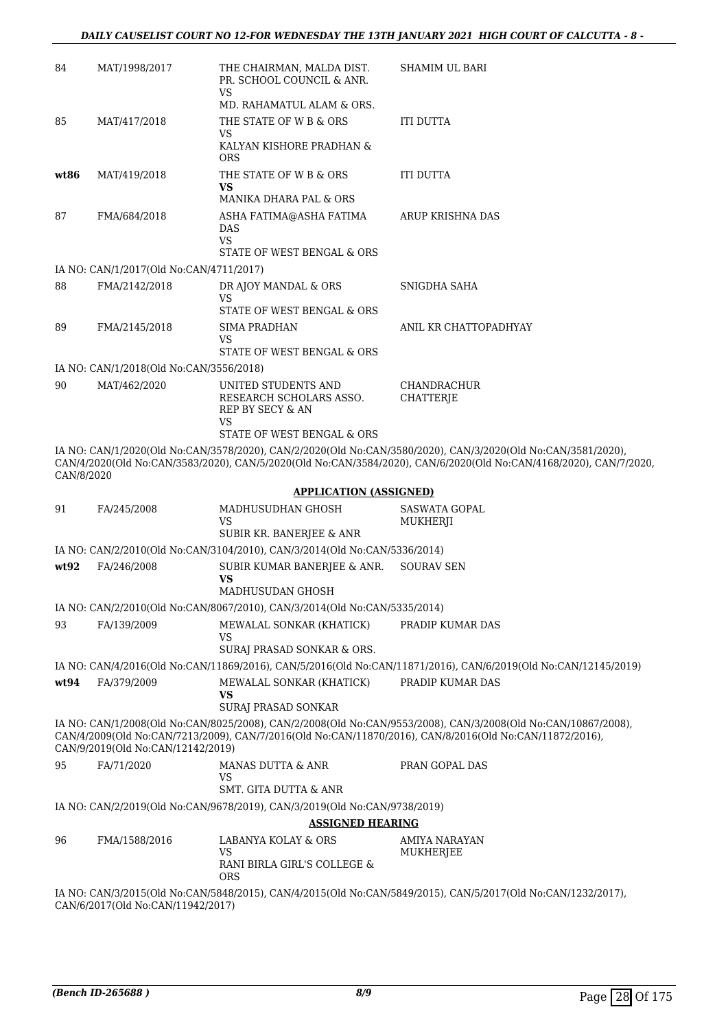| | | | |
|---|---|---|---|
| 84 | MAT/1998/2017 | THE CHAIRMAN, MALDA DIST. PR. SCHOOL COUNCIL & ANR. VS MD. RAHAMATUL ALAM & ORS. | SHAMIM UL BARI |
| 85 | MAT/417/2018 | THE STATE OF W B & ORS VS KALYAN KISHORE PRADHAN & ORS | ITI DUTTA |
| **wt86** | MAT/419/2018 | THE STATE OF W B & ORS **VS** MANIKA DHARA PAL & ORS | ITI DUTTA |
| 87 | FMA/684/2018 | ASHA FATIMA@ASHA FATIMA DAS VS STATE OF WEST BENGAL & ORS | ARUP KRISHNA DAS |

IA NO: CAN/1/2017(Old No:CAN/4711/2017)

| | | | |
|---|---|---|---|
| 88 | FMA/2142/2018 | DR AJOY MANDAL & ORS VS STATE OF WEST BENGAL & ORS | SNIGDHA SAHA |
| 89 | FMA/2145/2018 | SIMA PRADHAN VS STATE OF WEST BENGAL & ORS | ANIL KR CHATTOPADHYAY |

IA NO: CAN/1/2018(Old No:CAN/3556/2018)

| | | | |
|---|---|---|---|
| 90 | MAT/462/2020 | UNITED STUDENTS AND RESEARCH SCHOLARS ASSO. REP BY SECY & AN VS STATE OF WEST BENGAL & ORS | CHANDRACHUR CHATTERJE |

IA NO: CAN/1/2020(Old No:CAN/3578/2020), CAN/2/2020(Old No:CAN/3580/2020), CAN/3/2020(Old No:CAN/3581/2020), CAN/4/2020(Old No:CAN/3583/2020), CAN/5/2020(Old No:CAN/3584/2020), CAN/6/2020(Old No:CAN/4168/2020), CAN/7/2020, CAN/8/2020

## APPLICATION (ASSIGNED)

| | | | |
|---|---|---|---|
| 91 | FA/245/2008 | MADHUSUDHAN GHOSH VS SUBIR KR. BANERJEE & ANR | SASWATA GOPAL MUKHERJI |

IA NO: CAN/2/2010(Old No:CAN/3104/2010), CAN/3/2014(Old No:CAN/5336/2014)

| | | | |
|---|---|---|---|
| **wt92** | FA/246/2008 | SUBIR KUMAR BANERJEE & ANR. **VS** MADHUSUDAN GHOSH | SOURAV SEN |

IA NO: CAN/2/2010(Old No:CAN/8067/2010), CAN/3/2014(Old No:CAN/5335/2014)

| | | | |
|---|---|---|---|
| 93 | FA/139/2009 | MEWALAL SONKAR (KHATICK) VS SURAJ PRASAD SONKAR & ORS. | PRADIP KUMAR DAS |

IA NO: CAN/4/2016(Old No:CAN/11869/2016), CAN/5/2016(Old No:CAN/11871/2016), CAN/6/2019(Old No:CAN/12145/2019)

| | | | |
|---|---|---|---|
| **wt94** | FA/379/2009 | MEWALAL SONKAR (KHATICK) **VS** SURAJ PRASAD SONKAR | PRADIP KUMAR DAS |

IA NO: CAN/1/2008(Old No:CAN/8025/2008), CAN/2/2008(Old No:CAN/9553/2008), CAN/3/2008(Old No:CAN/10867/2008), CAN/4/2009(Old No:CAN/7213/2009), CAN/7/2016(Old No:CAN/11870/2016), CAN/8/2016(Old No:CAN/11872/2016), CAN/9/2019(Old No:CAN/12142/2019)

| | | | |
|---|---|---|---|
| 95 | FA/71/2020 | MANAS DUTTA & ANR VS SMT. GITA DUTTA & ANR | PRAN GOPAL DAS |

IA NO: CAN/2/2019(Old No:CAN/9678/2019), CAN/3/2019(Old No:CAN/9738/2019)

## ASSIGNED HEARING

| | | | |
|---|---|---|---|
| 96 | FMA/1588/2016 | LABANYA KOLAY & ORS VS RANI BIRLA GIRL'S COLLEGE & ORS | AMIYA NARAYAN MUKHERJEE |

IA NO: CAN/3/2015(Old No:CAN/5848/2015), CAN/4/2015(Old No:CAN/5849/2015), CAN/5/2017(Old No:CAN/1232/2017), CAN/6/2017(Old No:CAN/11942/2017)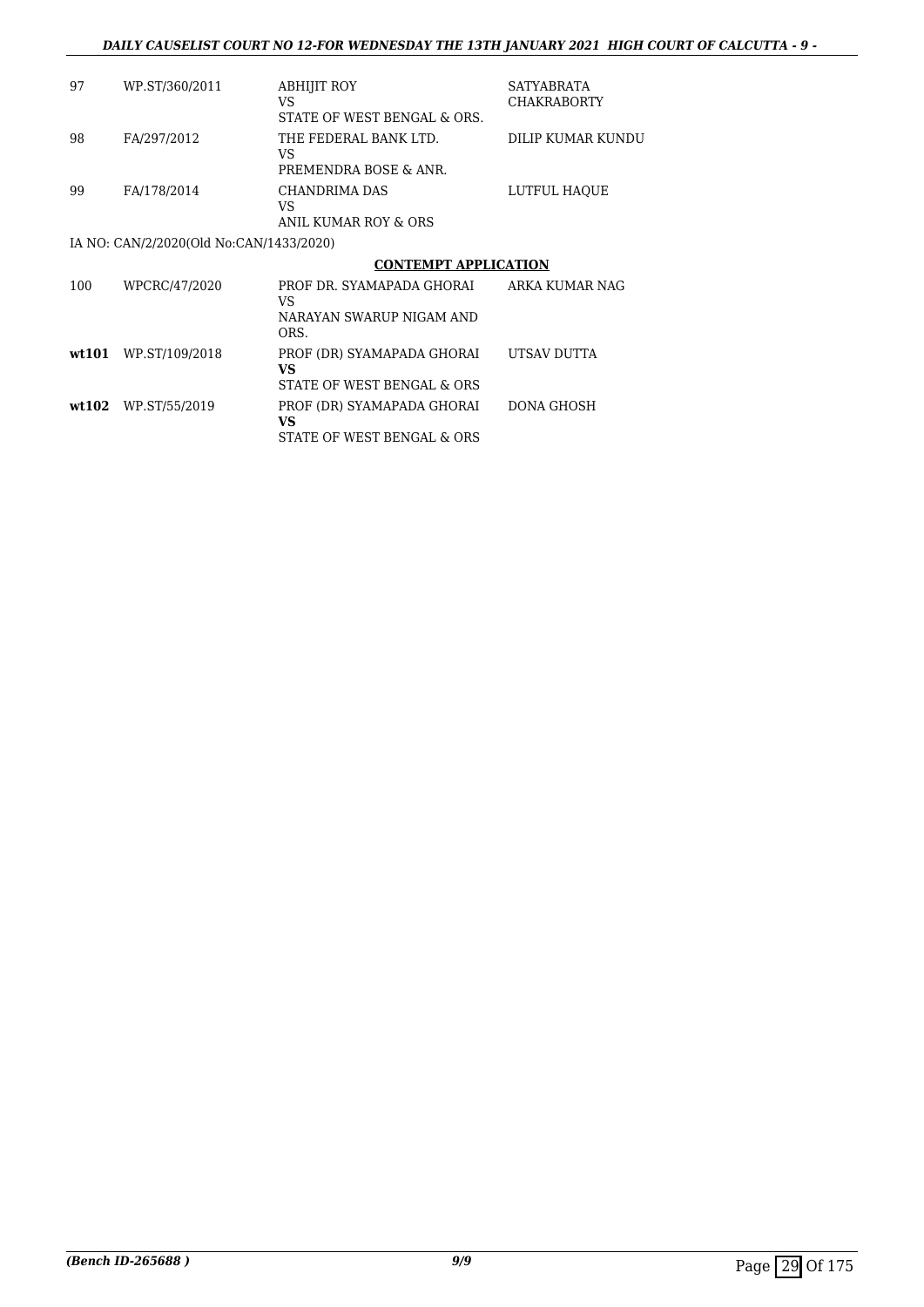| | | | |
|---|---|---|---|
| 97 | WP.ST/360/2011 | ABHIJIT ROY<br>VS<br>STATE OF WEST BENGAL & ORS. | SATYABRATA CHAKRABORTY |
| 98 | FA/297/2012 | THE FEDERAL BANK LTD.<br>VS<br>PREMENDRA BOSE & ANR. | DILIP KUMAR KUNDU |
| 99 | FA/178/2014 | CHANDRIMA DAS<br>VS<br>ANIL KUMAR ROY & ORS | LUTFUL HAQUE |

IA NO: CAN/2/2020(Old No:CAN/1433/2020)

**CONTEMPT APPLICATION**

| | | | |
|---|---|---|---|
| 100 | WPCRC/47/2020 | PROF DR. SYAMAPADA GHORAI<br>VS<br>NARAYAN SWARUP NIGAM AND ORS. | ARKA KUMAR NAG |
| **wt101** | WP.ST/109/2018 | PROF (DR) SYAMAPADA GHORAI<br>**VS**<br>STATE OF WEST BENGAL & ORS | UTSAV DUTTA |
| **wt102** | WP.ST/55/2019 | PROF (DR) SYAMAPADA GHORAI<br>**VS**<br>STATE OF WEST BENGAL & ORS | DONA GHOSH |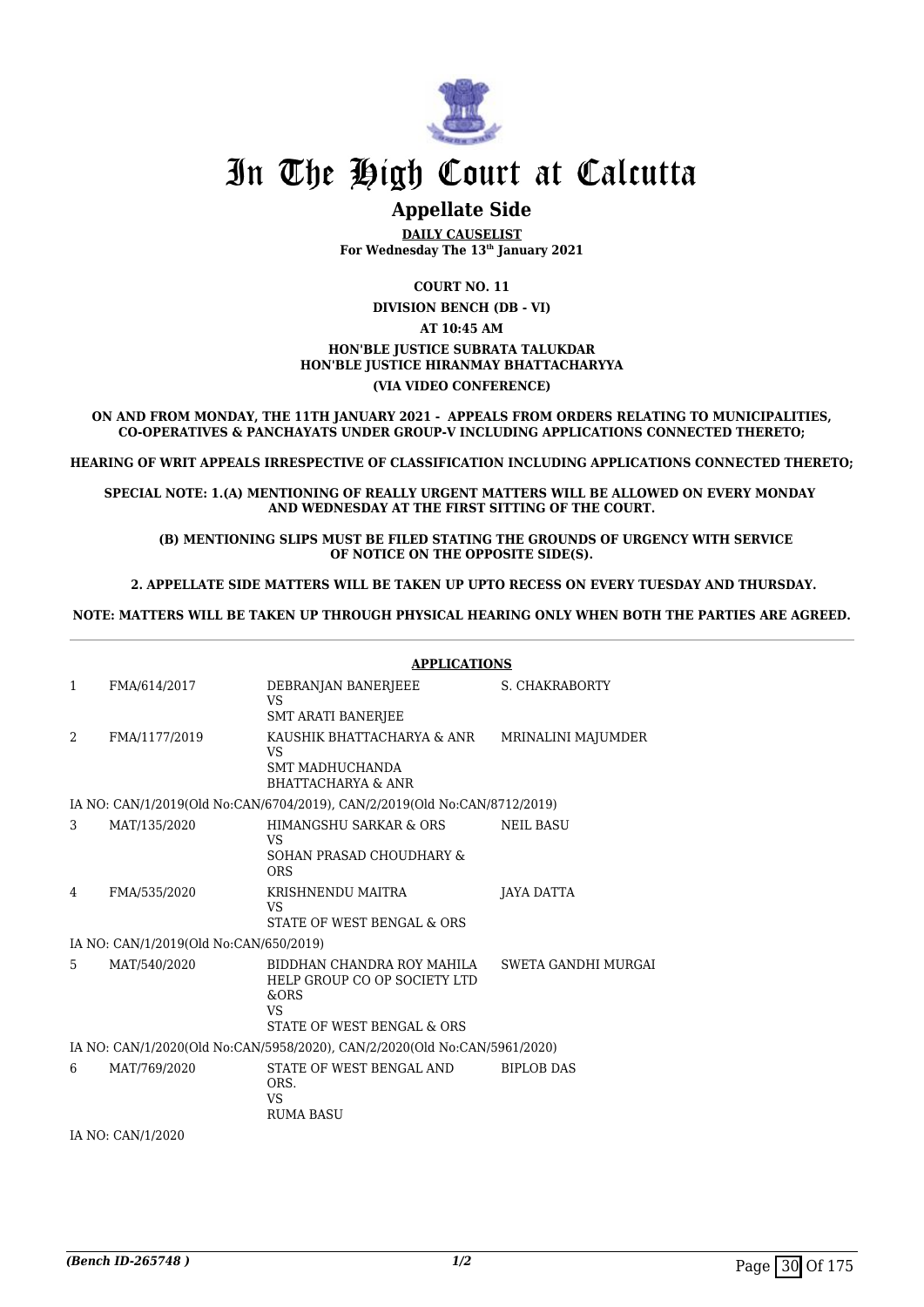# In The High Court at Calcutta

## Appellate Side

**DAILY CAUSELIST**
**For Wednesday The 13th January 2021**

**COURT NO. 11**

**DIVISION BENCH (DB - VI)**

**AT 10:45 AM**

**HON'BLE JUSTICE SUBRATA TALUKDAR**
**HON'BLE JUSTICE HIRANMAY BHATTACHARYYA**

**(VIA VIDEO CONFERENCE)**

**ON AND FROM MONDAY, THE 11TH JANUARY 2021 - APPEALS FROM ORDERS RELATING TO MUNICIPALITIES, CO-OPERATIVES & PANCHAYATS UNDER GROUP-V INCLUDING APPLICATIONS CONNECTED THERETO;**

**HEARING OF WRIT APPEALS IRRESPECTIVE OF CLASSIFICATION INCLUDING APPLICATIONS CONNECTED THERETO;**

**SPECIAL NOTE: 1.(A) MENTIONING OF REALLY URGENT MATTERS WILL BE ALLOWED ON EVERY MONDAY AND WEDNESDAY AT THE FIRST SITTING OF THE COURT.**

**(B) MENTIONING SLIPS MUST BE FILED STATING THE GROUNDS OF URGENCY WITH SERVICE OF NOTICE ON THE OPPOSITE SIDE(S).**

**2. APPELLATE SIDE MATTERS WILL BE TAKEN UP UPTO RECESS ON EVERY TUESDAY AND THURSDAY.**

**NOTE: MATTERS WILL BE TAKEN UP THROUGH PHYSICAL HEARING ONLY WHEN BOTH THE PARTIES ARE AGREED.**

**APPLICATIONS**

| | | | |
|---|---|---|---|
| 1 | FMA/614/2017 | DEBRANJAN BANERJEEE<br>VS<br>SMT ARATI BANERJEE | S. CHAKRABORTY |
| 2 | FMA/1177/2019 | KAUSHIK BHATTACHARYA & ANR<br>VS<br>SMT MADHUCHANDA BHATTACHARYA & ANR | MRINALINI MAJUMDER |
| | IA NO: CAN/1/2019(Old No:CAN/6704/2019), CAN/2/2019(Old No:CAN/8712/2019) | | |
| 3 | MAT/135/2020 | HIMANGSHU SARKAR & ORS<br>VS<br>SOHAN PRASAD CHOUDHARY & ORS | NEIL BASU |
| 4 | FMA/535/2020 | KRISHNENDU MAITRA<br>VS<br>STATE OF WEST BENGAL & ORS | JAYA DATTA |
| | IA NO: CAN/1/2019(Old No:CAN/650/2019) | | |
| 5 | MAT/540/2020 | BIDDHAN CHANDRA ROY MAHILA HELP GROUP CO OP SOCIETY LTD &ORS<br>VS<br>STATE OF WEST BENGAL & ORS | SWETA GANDHI MURGAI |
| | IA NO: CAN/1/2020(Old No:CAN/5958/2020), CAN/2/2020(Old No:CAN/5961/2020) | | |
| 6 | MAT/769/2020 | STATE OF WEST BENGAL AND ORS.<br>VS<br>RUMA BASU | BIPLOB DAS |
| | IA NO: CAN/1/2020 | | |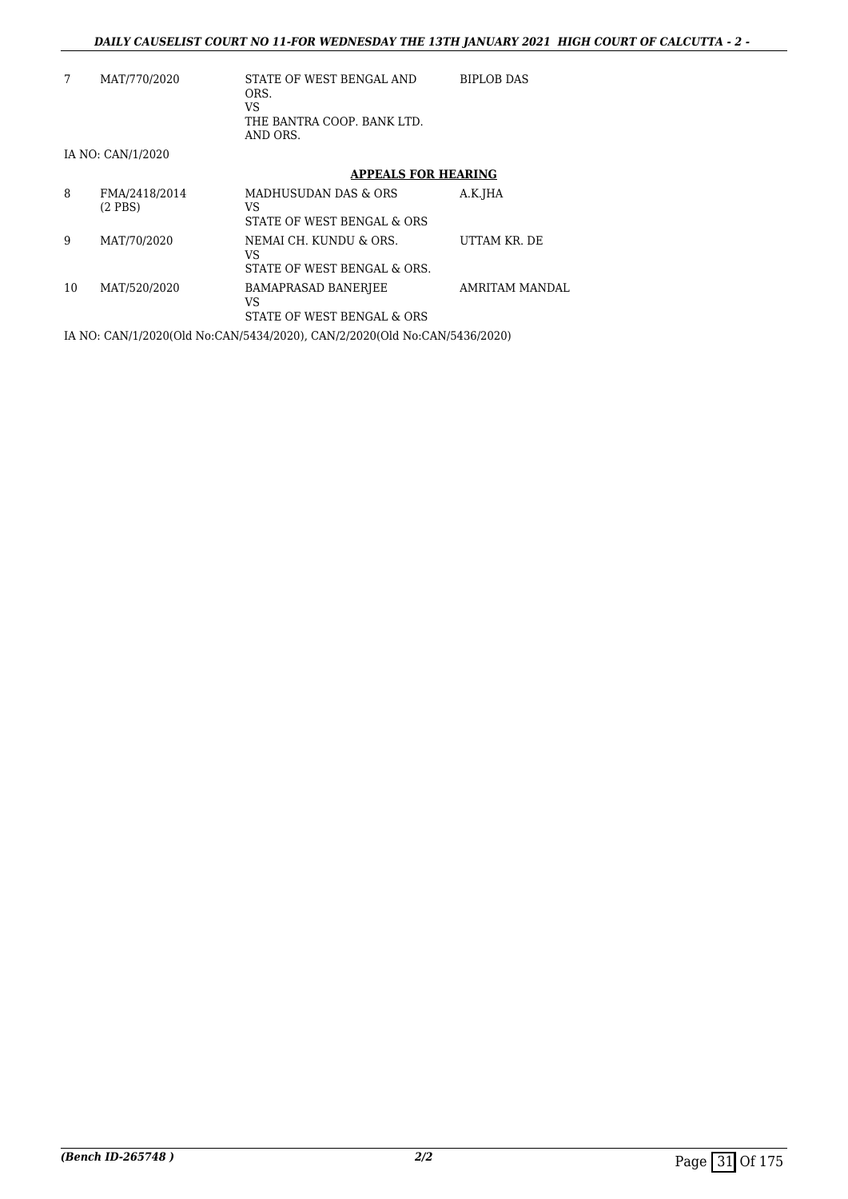| | | | |
|---|---|---|---|
| 7 | MAT/770/2020 | STATE OF WEST BENGAL AND ORS.<br>VS<br>THE BANTRA COOP. BANK LTD. AND ORS. | BIPLOB DAS |

IA NO: CAN/1/2020

**APPEALS FOR HEARING**

| | | | |
|---|---|---|---|
| 8 | FMA/2418/2014<br>(2 PBS) | MADHUSUDAN DAS & ORS<br>VS<br>STATE OF WEST BENGAL & ORS | A.K.JHA |
| 9 | MAT/70/2020 | NEMAI CH. KUNDU & ORS.<br>VS<br>STATE OF WEST BENGAL & ORS. | UTTAM KR. DE |
| 10 | MAT/520/2020 | BAMAPRASAD BANERJEE<br>VS<br>STATE OF WEST BENGAL & ORS | AMRITAM MANDAL |

IA NO: CAN/1/2020(Old No:CAN/5434/2020), CAN/2/2020(Old No:CAN/5436/2020)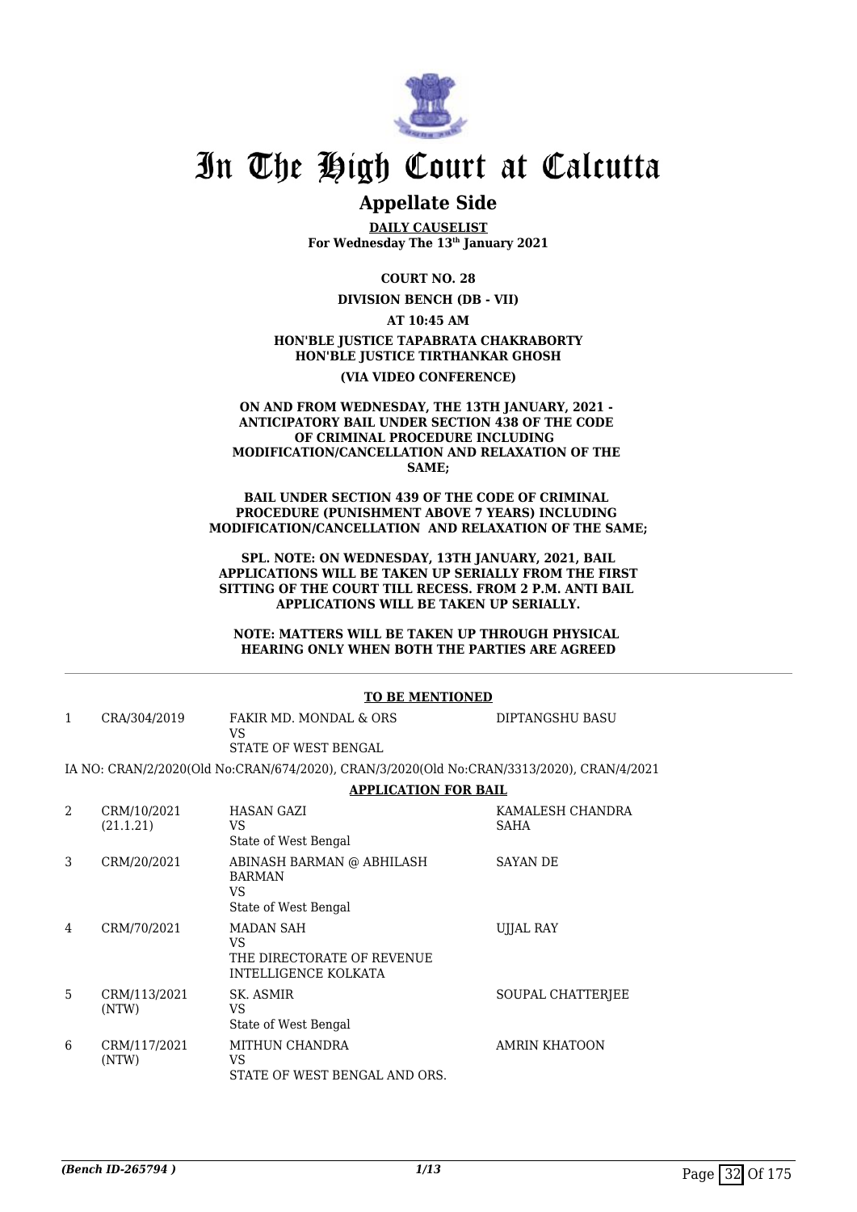# In The High Court at Calcutta

## Appellate Side

**DAILY CAUSELIST**
**For Wednesday The 13th January 2021**

**COURT NO. 28**

**DIVISION BENCH (DB - VII)**

**AT 10:45 AM**

**HON'BLE JUSTICE TAPABRATA CHAKRABORTY**
**HON'BLE JUSTICE TIRTHANKAR GHOSH**

**(VIA VIDEO CONFERENCE)**

**ON AND FROM WEDNESDAY, THE 13TH JANUARY, 2021 - ANTICIPATORY BAIL UNDER SECTION 438 OF THE CODE OF CRIMINAL PROCEDURE INCLUDING MODIFICATION/CANCELLATION AND RELAXATION OF THE SAME;**

**BAIL UNDER SECTION 439 OF THE CODE OF CRIMINAL PROCEDURE (PUNISHMENT ABOVE 7 YEARS) INCLUDING MODIFICATION/CANCELLATION AND RELAXATION OF THE SAME;**

**SPL. NOTE: ON WEDNESDAY, 13TH JANUARY, 2021, BAIL APPLICATIONS WILL BE TAKEN UP SERIALLY FROM THE FIRST SITTING OF THE COURT TILL RECESS. FROM 2 P.M. ANTI BAIL APPLICATIONS WILL BE TAKEN UP SERIALLY.**

**NOTE: MATTERS WILL BE TAKEN UP THROUGH PHYSICAL HEARING ONLY WHEN BOTH THE PARTIES ARE AGREED**

**TO BE MENTIONED**

| | | | |
|---|---|---|---|
| 1 | CRA/304/2019 | FAKIR MD. MONDAL & ORS<br>VS<br>STATE OF WEST BENGAL | DIPTANGSHU BASU |

IA NO: CRAN/2/2020(Old No:CRAN/674/2020), CRAN/3/2020(Old No:CRAN/3313/2020), CRAN/4/2021

**APPLICATION FOR BAIL**

| | | | |
|---|---|---|---|
| 2 | CRM/10/2021<br>(21.1.21) | HASAN GAZI<br>VS<br>State of West Bengal | KAMALESH CHANDRA SAHA |
| 3 | CRM/20/2021 | ABINASH BARMAN @ ABHILASH BARMAN<br>VS<br>State of West Bengal | SAYAN DE |
| 4 | CRM/70/2021 | MADAN SAH<br>VS<br>THE DIRECTORATE OF REVENUE INTELLIGENCE KOLKATA | UJJAL RAY |
| 5 | CRM/113/2021<br>(NTW) | SK. ASMIR<br>VS<br>State of West Bengal | SOUPAL CHATTERJEE |
| 6 | CRM/117/2021<br>(NTW) | MITHUN CHANDRA<br>VS<br>STATE OF WEST BENGAL AND ORS. | AMRIN KHATOON |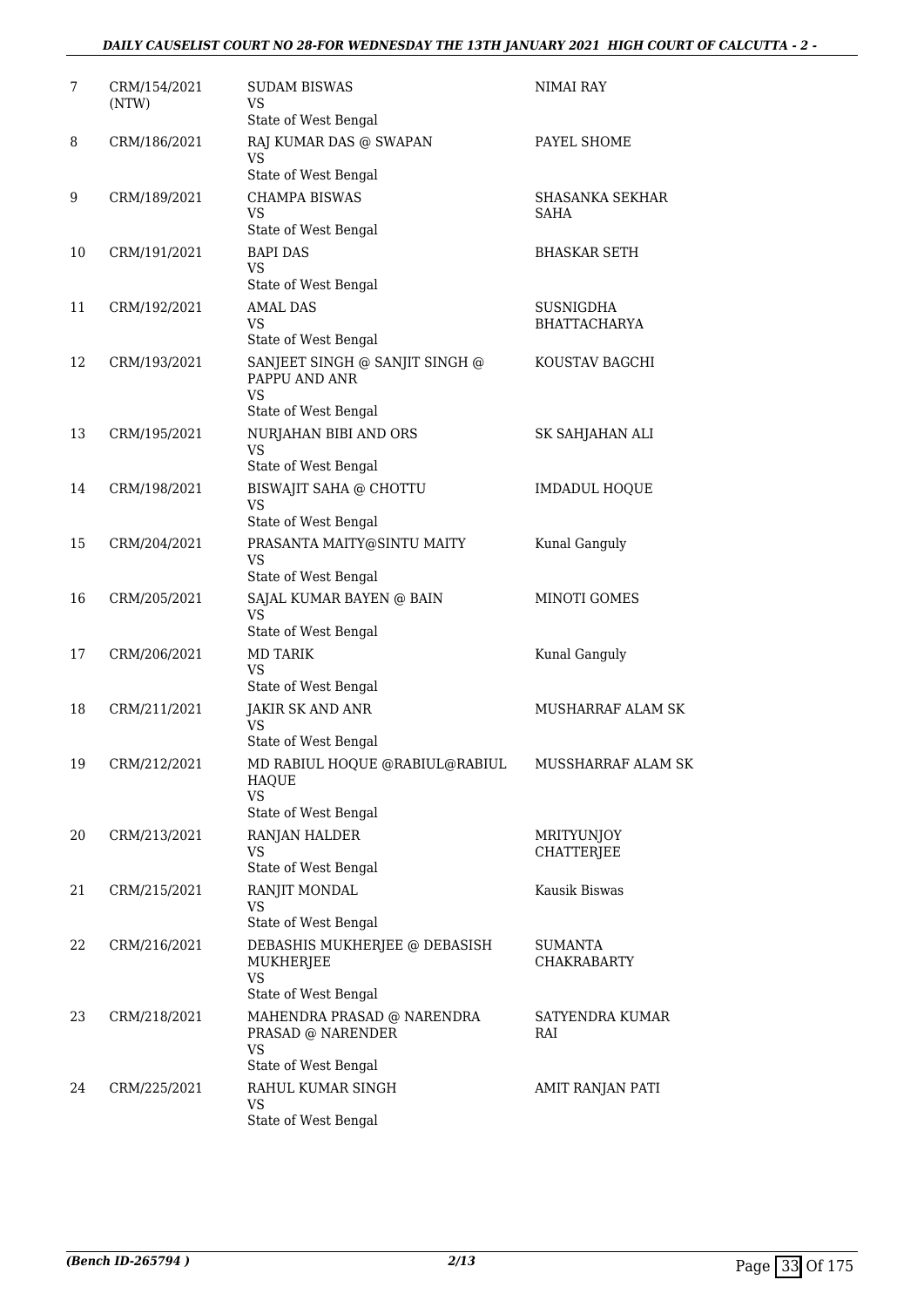| | | | |
|---|---|---|---|
| 7 | CRM/154/2021 (NTW) | SUDAM BISWAS<br>VS<br>State of West Bengal | NIMAI RAY |
| 8 | CRM/186/2021 | RAJ KUMAR DAS @ SWAPAN<br>VS<br>State of West Bengal | PAYEL SHOME |
| 9 | CRM/189/2021 | CHAMPA BISWAS<br>VS<br>State of West Bengal | SHASANKA SEKHAR SAHA |
| 10 | CRM/191/2021 | BAPI DAS<br>VS<br>State of West Bengal | BHASKAR SETH |
| 11 | CRM/192/2021 | AMAL DAS<br>VS<br>State of West Bengal | SUSNIGDHA BHATTACHARYA |
| 12 | CRM/193/2021 | SANJEET SINGH @ SANJIT SINGH @ PAPPU AND ANR<br>VS<br>State of West Bengal | KOUSTAV BAGCHI |
| 13 | CRM/195/2021 | NURJAHAN BIBI AND ORS<br>VS<br>State of West Bengal | SK SAHJAHAN ALI |
| 14 | CRM/198/2021 | BISWAJIT SAHA @ CHOTTU<br>VS<br>State of West Bengal | IMDADUL HOQUE |
| 15 | CRM/204/2021 | PRASANTA MAITY@SINTU MAITY<br>VS<br>State of West Bengal | Kunal Ganguly |
| 16 | CRM/205/2021 | SAJAL KUMAR BAYEN @ BAIN<br>VS<br>State of West Bengal | MINOTI GOMES |
| 17 | CRM/206/2021 | MD TARIK<br>VS<br>State of West Bengal | Kunal Ganguly |
| 18 | CRM/211/2021 | JAKIR SK AND ANR<br>VS<br>State of West Bengal | MUSHARRAF ALAM SK |
| 19 | CRM/212/2021 | MD RABIUL HOQUE @RABIUL@RABIUL HAQUE<br>VS<br>State of West Bengal | MUSSHARRAF ALAM SK |
| 20 | CRM/213/2021 | RANJAN HALDER<br>VS<br>State of West Bengal | MRITYUNJOY CHATTERJEE |
| 21 | CRM/215/2021 | RANJIT MONDAL<br>VS<br>State of West Bengal | Kausik Biswas |
| 22 | CRM/216/2021 | DEBASHIS MUKHERJEE @ DEBASISH MUKHERJEE<br>VS<br>State of West Bengal | SUMANTA CHAKRABARTY |
| 23 | CRM/218/2021 | MAHENDRA PRASAD @ NARENDRA PRASAD @ NARENDER<br>VS<br>State of West Bengal | SATYENDRA KUMAR RAI |
| 24 | CRM/225/2021 | RAHUL KUMAR SINGH<br>VS<br>State of West Bengal | AMIT RANJAN PATI |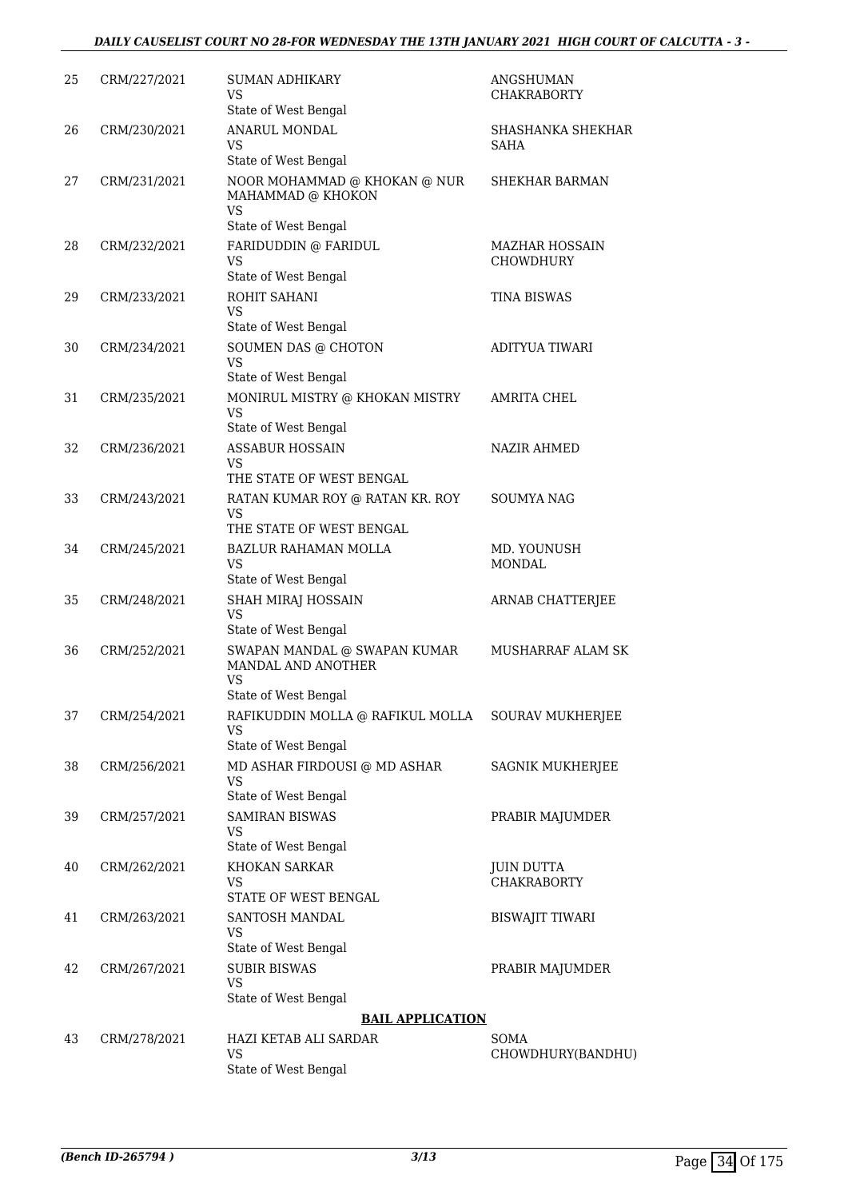| | | | |
|---|---|---|---|
| 25 | CRM/227/2021 | SUMAN ADHIKARY<br>VS<br>State of West Bengal | ANGSHUMAN CHAKRABORTY |
| 26 | CRM/230/2021 | ANARUL MONDAL<br>VS<br>State of West Bengal | SHASHANKA SHEKHAR SAHA |
| 27 | CRM/231/2021 | NOOR MOHAMMAD @ KHOKAN @ NUR MAHAMMAD @ KHOKON<br>VS<br>State of West Bengal | SHEKHAR BARMAN |
| 28 | CRM/232/2021 | FARIDUDDIN @ FARIDUL<br>VS<br>State of West Bengal | MAZHAR HOSSAIN CHOWDHURY |
| 29 | CRM/233/2021 | ROHIT SAHANI<br>VS<br>State of West Bengal | TINA BISWAS |
| 30 | CRM/234/2021 | SOUMEN DAS @ CHOTON<br>VS<br>State of West Bengal | ADITYUA TIWARI |
| 31 | CRM/235/2021 | MONIRUL MISTRY @ KHOKAN MISTRY<br>VS<br>State of West Bengal | AMRITA CHEL |
| 32 | CRM/236/2021 | ASSABUR HOSSAIN<br>VS<br>THE STATE OF WEST BENGAL | NAZIR AHMED |
| 33 | CRM/243/2021 | RATAN KUMAR ROY @ RATAN KR. ROY<br>VS<br>THE STATE OF WEST BENGAL | SOUMYA NAG |
| 34 | CRM/245/2021 | BAZLUR RAHAMAN MOLLA<br>VS<br>State of West Bengal | MD. YOUNUSH MONDAL |
| 35 | CRM/248/2021 | SHAH MIRAJ HOSSAIN<br>VS<br>State of West Bengal | ARNAB CHATTERJEE |
| 36 | CRM/252/2021 | SWAPAN MANDAL @ SWAPAN KUMAR MANDAL AND ANOTHER<br>VS<br>State of West Bengal | MUSHARRAF ALAM SK |
| 37 | CRM/254/2021 | RAFIKUDDIN MOLLA @ RAFIKUL MOLLA<br>VS<br>State of West Bengal | SOURAV MUKHERJEE |
| 38 | CRM/256/2021 | MD ASHAR FIRDOUSI @ MD ASHAR<br>VS<br>State of West Bengal | SAGNIK MUKHERJEE |
| 39 | CRM/257/2021 | SAMIRAN BISWAS<br>VS<br>State of West Bengal | PRABIR MAJUMDER |
| 40 | CRM/262/2021 | KHOKAN SARKAR<br>VS<br>STATE OF WEST BENGAL | JUIN DUTTA CHAKRABORTY |
| 41 | CRM/263/2021 | SANTOSH MANDAL<br>VS<br>State of West Bengal | BISWAJIT TIWARI |
| 42 | CRM/267/2021 | SUBIR BISWAS<br>VS<br>State of West Bengal | PRABIR MAJUMDER |

**BAIL APPLICATION**

| | | | |
|---|---|---|---|
| 43 | CRM/278/2021 | HAZI KETAB ALI SARDAR<br>VS<br>State of West Bengal | SOMA CHOWDHURY(BANDHU) |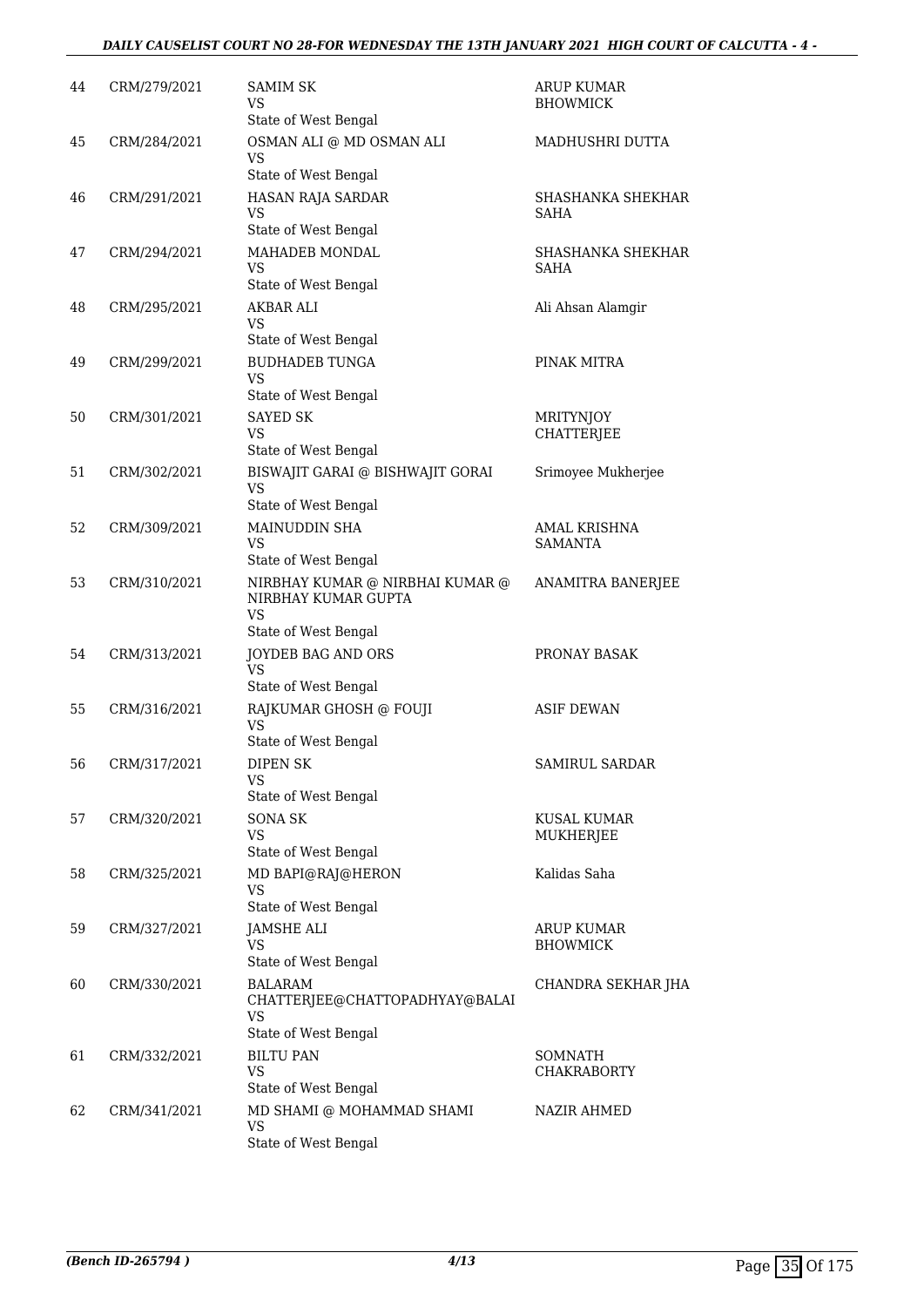| | | | |
|---|---|---|---|
| 44 | CRM/279/2021 | SAMIM SK<br>VS<br>State of West Bengal | ARUP KUMAR BHOWMICK |
| 45 | CRM/284/2021 | OSMAN ALI @ MD OSMAN ALI<br>VS<br>State of West Bengal | MADHUSHRI DUTTA |
| 46 | CRM/291/2021 | HASAN RAJA SARDAR<br>VS<br>State of West Bengal | SHASHANKA SHEKHAR SAHA |
| 47 | CRM/294/2021 | MAHADEB MONDAL<br>VS<br>State of West Bengal | SHASHANKA SHEKHAR SAHA |
| 48 | CRM/295/2021 | AKBAR ALI<br>VS<br>State of West Bengal | Ali Ahsan Alamgir |
| 49 | CRM/299/2021 | BUDHADEB TUNGA<br>VS<br>State of West Bengal | PINAK MITRA |
| 50 | CRM/301/2021 | SAYED SK<br>VS<br>State of West Bengal | MRITYNJOY CHATTERJEE |
| 51 | CRM/302/2021 | BISWAJIT GARAI @ BISHWAJIT GORAI<br>VS<br>State of West Bengal | Srimoyee Mukherjee |
| 52 | CRM/309/2021 | MAINUDDIN SHA<br>VS<br>State of West Bengal | AMAL KRISHNA SAMANTA |
| 53 | CRM/310/2021 | NIRBHAY KUMAR @ NIRBHAI KUMAR @ NIRBHAY KUMAR GUPTA<br>VS<br>State of West Bengal | ANAMITRA BANERJEE |
| 54 | CRM/313/2021 | JOYDEB BAG AND ORS<br>VS<br>State of West Bengal | PRONAY BASAK |
| 55 | CRM/316/2021 | RAJKUMAR GHOSH @ FOUJI<br>VS<br>State of West Bengal | ASIF DEWAN |
| 56 | CRM/317/2021 | DIPEN SK<br>VS<br>State of West Bengal | SAMIRUL SARDAR |
| 57 | CRM/320/2021 | SONA SK<br>VS<br>State of West Bengal | KUSAL KUMAR MUKHERJEE |
| 58 | CRM/325/2021 | MD BAPI@RAJ@HERON<br>VS<br>State of West Bengal | Kalidas Saha |
| 59 | CRM/327/2021 | JAMSHE ALI<br>VS<br>State of West Bengal | ARUP KUMAR BHOWMICK |
| 60 | CRM/330/2021 | BALARAM CHATTERJEE@CHATTOPADHYAY@BALAI<br>VS<br>State of West Bengal | CHANDRA SEKHAR JHA |
| 61 | CRM/332/2021 | BILTU PAN<br>VS<br>State of West Bengal | SOMNATH CHAKRABORTY |
| 62 | CRM/341/2021 | MD SHAMI @ MOHAMMAD SHAMI<br>VS<br>State of West Bengal | NAZIR AHMED |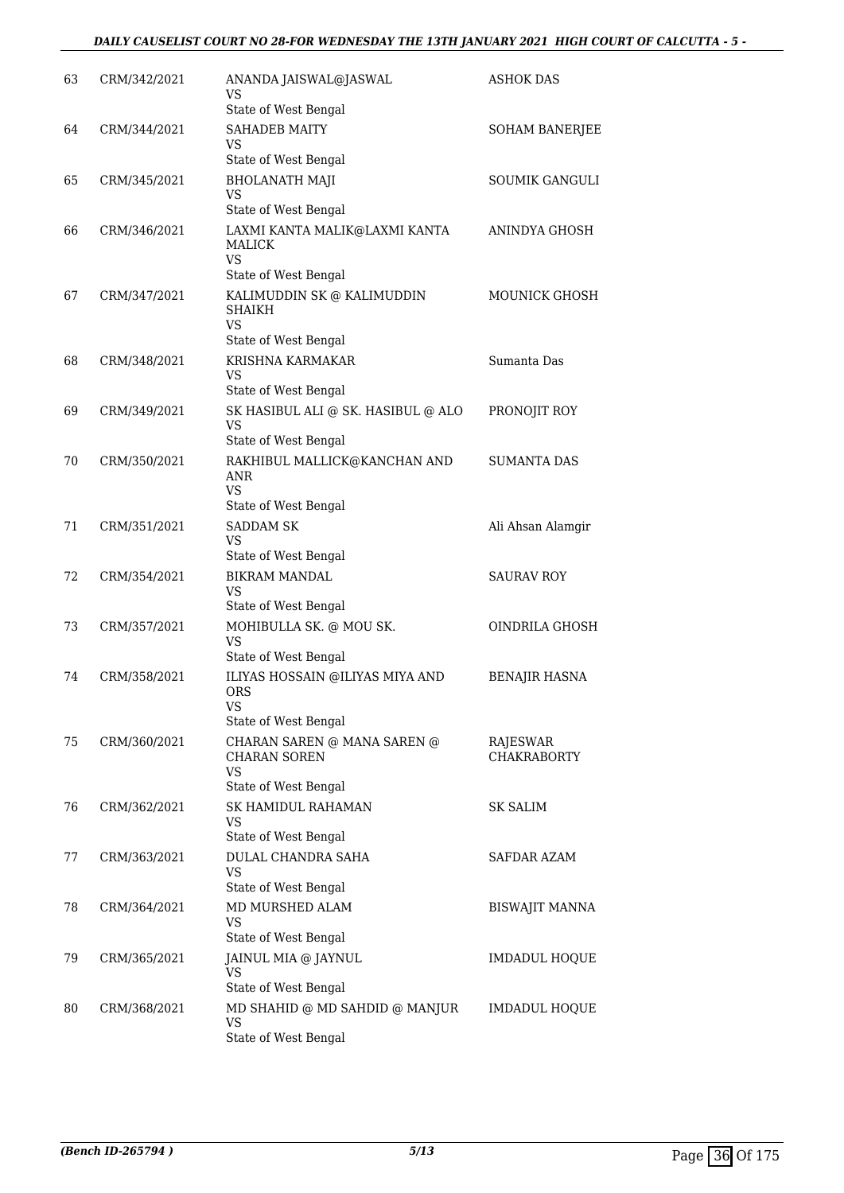| | | | |
|---|---|---|---|
| 63 | CRM/342/2021 | ANANDA JAISWAL@JASWAL<br>VS<br>State of West Bengal | ASHOK DAS |
| 64 | CRM/344/2021 | SAHADEB MAITY<br>VS<br>State of West Bengal | SOHAM BANERJEE |
| 65 | CRM/345/2021 | BHOLANATH MAJI<br>VS<br>State of West Bengal | SOUMIK GANGULI |
| 66 | CRM/346/2021 | LAXMI KANTA MALIK@LAXMI KANTA MALICK<br>VS<br>State of West Bengal | ANINDYA GHOSH |
| 67 | CRM/347/2021 | KALIMUDDIN SK @ KALIMUDDIN SHAIKH<br>VS<br>State of West Bengal | MOUNICK GHOSH |
| 68 | CRM/348/2021 | KRISHNA KARMAKAR<br>VS<br>State of West Bengal | Sumanta Das |
| 69 | CRM/349/2021 | SK HASIBUL ALI @ SK. HASIBUL @ ALO<br>VS<br>State of West Bengal | PRONOJIT ROY |
| 70 | CRM/350/2021 | RAKHIBUL MALLICK@KANCHAN AND ANR<br>VS<br>State of West Bengal | SUMANTA DAS |
| 71 | CRM/351/2021 | SADDAM SK<br>VS<br>State of West Bengal | Ali Ahsan Alamgir |
| 72 | CRM/354/2021 | BIKRAM MANDAL<br>VS<br>State of West Bengal | SAURAV ROY |
| 73 | CRM/357/2021 | MOHIBULLA SK. @ MOU SK.<br>VS<br>State of West Bengal | OINDRILA GHOSH |
| 74 | CRM/358/2021 | ILIYAS HOSSAIN @ILIYAS MIYA AND ORS<br>VS<br>State of West Bengal | BENAJIR HASNA |
| 75 | CRM/360/2021 | CHARAN SAREN @ MANA SAREN @ CHARAN SOREN<br>VS<br>State of West Bengal | RAJESWAR CHAKRABORTY |
| 76 | CRM/362/2021 | SK HAMIDUL RAHAMAN<br>VS<br>State of West Bengal | SK SALIM |
| 77 | CRM/363/2021 | DULAL CHANDRA SAHA<br>VS<br>State of West Bengal | SAFDAR AZAM |
| 78 | CRM/364/2021 | MD MURSHED ALAM<br>VS<br>State of West Bengal | BISWAJIT MANNA |
| 79 | CRM/365/2021 | JAINUL MIA @ JAYNUL<br>VS<br>State of West Bengal | IMDADUL HOQUE |
| 80 | CRM/368/2021 | MD SHAHID @ MD SAHDID @ MANJUR<br>VS<br>State of West Bengal | IMDADUL HOQUE |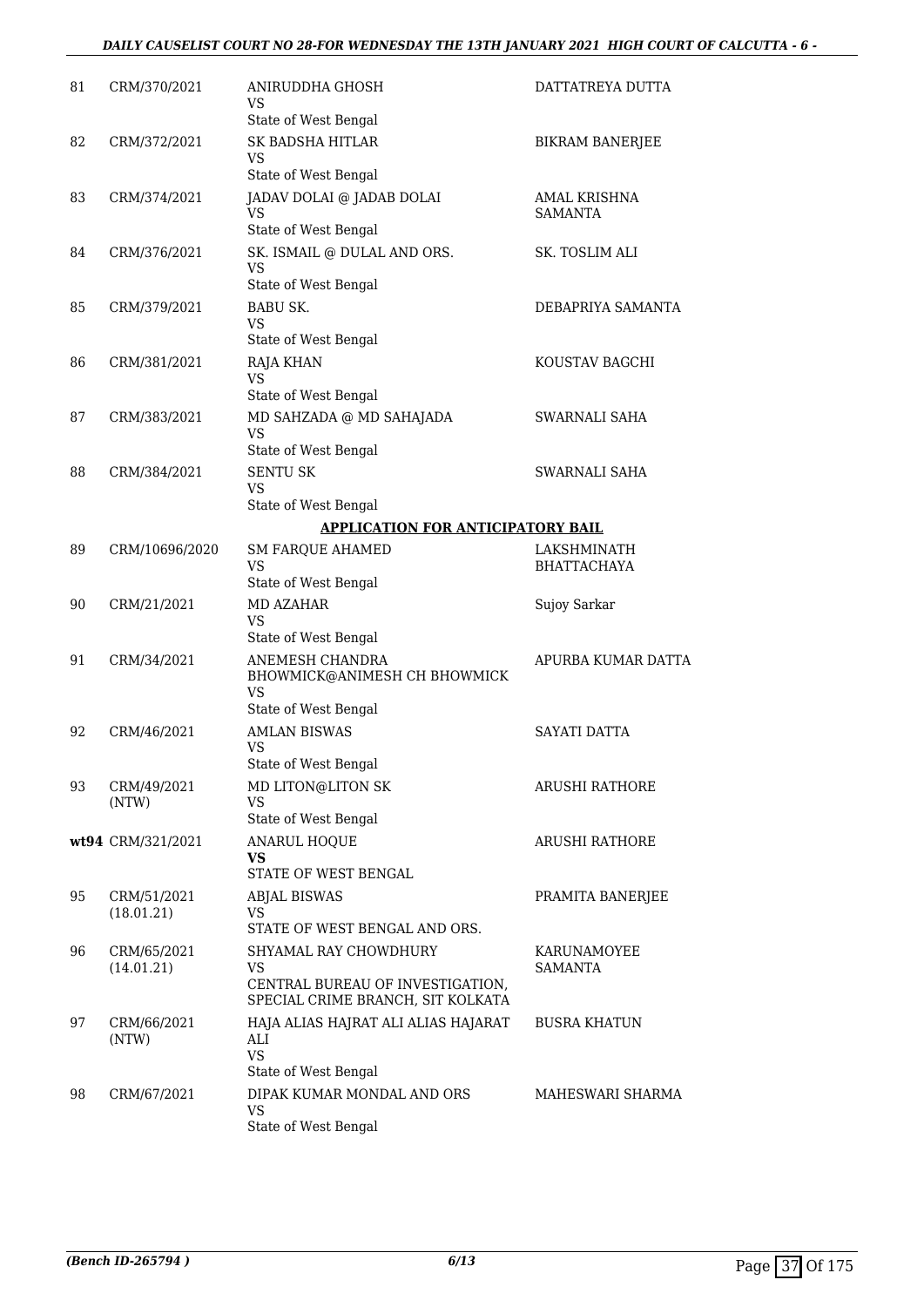| | | | |
|---|---|---|---|
| 81 | CRM/370/2021 | ANIRUDDHA GHOSH<br>VS<br>State of West Bengal | DATTATREYA DUTTA |
| 82 | CRM/372/2021 | SK BADSHA HITLAR<br>VS<br>State of West Bengal | BIKRAM BANERJEE |
| 83 | CRM/374/2021 | JADAV DOLAI @ JADAB DOLAI<br>VS<br>State of West Bengal | AMAL KRISHNA SAMANTA |
| 84 | CRM/376/2021 | SK. ISMAIL @ DULAL AND ORS.<br>VS<br>State of West Bengal | SK. TOSLIM ALI |
| 85 | CRM/379/2021 | BABU SK.<br>VS<br>State of West Bengal | DEBAPRIYA SAMANTA |
| 86 | CRM/381/2021 | RAJA KHAN<br>VS<br>State of West Bengal | KOUSTAV BAGCHI |
| 87 | CRM/383/2021 | MD SAHZADA @ MD SAHAJADA<br>VS<br>State of West Bengal | SWARNALI SAHA |
| 88 | CRM/384/2021 | SENTU SK<br>VS<br>State of West Bengal | SWARNALI SAHA |

**APPLICATION FOR ANTICIPATORY BAIL**

| | | | |
|---|---|---|---|
| 89 | CRM/10696/2020 | SM FARQUE AHAMED<br>VS<br>State of West Bengal | LAKSHMINATH BHATTACHAYA |
| 90 | CRM/21/2021 | MD AZAHAR<br>VS<br>State of West Bengal | Sujoy Sarkar |
| 91 | CRM/34/2021 | ANEMESH CHANDRA BHOWMICK@ANIMESH CH BHOWMICK<br>VS<br>State of West Bengal | APURBA KUMAR DATTA |
| 92 | CRM/46/2021 | AMLAN BISWAS<br>VS<br>State of West Bengal | SAYATI DATTA |
| 93 | CRM/49/2021 (NTW) | MD LITON@LITON SK<br>VS<br>State of West Bengal | ARUSHI RATHORE |
| **wt94** | CRM/321/2021 | ANARUL HOQUE<br>**VS**<br>STATE OF WEST BENGAL | ARUSHI RATHORE |
| 95 | CRM/51/2021 (18.01.21) | ABJAL BISWAS<br>VS<br>STATE OF WEST BENGAL AND ORS. | PRAMITA BANERJEE |
| 96 | CRM/65/2021 (14.01.21) | SHYAMAL RAY CHOWDHURY<br>VS<br>CENTRAL BUREAU OF INVESTIGATION, SPECIAL CRIME BRANCH, SIT KOLKATA | KARUNAMOYEE SAMANTA |
| 97 | CRM/66/2021 (NTW) | HAJA ALIAS HAJRAT ALI ALIAS HAJARAT ALI<br>VS<br>State of West Bengal | BUSRA KHATUN |
| 98 | CRM/67/2021 | DIPAK KUMAR MONDAL AND ORS<br>VS<br>State of West Bengal | MAHESWARI SHARMA |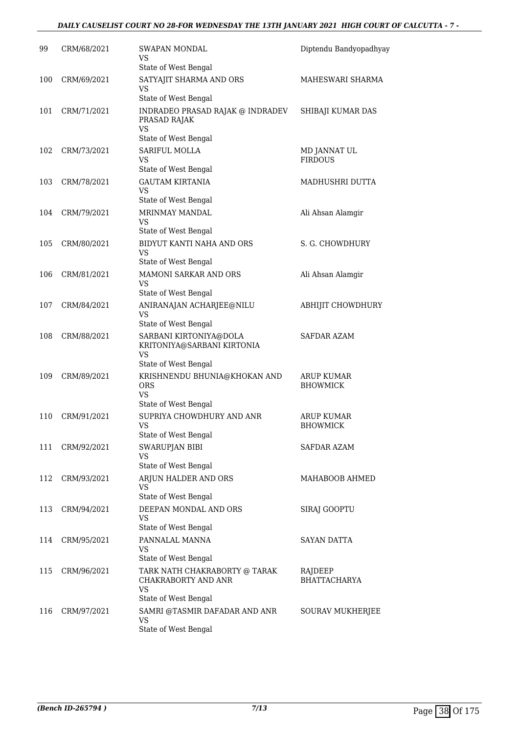| | | | |
|---|---|---|---|
| 99 | CRM/68/2021 | SWAPAN MONDAL<br>VS<br>State of West Bengal | Diptendu Bandyopadhyay |
| 100 | CRM/69/2021 | SATYAJIT SHARMA AND ORS<br>VS<br>State of West Bengal | MAHESWARI SHARMA |
| 101 | CRM/71/2021 | INDRADEO PRASAD RAJAK @ INDRADEV PRASAD RAJAK<br>VS<br>State of West Bengal | SHIBAJI KUMAR DAS |
| 102 | CRM/73/2021 | SARIFUL MOLLA<br>VS<br>State of West Bengal | MD JANNAT UL FIRDOUS |
| 103 | CRM/78/2021 | GAUTAM KIRTANIA<br>VS<br>State of West Bengal | MADHUSHRI DUTTA |
| 104 | CRM/79/2021 | MRINMAY MANDAL<br>VS<br>State of West Bengal | Ali Ahsan Alamgir |
| 105 | CRM/80/2021 | BIDYUT KANTI NAHA AND ORS<br>VS<br>State of West Bengal | S. G. CHOWDHURY |
| 106 | CRM/81/2021 | MAMONI SARKAR AND ORS<br>VS<br>State of West Bengal | Ali Ahsan Alamgir |
| 107 | CRM/84/2021 | ANIRANAJAN ACHARJEE@NILU<br>VS<br>State of West Bengal | ABHIJIT CHOWDHURY |
| 108 | CRM/88/2021 | SARBANI KIRTONIYA@DOLA KRITONIYA@SARBANI KIRTONIA<br>VS<br>State of West Bengal | SAFDAR AZAM |
| 109 | CRM/89/2021 | KRISHNENDU BHUNIA@KHOKAN AND ORS<br>VS<br>State of West Bengal | ARUP KUMAR BHOWMICK |
| 110 | CRM/91/2021 | SUPRIYA CHOWDHURY AND ANR<br>VS<br>State of West Bengal | ARUP KUMAR BHOWMICK |
| 111 | CRM/92/2021 | SWARUPJAN BIBI<br>VS<br>State of West Bengal | SAFDAR AZAM |
| 112 | CRM/93/2021 | ARJUN HALDER AND ORS<br>VS<br>State of West Bengal | MAHABOOB AHMED |
| 113 | CRM/94/2021 | DEEPAN MONDAL AND ORS<br>VS<br>State of West Bengal | SIRAJ GOOPTU |
| 114 | CRM/95/2021 | PANNALAL MANNA<br>VS<br>State of West Bengal | SAYAN DATTA |
| 115 | CRM/96/2021 | TARK NATH CHAKRABORTY @ TARAK CHAKRABORTY AND ANR<br>VS<br>State of West Bengal | RAJDEEP BHATTACHARYA |
| 116 | CRM/97/2021 | SAMRI @TASMIR DAFADAR AND ANR<br>VS<br>State of West Bengal | SOURAV MUKHERJEE |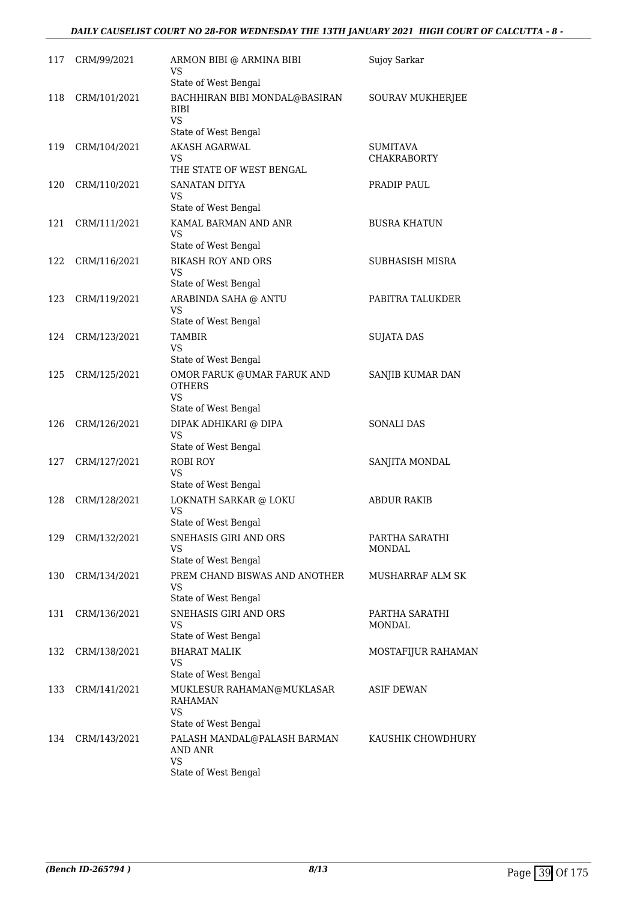| | | | |
|---|---|---|---|
| 117 | CRM/99/2021 | ARMON BIBI @ ARMINA BIBI<br>VS<br>State of West Bengal | Sujoy Sarkar |
| 118 | CRM/101/2021 | BACHHIRAN BIBI MONDAL@BASIRAN BIBI<br>VS<br>State of West Bengal | SOURAV MUKHERJEE |
| 119 | CRM/104/2021 | AKASH AGARWAL<br>VS<br>THE STATE OF WEST BENGAL | SUMITAVA CHAKRABORTY |
| 120 | CRM/110/2021 | SANATAN DITYA<br>VS<br>State of West Bengal | PRADIP PAUL |
| 121 | CRM/111/2021 | KAMAL BARMAN AND ANR<br>VS<br>State of West Bengal | BUSRA KHATUN |
| 122 | CRM/116/2021 | BIKASH ROY AND ORS<br>VS<br>State of West Bengal | SUBHASISH MISRA |
| 123 | CRM/119/2021 | ARABINDA SAHA @ ANTU<br>VS<br>State of West Bengal | PABITRA TALUKDER |
| 124 | CRM/123/2021 | TAMBIR<br>VS<br>State of West Bengal | SUJATA DAS |
| 125 | CRM/125/2021 | OMOR FARUK @UMAR FARUK AND OTHERS<br>VS<br>State of West Bengal | SANJIB KUMAR DAN |
| 126 | CRM/126/2021 | DIPAK ADHIKARI @ DIPA<br>VS<br>State of West Bengal | SONALI DAS |
| 127 | CRM/127/2021 | ROBI ROY<br>VS<br>State of West Bengal | SANJITA MONDAL |
| 128 | CRM/128/2021 | LOKNATH SARKAR @ LOKU<br>VS<br>State of West Bengal | ABDUR RAKIB |
| 129 | CRM/132/2021 | SNEHASIS GIRI AND ORS<br>VS<br>State of West Bengal | PARTHA SARATHI MONDAL |
| 130 | CRM/134/2021 | PREM CHAND BISWAS AND ANOTHER<br>VS<br>State of West Bengal | MUSHARRAF ALM SK |
| 131 | CRM/136/2021 | SNEHASIS GIRI AND ORS<br>VS<br>State of West Bengal | PARTHA SARATHI MONDAL |
| 132 | CRM/138/2021 | BHARAT MALIK<br>VS<br>State of West Bengal | MOSTAFIJUR RAHAMAN |
| 133 | CRM/141/2021 | MUKLESUR RAHAMAN@MUKLASAR RAHAMAN<br>VS<br>State of West Bengal | ASIF DEWAN |
| 134 | CRM/143/2021 | PALASH MANDAL@PALASH BARMAN AND ANR<br>VS<br>State of West Bengal | KAUSHIK CHOWDHURY |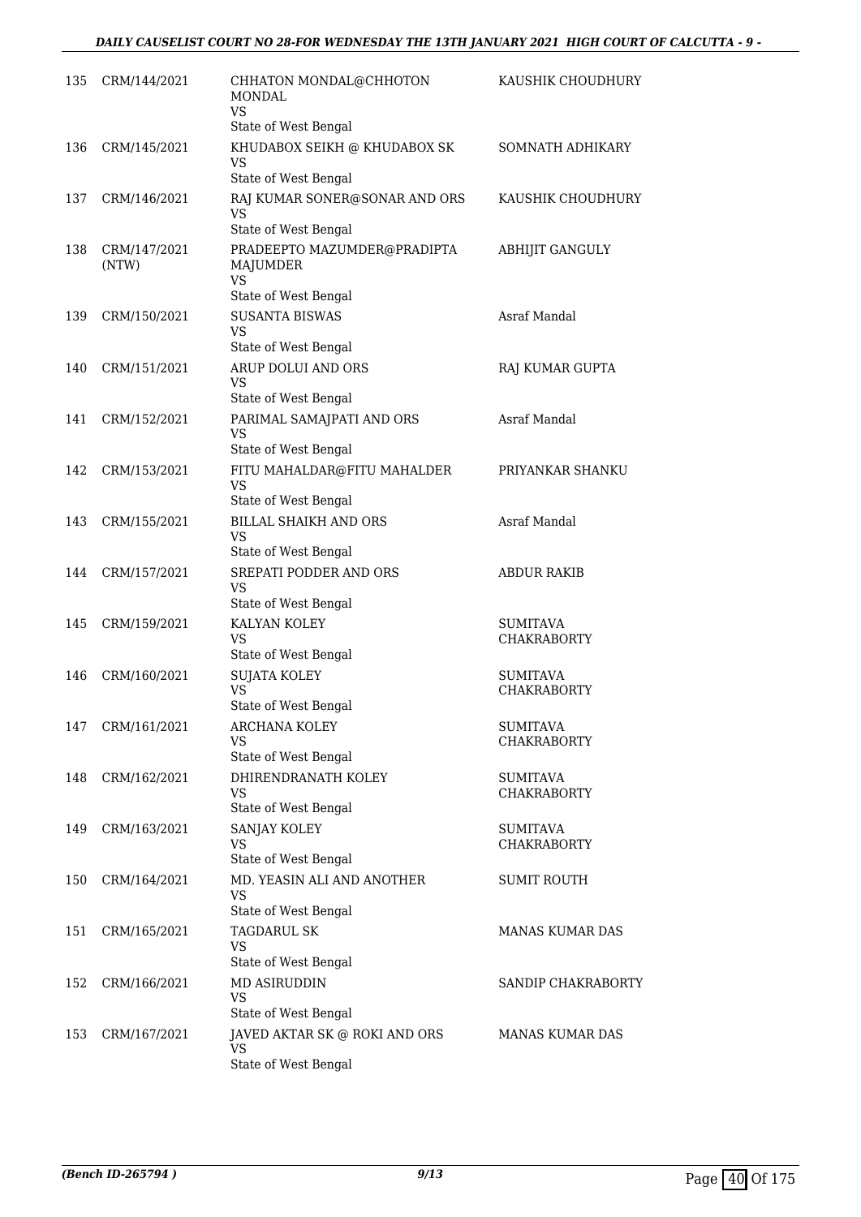| | | | |
|---|---|---|---|
| 135 | CRM/144/2021 | CHHATON MONDAL@CHHOTON MONDAL<br>VS<br>State of West Bengal | KAUSHIK CHOUDHURY |
| 136 | CRM/145/2021 | KHUDABOX SEIKH @ KHUDABOX SK<br>VS<br>State of West Bengal | SOMNATH ADHIKARY |
| 137 | CRM/146/2021 | RAJ KUMAR SONER@SONAR AND ORS<br>VS<br>State of West Bengal | KAUSHIK CHOUDHURY |
| 138 | CRM/147/2021 (NTW) | PRADEEPTO MAZUMDER@PRADIPTA MAJUMDER<br>VS<br>State of West Bengal | ABHIJIT GANGULY |
| 139 | CRM/150/2021 | SUSANTA BISWAS<br>VS<br>State of West Bengal | Asraf Mandal |
| 140 | CRM/151/2021 | ARUP DOLUI AND ORS<br>VS<br>State of West Bengal | RAJ KUMAR GUPTA |
| 141 | CRM/152/2021 | PARIMAL SAMAJPATI AND ORS<br>VS<br>State of West Bengal | Asraf Mandal |
| 142 | CRM/153/2021 | FITU MAHALDAR@FITU MAHALDER<br>VS<br>State of West Bengal | PRIYANKAR SHANKU |
| 143 | CRM/155/2021 | BILLAL SHAIKH AND ORS<br>VS<br>State of West Bengal | Asraf Mandal |
| 144 | CRM/157/2021 | SREPATI PODDER AND ORS<br>VS<br>State of West Bengal | ABDUR RAKIB |
| 145 | CRM/159/2021 | KALYAN KOLEY<br>VS<br>State of West Bengal | SUMITAVA CHAKRABORTY |
| 146 | CRM/160/2021 | SUJATA KOLEY<br>VS<br>State of West Bengal | SUMITAVA CHAKRABORTY |
| 147 | CRM/161/2021 | ARCHANA KOLEY<br>VS<br>State of West Bengal | SUMITAVA CHAKRABORTY |
| 148 | CRM/162/2021 | DHIRENDRANATH KOLEY<br>VS<br>State of West Bengal | SUMITAVA CHAKRABORTY |
| 149 | CRM/163/2021 | SANJAY KOLEY<br>VS<br>State of West Bengal | SUMITAVA CHAKRABORTY |
| 150 | CRM/164/2021 | MD. YEASIN ALI AND ANOTHER<br>VS<br>State of West Bengal | SUMIT ROUTH |
| 151 | CRM/165/2021 | TAGDARUL SK<br>VS<br>State of West Bengal | MANAS KUMAR DAS |
| 152 | CRM/166/2021 | MD ASIRUDDIN<br>VS<br>State of West Bengal | SANDIP CHAKRABORTY |
| 153 | CRM/167/2021 | JAVED AKTAR SK @ ROKI AND ORS<br>VS<br>State of West Bengal | MANAS KUMAR DAS |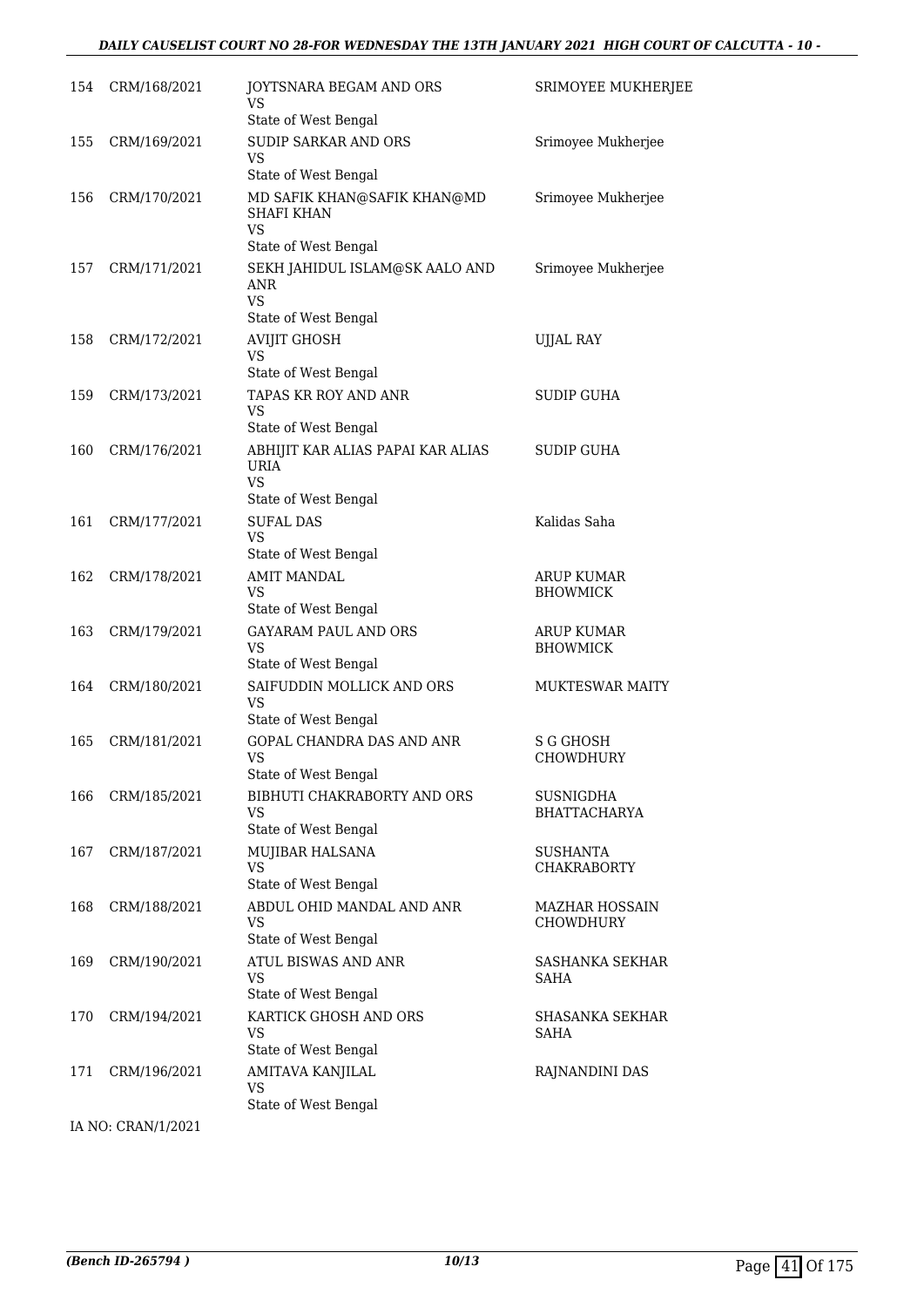| | | | |
|---|---|---|---|
| 154 | CRM/168/2021 | JOYTSNARA BEGAM AND ORS<br>VS<br>State of West Bengal | SRIMOYEE MUKHERJEE |
| 155 | CRM/169/2021 | SUDIP SARKAR AND ORS<br>VS<br>State of West Bengal | Srimoyee Mukherjee |
| 156 | CRM/170/2021 | MD SAFIK KHAN@SAFIK KHAN@MD SHAFI KHAN<br>VS<br>State of West Bengal | Srimoyee Mukherjee |
| 157 | CRM/171/2021 | SEKH JAHIDUL ISLAM@SK AALO AND ANR<br>VS<br>State of West Bengal | Srimoyee Mukherjee |
| 158 | CRM/172/2021 | AVIJIT GHOSH<br>VS<br>State of West Bengal | UJJAL RAY |
| 159 | CRM/173/2021 | TAPAS KR ROY AND ANR<br>VS<br>State of West Bengal | SUDIP GUHA |
| 160 | CRM/176/2021 | ABHIJIT KAR ALIAS PAPAI KAR ALIAS URIA<br>VS<br>State of West Bengal | SUDIP GUHA |
| 161 | CRM/177/2021 | SUFAL DAS<br>VS<br>State of West Bengal | Kalidas Saha |
| 162 | CRM/178/2021 | AMIT MANDAL<br>VS<br>State of West Bengal | ARUP KUMAR BHOWMICK |
| 163 | CRM/179/2021 | GAYARAM PAUL AND ORS<br>VS<br>State of West Bengal | ARUP KUMAR BHOWMICK |
| 164 | CRM/180/2021 | SAIFUDDIN MOLLICK AND ORS<br>VS<br>State of West Bengal | MUKTESWAR MAITY |
| 165 | CRM/181/2021 | GOPAL CHANDRA DAS AND ANR<br>VS<br>State of West Bengal | S G GHOSH CHOWDHURY |
| 166 | CRM/185/2021 | BIBHUTI CHAKRABORTY AND ORS<br>VS<br>State of West Bengal | SUSNIGDHA BHATTACHARYA |
| 167 | CRM/187/2021 | MUJIBAR HALSANA<br>VS<br>State of West Bengal | SUSHANTA CHAKRABORTY |
| 168 | CRM/188/2021 | ABDUL OHID MANDAL AND ANR<br>VS<br>State of West Bengal | MAZHAR HOSSAIN CHOWDHURY |
| 169 | CRM/190/2021 | ATUL BISWAS AND ANR<br>VS<br>State of West Bengal | SASHANKA SEKHAR SAHA |
| 170 | CRM/194/2021 | KARTICK GHOSH AND ORS<br>VS<br>State of West Bengal | SHASANKA SEKHAR SAHA |
| 171 | CRM/196/2021 | AMITAVA KANJILAL<br>VS<br>State of West Bengal | RAJNANDINI DAS |

IA NO: CRAN/1/2021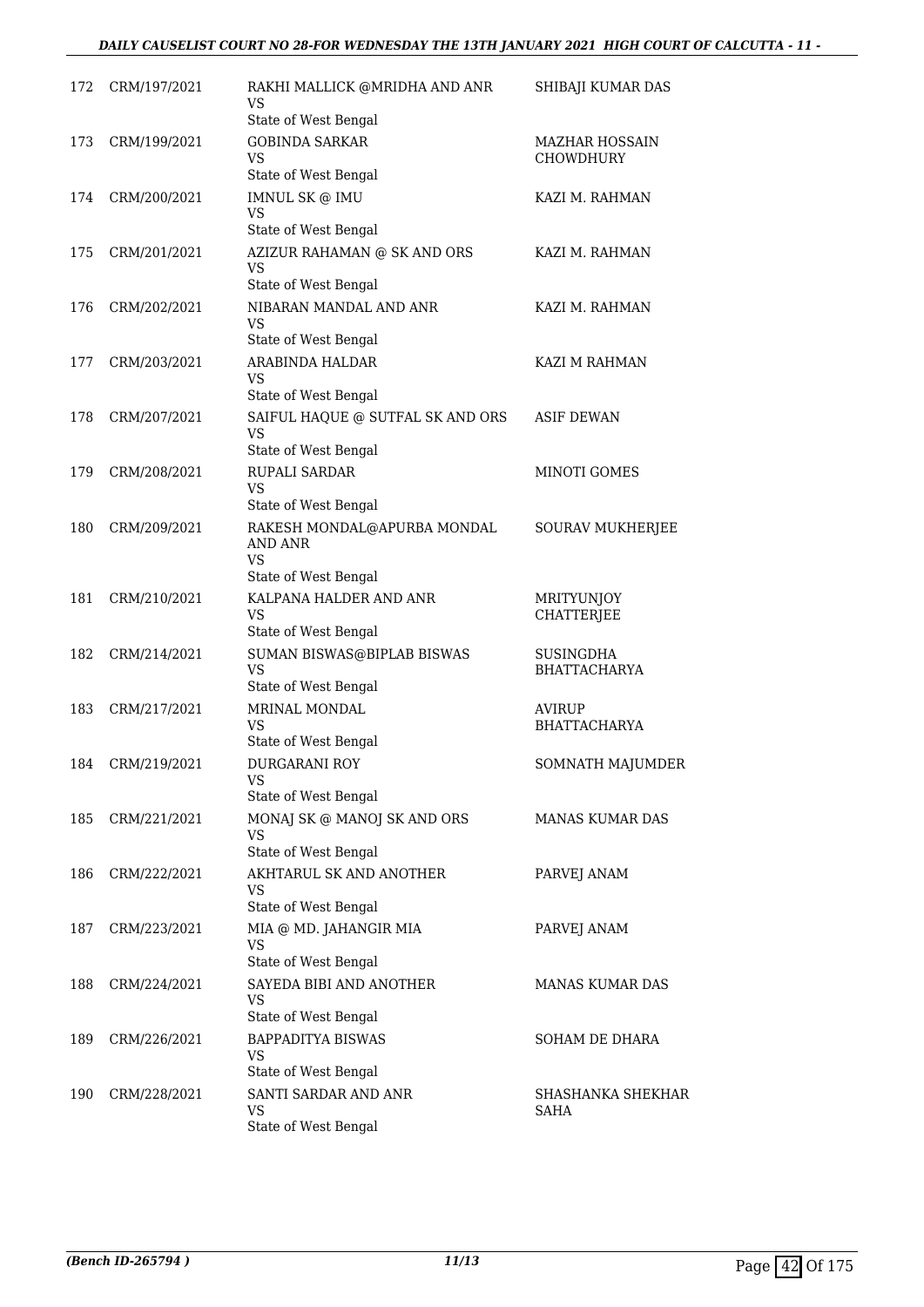| | | | |
|---|---|---|---|
| 172 | CRM/197/2021 | RAKHI MALLICK @MRIDHA AND ANR<br>VS<br>State of West Bengal | SHIBAJI KUMAR DAS |
| 173 | CRM/199/2021 | GOBINDA SARKAR<br>VS<br>State of West Bengal | MAZHAR HOSSAIN CHOWDHURY |
| 174 | CRM/200/2021 | IMNUL SK @ IMU<br>VS<br>State of West Bengal | KAZI M. RAHMAN |
| 175 | CRM/201/2021 | AZIZUR RAHAMAN @ SK AND ORS<br>VS<br>State of West Bengal | KAZI M. RAHMAN |
| 176 | CRM/202/2021 | NIBARAN MANDAL AND ANR<br>VS<br>State of West Bengal | KAZI M. RAHMAN |
| 177 | CRM/203/2021 | ARABINDA HALDAR<br>VS<br>State of West Bengal | KAZI M RAHMAN |
| 178 | CRM/207/2021 | SAIFUL HAQUE @ SUTFAL SK AND ORS<br>VS<br>State of West Bengal | ASIF DEWAN |
| 179 | CRM/208/2021 | RUPALI SARDAR<br>VS<br>State of West Bengal | MINOTI GOMES |
| 180 | CRM/209/2021 | RAKESH MONDAL@APURBA MONDAL AND ANR<br>VS<br>State of West Bengal | SOURAV MUKHERJEE |
| 181 | CRM/210/2021 | KALPANA HALDER AND ANR<br>VS<br>State of West Bengal | MRITYUNJOY CHATTERJEE |
| 182 | CRM/214/2021 | SUMAN BISWAS@BIPLAB BISWAS<br>VS<br>State of West Bengal | SUSINGDHA BHATTACHARYA |
| 183 | CRM/217/2021 | MRINAL MONDAL<br>VS<br>State of West Bengal | AVIRUP BHATTACHARYA |
| 184 | CRM/219/2021 | DURGARANI ROY<br>VS<br>State of West Bengal | SOMNATH MAJUMDER |
| 185 | CRM/221/2021 | MONAJ SK @ MANOJ SK AND ORS<br>VS<br>State of West Bengal | MANAS KUMAR DAS |
| 186 | CRM/222/2021 | AKHTARUL SK AND ANOTHER<br>VS<br>State of West Bengal | PARVEJ ANAM |
| 187 | CRM/223/2021 | MIA @ MD. JAHANGIR MIA<br>VS<br>State of West Bengal | PARVEJ ANAM |
| 188 | CRM/224/2021 | SAYEDA BIBI AND ANOTHER<br>VS<br>State of West Bengal | MANAS KUMAR DAS |
| 189 | CRM/226/2021 | BAPPADITYA BISWAS<br>VS<br>State of West Bengal | SOHAM DE DHARA |
| 190 | CRM/228/2021 | SANTI SARDAR AND ANR<br>VS<br>State of West Bengal | SHASHANKA SHEKHAR SAHA |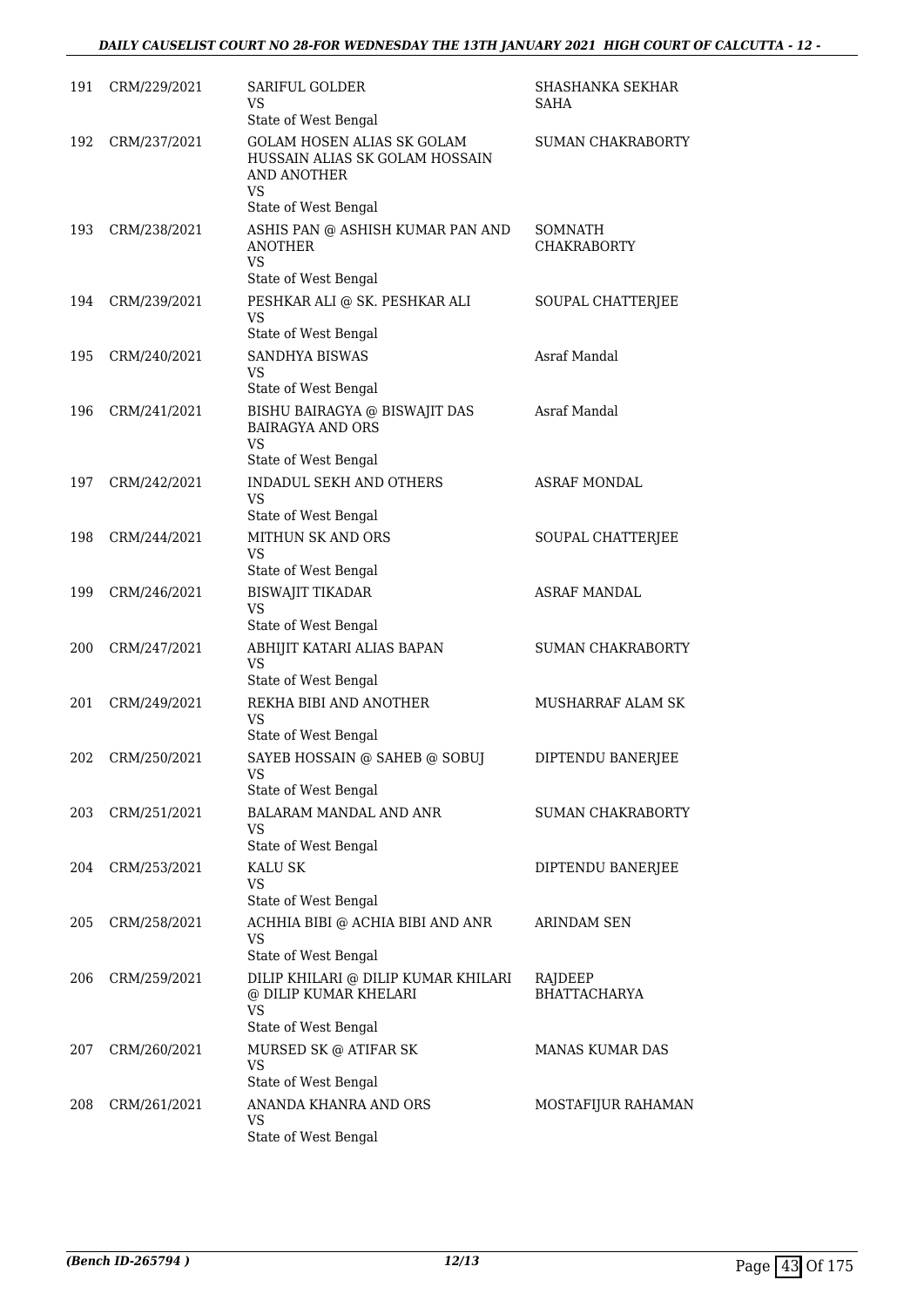| | | | |
|---|---|---|---|
| 191 | CRM/229/2021 | SARIFUL GOLDER<br>VS<br>State of West Bengal | SHASHANKA SEKHAR SAHA |
| 192 | CRM/237/2021 | GOLAM HOSEN ALIAS SK GOLAM HUSSAIN ALIAS SK GOLAM HOSSAIN AND ANOTHER<br>VS<br>State of West Bengal | SUMAN CHAKRABORTY |
| 193 | CRM/238/2021 | ASHIS PAN @ ASHISH KUMAR PAN AND ANOTHER<br>VS<br>State of West Bengal | SOMNATH CHAKRABORTY |
| 194 | CRM/239/2021 | PESHKAR ALI @ SK. PESHKAR ALI<br>VS<br>State of West Bengal | SOUPAL CHATTERJEE |
| 195 | CRM/240/2021 | SANDHYA BISWAS<br>VS<br>State of West Bengal | Asraf Mandal |
| 196 | CRM/241/2021 | BISHU BAIRAGYA @ BISWAJIT DAS BAIRAGYA AND ORS<br>VS<br>State of West Bengal | Asraf Mandal |
| 197 | CRM/242/2021 | INDADUL SEKH AND OTHERS<br>VS<br>State of West Bengal | ASRAF MONDAL |
| 198 | CRM/244/2021 | MITHUN SK AND ORS<br>VS<br>State of West Bengal | SOUPAL CHATTERJEE |
| 199 | CRM/246/2021 | BISWAJIT TIKADAR<br>VS<br>State of West Bengal | ASRAF MANDAL |
| 200 | CRM/247/2021 | ABHIJIT KATARI ALIAS BAPAN<br>VS<br>State of West Bengal | SUMAN CHAKRABORTY |
| 201 | CRM/249/2021 | REKHA BIBI AND ANOTHER<br>VS<br>State of West Bengal | MUSHARRAF ALAM SK |
| 202 | CRM/250/2021 | SAYEB HOSSAIN @ SAHEB @ SOBUJ<br>VS<br>State of West Bengal | DIPTENDU BANERJEE |
| 203 | CRM/251/2021 | BALARAM MANDAL AND ANR<br>VS<br>State of West Bengal | SUMAN CHAKRABORTY |
| 204 | CRM/253/2021 | KALU SK<br>VS<br>State of West Bengal | DIPTENDU BANERJEE |
| 205 | CRM/258/2021 | ACHHIA BIBI @ ACHIA BIBI AND ANR<br>VS<br>State of West Bengal | ARINDAM SEN |
| 206 | CRM/259/2021 | DILIP KHILARI @ DILIP KUMAR KHILARI @ DILIP KUMAR KHELARI<br>VS<br>State of West Bengal | RAJDEEP BHATTACHARYA |
| 207 | CRM/260/2021 | MURSED SK @ ATIFAR SK<br>VS<br>State of West Bengal | MANAS KUMAR DAS |
| 208 | CRM/261/2021 | ANANDA KHANRA AND ORS<br>VS<br>State of West Bengal | MOSTAFIJUR RAHAMAN |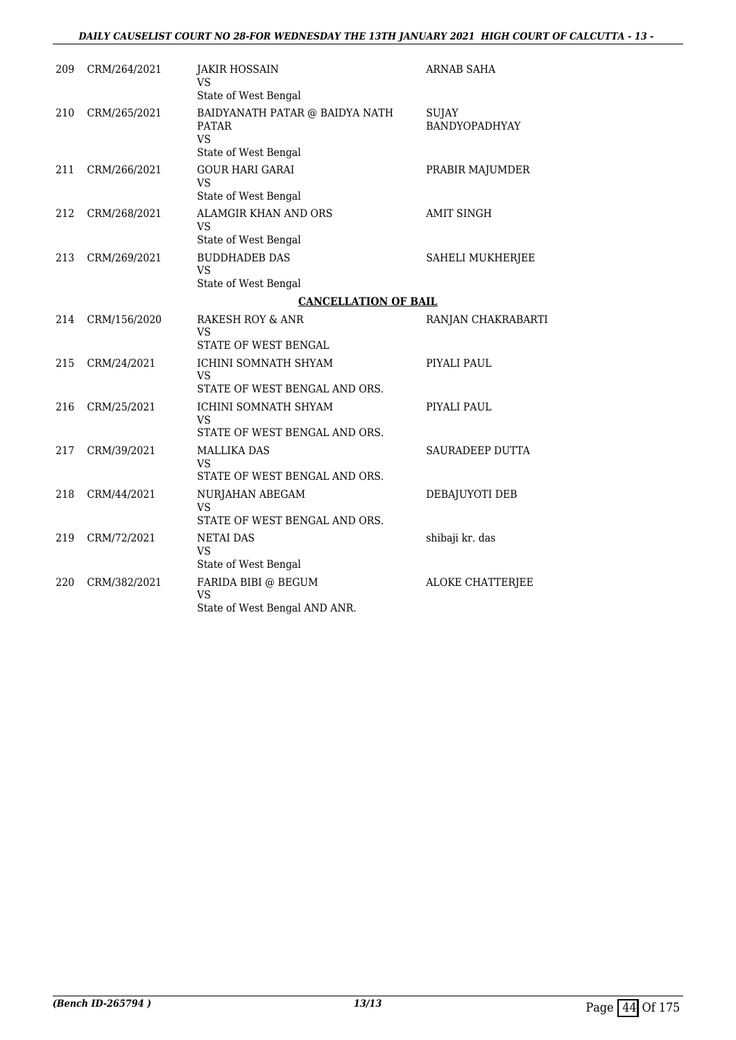| | | | |
|---|---|---|---|
| 209 | CRM/264/2021 | JAKIR HOSSAIN<br>VS<br>State of West Bengal | ARNAB SAHA |
| 210 | CRM/265/2021 | BAIDYANATH PATAR @ BAIDYA NATH PATAR<br>VS<br>State of West Bengal | SUJAY BANDYOPADHYAY |
| 211 | CRM/266/2021 | GOUR HARI GARAI<br>VS<br>State of West Bengal | PRABIR MAJUMDER |
| 212 | CRM/268/2021 | ALAMGIR KHAN AND ORS<br>VS<br>State of West Bengal | AMIT SINGH |
| 213 | CRM/269/2021 | BUDDHADEB DAS<br>VS<br>State of West Bengal | SAHELI MUKHERJEE |

**CANCELLATION OF BAIL**

| | | | |
|---|---|---|---|
| 214 | CRM/156/2020 | RAKESH ROY & ANR<br>VS<br>STATE OF WEST BENGAL | RANJAN CHAKRABARTI |
| 215 | CRM/24/2021 | ICHINI SOMNATH SHYAM<br>VS<br>STATE OF WEST BENGAL AND ORS. | PIYALI PAUL |
| 216 | CRM/25/2021 | ICHINI SOMNATH SHYAM<br>VS<br>STATE OF WEST BENGAL AND ORS. | PIYALI PAUL |
| 217 | CRM/39/2021 | MALLIKA DAS<br>VS<br>STATE OF WEST BENGAL AND ORS. | SAURADEEP DUTTA |
| 218 | CRM/44/2021 | NURJAHAN ABEGAM<br>VS<br>STATE OF WEST BENGAL AND ORS. | DEBAJUYOTI DEB |
| 219 | CRM/72/2021 | NETAI DAS<br>VS<br>State of West Bengal | shibaji kr. das |
| 220 | CRM/382/2021 | FARIDA BIBI @ BEGUM<br>VS<br>State of West Bengal AND ANR. | ALOKE CHATTERJEE |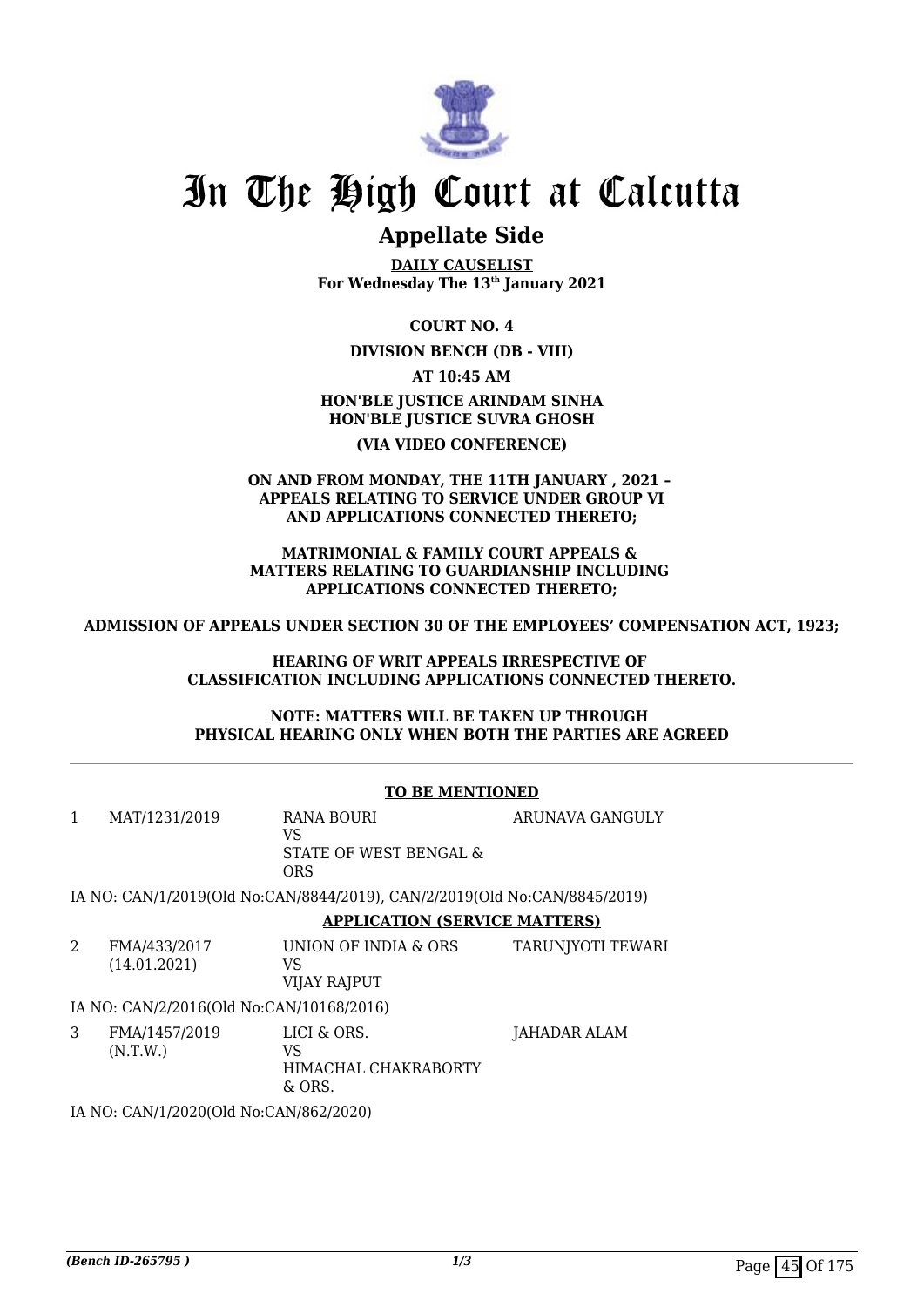# In The High Court at Calcutta

## Appellate Side

**DAILY CAUSELIST**
**For Wednesday The 13th January 2021**

**COURT NO. 4**

**DIVISION BENCH (DB - VIII)**

**AT 10:45 AM**

**HON'BLE JUSTICE ARINDAM SINHA**
**HON'BLE JUSTICE SUVRA GHOSH**

**(VIA VIDEO CONFERENCE)**

**ON AND FROM MONDAY, THE 11TH JANUARY , 2021 – APPEALS RELATING TO SERVICE UNDER GROUP VI AND APPLICATIONS CONNECTED THERETO;**

**MATRIMONIAL & FAMILY COURT APPEALS & MATTERS RELATING TO GUARDIANSHIP INCLUDING APPLICATIONS CONNECTED THERETO;**

**ADMISSION OF APPEALS UNDER SECTION 30 OF THE EMPLOYEES' COMPENSATION ACT, 1923;**

**HEARING OF WRIT APPEALS IRRESPECTIVE OF CLASSIFICATION INCLUDING APPLICATIONS CONNECTED THERETO.**

**NOTE: MATTERS WILL BE TAKEN UP THROUGH PHYSICAL HEARING ONLY WHEN BOTH THE PARTIES ARE AGREED**

**TO BE MENTIONED**

| | | | |
|---|---|---|---|
| 1 | MAT/1231/2019 | RANA BOURI<br>VS<br>STATE OF WEST BENGAL & ORS | ARUNAVA GANGULY |

IA NO: CAN/1/2019(Old No:CAN/8844/2019), CAN/2/2019(Old No:CAN/8845/2019)

**APPLICATION (SERVICE MATTERS)**

| | | | |
|---|---|---|---|
| 2 | FMA/433/2017<br>(14.01.2021) | UNION OF INDIA & ORS<br>VS<br>VIJAY RAJPUT | TARUNJYOTI TEWARI |

IA NO: CAN/2/2016(Old No:CAN/10168/2016)

| | | | |
|---|---|---|---|
| 3 | FMA/1457/2019<br>(N.T.W.) | LICI & ORS.<br>VS<br>HIMACHAL CHAKRABORTY & ORS. | JAHADAR ALAM |

IA NO: CAN/1/2020(Old No:CAN/862/2020)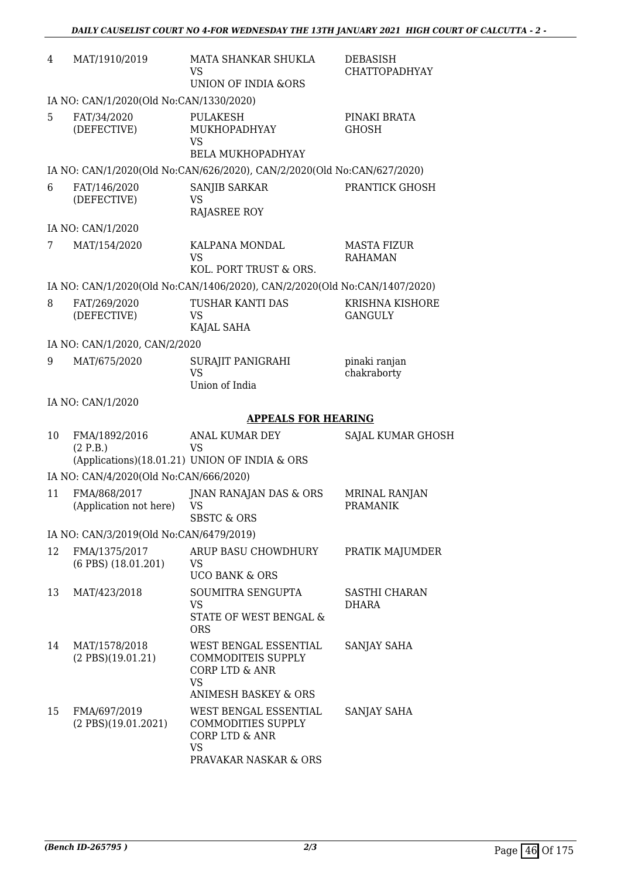| | | | |
|---|---|---|---|
| 4 | MAT/1910/2019 | MATA SHANKAR SHUKLA<br>VS<br>UNION OF INDIA &ORS | DEBASISH CHATTOPADHYAY |

IA NO: CAN/1/2020(Old No:CAN/1330/2020)

| | | | |
|---|---|---|---|
| 5 | FAT/34/2020 (DEFECTIVE) | PULAKESH MUKHOPADHYAY<br>VS<br>BELA MUKHOPADHYAY | PINAKI BRATA GHOSH |

IA NO: CAN/1/2020(Old No:CAN/626/2020), CAN/2/2020(Old No:CAN/627/2020)

| | | | |
|---|---|---|---|
| 6 | FAT/146/2020 (DEFECTIVE) | SANJIB SARKAR<br>VS<br>RAJASREE ROY | PRANTICK GHOSH |

IA NO: CAN/1/2020

| | | | |
|---|---|---|---|
| 7 | MAT/154/2020 | KALPANA MONDAL<br>VS<br>KOL. PORT TRUST & ORS. | MASTA FIZUR RAHAMAN |

IA NO: CAN/1/2020(Old No:CAN/1406/2020), CAN/2/2020(Old No:CAN/1407/2020)

| | | | |
|---|---|---|---|
| 8 | FAT/269/2020 (DEFECTIVE) | TUSHAR KANTI DAS<br>VS<br>KAJAL SAHA | KRISHNA KISHORE GANGULY |

IA NO: CAN/1/2020, CAN/2/2020

| | | | |
|---|---|---|---|
| 9 | MAT/675/2020 | SURAJIT PANIGRAHI<br>VS<br>Union of India | pinaki ranjan chakraborty |

IA NO: CAN/1/2020

## APPEALS FOR HEARING

| | | | |
|---|---|---|---|
| 10 | FMA/1892/2016 (2 P.B.) (Applications)(18.01.21) | ANAL KUMAR DEY<br>VS<br>UNION OF INDIA & ORS | SAJAL KUMAR GHOSH |

IA NO: CAN/4/2020(Old No:CAN/666/2020)

| | | | |
|---|---|---|---|
| 11 | FMA/868/2017 (Application not here) | JNAN RANAJAN DAS & ORS<br>VS<br>SBSTC & ORS | MRINAL RANJAN PRAMANIK |

IA NO: CAN/3/2019(Old No:CAN/6479/2019)

| | | | |
|---|---|---|---|
| 12 | FMA/1375/2017 (6 PBS) (18.01.201) | ARUP BASU CHOWDHURY<br>VS<br>UCO BANK & ORS | PRATIK MAJUMDER |
| 13 | MAT/423/2018 | SOUMITRA SENGUPTA<br>VS<br>STATE OF WEST BENGAL & ORS | SASTHI CHARAN DHARA |
| 14 | MAT/1578/2018 (2 PBS)(19.01.21) | WEST BENGAL ESSENTIAL COMMODITEIS SUPPLY CORP LTD & ANR<br>VS<br>ANIMESH BASKEY & ORS | SANJAY SAHA |
| 15 | FMA/697/2019 (2 PBS)(19.01.2021) | WEST BENGAL ESSENTIAL COMMODITIES SUPPLY CORP LTD & ANR<br>VS<br>PRAVAKAR NASKAR & ORS | SANJAY SAHA |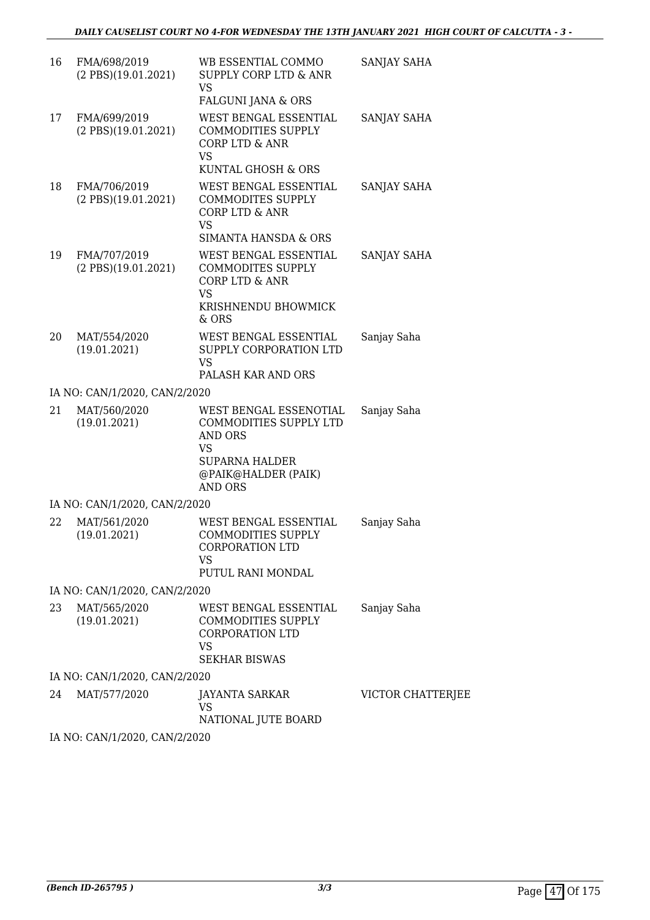| | | | |
|---|---|---|---|
| 16 | FMA/698/2019 (2 PBS)(19.01.2021) | WB ESSENTIAL COMMO SUPPLY CORP LTD & ANR VS FALGUNI JANA & ORS | SANJAY SAHA |
| 17 | FMA/699/2019 (2 PBS)(19.01.2021) | WEST BENGAL ESSENTIAL COMMODITIES SUPPLY CORP LTD & ANR VS KUNTAL GHOSH & ORS | SANJAY SAHA |
| 18 | FMA/706/2019 (2 PBS)(19.01.2021) | WEST BENGAL ESSENTIAL COMMODITES SUPPLY CORP LTD & ANR VS SIMANTA HANSDA & ORS | SANJAY SAHA |
| 19 | FMA/707/2019 (2 PBS)(19.01.2021) | WEST BENGAL ESSENTIAL COMMODITIES SUPPLY CORP LTD & ANR VS KRISHNENDU BHOWMICK & ORS | SANJAY SAHA |
| 20 | MAT/554/2020 (19.01.2021) | WEST BENGAL ESSENTIAL SUPPLY CORPORATION LTD VS PALASH KAR AND ORS | Sanjay Saha |
| | IA NO: CAN/1/2020, CAN/2/2020 | | |
| 21 | MAT/560/2020 (19.01.2021) | WEST BENGAL ESSENOTIAL COMMODITIES SUPPLY LTD AND ORS VS SUPARNA HALDER @PAIK@HALDER (PAIK) AND ORS | Sanjay Saha |
| | IA NO: CAN/1/2020, CAN/2/2020 | | |
| 22 | MAT/561/2020 (19.01.2021) | WEST BENGAL ESSENTIAL COMMODITIES SUPPLY CORPORATION LTD VS PUTUL RANI MONDAL | Sanjay Saha |
| | IA NO: CAN/1/2020, CAN/2/2020 | | |
| 23 | MAT/565/2020 (19.01.2021) | WEST BENGAL ESSENTIAL COMMODITIES SUPPLY CORPORATION LTD VS SEKHAR BISWAS | Sanjay Saha |
| | IA NO: CAN/1/2020, CAN/2/2020 | | |
| 24 | MAT/577/2020 | JAYANTA SARKAR VS NATIONAL JUTE BOARD | VICTOR CHATTERJEE |
| | IA NO: CAN/1/2020, CAN/2/2020 | | |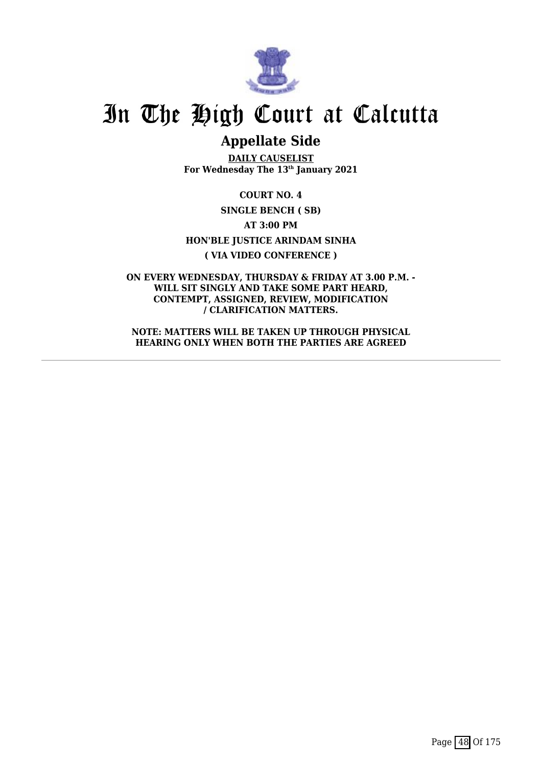# In The High Court at Calcutta

## Appellate Side

**DAILY CAUSELIST**
**For Wednesday The 13th January 2021**

**COURT NO. 4**

**SINGLE BENCH ( SB)**

**AT 3:00 PM**

**HON'BLE JUSTICE ARINDAM SINHA**

**( VIA VIDEO CONFERENCE )**

**ON EVERY WEDNESDAY, THURSDAY & FRIDAY AT 3.00 P.M. - WILL SIT SINGLY AND TAKE SOME PART HEARD, CONTEMPT, ASSIGNED, REVIEW, MODIFICATION / CLARIFICATION MATTERS.**

**NOTE: MATTERS WILL BE TAKEN UP THROUGH PHYSICAL HEARING ONLY WHEN BOTH THE PARTIES ARE AGREED**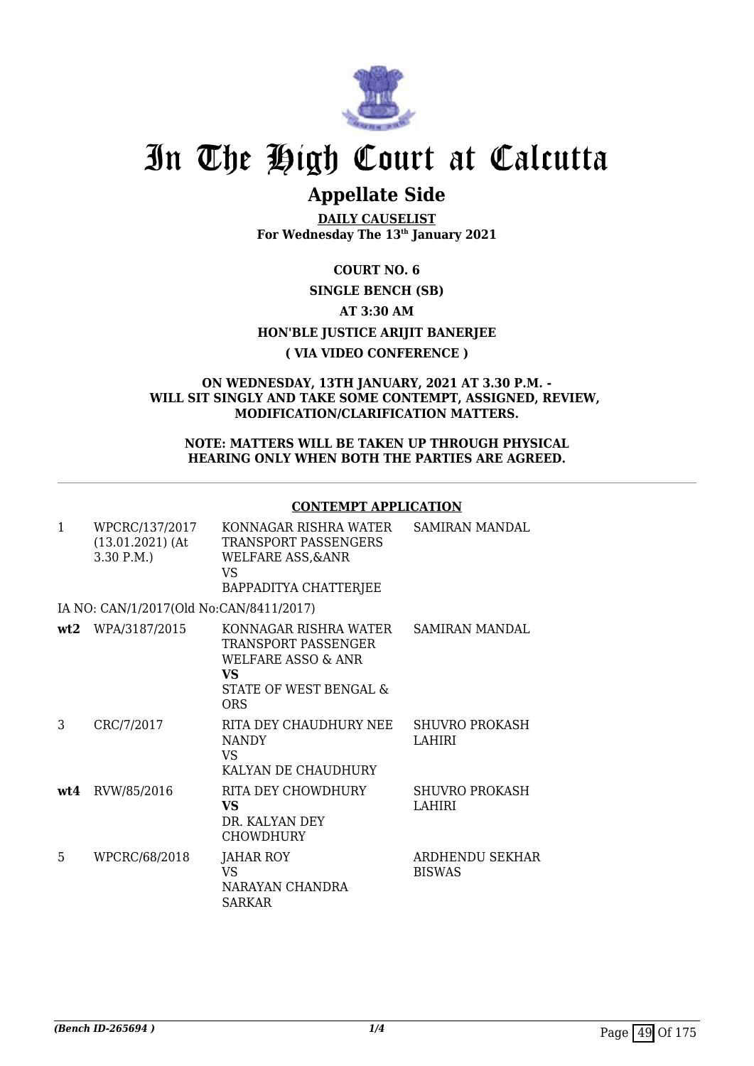# In The High Court at Calcutta

## Appellate Side

**DAILY CAUSELIST**
**For Wednesday The 13th January 2021**

**COURT NO. 6**

**SINGLE BENCH (SB)**

**AT 3:30 AM**

**HON'BLE JUSTICE ARIJIT BANERJEE**

**( VIA VIDEO CONFERENCE )**

**ON WEDNESDAY, 13TH JANUARY, 2021 AT 3.30 P.M. - WILL SIT SINGLY AND TAKE SOME CONTEMPT, ASSIGNED, REVIEW, MODIFICATION/CLARIFICATION MATTERS.**

**NOTE: MATTERS WILL BE TAKEN UP THROUGH PHYSICAL HEARING ONLY WHEN BOTH THE PARTIES ARE AGREED.**

**CONTEMPT APPLICATION**

| | | | |
|---|---|---|---|
| 1 | WPCRC/137/2017 (13.01.2021) (At 3.30 P.M.) | KONNAGAR RISHRA WATER TRANSPORT PASSENGERS WELFARE ASS,&ANR VS BAPPADITYA CHATTERJEE | SAMIRAN MANDAL |
| | IA NO: CAN/1/2017(Old No:CAN/8411/2017) | | |
| **wt2** | WPA/3187/2015 | KONNAGAR RISHRA WATER TRANSPORT PASSENGER WELFARE ASSO & ANR **VS** STATE OF WEST BENGAL & ORS | SAMIRAN MANDAL |
| 3 | CRC/7/2017 | RITA DEY CHAUDHURY NEE NANDY VS KALYAN DE CHAUDHURY | SHUVRO PROKASH LAHIRI |
| **wt4** | RVW/85/2016 | RITA DEY CHOWDHURY **VS** DR. KALYAN DEY CHOWDHURY | SHUVRO PROKASH LAHIRI |
| 5 | WPCRC/68/2018 | JAHAR ROY VS NARAYAN CHANDRA SARKAR | ARDHENDU SEKHAR BISWAS |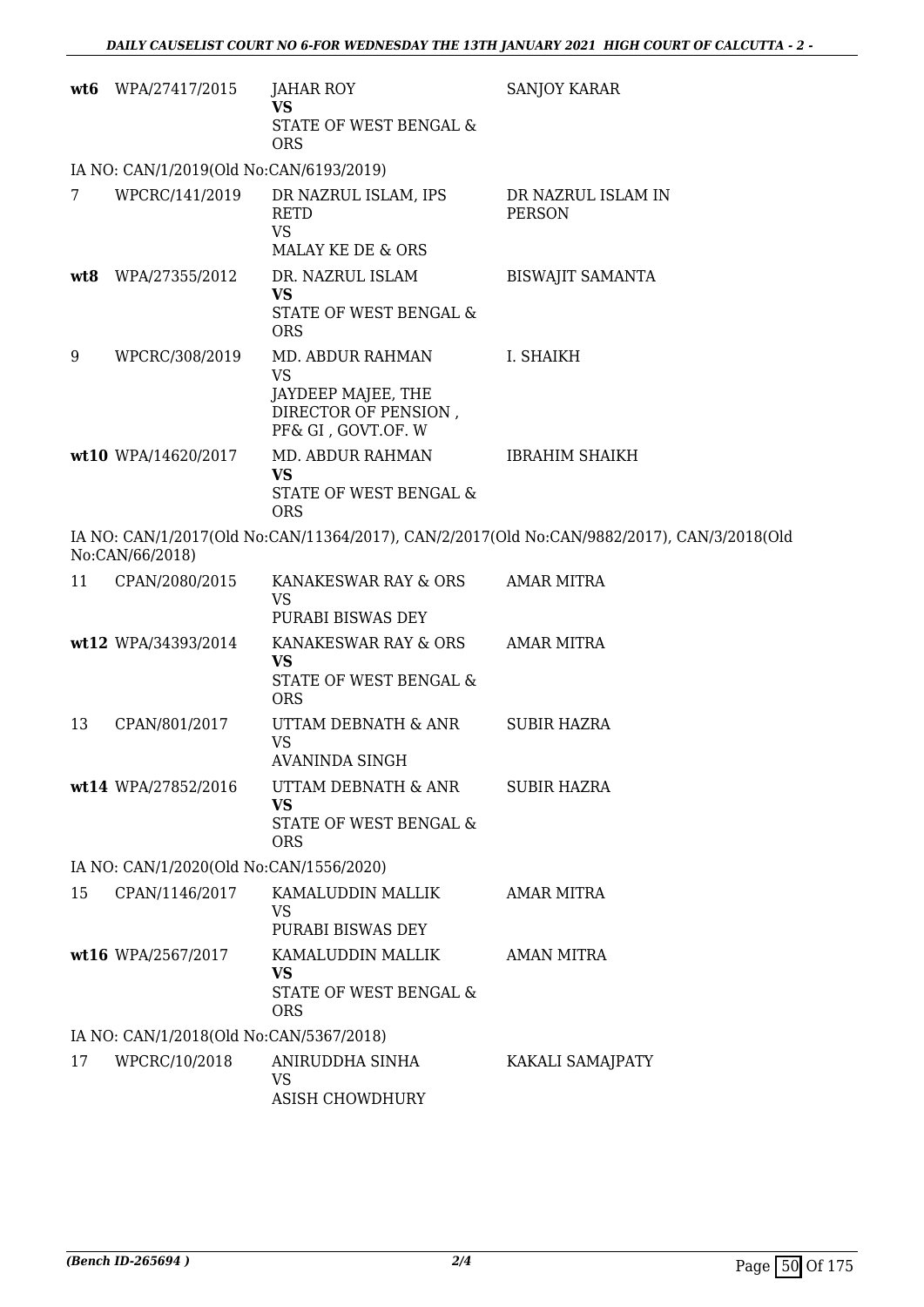| | | | |
|---|---|---|---|
| **wt6** | WPA/27417/2015 | JAHAR ROY<br>**VS**<br>STATE OF WEST BENGAL & ORS | SANJOY KARAR |

IA NO: CAN/1/2019(Old No:CAN/6193/2019)

| | | | |
|---|---|---|---|
| 7 | WPCRC/141/2019 | DR NAZRUL ISLAM, IPS RETD<br>VS<br>MALAY KE DE & ORS | DR NAZRUL ISLAM IN PERSON |
| **wt8** | WPA/27355/2012 | DR. NAZRUL ISLAM<br>**VS**<br>STATE OF WEST BENGAL & ORS | BISWAJIT SAMANTA |
| 9 | WPCRC/308/2019 | MD. ABDUR RAHMAN<br>VS<br>JAYDEEP MAJEE, THE DIRECTOR OF PENSION , PF& GI , GOVT.OF. W | I. SHAIKH |
| **wt10** | WPA/14620/2017 | MD. ABDUR RAHMAN<br>**VS**<br>STATE OF WEST BENGAL & ORS | IBRAHIM SHAIKH |

IA NO: CAN/1/2017(Old No:CAN/11364/2017), CAN/2/2017(Old No:CAN/9882/2017), CAN/3/2018(Old No:CAN/66/2018)

| | | | |
|---|---|---|---|
| 11 | CPAN/2080/2015 | KANAKESWAR RAY & ORS<br>VS<br>PURABI BISWAS DEY | AMAR MITRA |
| **wt12** | WPA/34393/2014 | KANAKESWAR RAY & ORS<br>**VS**<br>STATE OF WEST BENGAL & ORS | AMAR MITRA |
| 13 | CPAN/801/2017 | UTTAM DEBNATH & ANR<br>VS<br>AVANINDA SINGH | SUBIR HAZRA |
| **wt14** | WPA/27852/2016 | UTTAM DEBNATH & ANR<br>**VS**<br>STATE OF WEST BENGAL & ORS | SUBIR HAZRA |

IA NO: CAN/1/2020(Old No:CAN/1556/2020)

| | | | |
|---|---|---|---|
| 15 | CPAN/1146/2017 | KAMALUDDIN MALLIK<br>VS<br>PURABI BISWAS DEY | AMAR MITRA |
| **wt16** | WPA/2567/2017 | KAMALUDDIN MALLIK<br>**VS**<br>STATE OF WEST BENGAL & ORS | AMAN MITRA |

IA NO: CAN/1/2018(Old No:CAN/5367/2018)

| | | | |
|---|---|---|---|
| 17 | WPCRC/10/2018 | ANIRUDDHA SINHA<br>VS<br>ASISH CHOWDHURY | KAKALI SAMAJPATY |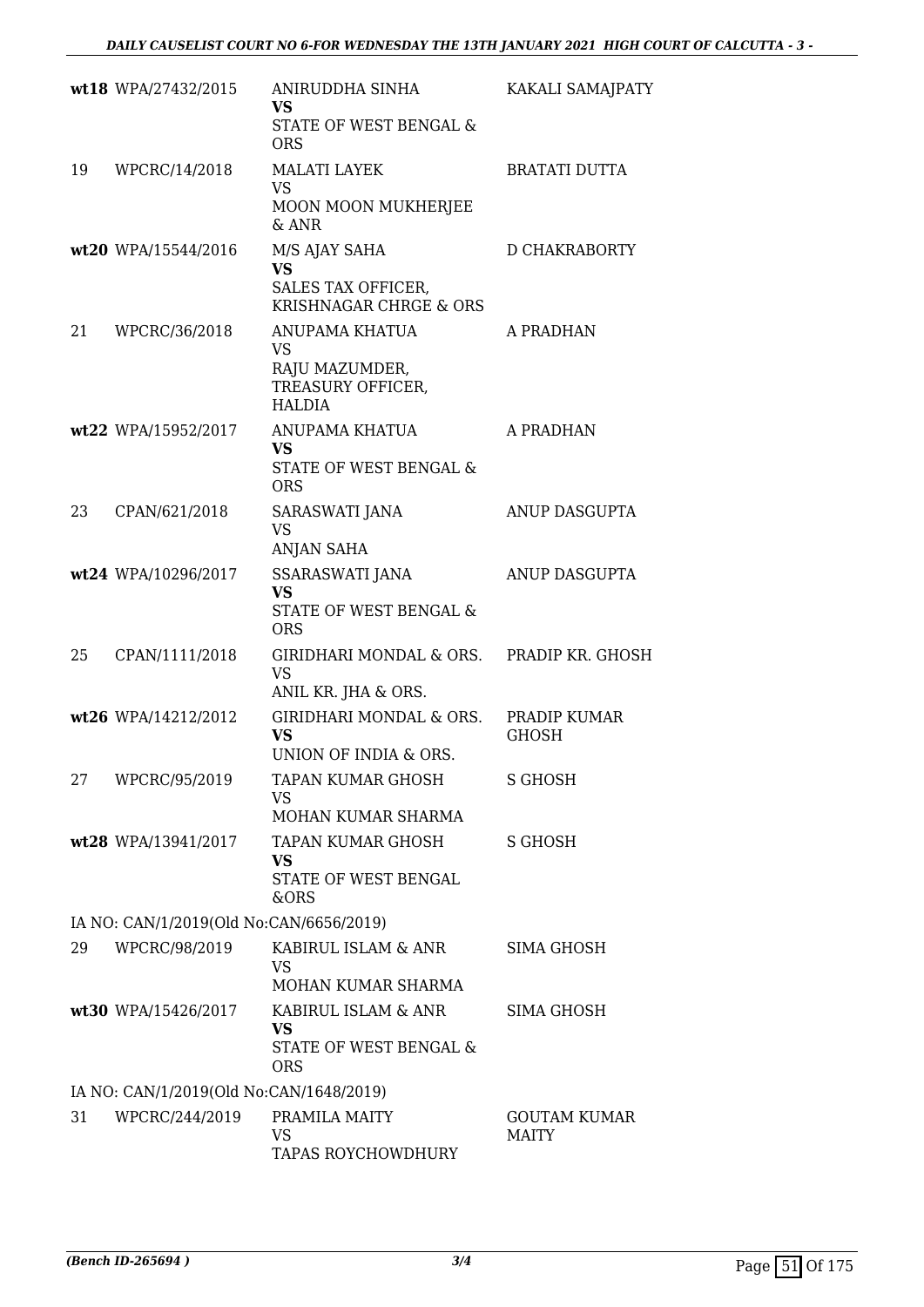| | | | |
|---|---|---|---|
| wt18 | WPA/27432/2015 | ANIRUDDHA SINHA **VS** STATE OF WEST BENGAL & ORS | KAKALI SAMAJPATY |
| 19 | WPCRC/14/2018 | MALATI LAYEK VS MOON MOON MUKHERJEE & ANR | BRATATI DUTTA |
| wt20 | WPA/15544/2016 | M/S AJAY SAHA **VS** SALES TAX OFFICER, KRISHNAGAR CHRGE & ORS | D CHAKRABORTY |
| 21 | WPCRC/36/2018 | ANUPAMA KHATUA VS RAJU MAZUMDER, TREASURY OFFICER, HALDIA | A PRADHAN |
| wt22 | WPA/15952/2017 | ANUPAMA KHATUA **VS** STATE OF WEST BENGAL & ORS | A PRADHAN |
| 23 | CPAN/621/2018 | SARASWATI JANA VS ANJAN SAHA | ANUP DASGUPTA |
| wt24 | WPA/10296/2017 | SSARASWATI JANA **VS** STATE OF WEST BENGAL & ORS | ANUP DASGUPTA |
| 25 | CPAN/1111/2018 | GIRIDHARI MONDAL & ORS. VS ANIL KR. JHA & ORS. | PRADIP KR. GHOSH |
| wt26 | WPA/14212/2012 | GIRIDHARI MONDAL & ORS. **VS** UNION OF INDIA & ORS. | PRADIP KUMAR GHOSH |
| 27 | WPCRC/95/2019 | TAPAN KUMAR GHOSH VS MOHAN KUMAR SHARMA | S GHOSH |
| wt28 | WPA/13941/2017 | TAPAN KUMAR GHOSH **VS** STATE OF WEST BENGAL &ORS | S GHOSH |
| IA NO: CAN/1/2019(Old No:CAN/6656/2019) | | | |
| 29 | WPCRC/98/2019 | KABIRUL ISLAM & ANR VS MOHAN KUMAR SHARMA | SIMA GHOSH |
| wt30 | WPA/15426/2017 | KABIRUL ISLAM & ANR **VS** STATE OF WEST BENGAL & ORS | SIMA GHOSH |
| IA NO: CAN/1/2019(Old No:CAN/1648/2019) | | | |
| 31 | WPCRC/244/2019 | PRAMILA MAITY VS TAPAS ROYCHOWDHURY | GOUTAM KUMAR MAITY |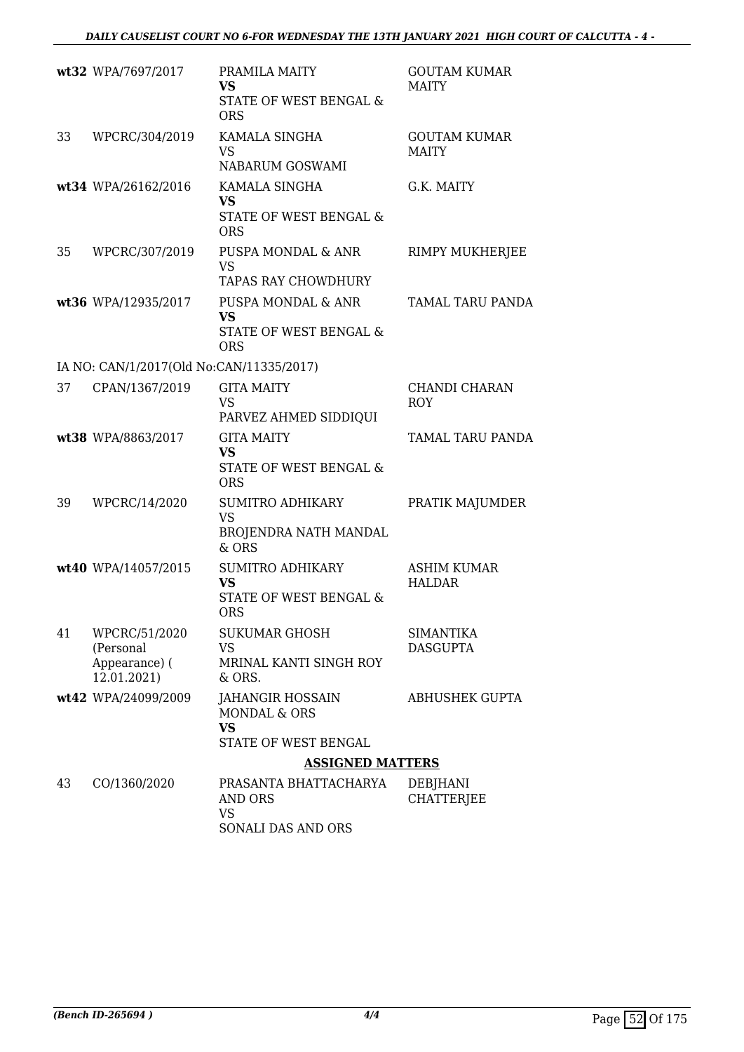| | | | |
|---|---|---|---|
| wt32 | WPA/7697/2017 | PRAMILA MAITY<br>**VS**<br>STATE OF WEST BENGAL & ORS | GOUTAM KUMAR MAITY |
| 33 | WPCRC/304/2019 | KAMALA SINGHA<br>VS<br>NABARUM GOSWAMI | GOUTAM KUMAR MAITY |
| wt34 | WPA/26162/2016 | KAMALA SINGHA<br>**VS**<br>STATE OF WEST BENGAL & ORS | G.K. MAITY |
| 35 | WPCRC/307/2019 | PUSPA MONDAL & ANR<br>VS<br>TAPAS RAY CHOWDHURY | RIMPY MUKHERJEE |
| wt36 | WPA/12935/2017 | PUSPA MONDAL & ANR<br>**VS**<br>STATE OF WEST BENGAL & ORS | TAMAL TARU PANDA |

IA NO: CAN/1/2017(Old No:CAN/11335/2017)

| | | | |
|---|---|---|---|
| 37 | CPAN/1367/2019 | GITA MAITY<br>VS<br>PARVEZ AHMED SIDDIQUI | CHANDI CHARAN ROY |
| wt38 | WPA/8863/2017 | GITA MAITY<br>**VS**<br>STATE OF WEST BENGAL & ORS | TAMAL TARU PANDA |
| 39 | WPCRC/14/2020 | SUMITRO ADHIKARY<br>VS<br>BROJENDRA NATH MANDAL & ORS | PRATIK MAJUMDER |
| wt40 | WPA/14057/2015 | SUMITRO ADHIKARY<br>**VS**<br>STATE OF WEST BENGAL & ORS | ASHIM KUMAR HALDAR |
| 41 | WPCRC/51/2020 (Personal Appearance) ( 12.01.2021) | SUKUMAR GHOSH<br>VS<br>MRINAL KANTI SINGH ROY & ORS. | SIMANTIKA DASGUPTA |
| wt42 | WPA/24099/2009 | JAHANGIR HOSSAIN MONDAL & ORS<br>**VS**<br>STATE OF WEST BENGAL | ABHUSHEK GUPTA |

**ASSIGNED MATTERS**

| | | | |
|---|---|---|---|
| 43 | CO/1360/2020 | PRASANTA BHATTACHARYA AND ORS<br>VS<br>SONALI DAS AND ORS | DEBJHANI CHATTERJEE |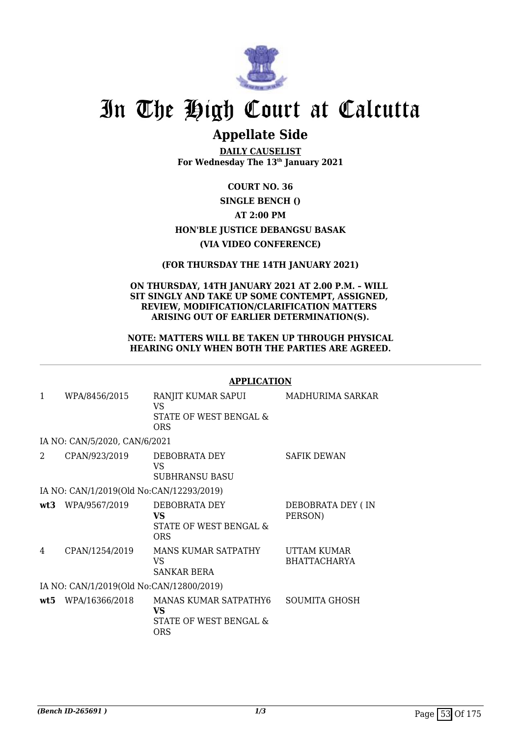# In The High Court at Calcutta

## Appellate Side

**DAILY CAUSELIST**
**For Wednesday The 13th January 2021**

**COURT NO. 36**

**SINGLE BENCH ()**

**AT 2:00 PM**

**HON'BLE JUSTICE DEBANGSU BASAK**

**(VIA VIDEO CONFERENCE)**

**(FOR THURSDAY THE 14TH JANUARY 2021)**

**ON THURSDAY, 14TH JANUARY 2021 AT 2.00 P.M. – WILL SIT SINGLY AND TAKE UP SOME CONTEMPT, ASSIGNED, REVIEW, MODIFICATION/CLARIFICATION MATTERS ARISING OUT OF EARLIER DETERMINATION(S).**

**NOTE: MATTERS WILL BE TAKEN UP THROUGH PHYSICAL HEARING ONLY WHEN BOTH THE PARTIES ARE AGREED.**

**APPLICATION**

| | | | |
|---|---|---|---|
| 1 | WPA/8456/2015 | RANJIT KUMAR SAPUI<br>VS<br>STATE OF WEST BENGAL & ORS | MADHURIMA SARKAR |
| | IA NO: CAN/5/2020, CAN/6/2021 | | |
| 2 | CPAN/923/2019 | DEBOBRATA DEY<br>VS<br>SUBHRANSU BASU | SAFIK DEWAN |
| | IA NO: CAN/1/2019(Old No:CAN/12293/2019) | | |
| **wt3** | WPA/9567/2019 | DEBOBRATA DEY<br>**VS**<br>STATE OF WEST BENGAL & ORS | DEBOBRATA DEY ( IN PERSON) |
| 4 | CPAN/1254/2019 | MANS KUMAR SATPATHY<br>VS<br>SANKAR BERA | UTTAM KUMAR BHATTACHARYA |
| | IA NO: CAN/1/2019(Old No:CAN/12800/2019) | | |
| **wt5** | WPA/16366/2018 | MANAS KUMAR SATPATHY6<br>**VS**<br>STATE OF WEST BENGAL & ORS | SOUMITA GHOSH |

*(Bench ID-265691 )*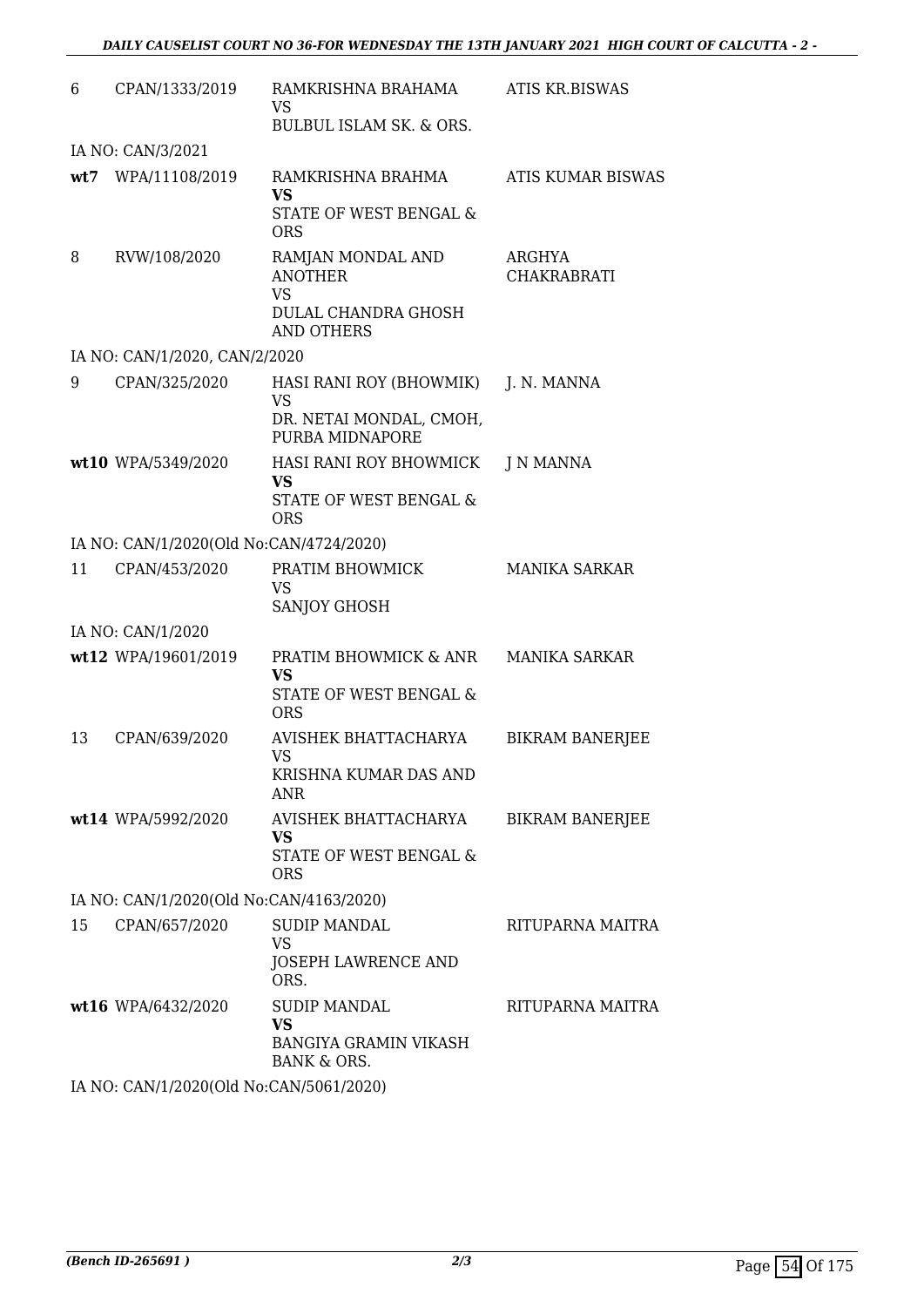| | | | |
|---|---|---|---|
| 6 | CPAN/1333/2019 | RAMKRISHNA BRAHAMA<br>VS<br>BULBUL ISLAM SK. & ORS. | ATIS KR.BISWAS |
| | IA NO: CAN/3/2021 | | |
| **wt7** | WPA/11108/2019 | RAMKRISHNA BRAHMA<br>**VS**<br>STATE OF WEST BENGAL & ORS | ATIS KUMAR BISWAS |
| 8 | RVW/108/2020 | RAMJAN MONDAL AND ANOTHER<br>VS<br>DULAL CHANDRA GHOSH AND OTHERS | ARGHYA CHAKRABRATI |
| | IA NO: CAN/1/2020, CAN/2/2020 | | |
| 9 | CPAN/325/2020 | HASI RANI ROY (BHOWMIK)<br>VS<br>DR. NETAI MONDAL, CMOH, PURBA MIDNAPORE | J. N. MANNA |
| **wt10** | WPA/5349/2020 | HASI RANI ROY BHOWMICK<br>**VS**<br>STATE OF WEST BENGAL & ORS | J N MANNA |
| | IA NO: CAN/1/2020(Old No:CAN/4724/2020) | | |
| 11 | CPAN/453/2020 | PRATIM BHOWMICK<br>VS<br>SANJOY GHOSH | MANIKA SARKAR |
| | IA NO: CAN/1/2020 | | |
| **wt12** | WPA/19601/2019 | PRATIM BHOWMICK & ANR<br>**VS**<br>STATE OF WEST BENGAL & ORS | MANIKA SARKAR |
| 13 | CPAN/639/2020 | AVISHEK BHATTACHARYA<br>VS<br>KRISHNA KUMAR DAS AND ANR | BIKRAM BANERJEE |
| **wt14** | WPA/5992/2020 | AVISHEK BHATTACHARYA<br>**VS**<br>STATE OF WEST BENGAL & ORS | BIKRAM BANERJEE |
| | IA NO: CAN/1/2020(Old No:CAN/4163/2020) | | |
| 15 | CPAN/657/2020 | SUDIP MANDAL<br>VS<br>JOSEPH LAWRENCE AND ORS. | RITUPARNA MAITRA |
| **wt16** | WPA/6432/2020 | SUDIP MANDAL<br>**VS**<br>BANGIYA GRAMIN VIKASH BANK & ORS. | RITUPARNA MAITRA |
| | IA NO: CAN/1/2020(Old No:CAN/5061/2020) | | |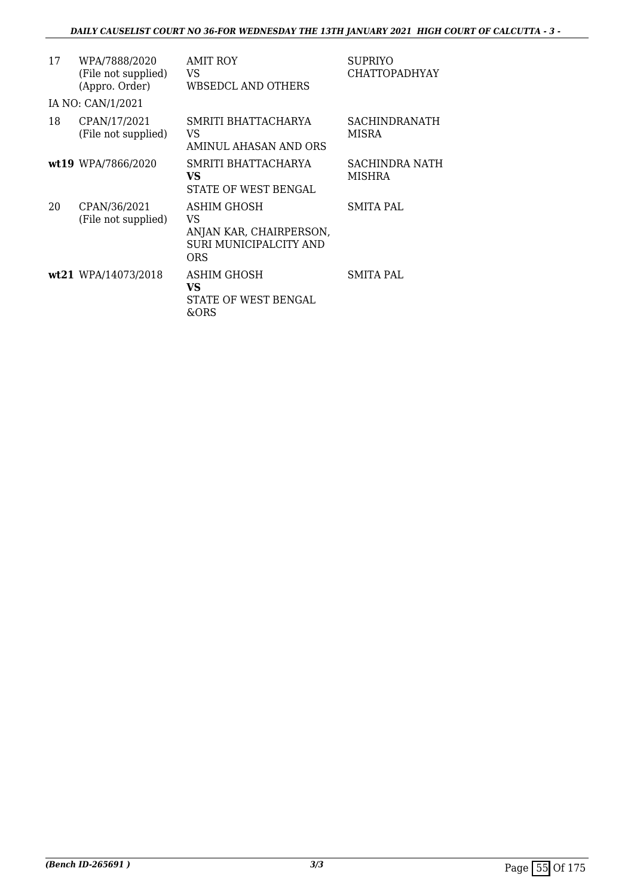| | | | |
|---|---|---|---|
| 17 | WPA/7888/2020 (File not supplied) (Appro. Order) | AMIT ROY VS WBSEDCL AND OTHERS | SUPRIYO CHATTOPADHYAY |
| | IA NO: CAN/1/2021 | | |
| 18 | CPAN/17/2021 (File not supplied) | SMRITI BHATTACHARYA VS AMINUL AHASAN AND ORS | SACHINDRANATH MISRA |
| **wt19** | WPA/7866/2020 | SMRITI BHATTACHARYA **VS** STATE OF WEST BENGAL | SACHINDRA NATH MISHRA |
| 20 | CPAN/36/2021 (File not supplied) | ASHIM GHOSH VS ANJAN KAR, CHAIRPERSON, SURI MUNICIPALCITY AND ORS | SMITA PAL |
| **wt21** | WPA/14073/2018 | ASHIM GHOSH **VS** STATE OF WEST BENGAL &ORS | SMITA PAL |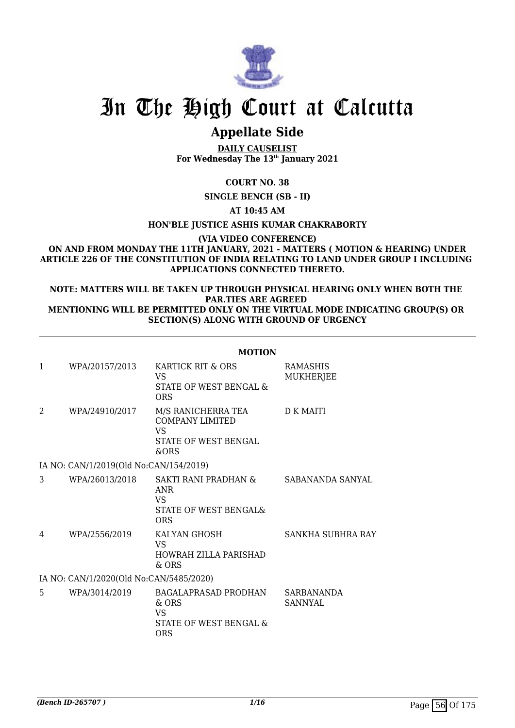# In The High Court at Calcutta

## Appellate Side

**DAILY CAUSELIST**
**For Wednesday The 13th January 2021**

**COURT NO. 38**

**SINGLE BENCH (SB - II)**

**AT 10:45 AM**

**HON'BLE JUSTICE ASHIS KUMAR CHAKRABORTY**

**(VIA VIDEO CONFERENCE)**
**ON AND FROM MONDAY THE 11TH JANUARY, 2021 - MATTERS ( MOTION & HEARING) UNDER ARTICLE 226 OF THE CONSTITUTION OF INDIA RELATING TO LAND UNDER GROUP I INCLUDING APPLICATIONS CONNECTED THERETO.**

**NOTE: MATTERS WILL BE TAKEN UP THROUGH PHYSICAL HEARING ONLY WHEN BOTH THE PAR.TIES ARE AGREED**
**MENTIONING WILL BE PERMITTED ONLY ON THE VIRTUAL MODE INDICATING GROUP(S) OR SECTION(S) ALONG WITH GROUND OF URGENCY**

**MOTION**

| | | | |
|---|---|---|---|
| 1 | WPA/20157/2013 | KARTICK RIT & ORS<br>VS<br>STATE OF WEST BENGAL & ORS | RAMASHIS MUKHERJEE |
| 2 | WPA/24910/2017 | M/S RANICHERRA TEA COMPANY LIMITED<br>VS<br>STATE OF WEST BENGAL &ORS | D K MAITI |
| | IA NO: CAN/1/2019(Old No:CAN/154/2019) | | |
| 3 | WPA/26013/2018 | SAKTI RANI PRADHAN & ANR<br>VS<br>STATE OF WEST BENGAL& ORS | SABANANDA SANYAL |
| 4 | WPA/2556/2019 | KALYAN GHOSH<br>VS<br>HOWRAH ZILLA PARISHAD & ORS | SANKHA SUBHRA RAY |
| | IA NO: CAN/1/2020(Old No:CAN/5485/2020) | | |
| 5 | WPA/3014/2019 | BAGALAPRASAD PRODHAN & ORS<br>VS<br>STATE OF WEST BENGAL & ORS | SARBANANDA SANNYAL |

*(Bench ID-265707 )*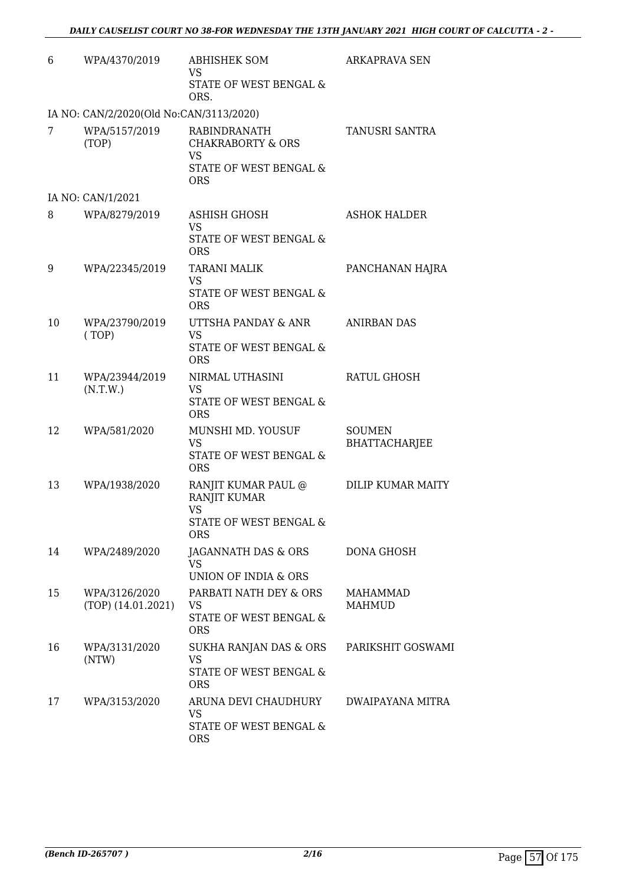| | | | |
|---|---|---|---|
| 6 | WPA/4370/2019 | ABHISHEK SOM<br>VS<br>STATE OF WEST BENGAL & ORS. | ARKAPRAVA SEN |
| | IA NO: CAN/2/2020(Old No:CAN/3113/2020) | | |
| 7 | WPA/5157/2019 (TOP) | RABINDRANATH CHAKRABORTY & ORS<br>VS<br>STATE OF WEST BENGAL & ORS | TANUSRI SANTRA |
| | IA NO: CAN/1/2021 | | |
| 8 | WPA/8279/2019 | ASHISH GHOSH<br>VS<br>STATE OF WEST BENGAL & ORS | ASHOK HALDER |
| 9 | WPA/22345/2019 | TARANI MALIK<br>VS<br>STATE OF WEST BENGAL & ORS | PANCHANAN HAJRA |
| 10 | WPA/23790/2019 ( TOP) | UTTSHA PANDAY & ANR<br>VS<br>STATE OF WEST BENGAL & ORS | ANIRBAN DAS |
| 11 | WPA/23944/2019 (N.T.W.) | NIRMAL UTHASINI<br>VS<br>STATE OF WEST BENGAL & ORS | RATUL GHOSH |
| 12 | WPA/581/2020 | MUNSHI MD. YOUSUF<br>VS<br>STATE OF WEST BENGAL & ORS | SOUMEN BHATTACHARJEE |
| 13 | WPA/1938/2020 | RANJIT KUMAR PAUL @ RANJIT KUMAR<br>VS<br>STATE OF WEST BENGAL & ORS | DILIP KUMAR MAITY |
| 14 | WPA/2489/2020 | JAGANNATH DAS & ORS<br>VS<br>UNION OF INDIA & ORS | DONA GHOSH |
| 15 | WPA/3126/2020 (TOP) (14.01.2021) | PARBATI NATH DEY & ORS<br>VS<br>STATE OF WEST BENGAL & ORS | MAHAMMAD MAHMUD |
| 16 | WPA/3131/2020 (NTW) | SUKHA RANJAN DAS & ORS<br>VS<br>STATE OF WEST BENGAL & ORS | PARIKSHIT GOSWAMI |
| 17 | WPA/3153/2020 | ARUNA DEVI CHAUDHURY<br>VS<br>STATE OF WEST BENGAL & ORS | DWAIPAYANA MITRA |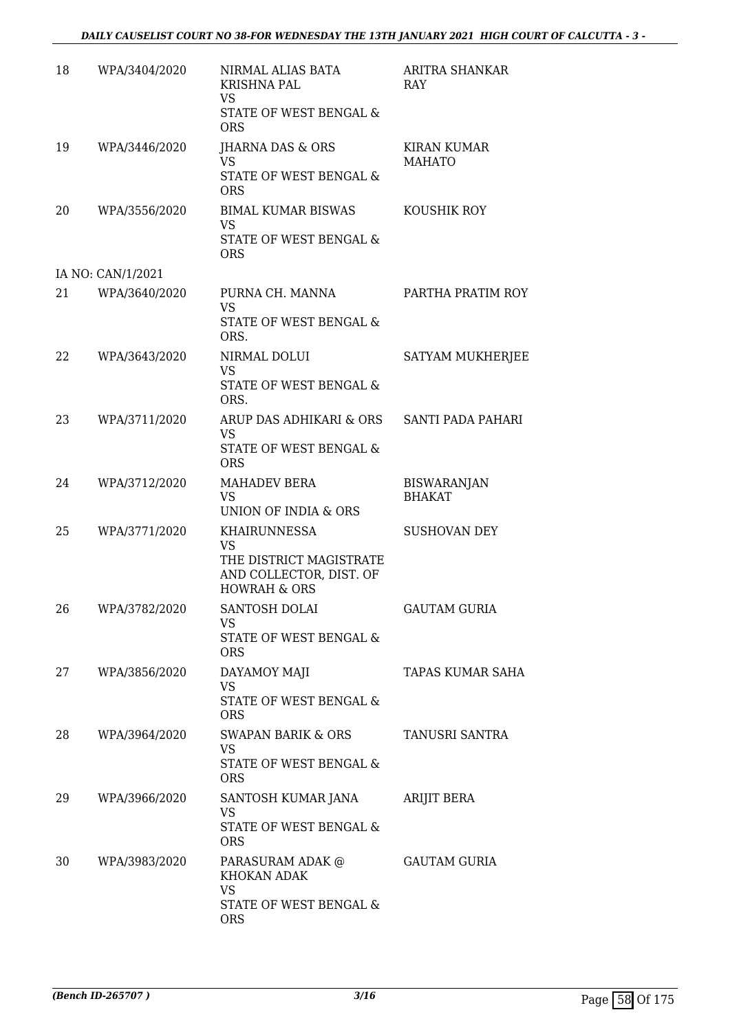| | | | |
|---|---|---|---|
| 18 | WPA/3404/2020 | NIRMAL ALIAS BATA KRISHNA PAL<br>VS<br>STATE OF WEST BENGAL & ORS | ARITRA SHANKAR RAY |
| 19 | WPA/3446/2020 | JHARNA DAS & ORS<br>VS<br>STATE OF WEST BENGAL & ORS | KIRAN KUMAR MAHATO |
| 20 | WPA/3556/2020 | BIMAL KUMAR BISWAS<br>VS<br>STATE OF WEST BENGAL & ORS | KOUSHIK ROY |
| | IA NO: CAN/1/2021 | | |
| 21 | WPA/3640/2020 | PURNA CH. MANNA<br>VS<br>STATE OF WEST BENGAL & ORS. | PARTHA PRATIM ROY |
| 22 | WPA/3643/2020 | NIRMAL DOLUI<br>VS<br>STATE OF WEST BENGAL & ORS. | SATYAM MUKHERJEE |
| 23 | WPA/3711/2020 | ARUP DAS ADHIKARI & ORS<br>VS<br>STATE OF WEST BENGAL & ORS | SANTI PADA PAHARI |
| 24 | WPA/3712/2020 | MAHADEV BERA<br>VS<br>UNION OF INDIA & ORS | BISWARANJAN BHAKAT |
| 25 | WPA/3771/2020 | KHAIRUNNESSA<br>VS<br>THE DISTRICT MAGISTRATE AND COLLECTOR, DIST. OF HOWRAH & ORS | SUSHOVAN DEY |
| 26 | WPA/3782/2020 | SANTOSH DOLAI<br>VS<br>STATE OF WEST BENGAL & ORS | GAUTAM GURIA |
| 27 | WPA/3856/2020 | DAYAMOY MAJI<br>VS<br>STATE OF WEST BENGAL & ORS | TAPAS KUMAR SAHA |
| 28 | WPA/3964/2020 | SWAPAN BARIK & ORS<br>VS<br>STATE OF WEST BENGAL & ORS | TANUSRI SANTRA |
| 29 | WPA/3966/2020 | SANTOSH KUMAR JANA<br>VS<br>STATE OF WEST BENGAL & ORS | ARIJIT BERA |
| 30 | WPA/3983/2020 | PARASURAM ADAK @ KHOKAN ADAK<br>VS<br>STATE OF WEST BENGAL & ORS | GAUTAM GURIA |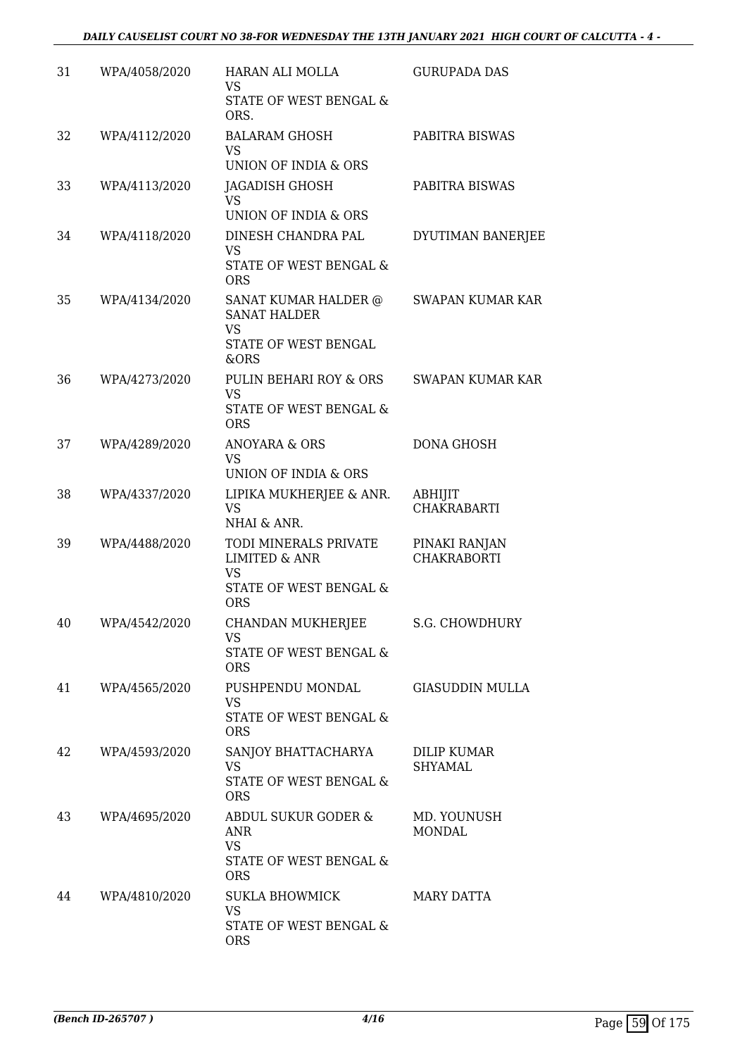| | | | |
|---|---|---|---|
| 31 | WPA/4058/2020 | HARAN ALI MOLLA VS STATE OF WEST BENGAL & ORS. | GURUPADA DAS |
| 32 | WPA/4112/2020 | BALARAM GHOSH VS UNION OF INDIA & ORS | PABITRA BISWAS |
| 33 | WPA/4113/2020 | JAGADISH GHOSH VS UNION OF INDIA & ORS | PABITRA BISWAS |
| 34 | WPA/4118/2020 | DINESH CHANDRA PAL VS STATE OF WEST BENGAL & ORS | DYUTIMAN BANERJEE |
| 35 | WPA/4134/2020 | SANAT KUMAR HALDER @ SANAT HALDER VS STATE OF WEST BENGAL &ORS | SWAPAN KUMAR KAR |
| 36 | WPA/4273/2020 | PULIN BEHARI ROY & ORS VS STATE OF WEST BENGAL & ORS | SWAPAN KUMAR KAR |
| 37 | WPA/4289/2020 | ANOYARA & ORS VS UNION OF INDIA & ORS | DONA GHOSH |
| 38 | WPA/4337/2020 | LIPIKA MUKHERJEE & ANR. VS NHAI & ANR. | ABHIJIT CHAKRABARTI |
| 39 | WPA/4488/2020 | TODI MINERALS PRIVATE LIMITED & ANR VS STATE OF WEST BENGAL & ORS | PINAKI RANJAN CHAKRABORTI |
| 40 | WPA/4542/2020 | CHANDAN MUKHERJEE VS STATE OF WEST BENGAL & ORS | S.G. CHOWDHURY |
| 41 | WPA/4565/2020 | PUSHPENDU MONDAL VS STATE OF WEST BENGAL & ORS | GIASUDDIN MULLA |
| 42 | WPA/4593/2020 | SANJOY BHATTACHARYA VS STATE OF WEST BENGAL & ORS | DILIP KUMAR SHYAMAL |
| 43 | WPA/4695/2020 | ABDUL SUKUR GODER & ANR VS STATE OF WEST BENGAL & ORS | MD. YOUNUSH MONDAL |
| 44 | WPA/4810/2020 | SUKLA BHOWMICK VS STATE OF WEST BENGAL & ORS | MARY DATTA |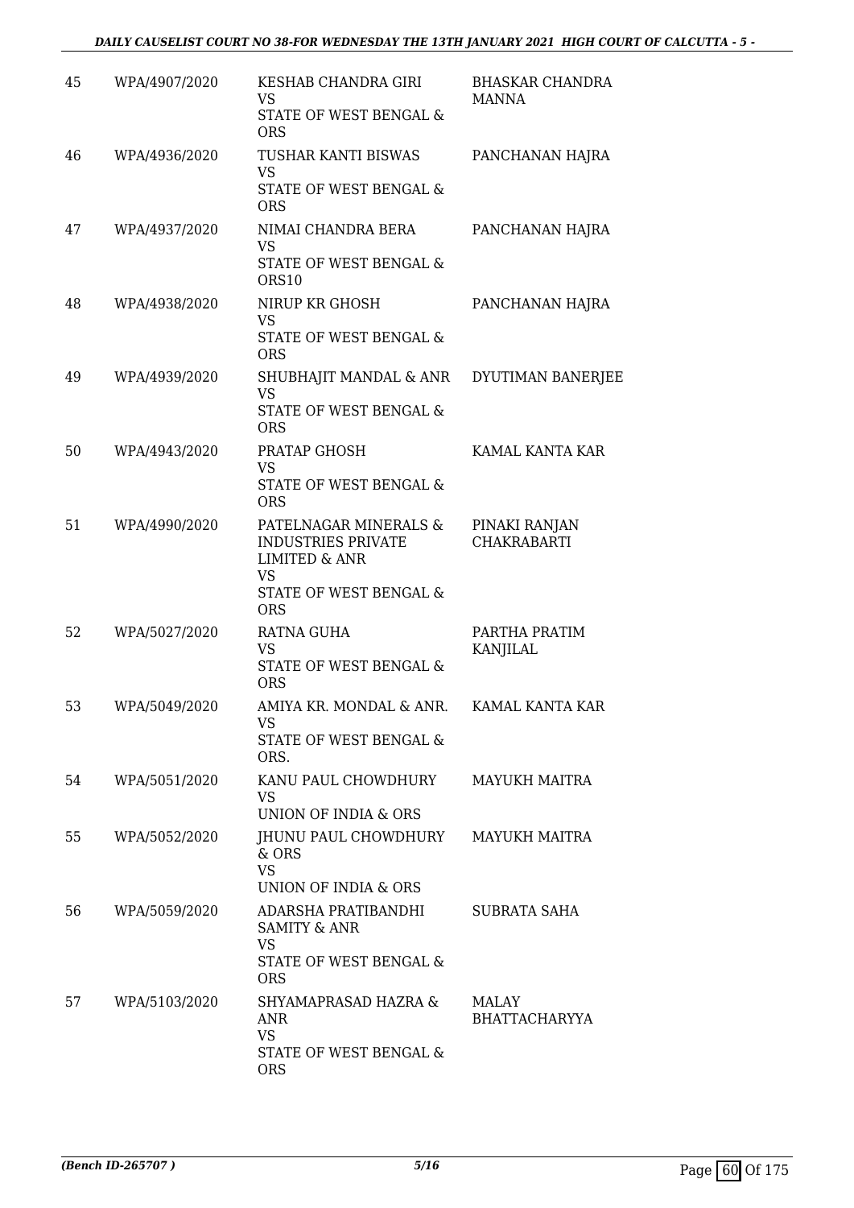| | | | |
|---|---|---|---|
| 45 | WPA/4907/2020 | KESHAB CHANDRA GIRI<br>VS<br>STATE OF WEST BENGAL & ORS | BHASKAR CHANDRA MANNA |
| 46 | WPA/4936/2020 | TUSHAR KANTI BISWAS<br>VS<br>STATE OF WEST BENGAL & ORS | PANCHANAN HAJRA |
| 47 | WPA/4937/2020 | NIMAI CHANDRA BERA<br>VS<br>STATE OF WEST BENGAL & ORS10 | PANCHANAN HAJRA |
| 48 | WPA/4938/2020 | NIRUP KR GHOSH<br>VS<br>STATE OF WEST BENGAL & ORS | PANCHANAN HAJRA |
| 49 | WPA/4939/2020 | SHUBHAJIT MANDAL & ANR<br>VS<br>STATE OF WEST BENGAL & ORS | DYUTIMAN BANERJEE |
| 50 | WPA/4943/2020 | PRATAP GHOSH<br>VS<br>STATE OF WEST BENGAL & ORS | KAMAL KANTA KAR |
| 51 | WPA/4990/2020 | PATELNAGAR MINERALS & INDUSTRIES PRIVATE LIMITED & ANR<br>VS<br>STATE OF WEST BENGAL & ORS | PINAKI RANJAN CHAKRABARTI |
| 52 | WPA/5027/2020 | RATNA GUHA<br>VS<br>STATE OF WEST BENGAL & ORS | PARTHA PRATIM KANJILAL |
| 53 | WPA/5049/2020 | AMIYA KR. MONDAL & ANR.<br>VS<br>STATE OF WEST BENGAL & ORS. | KAMAL KANTA KAR |
| 54 | WPA/5051/2020 | KANU PAUL CHOWDHURY<br>VS<br>UNION OF INDIA & ORS | MAYUKH MAITRA |
| 55 | WPA/5052/2020 | JHUNU PAUL CHOWDHURY & ORS<br>VS<br>UNION OF INDIA & ORS | MAYUKH MAITRA |
| 56 | WPA/5059/2020 | ADARSHA PRATIBANDHI SAMITY & ANR<br>VS<br>STATE OF WEST BENGAL & ORS | SUBRATA SAHA |
| 57 | WPA/5103/2020 | SHYAMAPRASAD HAZRA & ANR<br>VS<br>STATE OF WEST BENGAL & ORS | MALAY BHATTACHARYYA |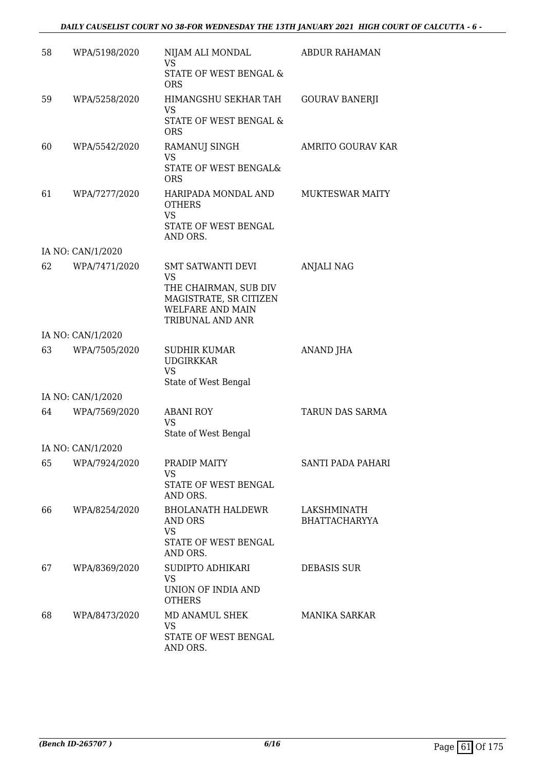| | | | |
|---|---|---|---|
| 58 | WPA/5198/2020 | NIJAM ALI MONDAL<br>VS<br>STATE OF WEST BENGAL & ORS | ABDUR RAHAMAN |
| 59 | WPA/5258/2020 | HIMANGSHU SEKHAR TAH<br>VS<br>STATE OF WEST BENGAL & ORS | GOURAV BANERJI |
| 60 | WPA/5542/2020 | RAMANUJ SINGH<br>VS<br>STATE OF WEST BENGAL& ORS | AMRITO GOURAV KAR |
| 61 | WPA/7277/2020 | HARIPADA MONDAL AND OTHERS<br>VS<br>STATE OF WEST BENGAL AND ORS. | MUKTESWAR MAITY |
| | IA NO: CAN/1/2020 | | |
| 62 | WPA/7471/2020 | SMT SATWANTI DEVI<br>VS<br>THE CHAIRMAN, SUB DIV MAGISTRATE, SR CITIZEN WELFARE AND MAIN TRIBUNAL AND ANR | ANJALI NAG |
| | IA NO: CAN/1/2020 | | |
| 63 | WPA/7505/2020 | SUDHIR KUMAR UDGIRKKAR<br>VS<br>State of West Bengal | ANAND JHA |
| | IA NO: CAN/1/2020 | | |
| 64 | WPA/7569/2020 | ABANI ROY<br>VS<br>State of West Bengal | TARUN DAS SARMA |
| | IA NO: CAN/1/2020 | | |
| 65 | WPA/7924/2020 | PRADIP MAITY<br>VS<br>STATE OF WEST BENGAL AND ORS. | SANTI PADA PAHARI |
| 66 | WPA/8254/2020 | BHOLANATH HALDEWR AND ORS<br>VS<br>STATE OF WEST BENGAL AND ORS. | LAKSHMINATH BHATTACHARYYA |
| 67 | WPA/8369/2020 | SUDIPTO ADHIKARI<br>VS<br>UNION OF INDIA AND OTHERS | DEBASIS SUR |
| 68 | WPA/8473/2020 | MD ANAMUL SHEK<br>VS<br>STATE OF WEST BENGAL AND ORS. | MANIKA SARKAR |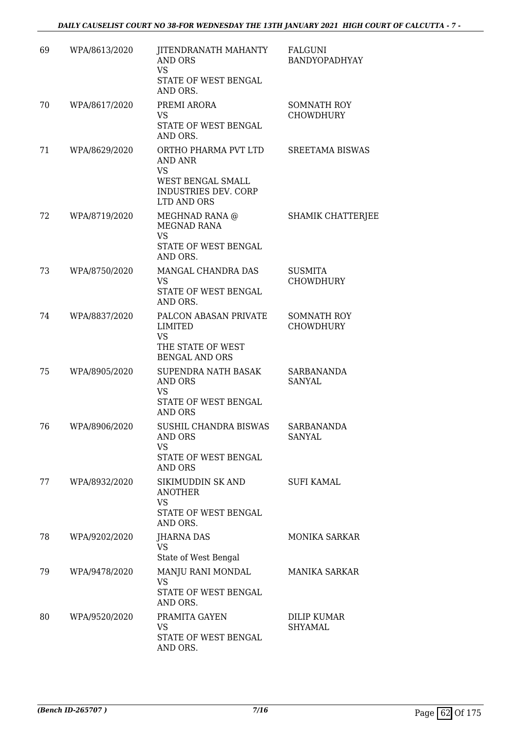| | | | |
|---|---|---|---|
| 69 | WPA/8613/2020 | JITENDRANATH MAHANTY AND ORS<br>VS<br>STATE OF WEST BENGAL AND ORS. | FALGUNI BANDYOPADHYAY |
| 70 | WPA/8617/2020 | PREMI ARORA<br>VS<br>STATE OF WEST BENGAL AND ORS. | SOMNATH ROY CHOWDHURY |
| 71 | WPA/8629/2020 | ORTHO PHARMA PVT LTD AND ANR<br>VS<br>WEST BENGAL SMALL INDUSTRIES DEV. CORP LTD AND ORS | SREETAMA BISWAS |
| 72 | WPA/8719/2020 | MEGHNAD RANA @ MEGNAD RANA<br>VS<br>STATE OF WEST BENGAL AND ORS. | SHAMIK CHATTERJEE |
| 73 | WPA/8750/2020 | MANGAL CHANDRA DAS<br>VS<br>STATE OF WEST BENGAL AND ORS. | SUSMITA CHOWDHURY |
| 74 | WPA/8837/2020 | PALCON ABASAN PRIVATE LIMITED<br>VS<br>THE STATE OF WEST BENGAL AND ORS | SOMNATH ROY CHOWDHURY |
| 75 | WPA/8905/2020 | SUPENDRA NATH BASAK AND ORS<br>VS<br>STATE OF WEST BENGAL AND ORS | SARBANANDA SANYAL |
| 76 | WPA/8906/2020 | SUSHIL CHANDRA BISWAS AND ORS<br>VS<br>STATE OF WEST BENGAL AND ORS | SARBANANDA SANYAL |
| 77 | WPA/8932/2020 | SIKIMUDDIN SK AND ANOTHER<br>VS<br>STATE OF WEST BENGAL AND ORS. | SUFI KAMAL |
| 78 | WPA/9202/2020 | JHARNA DAS<br>VS<br>State of West Bengal | MONIKA SARKAR |
| 79 | WPA/9478/2020 | MANJU RANI MONDAL<br>VS<br>STATE OF WEST BENGAL AND ORS. | MANIKA SARKAR |
| 80 | WPA/9520/2020 | PRAMITA GAYEN<br>VS<br>STATE OF WEST BENGAL AND ORS. | DILIP KUMAR SHYAMAL |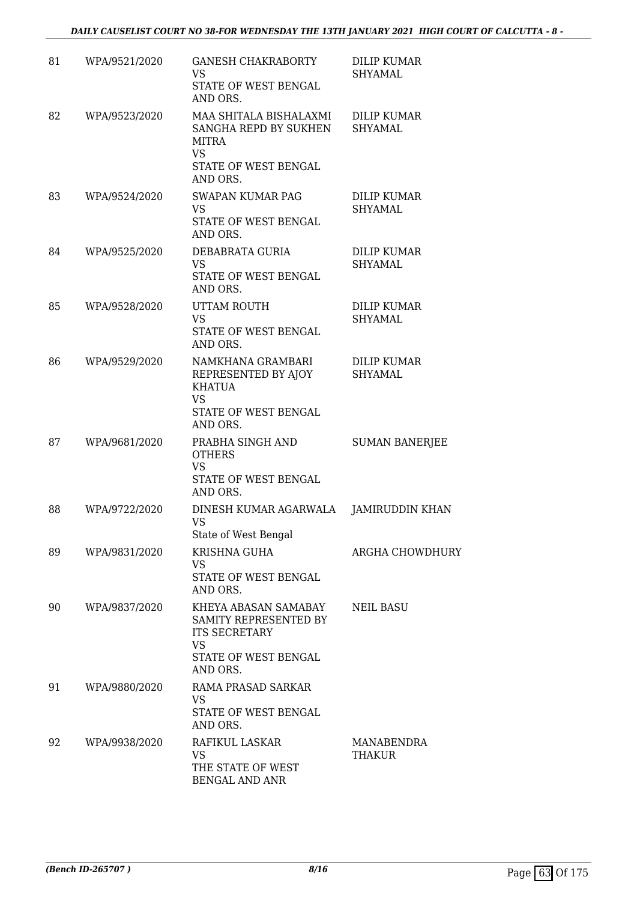| | | | |
|---|---|---|---|
| 81 | WPA/9521/2020 | GANESH CHAKRABORTY<br>VS<br>STATE OF WEST BENGAL AND ORS. | DILIP KUMAR SHYAMAL |
| 82 | WPA/9523/2020 | MAA SHITALA BISHALAXMI SANGHA REPD BY SUKHEN MITRA<br>VS<br>STATE OF WEST BENGAL AND ORS. | DILIP KUMAR SHYAMAL |
| 83 | WPA/9524/2020 | SWAPAN KUMAR PAG<br>VS<br>STATE OF WEST BENGAL AND ORS. | DILIP KUMAR SHYAMAL |
| 84 | WPA/9525/2020 | DEBABRATA GURIA<br>VS<br>STATE OF WEST BENGAL AND ORS. | DILIP KUMAR SHYAMAL |
| 85 | WPA/9528/2020 | UTTAM ROUTH<br>VS<br>STATE OF WEST BENGAL AND ORS. | DILIP KUMAR SHYAMAL |
| 86 | WPA/9529/2020 | NAMKHANA GRAMBARI REPRESENTED BY AJOY KHATUA<br>VS<br>STATE OF WEST BENGAL AND ORS. | DILIP KUMAR SHYAMAL |
| 87 | WPA/9681/2020 | PRABHA SINGH AND OTHERS<br>VS<br>STATE OF WEST BENGAL AND ORS. | SUMAN BANERJEE |
| 88 | WPA/9722/2020 | DINESH KUMAR AGARWALA<br>VS<br>State of West Bengal | JAMIRUDDIN KHAN |
| 89 | WPA/9831/2020 | KRISHNA GUHA<br>VS<br>STATE OF WEST BENGAL AND ORS. | ARGHA CHOWDHURY |
| 90 | WPA/9837/2020 | KHEYA ABASAN SAMABAY SAMITY REPRESENTED BY ITS SECRETARY<br>VS<br>STATE OF WEST BENGAL AND ORS. | NEIL BASU |
| 91 | WPA/9880/2020 | RAMA PRASAD SARKAR<br>VS<br>STATE OF WEST BENGAL AND ORS. | |
| 92 | WPA/9938/2020 | RAFIKUL LASKAR<br>VS<br>THE STATE OF WEST BENGAL AND ANR | MANABENDRA THAKUR |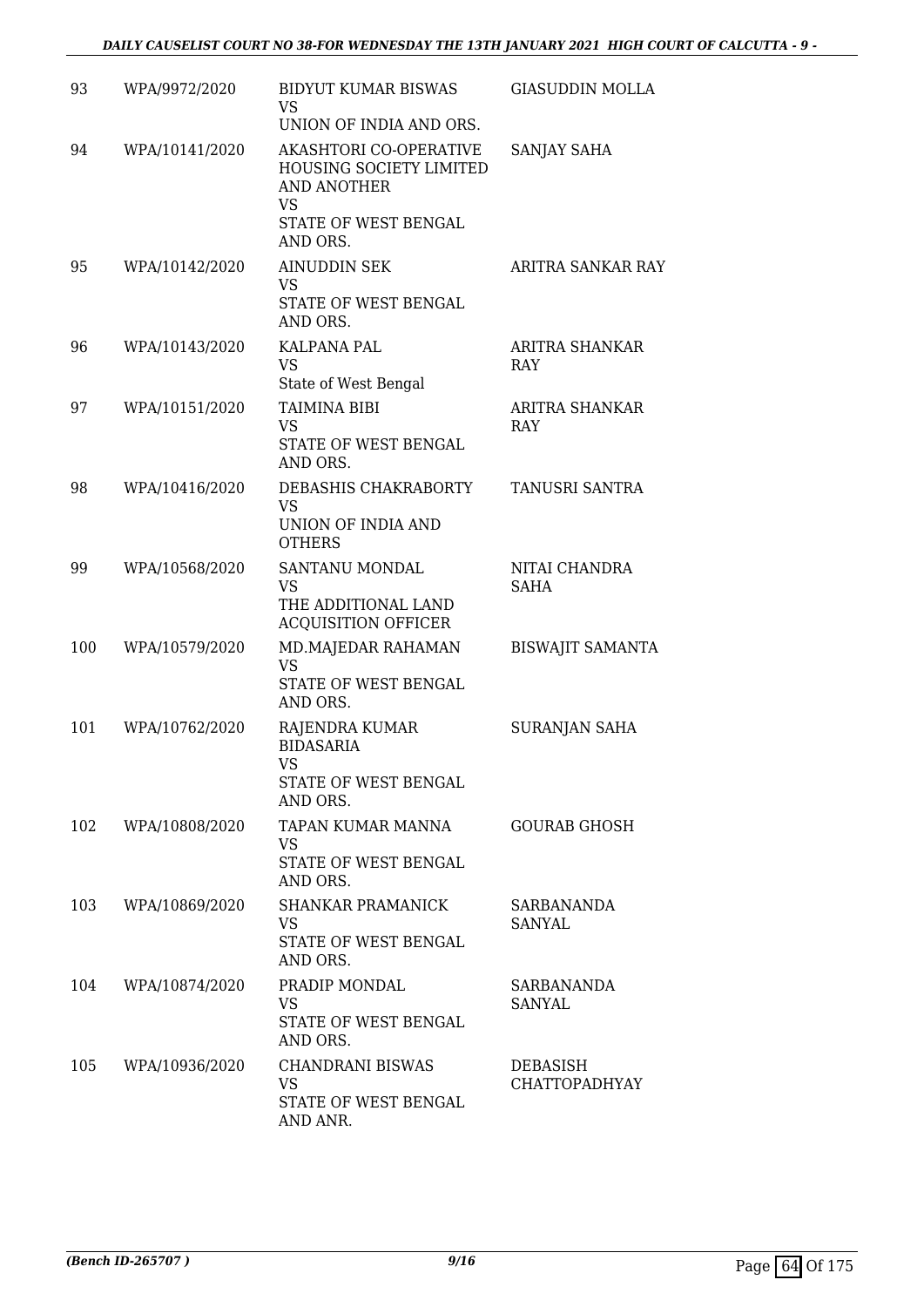| | | | |
|---|---|---|---|
| 93 | WPA/9972/2020 | BIDYUT KUMAR BISWAS<br>VS<br>UNION OF INDIA AND ORS. | GIASUDDIN MOLLA |
| 94 | WPA/10141/2020 | AKASHTORI CO-OPERATIVE HOUSING SOCIETY LIMITED AND ANOTHER<br>VS<br>STATE OF WEST BENGAL AND ORS. | SANJAY SAHA |
| 95 | WPA/10142/2020 | AINUDDIN SEK<br>VS<br>STATE OF WEST BENGAL AND ORS. | ARITRA SANKAR RAY |
| 96 | WPA/10143/2020 | KALPANA PAL<br>VS<br>State of West Bengal | ARITRA SHANKAR RAY |
| 97 | WPA/10151/2020 | TAIMINA BIBI<br>VS<br>STATE OF WEST BENGAL AND ORS. | ARITRA SHANKAR RAY |
| 98 | WPA/10416/2020 | DEBASHIS CHAKRABORTY<br>VS<br>UNION OF INDIA AND OTHERS | TANUSRI SANTRA |
| 99 | WPA/10568/2020 | SANTANU MONDAL<br>VS<br>THE ADDITIONAL LAND ACQUISITION OFFICER | NITAI CHANDRA SAHA |
| 100 | WPA/10579/2020 | MD.MAJEDAR RAHAMAN<br>VS<br>STATE OF WEST BENGAL AND ORS. | BISWAJIT SAMANTA |
| 101 | WPA/10762/2020 | RAJENDRA KUMAR BIDASARIA<br>VS<br>STATE OF WEST BENGAL AND ORS. | SURANJAN SAHA |
| 102 | WPA/10808/2020 | TAPAN KUMAR MANNA<br>VS<br>STATE OF WEST BENGAL AND ORS. | GOURAB GHOSH |
| 103 | WPA/10869/2020 | SHANKAR PRAMANICK<br>VS<br>STATE OF WEST BENGAL AND ORS. | SARBANANDA SANYAL |
| 104 | WPA/10874/2020 | PRADIP MONDAL<br>VS<br>STATE OF WEST BENGAL AND ORS. | SARBANANDA SANYAL |
| 105 | WPA/10936/2020 | CHANDRANI BISWAS<br>VS<br>STATE OF WEST BENGAL AND ANR. | DEBASISH CHATTOPADHYAY |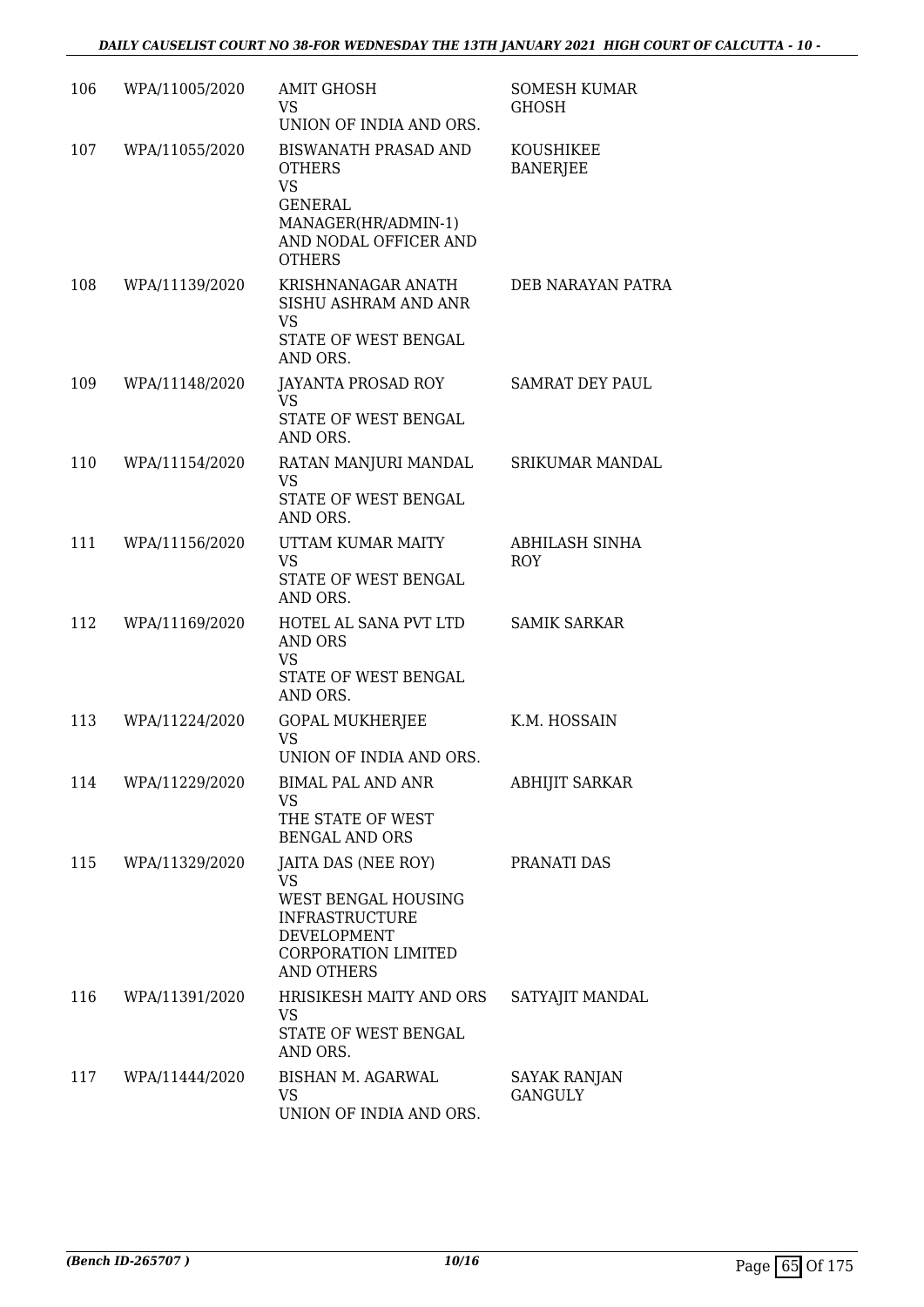| | | | |
|---|---|---|---|
| 106 | WPA/11005/2020 | AMIT GHOSH<br>VS<br>UNION OF INDIA AND ORS. | SOMESH KUMAR GHOSH |
| 107 | WPA/11055/2020 | BISWANATH PRASAD AND OTHERS<br>VS<br>GENERAL MANAGER(HR/ADMIN-1) AND NODAL OFFICER AND OTHERS | KOUSHIKEE BANERJEE |
| 108 | WPA/11139/2020 | KRISHNANAGAR ANATH SISHU ASHRAM AND ANR<br>VS<br>STATE OF WEST BENGAL AND ORS. | DEB NARAYAN PATRA |
| 109 | WPA/11148/2020 | JAYANTA PROSAD ROY<br>VS<br>STATE OF WEST BENGAL AND ORS. | SAMRAT DEY PAUL |
| 110 | WPA/11154/2020 | RATAN MANJURI MANDAL<br>VS<br>STATE OF WEST BENGAL AND ORS. | SRIKUMAR MANDAL |
| 111 | WPA/11156/2020 | UTTAM KUMAR MAITY<br>VS<br>STATE OF WEST BENGAL AND ORS. | ABHILASH SINHA ROY |
| 112 | WPA/11169/2020 | HOTEL AL SANA PVT LTD AND ORS<br>VS<br>STATE OF WEST BENGAL AND ORS. | SAMIK SARKAR |
| 113 | WPA/11224/2020 | GOPAL MUKHERJEE<br>VS<br>UNION OF INDIA AND ORS. | K.M. HOSSAIN |
| 114 | WPA/11229/2020 | BIMAL PAL AND ANR<br>VS<br>THE STATE OF WEST BENGAL AND ORS | ABHIJIT SARKAR |
| 115 | WPA/11329/2020 | JAITA DAS (NEE ROY)<br>VS<br>WEST BENGAL HOUSING INFRASTRUCTURE DEVELOPMENT CORPORATION LIMITED AND OTHERS | PRANATI DAS |
| 116 | WPA/11391/2020 | HRISIKESH MAITY AND ORS<br>VS<br>STATE OF WEST BENGAL AND ORS. | SATYAJIT MANDAL |
| 117 | WPA/11444/2020 | BISHAN M. AGARWAL<br>VS<br>UNION OF INDIA AND ORS. | SAYAK RANJAN GANGULY |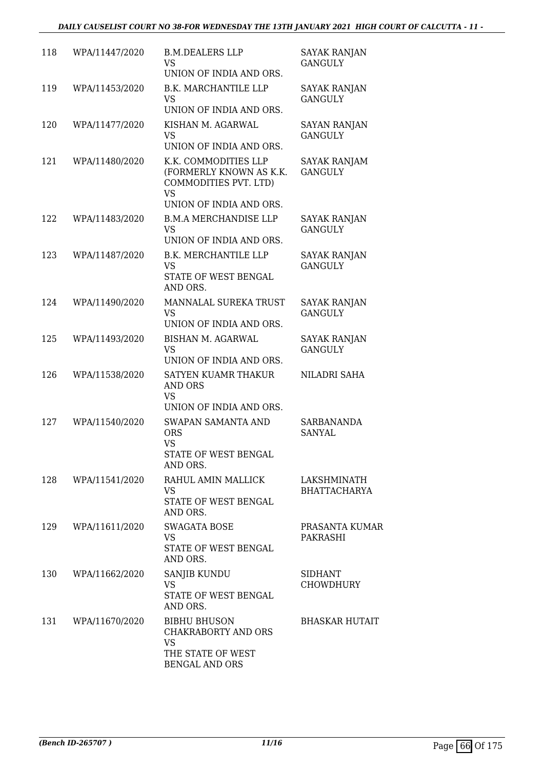| | | | |
|---|---|---|---|
| 118 | WPA/11447/2020 | B.M.DEALERS LLP<br>VS<br>UNION OF INDIA AND ORS. | SAYAK RANJAN GANGULY |
| 119 | WPA/11453/2020 | B.K. MARCHANTILE LLP<br>VS<br>UNION OF INDIA AND ORS. | SAYAK RANJAN GANGULY |
| 120 | WPA/11477/2020 | KISHAN M. AGARWAL<br>VS<br>UNION OF INDIA AND ORS. | SAYAN RANJAN GANGULY |
| 121 | WPA/11480/2020 | K.K. COMMODITIES LLP (FORMERLY KNOWN AS K.K. COMMODITIES PVT. LTD)<br>VS<br>UNION OF INDIA AND ORS. | SAYAK RANJAM GANGULY |
| 122 | WPA/11483/2020 | B.M.A MERCHANDISE LLP<br>VS<br>UNION OF INDIA AND ORS. | SAYAK RANJAN GANGULY |
| 123 | WPA/11487/2020 | B.K. MERCHANTILE LLP<br>VS<br>STATE OF WEST BENGAL AND ORS. | SAYAK RANJAN GANGULY |
| 124 | WPA/11490/2020 | MANNALAL SUREKA TRUST<br>VS<br>UNION OF INDIA AND ORS. | SAYAK RANJAN GANGULY |
| 125 | WPA/11493/2020 | BISHAN M. AGARWAL<br>VS<br>UNION OF INDIA AND ORS. | SAYAK RANJAN GANGULY |
| 126 | WPA/11538/2020 | SATYEN KUAMR THAKUR AND ORS<br>VS<br>UNION OF INDIA AND ORS. | NILADRI SAHA |
| 127 | WPA/11540/2020 | SWAPAN SAMANTA AND ORS<br>VS<br>STATE OF WEST BENGAL AND ORS. | SARBANANDA SANYAL |
| 128 | WPA/11541/2020 | RAHUL AMIN MALLICK<br>VS<br>STATE OF WEST BENGAL AND ORS. | LAKSHMINATH BHATTACHARYA |
| 129 | WPA/11611/2020 | SWAGATA BOSE<br>VS<br>STATE OF WEST BENGAL AND ORS. | PRASANTA KUMAR PAKRASHI |
| 130 | WPA/11662/2020 | SANJIB KUNDU<br>VS<br>STATE OF WEST BENGAL AND ORS. | SIDHANT CHOWDHURY |
| 131 | WPA/11670/2020 | BIBHU BHUSON CHAKRABORTY AND ORS<br>VS<br>THE STATE OF WEST BENGAL AND ORS | BHASKAR HUTAIT |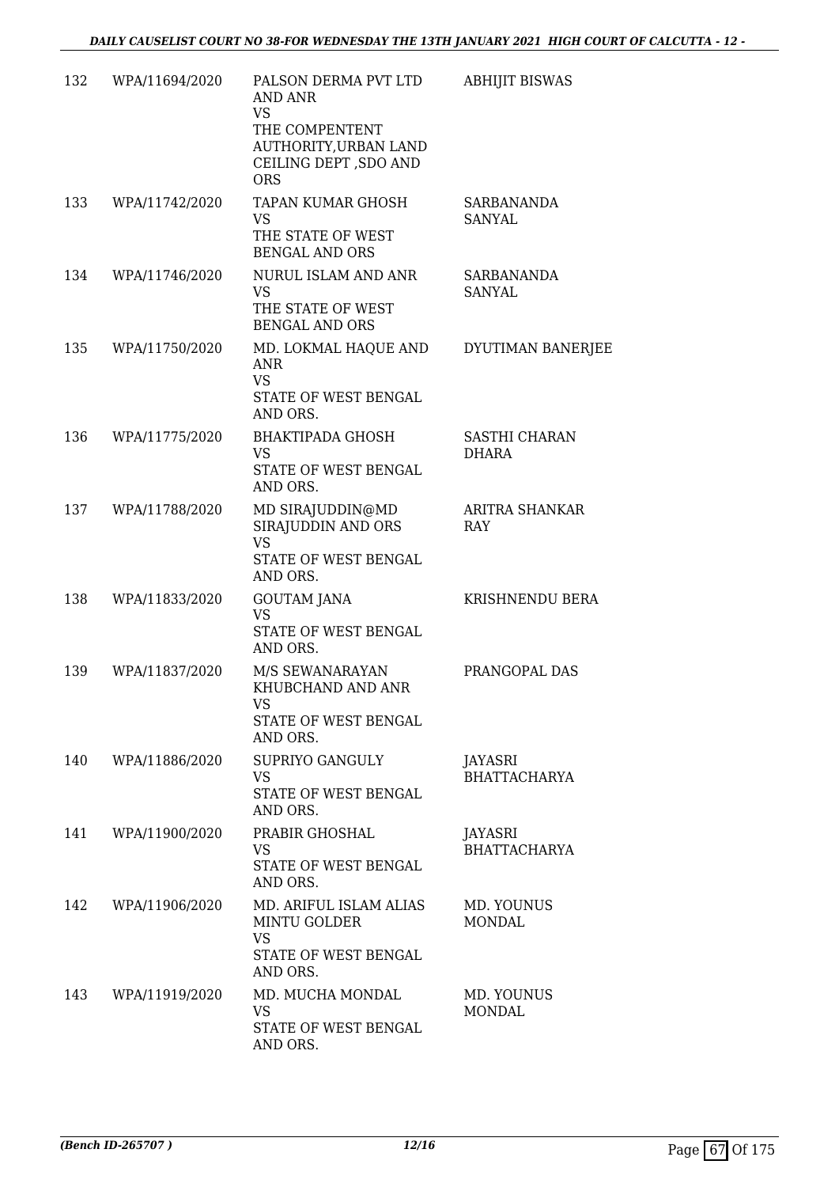| | | | |
|---|---|---|---|
| 132 | WPA/11694/2020 | PALSON DERMA PVT LTD AND ANR<br>VS<br>THE COMPENTENT AUTHORITY,URBAN LAND CEILING DEPT ,SDO AND ORS | ABHIJIT BISWAS |
| 133 | WPA/11742/2020 | TAPAN KUMAR GHOSH<br>VS<br>THE STATE OF WEST BENGAL AND ORS | SARBANANDA SANYAL |
| 134 | WPA/11746/2020 | NURUL ISLAM AND ANR<br>VS<br>THE STATE OF WEST BENGAL AND ORS | SARBANANDA SANYAL |
| 135 | WPA/11750/2020 | MD. LOKMAL HAQUE AND ANR<br>VS<br>STATE OF WEST BENGAL AND ORS. | DYUTIMAN BANERJEE |
| 136 | WPA/11775/2020 | BHAKTIPADA GHOSH<br>VS<br>STATE OF WEST BENGAL AND ORS. | SASTHI CHARAN DHARA |
| 137 | WPA/11788/2020 | MD SIRAJUDDIN@MD SIRAJUDDIN AND ORS<br>VS<br>STATE OF WEST BENGAL AND ORS. | ARITRA SHANKAR RAY |
| 138 | WPA/11833/2020 | GOUTAM JANA<br>VS<br>STATE OF WEST BENGAL AND ORS. | KRISHNENDU BERA |
| 139 | WPA/11837/2020 | M/S SEWANARAYAN KHUBCHAND AND ANR<br>VS<br>STATE OF WEST BENGAL AND ORS. | PRANGOPAL DAS |
| 140 | WPA/11886/2020 | SUPRIYO GANGULY<br>VS<br>STATE OF WEST BENGAL AND ORS. | JAYASRI BHATTACHARYA |
| 141 | WPA/11900/2020 | PRABIR GHOSHAL<br>VS<br>STATE OF WEST BENGAL AND ORS. | JAYASRI BHATTACHARYA |
| 142 | WPA/11906/2020 | MD. ARIFUL ISLAM ALIAS MINTU GOLDER<br>VS<br>STATE OF WEST BENGAL AND ORS. | MD. YOUNUS MONDAL |
| 143 | WPA/11919/2020 | MD. MUCHA MONDAL<br>VS<br>STATE OF WEST BENGAL AND ORS. | MD. YOUNUS MONDAL |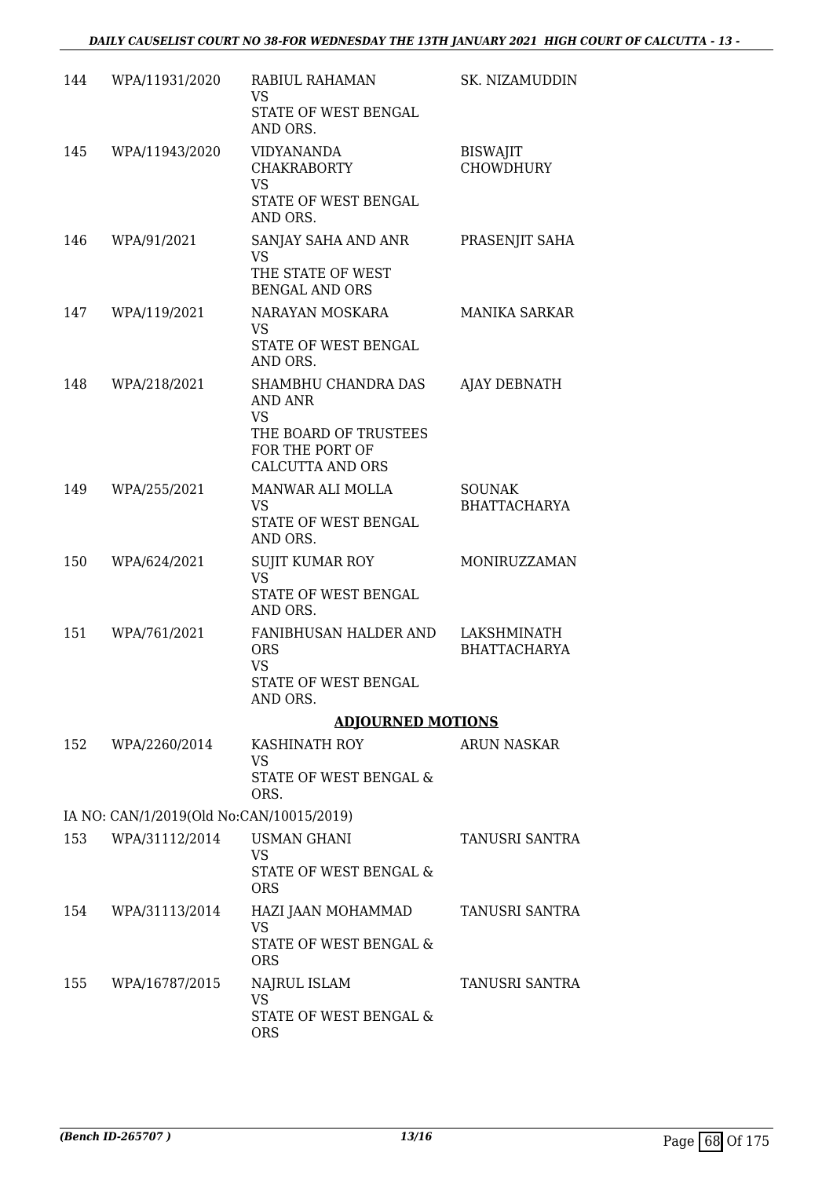| | | | |
|---|---|---|---|
| 144 | WPA/11931/2020 | RABIUL RAHAMAN<br>VS<br>STATE OF WEST BENGAL AND ORS. | SK. NIZAMUDDIN |
| 145 | WPA/11943/2020 | VIDYANANDA CHAKRABORTY<br>VS<br>STATE OF WEST BENGAL AND ORS. | BISWAJIT CHOWDHURY |
| 146 | WPA/91/2021 | SANJAY SAHA AND ANR<br>VS<br>THE STATE OF WEST BENGAL AND ORS | PRASENJIT SAHA |
| 147 | WPA/119/2021 | NARAYAN MOSKARA<br>VS<br>STATE OF WEST BENGAL AND ORS. | MANIKA SARKAR |
| 148 | WPA/218/2021 | SHAMBHU CHANDRA DAS AND ANR<br>VS<br>THE BOARD OF TRUSTEES FOR THE PORT OF CALCUTTA AND ORS | AJAY DEBNATH |
| 149 | WPA/255/2021 | MANWAR ALI MOLLA<br>VS<br>STATE OF WEST BENGAL AND ORS. | SOUNAK BHATTACHARYA |
| 150 | WPA/624/2021 | SUJIT KUMAR ROY<br>VS<br>STATE OF WEST BENGAL AND ORS. | MONIRUZZAMAN |
| 151 | WPA/761/2021 | FANIBHUSAN HALDER AND ORS<br>VS<br>STATE OF WEST BENGAL AND ORS. | LAKSHMINATH BHATTACHARYA |

## ADJOURNED MOTIONS

| | | | |
|---|---|---|---|
| 152 | WPA/2260/2014 | KASHINATH ROY<br>VS<br>STATE OF WEST BENGAL & ORS. | ARUN NASKAR |
| | IA NO: CAN/1/2019(Old No:CAN/10015/2019) | | |
| 153 | WPA/31112/2014 | USMAN GHANI<br>VS<br>STATE OF WEST BENGAL & ORS | TANUSRI SANTRA |
| 154 | WPA/31113/2014 | HAZI JAAN MOHAMMAD<br>VS<br>STATE OF WEST BENGAL & ORS | TANUSRI SANTRA |
| 155 | WPA/16787/2015 | NAJRUL ISLAM<br>VS<br>STATE OF WEST BENGAL & ORS | TANUSRI SANTRA |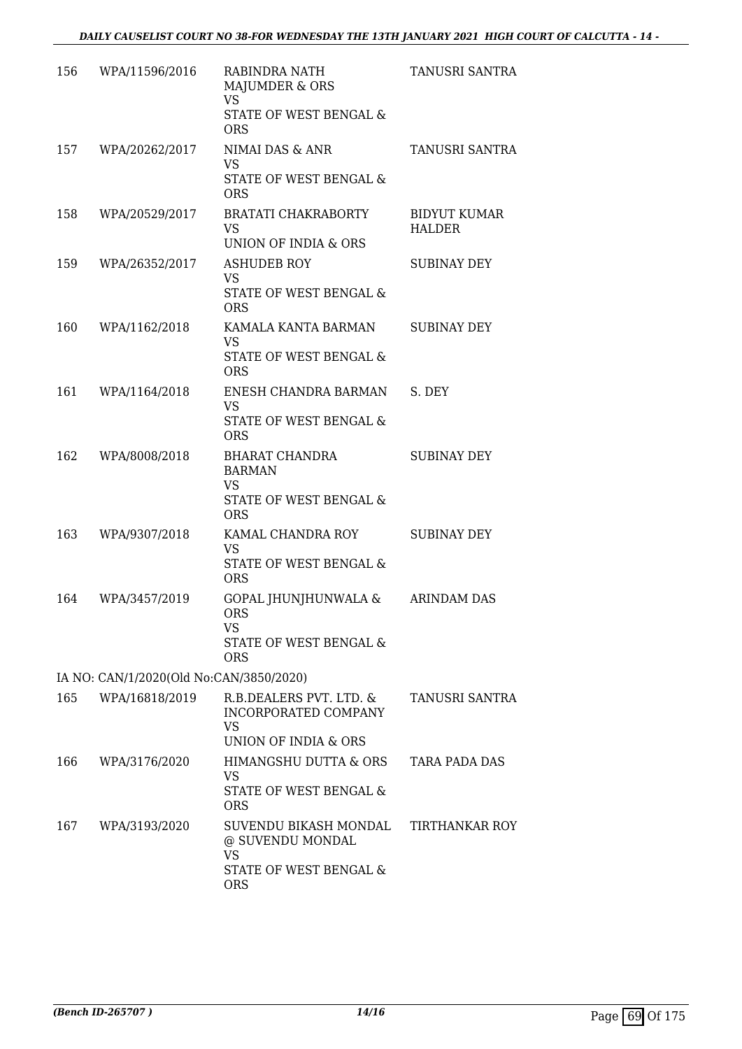| | | | |
|---|---|---|---|
| 156 | WPA/11596/2016 | RABINDRA NATH MAJUMDER & ORS<br>VS<br>STATE OF WEST BENGAL & ORS | TANUSRI SANTRA |
| 157 | WPA/20262/2017 | NIMAI DAS & ANR<br>VS<br>STATE OF WEST BENGAL & ORS | TANUSRI SANTRA |
| 158 | WPA/20529/2017 | BRATATI CHAKRABORTY<br>VS<br>UNION OF INDIA & ORS | BIDYUT KUMAR HALDER |
| 159 | WPA/26352/2017 | ASHUDEB ROY<br>VS<br>STATE OF WEST BENGAL & ORS | SUBINAY DEY |
| 160 | WPA/1162/2018 | KAMALA KANTA BARMAN<br>VS<br>STATE OF WEST BENGAL & ORS | SUBINAY DEY |
| 161 | WPA/1164/2018 | ENESH CHANDRA BARMAN<br>VS<br>STATE OF WEST BENGAL & ORS | S. DEY |
| 162 | WPA/8008/2018 | BHARAT CHANDRA BARMAN<br>VS<br>STATE OF WEST BENGAL & ORS | SUBINAY DEY |
| 163 | WPA/9307/2018 | KAMAL CHANDRA ROY<br>VS<br>STATE OF WEST BENGAL & ORS | SUBINAY DEY |
| 164 | WPA/3457/2019 | GOPAL JHUNJHUNWALA & ORS<br>VS<br>STATE OF WEST BENGAL & ORS | ARINDAM DAS |

IA NO: CAN/1/2020(Old No:CAN/3850/2020)

| | | | |
|---|---|---|---|
| 165 | WPA/16818/2019 | R.B.DEALERS PVT. LTD. & INCORPORATED COMPANY<br>VS<br>UNION OF INDIA & ORS | TANUSRI SANTRA |
| 166 | WPA/3176/2020 | HIMANGSHU DUTTA & ORS<br>VS<br>STATE OF WEST BENGAL & ORS | TARA PADA DAS |
| 167 | WPA/3193/2020 | SUVENDU BIKASH MONDAL @ SUVENDU MONDAL<br>VS<br>STATE OF WEST BENGAL & ORS | TIRTHANKAR ROY |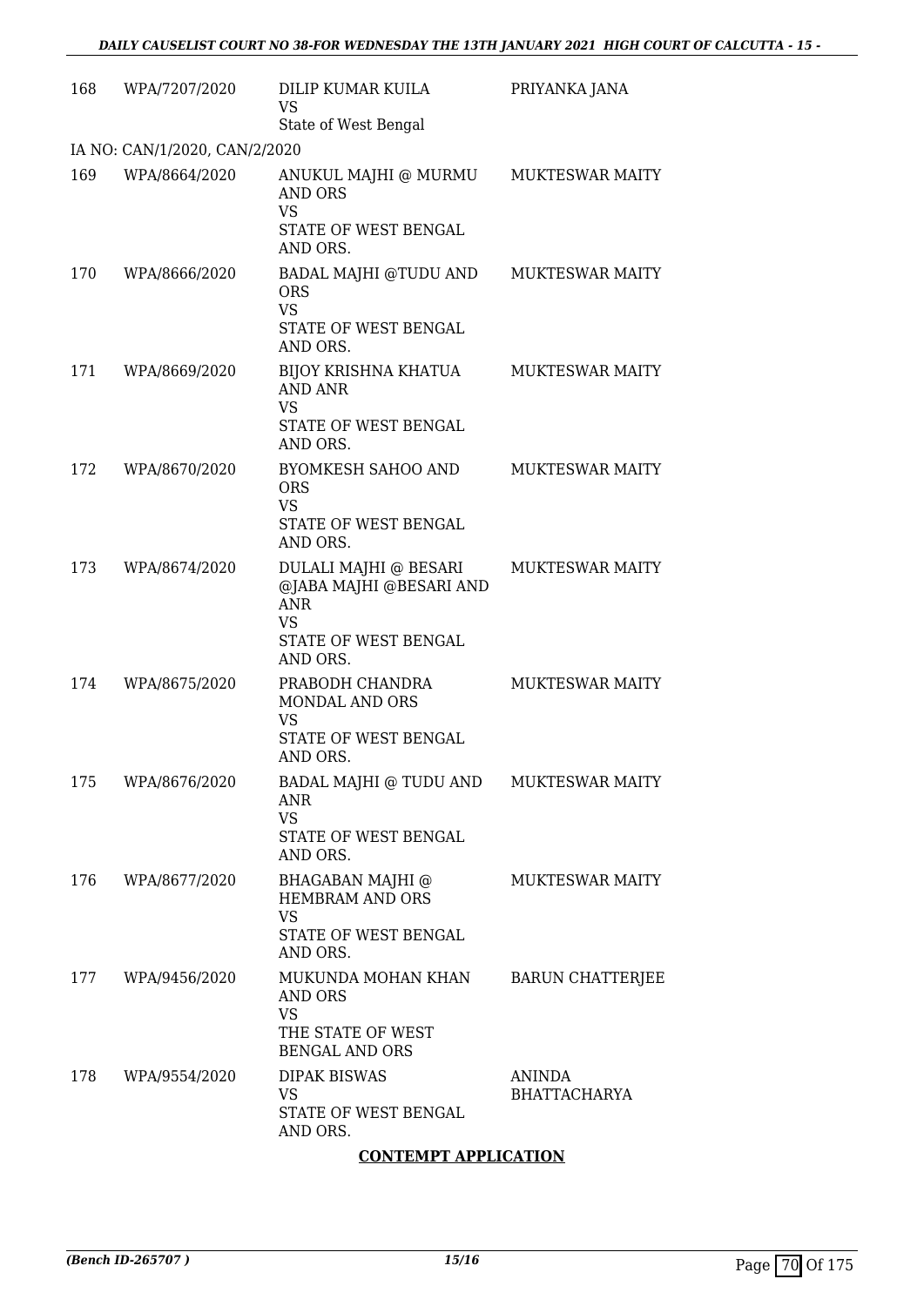| | | | |
|---|---|---|---|
| 168 | WPA/7207/2020 | DILIP KUMAR KUILA<br>VS<br>State of West Bengal | PRIYANKA JANA |
| IA NO: CAN/1/2020, CAN/2/2020 | | | |
| 169 | WPA/8664/2020 | ANUKUL MAJHI @ MURMU AND ORS<br>VS<br>STATE OF WEST BENGAL AND ORS. | MUKTESWAR MAITY |
| 170 | WPA/8666/2020 | BADAL MAJHI @TUDU AND ORS<br>VS<br>STATE OF WEST BENGAL AND ORS. | MUKTESWAR MAITY |
| 171 | WPA/8669/2020 | BIJOY KRISHNA KHATUA AND ANR<br>VS<br>STATE OF WEST BENGAL AND ORS. | MUKTESWAR MAITY |
| 172 | WPA/8670/2020 | BYOMKESH SAHOO AND ORS<br>VS<br>STATE OF WEST BENGAL AND ORS. | MUKTESWAR MAITY |
| 173 | WPA/8674/2020 | DULALI MAJHI @ BESARI @JABA MAJHI @BESARI AND ANR<br>VS<br>STATE OF WEST BENGAL AND ORS. | MUKTESWAR MAITY |
| 174 | WPA/8675/2020 | PRABODH CHANDRA MONDAL AND ORS<br>VS<br>STATE OF WEST BENGAL AND ORS. | MUKTESWAR MAITY |
| 175 | WPA/8676/2020 | BADAL MAJHI @ TUDU AND ANR<br>VS<br>STATE OF WEST BENGAL AND ORS. | MUKTESWAR MAITY |
| 176 | WPA/8677/2020 | BHAGABAN MAJHI @ HEMBRAM AND ORS<br>VS<br>STATE OF WEST BENGAL AND ORS. | MUKTESWAR MAITY |
| 177 | WPA/9456/2020 | MUKUNDA MOHAN KHAN AND ORS<br>VS<br>THE STATE OF WEST BENGAL AND ORS | BARUN CHATTERJEE |
| 178 | WPA/9554/2020 | DIPAK BISWAS<br>VS<br>STATE OF WEST BENGAL AND ORS. | ANINDA BHATTACHARYA |

**CONTEMPT APPLICATION**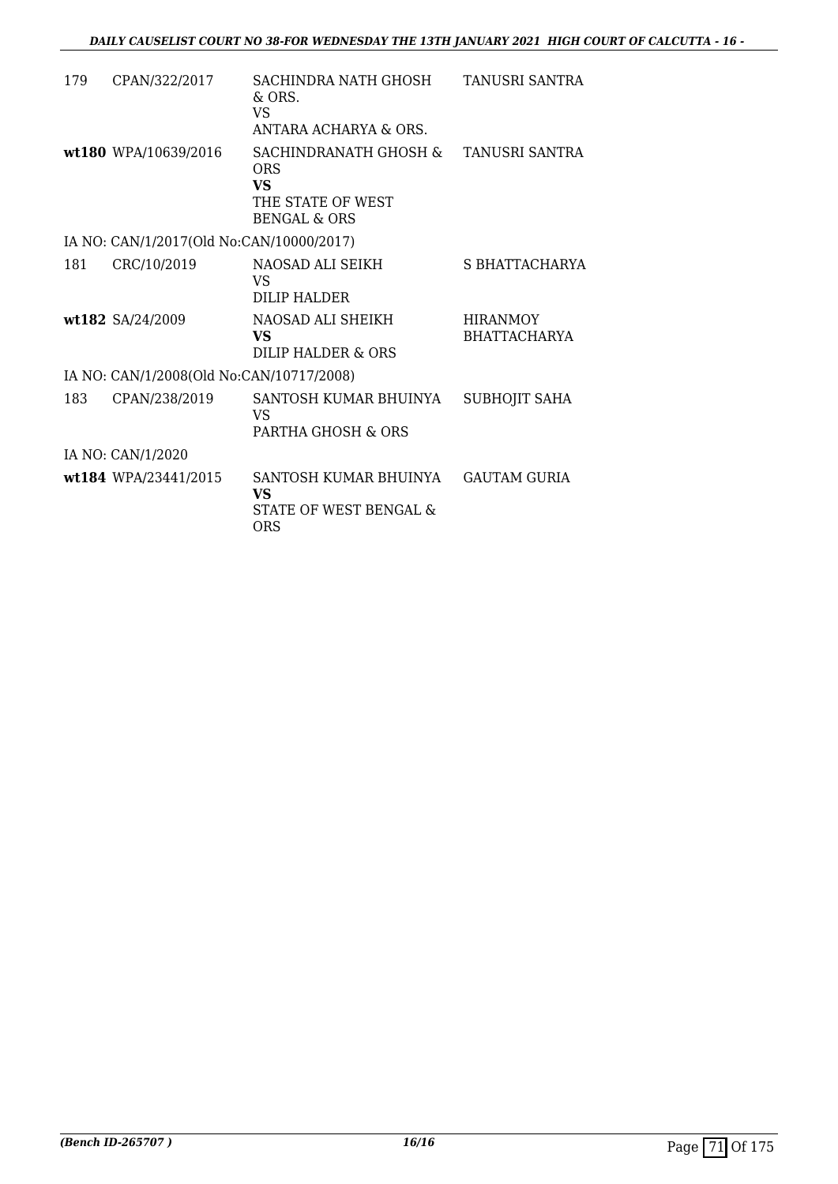| | | | |
|---|---|---|---|
| 179 | CPAN/322/2017 | SACHINDRA NATH GHOSH & ORS.<br>VS<br>ANTARA ACHARYA & ORS. | TANUSRI SANTRA |
| **wt180** | WPA/10639/2016 | SACHINDRANATH GHOSH & ORS<br>**VS**<br>THE STATE OF WEST BENGAL & ORS | TANUSRI SANTRA |
| IA NO: CAN/1/2017(Old No:CAN/10000/2017) | | | |
| 181 | CRC/10/2019 | NAOSAD ALI SEIKH<br>VS<br>DILIP HALDER | S BHATTACHARYA |
| **wt182** | SA/24/2009 | NAOSAD ALI SHEIKH<br>**VS**<br>DILIP HALDER & ORS | HIRANMOY BHATTACHARYA |
| IA NO: CAN/1/2008(Old No:CAN/10717/2008) | | | |
| 183 | CPAN/238/2019 | SANTOSH KUMAR BHUINYA<br>VS<br>PARTHA GHOSH & ORS | SUBHOJIT SAHA |
| IA NO: CAN/1/2020 | | | |
| **wt184** | WPA/23441/2015 | SANTOSH KUMAR BHUINYA<br>**VS**<br>STATE OF WEST BENGAL & ORS | GAUTAM GURIA |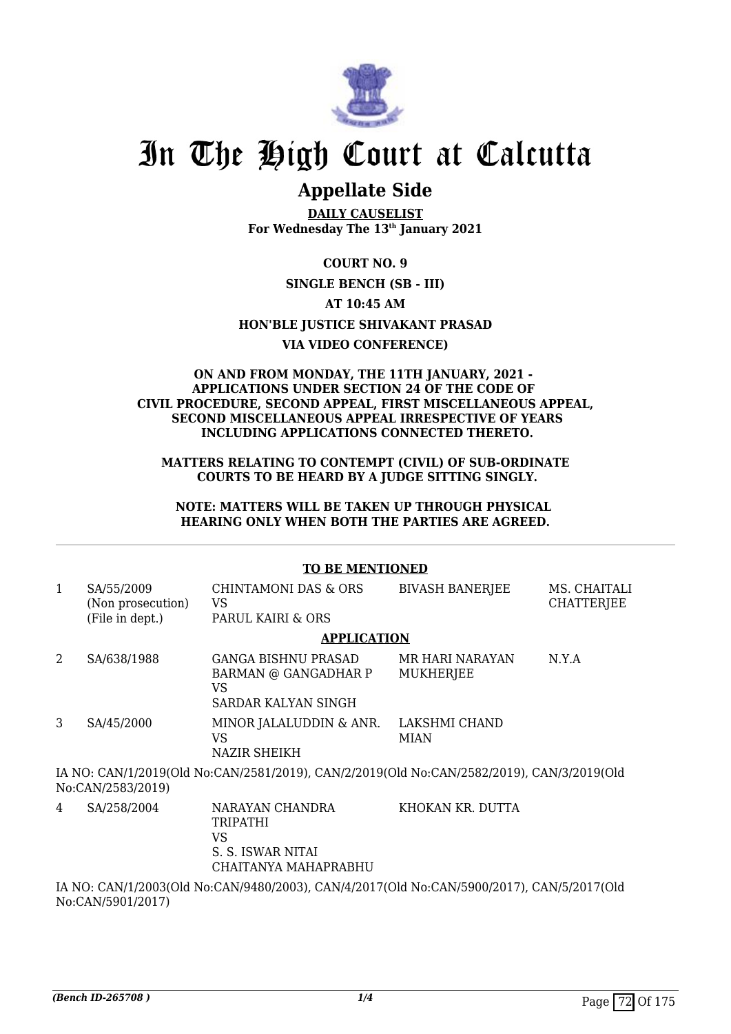# In The High Court at Calcutta

## Appellate Side

**DAILY CAUSELIST**
**For Wednesday The 13th January 2021**

**COURT NO. 9**

**SINGLE BENCH (SB - III)**

**AT 10:45 AM**

**HON'BLE JUSTICE SHIVAKANT PRASAD**

**VIA VIDEO CONFERENCE)**

**ON AND FROM MONDAY, THE 11TH JANUARY, 2021 - APPLICATIONS UNDER SECTION 24 OF THE CODE OF CIVIL PROCEDURE, SECOND APPEAL, FIRST MISCELLANEOUS APPEAL, SECOND MISCELLANEOUS APPEAL IRRESPECTIVE OF YEARS INCLUDING APPLICATIONS CONNECTED THERETO.**

**MATTERS RELATING TO CONTEMPT (CIVIL) OF SUB-ORDINATE COURTS TO BE HEARD BY A JUDGE SITTING SINGLY.**

**NOTE: MATTERS WILL BE TAKEN UP THROUGH PHYSICAL HEARING ONLY WHEN BOTH THE PARTIES ARE AGREED.**

**TO BE MENTIONED**

| | | | | |
|---|---|---|---|---|
| 1 | SA/55/2009 (Non prosecution) (File in dept.) | CHINTAMONI DAS & ORS VS PARUL KAIRI & ORS | BIVASH BANERJEE | MS. CHAITALI CHATTERJEE |

**APPLICATION**

| | | | | |
|---|---|---|---|---|
| 2 | SA/638/1988 | GANGA BISHNU PRASAD BARMAN @ GANGADHAR P VS SARDAR KALYAN SINGH | MR HARI NARAYAN MUKHERJEE | N.Y.A |
| 3 | SA/45/2000 | MINOR JALALUDDIN & ANR. VS NAZIR SHEIKH | LAKSHMI CHAND MIAN | |

IA NO: CAN/1/2019(Old No:CAN/2581/2019), CAN/2/2019(Old No:CAN/2582/2019), CAN/3/2019(Old No:CAN/2583/2019)

| | | | | |
|---|---|---|---|---|
| 4 | SA/258/2004 | NARAYAN CHANDRA TRIPATHI VS S. S. ISWAR NITAI CHAITANYA MAHAPRABHU | KHOKAN KR. DUTTA | |

IA NO: CAN/1/2003(Old No:CAN/9480/2003), CAN/4/2017(Old No:CAN/5900/2017), CAN/5/2017(Old No:CAN/5901/2017)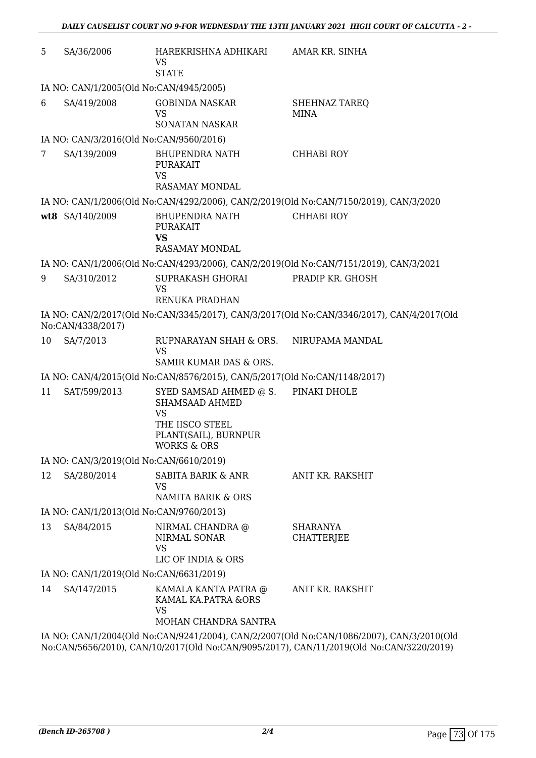| | | | |
|---|---|---|---|
| 5 | SA/36/2006 | HAREKRISHNA ADHIKARI<br>VS<br>STATE | AMAR KR. SINHA |

IA NO: CAN/1/2005(Old No:CAN/4945/2005)

| | | | |
|---|---|---|---|
| 6 | SA/419/2008 | GOBINDA NASKAR<br>VS<br>SONATAN NASKAR | SHEHNAZ TAREQ MINA |

IA NO: CAN/3/2016(Old No:CAN/9560/2016)

| | | | |
|---|---|---|---|
| 7 | SA/139/2009 | BHUPENDRA NATH PURAKAIT<br>VS<br>RASAMAY MONDAL | CHHABI ROY |

IA NO: CAN/1/2006(Old No:CAN/4292/2006), CAN/2/2019(Old No:CAN/7150/2019), CAN/3/2020

| | | | |
|---|---|---|---|
| **wt8** | SA/140/2009 | BHUPENDRA NATH PURAKAIT<br>**VS**<br>RASAMAY MONDAL | CHHABI ROY |

IA NO: CAN/1/2006(Old No:CAN/4293/2006), CAN/2/2019(Old No:CAN/7151/2019), CAN/3/2021

| | | | |
|---|---|---|---|
| 9 | SA/310/2012 | SUPRAKASH GHORAI<br>VS<br>RENUKA PRADHAN | PRADIP KR. GHOSH |

IA NO: CAN/2/2017(Old No:CAN/3345/2017), CAN/3/2017(Old No:CAN/3346/2017), CAN/4/2017(Old No:CAN/4338/2017)

| | | | |
|---|---|---|---|
| 10 | SA/7/2013 | RUPNARAYAN SHAH & ORS.<br>VS<br>SAMIR KUMAR DAS & ORS. | NIRUPAMA MANDAL |

IA NO: CAN/4/2015(Old No:CAN/8576/2015), CAN/5/2017(Old No:CAN/1148/2017)

| | | | |
|---|---|---|---|
| 11 | SAT/599/2013 | SYED SAMSAD AHMED @ S. SHAMSAAD AHMED<br>VS<br>THE IISCO STEEL PLANT(SAIL), BURNPUR WORKS & ORS | PINAKI DHOLE |

IA NO: CAN/3/2019(Old No:CAN/6610/2019)

| | | | |
|---|---|---|---|
| 12 | SA/280/2014 | SABITA BARIK & ANR<br>VS<br>NAMITA BARIK & ORS | ANIT KR. RAKSHIT |

IA NO: CAN/1/2013(Old No:CAN/9760/2013)

| | | | |
|---|---|---|---|
| 13 | SA/84/2015 | NIRMAL CHANDRA @ NIRMAL SONAR<br>VS<br>LIC OF INDIA & ORS | SHARANYA CHATTERJEE |

IA NO: CAN/1/2019(Old No:CAN/6631/2019)

| | | | |
|---|---|---|---|
| 14 | SA/147/2015 | KAMALA KANTA PATRA @ KAMAL KA.PATRA &ORS<br>VS<br>MOHAN CHANDRA SANTRA | ANIT KR. RAKSHIT |

IA NO: CAN/1/2004(Old No:CAN/9241/2004), CAN/2/2007(Old No:CAN/1086/2007), CAN/3/2010(Old No:CAN/5656/2010), CAN/10/2017(Old No:CAN/9095/2017), CAN/11/2019(Old No:CAN/3220/2019)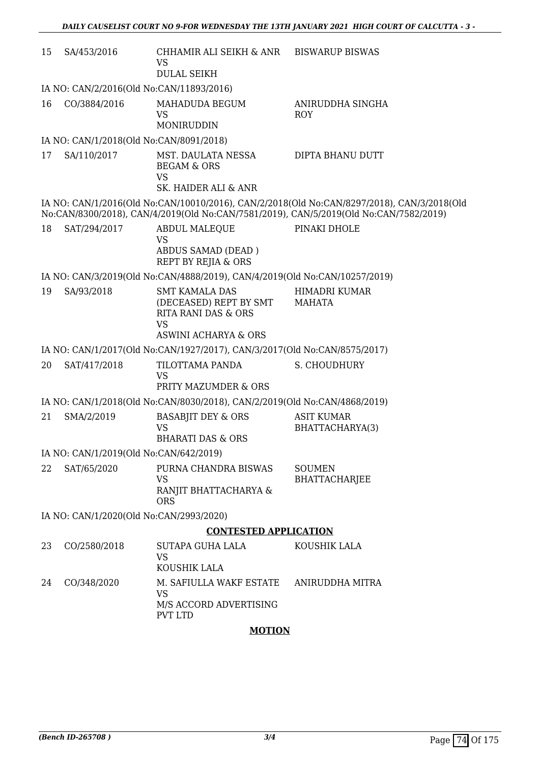| | | | |
|---|---|---|---|
| 15 | SA/453/2016 | CHHAMIR ALI SEIKH & ANR<br>VS<br>DULAL SEIKH | BISWARUP BISWAS |

IA NO: CAN/2/2016(Old No:CAN/11893/2016)

| | | | |
|---|---|---|---|
| 16 | CO/3884/2016 | MAHADUDA BEGUM<br>VS<br>MONIRUDDIN | ANIRUDDHA SINGHA ROY |

IA NO: CAN/1/2018(Old No:CAN/8091/2018)

| | | | |
|---|---|---|---|
| 17 | SA/110/2017 | MST. DAULATA NESSA BEGAM & ORS<br>VS<br>SK. HAIDER ALI & ANR | DIPTA BHANU DUTT |

IA NO: CAN/1/2016(Old No:CAN/10010/2016), CAN/2/2018(Old No:CAN/8297/2018), CAN/3/2018(Old No:CAN/8300/2018), CAN/4/2019(Old No:CAN/7581/2019), CAN/5/2019(Old No:CAN/7582/2019)

| | | | |
|---|---|---|---|
| 18 | SAT/294/2017 | ABDUL MALEQUE<br>VS<br>ABDUS SAMAD (DEAD )<br>REPT BY REJIA & ORS | PINAKI DHOLE |

IA NO: CAN/3/2019(Old No:CAN/4888/2019), CAN/4/2019(Old No:CAN/10257/2019)

| | | | |
|---|---|---|---|
| 19 | SA/93/2018 | SMT KAMALA DAS (DECEASED) REPT BY SMT RITA RANI DAS & ORS<br>VS<br>ASWINI ACHARYA & ORS | HIMADRI KUMAR MAHATA |

IA NO: CAN/1/2017(Old No:CAN/1927/2017), CAN/3/2017(Old No:CAN/8575/2017)

| | | | |
|---|---|---|---|
| 20 | SAT/417/2018 | TILOTTAMA PANDA<br>VS<br>PRITY MAZUMDER & ORS | S. CHOUDHURY |

IA NO: CAN/1/2018(Old No:CAN/8030/2018), CAN/2/2019(Old No:CAN/4868/2019)

| | | | |
|---|---|---|---|
| 21 | SMA/2/2019 | BASABJIT DEY & ORS<br>VS<br>BHARATI DAS & ORS | ASIT KUMAR BHATTACHARYA(3) |

IA NO: CAN/1/2019(Old No:CAN/642/2019)

| | | | |
|---|---|---|---|
| 22 | SAT/65/2020 | PURNA CHANDRA BISWAS<br>VS<br>RANJIT BHATTACHARYA & ORS | SOUMEN BHATTACHARJEE |

IA NO: CAN/1/2020(Old No:CAN/2993/2020)

**CONTESTED APPLICATION**

| | | | |
|---|---|---|---|
| 23 | CO/2580/2018 | SUTAPA GUHA LALA<br>VS<br>KOUSHIK LALA | KOUSHIK LALA |
| 24 | CO/348/2020 | M. SAFIULLA WAKF ESTATE<br>VS<br>M/S ACCORD ADVERTISING PVT LTD | ANIRUDDHA MITRA |

**MOTION**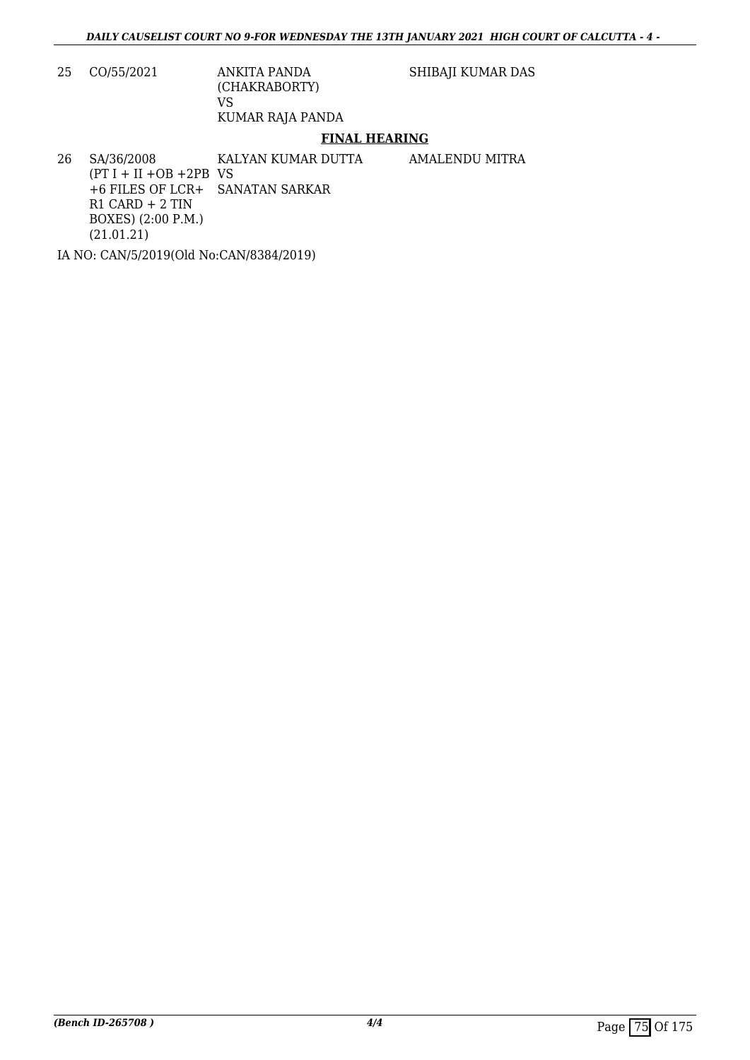| | | | |
|---|---|---|---|
| 25 | CO/55/2021 | ANKITA PANDA (CHAKRABORTY) VS KUMAR RAJA PANDA | SHIBAJI KUMAR DAS |

## FINAL HEARING

| | | | |
|---|---|---|---|
| 26 | SA/36/2008 (PT I + II +OB +2PB +6 FILES OF LCR+ R1 CARD + 2 TIN BOXES) (2:00 P.M.) (21.01.21) | KALYAN KUMAR DUTTA VS SANATAN SARKAR | AMALENDU MITRA |

IA NO: CAN/5/2019(Old No:CAN/8384/2019)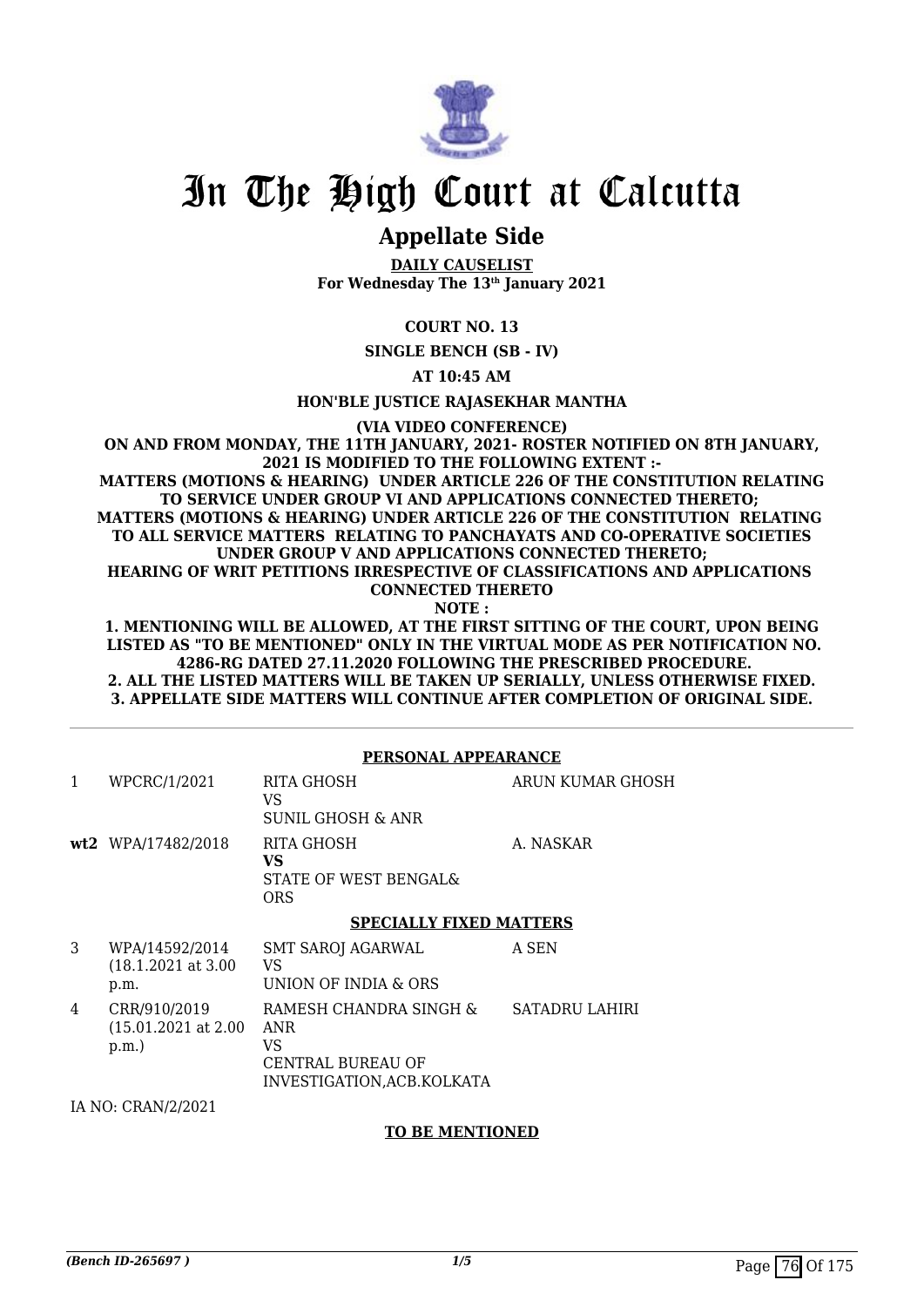# In The High Court at Calcutta

## Appellate Side

**DAILY CAUSELIST**
**For Wednesday The 13th January 2021**

**COURT NO. 13**

**SINGLE BENCH (SB - IV)**

**AT 10:45 AM**

**HON'BLE JUSTICE RAJASEKHAR MANTHA**

**(VIA VIDEO CONFERENCE)**

**ON AND FROM MONDAY, THE 11TH JANUARY, 2021- ROSTER NOTIFIED ON 8TH JANUARY, 2021 IS MODIFIED TO THE FOLLOWING EXTENT :-**
**MATTERS (MOTIONS & HEARING) UNDER ARTICLE 226 OF THE CONSTITUTION RELATING TO SERVICE UNDER GROUP VI AND APPLICATIONS CONNECTED THERETO;**
**MATTERS (MOTIONS & HEARING) UNDER ARTICLE 226 OF THE CONSTITUTION RELATING TO ALL SERVICE MATTERS RELATING TO PANCHAYATS AND CO-OPERATIVE SOCIETIES UNDER GROUP V AND APPLICATIONS CONNECTED THERETO;**
**HEARING OF WRIT PETITIONS IRRESPECTIVE OF CLASSIFICATIONS AND APPLICATIONS CONNECTED THERETO**
**NOTE :**
**1. MENTIONING WILL BE ALLOWED, AT THE FIRST SITTING OF THE COURT, UPON BEING LISTED AS "TO BE MENTIONED" ONLY IN THE VIRTUAL MODE AS PER NOTIFICATION NO. 4286-RG DATED 27.11.2020 FOLLOWING THE PRESCRIBED PROCEDURE.**
**2. ALL THE LISTED MATTERS WILL BE TAKEN UP SERIALLY, UNLESS OTHERWISE FIXED.**
**3. APPELLATE SIDE MATTERS WILL CONTINUE AFTER COMPLETION OF ORIGINAL SIDE.**

**PERSONAL APPEARANCE**

| | | | |
|---|---|---|---|
| 1 | WPCRC/1/2021 | RITA GHOSH<br>VS<br>SUNIL GHOSH & ANR | ARUN KUMAR GHOSH |
| **wt2** | WPA/17482/2018 | RITA GHOSH<br>**VS**<br>STATE OF WEST BENGAL& ORS | A. NASKAR |

**SPECIALLY FIXED MATTERS**

| | | | |
|---|---|---|---|
| 3 | WPA/14592/2014<br>(18.1.2021 at 3.00 p.m. | SMT SAROJ AGARWAL<br>VS<br>UNION OF INDIA & ORS | A SEN |
| 4 | CRR/910/2019<br>(15.01.2021 at 2.00 p.m.) | RAMESH CHANDRA SINGH & ANR<br>VS<br>CENTRAL BUREAU OF INVESTIGATION,ACB.KOLKATA | SATADRU LAHIRI |

IA NO: CRAN/2/2021

**TO BE MENTIONED**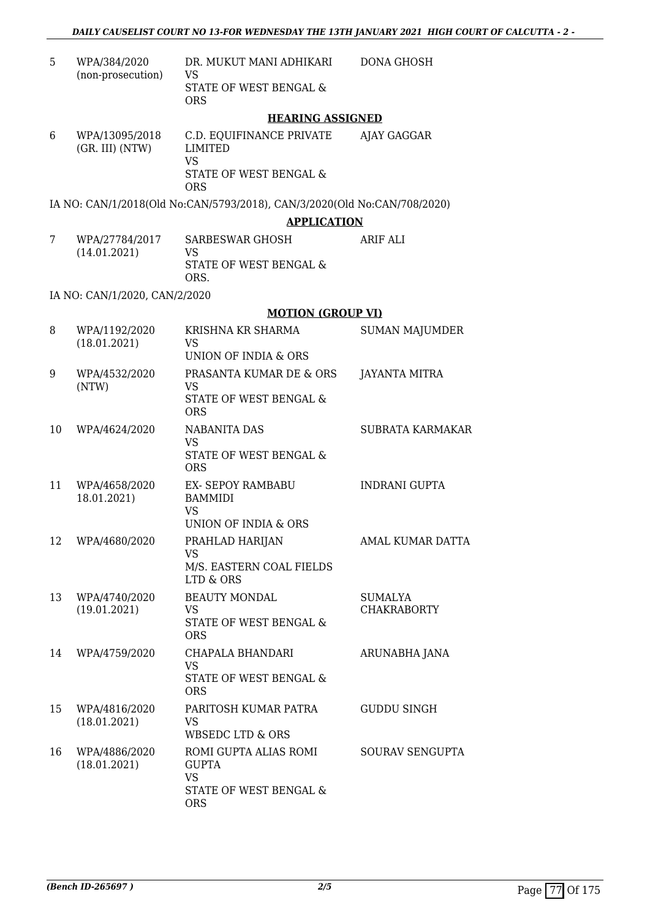| | | | |
|---|---|---|---|
| 5 | WPA/384/2020 (non-prosecution) | DR. MUKUT MANI ADHIKARI VS STATE OF WEST BENGAL & ORS | DONA GHOSH |

**HEARING ASSIGNED**

| | | | |
|---|---|---|---|
| 6 | WPA/13095/2018 (GR. III) (NTW) | C.D. EQUIFINANCE PRIVATE LIMITED VS STATE OF WEST BENGAL & ORS | AJAY GAGGAR |

IA NO: CAN/1/2018(Old No:CAN/5793/2018), CAN/3/2020(Old No:CAN/708/2020)

**APPLICATION**

| | | | |
|---|---|---|---|
| 7 | WPA/27784/2017 (14.01.2021) | SARBESWAR GHOSH VS STATE OF WEST BENGAL & ORS. | ARIF ALI |

IA NO: CAN/1/2020, CAN/2/2020

**MOTION (GROUP VI)**

| | | | |
|---|---|---|---|
| 8 | WPA/1192/2020 (18.01.2021) | KRISHNA KR SHARMA VS UNION OF INDIA & ORS | SUMAN MAJUMDER |
| 9 | WPA/4532/2020 (NTW) | PRASANTA KUMAR DE & ORS VS STATE OF WEST BENGAL & ORS | JAYANTA MITRA |
| 10 | WPA/4624/2020 | NABANITA DAS VS STATE OF WEST BENGAL & ORS | SUBRATA KARMAKAR |
| 11 | WPA/4658/2020 18.01.2021) | EX- SEPOY RAMBABU BAMMIDI VS UNION OF INDIA & ORS | INDRANI GUPTA |
| 12 | WPA/4680/2020 | PRAHLAD HARIJAN VS M/S. EASTERN COAL FIELDS LTD & ORS | AMAL KUMAR DATTA |
| 13 | WPA/4740/2020 (19.01.2021) | BEAUTY MONDAL VS STATE OF WEST BENGAL & ORS | SUMALYA CHAKRABORTY |
| 14 | WPA/4759/2020 | CHAPALA BHANDARI VS STATE OF WEST BENGAL & ORS | ARUNABHA JANA |
| 15 | WPA/4816/2020 (18.01.2021) | PARITOSH KUMAR PATRA VS WBSEDC LTD & ORS | GUDDU SINGH |
| 16 | WPA/4886/2020 (18.01.2021) | ROMI GUPTA ALIAS ROMI GUPTA VS STATE OF WEST BENGAL & ORS | SOURAV SENGUPTA |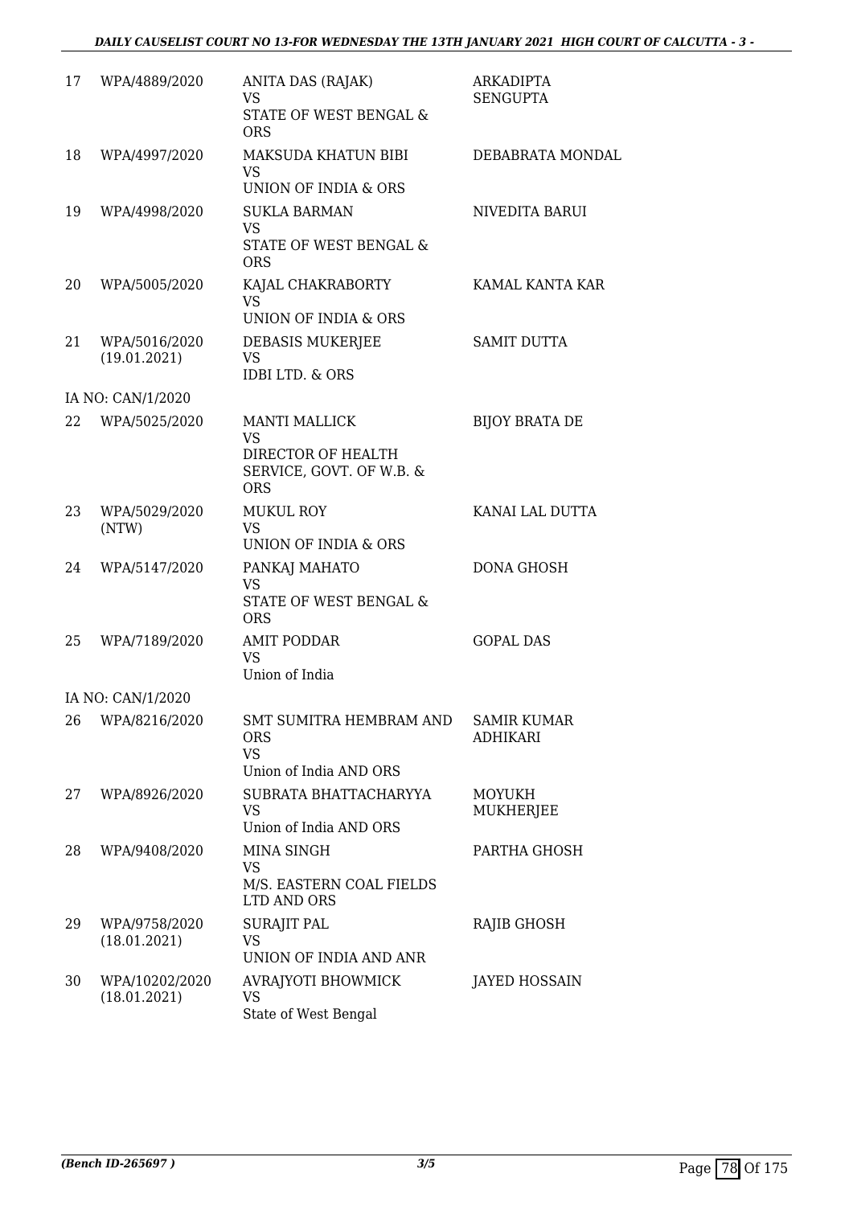| | | | |
|---|---|---|---|
| 17 | WPA/4889/2020 | ANITA DAS (RAJAK)<br>VS<br>STATE OF WEST BENGAL & ORS | ARKADIPTA SENGUPTA |
| 18 | WPA/4997/2020 | MAKSUDA KHATUN BIBI<br>VS<br>UNION OF INDIA & ORS | DEBABRATA MONDAL |
| 19 | WPA/4998/2020 | SUKLA BARMAN<br>VS<br>STATE OF WEST BENGAL & ORS | NIVEDITA BARUI |
| 20 | WPA/5005/2020 | KAJAL CHAKRABORTY<br>VS<br>UNION OF INDIA & ORS | KAMAL KANTA KAR |
| 21 | WPA/5016/2020<br>(19.01.2021) | DEBASIS MUKERJEE<br>VS<br>IDBI LTD. & ORS | SAMIT DUTTA |
| | IA NO: CAN/1/2020 | | |
| 22 | WPA/5025/2020 | MANTI MALLICK<br>VS<br>DIRECTOR OF HEALTH SERVICE, GOVT. OF W.B. & ORS | BIJOY BRATA DE |
| 23 | WPA/5029/2020<br>(NTW) | MUKUL ROY<br>VS<br>UNION OF INDIA & ORS | KANAI LAL DUTTA |
| 24 | WPA/5147/2020 | PANKAJ MAHATO<br>VS<br>STATE OF WEST BENGAL & ORS | DONA GHOSH |
| 25 | WPA/7189/2020 | AMIT PODDAR<br>VS<br>Union of India | GOPAL DAS |
| | IA NO: CAN/1/2020 | | |
| 26 | WPA/8216/2020 | SMT SUMITRA HEMBRAM AND ORS<br>VS<br>Union of India AND ORS | SAMIR KUMAR ADHIKARI |
| 27 | WPA/8926/2020 | SUBRATA BHATTACHARYYA<br>VS<br>Union of India AND ORS | MOYUKH MUKHERJEE |
| 28 | WPA/9408/2020 | MINA SINGH<br>VS<br>M/S. EASTERN COAL FIELDS LTD AND ORS | PARTHA GHOSH |
| 29 | WPA/9758/2020<br>(18.01.2021) | SURAJIT PAL<br>VS<br>UNION OF INDIA AND ANR | RAJIB GHOSH |
| 30 | WPA/10202/2020<br>(18.01.2021) | AVRAJYOTI BHOWMICK<br>VS<br>State of West Bengal | JAYED HOSSAIN |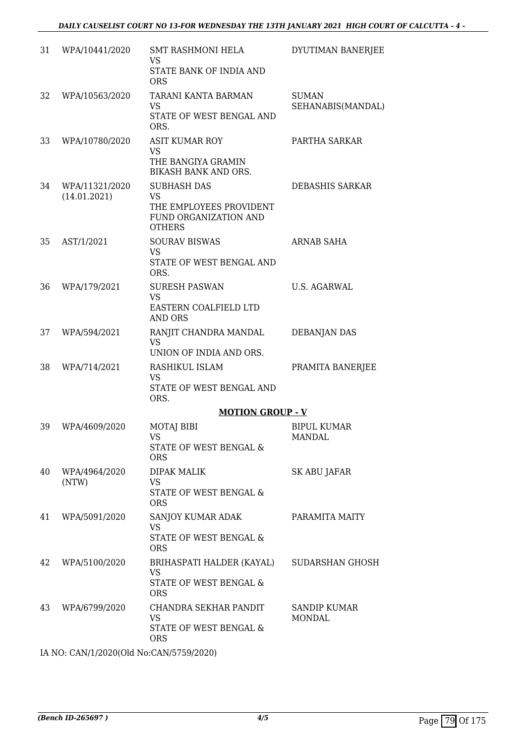| | | | |
|---|---|---|---|
| 31 | WPA/10441/2020 | SMT RASHMONI HELA<br>VS<br>STATE BANK OF INDIA AND ORS | DYUTIMAN BANERJEE |
| 32 | WPA/10563/2020 | TARANI KANTA BARMAN<br>VS<br>STATE OF WEST BENGAL AND ORS. | SUMAN SEHANABIS(MANDAL) |
| 33 | WPA/10780/2020 | ASIT KUMAR ROY<br>VS<br>THE BANGIYA GRAMIN BIKASH BANK AND ORS. | PARTHA SARKAR |
| 34 | WPA/11321/2020 (14.01.2021) | SUBHASH DAS<br>VS<br>THE EMPLOYEES PROVIDENT FUND ORGANIZATION AND OTHERS | DEBASHIS SARKAR |
| 35 | AST/1/2021 | SOURAV BISWAS<br>VS<br>STATE OF WEST BENGAL AND ORS. | ARNAB SAHA |
| 36 | WPA/179/2021 | SURESH PASWAN<br>VS<br>EASTERN COALFIELD LTD AND ORS | U.S. AGARWAL |
| 37 | WPA/594/2021 | RANJIT CHANDRA MANDAL<br>VS<br>UNION OF INDIA AND ORS. | DEBANJAN DAS |
| 38 | WPA/714/2021 | RASHIKUL ISLAM<br>VS<br>STATE OF WEST BENGAL AND ORS. | PRAMITA BANERJEE |

**MOTION GROUP - V**

| | | | |
|---|---|---|---|
| 39 | WPA/4609/2020 | MOTAJ BIBI<br>VS<br>STATE OF WEST BENGAL & ORS | BIPUL KUMAR MANDAL |
| 40 | WPA/4964/2020 (NTW) | DIPAK MALIK<br>VS<br>STATE OF WEST BENGAL & ORS | SK ABU JAFAR |
| 41 | WPA/5091/2020 | SANJOY KUMAR ADAK<br>VS<br>STATE OF WEST BENGAL & ORS | PARAMITA MAITY |
| 42 | WPA/5100/2020 | BRIHASPATI HALDER (KAYAL)<br>VS<br>STATE OF WEST BENGAL & ORS | SUDARSHAN GHOSH |
| 43 | WPA/6799/2020 | CHANDRA SEKHAR PANDIT<br>VS<br>STATE OF WEST BENGAL & ORS | SANDIP KUMAR MONDAL |

IA NO: CAN/1/2020(Old No:CAN/5759/2020)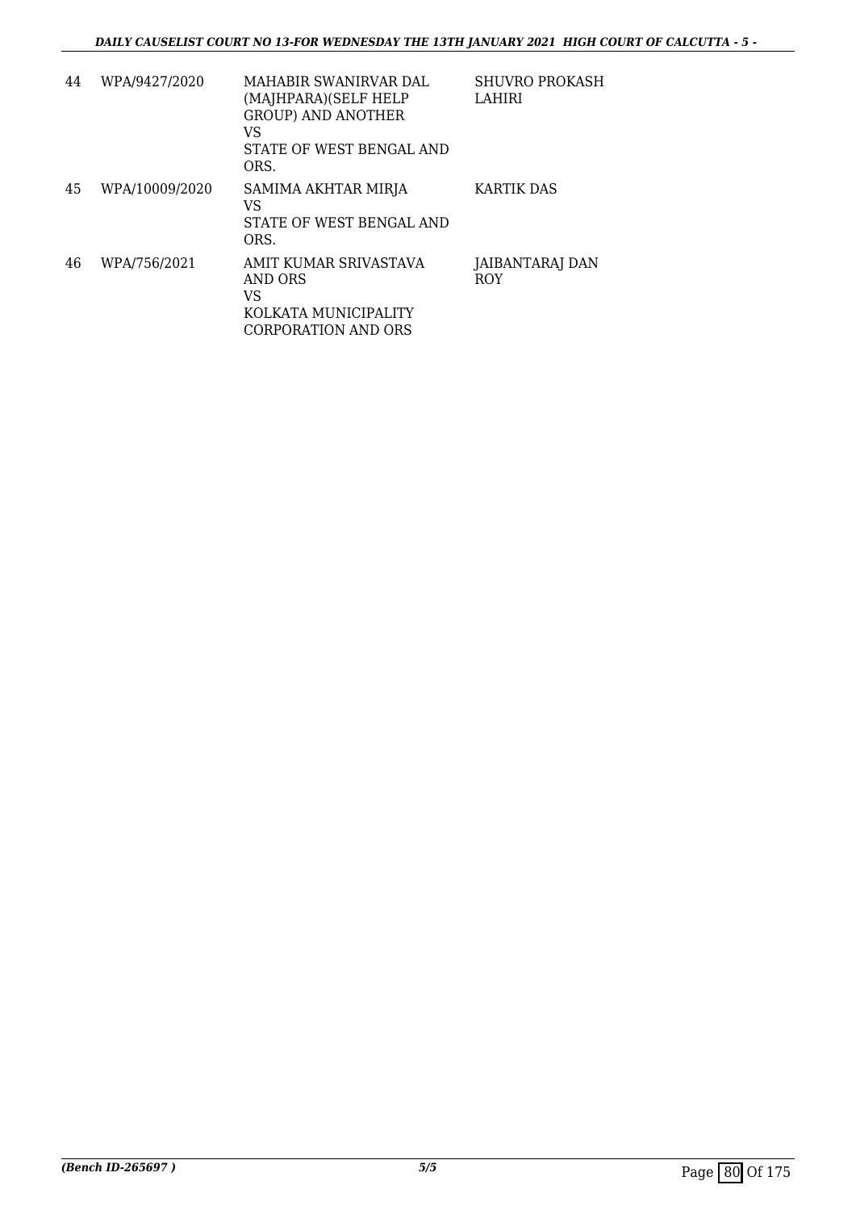| | | | |
|---|---|---|---|
| 44 | WPA/9427/2020 | MAHABIR SWANIRVAR DAL (MAJHPARA)(SELF HELP GROUP) AND ANOTHER<br>VS<br>STATE OF WEST BENGAL AND ORS. | SHUVRO PROKASH LAHIRI |
| 45 | WPA/10009/2020 | SAMIMA AKHTAR MIRJA<br>VS<br>STATE OF WEST BENGAL AND ORS. | KARTIK DAS |
| 46 | WPA/756/2021 | AMIT KUMAR SRIVASTAVA AND ORS<br>VS<br>KOLKATA MUNICIPALITY CORPORATION AND ORS | JAIBANTARAJ DAN ROY |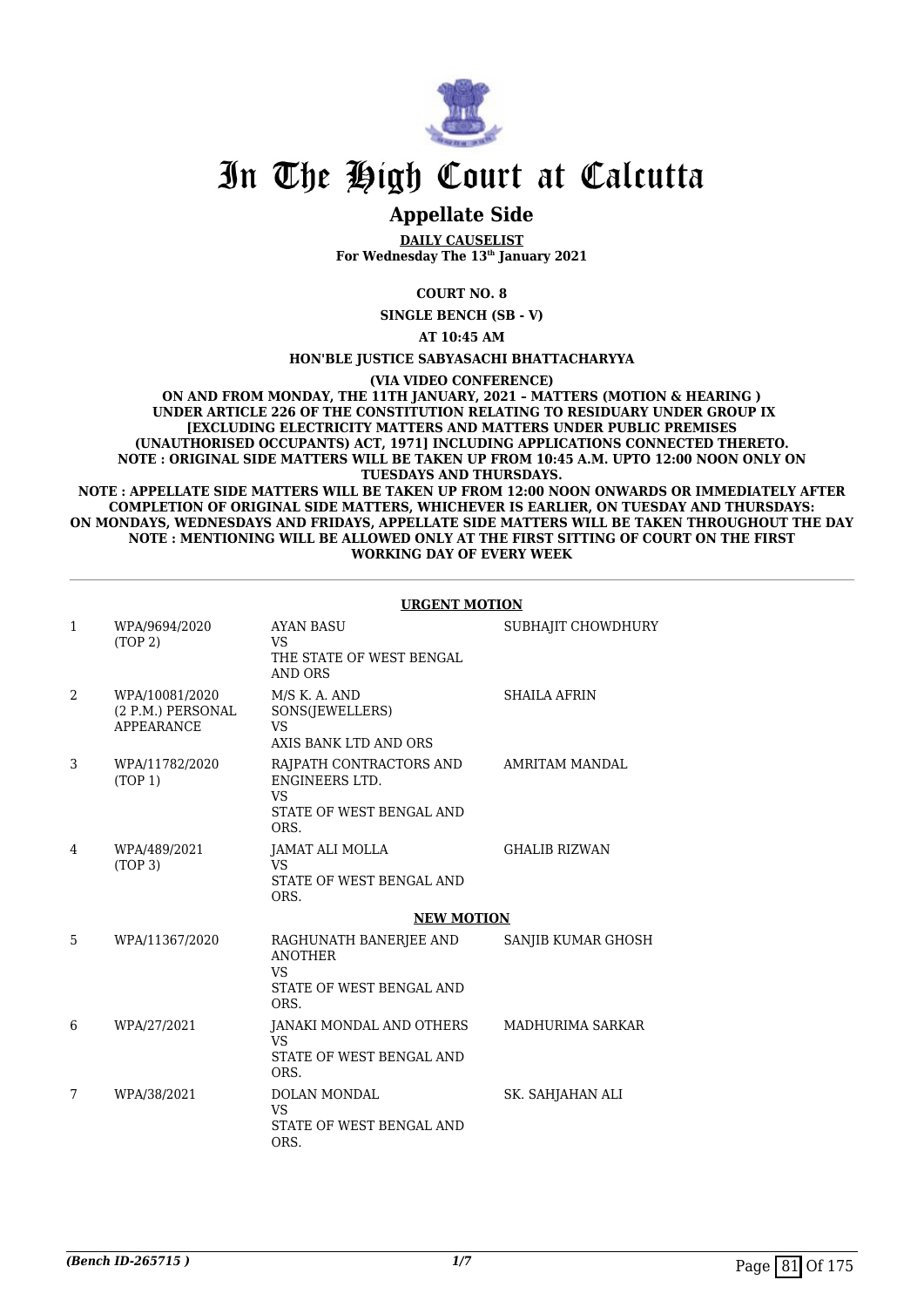# In The High Court at Calcutta

## Appellate Side

**DAILY CAUSELIST**
**For Wednesday The 13th January 2021**

**COURT NO. 8**

**SINGLE BENCH (SB - V)**

**AT 10:45 AM**

**HON'BLE JUSTICE SABYASACHI BHATTACHARYYA**

**(VIA VIDEO CONFERENCE)**

**ON AND FROM MONDAY, THE 11TH JANUARY, 2021 – MATTERS (MOTION & HEARING ) UNDER ARTICLE 226 OF THE CONSTITUTION RELATING TO RESIDUARY UNDER GROUP IX [EXCLUDING ELECTRICITY MATTERS AND MATTERS UNDER PUBLIC PREMISES (UNAUTHORISED OCCUPANTS) ACT, 1971] INCLUDING APPLICATIONS CONNECTED THERETO. NOTE : ORIGINAL SIDE MATTERS WILL BE TAKEN UP FROM 10:45 A.M. UPTO 12:00 NOON ONLY ON TUESDAYS AND THURSDAYS.**

**NOTE : APPELLATE SIDE MATTERS WILL BE TAKEN UP FROM 12:00 NOON ONWARDS OR IMMEDIATELY AFTER COMPLETION OF ORIGINAL SIDE MATTERS, WHICHEVER IS EARLIER, ON TUESDAY AND THURSDAYS: ON MONDAYS, WEDNESDAYS AND FRIDAYS, APPELLATE SIDE MATTERS WILL BE TAKEN THROUGHOUT THE DAY NOTE : MENTIONING WILL BE ALLOWED ONLY AT THE FIRST SITTING OF COURT ON THE FIRST WORKING DAY OF EVERY WEEK**

**URGENT MOTION**

| | | | |
|---|---|---|---|
| 1 | WPA/9694/2020 (TOP 2) | AYAN BASU VS THE STATE OF WEST BENGAL AND ORS | SUBHAJIT CHOWDHURY |
| 2 | WPA/10081/2020 (2 P.M.) PERSONAL APPEARANCE | M/S K. A. AND SONS(JEWELLERS) VS AXIS BANK LTD AND ORS | SHAILA AFRIN |
| 3 | WPA/11782/2020 (TOP 1) | RAJPATH CONTRACTORS AND ENGINEERS LTD. VS STATE OF WEST BENGAL AND ORS. | AMRITAM MANDAL |
| 4 | WPA/489/2021 (TOP 3) | JAMAT ALI MOLLA VS STATE OF WEST BENGAL AND ORS. | GHALIB RIZWAN |

**NEW MOTION**

| | | | |
|---|---|---|---|
| 5 | WPA/11367/2020 | RAGHUNATH BANERJEE AND ANOTHER VS STATE OF WEST BENGAL AND ORS. | SANJIB KUMAR GHOSH |
| 6 | WPA/27/2021 | JANAKI MONDAL AND OTHERS VS STATE OF WEST BENGAL AND ORS. | MADHURIMA SARKAR |
| 7 | WPA/38/2021 | DOLAN MONDAL VS STATE OF WEST BENGAL AND ORS. | SK. SAHJAHAN ALI |

*(Bench ID-265715 )*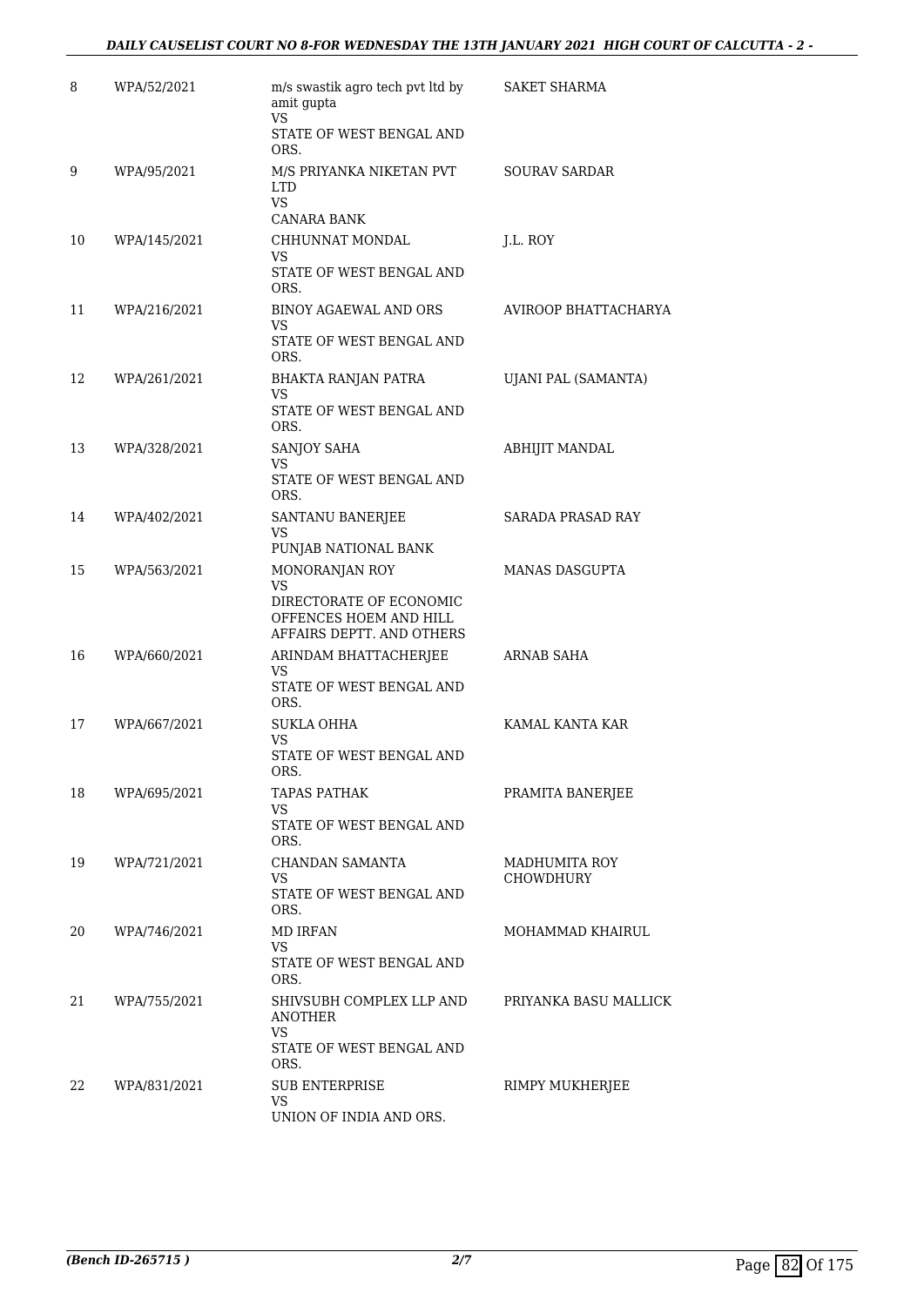| | | | |
|---|---|---|---|
| 8 | WPA/52/2021 | m/s swastik agro tech pvt ltd by amit gupta<br>VS<br>STATE OF WEST BENGAL AND ORS. | SAKET SHARMA |
| 9 | WPA/95/2021 | M/S PRIYANKA NIKETAN PVT LTD<br>VS<br>CANARA BANK | SOURAV SARDAR |
| 10 | WPA/145/2021 | CHHUNNAT MONDAL<br>VS<br>STATE OF WEST BENGAL AND ORS. | J.L. ROY |
| 11 | WPA/216/2021 | BINOY AGAEWAL AND ORS<br>VS<br>STATE OF WEST BENGAL AND ORS. | AVIROOP BHATTACHARYA |
| 12 | WPA/261/2021 | BHAKTA RANJAN PATRA<br>VS<br>STATE OF WEST BENGAL AND ORS. | UJANI PAL (SAMANTA) |
| 13 | WPA/328/2021 | SANJOY SAHA<br>VS<br>STATE OF WEST BENGAL AND ORS. | ABHIJIT MANDAL |
| 14 | WPA/402/2021 | SANTANU BANERJEE<br>VS<br>PUNJAB NATIONAL BANK | SARADA PRASAD RAY |
| 15 | WPA/563/2021 | MONORANJAN ROY<br>VS<br>DIRECTORATE OF ECONOMIC OFFENCES HOEM AND HILL AFFAIRS DEPTT. AND OTHERS | MANAS DASGUPTA |
| 16 | WPA/660/2021 | ARINDAM BHATTACHERJEE<br>VS<br>STATE OF WEST BENGAL AND ORS. | ARNAB SAHA |
| 17 | WPA/667/2021 | SUKLA OHHA<br>VS<br>STATE OF WEST BENGAL AND ORS. | KAMAL KANTA KAR |
| 18 | WPA/695/2021 | TAPAS PATHAK<br>VS<br>STATE OF WEST BENGAL AND ORS. | PRAMITA BANERJEE |
| 19 | WPA/721/2021 | CHANDAN SAMANTA<br>VS<br>STATE OF WEST BENGAL AND ORS. | MADHUMITA ROY CHOWDHURY |
| 20 | WPA/746/2021 | MD IRFAN<br>VS<br>STATE OF WEST BENGAL AND ORS. | MOHAMMAD KHAIRUL |
| 21 | WPA/755/2021 | SHIVSUBH COMPLEX LLP AND ANOTHER<br>VS<br>STATE OF WEST BENGAL AND ORS. | PRIYANKA BASU MALLICK |
| 22 | WPA/831/2021 | SUB ENTERPRISE<br>VS<br>UNION OF INDIA AND ORS. | RIMPY MUKHERJEE |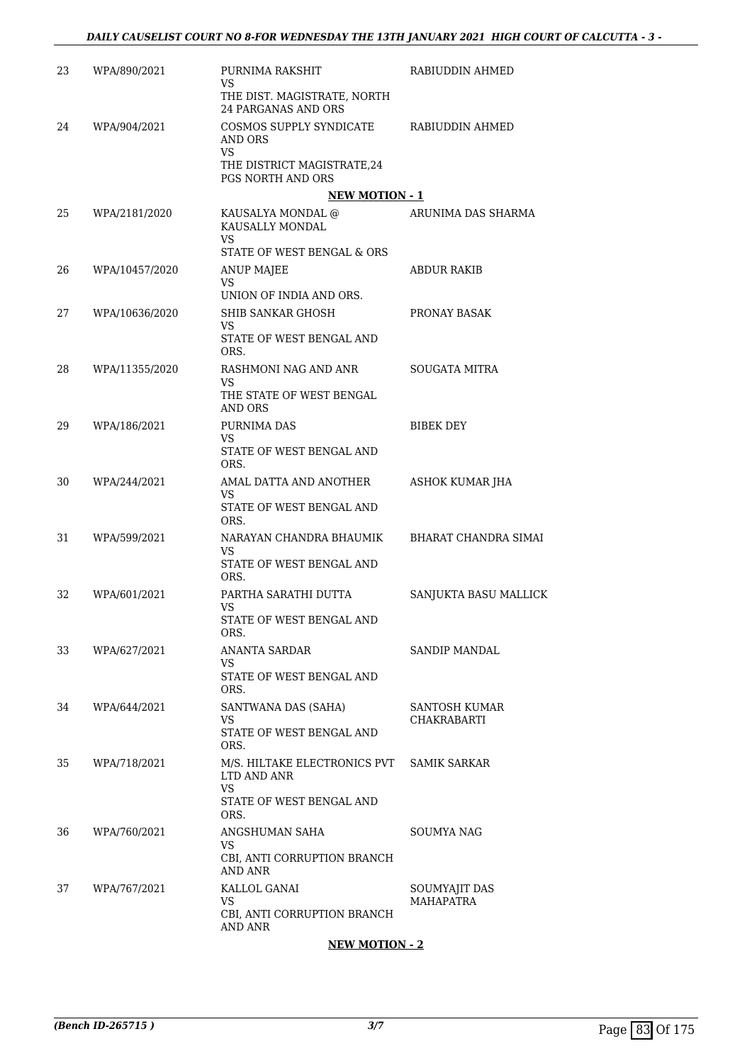| | | | |
|---|---|---|---|
| 23 | WPA/890/2021 | PURNIMA RAKSHIT<br>VS<br>THE DIST. MAGISTRATE, NORTH 24 PARGANAS AND ORS | RABIUDDIN AHMED |
| 24 | WPA/904/2021 | COSMOS SUPPLY SYNDICATE AND ORS<br>VS<br>THE DISTRICT MAGISTRATE,24 PGS NORTH AND ORS | RABIUDDIN AHMED |

**NEW MOTION - 1**

| | | | |
|---|---|---|---|
| 25 | WPA/2181/2020 | KAUSALYA MONDAL @ KAUSALLY MONDAL<br>VS<br>STATE OF WEST BENGAL & ORS | ARUNIMA DAS SHARMA |
| 26 | WPA/10457/2020 | ANUP MAJEE<br>VS<br>UNION OF INDIA AND ORS. | ABDUR RAKIB |
| 27 | WPA/10636/2020 | SHIB SANKAR GHOSH<br>VS<br>STATE OF WEST BENGAL AND ORS. | PRONAY BASAK |
| 28 | WPA/11355/2020 | RASHMONI NAG AND ANR<br>VS<br>THE STATE OF WEST BENGAL AND ORS | SOUGATA MITRA |
| 29 | WPA/186/2021 | PURNIMA DAS<br>VS<br>STATE OF WEST BENGAL AND ORS. | BIBEK DEY |
| 30 | WPA/244/2021 | AMAL DATTA AND ANOTHER<br>VS<br>STATE OF WEST BENGAL AND ORS. | ASHOK KUMAR JHA |
| 31 | WPA/599/2021 | NARAYAN CHANDRA BHAUMIK<br>VS<br>STATE OF WEST BENGAL AND ORS. | BHARAT CHANDRA SIMAI |
| 32 | WPA/601/2021 | PARTHA SARATHI DUTTA<br>VS<br>STATE OF WEST BENGAL AND ORS. | SANJUKTA BASU MALLICK |
| 33 | WPA/627/2021 | ANANTA SARDAR<br>VS<br>STATE OF WEST BENGAL AND ORS. | SANDIP MANDAL |
| 34 | WPA/644/2021 | SANTWANA DAS (SAHA)<br>VS<br>STATE OF WEST BENGAL AND ORS. | SANTOSH KUMAR CHAKRABARTI |
| 35 | WPA/718/2021 | M/S. HILTAKE ELECTRONICS PVT LTD AND ANR<br>VS<br>STATE OF WEST BENGAL AND ORS. | SAMIK SARKAR |
| 36 | WPA/760/2021 | ANGSHUMAN SAHA<br>VS<br>CBI, ANTI CORRUPTION BRANCH AND ANR | SOUMYA NAG |
| 37 | WPA/767/2021 | KALLOL GANAI<br>VS<br>CBI, ANTI CORRUPTION BRANCH AND ANR | SOUMYAJIT DAS MAHAPATRA |

**NEW MOTION - 2**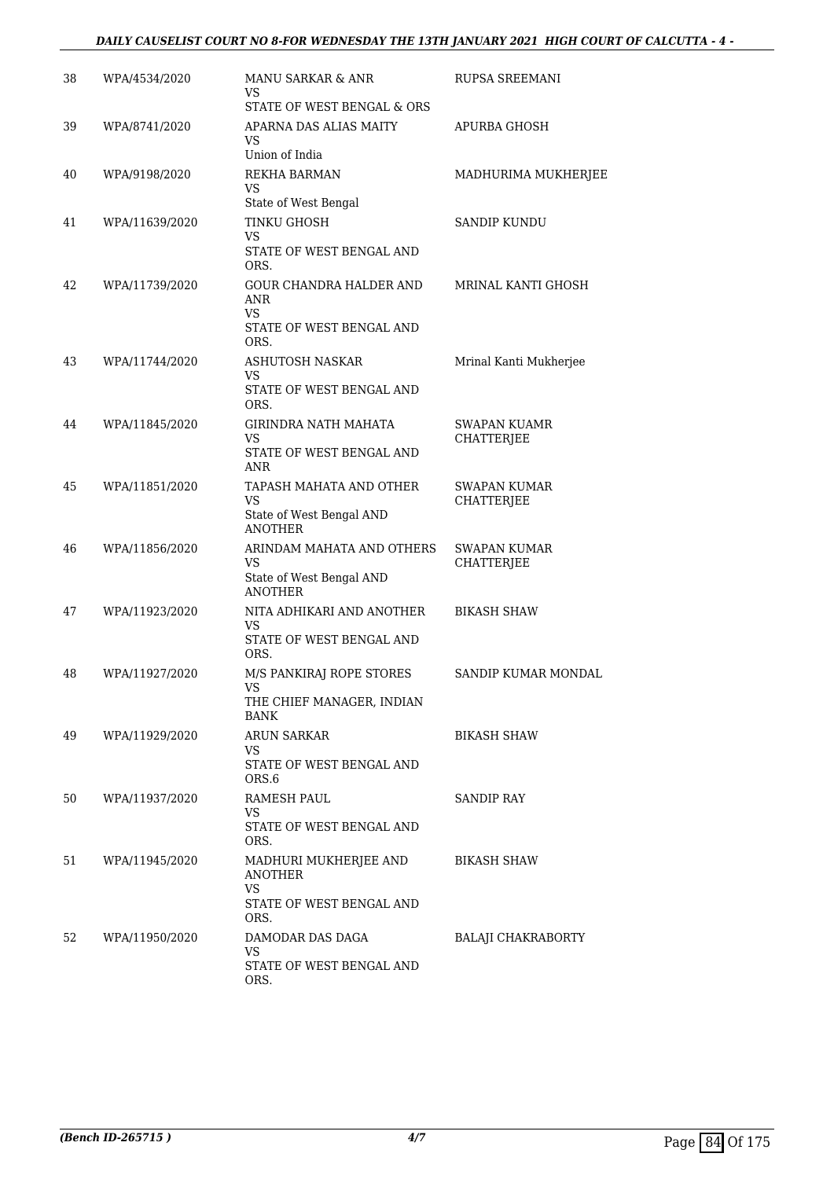| | | | |
|---|---|---|---|
| 38 | WPA/4534/2020 | MANU SARKAR & ANR<br>VS<br>STATE OF WEST BENGAL & ORS | RUPSA SREEMANI |
| 39 | WPA/8741/2020 | APARNA DAS ALIAS MAITY<br>VS<br>Union of India | APURBA GHOSH |
| 40 | WPA/9198/2020 | REKHA BARMAN<br>VS<br>State of West Bengal | MADHURIMA MUKHERJEE |
| 41 | WPA/11639/2020 | TINKU GHOSH<br>VS<br>STATE OF WEST BENGAL AND ORS. | SANDIP KUNDU |
| 42 | WPA/11739/2020 | GOUR CHANDRA HALDER AND ANR<br>VS<br>STATE OF WEST BENGAL AND ORS. | MRINAL KANTI GHOSH |
| 43 | WPA/11744/2020 | ASHUTOSH NASKAR<br>VS<br>STATE OF WEST BENGAL AND ORS. | Mrinal Kanti Mukherjee |
| 44 | WPA/11845/2020 | GIRINDRA NATH MAHATA<br>VS<br>STATE OF WEST BENGAL AND ANR | SWAPAN KUAMR CHATTERJEE |
| 45 | WPA/11851/2020 | TAPASH MAHATA AND OTHER<br>VS<br>State of West Bengal AND ANOTHER | SWAPAN KUMAR CHATTERJEE |
| 46 | WPA/11856/2020 | ARINDAM MAHATA AND OTHERS<br>VS<br>State of West Bengal AND ANOTHER | SWAPAN KUMAR CHATTERJEE |
| 47 | WPA/11923/2020 | NITA ADHIKARI AND ANOTHER<br>VS<br>STATE OF WEST BENGAL AND ORS. | BIKASH SHAW |
| 48 | WPA/11927/2020 | M/S PANKIRAJ ROPE STORES<br>VS<br>THE CHIEF MANAGER, INDIAN BANK | SANDIP KUMAR MONDAL |
| 49 | WPA/11929/2020 | ARUN SARKAR<br>VS<br>STATE OF WEST BENGAL AND ORS.6 | BIKASH SHAW |
| 50 | WPA/11937/2020 | RAMESH PAUL<br>VS<br>STATE OF WEST BENGAL AND ORS. | SANDIP RAY |
| 51 | WPA/11945/2020 | MADHURI MUKHERJEE AND ANOTHER<br>VS<br>STATE OF WEST BENGAL AND ORS. | BIKASH SHAW |
| 52 | WPA/11950/2020 | DAMODAR DAS DAGA<br>VS<br>STATE OF WEST BENGAL AND ORS. | BALAJI CHAKRABORTY |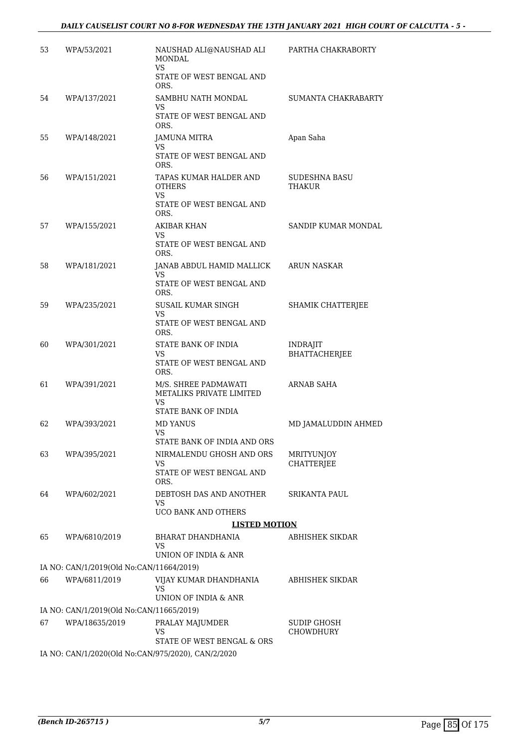| | | | |
|---|---|---|---|
| 53 | WPA/53/2021 | NAUSHAD ALI@NAUSHAD ALI MONDAL<br>VS<br>STATE OF WEST BENGAL AND ORS. | PARTHA CHAKRABORTY |
| 54 | WPA/137/2021 | SAMBHU NATH MONDAL<br>VS<br>STATE OF WEST BENGAL AND ORS. | SUMANTA CHAKRABARTY |
| 55 | WPA/148/2021 | JAMUNA MITRA<br>VS<br>STATE OF WEST BENGAL AND ORS. | Apan Saha |
| 56 | WPA/151/2021 | TAPAS KUMAR HALDER AND OTHERS<br>VS<br>STATE OF WEST BENGAL AND ORS. | SUDESHNA BASU THAKUR |
| 57 | WPA/155/2021 | AKIBAR KHAN<br>VS<br>STATE OF WEST BENGAL AND ORS. | SANDIP KUMAR MONDAL |
| 58 | WPA/181/2021 | JANAB ABDUL HAMID MALLICK<br>VS<br>STATE OF WEST BENGAL AND ORS. | ARUN NASKAR |
| 59 | WPA/235/2021 | SUSAIL KUMAR SINGH<br>VS<br>STATE OF WEST BENGAL AND ORS. | SHAMIK CHATTERJEE |
| 60 | WPA/301/2021 | STATE BANK OF INDIA<br>VS<br>STATE OF WEST BENGAL AND ORS. | INDRAJIT BHATTACHERJEE |
| 61 | WPA/391/2021 | M/S. SHREE PADMAWATI METALIKS PRIVATE LIMITED<br>VS<br>STATE BANK OF INDIA | ARNAB SAHA |
| 62 | WPA/393/2021 | MD YANUS<br>VS<br>STATE BANK OF INDIA AND ORS | MD JAMALUDDIN AHMED |
| 63 | WPA/395/2021 | NIRMALENDU GHOSH AND ORS<br>VS<br>STATE OF WEST BENGAL AND ORS. | MRITYUNJOY CHATTERJEE |
| 64 | WPA/602/2021 | DEBTOSH DAS AND ANOTHER<br>VS<br>UCO BANK AND OTHERS | SRIKANTA PAUL |

**LISTED MOTION**

| | | | |
|---|---|---|---|
| 65 | WPA/6810/2019 | BHARAT DHANDHANIA<br>VS<br>UNION OF INDIA & ANR | ABHISHEK SIKDAR |
| | IA NO: CAN/1/2019(Old No:CAN/11664/2019) | | |
| 66 | WPA/6811/2019 | VIJAY KUMAR DHANDHANIA<br>VS<br>UNION OF INDIA & ANR | ABHISHEK SIKDAR |
| | IA NO: CAN/1/2019(Old No:CAN/11665/2019) | | |
| 67 | WPA/18635/2019 | PRALAY MAJUMDER<br>VS<br>STATE OF WEST BENGAL & ORS | SUDIP GHOSH CHOWDHURY |
| | IA NO: CAN/1/2020(Old No:CAN/975/2020), CAN/2/2020 | | |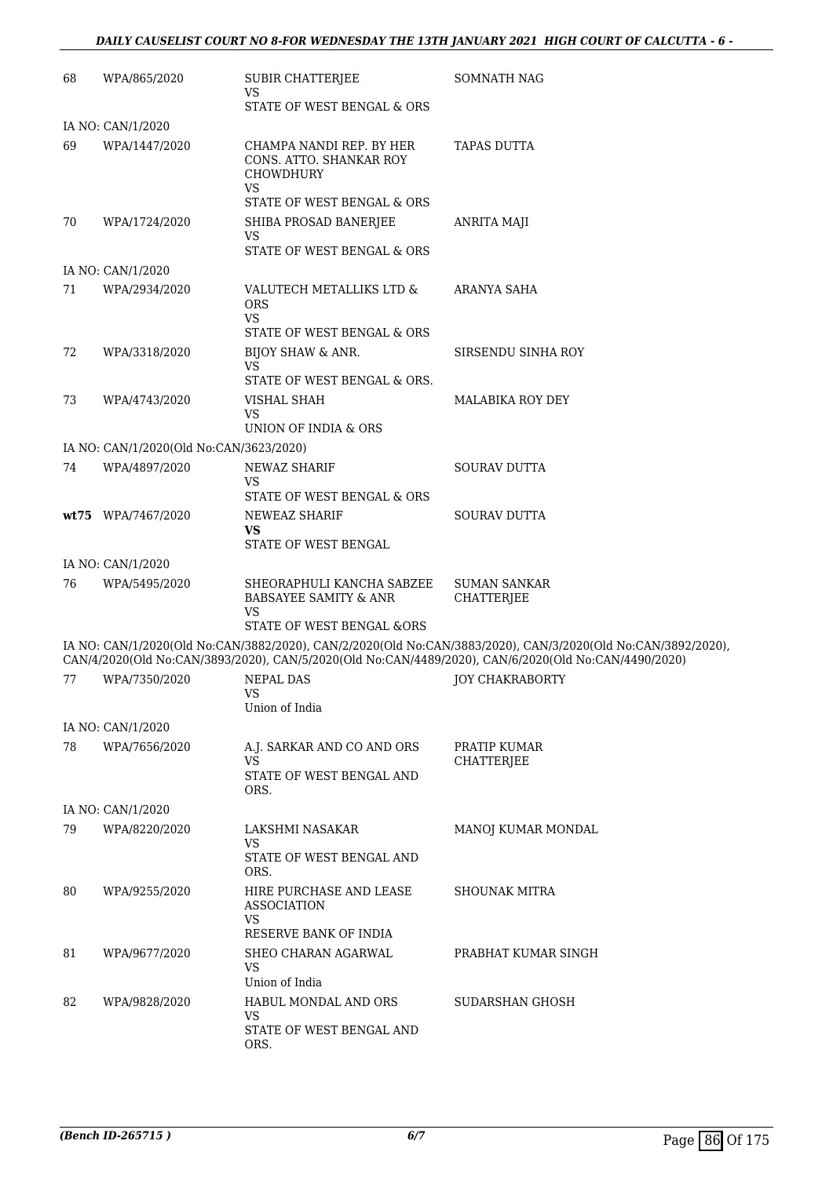| | | | |
|---|---|---|---|
| 68 | WPA/865/2020 | SUBIR CHATTERJEE<br>VS<br>STATE OF WEST BENGAL & ORS | SOMNATH NAG |
| | IA NO: CAN/1/2020 | | |
| 69 | WPA/1447/2020 | CHAMPA NANDI REP. BY HER CONS. ATTO. SHANKAR ROY CHOWDHURY<br>VS<br>STATE OF WEST BENGAL & ORS | TAPAS DUTTA |
| 70 | WPA/1724/2020 | SHIBA PROSAD BANERJEE<br>VS<br>STATE OF WEST BENGAL & ORS | ANRITA MAJI |
| | IA NO: CAN/1/2020 | | |
| 71 | WPA/2934/2020 | VALUTECH METALLIKS LTD & ORS<br>VS<br>STATE OF WEST BENGAL & ORS | ARANYA SAHA |
| 72 | WPA/3318/2020 | BIJOY SHAW & ANR.<br>VS<br>STATE OF WEST BENGAL & ORS. | SIRSENDU SINHA ROY |
| 73 | WPA/4743/2020 | VISHAL SHAH<br>VS<br>UNION OF INDIA & ORS | MALABIKA ROY DEY |
| | IA NO: CAN/1/2020(Old No:CAN/3623/2020) | | |
| 74 | WPA/4897/2020 | NEWAZ SHARIF<br>VS<br>STATE OF WEST BENGAL & ORS | SOURAV DUTTA |
| **wt75** | WPA/7467/2020 | NEWEAZ SHARIF<br>**VS**<br>STATE OF WEST BENGAL | SOURAV DUTTA |
| | IA NO: CAN/1/2020 | | |
| 76 | WPA/5495/2020 | SHEORAPHULI KANCHA SABZEE BABSAYEE SAMITY & ANR<br>VS<br>STATE OF WEST BENGAL &ORS | SUMAN SANKAR CHATTERJEE |
| | IA NO: CAN/1/2020(Old No:CAN/3882/2020), CAN/2/2020(Old No:CAN/3883/2020), CAN/3/2020(Old No:CAN/3892/2020), CAN/4/2020(Old No:CAN/3893/2020), CAN/5/2020(Old No:CAN/4489/2020), CAN/6/2020(Old No:CAN/4490/2020) | | |
| 77 | WPA/7350/2020 | NEPAL DAS<br>VS<br>Union of India | JOY CHAKRABORTY |
| | IA NO: CAN/1/2020 | | |
| 78 | WPA/7656/2020 | A.J. SARKAR AND CO AND ORS<br>VS<br>STATE OF WEST BENGAL AND ORS. | PRATIP KUMAR CHATTERJEE |
| | IA NO: CAN/1/2020 | | |
| 79 | WPA/8220/2020 | LAKSHMI NASAKAR<br>VS<br>STATE OF WEST BENGAL AND ORS. | MANOJ KUMAR MONDAL |
| 80 | WPA/9255/2020 | HIRE PURCHASE AND LEASE ASSOCIATION<br>VS<br>RESERVE BANK OF INDIA | SHOUNAK MITRA |
| 81 | WPA/9677/2020 | SHEO CHARAN AGARWAL<br>VS<br>Union of India | PRABHAT KUMAR SINGH |
| 82 | WPA/9828/2020 | HABUL MONDAL AND ORS<br>VS<br>STATE OF WEST BENGAL AND ORS. | SUDARSHAN GHOSH |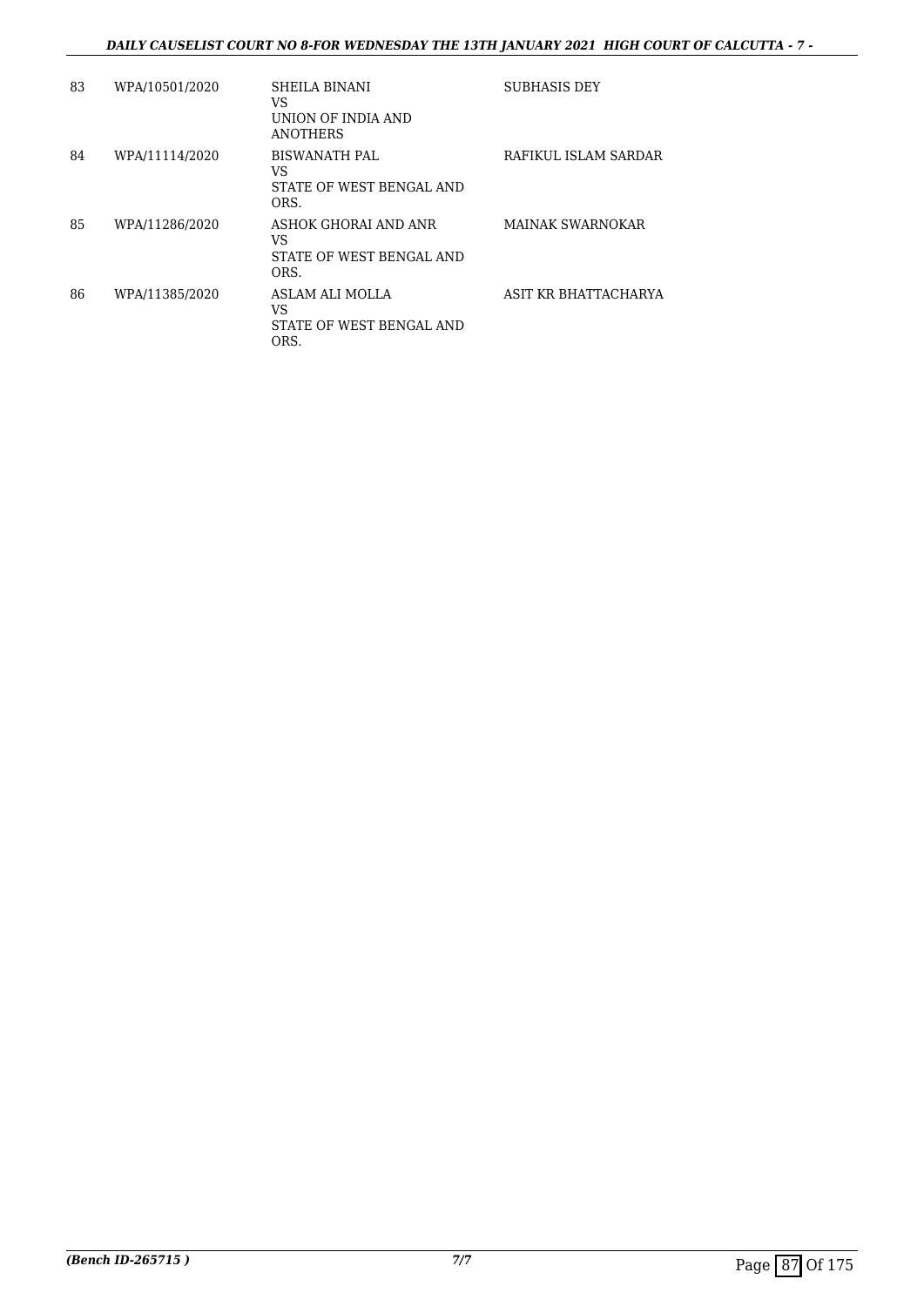| | | | |
|---|---|---|---|
| 83 | WPA/10501/2020 | SHEILA BINANI<br>VS<br>UNION OF INDIA AND ANOTHERS | SUBHASIS DEY |
| 84 | WPA/11114/2020 | BISWANATH PAL<br>VS<br>STATE OF WEST BENGAL AND ORS. | RAFIKUL ISLAM SARDAR |
| 85 | WPA/11286/2020 | ASHOK GHORAI AND ANR<br>VS<br>STATE OF WEST BENGAL AND ORS. | MAINAK SWARNOKAR |
| 86 | WPA/11385/2020 | ASLAM ALI MOLLA<br>VS<br>STATE OF WEST BENGAL AND ORS. | ASIT KR BHATTACHARYA |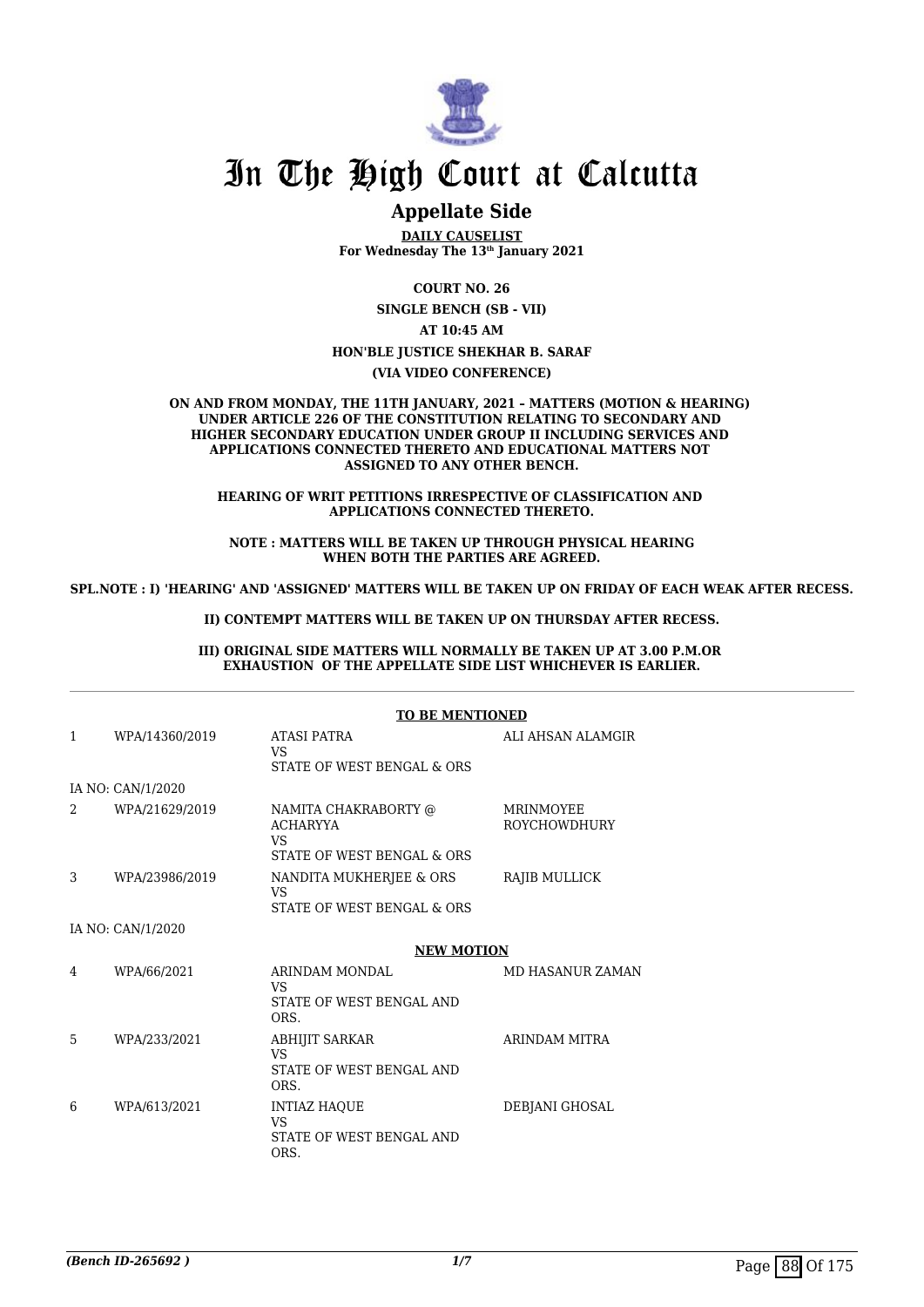# In The High Court at Calcutta

## Appellate Side

**DAILY CAUSELIST**
**For Wednesday The 13th January 2021**

**COURT NO. 26**
**SINGLE BENCH (SB - VII)**
**AT 10:45 AM**
**HON'BLE JUSTICE SHEKHAR B. SARAF**
**(VIA VIDEO CONFERENCE)**

**ON AND FROM MONDAY, THE 11TH JANUARY, 2021 – MATTERS (MOTION & HEARING) UNDER ARTICLE 226 OF THE CONSTITUTION RELATING TO SECONDARY AND HIGHER SECONDARY EDUCATION UNDER GROUP II INCLUDING SERVICES AND APPLICATIONS CONNECTED THERETO AND EDUCATIONAL MATTERS NOT ASSIGNED TO ANY OTHER BENCH.**

**HEARING OF WRIT PETITIONS IRRESPECTIVE OF CLASSIFICATION AND APPLICATIONS CONNECTED THERETO.**

**NOTE : MATTERS WILL BE TAKEN UP THROUGH PHYSICAL HEARING WHEN BOTH THE PARTIES ARE AGREED.**

**SPL.NOTE : I) 'HEARING' AND 'ASSIGNED' MATTERS WILL BE TAKEN UP ON FRIDAY OF EACH WEAK AFTER RECESS.**

**II) CONTEMPT MATTERS WILL BE TAKEN UP ON THURSDAY AFTER RECESS.**

**III) ORIGINAL SIDE MATTERS WILL NORMALLY BE TAKEN UP AT 3.00 P.M.OR EXHAUSTION OF THE APPELLATE SIDE LIST WHICHEVER IS EARLIER.**

**TO BE MENTIONED**

| | | | |
|---|---|---|---|
| 1 | WPA/14360/2019 | ATASI PATRA<br>VS<br>STATE OF WEST BENGAL & ORS | ALI AHSAN ALAMGIR |
| | IA NO: CAN/1/2020 | | |
| 2 | WPA/21629/2019 | NAMITA CHAKRABORTY @ ACHARYYA<br>VS<br>STATE OF WEST BENGAL & ORS | MRINMOYEE ROYCHOWDHURY |
| 3 | WPA/23986/2019 | NANDITA MUKHERJEE & ORS<br>VS<br>STATE OF WEST BENGAL & ORS | RAJIB MULLICK |
| | IA NO: CAN/1/2020 | | |

**NEW MOTION**

| | | | |
|---|---|---|---|
| 4 | WPA/66/2021 | ARINDAM MONDAL<br>VS<br>STATE OF WEST BENGAL AND ORS. | MD HASANUR ZAMAN |
| 5 | WPA/233/2021 | ABHIJIT SARKAR<br>VS<br>STATE OF WEST BENGAL AND ORS. | ARINDAM MITRA |
| 6 | WPA/613/2021 | INTIAZ HAQUE<br>VS<br>STATE OF WEST BENGAL AND ORS. | DEBJANI GHOSAL |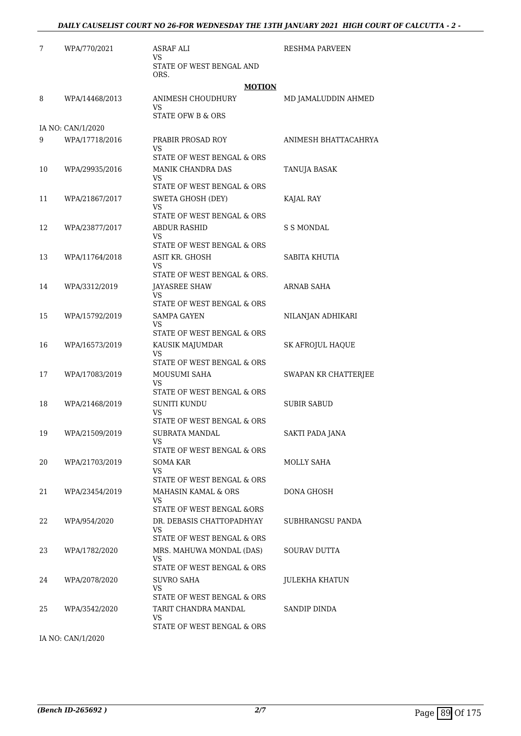| | | | |
|---|---|---|---|
| 7 | WPA/770/2021 | ASRAF ALI<br>VS<br>STATE OF WEST BENGAL AND ORS. | RESHMA PARVEEN |

**MOTION**

| | | | |
|---|---|---|---|
| 8 | WPA/14468/2013 | ANIMESH CHOUDHURY<br>VS<br>STATE OFW B & ORS | MD JAMALUDDIN AHMED |
| | IA NO: CAN/1/2020 | | |
| 9 | WPA/17718/2016 | PRABIR PROSAD ROY<br>VS<br>STATE OF WEST BENGAL & ORS | ANIMESH BHATTACAHRYA |
| 10 | WPA/29935/2016 | MANIK CHANDRA DAS<br>VS<br>STATE OF WEST BENGAL & ORS | TANUJA BASAK |
| 11 | WPA/21867/2017 | SWETA GHOSH (DEY)<br>VS<br>STATE OF WEST BENGAL & ORS | KAJAL RAY |
| 12 | WPA/23877/2017 | ABDUR RASHID<br>VS<br>STATE OF WEST BENGAL & ORS | S S MONDAL |
| 13 | WPA/11764/2018 | ASIT KR. GHOSH<br>VS<br>STATE OF WEST BENGAL & ORS. | SABITA KHUTIA |
| 14 | WPA/3312/2019 | JAYASREE SHAW<br>VS<br>STATE OF WEST BENGAL & ORS | ARNAB SAHA |
| 15 | WPA/15792/2019 | SAMPA GAYEN<br>VS<br>STATE OF WEST BENGAL & ORS | NILANJAN ADHIKARI |
| 16 | WPA/16573/2019 | KAUSIK MAJUMDAR<br>VS<br>STATE OF WEST BENGAL & ORS | SK AFROJUL HAQUE |
| 17 | WPA/17083/2019 | MOUSUMI SAHA<br>VS<br>STATE OF WEST BENGAL & ORS | SWAPAN KR CHATTERJEE |
| 18 | WPA/21468/2019 | SUNITI KUNDU<br>VS<br>STATE OF WEST BENGAL & ORS | SUBIR SABUD |
| 19 | WPA/21509/2019 | SUBRATA MANDAL<br>VS<br>STATE OF WEST BENGAL & ORS | SAKTI PADA JANA |
| 20 | WPA/21703/2019 | SOMA KAR<br>VS<br>STATE OF WEST BENGAL & ORS | MOLLY SAHA |
| 21 | WPA/23454/2019 | MAHASIN KAMAL & ORS<br>VS<br>STATE OF WEST BENGAL &ORS | DONA GHOSH |
| 22 | WPA/954/2020 | DR. DEBASIS CHATTOPADHYAY<br>VS<br>STATE OF WEST BENGAL & ORS | SUBHRANGSU PANDA |
| 23 | WPA/1782/2020 | MRS. MAHUWA MONDAL (DAS)<br>VS<br>STATE OF WEST BENGAL & ORS | SOURAV DUTTA |
| 24 | WPA/2078/2020 | SUVRO SAHA<br>VS<br>STATE OF WEST BENGAL & ORS | JULEKHA KHATUN |
| 25 | WPA/3542/2020 | TARIT CHANDRA MANDAL<br>VS<br>STATE OF WEST BENGAL & ORS | SANDIP DINDA |
| | IA NO: CAN/1/2020 | | |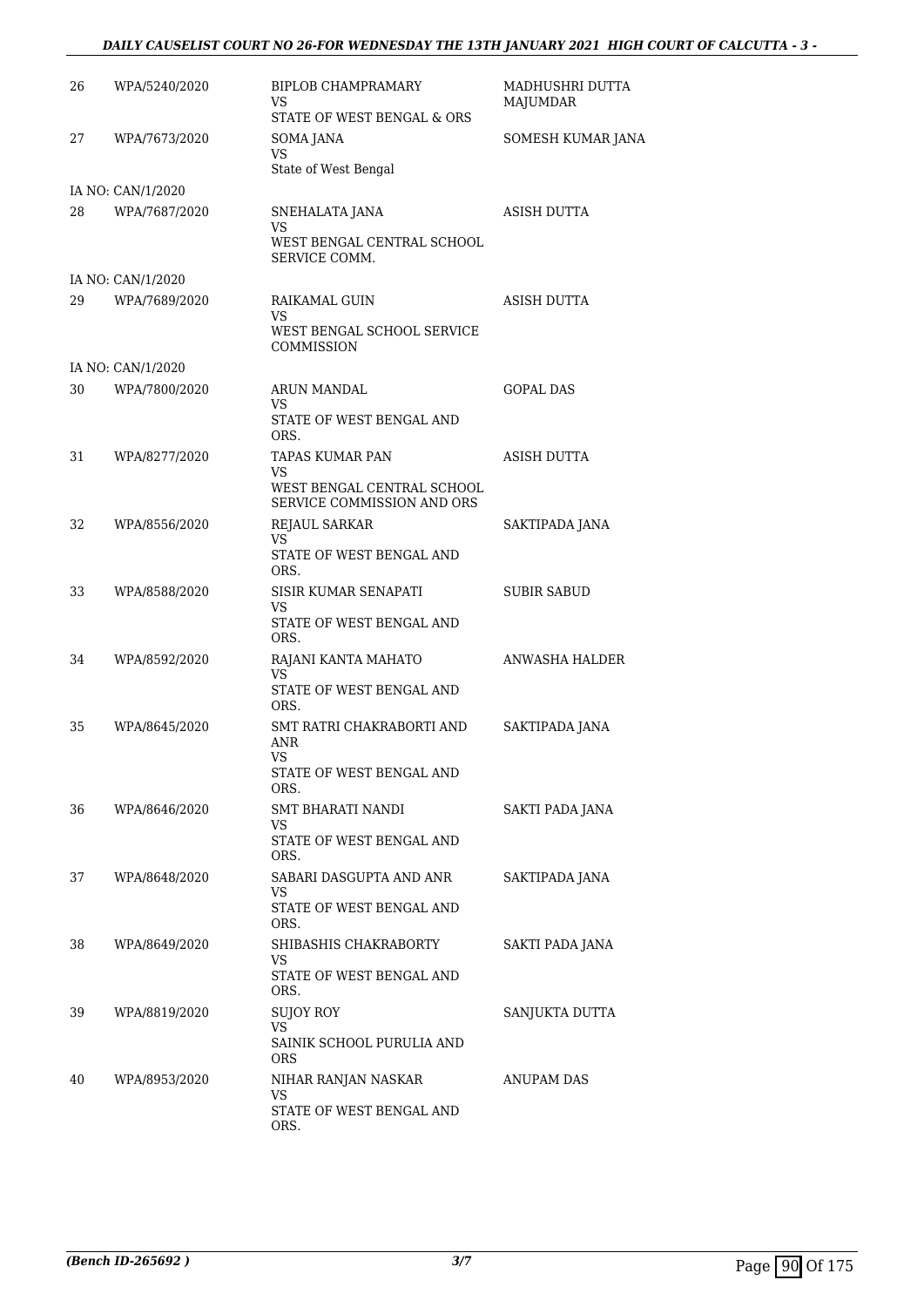| | | | |
|---|---|---|---|
| 26 | WPA/5240/2020 | BIPLOB CHAMPRAMARY<br>VS<br>STATE OF WEST BENGAL & ORS | MADHUSHRI DUTTA MAJUMDAR |
| 27 | WPA/7673/2020 | SOMA JANA<br>VS<br>State of West Bengal | SOMESH KUMAR JANA |
| | IA NO: CAN/1/2020 | | |
| 28 | WPA/7687/2020 | SNEHALATA JANA<br>VS<br>WEST BENGAL CENTRAL SCHOOL SERVICE COMM. | ASISH DUTTA |
| | IA NO: CAN/1/2020 | | |
| 29 | WPA/7689/2020 | RAIKAMAL GUIN<br>VS<br>WEST BENGAL SCHOOL SERVICE COMMISSION | ASISH DUTTA |
| | IA NO: CAN/1/2020 | | |
| 30 | WPA/7800/2020 | ARUN MANDAL<br>VS<br>STATE OF WEST BENGAL AND ORS. | GOPAL DAS |
| 31 | WPA/8277/2020 | TAPAS KUMAR PAN<br>VS<br>WEST BENGAL CENTRAL SCHOOL SERVICE COMMISSION AND ORS | ASISH DUTTA |
| 32 | WPA/8556/2020 | REJAUL SARKAR<br>VS<br>STATE OF WEST BENGAL AND ORS. | SAKTIPADA JANA |
| 33 | WPA/8588/2020 | SISIR KUMAR SENAPATI<br>VS<br>STATE OF WEST BENGAL AND ORS. | SUBIR SABUD |
| 34 | WPA/8592/2020 | RAJANI KANTA MAHATO<br>VS<br>STATE OF WEST BENGAL AND ORS. | ANWASHA HALDER |
| 35 | WPA/8645/2020 | SMT RATRI CHAKRABORTI AND ANR<br>VS<br>STATE OF WEST BENGAL AND ORS. | SAKTIPADA JANA |
| 36 | WPA/8646/2020 | SMT BHARATI NANDI<br>VS<br>STATE OF WEST BENGAL AND ORS. | SAKTI PADA JANA |
| 37 | WPA/8648/2020 | SABARI DASGUPTA AND ANR<br>VS<br>STATE OF WEST BENGAL AND ORS. | SAKTIPADA JANA |
| 38 | WPA/8649/2020 | SHIBASHIS CHAKRABORTY<br>VS<br>STATE OF WEST BENGAL AND ORS. | SAKTI PADA JANA |
| 39 | WPA/8819/2020 | SUJOY ROY<br>VS<br>SAINIK SCHOOL PURULIA AND ORS | SANJUKTA DUTTA |
| 40 | WPA/8953/2020 | NIHAR RANJAN NASKAR<br>VS<br>STATE OF WEST BENGAL AND ORS. | ANUPAM DAS |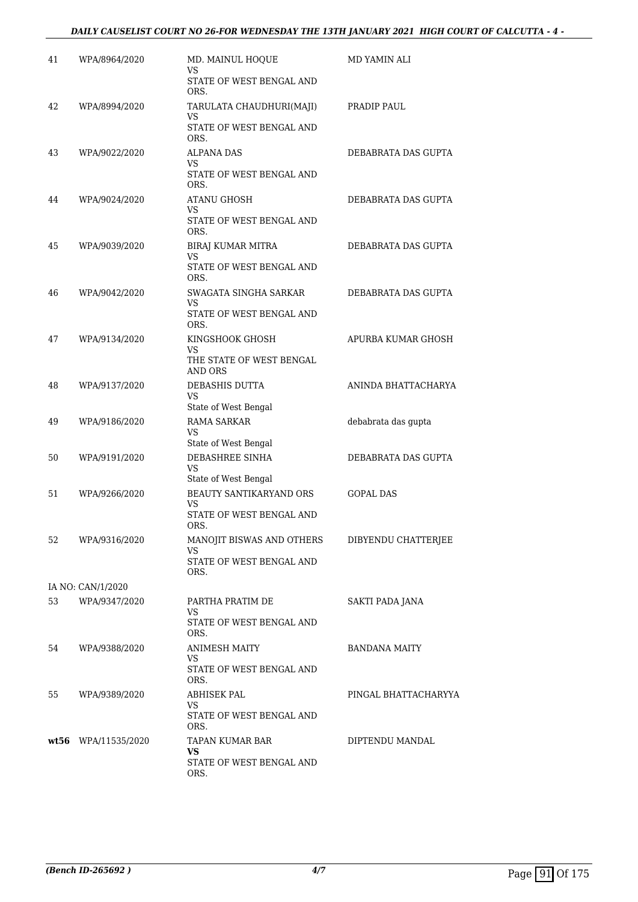| | | | |
|---|---|---|---|
| 41 | WPA/8964/2020 | MD. MAINUL HOQUE<br>VS<br>STATE OF WEST BENGAL AND ORS. | MD YAMIN ALI |
| 42 | WPA/8994/2020 | TARULATA CHAUDHURI(MAJI)<br>VS<br>STATE OF WEST BENGAL AND ORS. | PRADIP PAUL |
| 43 | WPA/9022/2020 | ALPANA DAS<br>VS<br>STATE OF WEST BENGAL AND ORS. | DEBABRATA DAS GUPTA |
| 44 | WPA/9024/2020 | ATANU GHOSH<br>VS<br>STATE OF WEST BENGAL AND ORS. | DEBABRATA DAS GUPTA |
| 45 | WPA/9039/2020 | BIRAJ KUMAR MITRA<br>VS<br>STATE OF WEST BENGAL AND ORS. | DEBABRATA DAS GUPTA |
| 46 | WPA/9042/2020 | SWAGATA SINGHA SARKAR<br>VS<br>STATE OF WEST BENGAL AND ORS. | DEBABRATA DAS GUPTA |
| 47 | WPA/9134/2020 | KINGSHOOK GHOSH<br>VS<br>THE STATE OF WEST BENGAL AND ORS | APURBA KUMAR GHOSH |
| 48 | WPA/9137/2020 | DEBASHIS DUTTA<br>VS<br>State of West Bengal | ANINDA BHATTACHARYA |
| 49 | WPA/9186/2020 | RAMA SARKAR<br>VS<br>State of West Bengal | debabrata das gupta |
| 50 | WPA/9191/2020 | DEBASHREE SINHA<br>VS<br>State of West Bengal | DEBABRATA DAS GUPTA |
| 51 | WPA/9266/2020 | BEAUTY SANTIKARYAND ORS<br>VS<br>STATE OF WEST BENGAL AND ORS. | GOPAL DAS |
| 52 | WPA/9316/2020 | MANOJIT BISWAS AND OTHERS<br>VS<br>STATE OF WEST BENGAL AND ORS. | DIBYENDU CHATTERJEE |
| | IA NO: CAN/1/2020 | | |
| 53 | WPA/9347/2020 | PARTHA PRATIM DE<br>VS<br>STATE OF WEST BENGAL AND ORS. | SAKTI PADA JANA |
| 54 | WPA/9388/2020 | ANIMESH MAITY<br>VS<br>STATE OF WEST BENGAL AND ORS. | BANDANA MAITY |
| 55 | WPA/9389/2020 | ABHISEK PAL<br>VS<br>STATE OF WEST BENGAL AND ORS. | PINGAL BHATTACHARYYA |
| **wt56** | WPA/11535/2020 | TAPAN KUMAR BAR<br>**VS**<br>STATE OF WEST BENGAL AND ORS. | DIPTENDU MANDAL |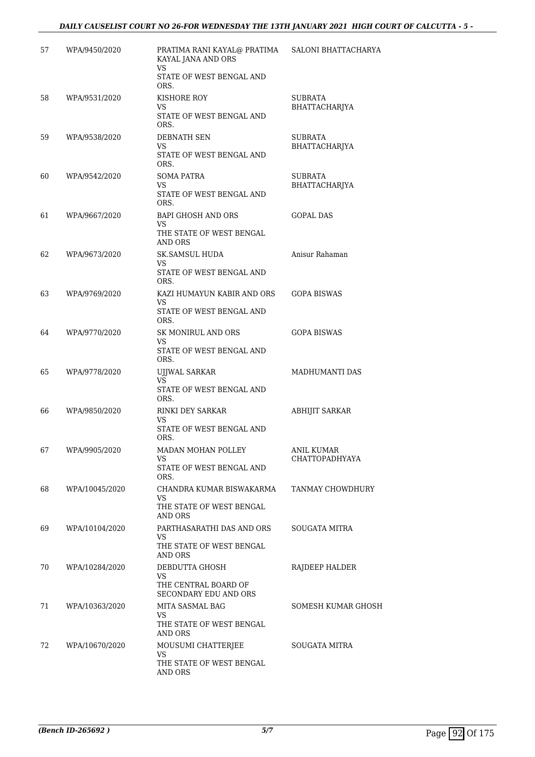| | | | |
|---|---|---|---|
| 57 | WPA/9450/2020 | PRATIMA RANI KAYAL@ PRATIMA KAYAL JANA AND ORS<br>VS<br>STATE OF WEST BENGAL AND ORS. | SALONI BHATTACHARYA |
| 58 | WPA/9531/2020 | KISHORE ROY<br>VS<br>STATE OF WEST BENGAL AND ORS. | SUBRATA BHATTACHARJYA |
| 59 | WPA/9538/2020 | DEBNATH SEN<br>VS<br>STATE OF WEST BENGAL AND ORS. | SUBRATA BHATTACHARJYA |
| 60 | WPA/9542/2020 | SOMA PATRA<br>VS<br>STATE OF WEST BENGAL AND ORS. | SUBRATA BHATTACHARJYA |
| 61 | WPA/9667/2020 | BAPI GHOSH AND ORS<br>VS<br>THE STATE OF WEST BENGAL AND ORS | GOPAL DAS |
| 62 | WPA/9673/2020 | SK.SAMSUL HUDA<br>VS<br>STATE OF WEST BENGAL AND ORS. | Anisur Rahaman |
| 63 | WPA/9769/2020 | KAZI HUMAYUN KABIR AND ORS<br>VS<br>STATE OF WEST BENGAL AND ORS. | GOPA BISWAS |
| 64 | WPA/9770/2020 | SK MONIRUL AND ORS<br>VS<br>STATE OF WEST BENGAL AND ORS. | GOPA BISWAS |
| 65 | WPA/9778/2020 | UJJWAL SARKAR<br>VS<br>STATE OF WEST BENGAL AND ORS. | MADHUMANTI DAS |
| 66 | WPA/9850/2020 | RINKI DEY SARKAR<br>VS<br>STATE OF WEST BENGAL AND ORS. | ABHIJIT SARKAR |
| 67 | WPA/9905/2020 | MADAN MOHAN POLLEY<br>VS<br>STATE OF WEST BENGAL AND ORS. | ANIL KUMAR CHATTOPADHYAYA |
| 68 | WPA/10045/2020 | CHANDRA KUMAR BISWAKARMA<br>VS<br>THE STATE OF WEST BENGAL AND ORS | TANMAY CHOWDHURY |
| 69 | WPA/10104/2020 | PARTHASARATHI DAS AND ORS<br>VS<br>THE STATE OF WEST BENGAL AND ORS | SOUGATA MITRA |
| 70 | WPA/10284/2020 | DEBDUTTA GHOSH<br>VS<br>THE CENTRAL BOARD OF SECONDARY EDU AND ORS | RAJDEEP HALDER |
| 71 | WPA/10363/2020 | MITA SASMAL BAG<br>VS<br>THE STATE OF WEST BENGAL AND ORS | SOMESH KUMAR GHOSH |
| 72 | WPA/10670/2020 | MOUSUMI CHATTERJEE<br>VS<br>THE STATE OF WEST BENGAL AND ORS | SOUGATA MITRA |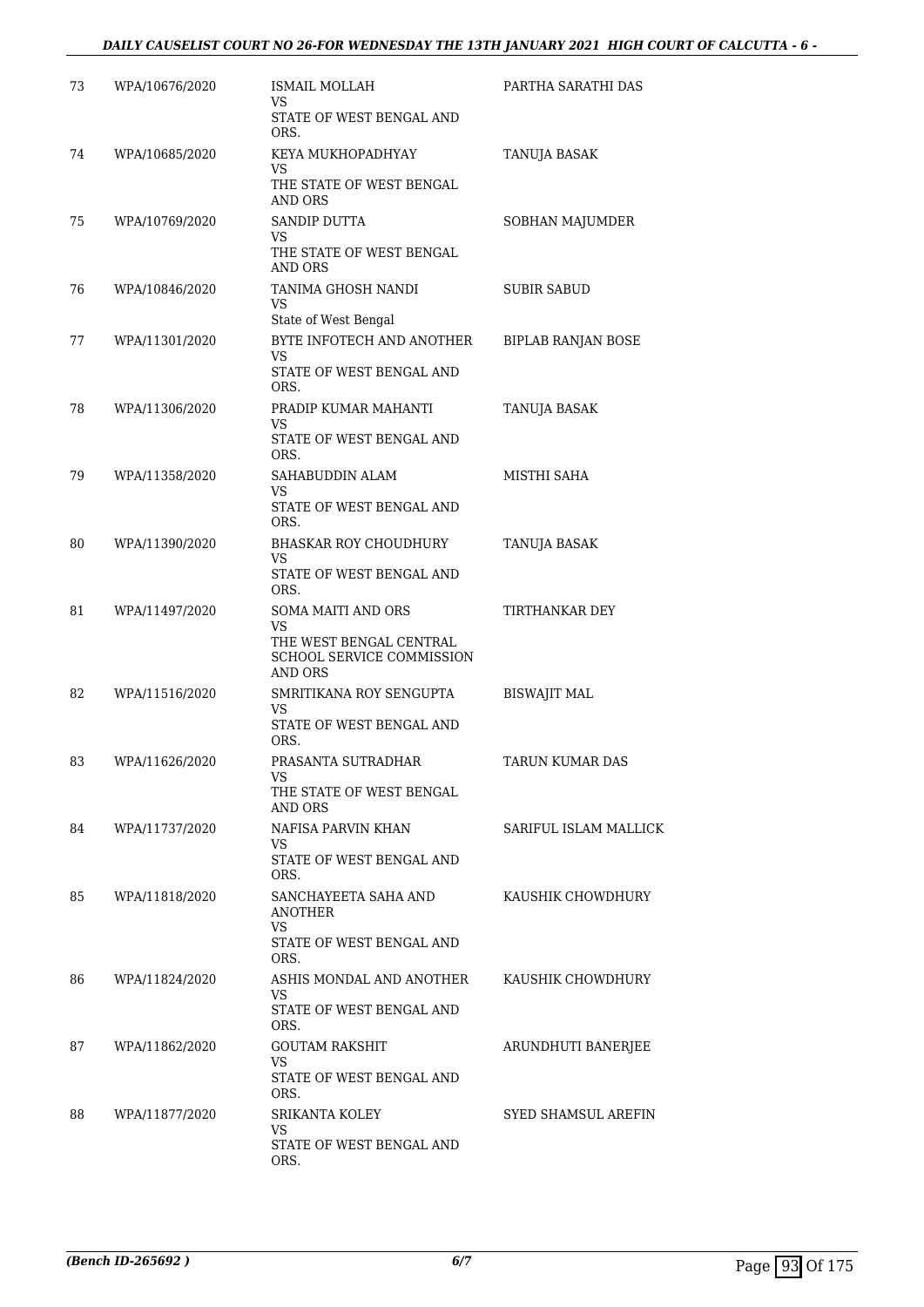| | | | |
|---|---|---|---|
| 73 | WPA/10676/2020 | ISMAIL MOLLAH<br>VS<br>STATE OF WEST BENGAL AND ORS. | PARTHA SARATHI DAS |
| 74 | WPA/10685/2020 | KEYA MUKHOPADHYAY<br>VS<br>THE STATE OF WEST BENGAL AND ORS | TANUJA BASAK |
| 75 | WPA/10769/2020 | SANDIP DUTTA<br>VS<br>THE STATE OF WEST BENGAL AND ORS | SOBHAN MAJUMDER |
| 76 | WPA/10846/2020 | TANIMA GHOSH NANDI<br>VS<br>State of West Bengal | SUBIR SABUD |
| 77 | WPA/11301/2020 | BYTE INFOTECH AND ANOTHER<br>VS<br>STATE OF WEST BENGAL AND ORS. | BIPLAB RANJAN BOSE |
| 78 | WPA/11306/2020 | PRADIP KUMAR MAHANTI<br>VS<br>STATE OF WEST BENGAL AND ORS. | TANUJA BASAK |
| 79 | WPA/11358/2020 | SAHABUDDIN ALAM<br>VS<br>STATE OF WEST BENGAL AND ORS. | MISTHI SAHA |
| 80 | WPA/11390/2020 | BHASKAR ROY CHOUDHURY<br>VS<br>STATE OF WEST BENGAL AND ORS. | TANUJA BASAK |
| 81 | WPA/11497/2020 | SOMA MAITI AND ORS<br>VS<br>THE WEST BENGAL CENTRAL SCHOOL SERVICE COMMISSION AND ORS | TIRTHANKAR DEY |
| 82 | WPA/11516/2020 | SMRITIKANA ROY SENGUPTA<br>VS<br>STATE OF WEST BENGAL AND ORS. | BISWAJIT MAL |
| 83 | WPA/11626/2020 | PRASANTA SUTRADHAR<br>VS<br>THE STATE OF WEST BENGAL AND ORS | TARUN KUMAR DAS |
| 84 | WPA/11737/2020 | NAFISA PARVIN KHAN<br>VS<br>STATE OF WEST BENGAL AND ORS. | SARIFUL ISLAM MALLICK |
| 85 | WPA/11818/2020 | SANCHAYEETA SAHA AND ANOTHER<br>VS<br>STATE OF WEST BENGAL AND ORS. | KAUSHIK CHOWDHURY |
| 86 | WPA/11824/2020 | ASHIS MONDAL AND ANOTHER<br>VS<br>STATE OF WEST BENGAL AND ORS. | KAUSHIK CHOWDHURY |
| 87 | WPA/11862/2020 | GOUTAM RAKSHIT<br>VS<br>STATE OF WEST BENGAL AND ORS. | ARUNDHUTI BANERJEE |
| 88 | WPA/11877/2020 | SRIKANTA KOLEY<br>VS<br>STATE OF WEST BENGAL AND ORS. | SYED SHAMSUL AREFIN |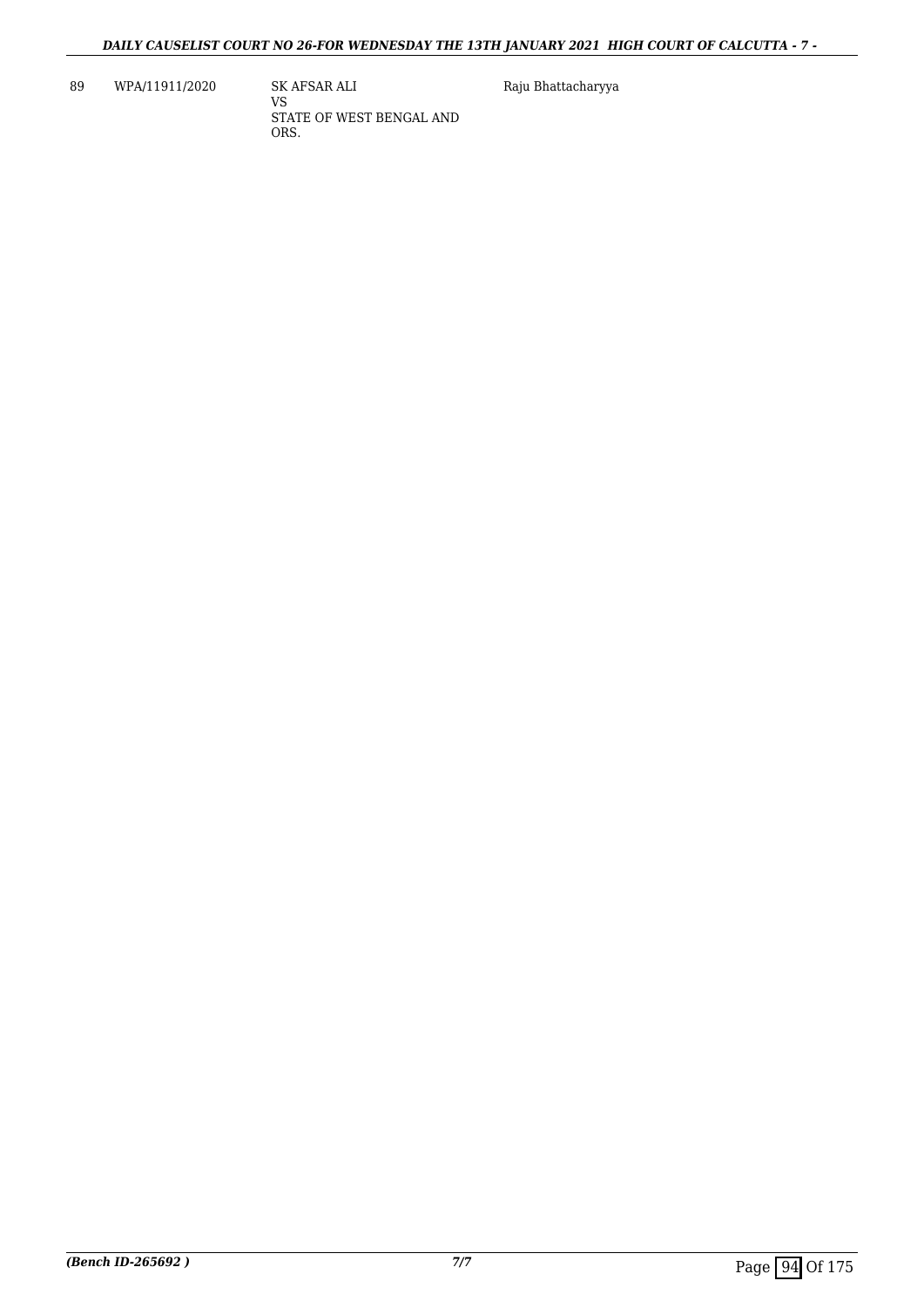| | | | |
|---|---|---|---|
| 89 | WPA/11911/2020 | SK AFSAR ALI<br>VS<br>STATE OF WEST BENGAL AND ORS. | Raju Bhattacharyya |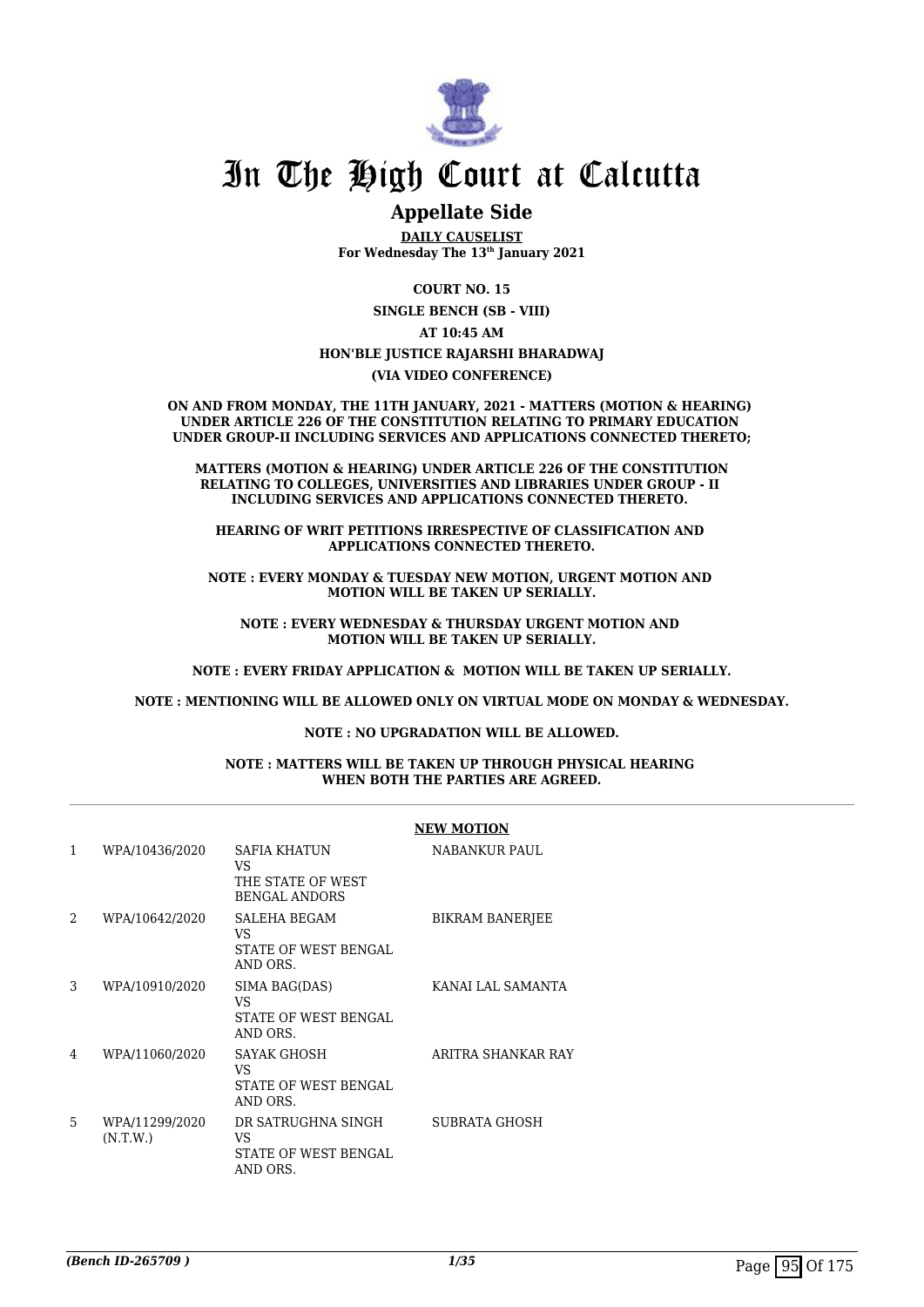# In The High Court at Calcutta

## Appellate Side

**DAILY CAUSELIST**
**For Wednesday The 13th January 2021**

**COURT NO. 15**

**SINGLE BENCH (SB - VIII)**

**AT 10:45 AM**

**HON'BLE JUSTICE RAJARSHI BHARADWAJ**

**(VIA VIDEO CONFERENCE)**

**ON AND FROM MONDAY, THE 11TH JANUARY, 2021 - MATTERS (MOTION & HEARING) UNDER ARTICLE 226 OF THE CONSTITUTION RELATING TO PRIMARY EDUCATION UNDER GROUP-II INCLUDING SERVICES AND APPLICATIONS CONNECTED THERETO;**

**MATTERS (MOTION & HEARING) UNDER ARTICLE 226 OF THE CONSTITUTION RELATING TO COLLEGES, UNIVERSITIES AND LIBRARIES UNDER GROUP - II INCLUDING SERVICES AND APPLICATIONS CONNECTED THERETO.**

**HEARING OF WRIT PETITIONS IRRESPECTIVE OF CLASSIFICATION AND APPLICATIONS CONNECTED THERETO.**

**NOTE : EVERY MONDAY & TUESDAY NEW MOTION, URGENT MOTION AND MOTION WILL BE TAKEN UP SERIALLY.**

**NOTE : EVERY WEDNESDAY & THURSDAY URGENT MOTION AND MOTION WILL BE TAKEN UP SERIALLY.**

**NOTE : EVERY FRIDAY APPLICATION & MOTION WILL BE TAKEN UP SERIALLY.**

**NOTE : MENTIONING WILL BE ALLOWED ONLY ON VIRTUAL MODE ON MONDAY & WEDNESDAY.**

**NOTE : NO UPGRADATION WILL BE ALLOWED.**

**NOTE : MATTERS WILL BE TAKEN UP THROUGH PHYSICAL HEARING WHEN BOTH THE PARTIES ARE AGREED.**

**NEW MOTION**

| | | | |
|---|---|---|---|
| 1 | WPA/10436/2020 | SAFIA KHATUN VS THE STATE OF WEST BENGAL ANDORS | NABANKUR PAUL |
| 2 | WPA/10642/2020 | SALEHA BEGAM VS STATE OF WEST BENGAL AND ORS. | BIKRAM BANERJEE |
| 3 | WPA/10910/2020 | SIMA BAG(DAS) VS STATE OF WEST BENGAL AND ORS. | KANAI LAL SAMANTA |
| 4 | WPA/11060/2020 | SAYAK GHOSH VS STATE OF WEST BENGAL AND ORS. | ARITRA SHANKAR RAY |
| 5 | WPA/11299/2020 (N.T.W.) | DR SATRUGHNA SINGH VS STATE OF WEST BENGAL AND ORS. | SUBRATA GHOSH |

*(Bench ID-265709 )*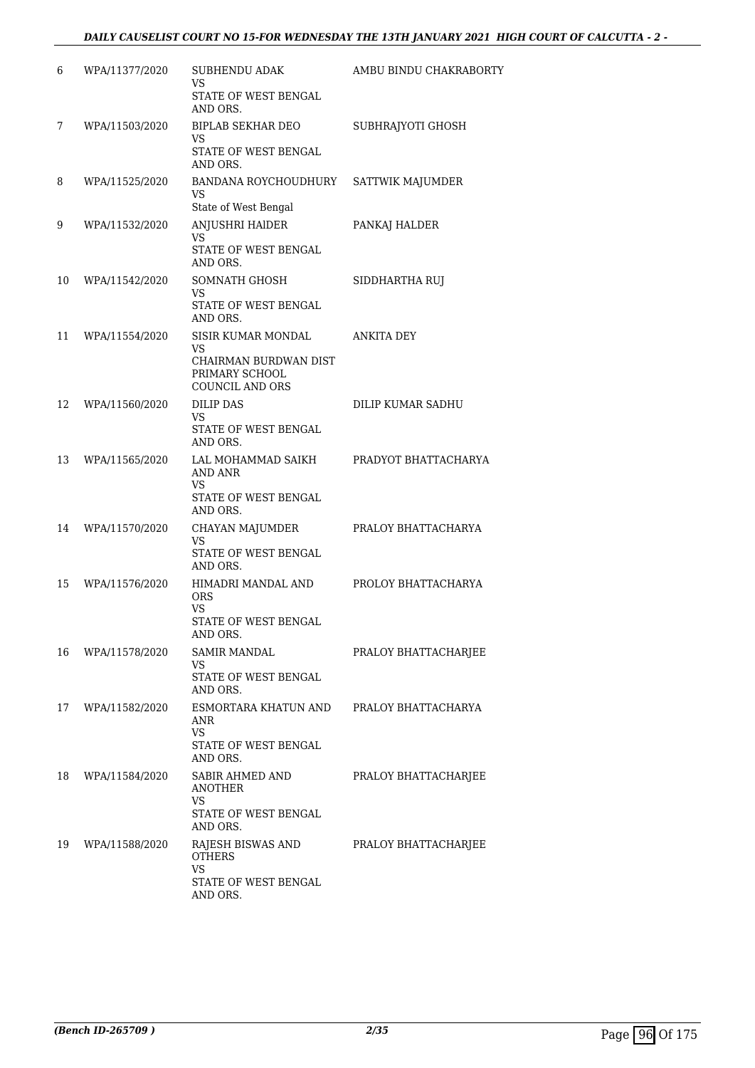| | | | |
|---|---|---|---|
| 6 | WPA/11377/2020 | SUBHENDU ADAK<br>VS<br>STATE OF WEST BENGAL AND ORS. | AMBU BINDU CHAKRABORTY |
| 7 | WPA/11503/2020 | BIPLAB SEKHAR DEO<br>VS<br>STATE OF WEST BENGAL AND ORS. | SUBHRAJYOTI GHOSH |
| 8 | WPA/11525/2020 | BANDANA ROYCHOUDHURY<br>VS<br>State of West Bengal | SATTWIK MAJUMDER |
| 9 | WPA/11532/2020 | ANJUSHRI HAlDER<br>VS<br>STATE OF WEST BENGAL AND ORS. | PANKAJ HALDER |
| 10 | WPA/11542/2020 | SOMNATH GHOSH<br>VS<br>STATE OF WEST BENGAL AND ORS. | SIDDHARTHA RUJ |
| 11 | WPA/11554/2020 | SISIR KUMAR MONDAL<br>VS<br>CHAIRMAN BURDWAN DIST PRIMARY SCHOOL COUNCIL AND ORS | ANKITA DEY |
| 12 | WPA/11560/2020 | DILIP DAS<br>VS<br>STATE OF WEST BENGAL AND ORS. | DILIP KUMAR SADHU |
| 13 | WPA/11565/2020 | LAL MOHAMMAD SAIKH AND ANR<br>VS<br>STATE OF WEST BENGAL AND ORS. | PRADYOT BHATTACHARYA |
| 14 | WPA/11570/2020 | CHAYAN MAJUMDER<br>VS<br>STATE OF WEST BENGAL AND ORS. | PRALOY BHATTACHARYA |
| 15 | WPA/11576/2020 | HIMADRI MANDAL AND ORS<br>VS<br>STATE OF WEST BENGAL AND ORS. | PROLOY BHATTACHARYA |
| 16 | WPA/11578/2020 | SAMIR MANDAL<br>VS<br>STATE OF WEST BENGAL AND ORS. | PRALOY BHATTACHARJEE |
| 17 | WPA/11582/2020 | ESMORTARA KHATUN AND ANR<br>VS<br>STATE OF WEST BENGAL AND ORS. | PRALOY BHATTACHARYA |
| 18 | WPA/11584/2020 | SABIR AHMED AND ANOTHER<br>VS<br>STATE OF WEST BENGAL AND ORS. | PRALOY BHATTACHARJEE |
| 19 | WPA/11588/2020 | RAJESH BISWAS AND OTHERS<br>VS<br>STATE OF WEST BENGAL AND ORS. | PRALOY BHATTACHARJEE |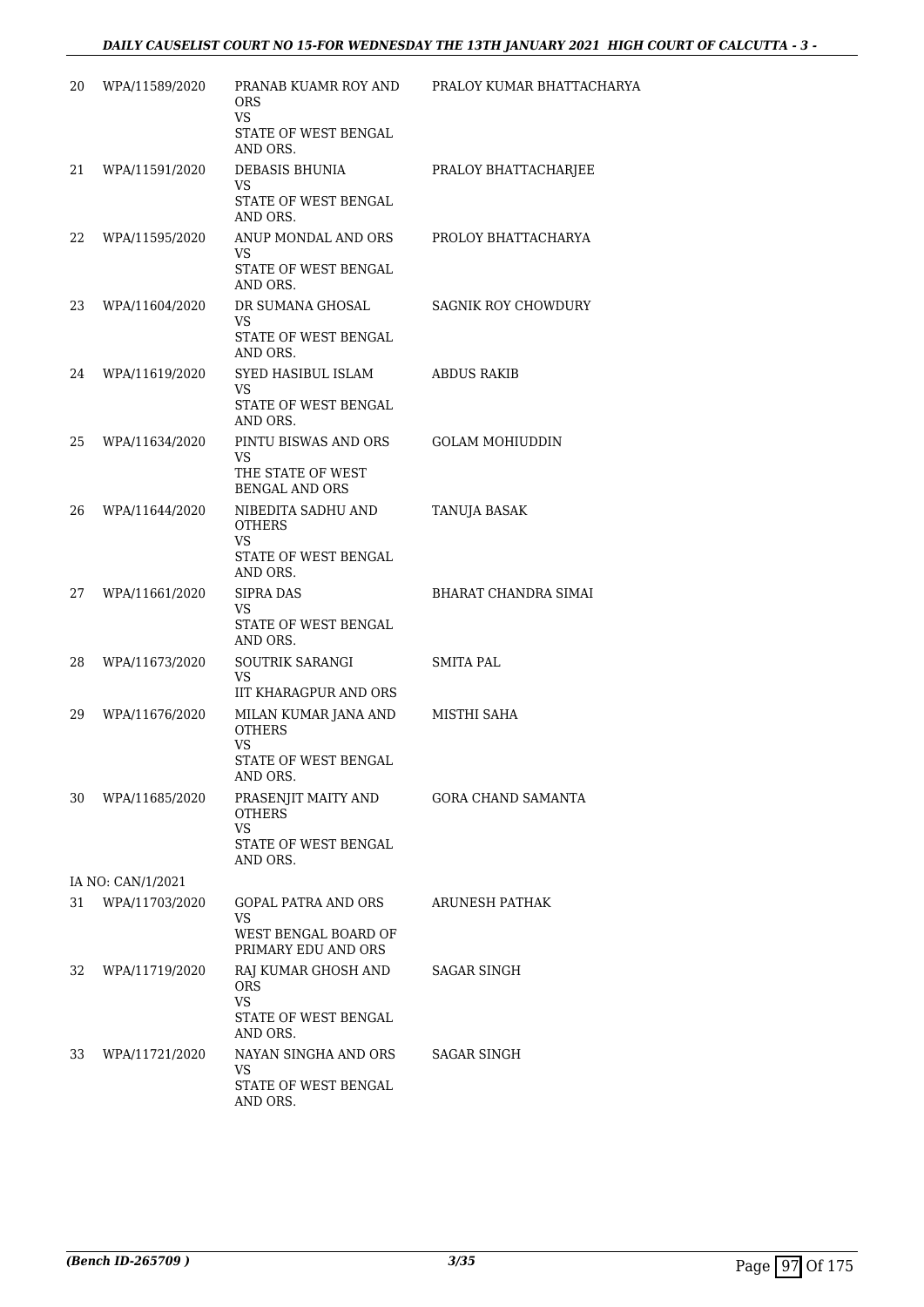| | | | |
|---|---|---|---|
| 20 | WPA/11589/2020 | PRANAB KUAMR ROY AND ORS<br>VS<br>STATE OF WEST BENGAL AND ORS. | PRALOY KUMAR BHATTACHARYA |
| 21 | WPA/11591/2020 | DEBASIS BHUNIA<br>VS<br>STATE OF WEST BENGAL AND ORS. | PRALOY BHATTACHARJEE |
| 22 | WPA/11595/2020 | ANUP MONDAL AND ORS<br>VS<br>STATE OF WEST BENGAL AND ORS. | PROLOY BHATTACHARYA |
| 23 | WPA/11604/2020 | DR SUMANA GHOSAL<br>VS<br>STATE OF WEST BENGAL AND ORS. | SAGNIK ROY CHOWDURY |
| 24 | WPA/11619/2020 | SYED HASIBUL ISLAM<br>VS<br>STATE OF WEST BENGAL AND ORS. | ABDUS RAKIB |
| 25 | WPA/11634/2020 | PINTU BISWAS AND ORS<br>VS<br>THE STATE OF WEST BENGAL AND ORS | GOLAM MOHIUDDIN |
| 26 | WPA/11644/2020 | NIBEDITA SADHU AND OTHERS<br>VS<br>STATE OF WEST BENGAL AND ORS. | TANUJA BASAK |
| 27 | WPA/11661/2020 | SIPRA DAS<br>VS<br>STATE OF WEST BENGAL AND ORS. | BHARAT CHANDRA SIMAI |
| 28 | WPA/11673/2020 | SOUTRIK SARANGI<br>VS<br>IIT KHARAGPUR AND ORS | SMITA PAL |
| 29 | WPA/11676/2020 | MILAN KUMAR JANA AND OTHERS<br>VS<br>STATE OF WEST BENGAL AND ORS. | MISTHI SAHA |
| 30 | WPA/11685/2020 | PRASENJIT MAITY AND OTHERS<br>VS<br>STATE OF WEST BENGAL AND ORS. | GORA CHAND SAMANTA |
| | IA NO: CAN/1/2021 | | |
| 31 | WPA/11703/2020 | GOPAL PATRA AND ORS<br>VS<br>WEST BENGAL BOARD OF PRIMARY EDU AND ORS | ARUNESH PATHAK |
| 32 | WPA/11719/2020 | RAJ KUMAR GHOSH AND ORS<br>VS<br>STATE OF WEST BENGAL AND ORS. | SAGAR SINGH |
| 33 | WPA/11721/2020 | NAYAN SINGHA AND ORS<br>VS<br>STATE OF WEST BENGAL AND ORS. | SAGAR SINGH |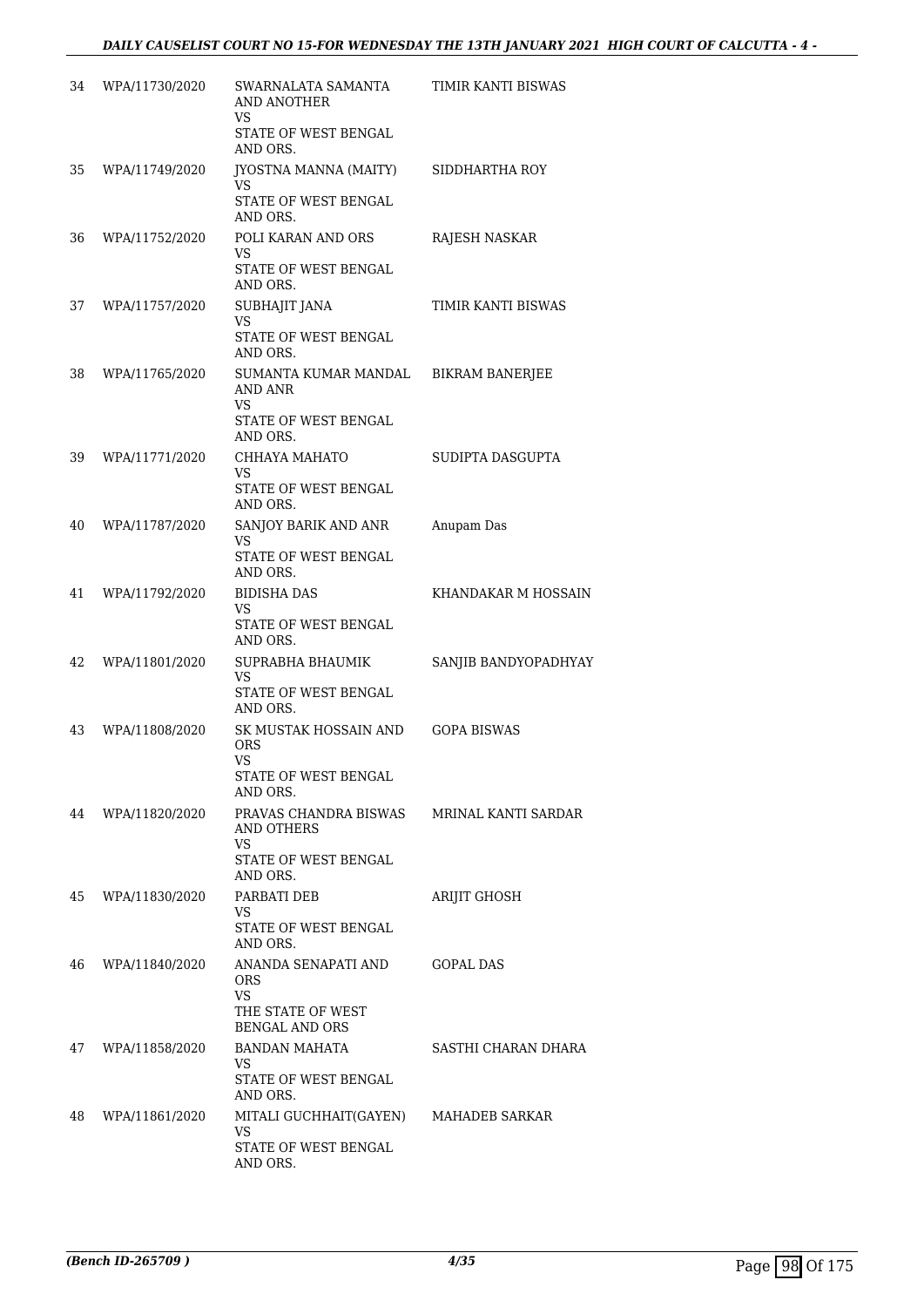| | | | |
|---|---|---|---|
| 34 | WPA/11730/2020 | SWARNALATA SAMANTA AND ANOTHER<br>VS<br>STATE OF WEST BENGAL AND ORS. | TIMIR KANTI BISWAS |
| 35 | WPA/11749/2020 | JYOSTNA MANNA (MAITY)<br>VS<br>STATE OF WEST BENGAL AND ORS. | SIDDHARTHA ROY |
| 36 | WPA/11752/2020 | POLI KARAN AND ORS<br>VS<br>STATE OF WEST BENGAL AND ORS. | RAJESH NASKAR |
| 37 | WPA/11757/2020 | SUBHAJIT JANA<br>VS<br>STATE OF WEST BENGAL AND ORS. | TIMIR KANTI BISWAS |
| 38 | WPA/11765/2020 | SUMANTA KUMAR MANDAL AND ANR<br>VS<br>STATE OF WEST BENGAL AND ORS. | BIKRAM BANERJEE |
| 39 | WPA/11771/2020 | CHHAYA MAHATO<br>VS<br>STATE OF WEST BENGAL AND ORS. | SUDIPTA DASGUPTA |
| 40 | WPA/11787/2020 | SANJOY BARIK AND ANR<br>VS<br>STATE OF WEST BENGAL AND ORS. | Anupam Das |
| 41 | WPA/11792/2020 | BIDISHA DAS<br>VS<br>STATE OF WEST BENGAL AND ORS. | KHANDAKAR M HOSSAIN |
| 42 | WPA/11801/2020 | SUPRABHA BHAUMIK<br>VS<br>STATE OF WEST BENGAL AND ORS. | SANJIB BANDYOPADHYAY |
| 43 | WPA/11808/2020 | SK MUSTAK HOSSAIN AND ORS<br>VS<br>STATE OF WEST BENGAL AND ORS. | GOPA BISWAS |
| 44 | WPA/11820/2020 | PRAVAS CHANDRA BISWAS AND OTHERS<br>VS<br>STATE OF WEST BENGAL AND ORS. | MRINAL KANTI SARDAR |
| 45 | WPA/11830/2020 | PARBATI DEB<br>VS<br>STATE OF WEST BENGAL AND ORS. | ARIJIT GHOSH |
| 46 | WPA/11840/2020 | ANANDA SENAPATI AND ORS<br>VS<br>THE STATE OF WEST BENGAL AND ORS | GOPAL DAS |
| 47 | WPA/11858/2020 | BANDAN MAHATA<br>VS<br>STATE OF WEST BENGAL AND ORS. | SASTHI CHARAN DHARA |
| 48 | WPA/11861/2020 | MITALI GUCHHAIT(GAYEN)<br>VS<br>STATE OF WEST BENGAL AND ORS. | MAHADEB SARKAR |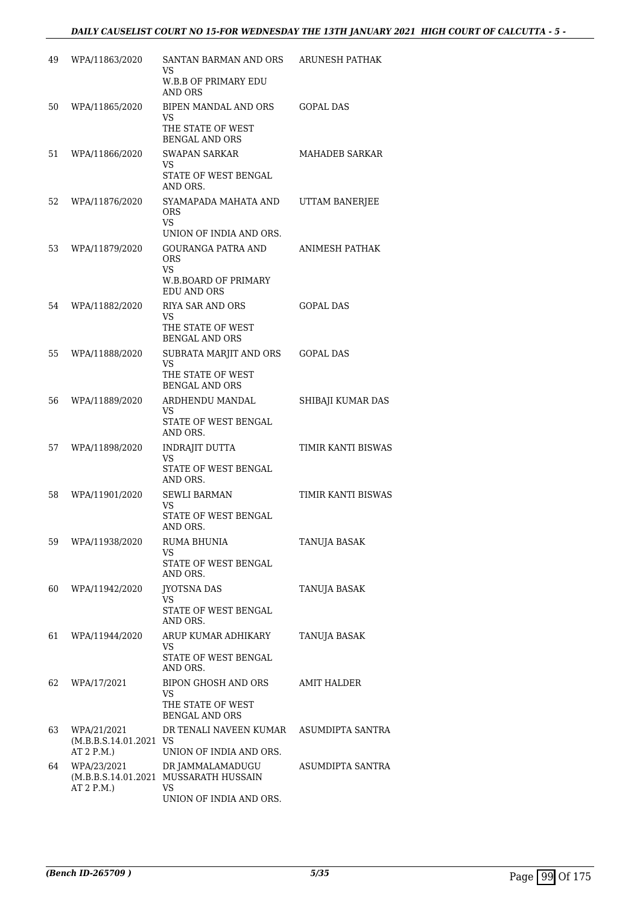| | | | |
|---|---|---|---|
| 49 | WPA/11863/2020 | SANTAN BARMAN AND ORS VS W.B.B OF PRIMARY EDU AND ORS | ARUNESH PATHAK |
| 50 | WPA/11865/2020 | BIPEN MANDAL AND ORS VS THE STATE OF WEST BENGAL AND ORS | GOPAL DAS |
| 51 | WPA/11866/2020 | SWAPAN SARKAR VS STATE OF WEST BENGAL AND ORS. | MAHADEB SARKAR |
| 52 | WPA/11876/2020 | SYAMAPADA MAHATA AND ORS VS UNION OF INDIA AND ORS. | UTTAM BANERJEE |
| 53 | WPA/11879/2020 | GOURANGA PATRA AND ORS VS W.B.BOARD OF PRIMARY EDU AND ORS | ANIMESH PATHAK |
| 54 | WPA/11882/2020 | RIYA SAR AND ORS VS THE STATE OF WEST BENGAL AND ORS | GOPAL DAS |
| 55 | WPA/11888/2020 | SUBRATA MARJIT AND ORS VS THE STATE OF WEST BENGAL AND ORS | GOPAL DAS |
| 56 | WPA/11889/2020 | ARDHENDU MANDAL VS STATE OF WEST BENGAL AND ORS. | SHIBAJI KUMAR DAS |
| 57 | WPA/11898/2020 | INDRAJIT DUTTA VS STATE OF WEST BENGAL AND ORS. | TIMIR KANTI BISWAS |
| 58 | WPA/11901/2020 | SEWLI BARMAN VS STATE OF WEST BENGAL AND ORS. | TIMIR KANTI BISWAS |
| 59 | WPA/11938/2020 | RUMA BHUNIA VS STATE OF WEST BENGAL AND ORS. | TANUJA BASAK |
| 60 | WPA/11942/2020 | JYOTSNA DAS VS STATE OF WEST BENGAL AND ORS. | TANUJA BASAK |
| 61 | WPA/11944/2020 | ARUP KUMAR ADHIKARY VS STATE OF WEST BENGAL AND ORS. | TANUJA BASAK |
| 62 | WPA/17/2021 | BIPON GHOSH AND ORS VS THE STATE OF WEST BENGAL AND ORS | AMIT HALDER |
| 63 | WPA/21/2021 (M.B.B.S.14.01.2021 AT 2 P.M.) | DR TENALI NAVEEN KUMAR VS UNION OF INDIA AND ORS. | ASUMDIPTA SANTRA |
| 64 | WPA/23/2021 (M.B.B.S.14.01.2021 AT 2 P.M.) | DR JAMMALAMADUGU MUSSARATH HUSSAIN VS UNION OF INDIA AND ORS. | ASUMDIPTA SANTRA |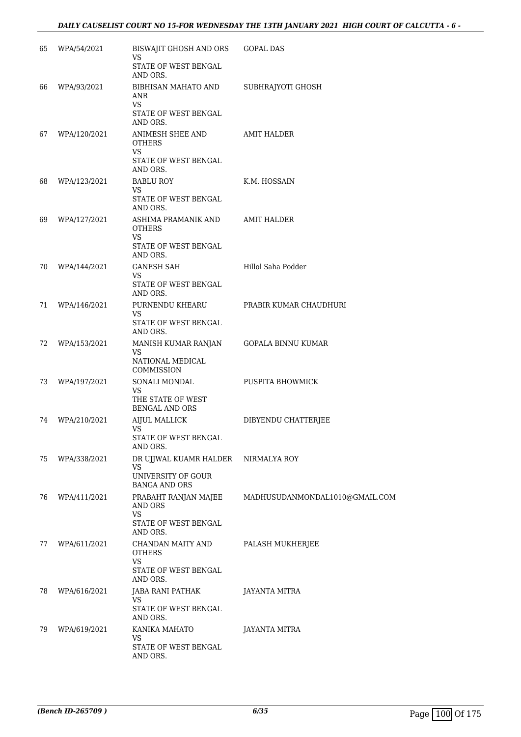| | | | |
|---|---|---|---|
| 65 | WPA/54/2021 | BISWAJIT GHOSH AND ORS<br>VS<br>STATE OF WEST BENGAL AND ORS. | GOPAL DAS |
| 66 | WPA/93/2021 | BIBHISAN MAHATO AND ANR<br>VS<br>STATE OF WEST BENGAL AND ORS. | SUBHRAJYOTI GHOSH |
| 67 | WPA/120/2021 | ANIMESH SHEE AND OTHERS<br>VS<br>STATE OF WEST BENGAL AND ORS. | AMIT HALDER |
| 68 | WPA/123/2021 | BABLU ROY<br>VS<br>STATE OF WEST BENGAL AND ORS. | K.M. HOSSAIN |
| 69 | WPA/127/2021 | ASHIMA PRAMANIK AND OTHERS<br>VS<br>STATE OF WEST BENGAL AND ORS. | AMIT HALDER |
| 70 | WPA/144/2021 | GANESH SAH<br>VS<br>STATE OF WEST BENGAL AND ORS. | Hillol Saha Podder |
| 71 | WPA/146/2021 | PURNENDU KHEARU<br>VS<br>STATE OF WEST BENGAL AND ORS. | PRABIR KUMAR CHAUDHURI |
| 72 | WPA/153/2021 | MANISH KUMAR RANJAN<br>VS<br>NATIONAL MEDICAL COMMISSION | GOPALA BINNU KUMAR |
| 73 | WPA/197/2021 | SONALI MONDAL<br>VS<br>THE STATE OF WEST BENGAL AND ORS | PUSPITA BHOWMICK |
| 74 | WPA/210/2021 | AIJUL MALLICK<br>VS<br>STATE OF WEST BENGAL AND ORS. | DIBYENDU CHATTERJEE |
| 75 | WPA/338/2021 | DR UJJWAL KUAMR HALDER<br>VS<br>UNIVERSITY OF GOUR BANGA AND ORS | NIRMALYA ROY |
| 76 | WPA/411/2021 | PRABAHT RANJAN MAJEE AND ORS<br>VS<br>STATE OF WEST BENGAL AND ORS. | MADHUSUDANMONDAL1010@GMAIL.COM |
| 77 | WPA/611/2021 | CHANDAN MAITY AND OTHERS<br>VS<br>STATE OF WEST BENGAL AND ORS. | PALASH MUKHERJEE |
| 78 | WPA/616/2021 | JABA RANI PATHAK<br>VS<br>STATE OF WEST BENGAL AND ORS. | JAYANTA MITRA |
| 79 | WPA/619/2021 | KANIKA MAHATO<br>VS<br>STATE OF WEST BENGAL AND ORS. | JAYANTA MITRA |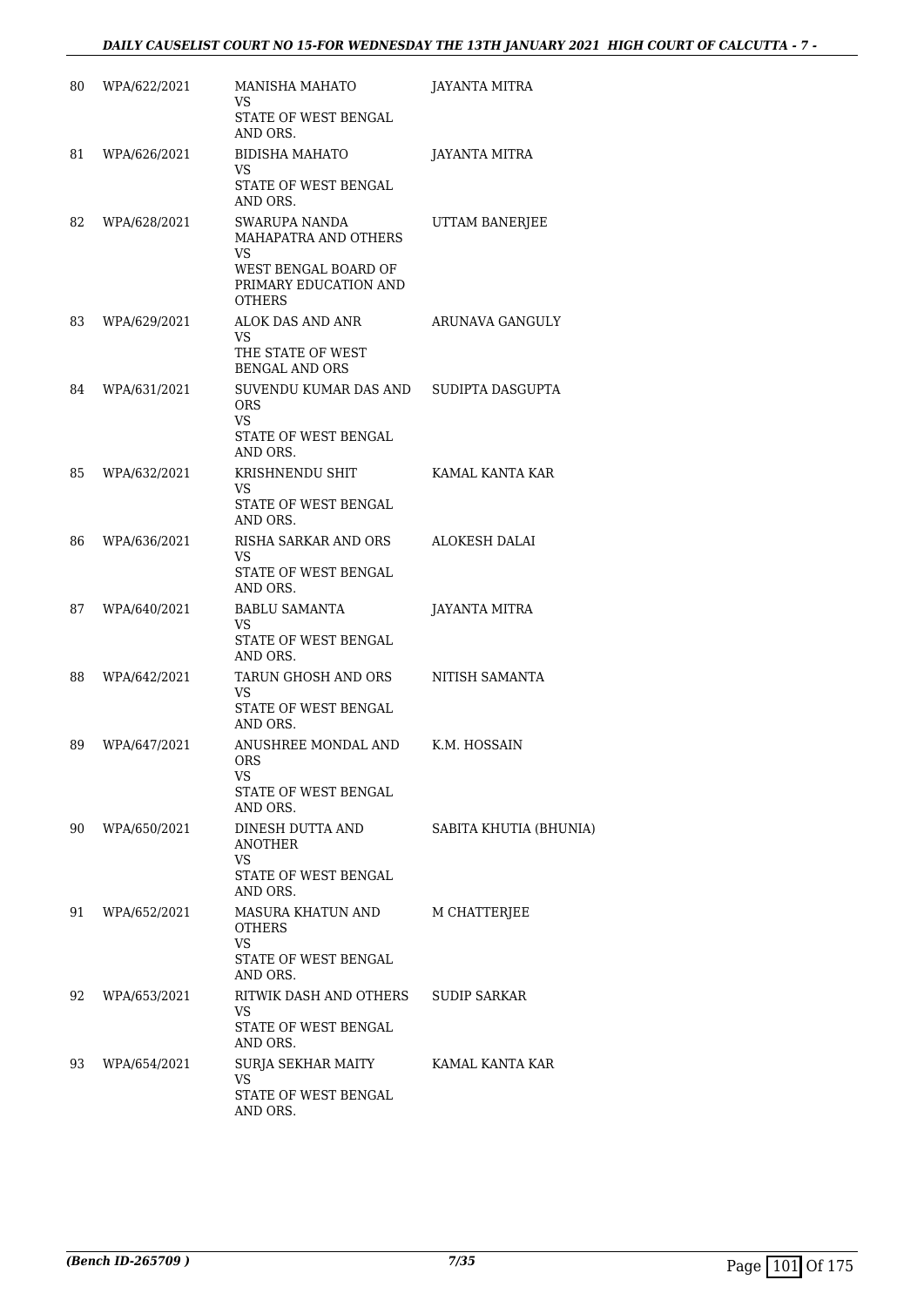| | | | |
|---|---|---|---|
| 80 | WPA/622/2021 | MANISHA MAHATO<br>VS<br>STATE OF WEST BENGAL AND ORS. | JAYANTA MITRA |
| 81 | WPA/626/2021 | BIDISHA MAHATO<br>VS<br>STATE OF WEST BENGAL AND ORS. | JAYANTA MITRA |
| 82 | WPA/628/2021 | SWARUPA NANDA MAHAPATRA AND OTHERS<br>VS<br>WEST BENGAL BOARD OF PRIMARY EDUCATION AND OTHERS | UTTAM BANERJEE |
| 83 | WPA/629/2021 | ALOK DAS AND ANR<br>VS<br>THE STATE OF WEST BENGAL AND ORS | ARUNAVA GANGULY |
| 84 | WPA/631/2021 | SUVENDU KUMAR DAS AND ORS<br>VS<br>STATE OF WEST BENGAL AND ORS. | SUDIPTA DASGUPTA |
| 85 | WPA/632/2021 | KRISHNENDU SHIT<br>VS<br>STATE OF WEST BENGAL AND ORS. | KAMAL KANTA KAR |
| 86 | WPA/636/2021 | RISHA SARKAR AND ORS<br>VS<br>STATE OF WEST BENGAL AND ORS. | ALOKESH DALAI |
| 87 | WPA/640/2021 | BABLU SAMANTA<br>VS<br>STATE OF WEST BENGAL AND ORS. | JAYANTA MITRA |
| 88 | WPA/642/2021 | TARUN GHOSH AND ORS<br>VS<br>STATE OF WEST BENGAL AND ORS. | NITISH SAMANTA |
| 89 | WPA/647/2021 | ANUSHREE MONDAL AND ORS<br>VS<br>STATE OF WEST BENGAL AND ORS. | K.M. HOSSAIN |
| 90 | WPA/650/2021 | DINESH DUTTA AND ANOTHER<br>VS<br>STATE OF WEST BENGAL AND ORS. | SABITA KHUTIA (BHUNIA) |
| 91 | WPA/652/2021 | MASURA KHATUN AND OTHERS<br>VS<br>STATE OF WEST BENGAL AND ORS. | M CHATTERJEE |
| 92 | WPA/653/2021 | RITWIK DASH AND OTHERS<br>VS<br>STATE OF WEST BENGAL AND ORS. | SUDIP SARKAR |
| 93 | WPA/654/2021 | SURJA SEKHAR MAITY<br>VS<br>STATE OF WEST BENGAL AND ORS. | KAMAL KANTA KAR |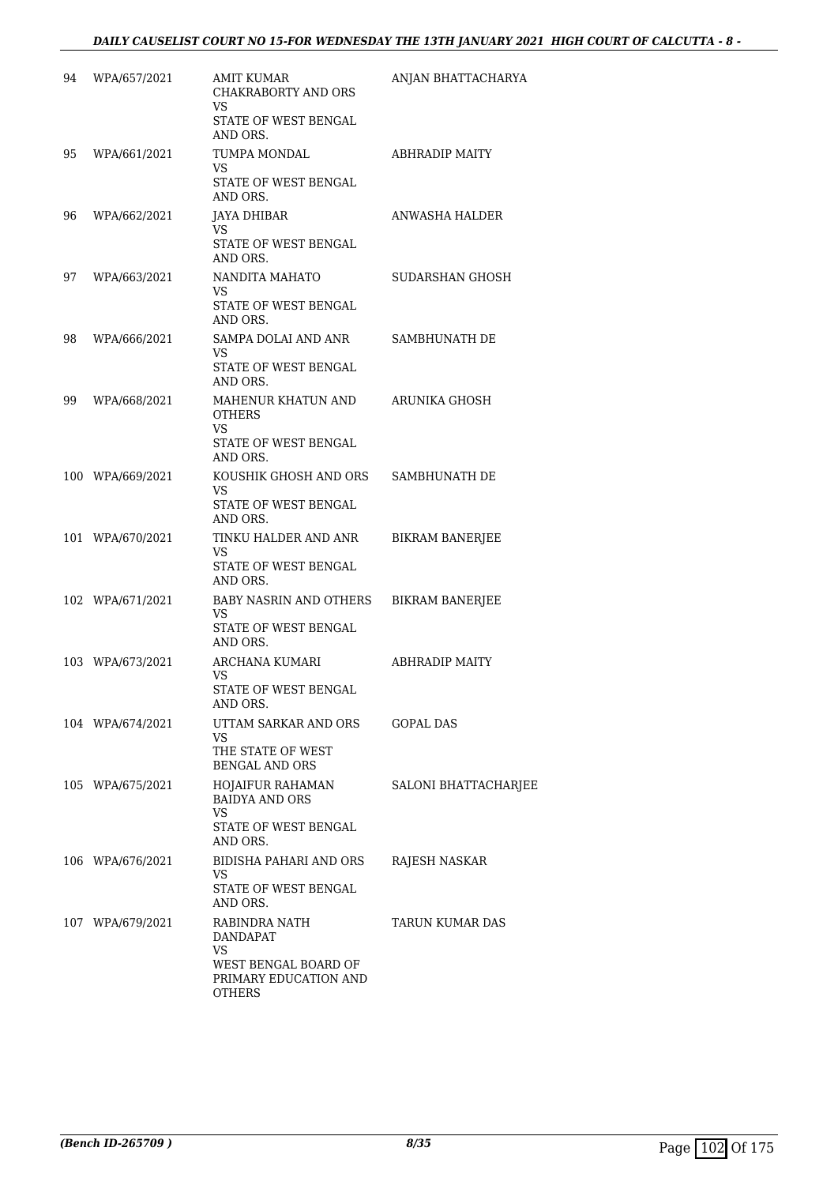| | | | |
|---|---|---|---|
| 94 | WPA/657/2021 | AMIT KUMAR CHAKRABORTY AND ORS<br>VS<br>STATE OF WEST BENGAL AND ORS. | ANJAN BHATTACHARYA |
| 95 | WPA/661/2021 | TUMPA MONDAL<br>VS<br>STATE OF WEST BENGAL AND ORS. | ABHRADIP MAITY |
| 96 | WPA/662/2021 | JAYA DHIBAR<br>VS<br>STATE OF WEST BENGAL AND ORS. | ANWASHA HALDER |
| 97 | WPA/663/2021 | NANDITA MAHATO<br>VS<br>STATE OF WEST BENGAL AND ORS. | SUDARSHAN GHOSH |
| 98 | WPA/666/2021 | SAMPA DOLAI AND ANR<br>VS<br>STATE OF WEST BENGAL AND ORS. | SAMBHUNATH DE |
| 99 | WPA/668/2021 | MAHENUR KHATUN AND OTHERS<br>VS<br>STATE OF WEST BENGAL AND ORS. | ARUNIKA GHOSH |
| 100 | WPA/669/2021 | KOUSHIK GHOSH AND ORS<br>VS<br>STATE OF WEST BENGAL AND ORS. | SAMBHUNATH DE |
| 101 | WPA/670/2021 | TINKU HALDER AND ANR<br>VS<br>STATE OF WEST BENGAL AND ORS. | BIKRAM BANERJEE |
| 102 | WPA/671/2021 | BABY NASRIN AND OTHERS<br>VS<br>STATE OF WEST BENGAL AND ORS. | BIKRAM BANERJEE |
| 103 | WPA/673/2021 | ARCHANA KUMARI<br>VS<br>STATE OF WEST BENGAL AND ORS. | ABHRADIP MAITY |
| 104 | WPA/674/2021 | UTTAM SARKAR AND ORS<br>VS<br>THE STATE OF WEST BENGAL AND ORS | GOPAL DAS |
| 105 | WPA/675/2021 | HOJAIFUR RAHAMAN BAIDYA AND ORS<br>VS<br>STATE OF WEST BENGAL AND ORS. | SALONI BHATTACHARJEE |
| 106 | WPA/676/2021 | BIDISHA PAHARI AND ORS<br>VS<br>STATE OF WEST BENGAL AND ORS. | RAJESH NASKAR |
| 107 | WPA/679/2021 | RABINDRA NATH DANDAPAT<br>VS<br>WEST BENGAL BOARD OF PRIMARY EDUCATION AND OTHERS | TARUN KUMAR DAS |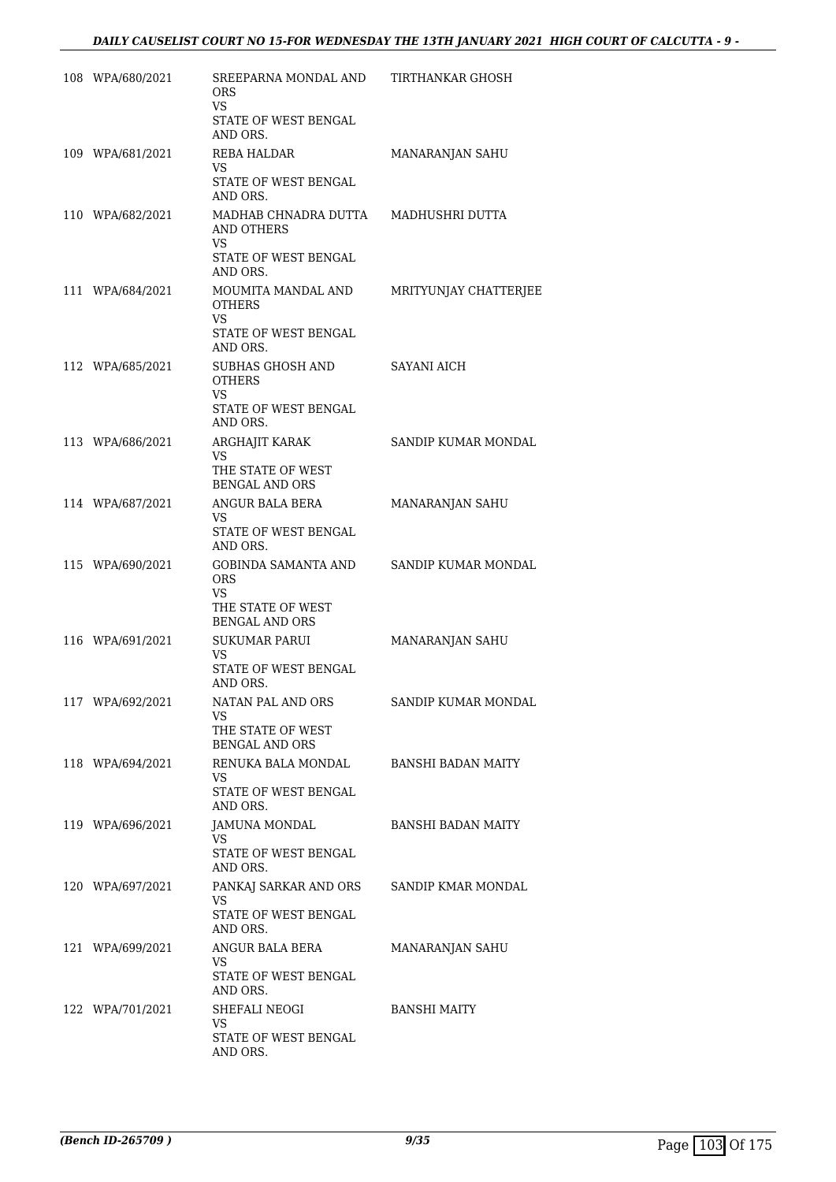| | | | |
|---|---|---|---|
| 108 | WPA/680/2021 | SREEPARNA MONDAL AND ORS<br>VS<br>STATE OF WEST BENGAL AND ORS. | TIRTHANKAR GHOSH |
| 109 | WPA/681/2021 | REBA HALDAR<br>VS<br>STATE OF WEST BENGAL AND ORS. | MANARANJAN SAHU |
| 110 | WPA/682/2021 | MADHAB CHNADRA DUTTA AND OTHERS<br>VS<br>STATE OF WEST BENGAL AND ORS. | MADHUSHRI DUTTA |
| 111 | WPA/684/2021 | MOUMITA MANDAL AND OTHERS<br>VS<br>STATE OF WEST BENGAL AND ORS. | MRITYUNJAY CHATTERJEE |
| 112 | WPA/685/2021 | SUBHAS GHOSH AND OTHERS<br>VS<br>STATE OF WEST BENGAL AND ORS. | SAYANI AICH |
| 113 | WPA/686/2021 | ARGHAJIT KARAK<br>VS<br>THE STATE OF WEST BENGAL AND ORS | SANDIP KUMAR MONDAL |
| 114 | WPA/687/2021 | ANGUR BALA BERA<br>VS<br>STATE OF WEST BENGAL AND ORS. | MANARANJAN SAHU |
| 115 | WPA/690/2021 | GOBINDA SAMANTA AND ORS<br>VS<br>THE STATE OF WEST BENGAL AND ORS | SANDIP KUMAR MONDAL |
| 116 | WPA/691/2021 | SUKUMAR PARUI<br>VS<br>STATE OF WEST BENGAL AND ORS. | MANARANJAN SAHU |
| 117 | WPA/692/2021 | NATAN PAL AND ORS<br>VS<br>THE STATE OF WEST BENGAL AND ORS | SANDIP KUMAR MONDAL |
| 118 | WPA/694/2021 | RENUKA BALA MONDAL<br>VS<br>STATE OF WEST BENGAL AND ORS. | BANSHI BADAN MAITY |
| 119 | WPA/696/2021 | JAMUNA MONDAL<br>VS<br>STATE OF WEST BENGAL AND ORS. | BANSHI BADAN MAITY |
| 120 | WPA/697/2021 | PANKAJ SARKAR AND ORS<br>VS<br>STATE OF WEST BENGAL AND ORS. | SANDIP KMAR MONDAL |
| 121 | WPA/699/2021 | ANGUR BALA BERA<br>VS<br>STATE OF WEST BENGAL AND ORS. | MANARANJAN SAHU |
| 122 | WPA/701/2021 | SHEFALI NEOGI<br>VS<br>STATE OF WEST BENGAL AND ORS. | BANSHI MAITY |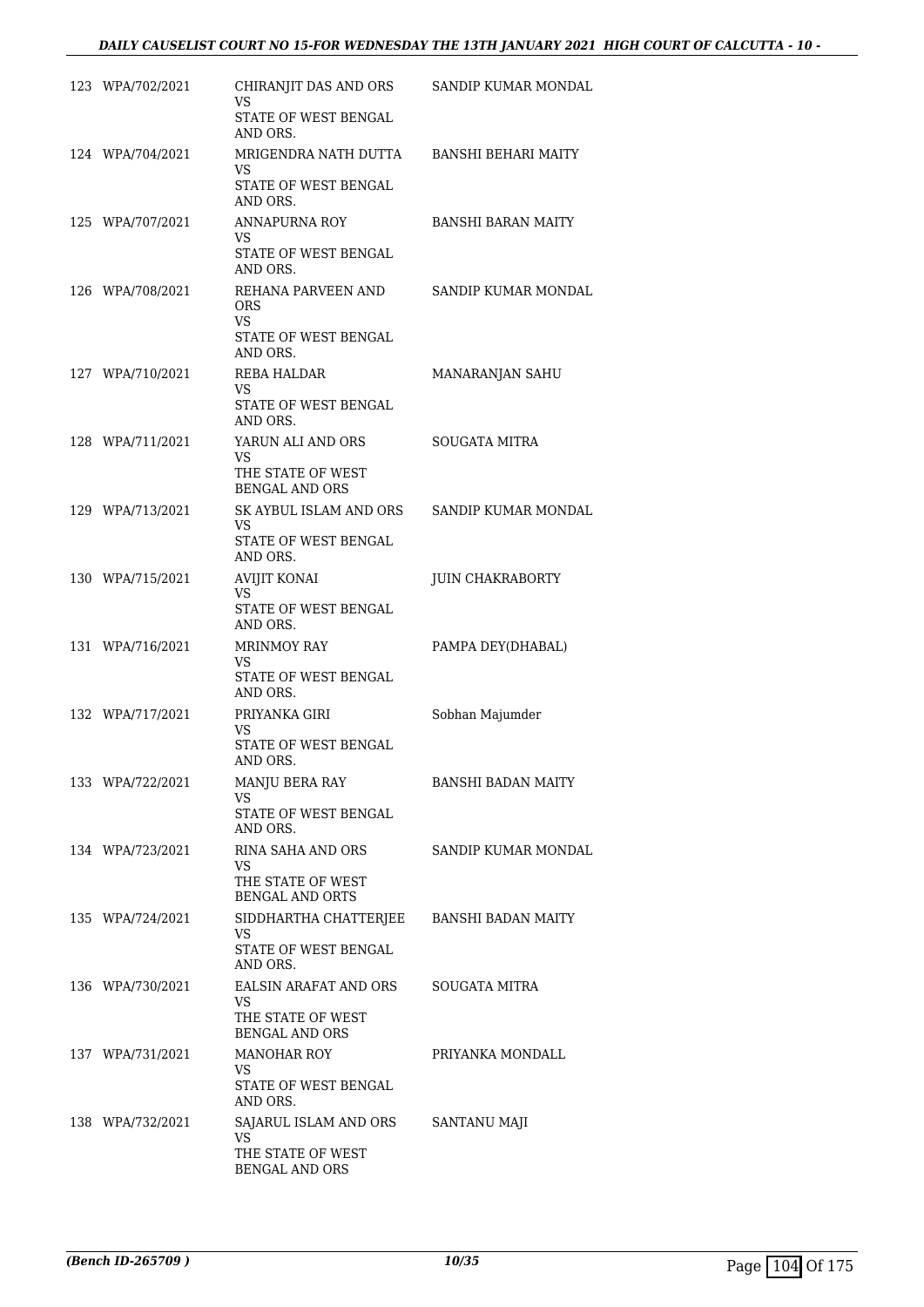| | | | |
|---|---|---|---|
| 123 | WPA/702/2021 | CHIRANJIT DAS AND ORS<br>VS<br>STATE OF WEST BENGAL AND ORS. | SANDIP KUMAR MONDAL |
| 124 | WPA/704/2021 | MRIGENDRA NATH DUTTA<br>VS<br>STATE OF WEST BENGAL AND ORS. | BANSHI BEHARI MAITY |
| 125 | WPA/707/2021 | ANNAPURNA ROY<br>VS<br>STATE OF WEST BENGAL AND ORS. | BANSHI BARAN MAITY |
| 126 | WPA/708/2021 | REHANA PARVEEN AND ORS<br>VS<br>STATE OF WEST BENGAL AND ORS. | SANDIP KUMAR MONDAL |
| 127 | WPA/710/2021 | REBA HALDAR<br>VS<br>STATE OF WEST BENGAL AND ORS. | MANARANJAN SAHU |
| 128 | WPA/711/2021 | YARUN ALI AND ORS<br>VS<br>THE STATE OF WEST BENGAL AND ORS | SOUGATA MITRA |
| 129 | WPA/713/2021 | SK AYBUL ISLAM AND ORS<br>VS<br>STATE OF WEST BENGAL AND ORS. | SANDIP KUMAR MONDAL |
| 130 | WPA/715/2021 | AVIJIT KONAI<br>VS<br>STATE OF WEST BENGAL AND ORS. | JUIN CHAKRABORTY |
| 131 | WPA/716/2021 | MRINMOY RAY<br>VS<br>STATE OF WEST BENGAL AND ORS. | PAMPA DEY(DHABAL) |
| 132 | WPA/717/2021 | PRIYANKA GIRI<br>VS<br>STATE OF WEST BENGAL AND ORS. | Sobhan Majumder |
| 133 | WPA/722/2021 | MANJU BERA RAY<br>VS<br>STATE OF WEST BENGAL AND ORS. | BANSHI BADAN MAITY |
| 134 | WPA/723/2021 | RINA SAHA AND ORS<br>VS<br>THE STATE OF WEST BENGAL AND ORTS | SANDIP KUMAR MONDAL |
| 135 | WPA/724/2021 | SIDDHARTHA CHATTERJEE<br>VS<br>STATE OF WEST BENGAL AND ORS. | BANSHI BADAN MAITY |
| 136 | WPA/730/2021 | EALSIN ARAFAT AND ORS<br>VS<br>THE STATE OF WEST BENGAL AND ORS | SOUGATA MITRA |
| 137 | WPA/731/2021 | MANOHAR ROY<br>VS<br>STATE OF WEST BENGAL AND ORS. | PRIYANKA MONDALL |
| 138 | WPA/732/2021 | SAJARUL ISLAM AND ORS<br>VS<br>THE STATE OF WEST BENGAL AND ORS | SANTANU MAJI |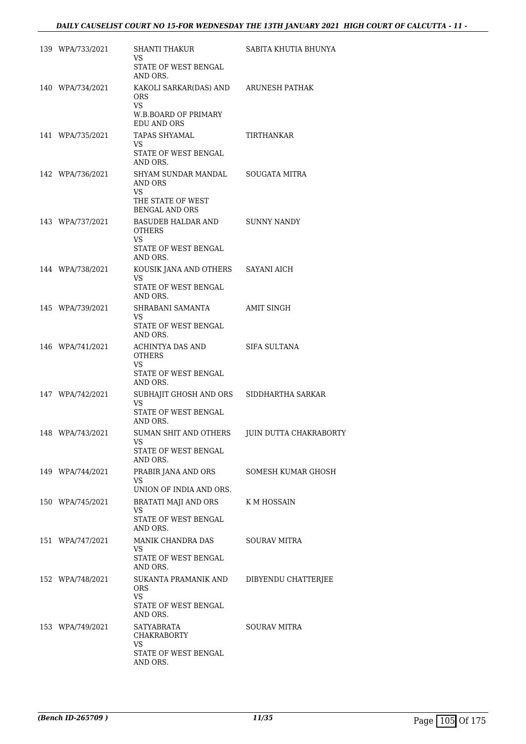| | | | |
|---|---|---|---|
| 139 | WPA/733/2021 | SHANTI THAKUR<br>VS<br>STATE OF WEST BENGAL AND ORS. | SABITA KHUTIA BHUNYA |
| 140 | WPA/734/2021 | KAKOLI SARKAR(DAS) AND ORS<br>VS<br>W.B.BOARD OF PRIMARY EDU AND ORS | ARUNESH PATHAK |
| 141 | WPA/735/2021 | TAPAS SHYAMAL<br>VS<br>STATE OF WEST BENGAL AND ORS. | TIRTHANKAR |
| 142 | WPA/736/2021 | SHYAM SUNDAR MANDAL AND ORS<br>VS<br>THE STATE OF WEST BENGAL AND ORS | SOUGATA MITRA |
| 143 | WPA/737/2021 | BASUDEB HALDAR AND OTHERS<br>VS<br>STATE OF WEST BENGAL AND ORS. | SUNNY NANDY |
| 144 | WPA/738/2021 | KOUSIK JANA AND OTHERS<br>VS<br>STATE OF WEST BENGAL AND ORS. | SAYANI AICH |
| 145 | WPA/739/2021 | SHRABANI SAMANTA<br>VS<br>STATE OF WEST BENGAL AND ORS. | AMIT SINGH |
| 146 | WPA/741/2021 | ACHINTYA DAS AND OTHERS<br>VS<br>STATE OF WEST BENGAL AND ORS. | SIFA SULTANA |
| 147 | WPA/742/2021 | SUBHAJIT GHOSH AND ORS<br>VS<br>STATE OF WEST BENGAL AND ORS. | SIDDHARTHA SARKAR |
| 148 | WPA/743/2021 | SUMAN SHIT AND OTHERS<br>VS<br>STATE OF WEST BENGAL AND ORS. | JUIN DUTTA CHAKRABORTY |
| 149 | WPA/744/2021 | PRABIR JANA AND ORS<br>VS<br>UNION OF INDIA AND ORS. | SOMESH KUMAR GHOSH |
| 150 | WPA/745/2021 | BRATATI MAJI AND ORS<br>VS<br>STATE OF WEST BENGAL AND ORS. | K M HOSSAIN |
| 151 | WPA/747/2021 | MANIK CHANDRA DAS<br>VS<br>STATE OF WEST BENGAL AND ORS. | SOURAV MITRA |
| 152 | WPA/748/2021 | SUKANTA PRAMANIK AND ORS<br>VS<br>STATE OF WEST BENGAL AND ORS. | DIBYENDU CHATTERJEE |
| 153 | WPA/749/2021 | SATYABRATA CHAKRABORTY<br>VS<br>STATE OF WEST BENGAL AND ORS. | SOURAV MITRA |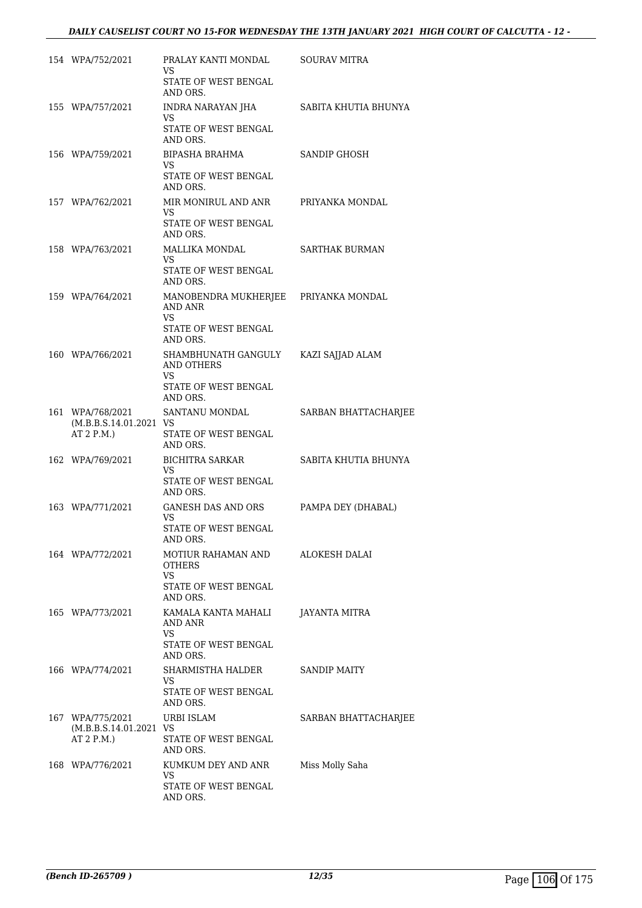| | | | |
|---|---|---|---|
| 154 | WPA/752/2021 | PRALAY KANTI MONDAL<br>VS<br>STATE OF WEST BENGAL AND ORS. | SOURAV MITRA |
| 155 | WPA/757/2021 | INDRA NARAYAN JHA<br>VS<br>STATE OF WEST BENGAL AND ORS. | SABITA KHUTIA BHUNYA |
| 156 | WPA/759/2021 | BIPASHA BRAHMA<br>VS<br>STATE OF WEST BENGAL AND ORS. | SANDIP GHOSH |
| 157 | WPA/762/2021 | MIR MONIRUL AND ANR<br>VS<br>STATE OF WEST BENGAL AND ORS. | PRIYANKA MONDAL |
| 158 | WPA/763/2021 | MALLIKA MONDAL<br>VS<br>STATE OF WEST BENGAL AND ORS. | SARTHAK BURMAN |
| 159 | WPA/764/2021 | MANOBENDRA MUKHERJEE AND ANR<br>VS<br>STATE OF WEST BENGAL AND ORS. | PRIYANKA MONDAL |
| 160 | WPA/766/2021 | SHAMBHUNATH GANGULY AND OTHERS<br>VS<br>STATE OF WEST BENGAL AND ORS. | KAZI SAJJAD ALAM |
| 161 | WPA/768/2021<br>(M.B.B.S.14.01.2021 AT 2 P.M.) | SANTANU MONDAL<br>VS<br>STATE OF WEST BENGAL AND ORS. | SARBAN BHATTACHARJEE |
| 162 | WPA/769/2021 | BICHITRA SARKAR<br>VS<br>STATE OF WEST BENGAL AND ORS. | SABITA KHUTIA BHUNYA |
| 163 | WPA/771/2021 | GANESH DAS AND ORS<br>VS<br>STATE OF WEST BENGAL AND ORS. | PAMPA DEY (DHABAL) |
| 164 | WPA/772/2021 | MOTIUR RAHAMAN AND OTHERS<br>VS<br>STATE OF WEST BENGAL AND ORS. | ALOKESH DALAI |
| 165 | WPA/773/2021 | KAMALA KANTA MAHALI AND ANR<br>VS<br>STATE OF WEST BENGAL AND ORS. | JAYANTA MITRA |
| 166 | WPA/774/2021 | SHARMISTHA HALDER<br>VS<br>STATE OF WEST BENGAL AND ORS. | SANDIP MAITY |
| 167 | WPA/775/2021<br>(M.B.B.S.14.01.2021 AT 2 P.M.) | URBI ISLAM<br>VS<br>STATE OF WEST BENGAL AND ORS. | SARBAN BHATTACHARJEE |
| 168 | WPA/776/2021 | KUMKUM DEY AND ANR<br>VS<br>STATE OF WEST BENGAL AND ORS. | Miss Molly Saha |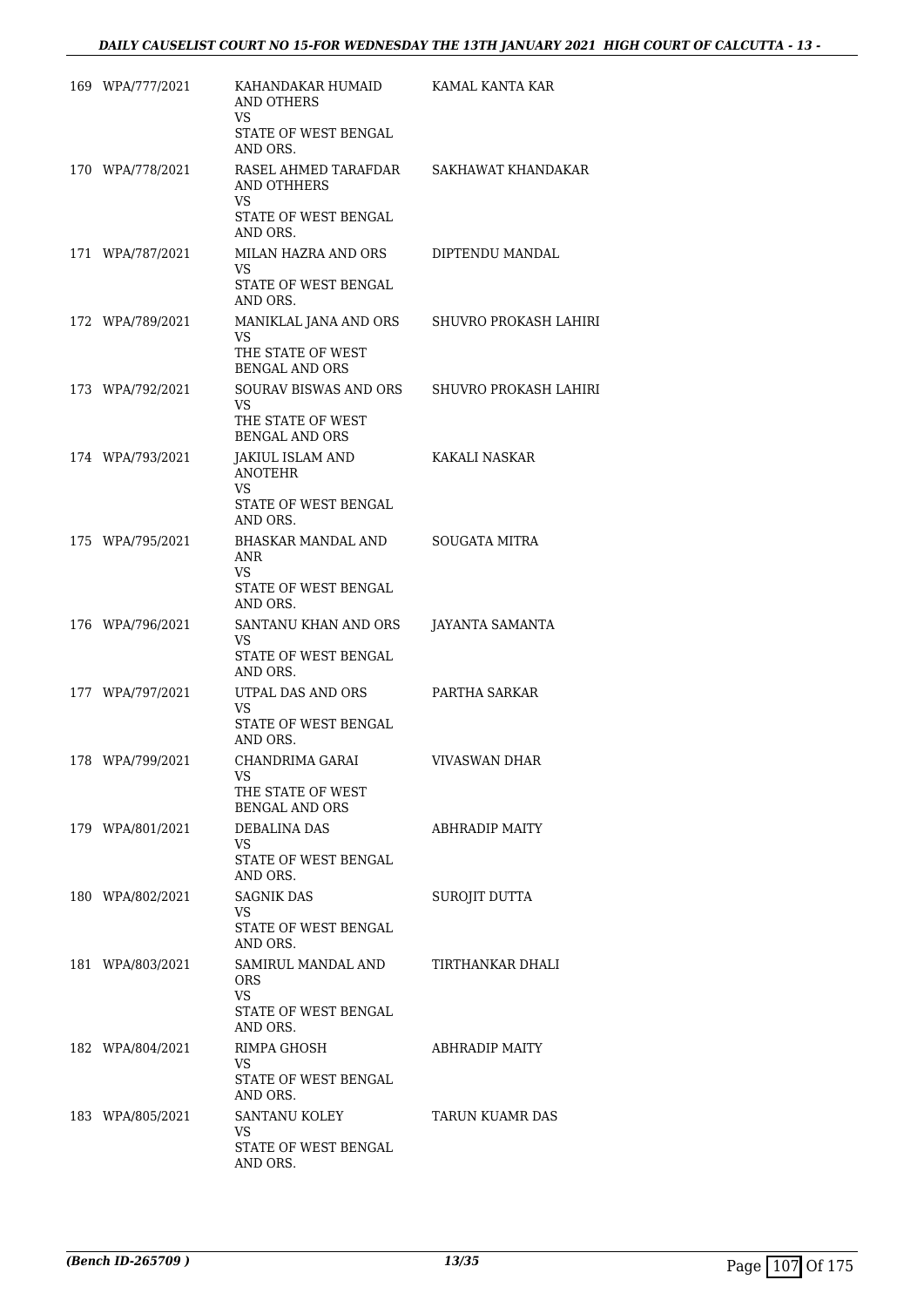| | | | |
|---|---|---|---|
| 169 | WPA/777/2021 | KAHANDAKAR HUMAID AND OTHERS<br>VS<br>STATE OF WEST BENGAL AND ORS. | KAMAL KANTA KAR |
| 170 | WPA/778/2021 | RASEL AHMED TARAFDAR AND OTHHERS<br>VS<br>STATE OF WEST BENGAL AND ORS. | SAKHAWAT KHANDAKAR |
| 171 | WPA/787/2021 | MILAN HAZRA AND ORS<br>VS<br>STATE OF WEST BENGAL AND ORS. | DIPTENDU MANDAL |
| 172 | WPA/789/2021 | MANIKLAL JANA AND ORS<br>VS<br>THE STATE OF WEST BENGAL AND ORS | SHUVRO PROKASH LAHIRI |
| 173 | WPA/792/2021 | SOURAV BISWAS AND ORS<br>VS<br>THE STATE OF WEST BENGAL AND ORS | SHUVRO PROKASH LAHIRI |
| 174 | WPA/793/2021 | JAKIUL ISLAM AND ANOTEHR<br>VS<br>STATE OF WEST BENGAL AND ORS. | KAKALI NASKAR |
| 175 | WPA/795/2021 | BHASKAR MANDAL AND ANR<br>VS<br>STATE OF WEST BENGAL AND ORS. | SOUGATA MITRA |
| 176 | WPA/796/2021 | SANTANU KHAN AND ORS<br>VS<br>STATE OF WEST BENGAL AND ORS. | JAYANTA SAMANTA |
| 177 | WPA/797/2021 | UTPAL DAS AND ORS<br>VS<br>STATE OF WEST BENGAL AND ORS. | PARTHA SARKAR |
| 178 | WPA/799/2021 | CHANDRIMA GARAI<br>VS<br>THE STATE OF WEST BENGAL AND ORS | VIVASWAN DHAR |
| 179 | WPA/801/2021 | DEBALINA DAS<br>VS<br>STATE OF WEST BENGAL AND ORS. | ABHRADIP MAITY |
| 180 | WPA/802/2021 | SAGNIK DAS<br>VS<br>STATE OF WEST BENGAL AND ORS. | SUROJIT DUTTA |
| 181 | WPA/803/2021 | SAMIRUL MANDAL AND ORS<br>VS<br>STATE OF WEST BENGAL AND ORS. | TIRTHANKAR DHALI |
| 182 | WPA/804/2021 | RIMPA GHOSH<br>VS<br>STATE OF WEST BENGAL AND ORS. | ABHRADIP MAITY |
| 183 | WPA/805/2021 | SANTANU KOLEY<br>VS<br>STATE OF WEST BENGAL AND ORS. | TARUN KUAMR DAS |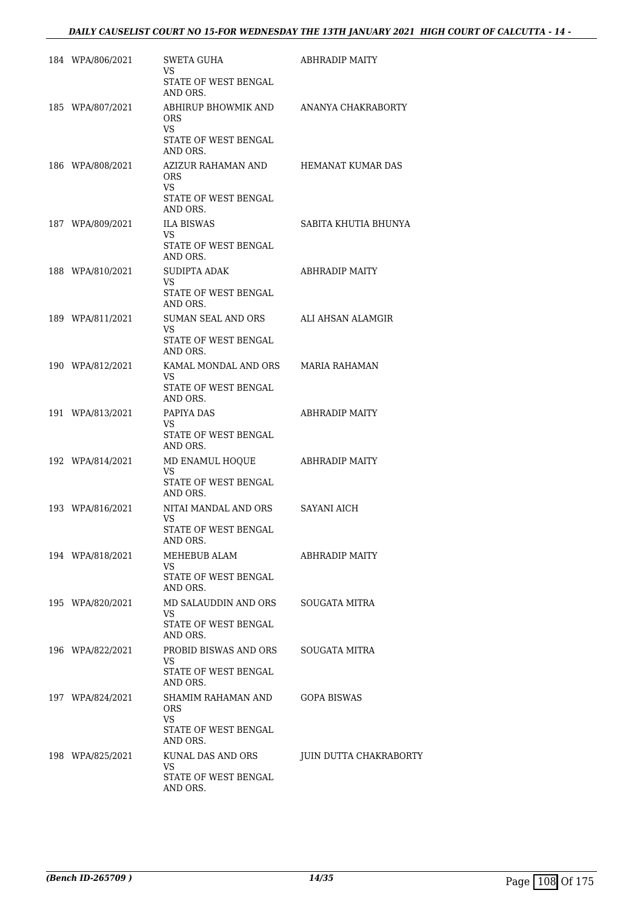| | | | |
|---|---|---|---|
| 184 | WPA/806/2021 | SWETA GUHA<br>VS<br>STATE OF WEST BENGAL AND ORS. | ABHRADIP MAITY |
| 185 | WPA/807/2021 | ABHIRUP BHOWMIK AND ORS<br>VS<br>STATE OF WEST BENGAL AND ORS. | ANANYA CHAKRABORTY |
| 186 | WPA/808/2021 | AZIZUR RAHAMAN AND ORS<br>VS<br>STATE OF WEST BENGAL AND ORS. | HEMANAT KUMAR DAS |
| 187 | WPA/809/2021 | ILA BISWAS<br>VS<br>STATE OF WEST BENGAL AND ORS. | SABITA KHUTIA BHUNYA |
| 188 | WPA/810/2021 | SUDIPTA ADAK<br>VS<br>STATE OF WEST BENGAL AND ORS. | ABHRADIP MAITY |
| 189 | WPA/811/2021 | SUMAN SEAL AND ORS<br>VS<br>STATE OF WEST BENGAL AND ORS. | ALI AHSAN ALAMGIR |
| 190 | WPA/812/2021 | KAMAL MONDAL AND ORS<br>VS<br>STATE OF WEST BENGAL AND ORS. | MARIA RAHAMAN |
| 191 | WPA/813/2021 | PAPIYA DAS<br>VS<br>STATE OF WEST BENGAL AND ORS. | ABHRADIP MAITY |
| 192 | WPA/814/2021 | MD ENAMUL HOQUE<br>VS<br>STATE OF WEST BENGAL AND ORS. | ABHRADIP MAITY |
| 193 | WPA/816/2021 | NITAI MANDAL AND ORS<br>VS<br>STATE OF WEST BENGAL AND ORS. | SAYANI AICH |
| 194 | WPA/818/2021 | MEHEBUB ALAM<br>VS<br>STATE OF WEST BENGAL AND ORS. | ABHRADIP MAITY |
| 195 | WPA/820/2021 | MD SALAUDDIN AND ORS<br>VS<br>STATE OF WEST BENGAL AND ORS. | SOUGATA MITRA |
| 196 | WPA/822/2021 | PROBID BISWAS AND ORS<br>VS<br>STATE OF WEST BENGAL AND ORS. | SOUGATA MITRA |
| 197 | WPA/824/2021 | SHAMIM RAHAMAN AND ORS<br>VS<br>STATE OF WEST BENGAL AND ORS. | GOPA BISWAS |
| 198 | WPA/825/2021 | KUNAL DAS AND ORS<br>VS<br>STATE OF WEST BENGAL AND ORS. | JUIN DUTTA CHAKRABORTY |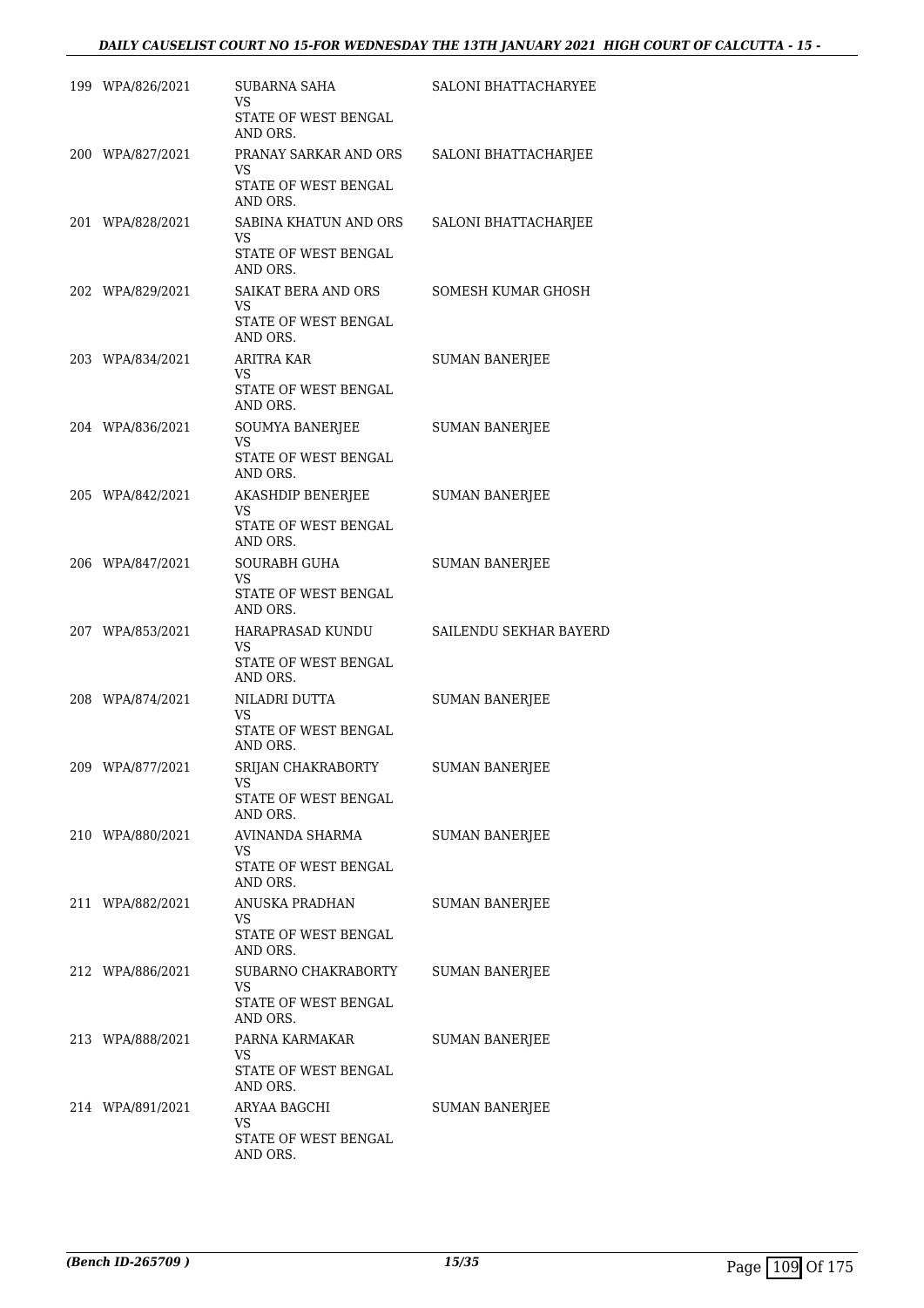| | | | |
|---|---|---|---|
| 199 | WPA/826/2021 | SUBARNA SAHA<br>VS<br>STATE OF WEST BENGAL AND ORS. | SALONI BHATTACHARYEE |
| 200 | WPA/827/2021 | PRANAY SARKAR AND ORS<br>VS<br>STATE OF WEST BENGAL AND ORS. | SALONI BHATTACHARJEE |
| 201 | WPA/828/2021 | SABINA KHATUN AND ORS<br>VS<br>STATE OF WEST BENGAL AND ORS. | SALONI BHATTACHARJEE |
| 202 | WPA/829/2021 | SAIKAT BERA AND ORS<br>VS<br>STATE OF WEST BENGAL AND ORS. | SOMESH KUMAR GHOSH |
| 203 | WPA/834/2021 | ARITRA KAR<br>VS<br>STATE OF WEST BENGAL AND ORS. | SUMAN BANERJEE |
| 204 | WPA/836/2021 | SOUMYA BANERJEE<br>VS<br>STATE OF WEST BENGAL AND ORS. | SUMAN BANERJEE |
| 205 | WPA/842/2021 | AKASHDIP BENERJEE<br>VS<br>STATE OF WEST BENGAL AND ORS. | SUMAN BANERJEE |
| 206 | WPA/847/2021 | SOURABH GUHA<br>VS<br>STATE OF WEST BENGAL AND ORS. | SUMAN BANERJEE |
| 207 | WPA/853/2021 | HARAPRASAD KUNDU<br>VS<br>STATE OF WEST BENGAL AND ORS. | SAILENDU SEKHAR BAYERD |
| 208 | WPA/874/2021 | NILADRI DUTTA<br>VS<br>STATE OF WEST BENGAL AND ORS. | SUMAN BANERJEE |
| 209 | WPA/877/2021 | SRIJAN CHAKRABORTY<br>VS<br>STATE OF WEST BENGAL AND ORS. | SUMAN BANERJEE |
| 210 | WPA/880/2021 | AVINANDA SHARMA<br>VS<br>STATE OF WEST BENGAL AND ORS. | SUMAN BANERJEE |
| 211 | WPA/882/2021 | ANUSKA PRADHAN<br>VS<br>STATE OF WEST BENGAL AND ORS. | SUMAN BANERJEE |
| 212 | WPA/886/2021 | SUBARNO CHAKRABORTY<br>VS<br>STATE OF WEST BENGAL AND ORS. | SUMAN BANERJEE |
| 213 | WPA/888/2021 | PARNA KARMAKAR<br>VS<br>STATE OF WEST BENGAL AND ORS. | SUMAN BANERJEE |
| 214 | WPA/891/2021 | ARYAA BAGCHI<br>VS<br>STATE OF WEST BENGAL AND ORS. | SUMAN BANERJEE |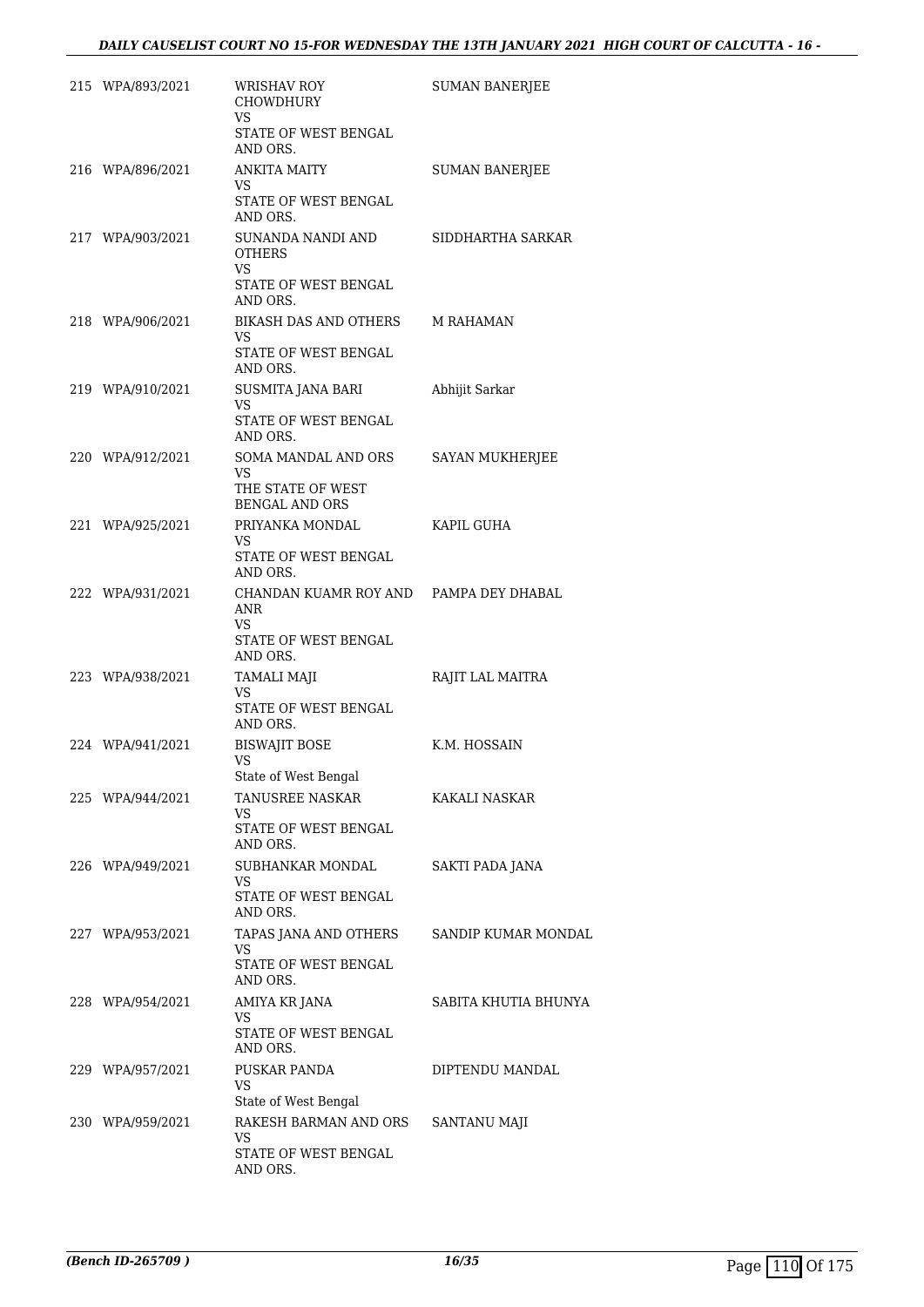| | | | |
|---|---|---|---|
| 215 | WPA/893/2021 | WRISHAV ROY CHOWDHURY<br>VS<br>STATE OF WEST BENGAL AND ORS. | SUMAN BANERJEE |
| 216 | WPA/896/2021 | ANKITA MAITY<br>VS<br>STATE OF WEST BENGAL AND ORS. | SUMAN BANERJEE |
| 217 | WPA/903/2021 | SUNANDA NANDI AND OTHERS<br>VS<br>STATE OF WEST BENGAL AND ORS. | SIDDHARTHA SARKAR |
| 218 | WPA/906/2021 | BIKASH DAS AND OTHERS<br>VS<br>STATE OF WEST BENGAL AND ORS. | M RAHAMAN |
| 219 | WPA/910/2021 | SUSMITA JANA BARI<br>VS<br>STATE OF WEST BENGAL AND ORS. | Abhijit Sarkar |
| 220 | WPA/912/2021 | SOMA MANDAL AND ORS<br>VS<br>THE STATE OF WEST BENGAL AND ORS | SAYAN MUKHERJEE |
| 221 | WPA/925/2021 | PRIYANKA MONDAL<br>VS<br>STATE OF WEST BENGAL AND ORS. | KAPIL GUHA |
| 222 | WPA/931/2021 | CHANDAN KUAMR ROY AND ANR<br>VS<br>STATE OF WEST BENGAL AND ORS. | PAMPA DEY DHABAL |
| 223 | WPA/938/2021 | TAMALI MAJI<br>VS<br>STATE OF WEST BENGAL AND ORS. | RAJIT LAL MAITRA |
| 224 | WPA/941/2021 | BISWAJIT BOSE<br>VS<br>State of West Bengal | K.M. HOSSAIN |
| 225 | WPA/944/2021 | TANUSREE NASKAR<br>VS<br>STATE OF WEST BENGAL AND ORS. | KAKALI NASKAR |
| 226 | WPA/949/2021 | SUBHANKAR MONDAL<br>VS<br>STATE OF WEST BENGAL AND ORS. | SAKTI PADA JANA |
| 227 | WPA/953/2021 | TAPAS JANA AND OTHERS<br>VS<br>STATE OF WEST BENGAL AND ORS. | SANDIP KUMAR MONDAL |
| 228 | WPA/954/2021 | AMIYA KR JANA<br>VS<br>STATE OF WEST BENGAL AND ORS. | SABITA KHUTIA BHUNYA |
| 229 | WPA/957/2021 | PUSKAR PANDA<br>VS<br>State of West Bengal | DIPTENDU MANDAL |
| 230 | WPA/959/2021 | RAKESH BARMAN AND ORS<br>VS<br>STATE OF WEST BENGAL AND ORS. | SANTANU MAJI |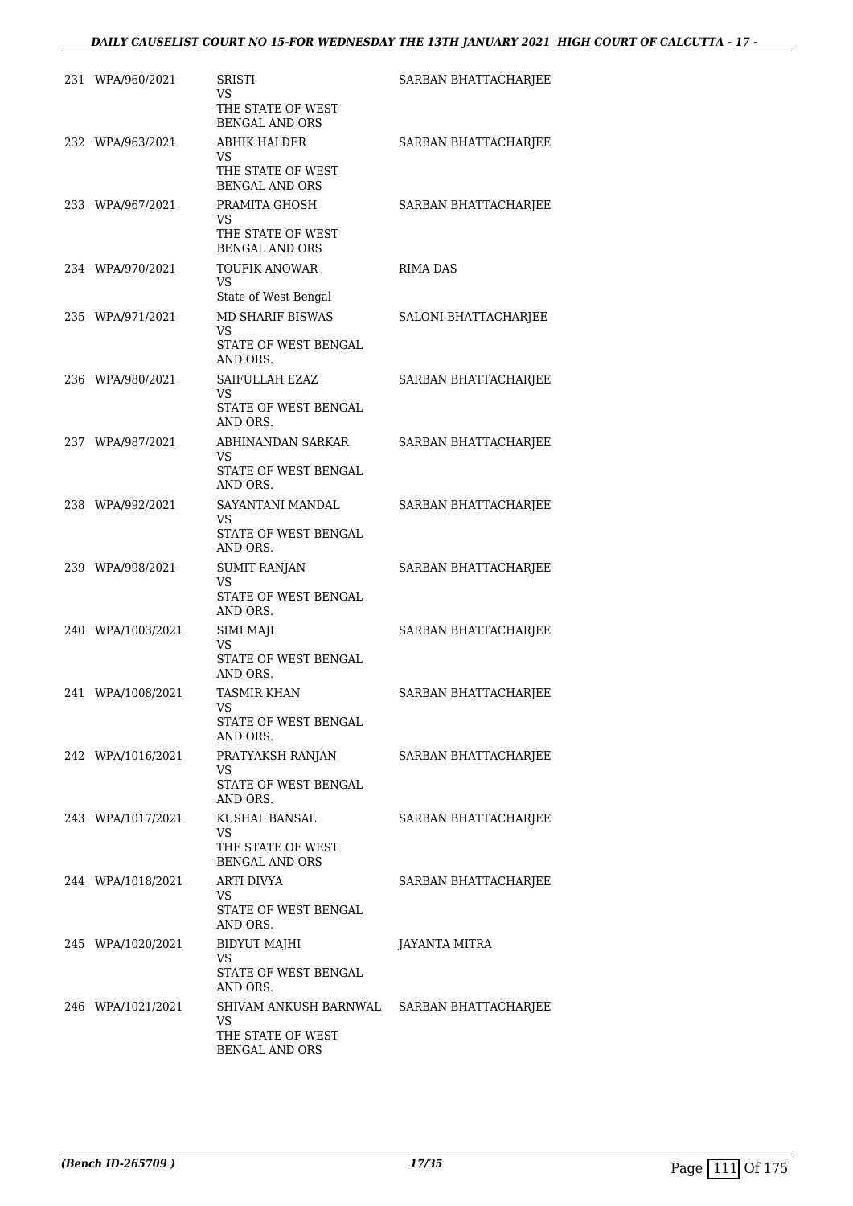| | | | |
|---|---|---|---|
| 231 | WPA/960/2021 | SRISTI<br>VS<br>THE STATE OF WEST BENGAL AND ORS | SARBAN BHATTACHARJEE |
| 232 | WPA/963/2021 | ABHIK HALDER<br>VS<br>THE STATE OF WEST BENGAL AND ORS | SARBAN BHATTACHARJEE |
| 233 | WPA/967/2021 | PRAMITA GHOSH<br>VS<br>THE STATE OF WEST BENGAL AND ORS | SARBAN BHATTACHARJEE |
| 234 | WPA/970/2021 | TOUFIK ANOWAR<br>VS<br>State of West Bengal | RIMA DAS |
| 235 | WPA/971/2021 | MD SHARIF BISWAS<br>VS<br>STATE OF WEST BENGAL AND ORS. | SALONI BHATTACHARJEE |
| 236 | WPA/980/2021 | SAIFULLAH EZAZ<br>VS<br>STATE OF WEST BENGAL AND ORS. | SARBAN BHATTACHARJEE |
| 237 | WPA/987/2021 | ABHINANDAN SARKAR<br>VS<br>STATE OF WEST BENGAL AND ORS. | SARBAN BHATTACHARJEE |
| 238 | WPA/992/2021 | SAYANTANI MANDAL<br>VS<br>STATE OF WEST BENGAL AND ORS. | SARBAN BHATTACHARJEE |
| 239 | WPA/998/2021 | SUMIT RANJAN<br>VS<br>STATE OF WEST BENGAL AND ORS. | SARBAN BHATTACHARJEE |
| 240 | WPA/1003/2021 | SIMI MAJI<br>VS<br>STATE OF WEST BENGAL AND ORS. | SARBAN BHATTACHARJEE |
| 241 | WPA/1008/2021 | TASMIR KHAN<br>VS<br>STATE OF WEST BENGAL AND ORS. | SARBAN BHATTACHARJEE |
| 242 | WPA/1016/2021 | PRATYAKSH RANJAN<br>VS<br>STATE OF WEST BENGAL AND ORS. | SARBAN BHATTACHARJEE |
| 243 | WPA/1017/2021 | KUSHAL BANSAL<br>VS<br>THE STATE OF WEST BENGAL AND ORS | SARBAN BHATTACHARJEE |
| 244 | WPA/1018/2021 | ARTI DIVYA<br>VS<br>STATE OF WEST BENGAL AND ORS. | SARBAN BHATTACHARJEE |
| 245 | WPA/1020/2021 | BIDYUT MAJHI<br>VS<br>STATE OF WEST BENGAL AND ORS. | JAYANTA MITRA |
| 246 | WPA/1021/2021 | SHIVAM ANKUSH BARNWAL<br>VS<br>THE STATE OF WEST BENGAL AND ORS | SARBAN BHATTACHARJEE |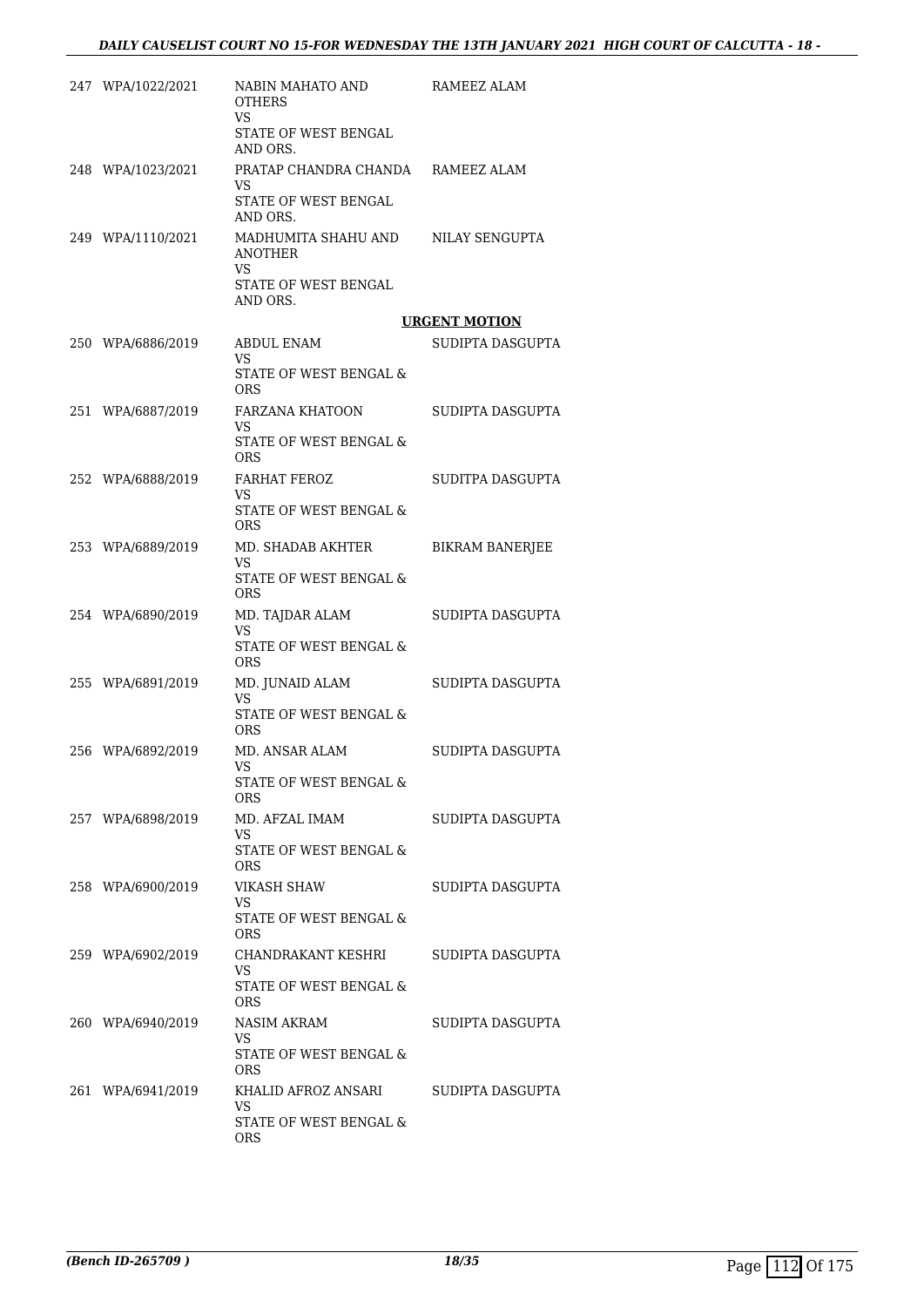| | | | |
|---|---|---|---|
| 247 | WPA/1022/2021 | NABIN MAHATO AND OTHERS<br>VS<br>STATE OF WEST BENGAL AND ORS. | RAMEEZ ALAM |
| 248 | WPA/1023/2021 | PRATAP CHANDRA CHANDA<br>VS<br>STATE OF WEST BENGAL AND ORS. | RAMEEZ ALAM |
| 249 | WPA/1110/2021 | MADHUMITA SHAHU AND ANOTHER<br>VS<br>STATE OF WEST BENGAL AND ORS. | NILAY SENGUPTA |

**URGENT MOTION**

| | | | |
|---|---|---|---|
| 250 | WPA/6886/2019 | ABDUL ENAM<br>VS<br>STATE OF WEST BENGAL & ORS | SUDIPTA DASGUPTA |
| 251 | WPA/6887/2019 | FARZANA KHATOON<br>VS<br>STATE OF WEST BENGAL & ORS | SUDIPTA DASGUPTA |
| 252 | WPA/6888/2019 | FARHAT FEROZ<br>VS<br>STATE OF WEST BENGAL & ORS | SUDITPA DASGUPTA |
| 253 | WPA/6889/2019 | MD. SHADAB AKHTER<br>VS<br>STATE OF WEST BENGAL & ORS | BIKRAM BANERJEE |
| 254 | WPA/6890/2019 | MD. TAJDAR ALAM<br>VS<br>STATE OF WEST BENGAL & ORS | SUDIPTA DASGUPTA |
| 255 | WPA/6891/2019 | MD. JUNAID ALAM<br>VS<br>STATE OF WEST BENGAL & ORS | SUDIPTA DASGUPTA |
| 256 | WPA/6892/2019 | MD. ANSAR ALAM<br>VS<br>STATE OF WEST BENGAL & ORS | SUDIPTA DASGUPTA |
| 257 | WPA/6898/2019 | MD. AFZAL IMAM<br>VS<br>STATE OF WEST BENGAL & ORS | SUDIPTA DASGUPTA |
| 258 | WPA/6900/2019 | VIKASH SHAW<br>VS<br>STATE OF WEST BENGAL & ORS | SUDIPTA DASGUPTA |
| 259 | WPA/6902/2019 | CHANDRAKANT KESHRI<br>VS<br>STATE OF WEST BENGAL & ORS | SUDIPTA DASGUPTA |
| 260 | WPA/6940/2019 | NASIM AKRAM<br>VS<br>STATE OF WEST BENGAL & ORS | SUDIPTA DASGUPTA |
| 261 | WPA/6941/2019 | KHALID AFROZ ANSARI<br>VS<br>STATE OF WEST BENGAL & ORS | SUDIPTA DASGUPTA |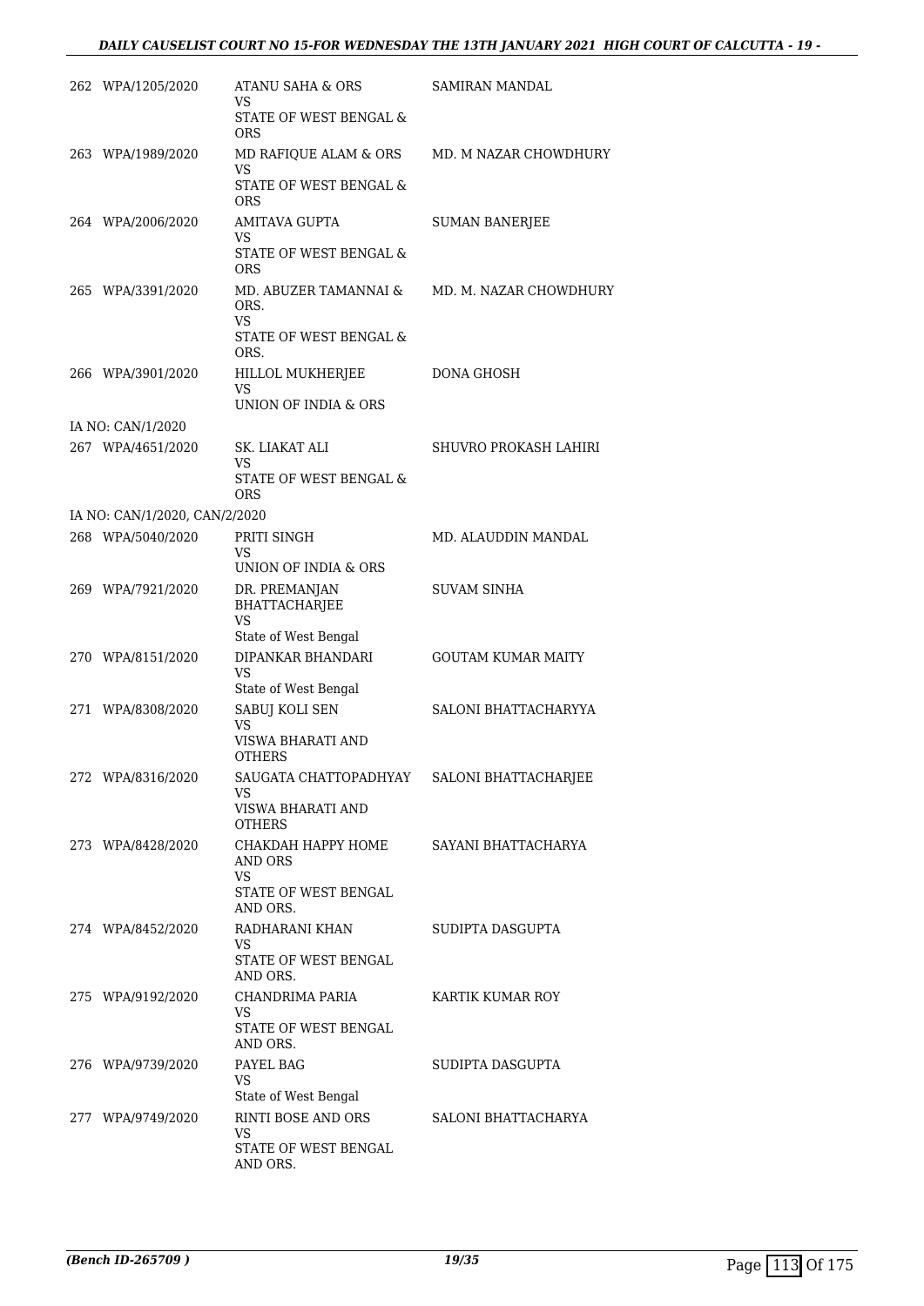| | | | |
|---|---|---|---|
| 262 | WPA/1205/2020 | ATANU SAHA & ORS<br>VS<br>STATE OF WEST BENGAL & ORS | SAMIRAN MANDAL |
| 263 | WPA/1989/2020 | MD RAFIQUE ALAM & ORS<br>VS<br>STATE OF WEST BENGAL & ORS | MD. M NAZAR CHOWDHURY |
| 264 | WPA/2006/2020 | AMITAVA GUPTA<br>VS<br>STATE OF WEST BENGAL & ORS | SUMAN BANERJEE |
| 265 | WPA/3391/2020 | MD. ABUZER TAMANNAI & ORS.<br>VS<br>STATE OF WEST BENGAL & ORS. | MD. M. NAZAR CHOWDHURY |
| 266 | WPA/3901/2020 | HILLOL MUKHERJEE<br>VS<br>UNION OF INDIA & ORS | DONA GHOSH |
| | IA NO: CAN/1/2020 | | |
| 267 | WPA/4651/2020 | SK. LIAKAT ALI<br>VS<br>STATE OF WEST BENGAL & ORS | SHUVRO PROKASH LAHIRI |
| | IA NO: CAN/1/2020, CAN/2/2020 | | |
| 268 | WPA/5040/2020 | PRITI SINGH<br>VS<br>UNION OF INDIA & ORS | MD. ALAUDDIN MANDAL |
| 269 | WPA/7921/2020 | DR. PREMANJAN BHATTACHARJEE<br>VS<br>State of West Bengal | SUVAM SINHA |
| 270 | WPA/8151/2020 | DIPANKAR BHANDARI<br>VS<br>State of West Bengal | GOUTAM KUMAR MAITY |
| 271 | WPA/8308/2020 | SABUJ KOLI SEN<br>VS<br>VISWA BHARATI AND OTHERS | SALONI BHATTACHARYYA |
| 272 | WPA/8316/2020 | SAUGATA CHATTOPADHYAY<br>VS<br>VISWA BHARATI AND OTHERS | SALONI BHATTACHARJEE |
| 273 | WPA/8428/2020 | CHAKDAH HAPPY HOME AND ORS<br>VS<br>STATE OF WEST BENGAL AND ORS. | SAYANI BHATTACHARYA |
| 274 | WPA/8452/2020 | RADHARANI KHAN<br>VS<br>STATE OF WEST BENGAL AND ORS. | SUDIPTA DASGUPTA |
| 275 | WPA/9192/2020 | CHANDRIMA PARIA<br>VS<br>STATE OF WEST BENGAL AND ORS. | KARTIK KUMAR ROY |
| 276 | WPA/9739/2020 | PAYEL BAG<br>VS<br>State of West Bengal | SUDIPTA DASGUPTA |
| 277 | WPA/9749/2020 | RINTI BOSE AND ORS<br>VS<br>STATE OF WEST BENGAL AND ORS. | SALONI BHATTACHARYA |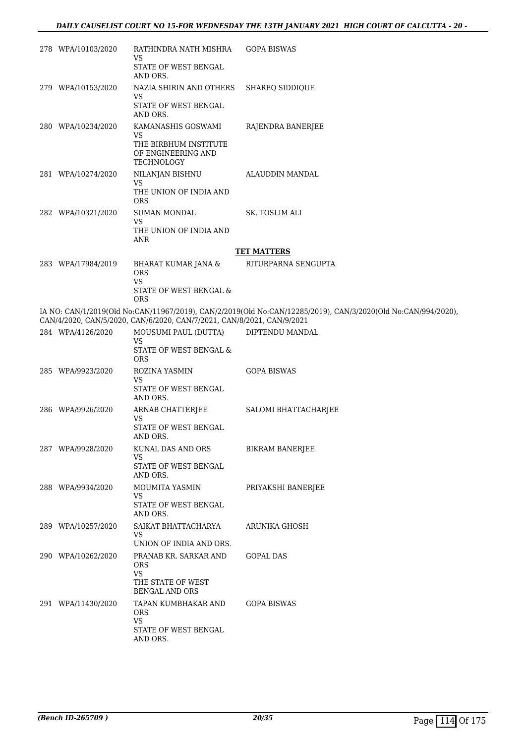| | | | |
|---|---|---|---|
| 278 | WPA/10103/2020 | RATHINDRA NATH MISHRA<br>VS<br>STATE OF WEST BENGAL AND ORS. | GOPA BISWAS |
| 279 | WPA/10153/2020 | NAZIA SHIRIN AND OTHERS<br>VS<br>STATE OF WEST BENGAL AND ORS. | SHAREQ SIDDIQUE |
| 280 | WPA/10234/2020 | KAMANASHIS GOSWAMI<br>VS<br>THE BIRBHUM INSTITUTE OF ENGINEERING AND TECHNOLOGY | RAJENDRA BANERJEE |
| 281 | WPA/10274/2020 | NILANJAN BISHNU<br>VS<br>THE UNION OF INDIA AND ORS | ALAUDDIN MANDAL |
| 282 | WPA/10321/2020 | SUMAN MONDAL<br>VS<br>THE UNION OF INDIA AND ANR | SK. TOSLIM ALI |

**TET MATTERS**

| | | | |
|---|---|---|---|
| 283 | WPA/17984/2019 | BHARAT KUMAR JANA & ORS<br>VS<br>STATE OF WEST BENGAL & ORS | RITURPARNA SENGUPTA |

IA NO: CAN/1/2019(Old No:CAN/11967/2019), CAN/2/2019(Old No:CAN/12285/2019), CAN/3/2020(Old No:CAN/994/2020), CAN/4/2020, CAN/5/2020, CAN/6/2020, CAN/7/2021, CAN/8/2021, CAN/9/2021

| | | | |
|---|---|---|---|
| 284 | WPA/4126/2020 | MOUSUMI PAUL (DUTTA)<br>VS<br>STATE OF WEST BENGAL & ORS | DIPTENDU MANDAL |
| 285 | WPA/9923/2020 | ROZINA YASMIN<br>VS<br>STATE OF WEST BENGAL AND ORS. | GOPA BISWAS |
| 286 | WPA/9926/2020 | ARNAB CHATTERJEE<br>VS<br>STATE OF WEST BENGAL AND ORS. | SALOMI BHATTACHARJEE |
| 287 | WPA/9928/2020 | KUNAL DAS AND ORS<br>VS<br>STATE OF WEST BENGAL AND ORS. | BIKRAM BANERJEE |
| 288 | WPA/9934/2020 | MOUMITA YASMIN<br>VS<br>STATE OF WEST BENGAL AND ORS. | PRIYAKSHI BANERJEE |
| 289 | WPA/10257/2020 | SAIKAT BHATTACHARYA<br>VS<br>UNION OF INDIA AND ORS. | ARUNIKA GHOSH |
| 290 | WPA/10262/2020 | PRANAB KR. SARKAR AND ORS<br>VS<br>THE STATE OF WEST BENGAL AND ORS | GOPAL DAS |
| 291 | WPA/11430/2020 | TAPAN KUMBHAKAR AND ORS<br>VS<br>STATE OF WEST BENGAL AND ORS. | GOPA BISWAS |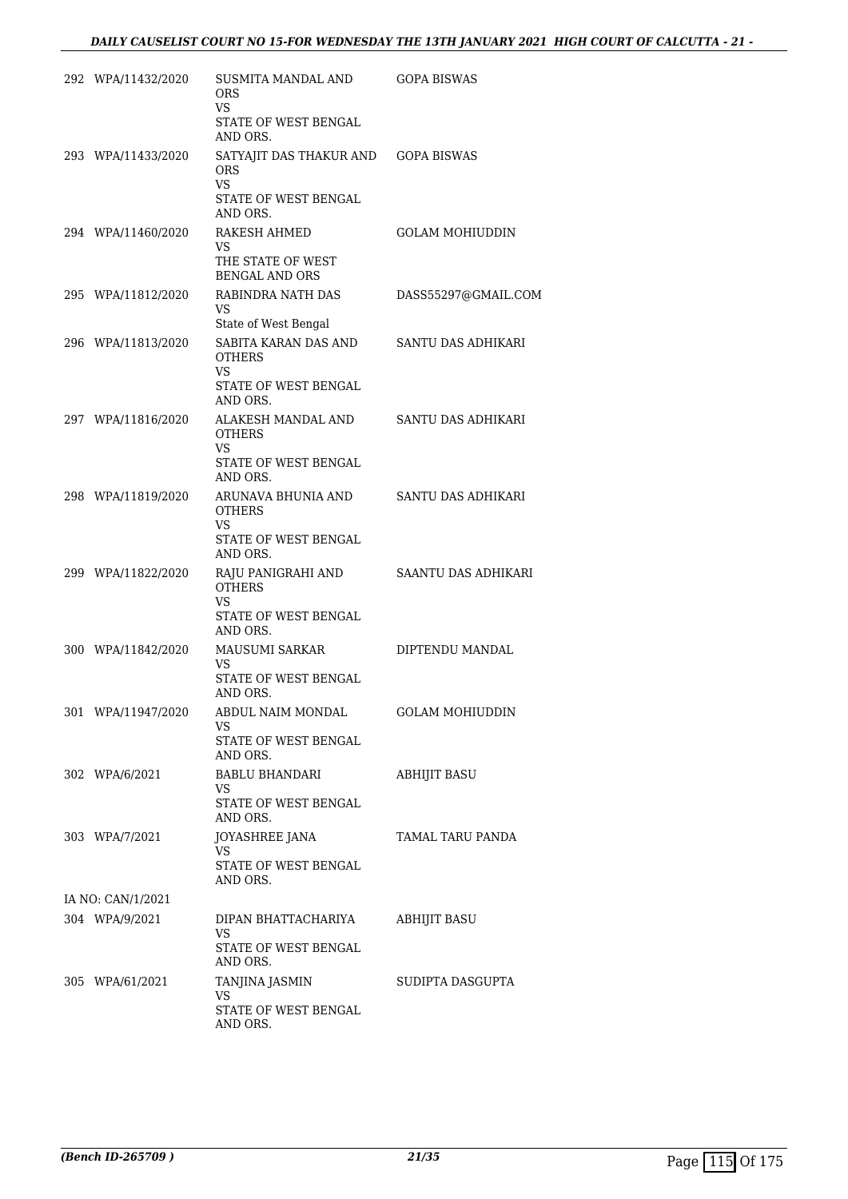| | | | |
|---|---|---|---|
| 292 | WPA/11432/2020 | SUSMITA MANDAL AND ORS<br>VS<br>STATE OF WEST BENGAL AND ORS. | GOPA BISWAS |
| 293 | WPA/11433/2020 | SATYAJIT DAS THAKUR AND ORS<br>VS<br>STATE OF WEST BENGAL AND ORS. | GOPA BISWAS |
| 294 | WPA/11460/2020 | RAKESH AHMED<br>VS<br>THE STATE OF WEST BENGAL AND ORS | GOLAM MOHIUDDIN |
| 295 | WPA/11812/2020 | RABINDRA NATH DAS<br>VS<br>State of West Bengal | DASS55297@GMAIL.COM |
| 296 | WPA/11813/2020 | SABITA KARAN DAS AND OTHERS<br>VS<br>STATE OF WEST BENGAL AND ORS. | SANTU DAS ADHIKARI |
| 297 | WPA/11816/2020 | ALAKESH MANDAL AND OTHERS<br>VS<br>STATE OF WEST BENGAL AND ORS. | SANTU DAS ADHIKARI |
| 298 | WPA/11819/2020 | ARUNAVA BHUNIA AND OTHERS<br>VS<br>STATE OF WEST BENGAL AND ORS. | SANTU DAS ADHIKARI |
| 299 | WPA/11822/2020 | RAJU PANIGRAHI AND OTHERS<br>VS<br>STATE OF WEST BENGAL AND ORS. | SAANTU DAS ADHIKARI |
| 300 | WPA/11842/2020 | MAUSUMI SARKAR<br>VS<br>STATE OF WEST BENGAL AND ORS. | DIPTENDU MANDAL |
| 301 | WPA/11947/2020 | ABDUL NAIM MONDAL<br>VS<br>STATE OF WEST BENGAL AND ORS. | GOLAM MOHIUDDIN |
| 302 | WPA/6/2021 | BABLU BHANDARI<br>VS<br>STATE OF WEST BENGAL AND ORS. | ABHIJIT BASU |
| 303 | WPA/7/2021 | JOYASHREE JANA<br>VS<br>STATE OF WEST BENGAL AND ORS. | TAMAL TARU PANDA |
| | IA NO: CAN/1/2021 | | |
| 304 | WPA/9/2021 | DIPAN BHATTACHARIYA<br>VS<br>STATE OF WEST BENGAL AND ORS. | ABHIJIT BASU |
| 305 | WPA/61/2021 | TANJINA JASMIN<br>VS<br>STATE OF WEST BENGAL AND ORS. | SUDIPTA DASGUPTA |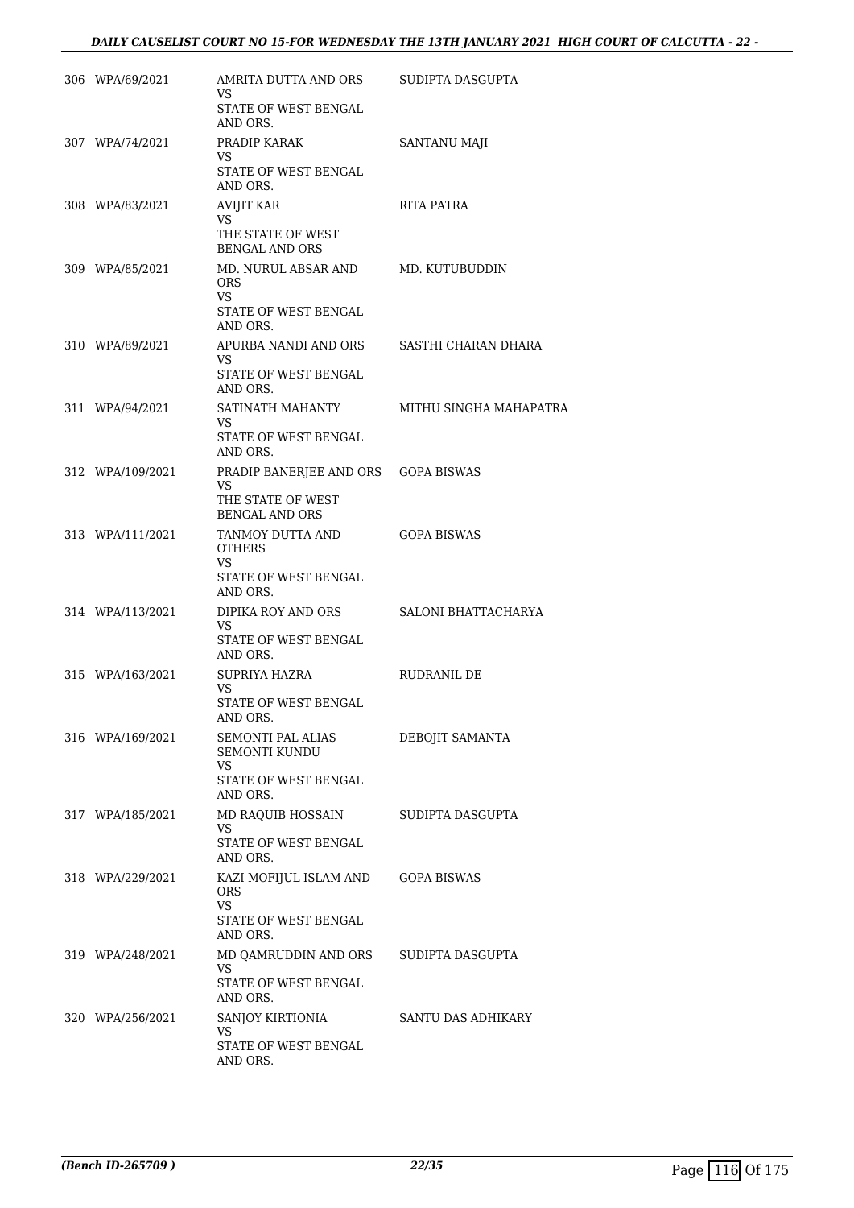| | | | |
|---|---|---|---|
| 306 | WPA/69/2021 | AMRITA DUTTA AND ORS<br>VS<br>STATE OF WEST BENGAL AND ORS. | SUDIPTA DASGUPTA |
| 307 | WPA/74/2021 | PRADIP KARAK<br>VS<br>STATE OF WEST BENGAL AND ORS. | SANTANU MAJI |
| 308 | WPA/83/2021 | AVIJIT KAR<br>VS<br>THE STATE OF WEST BENGAL AND ORS | RITA PATRA |
| 309 | WPA/85/2021 | MD. NURUL ABSAR AND ORS<br>VS<br>STATE OF WEST BENGAL AND ORS. | MD. KUTUBUDDIN |
| 310 | WPA/89/2021 | APURBA NANDI AND ORS<br>VS<br>STATE OF WEST BENGAL AND ORS. | SASTHI CHARAN DHARA |
| 311 | WPA/94/2021 | SATINATH MAHANTY<br>VS<br>STATE OF WEST BENGAL AND ORS. | MITHU SINGHA MAHAPATRA |
| 312 | WPA/109/2021 | PRADIP BANERJEE AND ORS<br>VS<br>THE STATE OF WEST BENGAL AND ORS | GOPA BISWAS |
| 313 | WPA/111/2021 | TANMOY DUTTA AND OTHERS<br>VS<br>STATE OF WEST BENGAL AND ORS. | GOPA BISWAS |
| 314 | WPA/113/2021 | DIPIKA ROY AND ORS<br>VS<br>STATE OF WEST BENGAL AND ORS. | SALONI BHATTACHARYA |
| 315 | WPA/163/2021 | SUPRIYA HAZRA<br>VS<br>STATE OF WEST BENGAL AND ORS. | RUDRANIL DE |
| 316 | WPA/169/2021 | SEMONTI PAL ALIAS SEMONTI KUNDU<br>VS<br>STATE OF WEST BENGAL AND ORS. | DEBOJIT SAMANTA |
| 317 | WPA/185/2021 | MD RAQUIB HOSSAIN<br>VS<br>STATE OF WEST BENGAL AND ORS. | SUDIPTA DASGUPTA |
| 318 | WPA/229/2021 | KAZI MOFIJUL ISLAM AND ORS<br>VS<br>STATE OF WEST BENGAL AND ORS. | GOPA BISWAS |
| 319 | WPA/248/2021 | MD QAMRUDDIN AND ORS<br>VS<br>STATE OF WEST BENGAL AND ORS. | SUDIPTA DASGUPTA |
| 320 | WPA/256/2021 | SANJOY KIRTIONIA<br>VS<br>STATE OF WEST BENGAL AND ORS. | SANTU DAS ADHIKARY |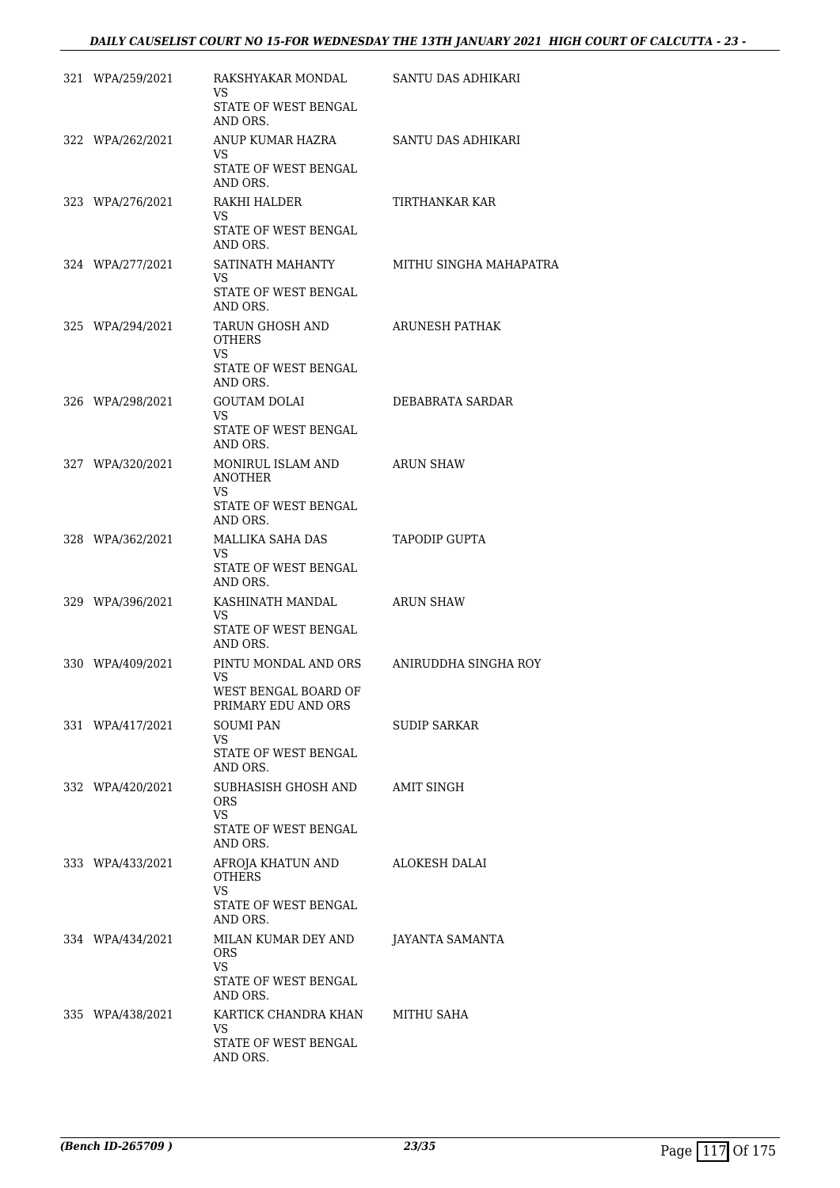| | | | |
|---|---|---|---|
| 321 | WPA/259/2021 | RAKSHYAKAR MONDAL<br>VS<br>STATE OF WEST BENGAL AND ORS. | SANTU DAS ADHIKARI |
| 322 | WPA/262/2021 | ANUP KUMAR HAZRA<br>VS<br>STATE OF WEST BENGAL AND ORS. | SANTU DAS ADHIKARI |
| 323 | WPA/276/2021 | RAKHI HALDER<br>VS<br>STATE OF WEST BENGAL AND ORS. | TIRTHANKAR KAR |
| 324 | WPA/277/2021 | SATINATH MAHANTY<br>VS<br>STATE OF WEST BENGAL AND ORS. | MITHU SINGHA MAHAPATRA |
| 325 | WPA/294/2021 | TARUN GHOSH AND OTHERS<br>VS<br>STATE OF WEST BENGAL AND ORS. | ARUNESH PATHAK |
| 326 | WPA/298/2021 | GOUTAM DOLAI<br>VS<br>STATE OF WEST BENGAL AND ORS. | DEBABRATA SARDAR |
| 327 | WPA/320/2021 | MONIRUL ISLAM AND ANOTHER<br>VS<br>STATE OF WEST BENGAL AND ORS. | ARUN SHAW |
| 328 | WPA/362/2021 | MALLIKA SAHA DAS<br>VS<br>STATE OF WEST BENGAL AND ORS. | TAPODIP GUPTA |
| 329 | WPA/396/2021 | KASHINATH MANDAL<br>VS<br>STATE OF WEST BENGAL AND ORS. | ARUN SHAW |
| 330 | WPA/409/2021 | PINTU MONDAL AND ORS<br>VS<br>WEST BENGAL BOARD OF PRIMARY EDU AND ORS | ANIRUDDHA SINGHA ROY |
| 331 | WPA/417/2021 | SOUMI PAN<br>VS<br>STATE OF WEST BENGAL AND ORS. | SUDIP SARKAR |
| 332 | WPA/420/2021 | SUBHASISH GHOSH AND ORS<br>VS<br>STATE OF WEST BENGAL AND ORS. | AMIT SINGH |
| 333 | WPA/433/2021 | AFROJA KHATUN AND OTHERS<br>VS<br>STATE OF WEST BENGAL AND ORS. | ALOKESH DALAI |
| 334 | WPA/434/2021 | MILAN KUMAR DEY AND ORS<br>VS<br>STATE OF WEST BENGAL AND ORS. | JAYANTA SAMANTA |
| 335 | WPA/438/2021 | KARTICK CHANDRA KHAN<br>VS<br>STATE OF WEST BENGAL AND ORS. | MITHU SAHA |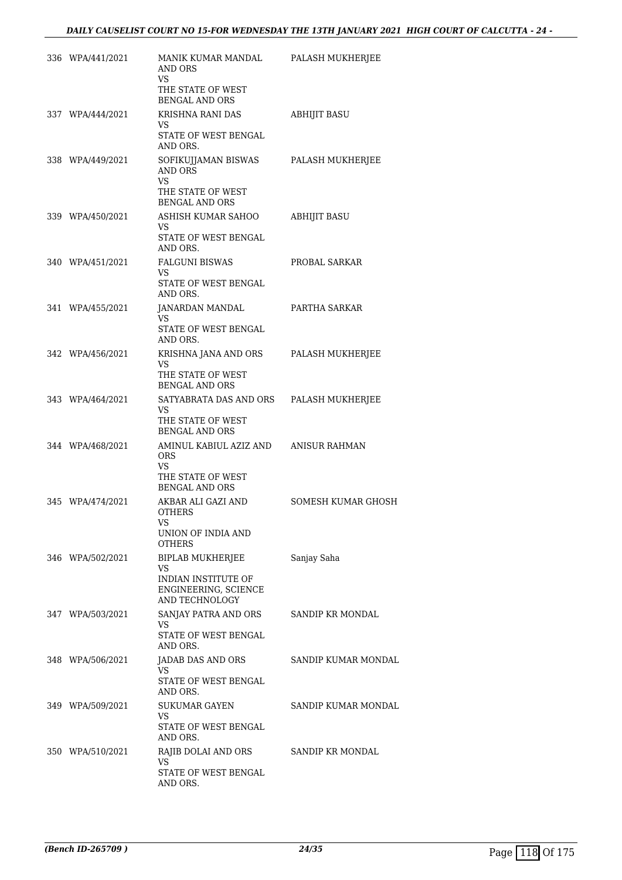| | | | |
|---|---|---|---|
| 336 | WPA/441/2021 | MANIK KUMAR MANDAL AND ORS<br>VS<br>THE STATE OF WEST BENGAL AND ORS | PALASH MUKHERJEE |
| 337 | WPA/444/2021 | KRISHNA RANI DAS<br>VS<br>STATE OF WEST BENGAL AND ORS. | ABHIJIT BASU |
| 338 | WPA/449/2021 | SOFIKUJJAMAN BISWAS AND ORS<br>VS<br>THE STATE OF WEST BENGAL AND ORS | PALASH MUKHERJEE |
| 339 | WPA/450/2021 | ASHISH KUMAR SAHOO<br>VS<br>STATE OF WEST BENGAL AND ORS. | ABHIJIT BASU |
| 340 | WPA/451/2021 | FALGUNI BISWAS<br>VS<br>STATE OF WEST BENGAL AND ORS. | PROBAL SARKAR |
| 341 | WPA/455/2021 | JANARDAN MANDAL<br>VS<br>STATE OF WEST BENGAL AND ORS. | PARTHA SARKAR |
| 342 | WPA/456/2021 | KRISHNA JANA AND ORS<br>VS<br>THE STATE OF WEST BENGAL AND ORS | PALASH MUKHERJEE |
| 343 | WPA/464/2021 | SATYABRATA DAS AND ORS<br>VS<br>THE STATE OF WEST BENGAL AND ORS | PALASH MUKHERJEE |
| 344 | WPA/468/2021 | AMINUL KABIUL AZIZ AND ORS<br>VS<br>THE STATE OF WEST BENGAL AND ORS | ANISUR RAHMAN |
| 345 | WPA/474/2021 | AKBAR ALI GAZI AND OTHERS<br>VS<br>UNION OF INDIA AND OTHERS | SOMESH KUMAR GHOSH |
| 346 | WPA/502/2021 | BIPLAB MUKHERJEE<br>VS<br>INDIAN INSTITUTE OF ENGINEERING, SCIENCE AND TECHNOLOGY | Sanjay Saha |
| 347 | WPA/503/2021 | SANJAY PATRA AND ORS<br>VS<br>STATE OF WEST BENGAL AND ORS. | SANDIP KR MONDAL |
| 348 | WPA/506/2021 | JADAB DAS AND ORS<br>VS<br>STATE OF WEST BENGAL AND ORS. | SANDIP KUMAR MONDAL |
| 349 | WPA/509/2021 | SUKUMAR GAYEN<br>VS<br>STATE OF WEST BENGAL AND ORS. | SANDIP KUMAR MONDAL |
| 350 | WPA/510/2021 | RAJIB DOLAI AND ORS<br>VS<br>STATE OF WEST BENGAL AND ORS. | SANDIP KR MONDAL |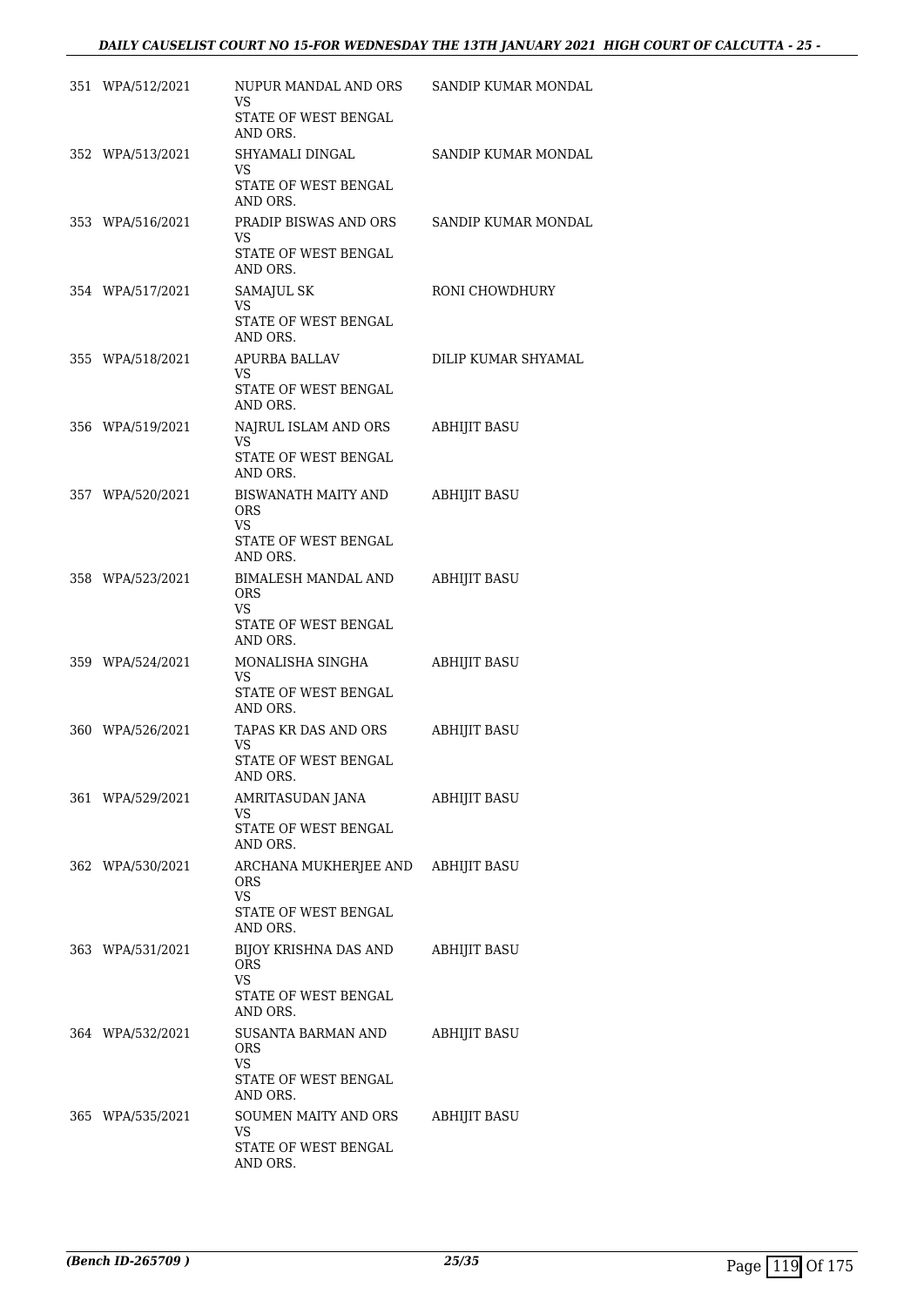| | | | |
|---|---|---|---|
| 351 | WPA/512/2021 | NUPUR MANDAL AND ORS<br>VS<br>STATE OF WEST BENGAL AND ORS. | SANDIP KUMAR MONDAL |
| 352 | WPA/513/2021 | SHYAMALI DINGAL<br>VS<br>STATE OF WEST BENGAL AND ORS. | SANDIP KUMAR MONDAL |
| 353 | WPA/516/2021 | PRADIP BISWAS AND ORS<br>VS<br>STATE OF WEST BENGAL AND ORS. | SANDIP KUMAR MONDAL |
| 354 | WPA/517/2021 | SAMAJUL SK<br>VS<br>STATE OF WEST BENGAL AND ORS. | RONI CHOWDHURY |
| 355 | WPA/518/2021 | APURBA BALLAV<br>VS<br>STATE OF WEST BENGAL AND ORS. | DILIP KUMAR SHYAMAL |
| 356 | WPA/519/2021 | NAJRUL ISLAM AND ORS<br>VS<br>STATE OF WEST BENGAL AND ORS. | ABHIJIT BASU |
| 357 | WPA/520/2021 | BISWANATH MAITY AND ORS<br>VS<br>STATE OF WEST BENGAL AND ORS. | ABHIJIT BASU |
| 358 | WPA/523/2021 | BIMALESH MANDAL AND ORS<br>VS<br>STATE OF WEST BENGAL AND ORS. | ABHIJIT BASU |
| 359 | WPA/524/2021 | MONALISHA SINGHA<br>VS<br>STATE OF WEST BENGAL AND ORS. | ABHIJIT BASU |
| 360 | WPA/526/2021 | TAPAS KR DAS AND ORS<br>VS<br>STATE OF WEST BENGAL AND ORS. | ABHIJIT BASU |
| 361 | WPA/529/2021 | AMRITASUDAN JANA<br>VS<br>STATE OF WEST BENGAL AND ORS. | ABHIJIT BASU |
| 362 | WPA/530/2021 | ARCHANA MUKHERJEE AND ORS<br>VS<br>STATE OF WEST BENGAL AND ORS. | ABHIJIT BASU |
| 363 | WPA/531/2021 | BIJOY KRISHNA DAS AND ORS<br>VS<br>STATE OF WEST BENGAL AND ORS. | ABHIJIT BASU |
| 364 | WPA/532/2021 | SUSANTA BARMAN AND ORS<br>VS<br>STATE OF WEST BENGAL AND ORS. | ABHIJIT BASU |
| 365 | WPA/535/2021 | SOUMEN MAITY AND ORS<br>VS<br>STATE OF WEST BENGAL AND ORS. | ABHIJIT BASU |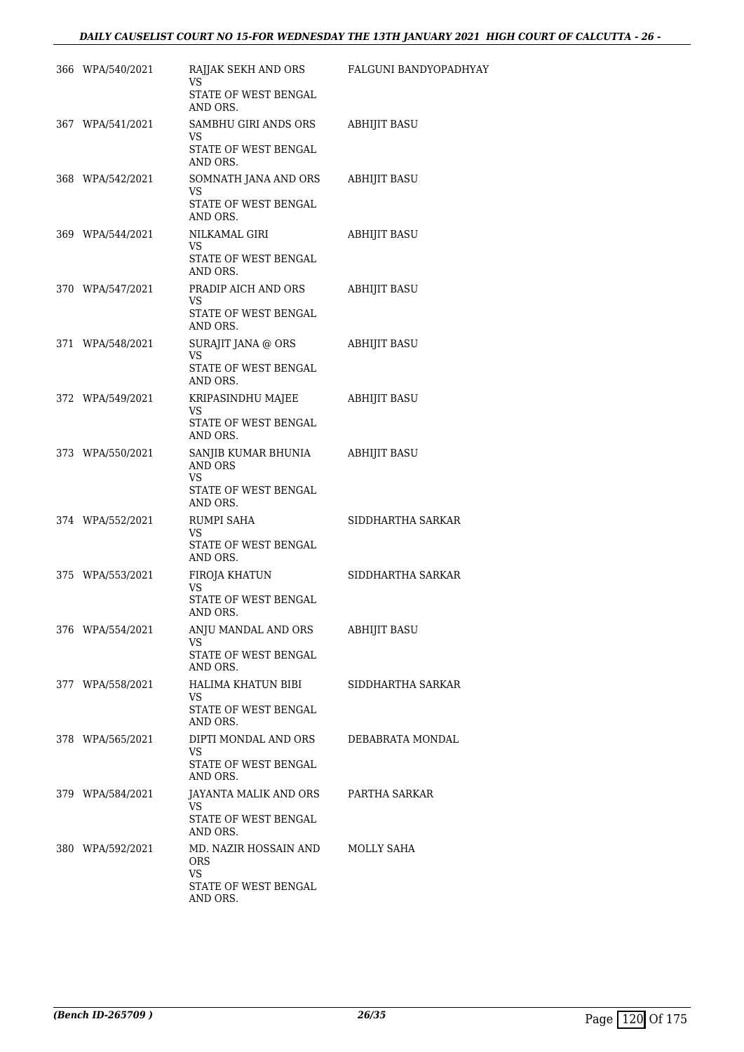| | | | |
|---|---|---|---|
| 366 | WPA/540/2021 | RAJJAK SEKH AND ORS<br>VS<br>STATE OF WEST BENGAL AND ORS. | FALGUNI BANDYOPADHYAY |
| 367 | WPA/541/2021 | SAMBHU GIRI ANDS ORS<br>VS<br>STATE OF WEST BENGAL AND ORS. | ABHIJIT BASU |
| 368 | WPA/542/2021 | SOMNATH JANA AND ORS<br>VS<br>STATE OF WEST BENGAL AND ORS. | ABHIJIT BASU |
| 369 | WPA/544/2021 | NILKAMAL GIRI<br>VS<br>STATE OF WEST BENGAL AND ORS. | ABHIJIT BASU |
| 370 | WPA/547/2021 | PRADIP AICH AND ORS<br>VS<br>STATE OF WEST BENGAL AND ORS. | ABHIJIT BASU |
| 371 | WPA/548/2021 | SURAJIT JANA @ ORS<br>VS<br>STATE OF WEST BENGAL AND ORS. | ABHIJIT BASU |
| 372 | WPA/549/2021 | KRIPASINDHU MAJEE<br>VS<br>STATE OF WEST BENGAL AND ORS. | ABHIJIT BASU |
| 373 | WPA/550/2021 | SANJIB KUMAR BHUNIA AND ORS<br>VS<br>STATE OF WEST BENGAL AND ORS. | ABHIJIT BASU |
| 374 | WPA/552/2021 | RUMPI SAHA<br>VS<br>STATE OF WEST BENGAL AND ORS. | SIDDHARTHA SARKAR |
| 375 | WPA/553/2021 | FIROJA KHATUN<br>VS<br>STATE OF WEST BENGAL AND ORS. | SIDDHARTHA SARKAR |
| 376 | WPA/554/2021 | ANJU MANDAL AND ORS<br>VS<br>STATE OF WEST BENGAL AND ORS. | ABHIJIT BASU |
| 377 | WPA/558/2021 | HALIMA KHATUN BIBI<br>VS<br>STATE OF WEST BENGAL AND ORS. | SIDDHARTHA SARKAR |
| 378 | WPA/565/2021 | DIPTI MONDAL AND ORS<br>VS<br>STATE OF WEST BENGAL AND ORS. | DEBABRATA MONDAL |
| 379 | WPA/584/2021 | JAYANTA MALIK AND ORS<br>VS<br>STATE OF WEST BENGAL AND ORS. | PARTHA SARKAR |
| 380 | WPA/592/2021 | MD. NAZIR HOSSAIN AND ORS<br>VS<br>STATE OF WEST BENGAL AND ORS. | MOLLY SAHA |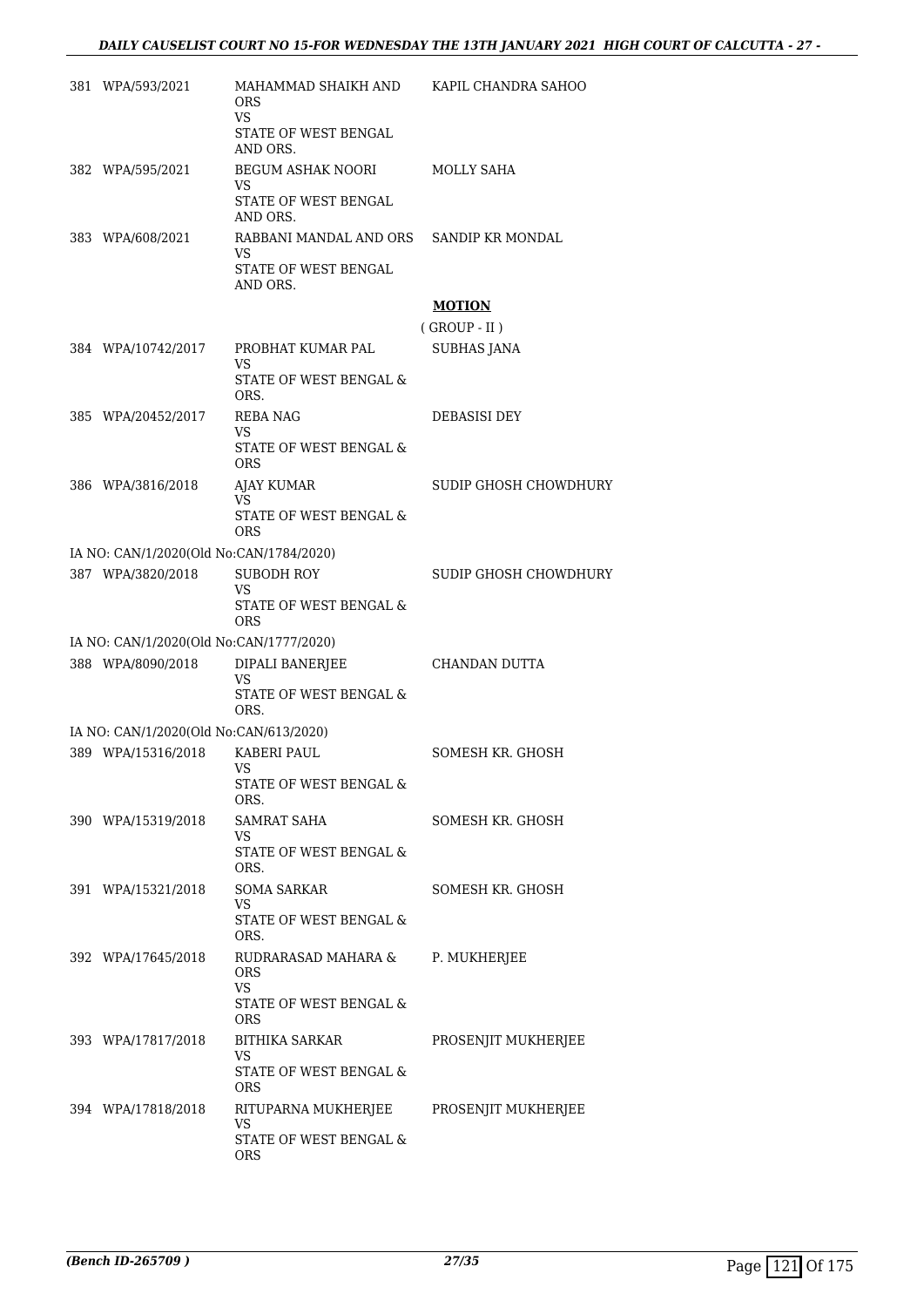| | | | |
|---|---|---|---|
| 381 | WPA/593/2021 | MAHAMMAD SHAIKH AND ORS<br>VS<br>STATE OF WEST BENGAL AND ORS. | KAPIL CHANDRA SAHOO |
| 382 | WPA/595/2021 | BEGUM ASHAK NOORI<br>VS<br>STATE OF WEST BENGAL AND ORS. | MOLLY SAHA |
| 383 | WPA/608/2021 | RABBANI MANDAL AND ORS<br>VS<br>STATE OF WEST BENGAL AND ORS. | SANDIP KR MONDAL |

**MOTION**

( GROUP - II )

| | | | |
|---|---|---|---|
| 384 | WPA/10742/2017 | PROBHAT KUMAR PAL<br>VS<br>STATE OF WEST BENGAL & ORS. | SUBHAS JANA |
| 385 | WPA/20452/2017 | REBA NAG<br>VS<br>STATE OF WEST BENGAL & ORS | DEBASISI DEY |
| 386 | WPA/3816/2018 | AJAY KUMAR<br>VS<br>STATE OF WEST BENGAL & ORS | SUDIP GHOSH CHOWDHURY |
| | IA NO: CAN/1/2020(Old No:CAN/1784/2020) | | |
| 387 | WPA/3820/2018 | SUBODH ROY<br>VS<br>STATE OF WEST BENGAL & ORS | SUDIP GHOSH CHOWDHURY |
| | IA NO: CAN/1/2020(Old No:CAN/1777/2020) | | |
| 388 | WPA/8090/2018 | DIPALI BANERJEE<br>VS<br>STATE OF WEST BENGAL & ORS. | CHANDAN DUTTA |
| | IA NO: CAN/1/2020(Old No:CAN/613/2020) | | |
| 389 | WPA/15316/2018 | KABERI PAUL<br>VS<br>STATE OF WEST BENGAL & ORS. | SOMESH KR. GHOSH |
| 390 | WPA/15319/2018 | SAMRAT SAHA<br>VS<br>STATE OF WEST BENGAL & ORS. | SOMESH KR. GHOSH |
| 391 | WPA/15321/2018 | SOMA SARKAR<br>VS<br>STATE OF WEST BENGAL & ORS. | SOMESH KR. GHOSH |
| 392 | WPA/17645/2018 | RUDRARASAD MAHARA & ORS<br>VS<br>STATE OF WEST BENGAL & ORS | P. MUKHERJEE |
| 393 | WPA/17817/2018 | BITHIKA SARKAR<br>VS<br>STATE OF WEST BENGAL & ORS | PROSENJIT MUKHERJEE |
| 394 | WPA/17818/2018 | RITUPARNA MUKHERJEE<br>VS<br>STATE OF WEST BENGAL & ORS | PROSENJIT MUKHERJEE |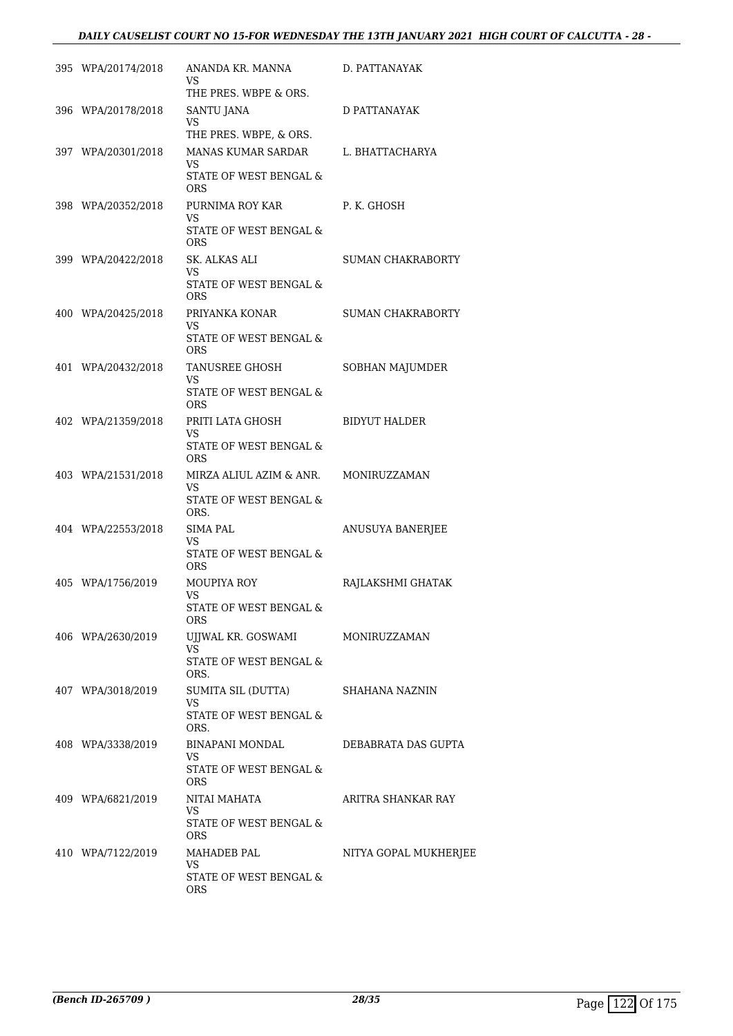| | | | |
|---|---|---|---|
| 395 | WPA/20174/2018 | ANANDA KR. MANNA<br>VS<br>THE PRES. WBPE & ORS. | D. PATTANAYAK |
| 396 | WPA/20178/2018 | SANTU JANA<br>VS<br>THE PRES. WBPE, & ORS. | D PATTANAYAK |
| 397 | WPA/20301/2018 | MANAS KUMAR SARDAR<br>VS<br>STATE OF WEST BENGAL & ORS | L. BHATTACHARYA |
| 398 | WPA/20352/2018 | PURNIMA ROY KAR<br>VS<br>STATE OF WEST BENGAL & ORS | P. K. GHOSH |
| 399 | WPA/20422/2018 | SK. ALKAS ALI<br>VS<br>STATE OF WEST BENGAL & ORS | SUMAN CHAKRABORTY |
| 400 | WPA/20425/2018 | PRIYANKA KONAR<br>VS<br>STATE OF WEST BENGAL & ORS | SUMAN CHAKRABORTY |
| 401 | WPA/20432/2018 | TANUSREE GHOSH<br>VS<br>STATE OF WEST BENGAL & ORS | SOBHAN MAJUMDER |
| 402 | WPA/21359/2018 | PRITI LATA GHOSH<br>VS<br>STATE OF WEST BENGAL & ORS | BIDYUT HALDER |
| 403 | WPA/21531/2018 | MIRZA ALIUL AZIM & ANR.<br>VS<br>STATE OF WEST BENGAL & ORS. | MONIRUZZAMAN |
| 404 | WPA/22553/2018 | SIMA PAL<br>VS<br>STATE OF WEST BENGAL & ORS | ANUSUYA BANERJEE |
| 405 | WPA/1756/2019 | MOUPIYA ROY<br>VS<br>STATE OF WEST BENGAL & ORS | RAJLAKSHMI GHATAK |
| 406 | WPA/2630/2019 | UJJWAL KR. GOSWAMI<br>VS<br>STATE OF WEST BENGAL & ORS. | MONIRUZZAMAN |
| 407 | WPA/3018/2019 | SUMITA SIL (DUTTA)<br>VS<br>STATE OF WEST BENGAL & ORS. | SHAHANA NAZNIN |
| 408 | WPA/3338/2019 | BINAPANI MONDAL<br>VS<br>STATE OF WEST BENGAL & ORS | DEBABRATA DAS GUPTA |
| 409 | WPA/6821/2019 | NITAI MAHATA<br>VS<br>STATE OF WEST BENGAL & ORS | ARITRA SHANKAR RAY |
| 410 | WPA/7122/2019 | MAHADEB PAL<br>VS<br>STATE OF WEST BENGAL & ORS | NITYA GOPAL MUKHERJEE |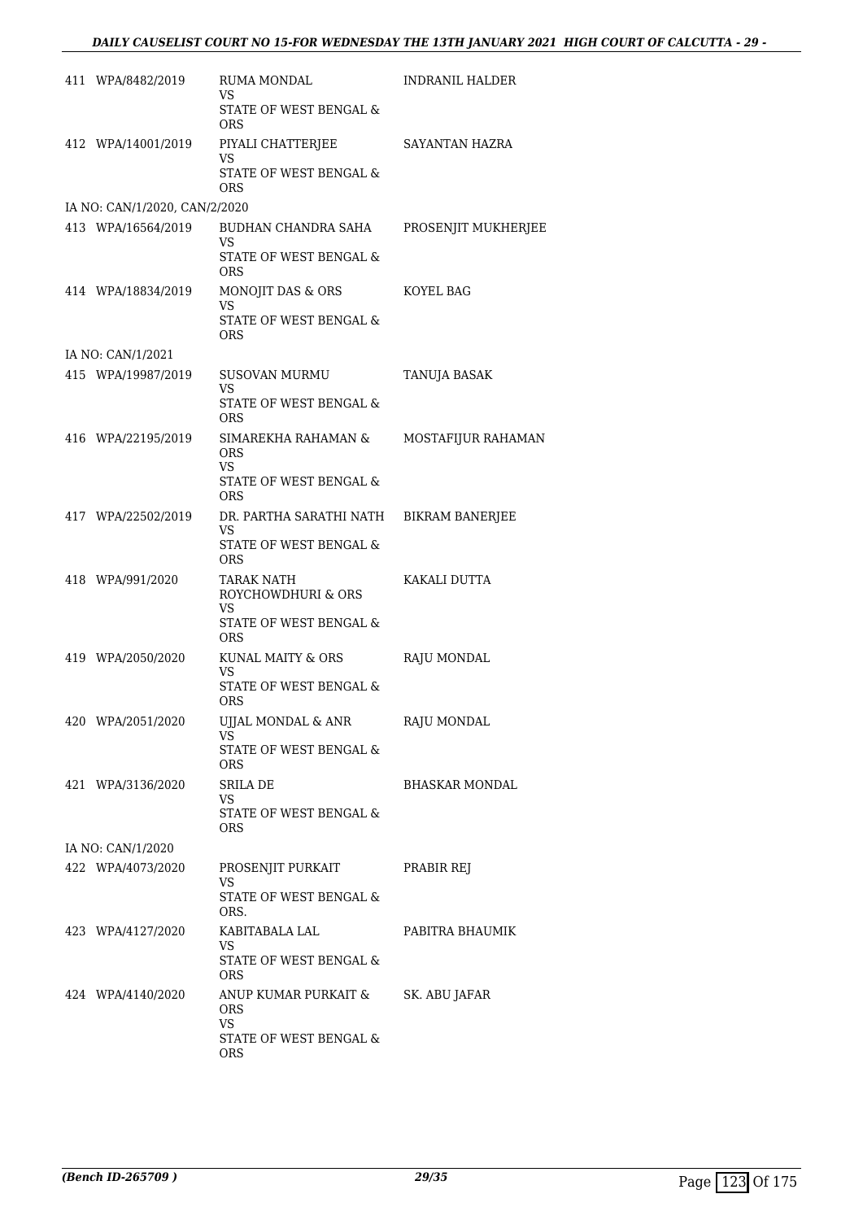| | | | |
|---|---|---|---|
| 411 | WPA/8482/2019 | RUMA MONDAL<br>VS<br>STATE OF WEST BENGAL & ORS | INDRANIL HALDER |
| 412 | WPA/14001/2019 | PIYALI CHATTERJEE<br>VS<br>STATE OF WEST BENGAL & ORS | SAYANTAN HAZRA |
| | IA NO: CAN/1/2020, CAN/2/2020 | | |
| 413 | WPA/16564/2019 | BUDHAN CHANDRA SAHA<br>VS<br>STATE OF WEST BENGAL & ORS | PROSENJIT MUKHERJEE |
| 414 | WPA/18834/2019 | MONOJIT DAS & ORS<br>VS<br>STATE OF WEST BENGAL & ORS | KOYEL BAG |
| | IA NO: CAN/1/2021 | | |
| 415 | WPA/19987/2019 | SUSOVAN MURMU<br>VS<br>STATE OF WEST BENGAL & ORS | TANUJA BASAK |
| 416 | WPA/22195/2019 | SIMAREKHA RAHAMAN & ORS<br>VS<br>STATE OF WEST BENGAL & ORS | MOSTAFIJUR RAHAMAN |
| 417 | WPA/22502/2019 | DR. PARTHA SARATHI NATH<br>VS<br>STATE OF WEST BENGAL & ORS | BIKRAM BANERJEE |
| 418 | WPA/991/2020 | TARAK NATH ROYCHOWDHURI & ORS<br>VS<br>STATE OF WEST BENGAL & ORS | KAKALI DUTTA |
| 419 | WPA/2050/2020 | KUNAL MAITY & ORS<br>VS<br>STATE OF WEST BENGAL & ORS | RAJU MONDAL |
| 420 | WPA/2051/2020 | UJJAL MONDAL & ANR<br>VS<br>STATE OF WEST BENGAL & ORS | RAJU MONDAL |
| 421 | WPA/3136/2020 | SRILA DE<br>VS<br>STATE OF WEST BENGAL & ORS | BHASKAR MONDAL |
| | IA NO: CAN/1/2020 | | |
| 422 | WPA/4073/2020 | PROSENJIT PURKAIT<br>VS<br>STATE OF WEST BENGAL & ORS. | PRABIR REJ |
| 423 | WPA/4127/2020 | KABITABALA LAL<br>VS<br>STATE OF WEST BENGAL & ORS | PABITRA BHAUMIK |
| 424 | WPA/4140/2020 | ANUP KUMAR PURKAIT & ORS<br>VS<br>STATE OF WEST BENGAL & ORS | SK. ABU JAFAR |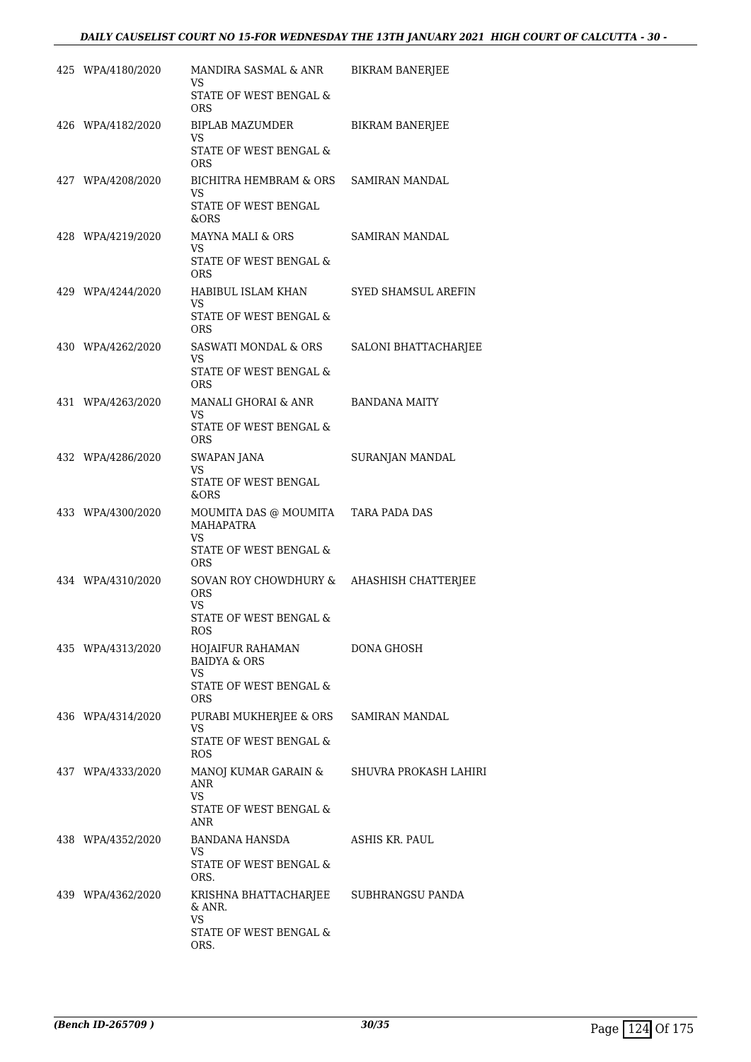| | | | |
|---|---|---|---|
| 425 | WPA/4180/2020 | MANDIRA SASMAL & ANR<br>VS<br>STATE OF WEST BENGAL & ORS | BIKRAM BANERJEE |
| 426 | WPA/4182/2020 | BIPLAB MAZUMDER<br>VS<br>STATE OF WEST BENGAL & ORS | BIKRAM BANERJEE |
| 427 | WPA/4208/2020 | BICHITRA HEMBRAM & ORS<br>VS<br>STATE OF WEST BENGAL &ORS | SAMIRAN MANDAL |
| 428 | WPA/4219/2020 | MAYNA MALI & ORS<br>VS<br>STATE OF WEST BENGAL & ORS | SAMIRAN MANDAL |
| 429 | WPA/4244/2020 | HABIBUL ISLAM KHAN<br>VS<br>STATE OF WEST BENGAL & ORS | SYED SHAMSUL AREFIN |
| 430 | WPA/4262/2020 | SASWATI MONDAL & ORS<br>VS<br>STATE OF WEST BENGAL & ORS | SALONI BHATTACHARJEE |
| 431 | WPA/4263/2020 | MANALI GHORAI & ANR<br>VS<br>STATE OF WEST BENGAL & ORS | BANDANA MAITY |
| 432 | WPA/4286/2020 | SWAPAN JANA<br>VS<br>STATE OF WEST BENGAL &ORS | SURANJAN MANDAL |
| 433 | WPA/4300/2020 | MOUMITA DAS @ MOUMITA MAHAPATRA<br>VS<br>STATE OF WEST BENGAL & ORS | TARA PADA DAS |
| 434 | WPA/4310/2020 | SOVAN ROY CHOWDHURY & ORS<br>VS<br>STATE OF WEST BENGAL & ROS | AHASHISH CHATTERJEE |
| 435 | WPA/4313/2020 | HOJAIFUR RAHAMAN BAIDYA & ORS<br>VS<br>STATE OF WEST BENGAL & ORS | DONA GHOSH |
| 436 | WPA/4314/2020 | PURABI MUKHERJEE & ORS<br>VS<br>STATE OF WEST BENGAL & ROS | SAMIRAN MANDAL |
| 437 | WPA/4333/2020 | MANOJ KUMAR GARAIN & ANR<br>VS<br>STATE OF WEST BENGAL & ANR | SHUVRA PROKASH LAHIRI |
| 438 | WPA/4352/2020 | BANDANA HANSDA<br>VS<br>STATE OF WEST BENGAL & ORS. | ASHIS KR. PAUL |
| 439 | WPA/4362/2020 | KRISHNA BHATTACHARJEE & ANR.<br>VS<br>STATE OF WEST BENGAL & ORS. | SUBHRANGSU PANDA |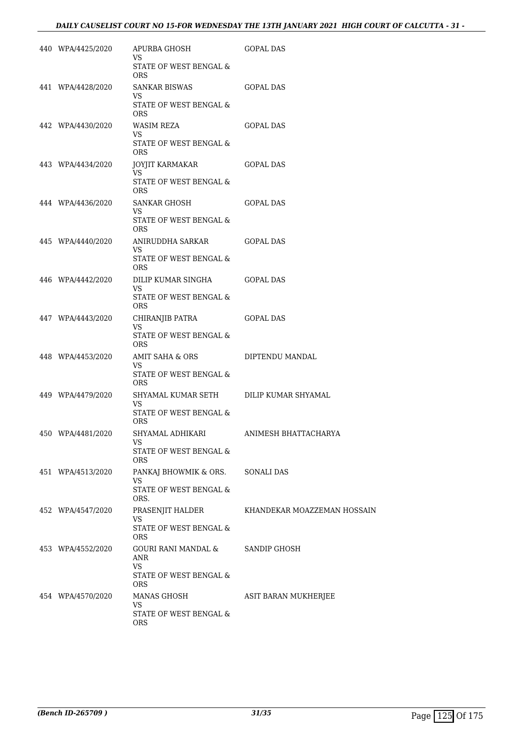| | | | |
|---|---|---|---|
| 440 | WPA/4425/2020 | APURBA GHOSH<br>VS<br>STATE OF WEST BENGAL & ORS | GOPAL DAS |
| 441 | WPA/4428/2020 | SANKAR BISWAS<br>VS<br>STATE OF WEST BENGAL & ORS | GOPAL DAS |
| 442 | WPA/4430/2020 | WASIM REZA<br>VS<br>STATE OF WEST BENGAL & ORS | GOPAL DAS |
| 443 | WPA/4434/2020 | JOYJIT KARMAKAR<br>VS<br>STATE OF WEST BENGAL & ORS | GOPAL DAS |
| 444 | WPA/4436/2020 | SANKAR GHOSH<br>VS<br>STATE OF WEST BENGAL & ORS | GOPAL DAS |
| 445 | WPA/4440/2020 | ANIRUDDHA SARKAR<br>VS<br>STATE OF WEST BENGAL & ORS | GOPAL DAS |
| 446 | WPA/4442/2020 | DILIP KUMAR SINGHA<br>VS<br>STATE OF WEST BENGAL & ORS | GOPAL DAS |
| 447 | WPA/4443/2020 | CHIRANJIB PATRA<br>VS<br>STATE OF WEST BENGAL & ORS | GOPAL DAS |
| 448 | WPA/4453/2020 | AMIT SAHA & ORS<br>VS<br>STATE OF WEST BENGAL & ORS | DIPTENDU MANDAL |
| 449 | WPA/4479/2020 | SHYAMAL KUMAR SETH<br>VS<br>STATE OF WEST BENGAL & ORS | DILIP KUMAR SHYAMAL |
| 450 | WPA/4481/2020 | SHYAMAL ADHIKARI<br>VS<br>STATE OF WEST BENGAL & ORS | ANIMESH BHATTACHARYA |
| 451 | WPA/4513/2020 | PANKAJ BHOWMIK & ORS.<br>VS<br>STATE OF WEST BENGAL & ORS. | SONALI DAS |
| 452 | WPA/4547/2020 | PRASENJIT HALDER<br>VS<br>STATE OF WEST BENGAL & ORS | KHANDEKAR MOAZZEMAN HOSSAIN |
| 453 | WPA/4552/2020 | GOURI RANI MANDAL & ANR<br>VS<br>STATE OF WEST BENGAL & ORS | SANDIP GHOSH |
| 454 | WPA/4570/2020 | MANAS GHOSH<br>VS<br>STATE OF WEST BENGAL & ORS | ASIT BARAN MUKHERJEE |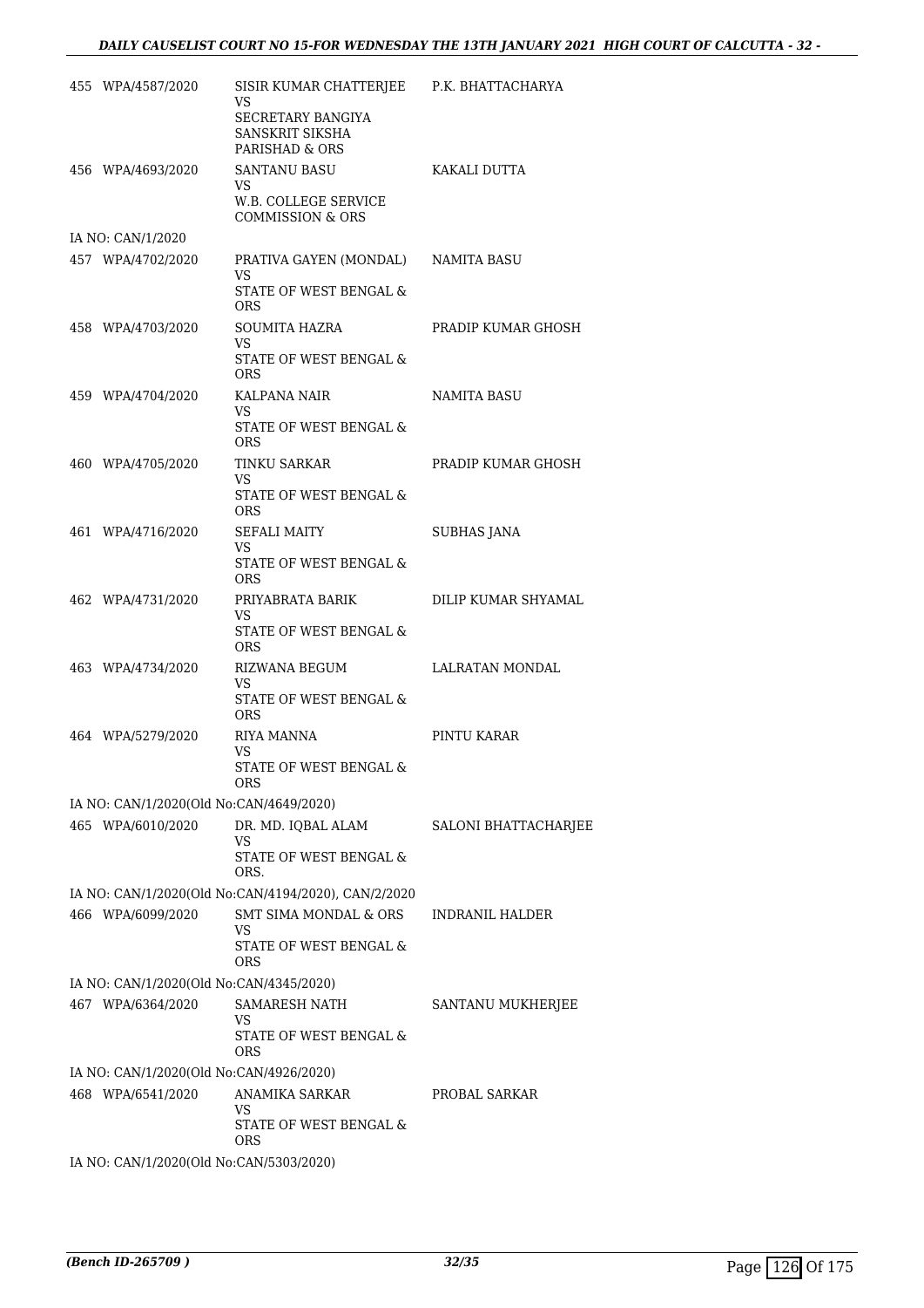| | | | |
|---|---|---|---|
| 455 | WPA/4587/2020 | SISIR KUMAR CHATTERJEE VS SECRETARY BANGIYA SANSKRIT SIKSHA PARISHAD & ORS | P.K. BHATTACHARYA |
| 456 | WPA/4693/2020 | SANTANU BASU VS W.B. COLLEGE SERVICE COMMISSION & ORS | KAKALI DUTTA |
| IA NO: CAN/1/2020 | | | |
| 457 | WPA/4702/2020 | PRATIVA GAYEN (MONDAL) VS STATE OF WEST BENGAL & ORS | NAMITA BASU |
| 458 | WPA/4703/2020 | SOUMITA HAZRA VS STATE OF WEST BENGAL & ORS | PRADIP KUMAR GHOSH |
| 459 | WPA/4704/2020 | KALPANA NAIR VS STATE OF WEST BENGAL & ORS | NAMITA BASU |
| 460 | WPA/4705/2020 | TINKU SARKAR VS STATE OF WEST BENGAL & ORS | PRADIP KUMAR GHOSH |
| 461 | WPA/4716/2020 | SEFALI MAITY VS STATE OF WEST BENGAL & ORS | SUBHAS JANA |
| 462 | WPA/4731/2020 | PRIYABRATA BARIK VS STATE OF WEST BENGAL & ORS | DILIP KUMAR SHYAMAL |
| 463 | WPA/4734/2020 | RIZWANA BEGUM VS STATE OF WEST BENGAL & ORS | LALRATAN MONDAL |
| 464 | WPA/5279/2020 | RIYA MANNA VS STATE OF WEST BENGAL & ORS | PINTU KARAR |
| IA NO: CAN/1/2020(Old No:CAN/4649/2020) | | | |
| 465 | WPA/6010/2020 | DR. MD. IQBAL ALAM VS STATE OF WEST BENGAL & ORS. | SALONI BHATTACHARJEE |
| IA NO: CAN/1/2020(Old No:CAN/4194/2020), CAN/2/2020 | | | |
| 466 | WPA/6099/2020 | SMT SIMA MONDAL & ORS VS STATE OF WEST BENGAL & ORS | INDRANIL HALDER |
| IA NO: CAN/1/2020(Old No:CAN/4345/2020) | | | |
| 467 | WPA/6364/2020 | SAMARESH NATH VS STATE OF WEST BENGAL & ORS | SANTANU MUKHERJEE |
| IA NO: CAN/1/2020(Old No:CAN/4926/2020) | | | |
| 468 | WPA/6541/2020 | ANAMIKA SARKAR VS STATE OF WEST BENGAL & ORS | PROBAL SARKAR |
| IA NO: CAN/1/2020(Old No:CAN/5303/2020) | | | |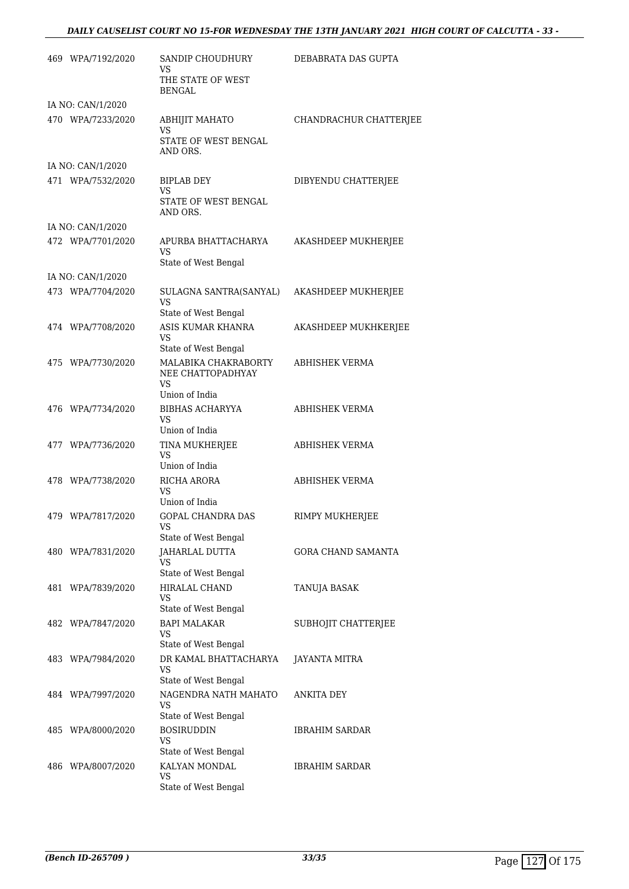| | | | |
|---|---|---|---|
| 469 | WPA/7192/2020 | SANDIP CHOUDHURY<br>VS<br>THE STATE OF WEST BENGAL | DEBABRATA DAS GUPTA |
| | IA NO: CAN/1/2020 | | |
| 470 | WPA/7233/2020 | ABHIJIT MAHATO<br>VS<br>STATE OF WEST BENGAL AND ORS. | CHANDRACHUR CHATTERJEE |
| | IA NO: CAN/1/2020 | | |
| 471 | WPA/7532/2020 | BIPLAB DEY<br>VS<br>STATE OF WEST BENGAL AND ORS. | DIBYENDU CHATTERJEE |
| | IA NO: CAN/1/2020 | | |
| 472 | WPA/7701/2020 | APURBA BHATTACHARYA<br>VS<br>State of West Bengal | AKASHDEEP MUKHERJEE |
| | IA NO: CAN/1/2020 | | |
| 473 | WPA/7704/2020 | SULAGNA SANTRA(SANYAL)<br>VS<br>State of West Bengal | AKASHDEEP MUKHERJEE |
| 474 | WPA/7708/2020 | ASIS KUMAR KHANRA<br>VS<br>State of West Bengal | AKASHDEEP MUKHKERJEE |
| 475 | WPA/7730/2020 | MALABIKA CHAKRABORTY NEE CHATTOPADHYAY<br>VS<br>Union of India | ABHISHEK VERMA |
| 476 | WPA/7734/2020 | BIBHAS ACHARYYA<br>VS<br>Union of India | ABHISHEK VERMA |
| 477 | WPA/7736/2020 | TINA MUKHERJEE<br>VS<br>Union of India | ABHISHEK VERMA |
| 478 | WPA/7738/2020 | RICHA ARORA<br>VS<br>Union of India | ABHISHEK VERMA |
| 479 | WPA/7817/2020 | GOPAL CHANDRA DAS<br>VS<br>State of West Bengal | RIMPY MUKHERJEE |
| 480 | WPA/7831/2020 | JAHARLAL DUTTA<br>VS<br>State of West Bengal | GORA CHAND SAMANTA |
| 481 | WPA/7839/2020 | HIRALAL CHAND<br>VS<br>State of West Bengal | TANUJA BASAK |
| 482 | WPA/7847/2020 | BAPI MALAKAR<br>VS<br>State of West Bengal | SUBHOJIT CHATTERJEE |
| 483 | WPA/7984/2020 | DR KAMAL BHATTACHARYA<br>VS<br>State of West Bengal | JAYANTA MITRA |
| 484 | WPA/7997/2020 | NAGENDRA NATH MAHATO<br>VS<br>State of West Bengal | ANKITA DEY |
| 485 | WPA/8000/2020 | BOSIRUDDIN<br>VS<br>State of West Bengal | IBRAHIM SARDAR |
| 486 | WPA/8007/2020 | KALYAN MONDAL<br>VS<br>State of West Bengal | IBRAHIM SARDAR |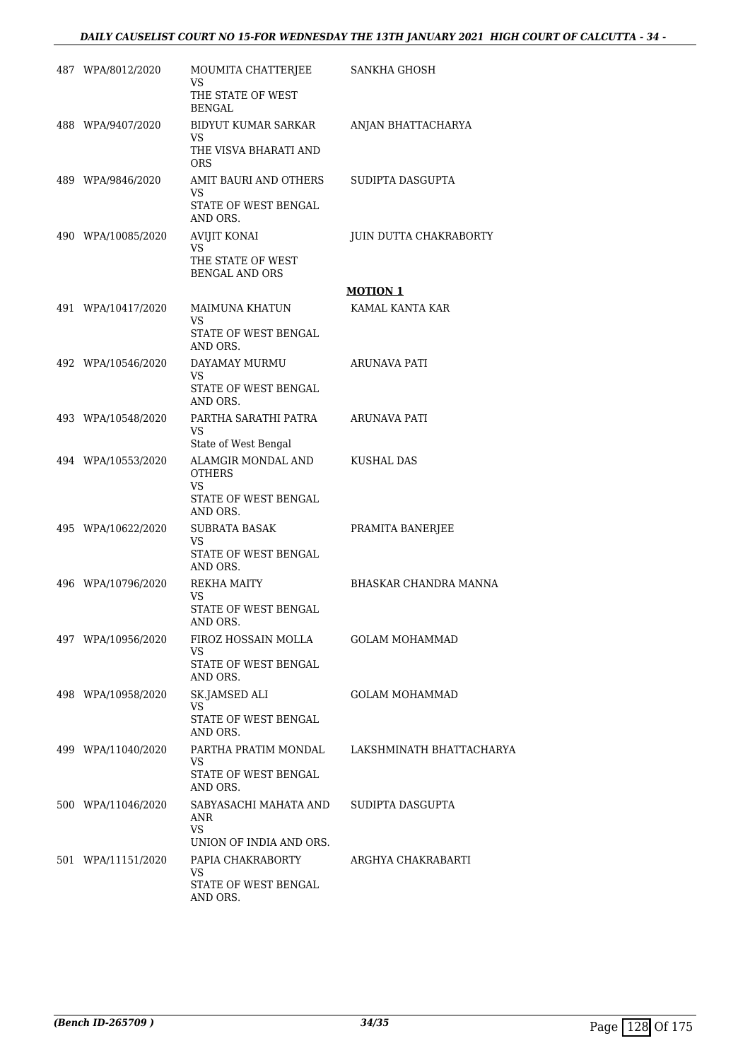| | | | |
|---|---|---|---|
| 487 | WPA/8012/2020 | MOUMITA CHATTERJEE<br>VS<br>THE STATE OF WEST BENGAL | SANKHA GHOSH |
| 488 | WPA/9407/2020 | BIDYUT KUMAR SARKAR<br>VS<br>THE VISVA BHARATI AND ORS | ANJAN BHATTACHARYA |
| 489 | WPA/9846/2020 | AMIT BAURI AND OTHERS<br>VS<br>STATE OF WEST BENGAL AND ORS. | SUDIPTA DASGUPTA |
| 490 | WPA/10085/2020 | AVIJIT KONAI<br>VS<br>THE STATE OF WEST BENGAL AND ORS | JUIN DUTTA CHAKRABORTY |

**MOTION 1**

| | | | |
|---|---|---|---|
| 491 | WPA/10417/2020 | MAIMUNA KHATUN<br>VS<br>STATE OF WEST BENGAL AND ORS. | KAMAL KANTA KAR |
| 492 | WPA/10546/2020 | DAYAMAY MURMU<br>VS<br>STATE OF WEST BENGAL AND ORS. | ARUNAVA PATI |
| 493 | WPA/10548/2020 | PARTHA SARATHI PATRA<br>VS<br>State of West Bengal | ARUNAVA PATI |
| 494 | WPA/10553/2020 | ALAMGIR MONDAL AND OTHERS<br>VS<br>STATE OF WEST BENGAL AND ORS. | KUSHAL DAS |
| 495 | WPA/10622/2020 | SUBRATA BASAK<br>VS<br>STATE OF WEST BENGAL AND ORS. | PRAMITA BANERJEE |
| 496 | WPA/10796/2020 | REKHA MAITY<br>VS<br>STATE OF WEST BENGAL AND ORS. | BHASKAR CHANDRA MANNA |
| 497 | WPA/10956/2020 | FIROZ HOSSAIN MOLLA<br>VS<br>STATE OF WEST BENGAL AND ORS. | GOLAM MOHAMMAD |
| 498 | WPA/10958/2020 | SK.JAMSED ALI<br>VS<br>STATE OF WEST BENGAL AND ORS. | GOLAM MOHAMMAD |
| 499 | WPA/11040/2020 | PARTHA PRATIM MONDAL<br>VS<br>STATE OF WEST BENGAL AND ORS. | LAKSHMINATH BHATTACHARYA |
| 500 | WPA/11046/2020 | SABYASACHI MAHATA AND ANR<br>VS<br>UNION OF INDIA AND ORS. | SUDIPTA DASGUPTA |
| 501 | WPA/11151/2020 | PAPIA CHAKRABORTY<br>VS<br>STATE OF WEST BENGAL AND ORS. | ARGHYA CHAKRABARTI |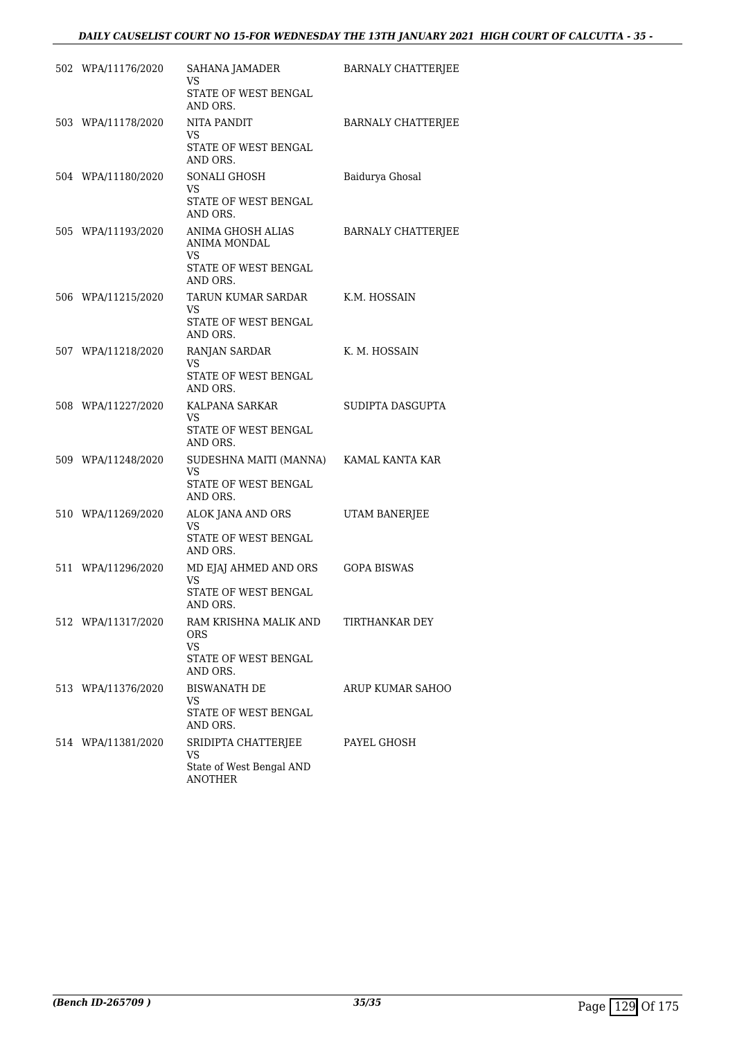| | | | |
|---|---|---|---|
| 502 | WPA/11176/2020 | SAHANA JAMADER<br>VS<br>STATE OF WEST BENGAL AND ORS. | BARNALY CHATTERJEE |
| 503 | WPA/11178/2020 | NITA PANDIT<br>VS<br>STATE OF WEST BENGAL AND ORS. | BARNALY CHATTERJEE |
| 504 | WPA/11180/2020 | SONALI GHOSH<br>VS<br>STATE OF WEST BENGAL AND ORS. | Baidurya Ghosal |
| 505 | WPA/11193/2020 | ANIMA GHOSH ALIAS ANIMA MONDAL<br>VS<br>STATE OF WEST BENGAL AND ORS. | BARNALY CHATTERJEE |
| 506 | WPA/11215/2020 | TARUN KUMAR SARDAR<br>VS<br>STATE OF WEST BENGAL AND ORS. | K.M. HOSSAIN |
| 507 | WPA/11218/2020 | RANJAN SARDAR<br>VS<br>STATE OF WEST BENGAL AND ORS. | K. M. HOSSAIN |
| 508 | WPA/11227/2020 | KALPANA SARKAR<br>VS<br>STATE OF WEST BENGAL AND ORS. | SUDIPTA DASGUPTA |
| 509 | WPA/11248/2020 | SUDESHNA MAITI (MANNA)<br>VS<br>STATE OF WEST BENGAL AND ORS. | KAMAL KANTA KAR |
| 510 | WPA/11269/2020 | ALOK JANA AND ORS<br>VS<br>STATE OF WEST BENGAL AND ORS. | UTAM BANERJEE |
| 511 | WPA/11296/2020 | MD EJAJ AHMED AND ORS<br>VS<br>STATE OF WEST BENGAL AND ORS. | GOPA BISWAS |
| 512 | WPA/11317/2020 | RAM KRISHNA MALIK AND ORS<br>VS<br>STATE OF WEST BENGAL AND ORS. | TIRTHANKAR DEY |
| 513 | WPA/11376/2020 | BISWANATH DE<br>VS<br>STATE OF WEST BENGAL AND ORS. | ARUP KUMAR SAHOO |
| 514 | WPA/11381/2020 | SRIDIPTA CHATTERJEE<br>VS<br>State of West Bengal AND ANOTHER | PAYEL GHOSH |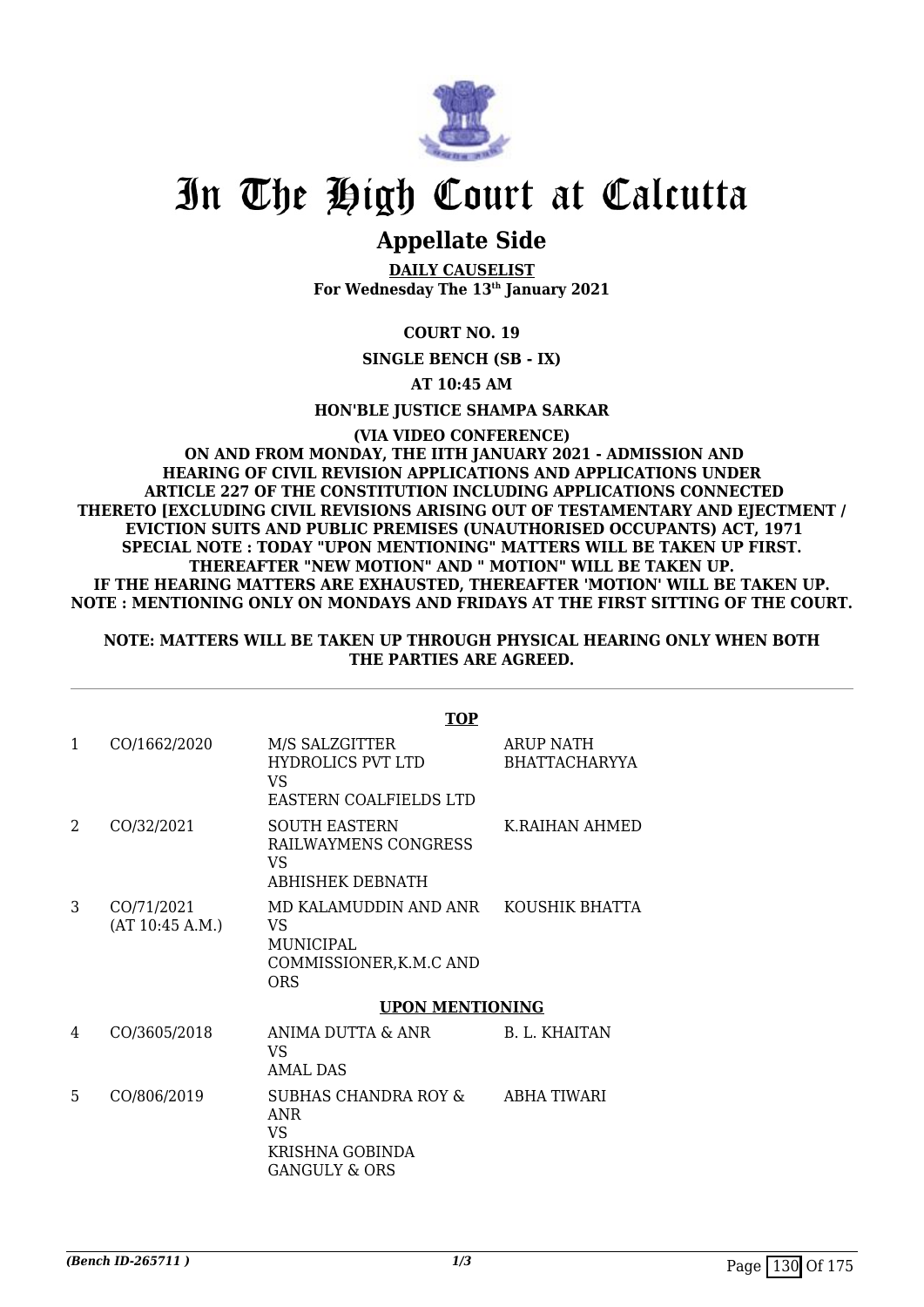# In The High Court at Calcutta

## Appellate Side

**DAILY CAUSELIST**
**For Wednesday The 13th January 2021**

**COURT NO. 19**

**SINGLE BENCH (SB - IX)**

**AT 10:45 AM**

**HON'BLE JUSTICE SHAMPA SARKAR**

**(VIA VIDEO CONFERENCE)**
**ON AND FROM MONDAY, THE IITH JANUARY 2021 - ADMISSION AND HEARING OF CIVIL REVISION APPLICATIONS AND APPLICATIONS UNDER ARTICLE 227 OF THE CONSTITUTION INCLUDING APPLICATIONS CONNECTED THERETO [EXCLUDING CIVIL REVISIONS ARISING OUT OF TESTAMENTARY AND EJECTMENT / EVICTION SUITS AND PUBLIC PREMISES (UNAUTHORISED OCCUPANTS) ACT, 1971**
**SPECIAL NOTE : TODAY "UPON MENTIONING" MATTERS WILL BE TAKEN UP FIRST. THEREAFTER "NEW MOTION" AND " MOTION" WILL BE TAKEN UP.**
**IF THE HEARING MATTERS ARE EXHAUSTED, THEREAFTER 'MOTION' WILL BE TAKEN UP.**
**NOTE : MENTIONING ONLY ON MONDAYS AND FRIDAYS AT THE FIRST SITTING OF THE COURT.**

**NOTE: MATTERS WILL BE TAKEN UP THROUGH PHYSICAL HEARING ONLY WHEN BOTH THE PARTIES ARE AGREED.**

**TOP**

| | | | |
|---|---|---|---|
| 1 | CO/1662/2020 | M/S SALZGITTER HYDROLICS PVT LTD<br>VS<br>EASTERN COALFIELDS LTD | ARUP NATH BHATTACHARYYA |
| 2 | CO/32/2021 | SOUTH EASTERN RAILWAYMENS CONGRESS<br>VS<br>ABHISHEK DEBNATH | K.RAIHAN AHMED |
| 3 | CO/71/2021<br>(AT 10:45 A.M.) | MD KALAMUDDIN AND ANR<br>VS<br>MUNICIPAL COMMISSIONER,K.M.C AND ORS | KOUSHIK BHATTA |

**UPON MENTIONING**

| | | | |
|---|---|---|---|
| 4 | CO/3605/2018 | ANIMA DUTTA & ANR<br>VS<br>AMAL DAS | B. L. KHAITAN |
| 5 | CO/806/2019 | SUBHAS CHANDRA ROY & ANR<br>VS<br>KRISHNA GOBINDA GANGULY & ORS | ABHA TIWARI |

*(Bench ID-265711 )*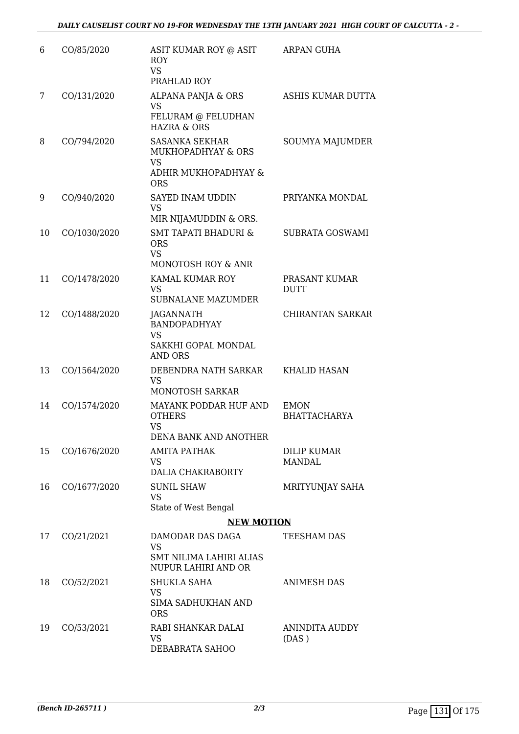| | | | |
|---|---|---|---|
| 6 | CO/85/2020 | ASIT KUMAR ROY @ ASIT ROY<br>VS<br>PRAHLAD ROY | ARPAN GUHA |
| 7 | CO/131/2020 | ALPANA PANJA & ORS<br>VS<br>FELURAM @ FELUDHAN HAZRA & ORS | ASHIS KUMAR DUTTA |
| 8 | CO/794/2020 | SASANKA SEKHAR MUKHOPADHYAY & ORS<br>VS<br>ADHIR MUKHOPADHYAY & ORS | SOUMYA MAJUMDER |
| 9 | CO/940/2020 | SAYED INAM UDDIN<br>VS<br>MIR NIJAMUDDIN & ORS. | PRIYANKA MONDAL |
| 10 | CO/1030/2020 | SMT TAPATI BHADURI & ORS<br>VS<br>MONOTOSH ROY & ANR | SUBRATA GOSWAMI |
| 11 | CO/1478/2020 | KAMAL KUMAR ROY<br>VS<br>SUBNALANE MAZUMDER | PRASANT KUMAR DUTT |
| 12 | CO/1488/2020 | JAGANNATH BANDOPADHYAY<br>VS<br>SAKKHI GOPAL MONDAL AND ORS | CHIRANTAN SARKAR |
| 13 | CO/1564/2020 | DEBENDRA NATH SARKAR<br>VS<br>MONOTOSH SARKAR | KHALID HASAN |
| 14 | CO/1574/2020 | MAYANK PODDAR HUF AND OTHERS<br>VS<br>DENA BANK AND ANOTHER | EMON BHATTACHARYA |
| 15 | CO/1676/2020 | AMITA PATHAK<br>VS<br>DALIA CHAKRABORTY | DILIP KUMAR MANDAL |
| 16 | CO/1677/2020 | SUNIL SHAW<br>VS<br>State of West Bengal | MRITYUNJAY SAHA |

**NEW MOTION**

| | | | |
|---|---|---|---|
| 17 | CO/21/2021 | DAMODAR DAS DAGA<br>VS<br>SMT NILIMA LAHIRI ALIAS NUPUR LAHIRI AND OR | TEESHAM DAS |
| 18 | CO/52/2021 | SHUKLA SAHA<br>VS<br>SIMA SADHUKHAN AND ORS | ANIMESH DAS |
| 19 | CO/53/2021 | RABI SHANKAR DALAI<br>VS<br>DEBABRATA SAHOO | ANINDITA AUDDY (DAS ) |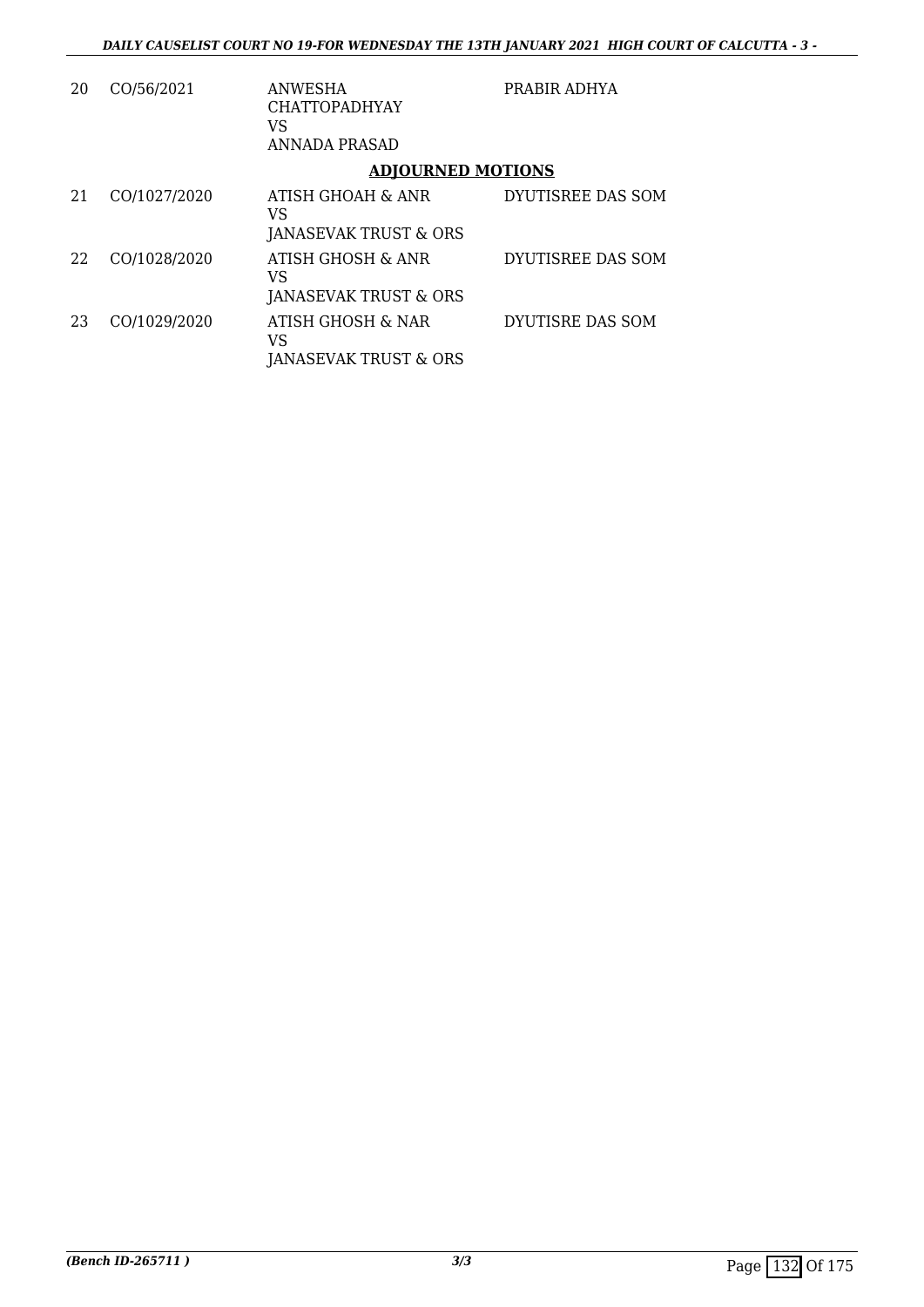| | | | |
|---|---|---|---|
| 20 | CO/56/2021 | ANWESHA CHATTOPADHYAY VS ANNADA PRASAD | PRABIR ADHYA |

## ADJOURNED MOTIONS

| | | | |
|---|---|---|---|
| 21 | CO/1027/2020 | ATISH GHOAH & ANR VS JANASEVAK TRUST & ORS | DYUTISREE DAS SOM |
| 22 | CO/1028/2020 | ATISH GHOSH & ANR VS JANASEVAK TRUST & ORS | DYUTISREE DAS SOM |
| 23 | CO/1029/2020 | ATISH GHOSH & NAR VS JANASEVAK TRUST & ORS | DYUTISRE DAS SOM |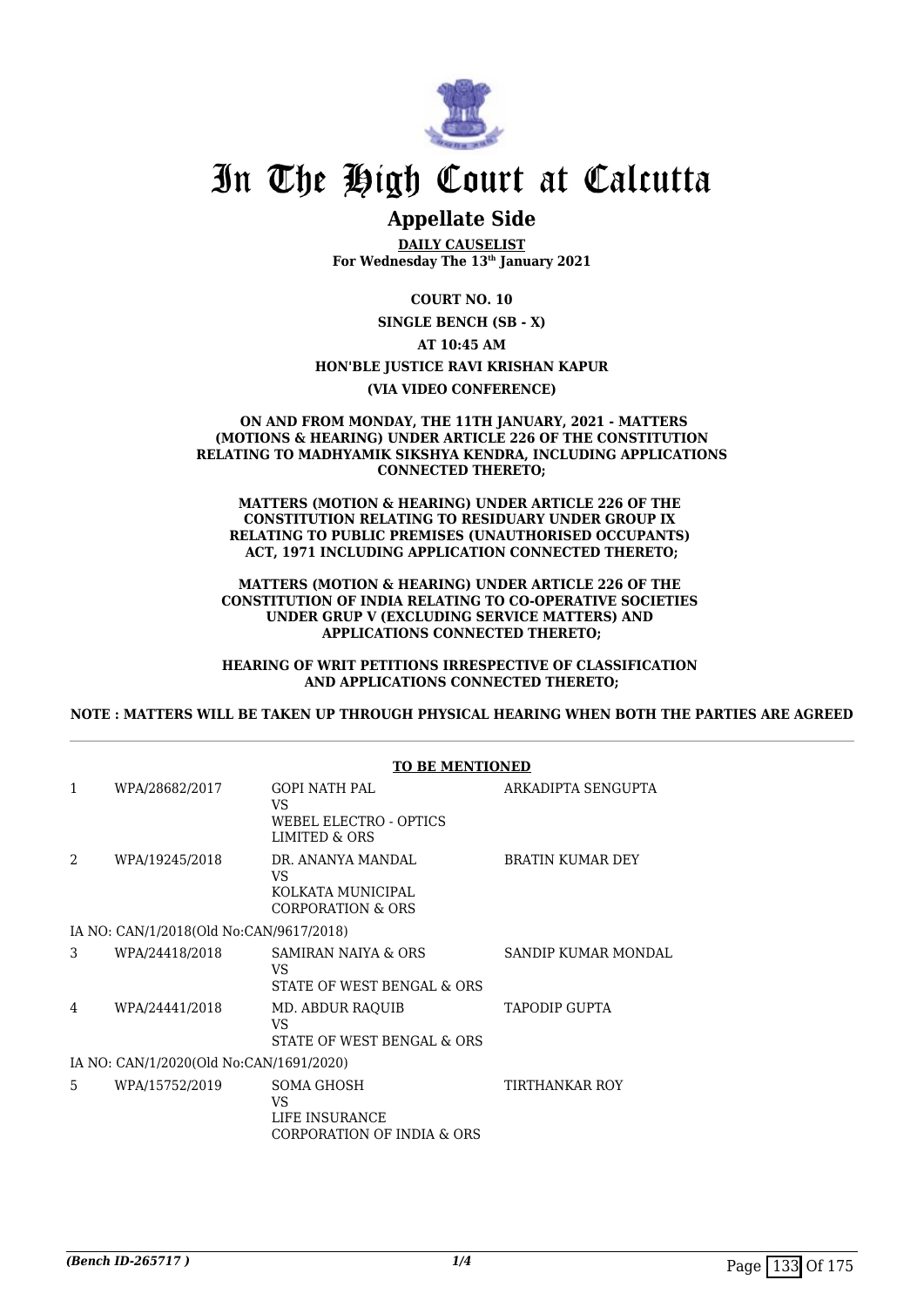# In The High Court at Calcutta

## Appellate Side

**DAILY CAUSELIST**
**For Wednesday The 13th January 2021**

**COURT NO. 10**

**SINGLE BENCH (SB - X)**

**AT 10:45 AM**

**HON'BLE JUSTICE RAVI KRISHAN KAPUR**

**(VIA VIDEO CONFERENCE)**

**ON AND FROM MONDAY, THE 11TH JANUARY, 2021 - MATTERS (MOTIONS & HEARING) UNDER ARTICLE 226 OF THE CONSTITUTION RELATING TO MADHYAMIK SIKSHYA KENDRA, INCLUDING APPLICATIONS CONNECTED THERETO;**

**MATTERS (MOTION & HEARING) UNDER ARTICLE 226 OF THE CONSTITUTION RELATING TO RESIDUARY UNDER GROUP IX RELATING TO PUBLIC PREMISES (UNAUTHORISED OCCUPANTS) ACT, 1971 INCLUDING APPLICATION CONNECTED THERETO;**

**MATTERS (MOTION & HEARING) UNDER ARTICLE 226 OF THE CONSTITUTION OF INDIA RELATING TO CO-OPERATIVE SOCIETIES UNDER GRUP V (EXCLUDING SERVICE MATTERS) AND APPLICATIONS CONNECTED THERETO;**

**HEARING OF WRIT PETITIONS IRRESPECTIVE OF CLASSIFICATION AND APPLICATIONS CONNECTED THERETO;**

**NOTE : MATTERS WILL BE TAKEN UP THROUGH PHYSICAL HEARING WHEN BOTH THE PARTIES ARE AGREED**

**TO BE MENTIONED**

| | | | |
|---|---|---|---|
| 1 | WPA/28682/2017 | GOPI NATH PAL VS WEBEL ELECTRO - OPTICS LIMITED & ORS | ARKADIPTA SENGUPTA |
| 2 | WPA/19245/2018 | DR. ANANYA MANDAL VS KOLKATA MUNICIPAL CORPORATION & ORS | BRATIN KUMAR DEY |
| | IA NO: CAN/1/2018(Old No:CAN/9617/2018) | | |
| 3 | WPA/24418/2018 | SAMIRAN NAIYA & ORS VS STATE OF WEST BENGAL & ORS | SANDIP KUMAR MONDAL |
| 4 | WPA/24441/2018 | MD. ABDUR RAQUIB VS STATE OF WEST BENGAL & ORS | TAPODIP GUPTA |
| | IA NO: CAN/1/2020(Old No:CAN/1691/2020) | | |
| 5 | WPA/15752/2019 | SOMA GHOSH VS LIFE INSURANCE CORPORATION OF INDIA & ORS | TIRTHANKAR ROY |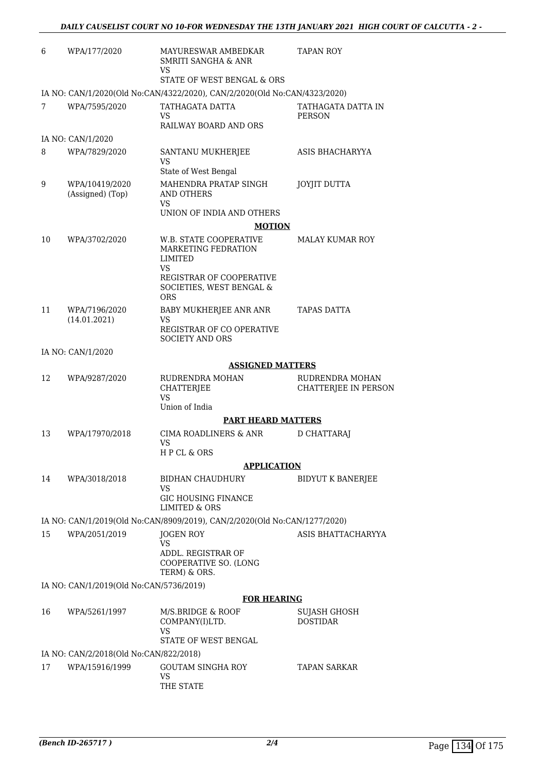| | | | |
|---|---|---|---|
| 6 | WPA/177/2020 | MAYURESWAR AMBEDKAR SMRITI SANGHA & ANR VS STATE OF WEST BENGAL & ORS | TAPAN ROY |

IA NO: CAN/1/2020(Old No:CAN/4322/2020), CAN/2/2020(Old No:CAN/4323/2020)

| | | | |
|---|---|---|---|
| 7 | WPA/7595/2020 | TATHAGATA DATTA VS RAILWAY BOARD AND ORS | TATHAGATA DATTA IN PERSON |

IA NO: CAN/1/2020

| | | | |
|---|---|---|---|
| 8 | WPA/7829/2020 | SANTANU MUKHERJEE VS State of West Bengal | ASIS BHACHARYYA |
| 9 | WPA/10419/2020 (Assigned) (Top) | MAHENDRA PRATAP SINGH AND OTHERS VS UNION OF INDIA AND OTHERS | JOYJIT DUTTA |

**MOTION**

| | | | |
|---|---|---|---|
| 10 | WPA/3702/2020 | W.B. STATE COOPERATIVE MARKETING FEDRATION LIMITED VS REGISTRAR OF COOPERATIVE SOCIETIES, WEST BENGAL & ORS | MALAY KUMAR ROY |
| 11 | WPA/7196/2020 (14.01.2021) | BABY MUKHERJEE ANR ANR VS REGISTRAR OF CO OPERATIVE SOCIETY AND ORS | TAPAS DATTA |

IA NO: CAN/1/2020

**ASSIGNED MATTERS**

| | | | |
|---|---|---|---|
| 12 | WPA/9287/2020 | RUDRENDRA MOHAN CHATTERJEE VS Union of India | RUDRENDRA MOHAN CHATTERJEE IN PERSON |

**PART HEARD MATTERS**

| | | | |
|---|---|---|---|
| 13 | WPA/17970/2018 | CIMA ROADLINERS & ANR VS H P CL & ORS | D CHATTARAJ |

**APPLICATION**

| | | | |
|---|---|---|---|
| 14 | WPA/3018/2018 | BIDHAN CHAUDHURY VS GIC HOUSING FINANCE LIMITED & ORS | BIDYUT K BANERJEE |

IA NO: CAN/1/2019(Old No:CAN/8909/2019), CAN/2/2020(Old No:CAN/1277/2020)

| | | | |
|---|---|---|---|
| 15 | WPA/2051/2019 | JOGEN ROY VS ADDL. REGISTRAR OF COOPERATIVE SO. (LONG TERM) & ORS. | ASIS BHATTACHARYYA |

IA NO: CAN/1/2019(Old No:CAN/5736/2019)

**FOR HEARING**

| | | | |
|---|---|---|---|
| 16 | WPA/5261/1997 | M/S.BRIDGE & ROOF COMPANY(I)LTD. VS STATE OF WEST BENGAL | SUJASH GHOSH DOSTIDAR |

IA NO: CAN/2/2018(Old No:CAN/822/2018)

| | | | |
|---|---|---|---|
| 17 | WPA/15916/1999 | GOUTAM SINGHA ROY VS THE STATE | TAPAN SARKAR |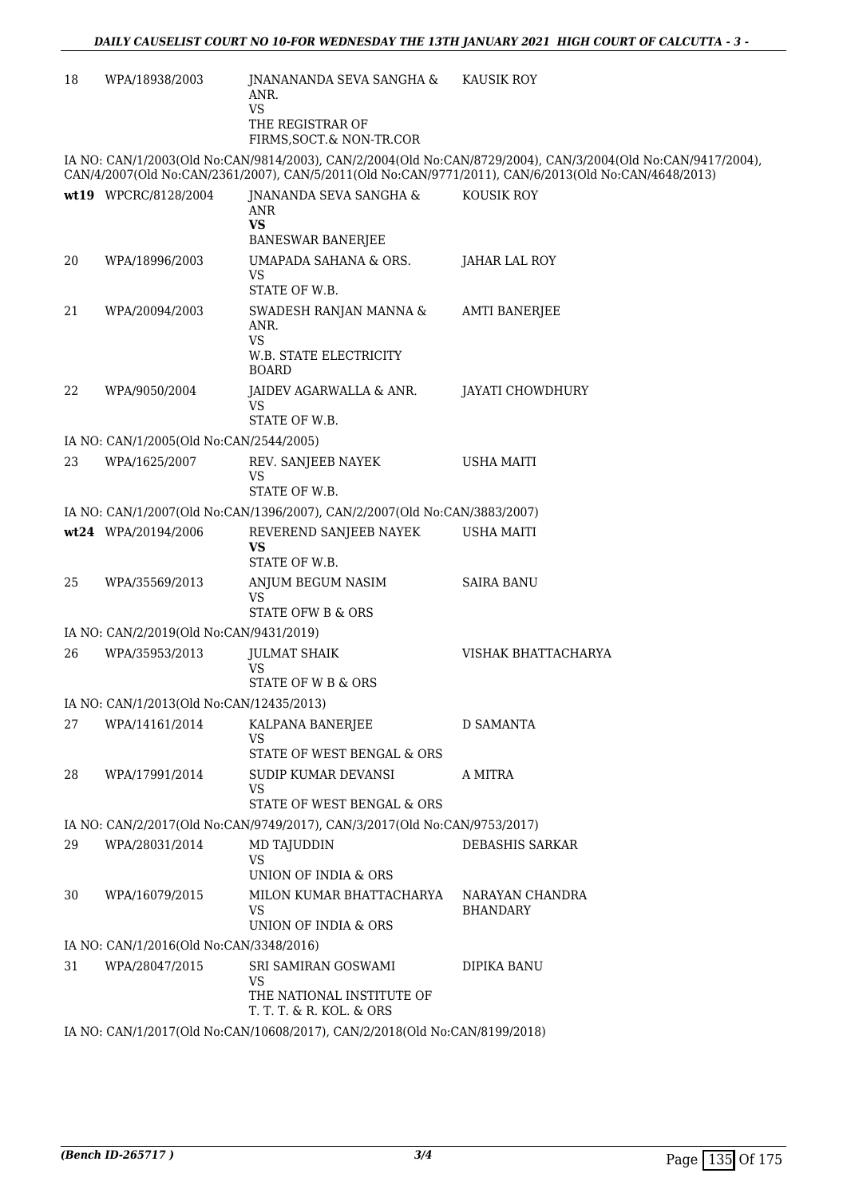| | | | |
|---|---|---|---|
| 18 | WPA/18938/2003 | JNANANANDA SEVA SANGHA & ANR.<br>VS<br>THE REGISTRAR OF FIRMS,SOCT.& NON-TR.COR | KAUSIK ROY |

IA NO: CAN/1/2003(Old No:CAN/9814/2003), CAN/2/2004(Old No:CAN/8729/2004), CAN/3/2004(Old No:CAN/9417/2004), CAN/4/2007(Old No:CAN/2361/2007), CAN/5/2011(Old No:CAN/9771/2011), CAN/6/2013(Old No:CAN/4648/2013)

| | | | |
|---|---|---|---|
| wt19 | WPCRC/8128/2004 | JNANANDA SEVA SANGHA & ANR<br>**VS**<br>BANESWAR BANERJEE | KOUSIK ROY |
| 20 | WPA/18996/2003 | UMAPADA SAHANA & ORS.<br>VS<br>STATE OF W.B. | JAHAR LAL ROY |
| 21 | WPA/20094/2003 | SWADESH RANJAN MANNA & ANR.<br>VS<br>W.B. STATE ELECTRICITY BOARD | AMTI BANERJEE |
| 22 | WPA/9050/2004 | JAIDEV AGARWALLA & ANR.<br>VS<br>STATE OF W.B. | JAYATI CHOWDHURY |

IA NO: CAN/1/2005(Old No:CAN/2544/2005)

| | | | |
|---|---|---|---|
| 23 | WPA/1625/2007 | REV. SANJEEB NAYEK<br>VS<br>STATE OF W.B. | USHA MAITI |

IA NO: CAN/1/2007(Old No:CAN/1396/2007), CAN/2/2007(Old No:CAN/3883/2007)

| | | | |
|---|---|---|---|
| wt24 | WPA/20194/2006 | REVEREND SANJEEB NAYEK<br>**VS**<br>STATE OF W.B. | USHA MAITI |
| 25 | WPA/35569/2013 | ANJUM BEGUM NASIM<br>VS<br>STATE OFW B & ORS | SAIRA BANU |

IA NO: CAN/2/2019(Old No:CAN/9431/2019)

| | | | |
|---|---|---|---|
| 26 | WPA/35953/2013 | JULMAT SHAIK<br>VS<br>STATE OF W B & ORS | VISHAK BHATTACHARYA |

IA NO: CAN/1/2013(Old No:CAN/12435/2013)

| | | | |
|---|---|---|---|
| 27 | WPA/14161/2014 | KALPANA BANERJEE<br>VS<br>STATE OF WEST BENGAL & ORS | D SAMANTA |
| 28 | WPA/17991/2014 | SUDIP KUMAR DEVANSI<br>VS<br>STATE OF WEST BENGAL & ORS | A MITRA |

IA NO: CAN/2/2017(Old No:CAN/9749/2017), CAN/3/2017(Old No:CAN/9753/2017)

| | | | |
|---|---|---|---|
| 29 | WPA/28031/2014 | MD TAJUDDIN<br>VS<br>UNION OF INDIA & ORS | DEBASHIS SARKAR |
| 30 | WPA/16079/2015 | MILON KUMAR BHATTACHARYA<br>VS<br>UNION OF INDIA & ORS | NARAYAN CHANDRA BHANDARY |

IA NO: CAN/1/2016(Old No:CAN/3348/2016)

| | | | |
|---|---|---|---|
| 31 | WPA/28047/2015 | SRI SAMIRAN GOSWAMI<br>VS<br>THE NATIONAL INSTITUTE OF T. T. T. & R. KOL. & ORS | DIPIKA BANU |

IA NO: CAN/1/2017(Old No:CAN/10608/2017), CAN/2/2018(Old No:CAN/8199/2018)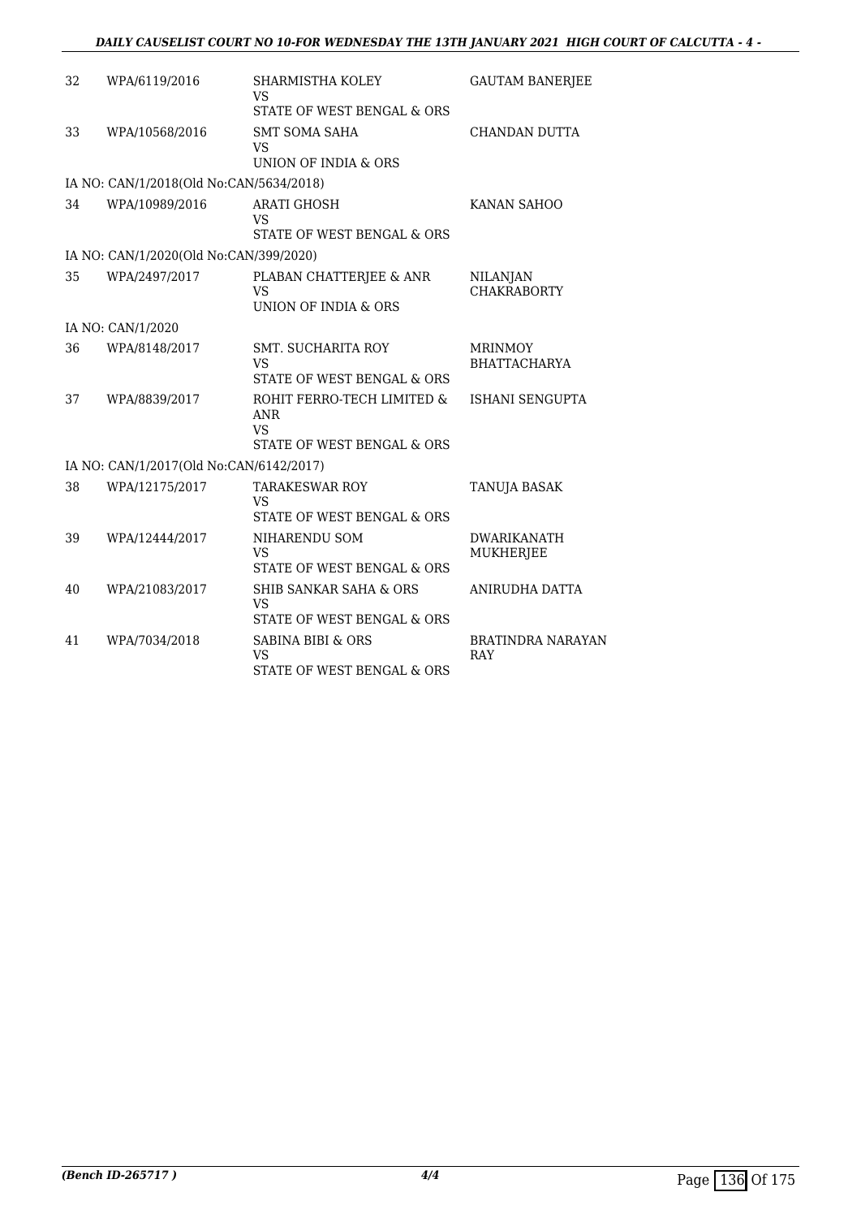| | | | |
|---|---|---|---|
| 32 | WPA/6119/2016 | SHARMISTHA KOLEY<br>VS<br>STATE OF WEST BENGAL & ORS | GAUTAM BANERJEE |
| 33 | WPA/10568/2016 | SMT SOMA SAHA<br>VS<br>UNION OF INDIA & ORS | CHANDAN DUTTA |
| IA NO: CAN/1/2018(Old No:CAN/5634/2018) | | | |
| 34 | WPA/10989/2016 | ARATI GHOSH<br>VS<br>STATE OF WEST BENGAL & ORS | KANAN SAHOO |
| IA NO: CAN/1/2020(Old No:CAN/399/2020) | | | |
| 35 | WPA/2497/2017 | PLABAN CHATTERJEE & ANR<br>VS<br>UNION OF INDIA & ORS | NILANJAN CHAKRABORTY |
| IA NO: CAN/1/2020 | | | |
| 36 | WPA/8148/2017 | SMT. SUCHARITA ROY<br>VS<br>STATE OF WEST BENGAL & ORS | MRINMOY BHATTACHARYA |
| 37 | WPA/8839/2017 | ROHIT FERRO-TECH LIMITED & ANR<br>VS<br>STATE OF WEST BENGAL & ORS | ISHANI SENGUPTA |
| IA NO: CAN/1/2017(Old No:CAN/6142/2017) | | | |
| 38 | WPA/12175/2017 | TARAKESWAR ROY<br>VS<br>STATE OF WEST BENGAL & ORS | TANUJA BASAK |
| 39 | WPA/12444/2017 | NIHARENDU SOM<br>VS<br>STATE OF WEST BENGAL & ORS | DWARIKANATH MUKHERJEE |
| 40 | WPA/21083/2017 | SHIB SANKAR SAHA & ORS<br>VS<br>STATE OF WEST BENGAL & ORS | ANIRUDHA DATTA |
| 41 | WPA/7034/2018 | SABINA BIBI & ORS<br>VS<br>STATE OF WEST BENGAL & ORS | BRATINDRA NARAYAN RAY |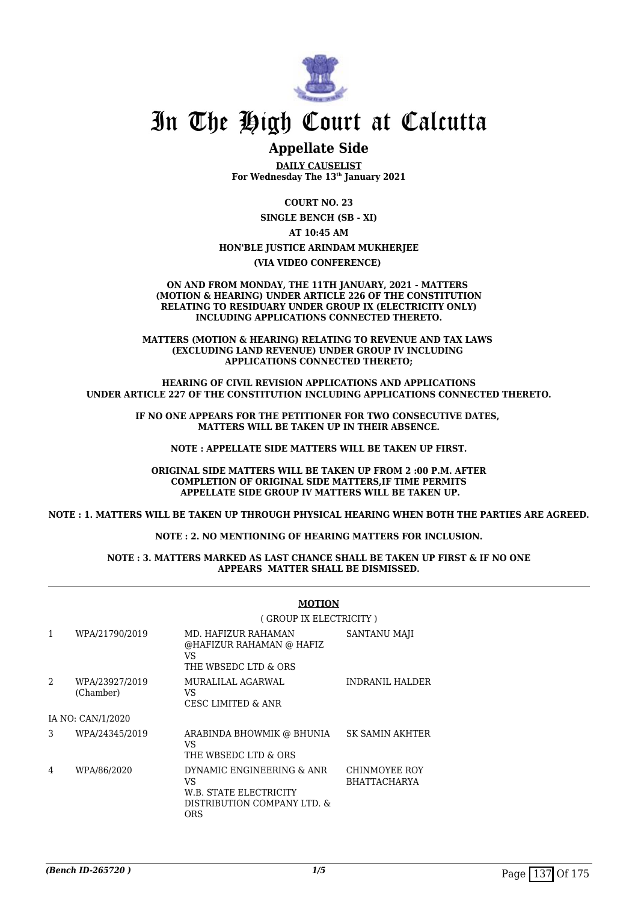# In The High Court at Calcutta

## Appellate Side

**DAILY CAUSELIST**
**For Wednesday The 13th January 2021**

**COURT NO. 23**

**SINGLE BENCH (SB - XI)**

**AT 10:45 AM**

**HON'BLE JUSTICE ARINDAM MUKHERJEE**

**(VIA VIDEO CONFERENCE)**

**ON AND FROM MONDAY, THE 11TH JANUARY, 2021 - MATTERS (MOTION & HEARING) UNDER ARTICLE 226 OF THE CONSTITUTION RELATING TO RESIDUARY UNDER GROUP IX (ELECTRICITY ONLY) INCLUDING APPLICATIONS CONNECTED THERETO.**

**MATTERS (MOTION & HEARING) RELATING TO REVENUE AND TAX LAWS (EXCLUDING LAND REVENUE) UNDER GROUP IV INCLUDING APPLICATIONS CONNECTED THERETO;**

**HEARING OF CIVIL REVISION APPLICATIONS AND APPLICATIONS UNDER ARTICLE 227 OF THE CONSTITUTION INCLUDING APPLICATIONS CONNECTED THERETO.**

**IF NO ONE APPEARS FOR THE PETITIONER FOR TWO CONSECUTIVE DATES, MATTERS WILL BE TAKEN UP IN THEIR ABSENCE.**

**NOTE : APPELLATE SIDE MATTERS WILL BE TAKEN UP FIRST.**

**ORIGINAL SIDE MATTERS WILL BE TAKEN UP FROM 2 :00 P.M. AFTER COMPLETION OF ORIGINAL SIDE MATTERS,IF TIME PERMITS APPELLATE SIDE GROUP IV MATTERS WILL BE TAKEN UP.**

**NOTE : 1. MATTERS WILL BE TAKEN UP THROUGH PHYSICAL HEARING WHEN BOTH THE PARTIES ARE AGREED.**

**NOTE : 2. NO MENTIONING OF HEARING MATTERS FOR INCLUSION.**

**NOTE : 3. MATTERS MARKED AS LAST CHANCE SHALL BE TAKEN UP FIRST & IF NO ONE APPEARS MATTER SHALL BE DISMISSED.**

**MOTION**

( GROUP IX ELECTRICITY )

| | | | |
|---|---|---|---|
| 1 | WPA/21790/2019 | MD. HAFIZUR RAHAMAN @HAFIZUR RAHAMAN @ HAFIZ VS THE WBSEDC LTD & ORS | SANTANU MAJI |
| 2 | WPA/23927/2019 (Chamber) | MURALILAL AGARWAL VS CESC LIMITED & ANR | INDRANIL HALDER |
| | IA NO: CAN/1/2020 | | |
| 3 | WPA/24345/2019 | ARABINDA BHOWMIK @ BHUNIA VS THE WBSEDC LTD & ORS | SK SAMIN AKHTER |
| 4 | WPA/86/2020 | DYNAMIC ENGINEERING & ANR VS W.B. STATE ELECTRICITY DISTRIBUTION COMPANY LTD. & ORS | CHINMOYEE ROY BHATTACHARYA |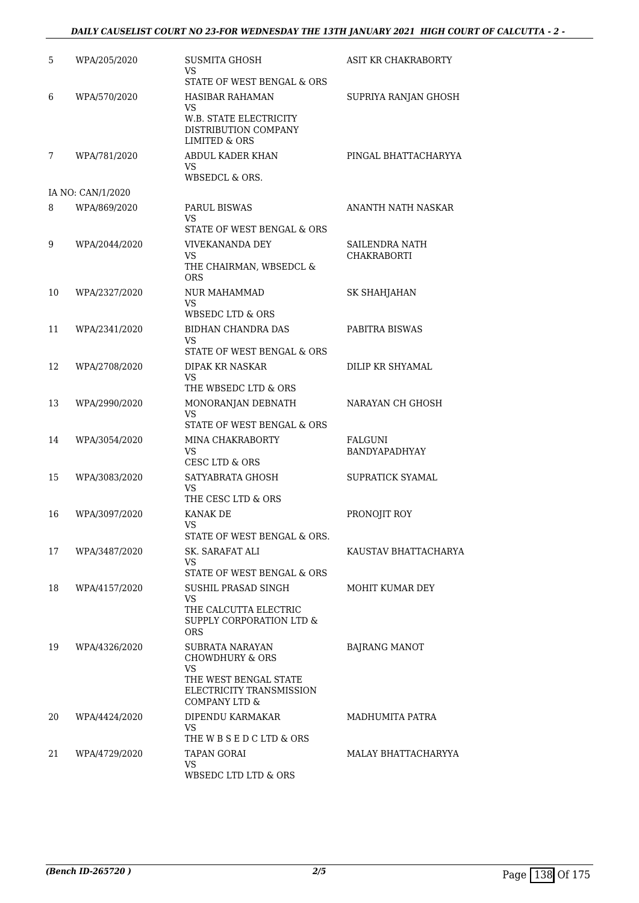| | | | |
|---|---|---|---|
| 5 | WPA/205/2020 | SUSMITA GHOSH<br>VS<br>STATE OF WEST BENGAL & ORS | ASIT KR CHAKRABORTY |
| 6 | WPA/570/2020 | HASIBAR RAHAMAN<br>VS<br>W.B. STATE ELECTRICITY DISTRIBUTION COMPANY LIMITED & ORS | SUPRIYA RANJAN GHOSH |
| 7 | WPA/781/2020 | ABDUL KADER KHAN<br>VS<br>WBSEDCL & ORS. | PINGAL BHATTACHARYYA |
| | IA NO: CAN/1/2020 | | |
| 8 | WPA/869/2020 | PARUL BISWAS<br>VS<br>STATE OF WEST BENGAL & ORS | ANANTH NATH NASKAR |
| 9 | WPA/2044/2020 | VIVEKANANDA DEY<br>VS<br>THE CHAIRMAN, WBSEDCL & ORS | SAILENDRA NATH CHAKRABORTI |
| 10 | WPA/2327/2020 | NUR MAHAMMAD<br>VS<br>WBSEDC LTD & ORS | SK SHAHJAHAN |
| 11 | WPA/2341/2020 | BIDHAN CHANDRA DAS<br>VS<br>STATE OF WEST BENGAL & ORS | PABITRA BISWAS |
| 12 | WPA/2708/2020 | DIPAK KR NASKAR<br>VS<br>THE WBSEDC LTD & ORS | DILIP KR SHYAMAL |
| 13 | WPA/2990/2020 | MONORANJAN DEBNATH<br>VS<br>STATE OF WEST BENGAL & ORS | NARAYAN CH GHOSH |
| 14 | WPA/3054/2020 | MINA CHAKRABORTY<br>VS<br>CESC LTD & ORS | FALGUNI BANDYAPADHYAY |
| 15 | WPA/3083/2020 | SATYABRATA GHOSH<br>VS<br>THE CESC LTD & ORS | SUPRATICK SYAMAL |
| 16 | WPA/3097/2020 | KANAK DE<br>VS<br>STATE OF WEST BENGAL & ORS. | PRONOJIT ROY |
| 17 | WPA/3487/2020 | SK. SARAFAT ALI<br>VS<br>STATE OF WEST BENGAL & ORS | KAUSTAV BHATTACHARYA |
| 18 | WPA/4157/2020 | SUSHIL PRASAD SINGH<br>VS<br>THE CALCUTTA ELECTRIC SUPPLY CORPORATION LTD & ORS | MOHIT KUMAR DEY |
| 19 | WPA/4326/2020 | SUBRATA NARAYAN CHOWDHURY & ORS<br>VS<br>THE WEST BENGAL STATE ELECTRICITY TRANSMISSION COMPANY LTD & | BAJRANG MANOT |
| 20 | WPA/4424/2020 | DIPENDU KARMAKAR<br>VS<br>THE W B S E D C LTD & ORS | MADHUMITA PATRA |
| 21 | WPA/4729/2020 | TAPAN GORAI<br>VS<br>WBSEDC LTD LTD & ORS | MALAY BHATTACHARYYA |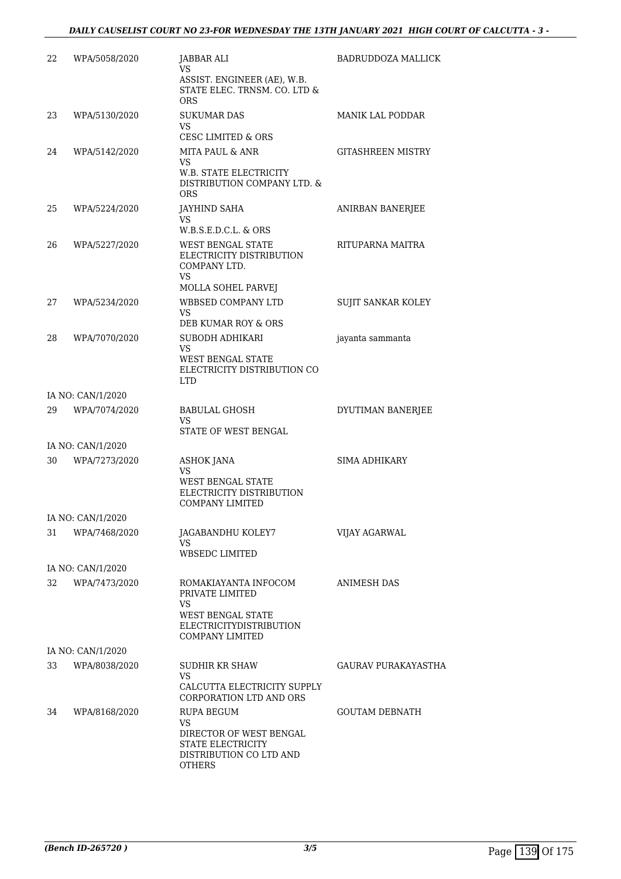| | | | |
|---|---|---|---|
| 22 | WPA/5058/2020 | JABBAR ALI<br>VS<br>ASSIST. ENGINEER (AE), W.B. STATE ELEC. TRNSM. CO. LTD & ORS | BADRUDDOZA MALLICK |
| 23 | WPA/5130/2020 | SUKUMAR DAS<br>VS<br>CESC LIMITED & ORS | MANIK LAL PODDAR |
| 24 | WPA/5142/2020 | MITA PAUL & ANR<br>VS<br>W.B. STATE ELECTRICITY DISTRIBUTION COMPANY LTD. & ORS | GITASHREEN MISTRY |
| 25 | WPA/5224/2020 | JAYHIND SAHA<br>VS<br>W.B.S.E.D.C.L. & ORS | ANIRBAN BANERJEE |
| 26 | WPA/5227/2020 | WEST BENGAL STATE ELECTRICITY DISTRIBUTION COMPANY LTD.<br>VS<br>MOLLA SOHEL PARVEJ | RITUPARNA MAITRA |
| 27 | WPA/5234/2020 | WBBSED COMPANY LTD<br>VS<br>DEB KUMAR ROY & ORS | SUJIT SANKAR KOLEY |
| 28 | WPA/7070/2020 | SUBODH ADHIKARI<br>VS<br>WEST BENGAL STATE ELECTRICITY DISTRIBUTION CO LTD | jayanta sammanta |
| | IA NO: CAN/1/2020 | | |
| 29 | WPA/7074/2020 | BABULAL GHOSH<br>VS<br>STATE OF WEST BENGAL | DYUTIMAN BANERJEE |
| | IA NO: CAN/1/2020 | | |
| 30 | WPA/7273/2020 | ASHOK JANA<br>VS<br>WEST BENGAL STATE ELECTRICITY DISTRIBUTION COMPANY LIMITED | SIMA ADHIKARY |
| | IA NO: CAN/1/2020 | | |
| 31 | WPA/7468/2020 | JAGABANDHU KOLEY7<br>VS<br>WBSEDC LIMITED | VIJAY AGARWAL |
| | IA NO: CAN/1/2020 | | |
| 32 | WPA/7473/2020 | ROMAKIAYANTA INFOCOM PRIVATE LIMITED<br>VS<br>WEST BENGAL STATE ELECTRICITYDISTRIBUTION COMPANY LIMITED | ANIMESH DAS |
| | IA NO: CAN/1/2020 | | |
| 33 | WPA/8038/2020 | SUDHIR KR SHAW<br>VS<br>CALCUTTA ELECTRICITY SUPPLY CORPORATION LTD AND ORS | GAURAV PURAKAYASTHA |
| 34 | WPA/8168/2020 | RUPA BEGUM<br>VS<br>DIRECTOR OF WEST BENGAL STATE ELECTRICITY DISTRIBUTION CO LTD AND OTHERS | GOUTAM DEBNATH |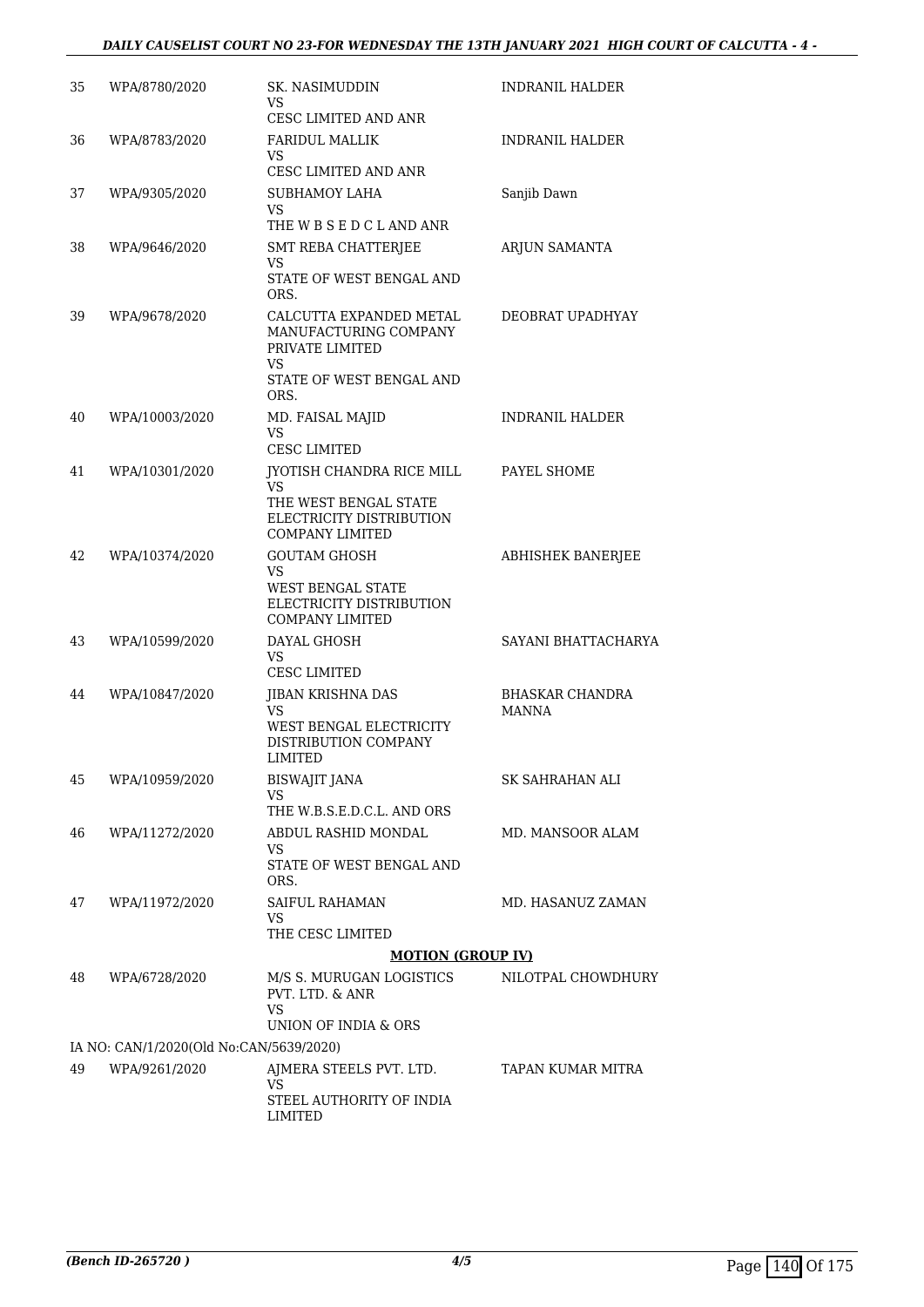| | | | |
|---|---|---|---|
| 35 | WPA/8780/2020 | SK. NASIMUDDIN<br>VS<br>CESC LIMITED AND ANR | INDRANIL HALDER |
| 36 | WPA/8783/2020 | FARIDUL MALLIK<br>VS<br>CESC LIMITED AND ANR | INDRANIL HALDER |
| 37 | WPA/9305/2020 | SUBHAMOY LAHA<br>VS<br>THE W B S E D C L AND ANR | Sanjib Dawn |
| 38 | WPA/9646/2020 | SMT REBA CHATTERJEE<br>VS<br>STATE OF WEST BENGAL AND ORS. | ARJUN SAMANTA |
| 39 | WPA/9678/2020 | CALCUTTA EXPANDED METAL MANUFACTURING COMPANY PRIVATE LIMITED<br>VS<br>STATE OF WEST BENGAL AND ORS. | DEOBRAT UPADHYAY |
| 40 | WPA/10003/2020 | MD. FAISAL MAJID<br>VS<br>CESC LIMITED | INDRANIL HALDER |
| 41 | WPA/10301/2020 | JYOTISH CHANDRA RICE MILL<br>VS<br>THE WEST BENGAL STATE ELECTRICITY DISTRIBUTION COMPANY LIMITED | PAYEL SHOME |
| 42 | WPA/10374/2020 | GOUTAM GHOSH<br>VS<br>WEST BENGAL STATE ELECTRICITY DISTRIBUTION COMPANY LIMITED | ABHISHEK BANERJEE |
| 43 | WPA/10599/2020 | DAYAL GHOSH<br>VS<br>CESC LIMITED | SAYANI BHATTACHARYA |
| 44 | WPA/10847/2020 | JIBAN KRISHNA DAS<br>VS<br>WEST BENGAL ELECTRICITY DISTRIBUTION COMPANY LIMITED | BHASKAR CHANDRA MANNA |
| 45 | WPA/10959/2020 | BISWAJIT JANA<br>VS<br>THE W.B.S.E.D.C.L. AND ORS | SK SAHRAHAN ALI |
| 46 | WPA/11272/2020 | ABDUL RASHID MONDAL<br>VS<br>STATE OF WEST BENGAL AND ORS. | MD. MANSOOR ALAM |
| 47 | WPA/11972/2020 | SAIFUL RAHAMAN<br>VS<br>THE CESC LIMITED | MD. HASANUZ ZAMAN |

**MOTION (GROUP IV)**

| | | | |
|---|---|---|---|
| 48 | WPA/6728/2020 | M/S S. MURUGAN LOGISTICS PVT. LTD. & ANR<br>VS<br>UNION OF INDIA & ORS | NILOTPAL CHOWDHURY |
| | IA NO: CAN/1/2020(Old No:CAN/5639/2020) | | |
| 49 | WPA/9261/2020 | AJMERA STEELS PVT. LTD.<br>VS<br>STEEL AUTHORITY OF INDIA LIMITED | TAPAN KUMAR MITRA |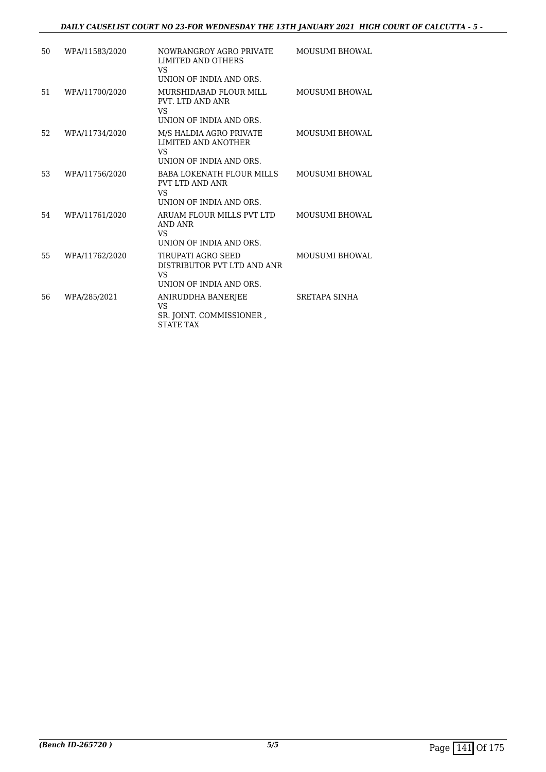| | | | |
|---|---|---|---|
| 50 | WPA/11583/2020 | NOWRANGROY AGRO PRIVATE LIMITED AND OTHERS<br>VS<br>UNION OF INDIA AND ORS. | MOUSUMI BHOWAL |
| 51 | WPA/11700/2020 | MURSHIDABAD FLOUR MILL PVT. LTD AND ANR<br>VS<br>UNION OF INDIA AND ORS. | MOUSUMI BHOWAL |
| 52 | WPA/11734/2020 | M/S HALDIA AGRO PRIVATE LIMITED AND ANOTHER<br>VS<br>UNION OF INDIA AND ORS. | MOUSUMI BHOWAL |
| 53 | WPA/11756/2020 | BABA LOKENATH FLOUR MILLS PVT LTD AND ANR<br>VS<br>UNION OF INDIA AND ORS. | MOUSUMI BHOWAL |
| 54 | WPA/11761/2020 | ARUAM FLOUR MILLS PVT LTD AND ANR<br>VS<br>UNION OF INDIA AND ORS. | MOUSUMI BHOWAL |
| 55 | WPA/11762/2020 | TIRUPATI AGRO SEED DISTRIBUTOR PVT LTD AND ANR<br>VS<br>UNION OF INDIA AND ORS. | MOUSUMI BHOWAL |
| 56 | WPA/285/2021 | ANIRUDDHA BANERJEE<br>VS<br>SR. JOINT. COMMISSIONER , STATE TAX | SRETAPA SINHA |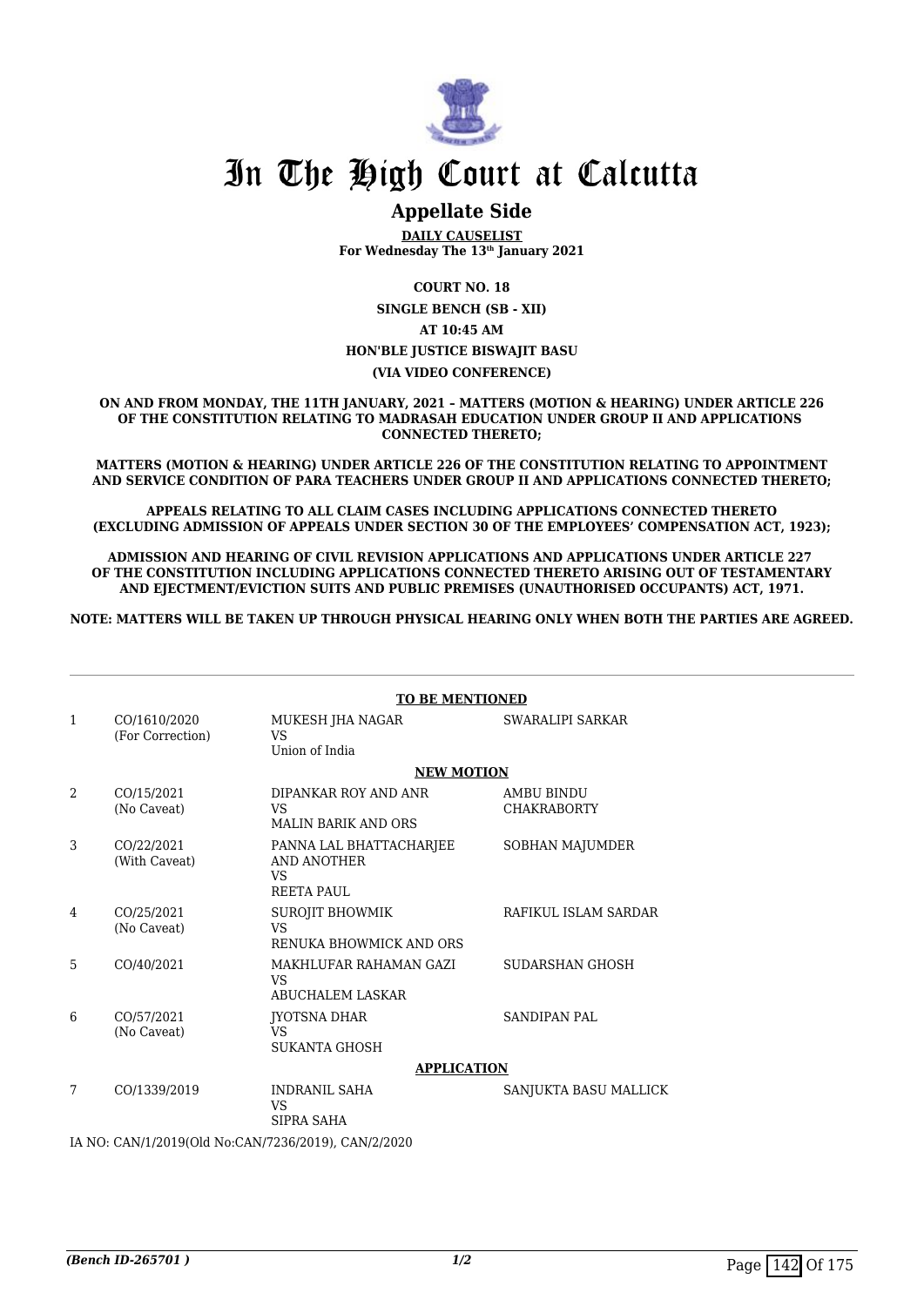# In The High Court at Calcutta

## Appellate Side

**DAILY CAUSELIST**
**For Wednesday The 13th January 2021**

**COURT NO. 18**

**SINGLE BENCH (SB - XII)**

**AT 10:45 AM**

**HON'BLE JUSTICE BISWAJIT BASU**

**(VIA VIDEO CONFERENCE)**

**ON AND FROM MONDAY, THE 11TH JANUARY, 2021 – MATTERS (MOTION & HEARING) UNDER ARTICLE 226 OF THE CONSTITUTION RELATING TO MADRASAH EDUCATION UNDER GROUP II AND APPLICATIONS CONNECTED THERETO;**

**MATTERS (MOTION & HEARING) UNDER ARTICLE 226 OF THE CONSTITUTION RELATING TO APPOINTMENT AND SERVICE CONDITION OF PARA TEACHERS UNDER GROUP II AND APPLICATIONS CONNECTED THERETO;**

**APPEALS RELATING TO ALL CLAIM CASES INCLUDING APPLICATIONS CONNECTED THERETO (EXCLUDING ADMISSION OF APPEALS UNDER SECTION 30 OF THE EMPLOYEES' COMPENSATION ACT, 1923);**

**ADMISSION AND HEARING OF CIVIL REVISION APPLICATIONS AND APPLICATIONS UNDER ARTICLE 227 OF THE CONSTITUTION INCLUDING APPLICATIONS CONNECTED THERETO ARISING OUT OF TESTAMENTARY AND EJECTMENT/EVICTION SUITS AND PUBLIC PREMISES (UNAUTHORISED OCCUPANTS) ACT, 1971.**

**NOTE: MATTERS WILL BE TAKEN UP THROUGH PHYSICAL HEARING ONLY WHEN BOTH THE PARTIES ARE AGREED.**

**TO BE MENTIONED**

| | | | |
|---|---|---|---|
| 1 | CO/1610/2020 (For Correction) | MUKESH JHA NAGAR VS Union of India | SWARALIPI SARKAR |

**NEW MOTION**

| | | | |
|---|---|---|---|
| 2 | CO/15/2021 (No Caveat) | DIPANKAR ROY AND ANR VS MALIN BARIK AND ORS | AMBU BINDU CHAKRABORTY |
| 3 | CO/22/2021 (With Caveat) | PANNA LAL BHATTACHARJEE AND ANOTHER VS REETA PAUL | SOBHAN MAJUMDER |
| 4 | CO/25/2021 (No Caveat) | SUROJIT BHOWMIK VS RENUKA BHOWMICK AND ORS | RAFIKUL ISLAM SARDAR |
| 5 | CO/40/2021 | MAKHLUFAR RAHAMAN GAZI VS ABUCHALEM LASKAR | SUDARSHAN GHOSH |
| 6 | CO/57/2021 (No Caveat) | JYOTSNA DHAR VS SUKANTA GHOSH | SANDIPAN PAL |

**APPLICATION**

| | | | |
|---|---|---|---|
| 7 | CO/1339/2019 | INDRANIL SAHA VS SIPRA SAHA | SANJUKTA BASU MALLICK |

IA NO: CAN/1/2019(Old No:CAN/7236/2019), CAN/2/2020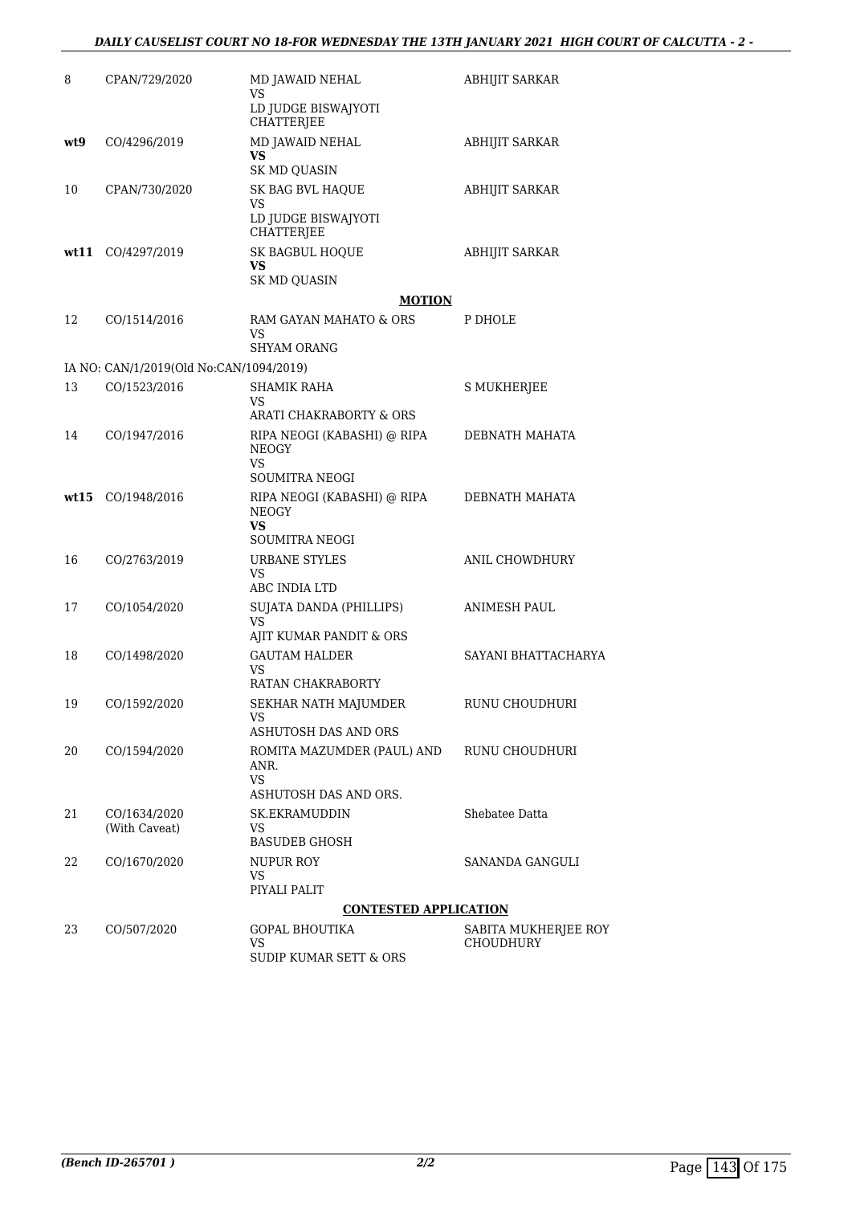| | | | |
|---|---|---|---|
| 8 | CPAN/729/2020 | MD JAWAID NEHAL<br>VS<br>LD JUDGE BISWAJYOTI CHATTERJEE | ABHIJIT SARKAR |
| **wt9** | CO/4296/2019 | MD JAWAID NEHAL<br>**VS**<br>SK MD QUASIN | ABHIJIT SARKAR |
| 10 | CPAN/730/2020 | SK BAG BVL HAQUE<br>VS<br>LD JUDGE BISWAJYOTI CHATTERJEE | ABHIJIT SARKAR |
| **wt11** | CO/4297/2019 | SK BAGBUL HOQUE<br>**VS**<br>SK MD QUASIN | ABHIJIT SARKAR |
| | | **MOTION** | |
| 12 | CO/1514/2016 | RAM GAYAN MAHATO & ORS<br>VS<br>SHYAM ORANG | P DHOLE |
| | IA NO: CAN/1/2019(Old No:CAN/1094/2019) | | |
| 13 | CO/1523/2016 | SHAMIK RAHA<br>VS<br>ARATI CHAKRABORTY & ORS | S MUKHERJEE |
| 14 | CO/1947/2016 | RIPA NEOGI (KABASHI) @ RIPA NEOGY<br>VS<br>SOUMITRA NEOGI | DEBNATH MAHATA |
| **wt15** | CO/1948/2016 | RIPA NEOGI (KABASHI) @ RIPA NEOGY<br>**VS**<br>SOUMITRA NEOGI | DEBNATH MAHATA |
| 16 | CO/2763/2019 | URBANE STYLES<br>VS<br>ABC INDIA LTD | ANIL CHOWDHURY |
| 17 | CO/1054/2020 | SUJATA DANDA (PHILLIPS)<br>VS<br>AJIT KUMAR PANDIT & ORS | ANIMESH PAUL |
| 18 | CO/1498/2020 | GAUTAM HALDER<br>VS<br>RATAN CHAKRABORTY | SAYANI BHATTACHARYA |
| 19 | CO/1592/2020 | SEKHAR NATH MAJUMDER<br>VS<br>ASHUTOSH DAS AND ORS | RUNU CHOUDHURI |
| 20 | CO/1594/2020 | ROMITA MAZUMDER (PAUL) AND ANR.<br>VS<br>ASHUTOSH DAS AND ORS. | RUNU CHOUDHURI |
| 21 | CO/1634/2020<br>(With Caveat) | SK.EKRAMUDDIN<br>VS<br>BASUDEB GHOSH | Shebatee Datta |
| 22 | CO/1670/2020 | NUPUR ROY<br>VS<br>PIYALI PALIT | SANANDA GANGULI |
| | | **CONTESTED APPLICATION** | |
| 23 | CO/507/2020 | GOPAL BHOUTIKA<br>VS<br>SUDIP KUMAR SETT & ORS | SABITA MUKHERJEE ROY CHOUDHURY |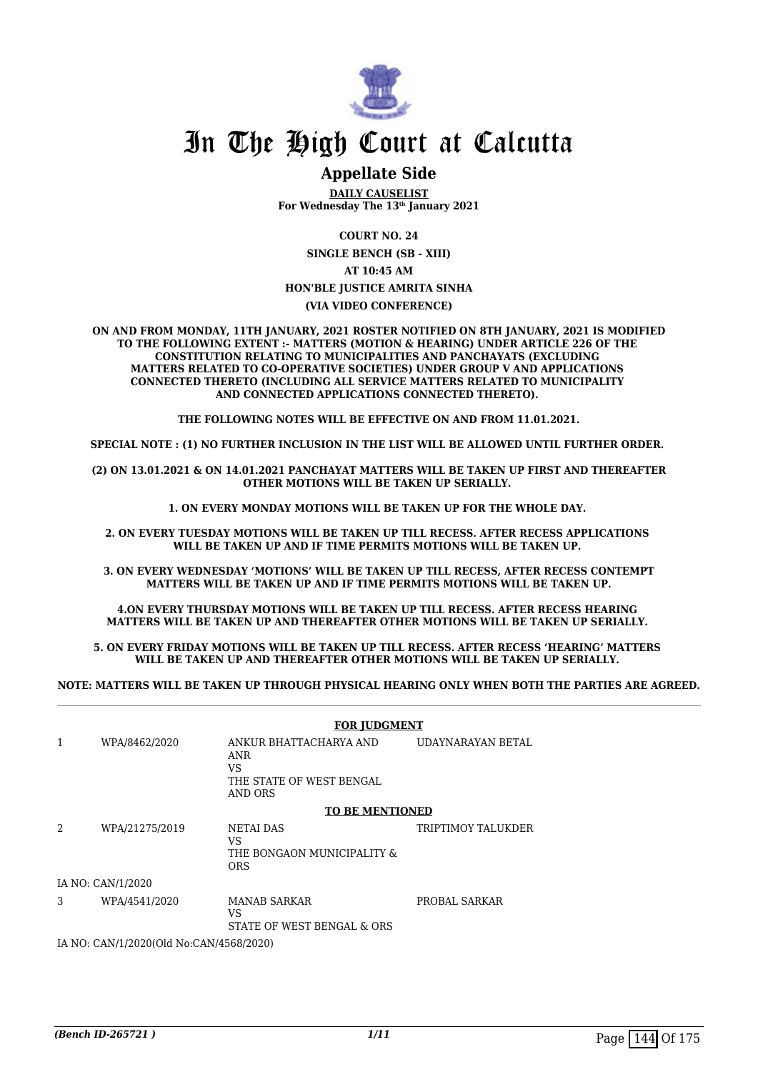# In The High Court at Calcutta

## Appellate Side

**DAILY CAUSELIST**
**For Wednesday The 13th January 2021**

**COURT NO. 24**

**SINGLE BENCH (SB - XIII)**

**AT 10:45 AM**

**HON'BLE JUSTICE AMRITA SINHA**

**(VIA VIDEO CONFERENCE)**

**ON AND FROM MONDAY, 11TH JANUARY, 2021 ROSTER NOTIFIED ON 8TH JANUARY, 2021 IS MODIFIED TO THE FOLLOWING EXTENT :- MATTERS (MOTION & HEARING) UNDER ARTICLE 226 OF THE CONSTITUTION RELATING TO MUNICIPALITIES AND PANCHAYATS (EXCLUDING MATTERS RELATED TO CO-OPERATIVE SOCIETIES) UNDER GROUP V AND APPLICATIONS CONNECTED THERETO (INCLUDING ALL SERVICE MATTERS RELATED TO MUNICIPALITY AND CONNECTED APPLICATIONS CONNECTED THERETO).**

**THE FOLLOWING NOTES WILL BE EFFECTIVE ON AND FROM 11.01.2021.**

**SPECIAL NOTE : (1) NO FURTHER INCLUSION IN THE LIST WILL BE ALLOWED UNTIL FURTHER ORDER.**

**(2) ON 13.01.2021 & ON 14.01.2021 PANCHAYAT MATTERS WILL BE TAKEN UP FIRST AND THEREAFTER OTHER MOTIONS WILL BE TAKEN UP SERIALLY.**

**1. ON EVERY MONDAY MOTIONS WILL BE TAKEN UP FOR THE WHOLE DAY.**

**2. ON EVERY TUESDAY MOTIONS WILL BE TAKEN UP TILL RECESS. AFTER RECESS APPLICATIONS WILL BE TAKEN UP AND IF TIME PERMITS MOTIONS WILL BE TAKEN UP.**

**3. ON EVERY WEDNESDAY 'MOTIONS' WILL BE TAKEN UP TILL RECESS, AFTER RECESS CONTEMPT MATTERS WILL BE TAKEN UP AND IF TIME PERMITS MOTIONS WILL BE TAKEN UP.**

**4.ON EVERY THURSDAY MOTIONS WILL BE TAKEN UP TILL RECESS. AFTER RECESS HEARING MATTERS WILL BE TAKEN UP AND THEREAFTER OTHER MOTIONS WILL BE TAKEN UP SERIALLY.**

**5. ON EVERY FRIDAY MOTIONS WILL BE TAKEN UP TILL RECESS. AFTER RECESS 'HEARING' MATTERS WILL BE TAKEN UP AND THEREAFTER OTHER MOTIONS WILL BE TAKEN UP SERIALLY.**

**NOTE: MATTERS WILL BE TAKEN UP THROUGH PHYSICAL HEARING ONLY WHEN BOTH THE PARTIES ARE AGREED.**

**FOR JUDGMENT**

| | | | |
|---|---|---|---|
| 1 | WPA/8462/2020 | ANKUR BHATTACHARYA AND ANR<br>VS<br>THE STATE OF WEST BENGAL AND ORS | UDAYNARAYAN BETAL |

**TO BE MENTIONED**

| | | | |
|---|---|---|---|
| 2 | WPA/21275/2019 | NETAI DAS<br>VS<br>THE BONGAON MUNICIPALITY & ORS | TRIPTIMOY TALUKDER |

IA NO: CAN/1/2020

| | | | |
|---|---|---|---|
| 3 | WPA/4541/2020 | MANAB SARKAR<br>VS<br>STATE OF WEST BENGAL & ORS | PROBAL SARKAR |

IA NO: CAN/1/2020(Old No:CAN/4568/2020)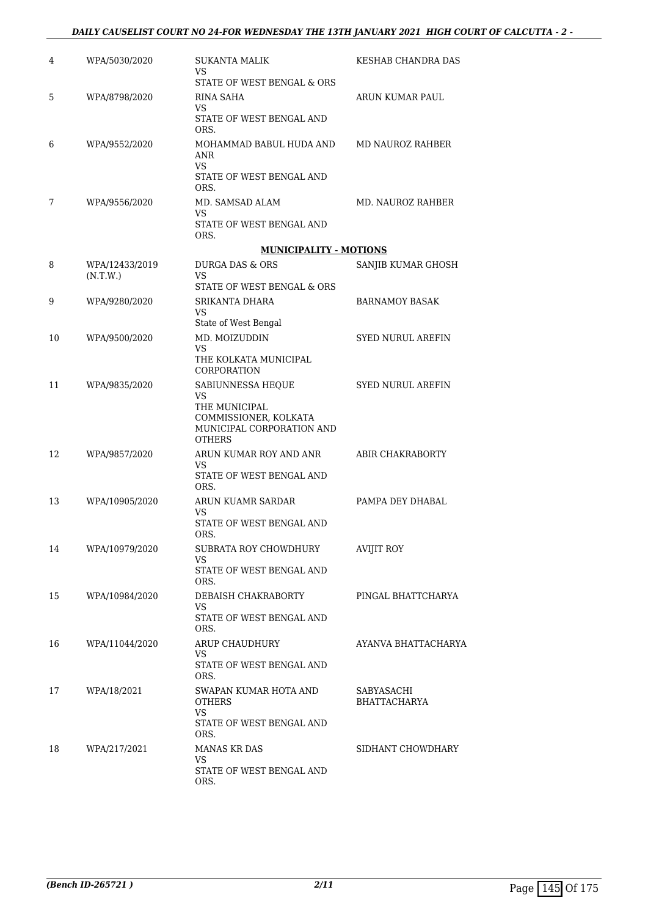| | | | |
|---|---|---|---|
| 4 | WPA/5030/2020 | SUKANTA MALIK<br>VS<br>STATE OF WEST BENGAL & ORS | KESHAB CHANDRA DAS |
| 5 | WPA/8798/2020 | RINA SAHA<br>VS<br>STATE OF WEST BENGAL AND ORS. | ARUN KUMAR PAUL |
| 6 | WPA/9552/2020 | MOHAMMAD BABUL HUDA AND ANR<br>VS<br>STATE OF WEST BENGAL AND ORS. | MD NAUROZ RAHBER |
| 7 | WPA/9556/2020 | MD. SAMSAD ALAM<br>VS<br>STATE OF WEST BENGAL AND ORS. | MD. NAUROZ RAHBER |
| | | **MUNICIPALITY - MOTIONS** | |
| 8 | WPA/12433/2019 (N.T.W.) | DURGA DAS & ORS<br>VS<br>STATE OF WEST BENGAL & ORS | SANJIB KUMAR GHOSH |
| 9 | WPA/9280/2020 | SRIKANTA DHARA<br>VS<br>State of West Bengal | BARNAMOY BASAK |
| 10 | WPA/9500/2020 | MD. MOIZUDDIN<br>VS<br>THE KOLKATA MUNICIPAL CORPORATION | SYED NURUL AREFIN |
| 11 | WPA/9835/2020 | SABIUNNESSA HEQUE<br>VS<br>THE MUNICIPAL COMMISSIONER, KOLKATA MUNICIPAL CORPORATION AND OTHERS | SYED NURUL AREFIN |
| 12 | WPA/9857/2020 | ARUN KUMAR ROY AND ANR<br>VS<br>STATE OF WEST BENGAL AND ORS. | ABIR CHAKRABORTY |
| 13 | WPA/10905/2020 | ARUN KUAMR SARDAR<br>VS<br>STATE OF WEST BENGAL AND ORS. | PAMPA DEY DHABAL |
| 14 | WPA/10979/2020 | SUBRATA ROY CHOWDHURY<br>VS<br>STATE OF WEST BENGAL AND ORS. | AVIJIT ROY |
| 15 | WPA/10984/2020 | DEBAISH CHAKRABORTY<br>VS<br>STATE OF WEST BENGAL AND ORS. | PINGAL BHATTCHARYA |
| 16 | WPA/11044/2020 | ARUP CHAUDHURY<br>VS<br>STATE OF WEST BENGAL AND ORS. | AYANVA BHATTACHARYA |
| 17 | WPA/18/2021 | SWAPAN KUMAR HOTA AND OTHERS<br>VS<br>STATE OF WEST BENGAL AND ORS. | SABYASACHI BHATTACHARYA |
| 18 | WPA/217/2021 | MANAS KR DAS<br>VS<br>STATE OF WEST BENGAL AND ORS. | SIDHANT CHOWDHARY |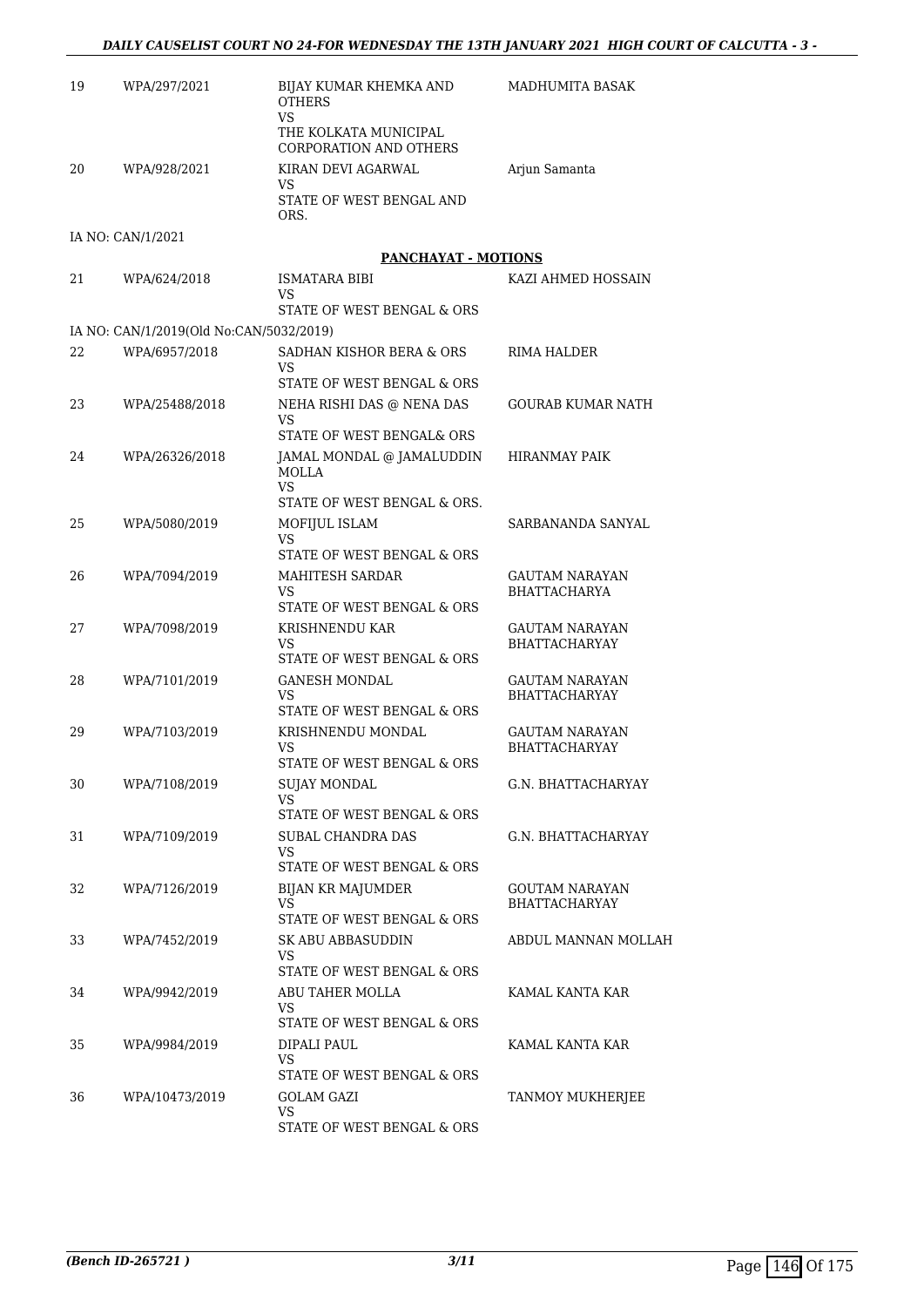| | | | |
|---|---|---|---|
| 19 | WPA/297/2021 | BIJAY KUMAR KHEMKA AND OTHERS<br>VS<br>THE KOLKATA MUNICIPAL CORPORATION AND OTHERS | MADHUMITA BASAK |
| 20 | WPA/928/2021 | KIRAN DEVI AGARWAL<br>VS<br>STATE OF WEST BENGAL AND ORS. | Arjun Samanta |

IA NO: CAN/1/2021

**PANCHAYAT - MOTIONS**

| | | | |
|---|---|---|---|
| 21 | WPA/624/2018 | ISMATARA BIBI<br>VS<br>STATE OF WEST BENGAL & ORS | KAZI AHMED HOSSAIN |

IA NO: CAN/1/2019(Old No:CAN/5032/2019)

| | | | |
|---|---|---|---|
| 22 | WPA/6957/2018 | SADHAN KISHOR BERA & ORS<br>VS<br>STATE OF WEST BENGAL & ORS | RIMA HALDER |
| 23 | WPA/25488/2018 | NEHA RISHI DAS @ NENA DAS<br>VS<br>STATE OF WEST BENGAL& ORS | GOURAB KUMAR NATH |
| 24 | WPA/26326/2018 | JAMAL MONDAL @ JAMALUDDIN MOLLA<br>VS<br>STATE OF WEST BENGAL & ORS. | HIRANMAY PAIK |
| 25 | WPA/5080/2019 | MOFIJUL ISLAM<br>VS<br>STATE OF WEST BENGAL & ORS | SARBANANDA SANYAL |
| 26 | WPA/7094/2019 | MAHITESH SARDAR<br>VS<br>STATE OF WEST BENGAL & ORS | GAUTAM NARAYAN BHATTACHARYA |
| 27 | WPA/7098/2019 | KRISHNENDU KAR<br>VS<br>STATE OF WEST BENGAL & ORS | GAUTAM NARAYAN BHATTACHARYAY |
| 28 | WPA/7101/2019 | GANESH MONDAL<br>VS<br>STATE OF WEST BENGAL & ORS | GAUTAM NARAYAN BHATTACHARYAY |
| 29 | WPA/7103/2019 | KRISHNENDU MONDAL<br>VS<br>STATE OF WEST BENGAL & ORS | GAUTAM NARAYAN BHATTACHARYAY |
| 30 | WPA/7108/2019 | SUJAY MONDAL<br>VS<br>STATE OF WEST BENGAL & ORS | G.N. BHATTACHARYAY |
| 31 | WPA/7109/2019 | SUBAL CHANDRA DAS<br>VS<br>STATE OF WEST BENGAL & ORS | G.N. BHATTACHARYAY |
| 32 | WPA/7126/2019 | BIJAN KR MAJUMDER<br>VS<br>STATE OF WEST BENGAL & ORS | GOUTAM NARAYAN BHATTACHARYAY |
| 33 | WPA/7452/2019 | SK ABU ABBASUDDIN<br>VS<br>STATE OF WEST BENGAL & ORS | ABDUL MANNAN MOLLAH |
| 34 | WPA/9942/2019 | ABU TAHER MOLLA<br>VS<br>STATE OF WEST BENGAL & ORS | KAMAL KANTA KAR |
| 35 | WPA/9984/2019 | DIPALI PAUL<br>VS<br>STATE OF WEST BENGAL & ORS | KAMAL KANTA KAR |
| 36 | WPA/10473/2019 | GOLAM GAZI<br>VS<br>STATE OF WEST BENGAL & ORS | TANMOY MUKHERJEE |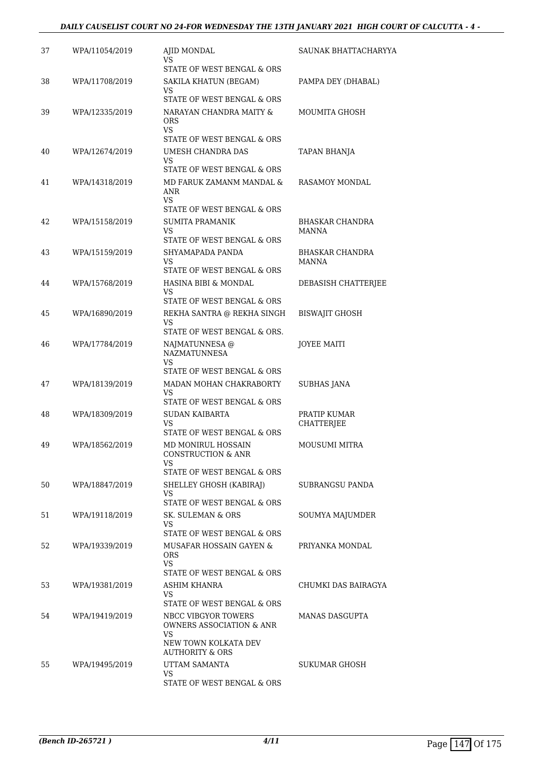| | | | |
|---|---|---|---|
| 37 | WPA/11054/2019 | AJID MONDAL<br>VS<br>STATE OF WEST BENGAL & ORS | SAUNAK BHATTACHARYYA |
| 38 | WPA/11708/2019 | SAKILA KHATUN (BEGAM)<br>VS<br>STATE OF WEST BENGAL & ORS | PAMPA DEY (DHABAL) |
| 39 | WPA/12335/2019 | NARAYAN CHANDRA MAITY & ORS<br>VS<br>STATE OF WEST BENGAL & ORS | MOUMITA GHOSH |
| 40 | WPA/12674/2019 | UMESH CHANDRA DAS<br>VS<br>STATE OF WEST BENGAL & ORS | TAPAN BHANJA |
| 41 | WPA/14318/2019 | MD FARUK ZAMANM MANDAL & ANR<br>VS<br>STATE OF WEST BENGAL & ORS | RASAMOY MONDAL |
| 42 | WPA/15158/2019 | SUMITA PRAMANIK<br>VS<br>STATE OF WEST BENGAL & ORS | BHASKAR CHANDRA MANNA |
| 43 | WPA/15159/2019 | SHYAMAPADA PANDA<br>VS<br>STATE OF WEST BENGAL & ORS | BHASKAR CHANDRA MANNA |
| 44 | WPA/15768/2019 | HASINA BIBI & MONDAL<br>VS<br>STATE OF WEST BENGAL & ORS | DEBASISH CHATTERJEE |
| 45 | WPA/16890/2019 | REKHA SANTRA @ REKHA SINGH<br>VS<br>STATE OF WEST BENGAL & ORS. | BISWAJIT GHOSH |
| 46 | WPA/17784/2019 | NAJMATUNNESA @ NAZMATUNNESA<br>VS<br>STATE OF WEST BENGAL & ORS | JOYEE MAITI |
| 47 | WPA/18139/2019 | MADAN MOHAN CHAKRABORTY<br>VS<br>STATE OF WEST BENGAL & ORS | SUBHAS JANA |
| 48 | WPA/18309/2019 | SUDAN KAIBARTA<br>VS<br>STATE OF WEST BENGAL & ORS | PRATIP KUMAR CHATTERJEE |
| 49 | WPA/18562/2019 | MD MONIRUL HOSSAIN CONSTRUCTION & ANR<br>VS<br>STATE OF WEST BENGAL & ORS | MOUSUMI MITRA |
| 50 | WPA/18847/2019 | SHELLEY GHOSH (KABIRAJ)<br>VS<br>STATE OF WEST BENGAL & ORS | SUBRANGSU PANDA |
| 51 | WPA/19118/2019 | SK. SULEMAN & ORS<br>VS<br>STATE OF WEST BENGAL & ORS | SOUMYA MAJUMDER |
| 52 | WPA/19339/2019 | MUSAFAR HOSSAIN GAYEN & ORS<br>VS<br>STATE OF WEST BENGAL & ORS | PRIYANKA MONDAL |
| 53 | WPA/19381/2019 | ASHIM KHANRA<br>VS<br>STATE OF WEST BENGAL & ORS | CHUMKI DAS BAIRAGYA |
| 54 | WPA/19419/2019 | NBCC VIBGYOR TOWERS OWNERS ASSOCIATION & ANR<br>VS<br>NEW TOWN KOLKATA DEV AUTHORITY & ORS | MANAS DASGUPTA |
| 55 | WPA/19495/2019 | UTTAM SAMANTA<br>VS<br>STATE OF WEST BENGAL & ORS | SUKUMAR GHOSH |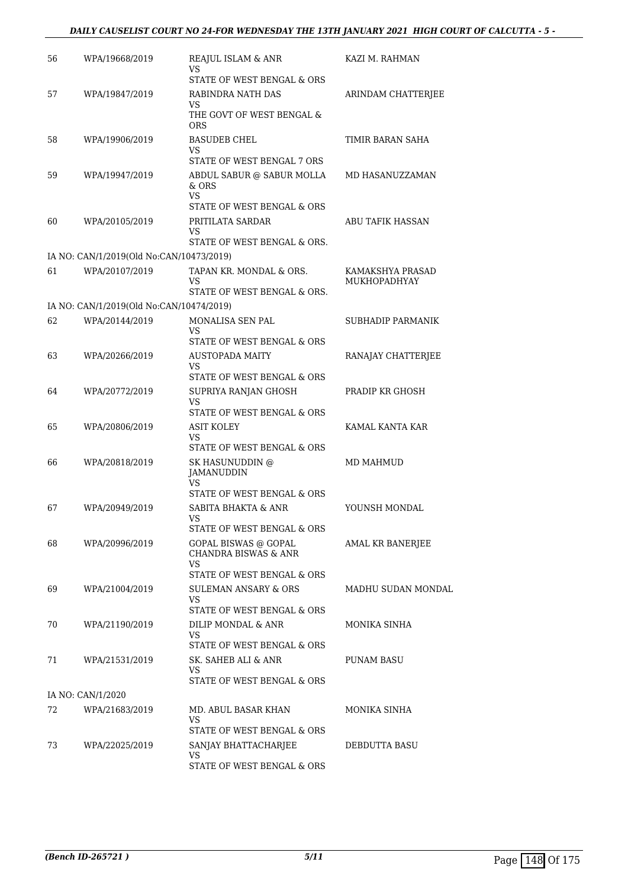| | | | |
|---|---|---|---|
| 56 | WPA/19668/2019 | REAJUL ISLAM & ANR<br>VS<br>STATE OF WEST BENGAL & ORS | KAZI M. RAHMAN |
| 57 | WPA/19847/2019 | RABINDRA NATH DAS<br>VS<br>THE GOVT OF WEST BENGAL & ORS | ARINDAM CHATTERJEE |
| 58 | WPA/19906/2019 | BASUDEB CHEL<br>VS<br>STATE OF WEST BENGAL 7 ORS | TIMIR BARAN SAHA |
| 59 | WPA/19947/2019 | ABDUL SABUR @ SABUR MOLLA & ORS<br>VS<br>STATE OF WEST BENGAL & ORS | MD HASANUZZAMAN |
| 60 | WPA/20105/2019 | PRITILATA SARDAR<br>VS<br>STATE OF WEST BENGAL & ORS. | ABU TAFIK HASSAN |
| IA NO: CAN/1/2019(Old No:CAN/10473/2019) | | | |
| 61 | WPA/20107/2019 | TAPAN KR. MONDAL & ORS.<br>VS<br>STATE OF WEST BENGAL & ORS. | KAMAKSHYA PRASAD MUKHOPADHYAY |
| IA NO: CAN/1/2019(Old No:CAN/10474/2019) | | | |
| 62 | WPA/20144/2019 | MONALISA SEN PAL<br>VS<br>STATE OF WEST BENGAL & ORS | SUBHADIP PARMANIK |
| 63 | WPA/20266/2019 | AUSTOPADA MAITY<br>VS<br>STATE OF WEST BENGAL & ORS | RANAJAY CHATTERJEE |
| 64 | WPA/20772/2019 | SUPRIYA RANJAN GHOSH<br>VS<br>STATE OF WEST BENGAL & ORS | PRADIP KR GHOSH |
| 65 | WPA/20806/2019 | ASIT KOLEY<br>VS<br>STATE OF WEST BENGAL & ORS | KAMAL KANTA KAR |
| 66 | WPA/20818/2019 | SK HASUNUDDIN @ JAMANUDDIN<br>VS<br>STATE OF WEST BENGAL & ORS | MD MAHMUD |
| 67 | WPA/20949/2019 | SABITA BHAKTA & ANR<br>VS<br>STATE OF WEST BENGAL & ORS | YOUNSH MONDAL |
| 68 | WPA/20996/2019 | GOPAL BISWAS @ GOPAL CHANDRA BISWAS & ANR<br>VS<br>STATE OF WEST BENGAL & ORS | AMAL KR BANERJEE |
| 69 | WPA/21004/2019 | SULEMAN ANSARY & ORS<br>VS<br>STATE OF WEST BENGAL & ORS | MADHU SUDAN MONDAL |
| 70 | WPA/21190/2019 | DILIP MONDAL & ANR<br>VS<br>STATE OF WEST BENGAL & ORS | MONIKA SINHA |
| 71 | WPA/21531/2019 | SK. SAHEB ALI & ANR<br>VS<br>STATE OF WEST BENGAL & ORS | PUNAM BASU |
| IA NO: CAN/1/2020 | | | |
| 72 | WPA/21683/2019 | MD. ABUL BASAR KHAN<br>VS<br>STATE OF WEST BENGAL & ORS | MONIKA SINHA |
| 73 | WPA/22025/2019 | SANJAY BHATTACHARJEE<br>VS<br>STATE OF WEST BENGAL & ORS | DEBDUTTA BASU |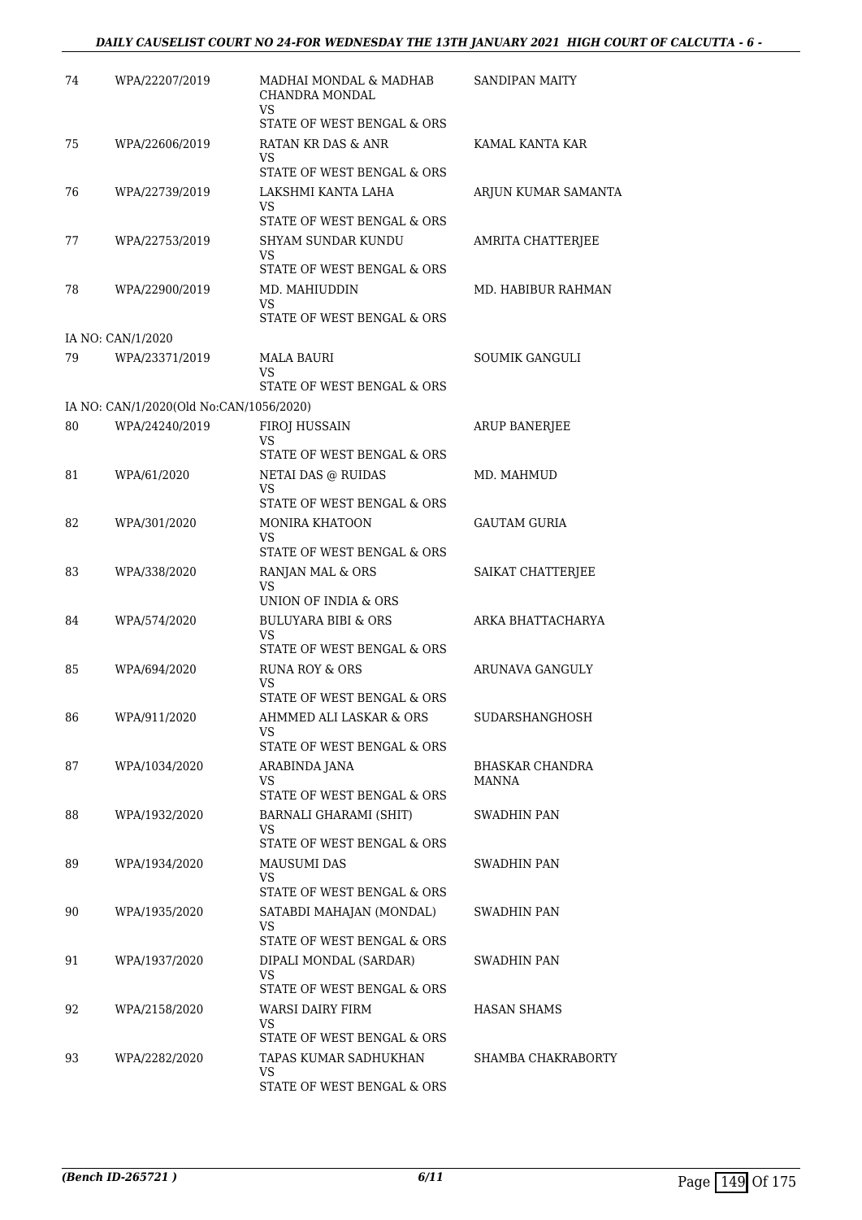| | | | |
|---|---|---|---|
| 74 | WPA/22207/2019 | MADHAI MONDAL & MADHAB CHANDRA MONDAL<br>VS<br>STATE OF WEST BENGAL & ORS | SANDIPAN MAITY |
| 75 | WPA/22606/2019 | RATAN KR DAS & ANR<br>VS<br>STATE OF WEST BENGAL & ORS | KAMAL KANTA KAR |
| 76 | WPA/22739/2019 | LAKSHMI KANTA LAHA<br>VS<br>STATE OF WEST BENGAL & ORS | ARJUN KUMAR SAMANTA |
| 77 | WPA/22753/2019 | SHYAM SUNDAR KUNDU<br>VS<br>STATE OF WEST BENGAL & ORS | AMRITA CHATTERJEE |
| 78 | WPA/22900/2019 | MD. MAHIUDDIN<br>VS<br>STATE OF WEST BENGAL & ORS | MD. HABIBUR RAHMAN |
| IA NO: CAN/1/2020 | | | |
| 79 | WPA/23371/2019 | MALA BAURI<br>VS<br>STATE OF WEST BENGAL & ORS | SOUMIK GANGULI |
| IA NO: CAN/1/2020(Old No:CAN/1056/2020) | | | |
| 80 | WPA/24240/2019 | FIROJ HUSSAIN<br>VS<br>STATE OF WEST BENGAL & ORS | ARUP BANERJEE |
| 81 | WPA/61/2020 | NETAI DAS @ RUIDAS<br>VS<br>STATE OF WEST BENGAL & ORS | MD. MAHMUD |
| 82 | WPA/301/2020 | MONIRA KHATOON<br>VS<br>STATE OF WEST BENGAL & ORS | GAUTAM GURIA |
| 83 | WPA/338/2020 | RANJAN MAL & ORS<br>VS<br>UNION OF INDIA & ORS | SAIKAT CHATTERJEE |
| 84 | WPA/574/2020 | BULUYARA BIBI & ORS<br>VS<br>STATE OF WEST BENGAL & ORS | ARKA BHATTACHARYA |
| 85 | WPA/694/2020 | RUNA ROY & ORS<br>VS<br>STATE OF WEST BENGAL & ORS | ARUNAVA GANGULY |
| 86 | WPA/911/2020 | AHMMED ALI LASKAR & ORS<br>VS<br>STATE OF WEST BENGAL & ORS | SUDARSHANGHOSH |
| 87 | WPA/1034/2020 | ARABINDA JANA<br>VS<br>STATE OF WEST BENGAL & ORS | BHASKAR CHANDRA MANNA |
| 88 | WPA/1932/2020 | BARNALI GHARAMI (SHIT)<br>VS<br>STATE OF WEST BENGAL & ORS | SWADHIN PAN |
| 89 | WPA/1934/2020 | MAUSUMI DAS<br>VS<br>STATE OF WEST BENGAL & ORS | SWADHIN PAN |
| 90 | WPA/1935/2020 | SATABDI MAHAJAN (MONDAL)<br>VS<br>STATE OF WEST BENGAL & ORS | SWADHIN PAN |
| 91 | WPA/1937/2020 | DIPALI MONDAL (SARDAR)<br>VS<br>STATE OF WEST BENGAL & ORS | SWADHIN PAN |
| 92 | WPA/2158/2020 | WARSI DAIRY FIRM<br>VS<br>STATE OF WEST BENGAL & ORS | HASAN SHAMS |
| 93 | WPA/2282/2020 | TAPAS KUMAR SADHUKHAN<br>VS<br>STATE OF WEST BENGAL & ORS | SHAMBA CHAKRABORTY |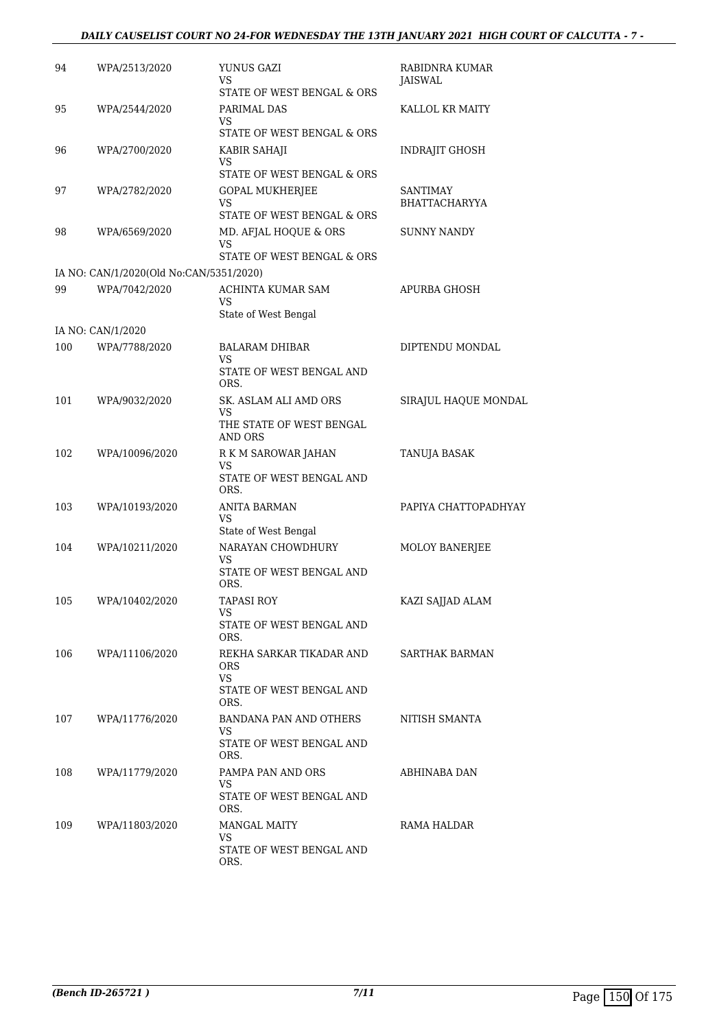| | | | |
|---|---|---|---|
| 94 | WPA/2513/2020 | YUNUS GAZI<br>VS<br>STATE OF WEST BENGAL & ORS | RABIDNRA KUMAR JAISWAL |
| 95 | WPA/2544/2020 | PARIMAL DAS<br>VS<br>STATE OF WEST BENGAL & ORS | KALLOL KR MAITY |
| 96 | WPA/2700/2020 | KABIR SAHAJI<br>VS<br>STATE OF WEST BENGAL & ORS | INDRAJIT GHOSH |
| 97 | WPA/2782/2020 | GOPAL MUKHERJEE<br>VS<br>STATE OF WEST BENGAL & ORS | SANTIMAY BHATTACHARYYA |
| 98 | WPA/6569/2020 | MD. AFJAL HOQUE & ORS<br>VS<br>STATE OF WEST BENGAL & ORS | SUNNY NANDY |
| | IA NO: CAN/1/2020(Old No:CAN/5351/2020) | | |
| 99 | WPA/7042/2020 | ACHINTA KUMAR SAM<br>VS<br>State of West Bengal | APURBA GHOSH |
| | IA NO: CAN/1/2020 | | |
| 100 | WPA/7788/2020 | BALARAM DHIBAR<br>VS<br>STATE OF WEST BENGAL AND ORS. | DIPTENDU MONDAL |
| 101 | WPA/9032/2020 | SK. ASLAM ALI AMD ORS<br>VS<br>THE STATE OF WEST BENGAL AND ORS | SIRAJUL HAQUE MONDAL |
| 102 | WPA/10096/2020 | R K M SAROWAR JAHAN<br>VS<br>STATE OF WEST BENGAL AND ORS. | TANUJA BASAK |
| 103 | WPA/10193/2020 | ANITA BARMAN<br>VS<br>State of West Bengal | PAPIYA CHATTOPADHYAY |
| 104 | WPA/10211/2020 | NARAYAN CHOWDHURY<br>VS<br>STATE OF WEST BENGAL AND ORS. | MOLOY BANERJEE |
| 105 | WPA/10402/2020 | TAPASI ROY<br>VS<br>STATE OF WEST BENGAL AND ORS. | KAZI SAJJAD ALAM |
| 106 | WPA/11106/2020 | REKHA SARKAR TIKADAR AND ORS<br>VS<br>STATE OF WEST BENGAL AND ORS. | SARTHAK BARMAN |
| 107 | WPA/11776/2020 | BANDANA PAN AND OTHERS<br>VS<br>STATE OF WEST BENGAL AND ORS. | NITISH SMANTA |
| 108 | WPA/11779/2020 | PAMPA PAN AND ORS<br>VS<br>STATE OF WEST BENGAL AND ORS. | ABHINABA DAN |
| 109 | WPA/11803/2020 | MANGAL MAITY<br>VS<br>STATE OF WEST BENGAL AND ORS. | RAMA HALDAR |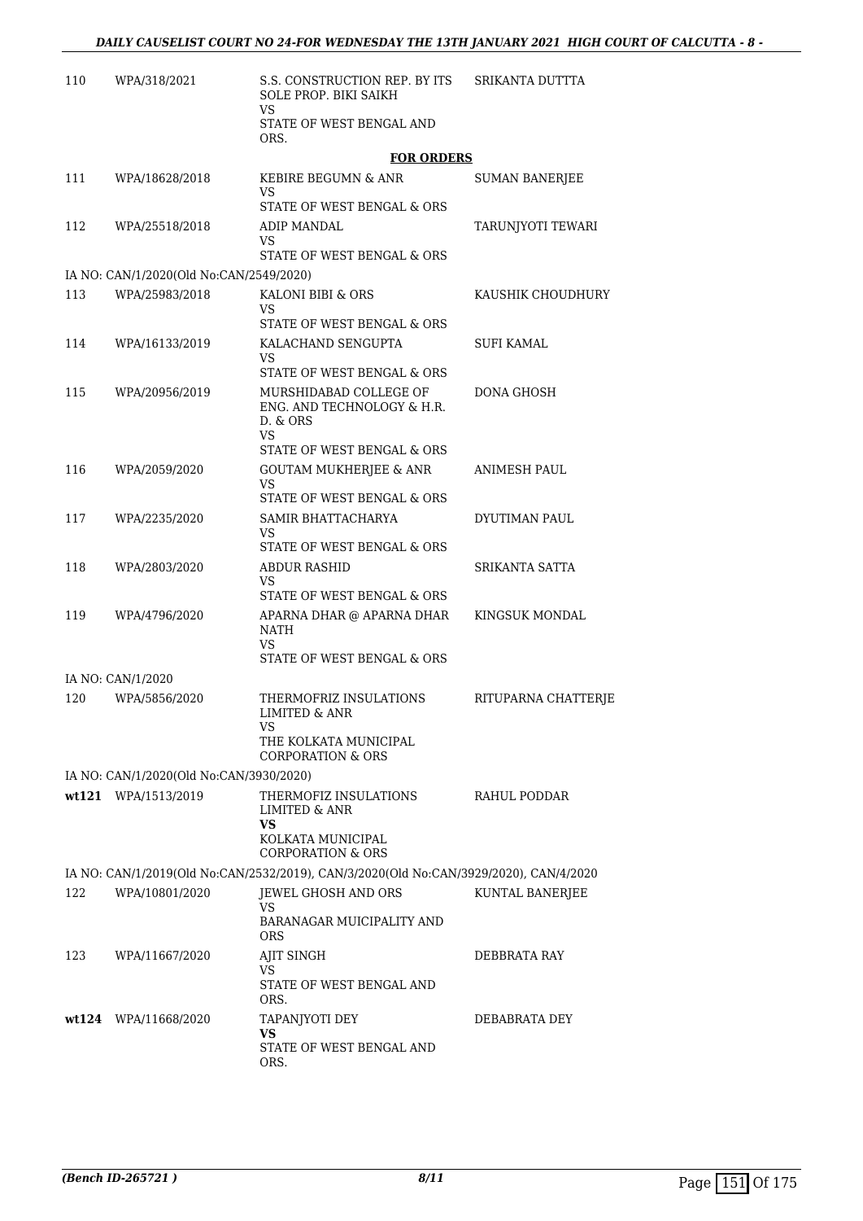| | | | |
|---|---|---|---|
| 110 | WPA/318/2021 | S.S. CONSTRUCTION REP. BY ITS SOLE PROP. BIKI SAIKH<br>VS<br>STATE OF WEST BENGAL AND ORS. | SRIKANTA DUTTTA |

**FOR ORDERS**

| | | | |
|---|---|---|---|
| 111 | WPA/18628/2018 | KEBIRE BEGUMN & ANR<br>VS<br>STATE OF WEST BENGAL & ORS | SUMAN BANERJEE |
| 112 | WPA/25518/2018 | ADIP MANDAL<br>VS<br>STATE OF WEST BENGAL & ORS | TARUNJYOTI TEWARI |
| | IA NO: CAN/1/2020(Old No:CAN/2549/2020) | | |
| 113 | WPA/25983/2018 | KALONI BIBI & ORS<br>VS<br>STATE OF WEST BENGAL & ORS | KAUSHIK CHOUDHURY |
| 114 | WPA/16133/2019 | KALACHAND SENGUPTA<br>VS<br>STATE OF WEST BENGAL & ORS | SUFI KAMAL |
| 115 | WPA/20956/2019 | MURSHIDABAD COLLEGE OF ENG. AND TECHNOLOGY & H.R. D. & ORS<br>VS<br>STATE OF WEST BENGAL & ORS | DONA GHOSH |
| 116 | WPA/2059/2020 | GOUTAM MUKHERJEE & ANR<br>VS<br>STATE OF WEST BENGAL & ORS | ANIMESH PAUL |
| 117 | WPA/2235/2020 | SAMIR BHATTACHARYA<br>VS<br>STATE OF WEST BENGAL & ORS | DYUTIMAN PAUL |
| 118 | WPA/2803/2020 | ABDUR RASHID<br>VS<br>STATE OF WEST BENGAL & ORS | SRIKANTA SATTA |
| 119 | WPA/4796/2020 | APARNA DHAR @ APARNA DHAR NATH<br>VS<br>STATE OF WEST BENGAL & ORS | KINGSUK MONDAL |
| | IA NO: CAN/1/2020 | | |
| 120 | WPA/5856/2020 | THERMOFRIZ INSULATIONS LIMITED & ANR<br>VS<br>THE KOLKATA MUNICIPAL CORPORATION & ORS | RITUPARNA CHATTERJE |
| | IA NO: CAN/1/2020(Old No:CAN/3930/2020) | | |
| **wt121** | WPA/1513/2019 | THERMOFIZ INSULATIONS LIMITED & ANR<br>**VS**<br>KOLKATA MUNICIPAL CORPORATION & ORS | RAHUL PODDAR |
| | IA NO: CAN/1/2019(Old No:CAN/2532/2019), CAN/3/2020(Old No:CAN/3929/2020), CAN/4/2020 | | |
| 122 | WPA/10801/2020 | JEWEL GHOSH AND ORS<br>VS<br>BARANAGAR MUICIPALITY AND ORS | KUNTAL BANERJEE |
| 123 | WPA/11667/2020 | AJIT SINGH<br>VS<br>STATE OF WEST BENGAL AND ORS. | DEBBRATA RAY |
| **wt124** | WPA/11668/2020 | TAPANJYOTI DEY<br>**VS**<br>STATE OF WEST BENGAL AND ORS. | DEBABRATA DEY |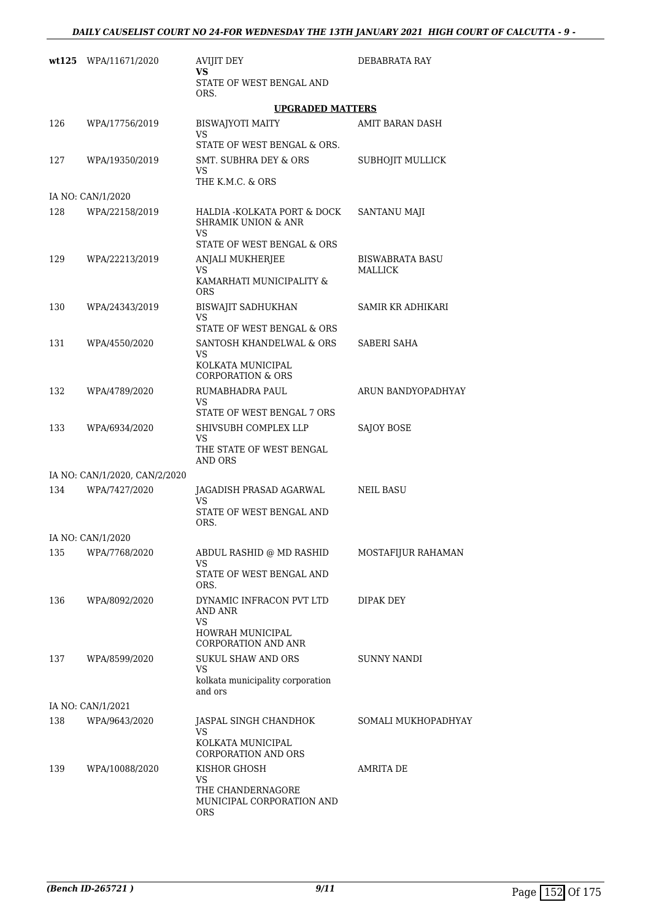| | | | |
|---|---|---|---|
| **wt125** | WPA/11671/2020 | AVIJIT DEY<br>**VS**<br>STATE OF WEST BENGAL AND ORS. | DEBABRATA RAY |

**UPGRADED MATTERS**

| | | | |
|---|---|---|---|
| 126 | WPA/17756/2019 | BISWAJYOTI MAITY<br>VS<br>STATE OF WEST BENGAL & ORS. | AMIT BARAN DASH |
| 127 | WPA/19350/2019 | SMT. SUBHRA DEY & ORS<br>VS<br>THE K.M.C. & ORS | SUBHOJIT MULLICK |
| | IA NO: CAN/1/2020 | | |
| 128 | WPA/22158/2019 | HALDIA -KOLKATA PORT & DOCK SHRAMIK UNION & ANR<br>VS<br>STATE OF WEST BENGAL & ORS | SANTANU MAJI |
| 129 | WPA/22213/2019 | ANJALI MUKHERJEE<br>VS<br>KAMARHATI MUNICIPALITY & ORS | BISWABRATA BASU MALLICK |
| 130 | WPA/24343/2019 | BISWAJIT SADHUKHAN<br>VS<br>STATE OF WEST BENGAL & ORS | SAMIR KR ADHIKARI |
| 131 | WPA/4550/2020 | SANTOSH KHANDELWAL & ORS<br>VS<br>KOLKATA MUNICIPAL CORPORATION & ORS | SABERI SAHA |
| 132 | WPA/4789/2020 | RUMABHADRA PAUL<br>VS<br>STATE OF WEST BENGAL 7 ORS | ARUN BANDYOPADHYAY |
| 133 | WPA/6934/2020 | SHIVSUBH COMPLEX LLP<br>VS<br>THE STATE OF WEST BENGAL AND ORS | SAJOY BOSE |
| | IA NO: CAN/1/2020, CAN/2/2020 | | |
| 134 | WPA/7427/2020 | JAGADISH PRASAD AGARWAL<br>VS<br>STATE OF WEST BENGAL AND ORS. | NEIL BASU |
| | IA NO: CAN/1/2020 | | |
| 135 | WPA/7768/2020 | ABDUL RASHID @ MD RASHID<br>VS<br>STATE OF WEST BENGAL AND ORS. | MOSTAFIJUR RAHAMAN |
| 136 | WPA/8092/2020 | DYNAMIC INFRACON PVT LTD AND ANR<br>VS<br>HOWRAH MUNICIPAL CORPORATION AND ANR | DIPAK DEY |
| 137 | WPA/8599/2020 | SUKUL SHAW AND ORS<br>VS<br>kolkata municipality corporation and ors | SUNNY NANDI |
| | IA NO: CAN/1/2021 | | |
| 138 | WPA/9643/2020 | JASPAL SINGH CHANDHOK<br>VS<br>KOLKATA MUNICIPAL CORPORATION AND ORS | SOMALI MUKHOPADHYAY |
| 139 | WPA/10088/2020 | KISHOR GHOSH<br>VS<br>THE CHANDERNAGORE MUNICIPAL CORPORATION AND ORS | AMRITA DE |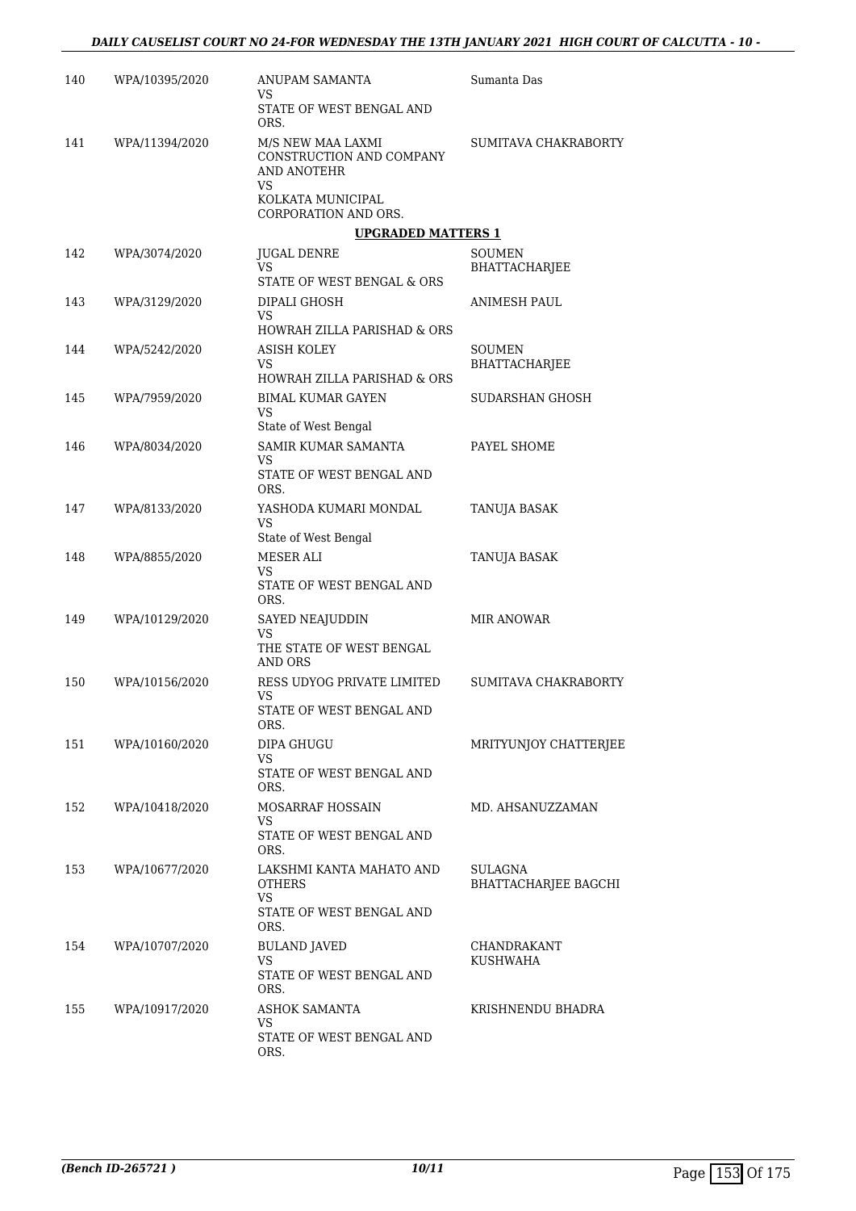| | | | |
|---|---|---|---|
| 140 | WPA/10395/2020 | ANUPAM SAMANTA<br>VS<br>STATE OF WEST BENGAL AND ORS. | Sumanta Das |
| 141 | WPA/11394/2020 | M/S NEW MAA LAXMI CONSTRUCTION AND COMPANY AND ANOTEHR<br>VS<br>KOLKATA MUNICIPAL CORPORATION AND ORS. | SUMITAVA CHAKRABORTY |

**UPGRADED MATTERS 1**

| | | | |
|---|---|---|---|
| 142 | WPA/3074/2020 | JUGAL DENRE<br>VS<br>STATE OF WEST BENGAL & ORS | SOUMEN BHATTACHARJEE |
| 143 | WPA/3129/2020 | DIPALI GHOSH<br>VS<br>HOWRAH ZILLA PARISHAD & ORS | ANIMESH PAUL |
| 144 | WPA/5242/2020 | ASISH KOLEY<br>VS<br>HOWRAH ZILLA PARISHAD & ORS | SOUMEN BHATTACHARJEE |
| 145 | WPA/7959/2020 | BIMAL KUMAR GAYEN<br>VS<br>State of West Bengal | SUDARSHAN GHOSH |
| 146 | WPA/8034/2020 | SAMIR KUMAR SAMANTA<br>VS<br>STATE OF WEST BENGAL AND ORS. | PAYEL SHOME |
| 147 | WPA/8133/2020 | YASHODA KUMARI MONDAL<br>VS<br>State of West Bengal | TANUJA BASAK |
| 148 | WPA/8855/2020 | MESER ALI<br>VS<br>STATE OF WEST BENGAL AND ORS. | TANUJA BASAK |
| 149 | WPA/10129/2020 | SAYED NEAJUDDIN<br>VS<br>THE STATE OF WEST BENGAL AND ORS | MIR ANOWAR |
| 150 | WPA/10156/2020 | RESS UDYOG PRIVATE LIMITED<br>VS<br>STATE OF WEST BENGAL AND ORS. | SUMITAVA CHAKRABORTY |
| 151 | WPA/10160/2020 | DIPA GHUGU<br>VS<br>STATE OF WEST BENGAL AND ORS. | MRITYUNJOY CHATTERJEE |
| 152 | WPA/10418/2020 | MOSARRAF HOSSAIN<br>VS<br>STATE OF WEST BENGAL AND ORS. | MD. AHSANUZZAMAN |
| 153 | WPA/10677/2020 | LAKSHMI KANTA MAHATO AND OTHERS<br>VS<br>STATE OF WEST BENGAL AND ORS. | SULAGNA BHATTACHARJEE BAGCHI |
| 154 | WPA/10707/2020 | BULAND JAVED<br>VS<br>STATE OF WEST BENGAL AND ORS. | CHANDRAKANT KUSHWAHA |
| 155 | WPA/10917/2020 | ASHOK SAMANTA<br>VS<br>STATE OF WEST BENGAL AND ORS. | KRISHNENDU BHADRA |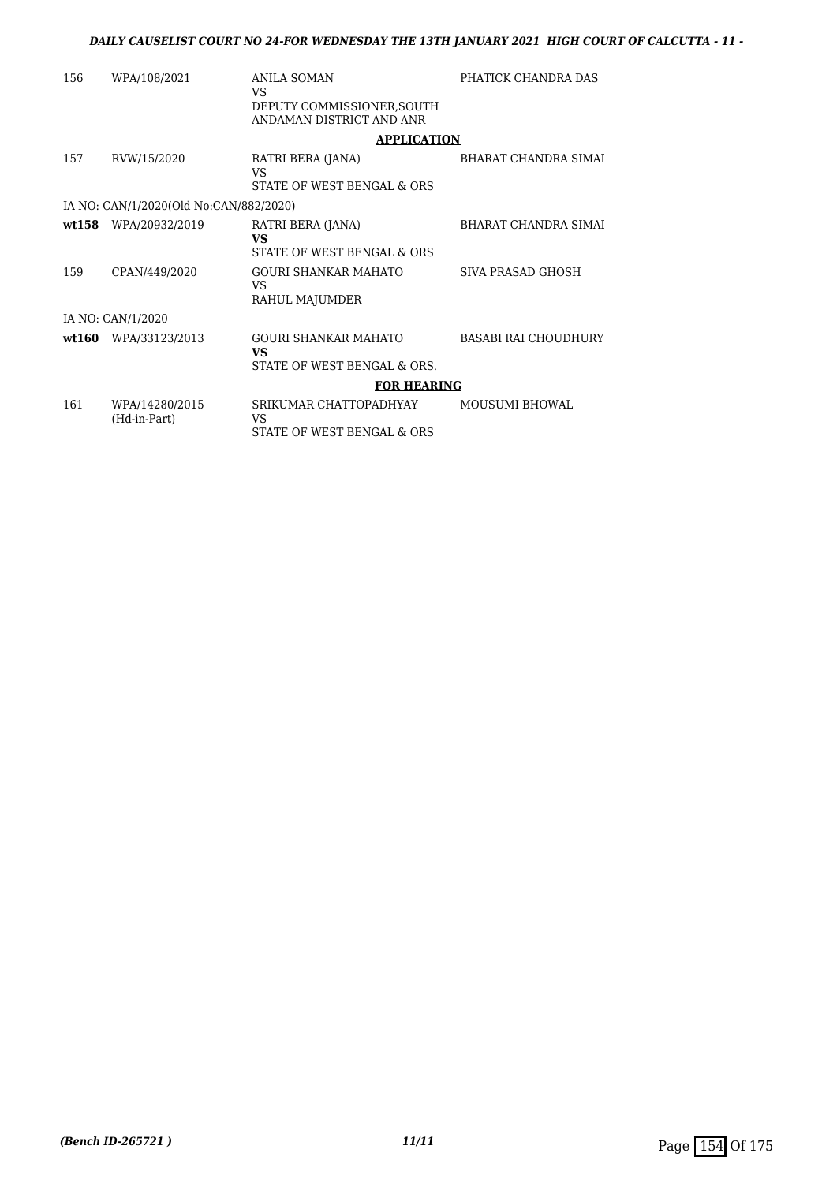| | | | |
|---|---|---|---|
| 156 | WPA/108/2021 | ANILA SOMAN<br>VS<br>DEPUTY COMMISSIONER,SOUTH ANDAMAN DISTRICT AND ANR | PHATICK CHANDRA DAS |

**APPLICATION**

| | | | |
|---|---|---|---|
| 157 | RVW/15/2020 | RATRI BERA (JANA)<br>VS<br>STATE OF WEST BENGAL & ORS | BHARAT CHANDRA SIMAI |
| IA NO: CAN/1/2020(Old No:CAN/882/2020) | | | |
| **wt158** | WPA/20932/2019 | RATRI BERA (JANA)<br>**VS**<br>STATE OF WEST BENGAL & ORS | BHARAT CHANDRA SIMAI |
| 159 | CPAN/449/2020 | GOURI SHANKAR MAHATO<br>VS<br>RAHUL MAJUMDER | SIVA PRASAD GHOSH |
| IA NO: CAN/1/2020 | | | |
| **wt160** | WPA/33123/2013 | GOURI SHANKAR MAHATO<br>**VS**<br>STATE OF WEST BENGAL & ORS. | BASABI RAI CHOUDHURY |

**FOR HEARING**

| | | | |
|---|---|---|---|
| 161 | WPA/14280/2015<br>(Hd-in-Part) | SRIKUMAR CHATTOPADHYAY<br>VS<br>STATE OF WEST BENGAL & ORS | MOUSUMI BHOWAL |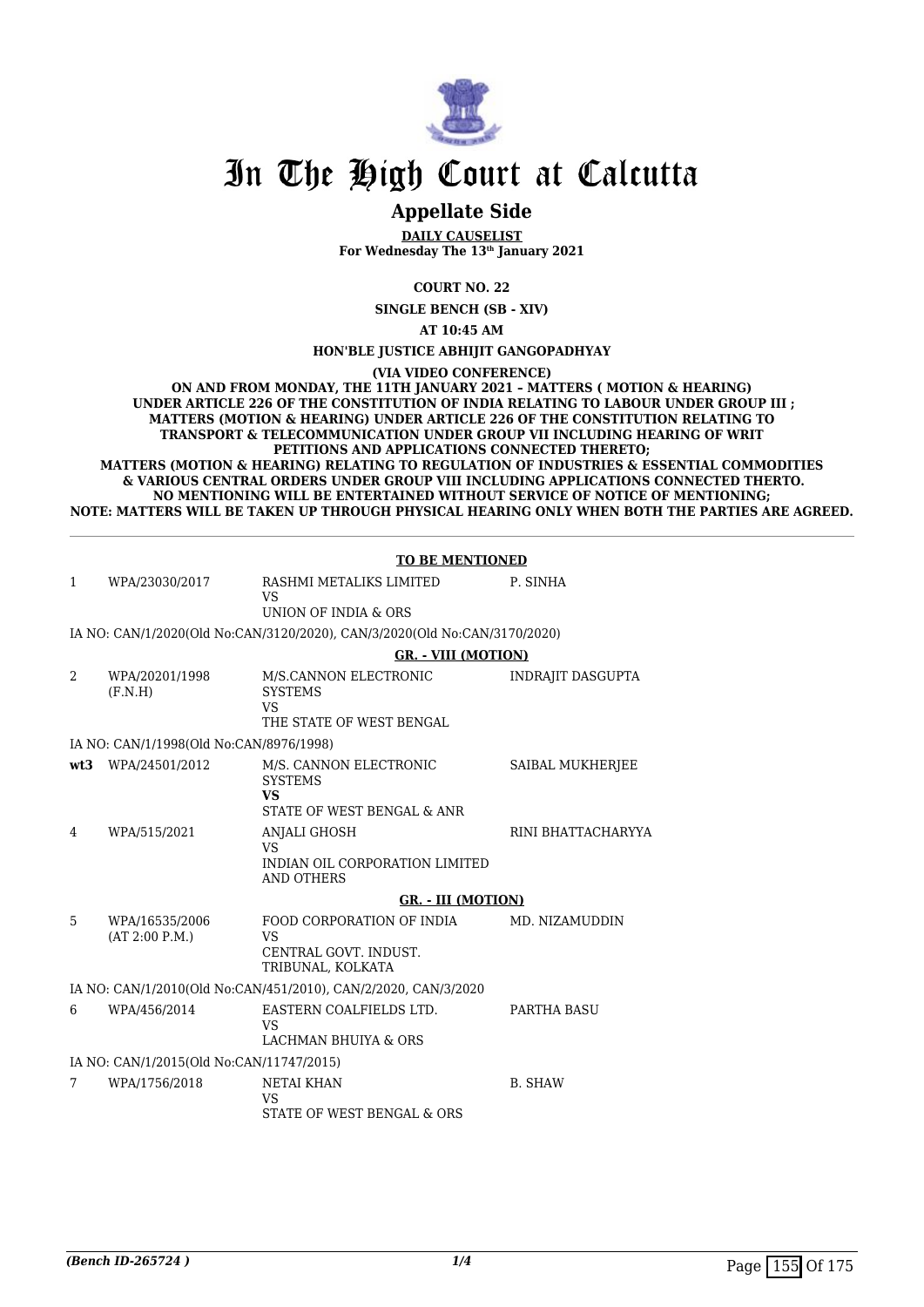# In The High Court at Calcutta

## Appellate Side

**DAILY CAUSELIST**
**For Wednesday The 13th January 2021**

**COURT NO. 22**

**SINGLE BENCH (SB - XIV)**

**AT 10:45 AM**

**HON'BLE JUSTICE ABHIJIT GANGOPADHYAY**

**(VIA VIDEO CONFERENCE)**
**ON AND FROM MONDAY, THE 11TH JANUARY 2021 – MATTERS ( MOTION & HEARING) UNDER ARTICLE 226 OF THE CONSTITUTION OF INDIA RELATING TO LABOUR UNDER GROUP III ; MATTERS (MOTION & HEARING) UNDER ARTICLE 226 OF THE CONSTITUTION RELATING TO TRANSPORT & TELECOMMUNICATION UNDER GROUP VII INCLUDING HEARING OF WRIT PETITIONS AND APPLICATIONS CONNECTED THERETO;**
**MATTERS (MOTION & HEARING) RELATING TO REGULATION OF INDUSTRIES & ESSENTIAL COMMODITIES & VARIOUS CENTRAL ORDERS UNDER GROUP VIII INCLUDING APPLICATIONS CONNECTED THERTO.**
**NO MENTIONING WILL BE ENTERTAINED WITHOUT SERVICE OF NOTICE OF MENTIONING;**
**NOTE: MATTERS WILL BE TAKEN UP THROUGH PHYSICAL HEARING ONLY WHEN BOTH THE PARTIES ARE AGREED.**

**TO BE MENTIONED**

| | | | |
|---|---|---|---|
| 1 | WPA/23030/2017 | RASHMI METALIKS LIMITED VS UNION OF INDIA & ORS | P. SINHA |

IA NO: CAN/1/2020(Old No:CAN/3120/2020), CAN/3/2020(Old No:CAN/3170/2020)

**GR. - VIII (MOTION)**

| | | | |
|---|---|---|---|
| 2 | WPA/20201/1998 (F.N.H) | M/S.CANNON ELECTRONIC SYSTEMS VS THE STATE OF WEST BENGAL | INDRAJIT DASGUPTA |

IA NO: CAN/1/1998(Old No:CAN/8976/1998)

| | | | |
|---|---|---|---|
| **wt3** | WPA/24501/2012 | M/S. CANNON ELECTRONIC SYSTEMS **VS** STATE OF WEST BENGAL & ANR | SAIBAL MUKHERJEE |
| 4 | WPA/515/2021 | ANJALI GHOSH VS INDIAN OIL CORPORATION LIMITED AND OTHERS | RINI BHATTACHARYYA |

**GR. - III (MOTION)**

| | | | |
|---|---|---|---|
| 5 | WPA/16535/2006 (AT 2:00 P.M.) | FOOD CORPORATION OF INDIA VS CENTRAL GOVT. INDUST. TRIBUNAL, KOLKATA | MD. NIZAMUDDIN |

IA NO: CAN/1/2010(Old No:CAN/451/2010), CAN/2/2020, CAN/3/2020

| | | | |
|---|---|---|---|
| 6 | WPA/456/2014 | EASTERN COALFIELDS LTD. VS LACHMAN BHUIYA & ORS | PARTHA BASU |

IA NO: CAN/1/2015(Old No:CAN/11747/2015)

| | | | |
|---|---|---|---|
| 7 | WPA/1756/2018 | NETAI KHAN VS STATE OF WEST BENGAL & ORS | B. SHAW |

*(Bench ID-265724 )*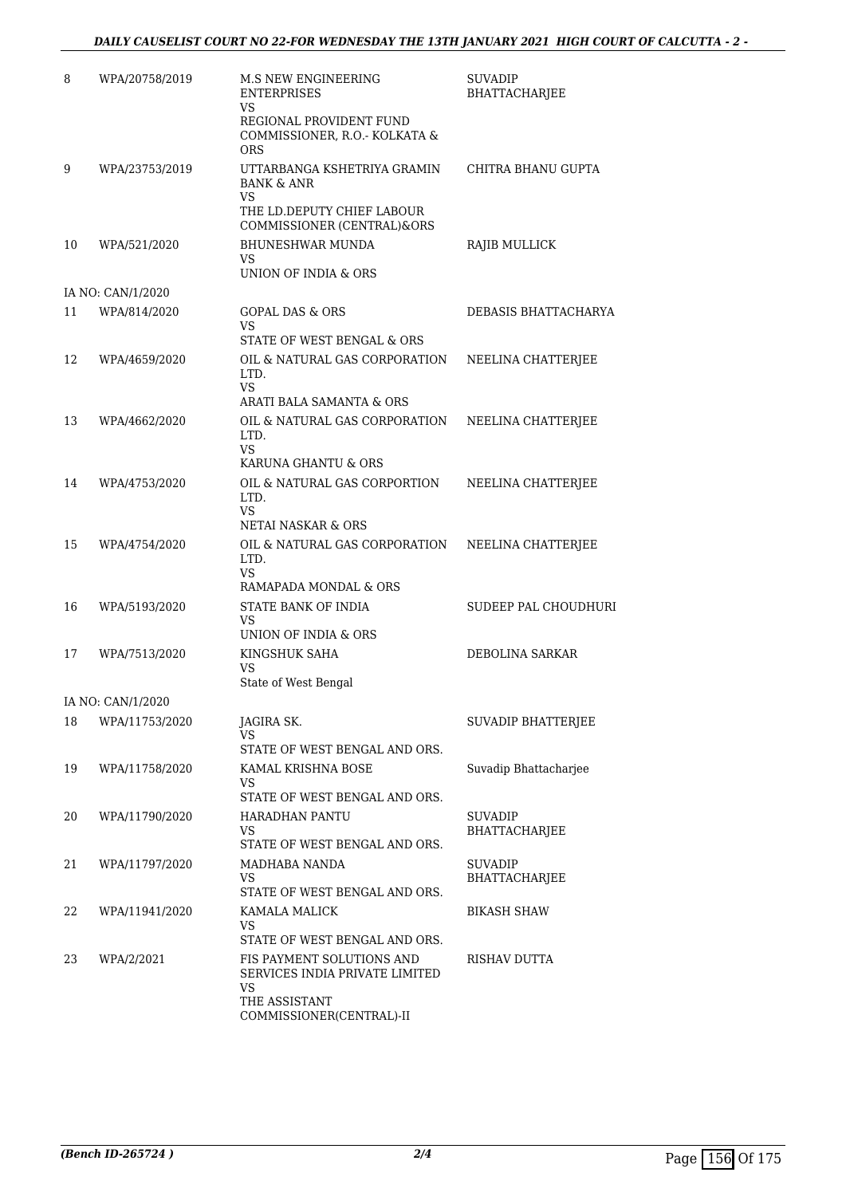| | | | |
|---|---|---|---|
| 8 | WPA/20758/2019 | M.S NEW ENGINEERING ENTERPRISES<br>VS<br>REGIONAL PROVIDENT FUND COMMISSIONER, R.O.- KOLKATA & ORS | SUVADIP BHATTACHARJEE |
| 9 | WPA/23753/2019 | UTTARBANGA KSHETRIYA GRAMIN BANK & ANR<br>VS<br>THE LD.DEPUTY CHIEF LABOUR COMMISSIONER (CENTRAL)&ORS | CHITRA BHANU GUPTA |
| 10 | WPA/521/2020 | BHUNESHWAR MUNDA<br>VS<br>UNION OF INDIA & ORS | RAJIB MULLICK |
| | IA NO: CAN/1/2020 | | |
| 11 | WPA/814/2020 | GOPAL DAS & ORS<br>VS<br>STATE OF WEST BENGAL & ORS | DEBASIS BHATTACHARYA |
| 12 | WPA/4659/2020 | OIL & NATURAL GAS CORPORATION LTD.<br>VS<br>ARATI BALA SAMANTA & ORS | NEELINA CHATTERJEE |
| 13 | WPA/4662/2020 | OIL & NATURAL GAS CORPORATION LTD.<br>VS<br>KARUNA GHANTU & ORS | NEELINA CHATTERJEE |
| 14 | WPA/4753/2020 | OIL & NATURAL GAS CORPORTION LTD.<br>VS<br>NETAI NASKAR & ORS | NEELINA CHATTERJEE |
| 15 | WPA/4754/2020 | OIL & NATURAL GAS CORPORATION LTD.<br>VS<br>RAMAPADA MONDAL & ORS | NEELINA CHATTERJEE |
| 16 | WPA/5193/2020 | STATE BANK OF INDIA<br>VS<br>UNION OF INDIA & ORS | SUDEEP PAL CHOUDHURI |
| 17 | WPA/7513/2020 | KINGSHUK SAHA<br>VS<br>State of West Bengal | DEBOLINA SARKAR |
| | IA NO: CAN/1/2020 | | |
| 18 | WPA/11753/2020 | JAGIRA SK.<br>VS<br>STATE OF WEST BENGAL AND ORS. | SUVADIP BHATTERJEE |
| 19 | WPA/11758/2020 | KAMAL KRISHNA BOSE<br>VS<br>STATE OF WEST BENGAL AND ORS. | Suvadip Bhattacharjee |
| 20 | WPA/11790/2020 | HARADHAN PANTU<br>VS<br>STATE OF WEST BENGAL AND ORS. | SUVADIP BHATTACHARJEE |
| 21 | WPA/11797/2020 | MADHABA NANDA<br>VS<br>STATE OF WEST BENGAL AND ORS. | SUVADIP BHATTACHARJEE |
| 22 | WPA/11941/2020 | KAMALA MALICK<br>VS<br>STATE OF WEST BENGAL AND ORS. | BIKASH SHAW |
| 23 | WPA/2/2021 | FIS PAYMENT SOLUTIONS AND SERVICES INDIA PRIVATE LIMITED<br>VS<br>THE ASSISTANT COMMISSIONER(CENTRAL)-II | RISHAV DUTTA |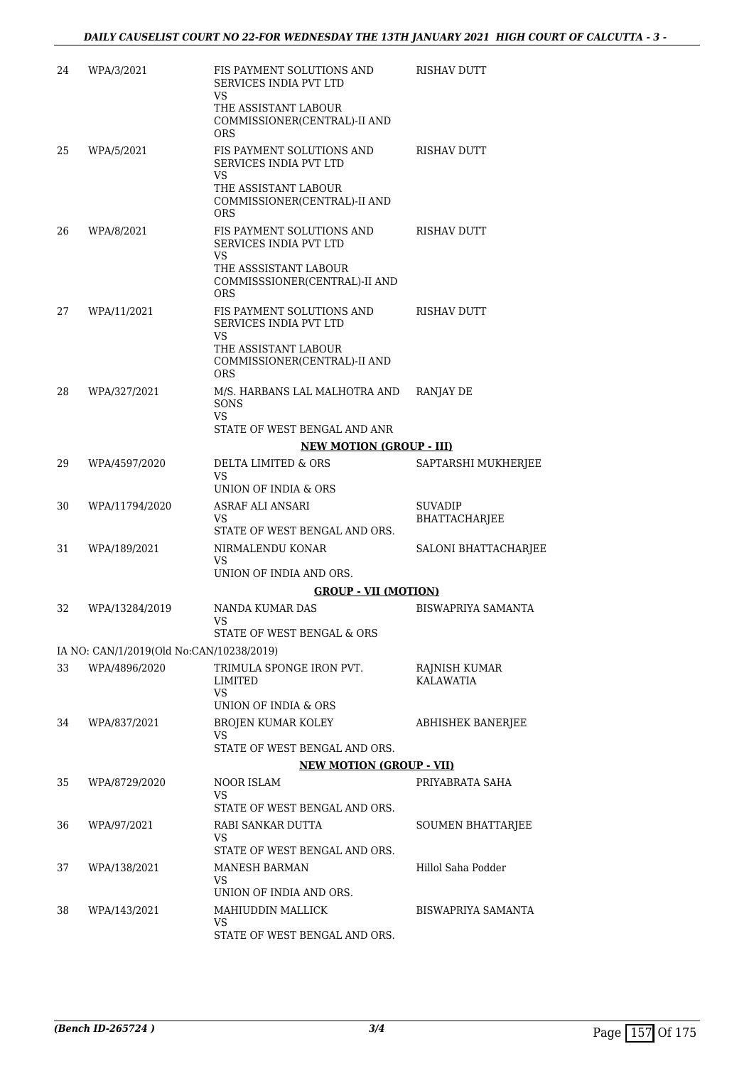| | | | |
|---|---|---|---|
| 24 | WPA/3/2021 | FIS PAYMENT SOLUTIONS AND SERVICES INDIA PVT LTD<br>VS<br>THE ASSISTANT LABOUR COMMISSIONER(CENTRAL)-II AND ORS | RISHAV DUTT |
| 25 | WPA/5/2021 | FIS PAYMENT SOLUTIONS AND SERVICES INDIA PVT LTD<br>VS<br>THE ASSISTANT LABOUR COMMISSIONER(CENTRAL)-II AND ORS | RISHAV DUTT |
| 26 | WPA/8/2021 | FIS PAYMENT SOLUTIONS AND SERVICES INDIA PVT LTD<br>VS<br>THE ASSSISTANT LABOUR COMMISSSIONER(CENTRAL)-II AND ORS | RISHAV DUTT |
| 27 | WPA/11/2021 | FIS PAYMENT SOLUTIONS AND SERVICES INDIA PVT LTD<br>VS<br>THE ASSISTANT LABOUR COMMISSIONER(CENTRAL)-II AND ORS | RISHAV DUTT |
| 28 | WPA/327/2021 | M/S. HARBANS LAL MALHOTRA AND SONS<br>VS<br>STATE OF WEST BENGAL AND ANR | RANJAY DE |

**NEW MOTION (GROUP - III)**

| | | | |
|---|---|---|---|
| 29 | WPA/4597/2020 | DELTA LIMITED & ORS<br>VS<br>UNION OF INDIA & ORS | SAPTARSHI MUKHERJEE |
| 30 | WPA/11794/2020 | ASRAF ALI ANSARI<br>VS<br>STATE OF WEST BENGAL AND ORS. | SUVADIP BHATTACHARJEE |
| 31 | WPA/189/2021 | NIRMALENDU KONAR<br>VS<br>UNION OF INDIA AND ORS. | SALONI BHATTACHARJEE |

**GROUP - VII (MOTION)**

| | | | |
|---|---|---|---|
| 32 | WPA/13284/2019 | NANDA KUMAR DAS<br>VS<br>STATE OF WEST BENGAL & ORS | BISWAPRIYA SAMANTA |

IA NO: CAN/1/2019(Old No:CAN/10238/2019)

| | | | |
|---|---|---|---|
| 33 | WPA/4896/2020 | TRIMULA SPONGE IRON PVT. LIMITED<br>VS<br>UNION OF INDIA & ORS | RAJNISH KUMAR KALAWATIA |
| 34 | WPA/837/2021 | BROJEN KUMAR KOLEY<br>VS<br>STATE OF WEST BENGAL AND ORS. | ABHISHEK BANERJEE |

**NEW MOTION (GROUP - VII)**

| | | | |
|---|---|---|---|
| 35 | WPA/8729/2020 | NOOR ISLAM<br>VS<br>STATE OF WEST BENGAL AND ORS. | PRIYABRATA SAHA |
| 36 | WPA/97/2021 | RABI SANKAR DUTTA<br>VS<br>STATE OF WEST BENGAL AND ORS. | SOUMEN BHATTARJEE |
| 37 | WPA/138/2021 | MANESH BARMAN<br>VS<br>UNION OF INDIA AND ORS. | Hillol Saha Podder |
| 38 | WPA/143/2021 | MAHIUDDIN MALLICK<br>VS<br>STATE OF WEST BENGAL AND ORS. | BISWAPRIYA SAMANTA |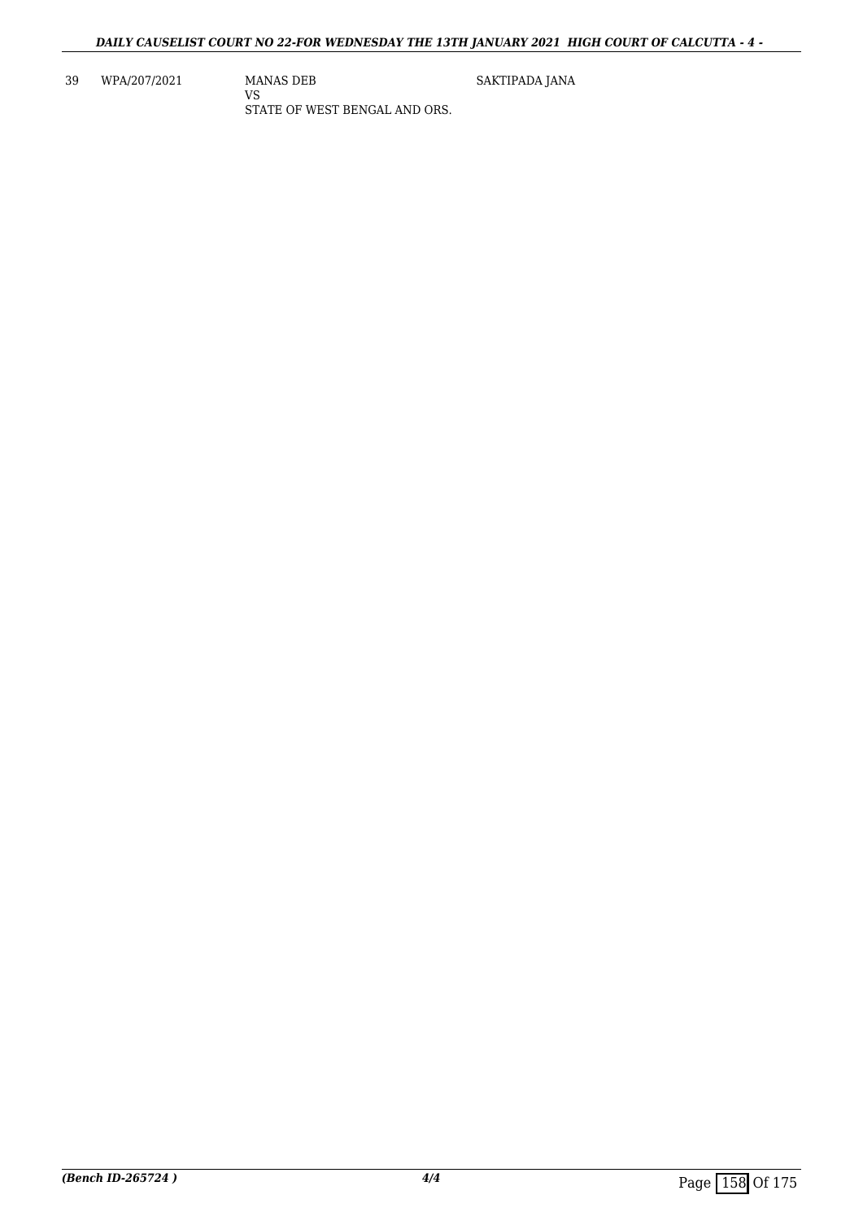| | | | |
|---|---|---|---|
| 39 | WPA/207/2021 | MANAS DEB<br>VS<br>STATE OF WEST BENGAL AND ORS. | SAKTIPADA JANA |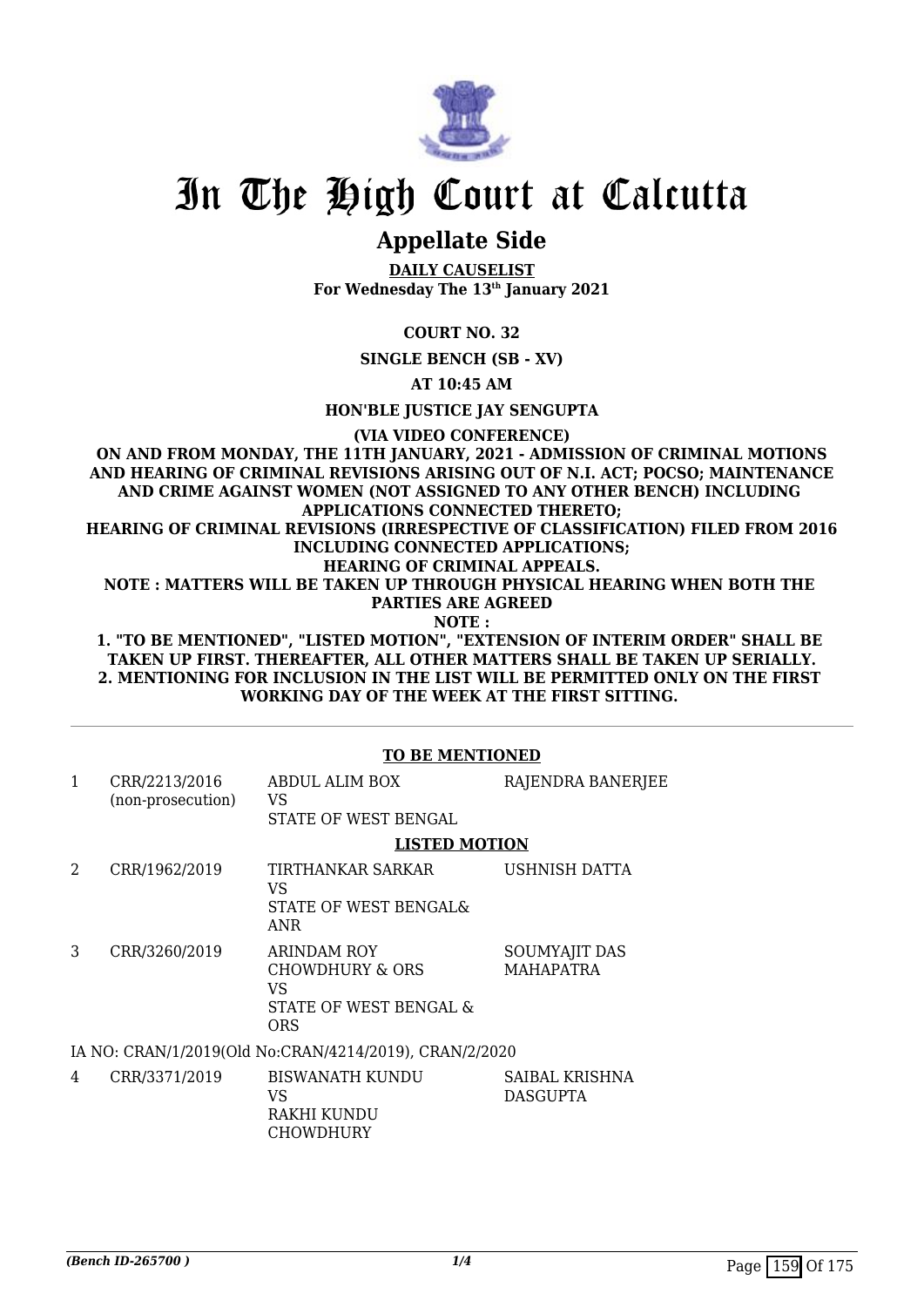# In The High Court at Calcutta

## Appellate Side

**DAILY CAUSELIST**
**For Wednesday The 13th January 2021**

**COURT NO. 32**

**SINGLE BENCH (SB - XV)**

**AT 10:45 AM**

**HON'BLE JUSTICE JAY SENGUPTA**

**(VIA VIDEO CONFERENCE)**

**ON AND FROM MONDAY, THE 11TH JANUARY, 2021 - ADMISSION OF CRIMINAL MOTIONS AND HEARING OF CRIMINAL REVISIONS ARISING OUT OF N.I. ACT; POCSO; MAINTENANCE AND CRIME AGAINST WOMEN (NOT ASSIGNED TO ANY OTHER BENCH) INCLUDING APPLICATIONS CONNECTED THERETO;**
**HEARING OF CRIMINAL REVISIONS (IRRESPECTIVE OF CLASSIFICATION) FILED FROM 2016 INCLUDING CONNECTED APPLICATIONS;**
**HEARING OF CRIMINAL APPEALS.**
**NOTE : MATTERS WILL BE TAKEN UP THROUGH PHYSICAL HEARING WHEN BOTH THE PARTIES ARE AGREED**
**NOTE :**
**1. "TO BE MENTIONED", "LISTED MOTION", "EXTENSION OF INTERIM ORDER" SHALL BE TAKEN UP FIRST. THEREAFTER, ALL OTHER MATTERS SHALL BE TAKEN UP SERIALLY.**
**2. MENTIONING FOR INCLUSION IN THE LIST WILL BE PERMITTED ONLY ON THE FIRST WORKING DAY OF THE WEEK AT THE FIRST SITTING.**

---

**TO BE MENTIONED**

| | | | |
|---|---|---|---|
| 1 | CRR/2213/2016 (non-prosecution) | ABDUL ALIM BOX VS STATE OF WEST BENGAL | RAJENDRA BANERJEE |

**LISTED MOTION**

| | | | |
|---|---|---|---|
| 2 | CRR/1962/2019 | TIRTHANKAR SARKAR VS STATE OF WEST BENGAL& ANR | USHNISH DATTA |
| 3 | CRR/3260/2019 | ARINDAM ROY CHOWDHURY & ORS VS STATE OF WEST BENGAL & ORS | SOUMYAJIT DAS MAHAPATRA |

IA NO: CRAN/1/2019(Old No:CRAN/4214/2019), CRAN/2/2020

| | | | |
|---|---|---|---|
| 4 | CRR/3371/2019 | BISWANATH KUNDU VS RAKHI KUNDU CHOWDHURY | SAIBAL KRISHNA DASGUPTA |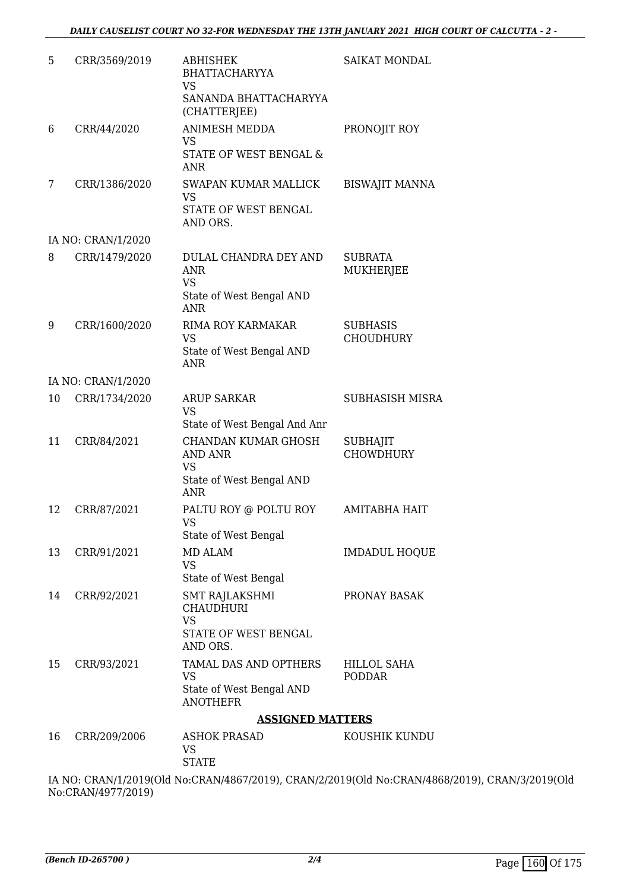| | | | |
|---|---|---|---|
| 5 | CRR/3569/2019 | ABHISHEK BHATTACHARYYA VS SANANDA BHATTACHARYYA (CHATTERJEE) | SAIKAT MONDAL |
| 6 | CRR/44/2020 | ANIMESH MEDDA VS STATE OF WEST BENGAL & ANR | PRONOJIT ROY |
| 7 | CRR/1386/2020 | SWAPAN KUMAR MALLICK VS STATE OF WEST BENGAL AND ORS. | BISWAJIT MANNA |
| | IA NO: CRAN/1/2020 | | |
| 8 | CRR/1479/2020 | DULAL CHANDRA DEY AND ANR VS State of West Bengal AND ANR | SUBRATA MUKHERJEE |
| 9 | CRR/1600/2020 | RIMA ROY KARMAKAR VS State of West Bengal AND ANR | SUBHASIS CHOUDHURY |
| | IA NO: CRAN/1/2020 | | |
| 10 | CRR/1734/2020 | ARUP SARKAR VS State of West Bengal And Anr | SUBHASISH MISRA |
| 11 | CRR/84/2021 | CHANDAN KUMAR GHOSH AND ANR VS State of West Bengal AND ANR | SUBHAJIT CHOWDHURY |
| 12 | CRR/87/2021 | PALTU ROY @ POLTU ROY VS State of West Bengal | AMITABHA HAIT |
| 13 | CRR/91/2021 | MD ALAM VS State of West Bengal | IMDADUL HOQUE |
| 14 | CRR/92/2021 | SMT RAJLAKSHMI CHAUDHURI VS STATE OF WEST BENGAL AND ORS. | PRONAY BASAK |
| 15 | CRR/93/2021 | TAMAL DAS AND OPTHERS VS State of West Bengal AND ANOTHEFR | HILLOL SAHA PODDAR |

**ASSIGNED MATTERS**

| | | | |
|---|---|---|---|
| 16 | CRR/209/2006 | ASHOK PRASAD VS STATE | KOUSHIK KUNDU |

IA NO: CRAN/1/2019(Old No:CRAN/4867/2019), CRAN/2/2019(Old No:CRAN/4868/2019), CRAN/3/2019(Old No:CRAN/4977/2019)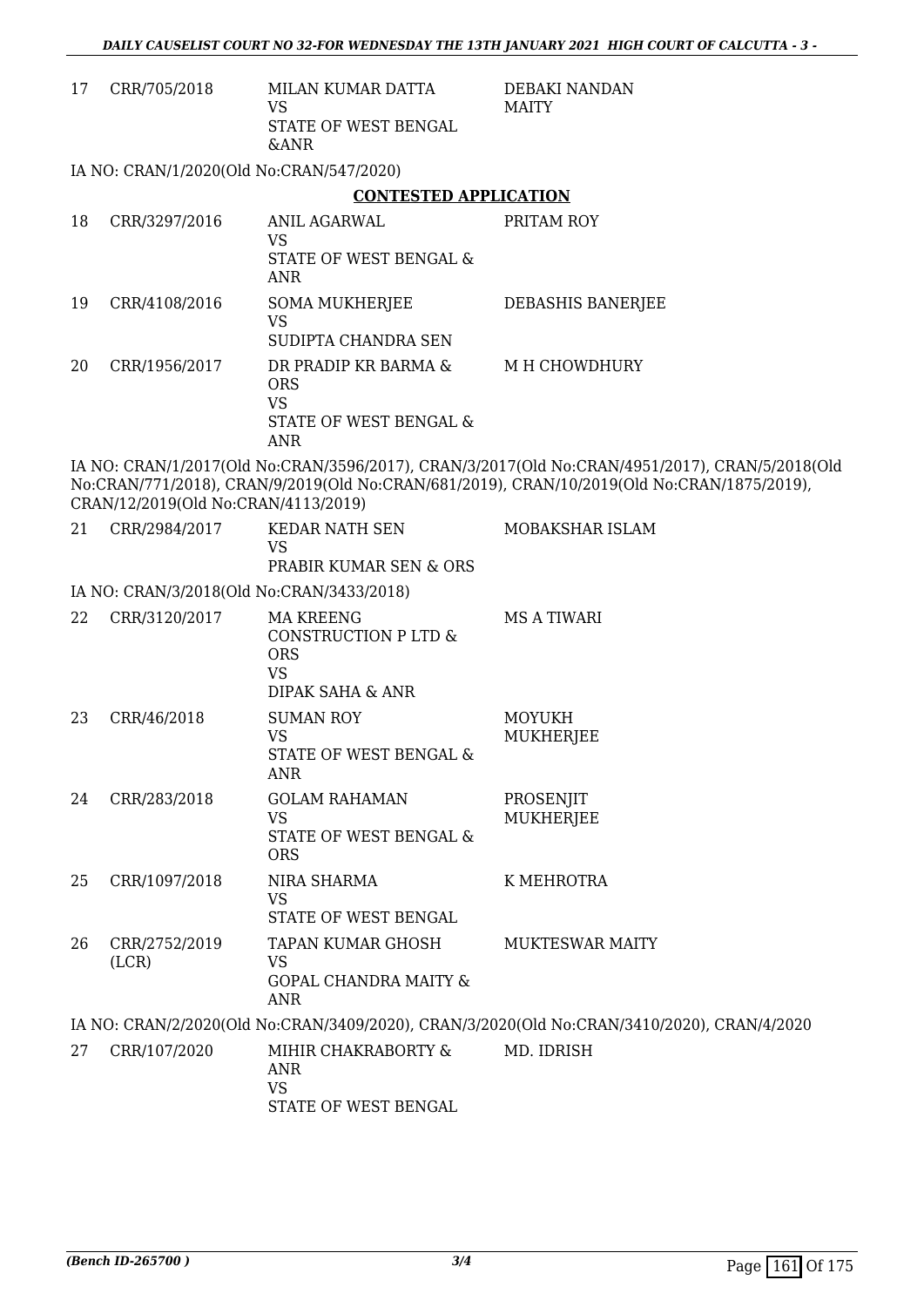| | | | |
|---|---|---|---|
| 17 | CRR/705/2018 | MILAN KUMAR DATTA<br>VS<br>STATE OF WEST BENGAL &ANR | DEBAKI NANDAN MAITY |

IA NO: CRAN/1/2020(Old No:CRAN/547/2020)

**CONTESTED APPLICATION**

| | | | |
|---|---|---|---|
| 18 | CRR/3297/2016 | ANIL AGARWAL<br>VS<br>STATE OF WEST BENGAL & ANR | PRITAM ROY |
| 19 | CRR/4108/2016 | SOMA MUKHERJEE<br>VS<br>SUDIPTA CHANDRA SEN | DEBASHIS BANERJEE |
| 20 | CRR/1956/2017 | DR PRADIP KR BARMA & ORS<br>VS<br>STATE OF WEST BENGAL & ANR | M H CHOWDHURY |

IA NO: CRAN/1/2017(Old No:CRAN/3596/2017), CRAN/3/2017(Old No:CRAN/4951/2017), CRAN/5/2018(Old No:CRAN/771/2018), CRAN/9/2019(Old No:CRAN/681/2019), CRAN/10/2019(Old No:CRAN/1875/2019), CRAN/12/2019(Old No:CRAN/4113/2019)

| | | | |
|---|---|---|---|
| 21 | CRR/2984/2017 | KEDAR NATH SEN<br>VS<br>PRABIR KUMAR SEN & ORS | MOBAKSHAR ISLAM |

IA NO: CRAN/3/2018(Old No:CRAN/3433/2018)

| | | | |
|---|---|---|---|
| 22 | CRR/3120/2017 | MA KREENG CONSTRUCTION P LTD & ORS<br>VS<br>DIPAK SAHA & ANR | MS A TIWARI |
| 23 | CRR/46/2018 | SUMAN ROY<br>VS<br>STATE OF WEST BENGAL & ANR | MOYUKH MUKHERJEE |
| 24 | CRR/283/2018 | GOLAM RAHAMAN<br>VS<br>STATE OF WEST BENGAL & ORS | PROSENJIT MUKHERJEE |
| 25 | CRR/1097/2018 | NIRA SHARMA<br>VS<br>STATE OF WEST BENGAL | K MEHROTRA |
| 26 | CRR/2752/2019 (LCR) | TAPAN KUMAR GHOSH<br>VS<br>GOPAL CHANDRA MAITY & ANR | MUKTESWAR MAITY |

IA NO: CRAN/2/2020(Old No:CRAN/3409/2020), CRAN/3/2020(Old No:CRAN/3410/2020), CRAN/4/2020

| | | | |
|---|---|---|---|
| 27 | CRR/107/2020 | MIHIR CHAKRABORTY & ANR<br>VS<br>STATE OF WEST BENGAL | MD. IDRISH |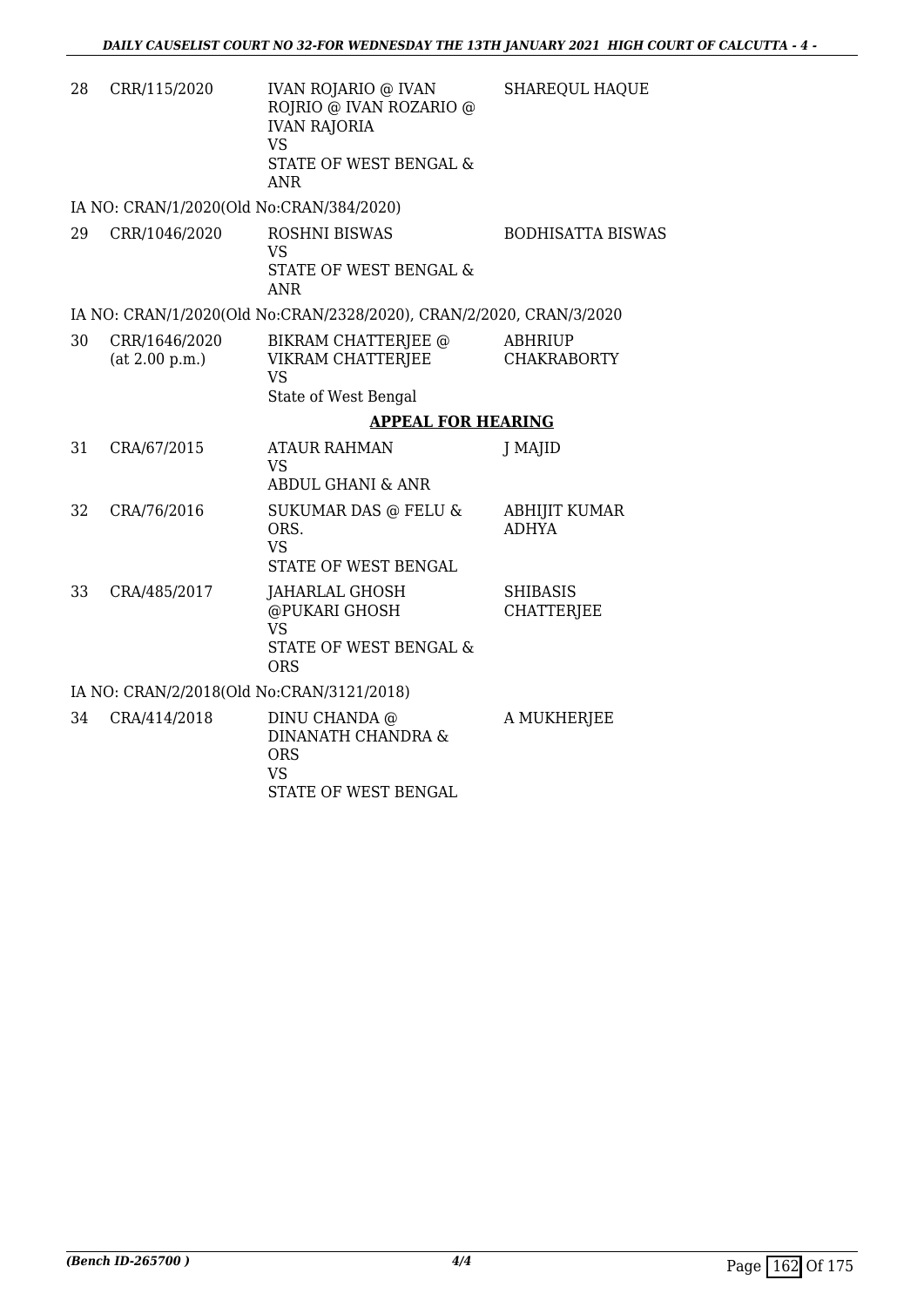| | | | |
|---|---|---|---|
| 28 | CRR/115/2020 | IVAN ROJARIO @ IVAN ROJRIO @ IVAN ROZARIO @ IVAN RAJORIA<br>VS<br>STATE OF WEST BENGAL & ANR | SHAREQUL HAQUE |

IA NO: CRAN/1/2020(Old No:CRAN/384/2020)

| | | | |
|---|---|---|---|
| 29 | CRR/1046/2020 | ROSHNI BISWAS<br>VS<br>STATE OF WEST BENGAL & ANR | BODHISATTA BISWAS |

IA NO: CRAN/1/2020(Old No:CRAN/2328/2020), CRAN/2/2020, CRAN/3/2020

| | | | |
|---|---|---|---|
| 30 | CRR/1646/2020 (at 2.00 p.m.) | BIKRAM CHATTERJEE @ VIKRAM CHATTERJEE<br>VS<br>State of West Bengal | ABHRIUP CHAKRABORTY |

## APPEAL FOR HEARING

| | | | |
|---|---|---|---|
| 31 | CRA/67/2015 | ATAUR RAHMAN<br>VS<br>ABDUL GHANI & ANR | J MAJID |
| 32 | CRA/76/2016 | SUKUMAR DAS @ FELU & ORS.<br>VS<br>STATE OF WEST BENGAL | ABHIJIT KUMAR ADHYA |
| 33 | CRA/485/2017 | JAHARLAL GHOSH @PUKARI GHOSH<br>VS<br>STATE OF WEST BENGAL & ORS | SHIBASIS CHATTERJEE |

IA NO: CRAN/2/2018(Old No:CRAN/3121/2018)

| | | | |
|---|---|---|---|
| 34 | CRA/414/2018 | DINU CHANDA @ DINANATH CHANDRA & ORS<br>VS<br>STATE OF WEST BENGAL | A MUKHERJEE |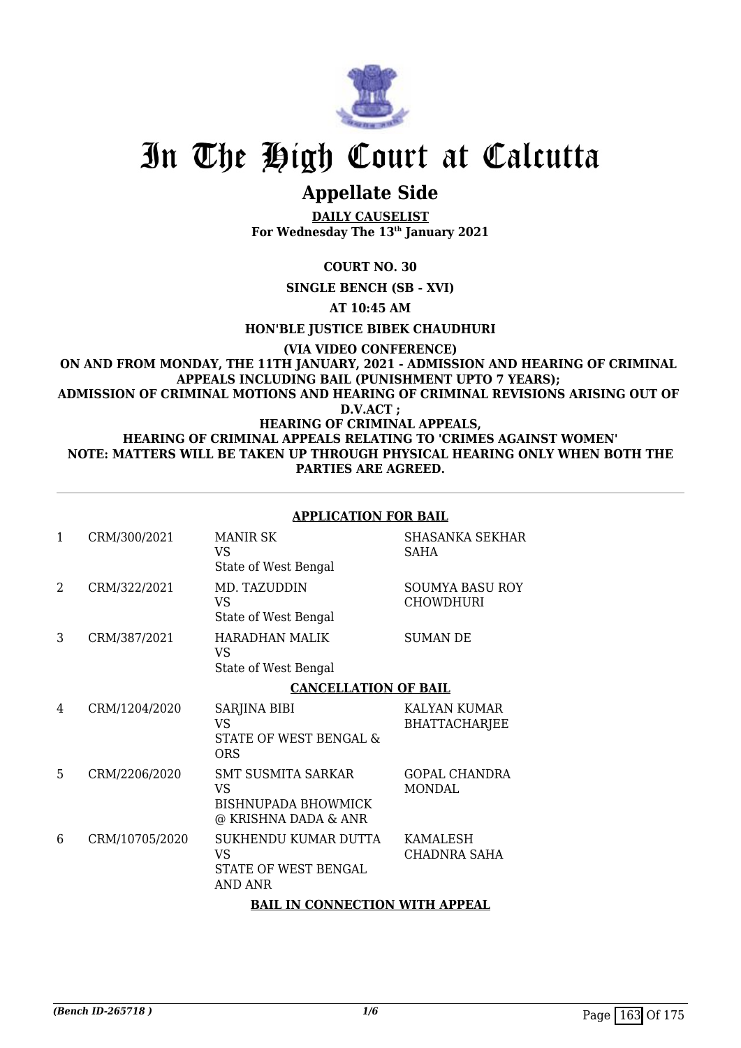# In The High Court at Calcutta

## Appellate Side

**DAILY CAUSELIST**
**For Wednesday The 13th January 2021**

**COURT NO. 30**

**SINGLE BENCH (SB - XVI)**

**AT 10:45 AM**

**HON'BLE JUSTICE BIBEK CHAUDHURI**

**(VIA VIDEO CONFERENCE)**
**ON AND FROM MONDAY, THE 11TH JANUARY, 2021 - ADMISSION AND HEARING OF CRIMINAL APPEALS INCLUDING BAIL (PUNISHMENT UPTO 7 YEARS);**
**ADMISSION OF CRIMINAL MOTIONS AND HEARING OF CRIMINAL REVISIONS ARISING OUT OF D.V.ACT ;**
**HEARING OF CRIMINAL APPEALS,**
**HEARING OF CRIMINAL APPEALS RELATING TO 'CRIMES AGAINST WOMEN'**
**NOTE: MATTERS WILL BE TAKEN UP THROUGH PHYSICAL HEARING ONLY WHEN BOTH THE PARTIES ARE AGREED.**

**APPLICATION FOR BAIL**

| | | | |
|---|---|---|---|
| 1 | CRM/300/2021 | MANIR SK<br>VS<br>State of West Bengal | SHASANKA SEKHAR SAHA |
| 2 | CRM/322/2021 | MD. TAZUDDIN<br>VS<br>State of West Bengal | SOUMYA BASU ROY CHOWDHURI |
| 3 | CRM/387/2021 | HARADHAN MALIK<br>VS<br>State of West Bengal | SUMAN DE |

**CANCELLATION OF BAIL**

| | | | |
|---|---|---|---|
| 4 | CRM/1204/2020 | SARJINA BIBI<br>VS<br>STATE OF WEST BENGAL & ORS | KALYAN KUMAR BHATTACHARJEE |
| 5 | CRM/2206/2020 | SMT SUSMITA SARKAR<br>VS<br>BISHNUPADA BHOWMICK @ KRISHNA DADA & ANR | GOPAL CHANDRA MONDAL |
| 6 | CRM/10705/2020 | SUKHENDU KUMAR DUTTA<br>VS<br>STATE OF WEST BENGAL AND ANR | KAMALESH CHADNRA SAHA |

**BAIL IN CONNECTION WITH APPEAL**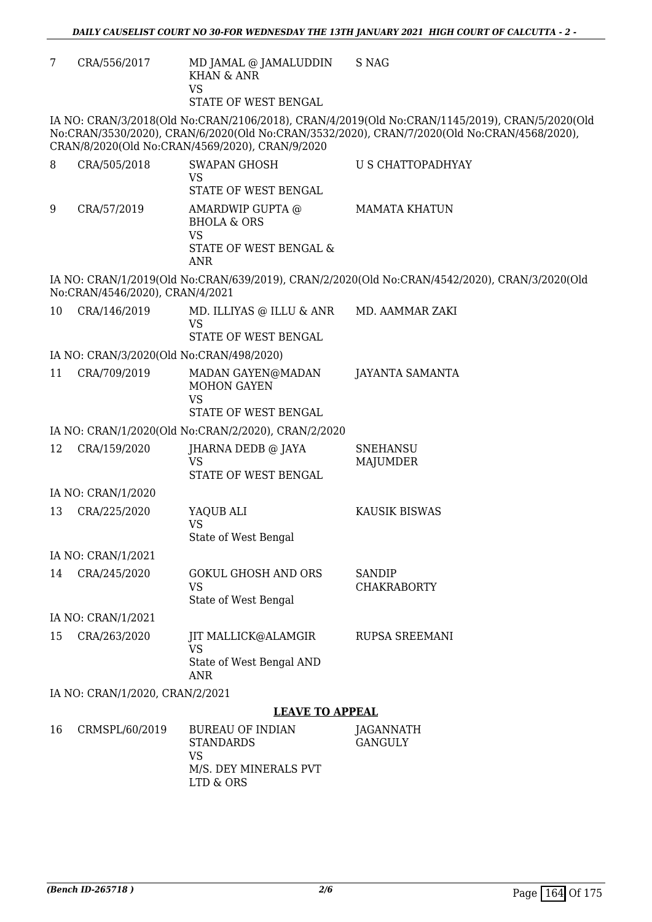| | | | |
|---|---|---|---|
| 7 | CRA/556/2017 | MD JAMAL @ JAMALUDDIN KHAN & ANR<br>VS<br>STATE OF WEST BENGAL | S NAG |

IA NO: CRAN/3/2018(Old No:CRAN/2106/2018), CRAN/4/2019(Old No:CRAN/1145/2019), CRAN/5/2020(Old No:CRAN/3530/2020), CRAN/6/2020(Old No:CRAN/3532/2020), CRAN/7/2020(Old No:CRAN/4568/2020), CRAN/8/2020(Old No:CRAN/4569/2020), CRAN/9/2020

| | | | |
|---|---|---|---|
| 8 | CRA/505/2018 | SWAPAN GHOSH<br>VS<br>STATE OF WEST BENGAL | U S CHATTOPADHYAY |
| 9 | CRA/57/2019 | AMARDWIP GUPTA @ BHOLA & ORS<br>VS<br>STATE OF WEST BENGAL & ANR | MAMATA KHATUN |

IA NO: CRAN/1/2019(Old No:CRAN/639/2019), CRAN/2/2020(Old No:CRAN/4542/2020), CRAN/3/2020(Old No:CRAN/4546/2020), CRAN/4/2021

| | | | |
|---|---|---|---|
| 10 | CRA/146/2019 | MD. ILLIYAS @ ILLU & ANR<br>VS<br>STATE OF WEST BENGAL | MD. AAMMAR ZAKI |

IA NO: CRAN/3/2020(Old No:CRAN/498/2020)

| | | | |
|---|---|---|---|
| 11 | CRA/709/2019 | MADAN GAYEN@MADAN MOHON GAYEN<br>VS<br>STATE OF WEST BENGAL | JAYANTA SAMANTA |

IA NO: CRAN/1/2020(Old No:CRAN/2/2020), CRAN/2/2020

| | | | |
|---|---|---|---|
| 12 | CRA/159/2020 | JHARNA DEDB @ JAYA<br>VS<br>STATE OF WEST BENGAL | SNEHANSU MAJUMDER |

IA NO: CRAN/1/2020

| | | | |
|---|---|---|---|
| 13 | CRA/225/2020 | YAQUB ALI<br>VS<br>State of West Bengal | KAUSIK BISWAS |

IA NO: CRAN/1/2021

| | | | |
|---|---|---|---|
| 14 | CRA/245/2020 | GOKUL GHOSH AND ORS<br>VS<br>State of West Bengal | SANDIP CHAKRABORTY |

IA NO: CRAN/1/2021

| | | | |
|---|---|---|---|
| 15 | CRA/263/2020 | JIT MALLICK@ALAMGIR<br>VS<br>State of West Bengal AND ANR | RUPSA SREEMANI |

IA NO: CRAN/1/2020, CRAN/2/2021

## LEAVE TO APPEAL

| | | | |
|---|---|---|---|
| 16 | CRMSPL/60/2019 | BUREAU OF INDIAN STANDARDS<br>VS<br>M/S. DEY MINERALS PVT LTD & ORS | JAGANNATH GANGULY |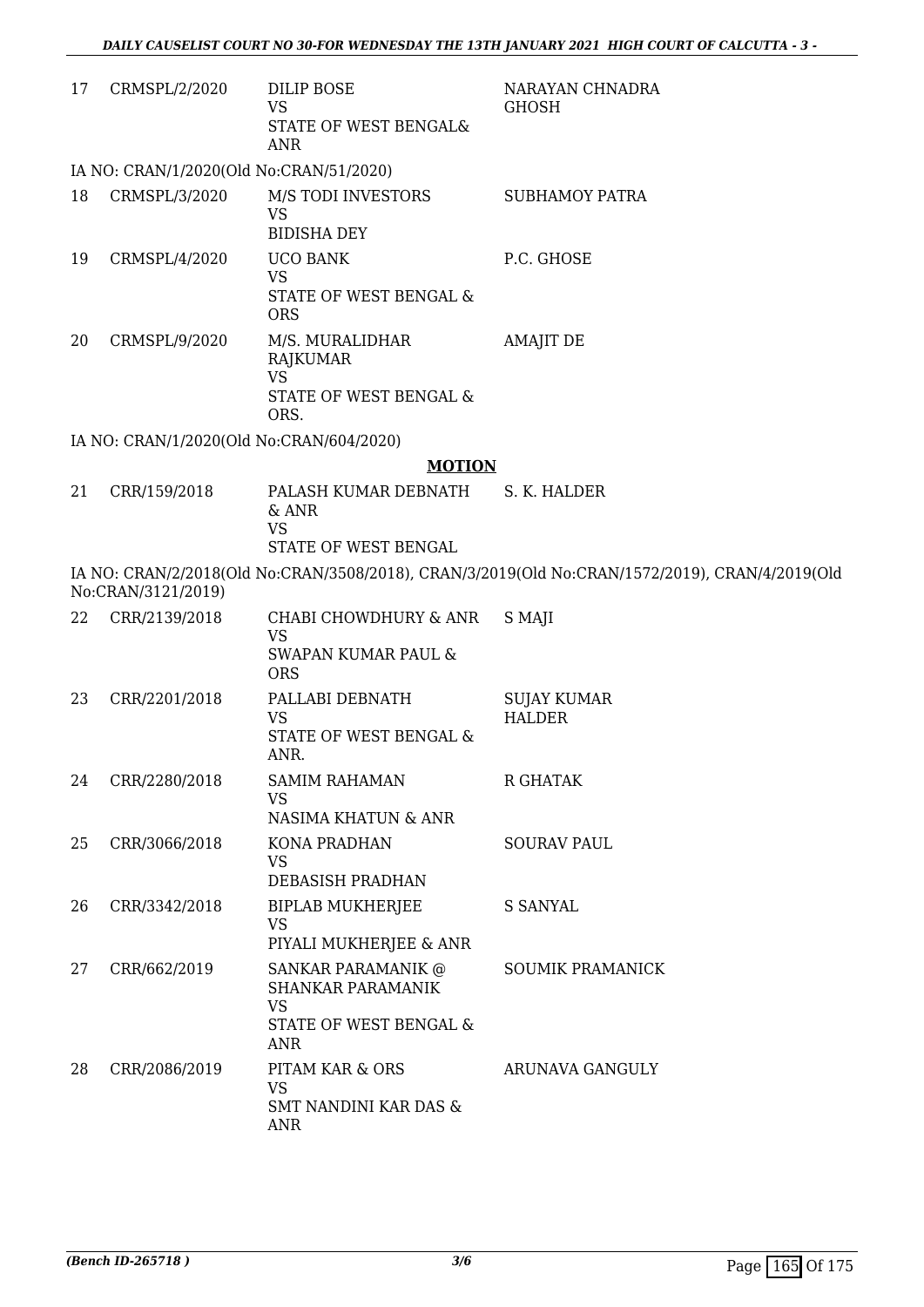| | | | |
|---|---|---|---|
| 17 | CRMSPL/2/2020 | DILIP BOSE<br>VS<br>STATE OF WEST BENGAL& ANR | NARAYAN CHNADRA GHOSH |

IA NO: CRAN/1/2020(Old No:CRAN/51/2020)

| | | | |
|---|---|---|---|
| 18 | CRMSPL/3/2020 | M/S TODI INVESTORS<br>VS<br>BIDISHA DEY | SUBHAMOY PATRA |
| 19 | CRMSPL/4/2020 | UCO BANK<br>VS<br>STATE OF WEST BENGAL & ORS | P.C. GHOSE |
| 20 | CRMSPL/9/2020 | M/S. MURALIDHAR RAJKUMAR<br>VS<br>STATE OF WEST BENGAL & ORS. | AMAJIT DE |

IA NO: CRAN/1/2020(Old No:CRAN/604/2020)

## MOTION

| | | | |
|---|---|---|---|
| 21 | CRR/159/2018 | PALASH KUMAR DEBNATH & ANR<br>VS<br>STATE OF WEST BENGAL | S. K. HALDER |

IA NO: CRAN/2/2018(Old No:CRAN/3508/2018), CRAN/3/2019(Old No:CRAN/1572/2019), CRAN/4/2019(Old No:CRAN/3121/2019)

| | | | |
|---|---|---|---|
| 22 | CRR/2139/2018 | CHABI CHOWDHURY & ANR<br>VS<br>SWAPAN KUMAR PAUL & ORS | S MAJI |
| 23 | CRR/2201/2018 | PALLABI DEBNATH<br>VS<br>STATE OF WEST BENGAL & ANR. | SUJAY KUMAR HALDER |
| 24 | CRR/2280/2018 | SAMIM RAHAMAN<br>VS<br>NASIMA KHATUN & ANR | R GHATAK |
| 25 | CRR/3066/2018 | KONA PRADHAN<br>VS<br>DEBASISH PRADHAN | SOURAV PAUL |
| 26 | CRR/3342/2018 | BIPLAB MUKHERJEE<br>VS<br>PIYALI MUKHERJEE & ANR | S SANYAL |
| 27 | CRR/662/2019 | SANKAR PARAMANIK @ SHANKAR PARAMANIK<br>VS<br>STATE OF WEST BENGAL & ANR | SOUMIK PRAMANICK |
| 28 | CRR/2086/2019 | PITAM KAR & ORS<br>VS<br>SMT NANDINI KAR DAS & ANR | ARUNAVA GANGULY |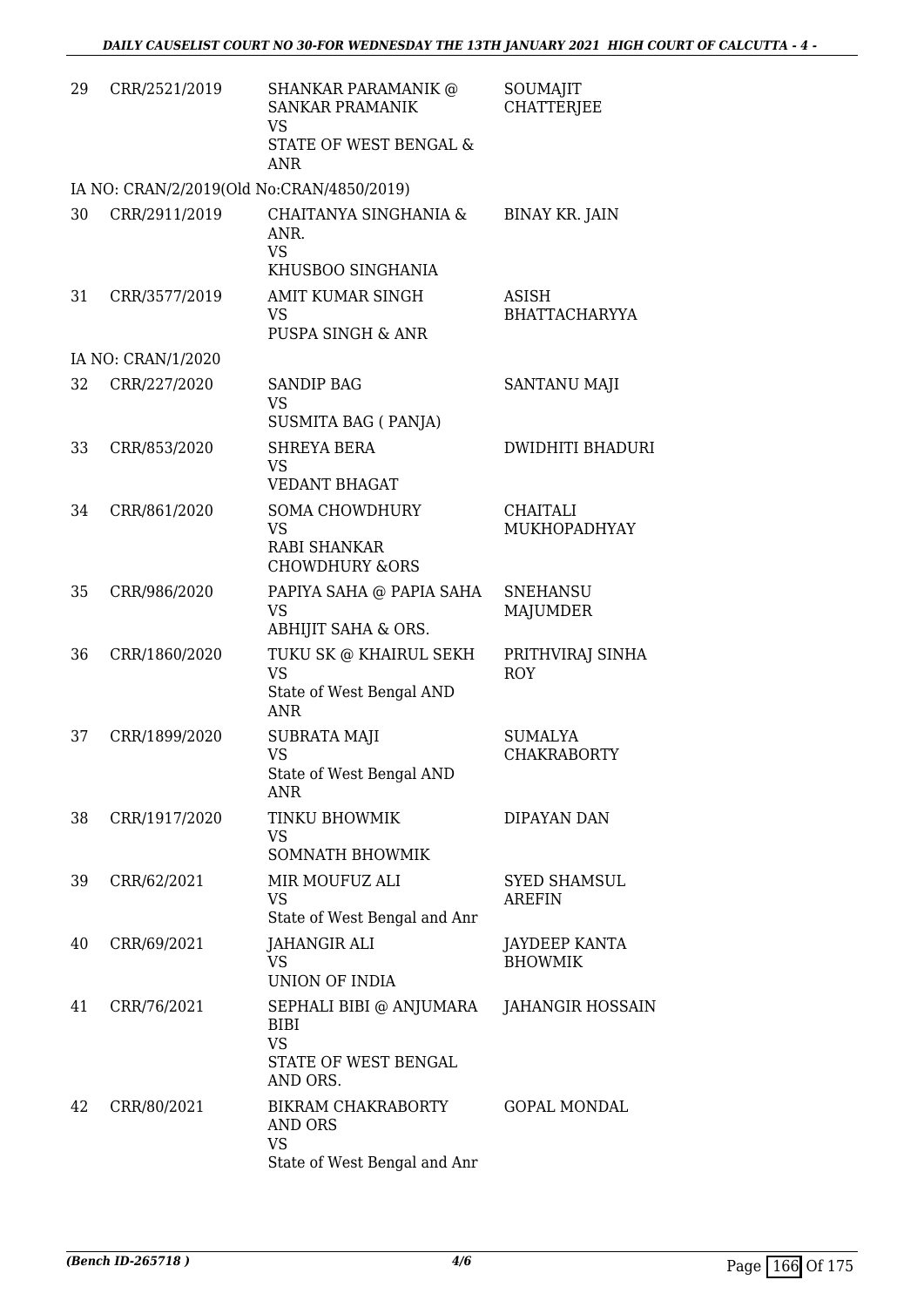| | | | |
|---|---|---|---|
| 29 | CRR/2521/2019 | SHANKAR PARAMANIK @ SANKAR PRAMANIK<br>VS<br>STATE OF WEST BENGAL & ANR | SOUMAJIT CHATTERJEE |
| | IA NO: CRAN/2/2019(Old No:CRAN/4850/2019) | | |
| 30 | CRR/2911/2019 | CHAITANYA SINGHANIA & ANR.<br>VS<br>KHUSBOO SINGHANIA | BINAY KR. JAIN |
| 31 | CRR/3577/2019 | AMIT KUMAR SINGH<br>VS<br>PUSPA SINGH & ANR | ASISH BHATTACHARYYA |
| | IA NO: CRAN/1/2020 | | |
| 32 | CRR/227/2020 | SANDIP BAG<br>VS<br>SUSMITA BAG ( PANJA) | SANTANU MAJI |
| 33 | CRR/853/2020 | SHREYA BERA<br>VS<br>VEDANT BHAGAT | DWIDHITI BHADURI |
| 34 | CRR/861/2020 | SOMA CHOWDHURY<br>VS<br>RABI SHANKAR CHOWDHURY &ORS | CHAITALI MUKHOPADHYAY |
| 35 | CRR/986/2020 | PAPIYA SAHA @ PAPIA SAHA<br>VS<br>ABHIJIT SAHA & ORS. | SNEHANSU MAJUMDER |
| 36 | CRR/1860/2020 | TUKU SK @ KHAIRUL SEKH<br>VS<br>State of West Bengal AND ANR | PRITHVIRAJ SINHA ROY |
| 37 | CRR/1899/2020 | SUBRATA MAJI<br>VS<br>State of West Bengal AND ANR | SUMALYA CHAKRABORTY |
| 38 | CRR/1917/2020 | TINKU BHOWMIK<br>VS<br>SOMNATH BHOWMIK | DIPAYAN DAN |
| 39 | CRR/62/2021 | MIR MOUFUZ ALI<br>VS<br>State of West Bengal and Anr | SYED SHAMSUL AREFIN |
| 40 | CRR/69/2021 | JAHANGIR ALI<br>VS<br>UNION OF INDIA | JAYDEEP KANTA BHOWMIK |
| 41 | CRR/76/2021 | SEPHALI BIBI @ ANJUMARA BIBI<br>VS<br>STATE OF WEST BENGAL AND ORS. | JAHANGIR HOSSAIN |
| 42 | CRR/80/2021 | BIKRAM CHAKRABORTY AND ORS<br>VS<br>State of West Bengal and Anr | GOPAL MONDAL |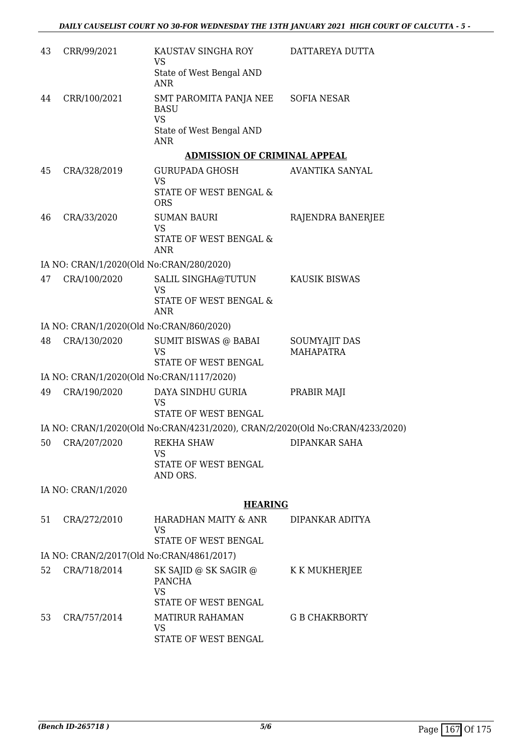| | | | |
|---|---|---|---|
| 43 | CRR/99/2021 | KAUSTAV SINGHA ROY<br>VS<br>State of West Bengal AND ANR | DATTAREYA DUTTA |
| 44 | CRR/100/2021 | SMT PAROMITA PANJA NEE BASU<br>VS<br>State of West Bengal AND ANR | SOFIA NESAR |

## ADMISSION OF CRIMINAL APPEAL

| | | | |
|---|---|---|---|
| 45 | CRA/328/2019 | GURUPADA GHOSH<br>VS<br>STATE OF WEST BENGAL & ORS | AVANTIKA SANYAL |
| 46 | CRA/33/2020 | SUMAN BAURI<br>VS<br>STATE OF WEST BENGAL & ANR | RAJENDRA BANERJEE |

IA NO: CRAN/1/2020(Old No:CRAN/280/2020)

| | | | |
|---|---|---|---|
| 47 | CRA/100/2020 | SALIL SINGHA@TUTUN<br>VS<br>STATE OF WEST BENGAL & ANR | KAUSIK BISWAS |

IA NO: CRAN/1/2020(Old No:CRAN/860/2020)

| | | | |
|---|---|---|---|
| 48 | CRA/130/2020 | SUMIT BISWAS @ BABAI<br>VS<br>STATE OF WEST BENGAL | SOUMYAJIT DAS MAHAPATRA |

IA NO: CRAN/1/2020(Old No:CRAN/1117/2020)

| | | | |
|---|---|---|---|
| 49 | CRA/190/2020 | DAYA SINDHU GURIA<br>VS<br>STATE OF WEST BENGAL | PRABIR MAJI |

IA NO: CRAN/1/2020(Old No:CRAN/4231/2020), CRAN/2/2020(Old No:CRAN/4233/2020)

| | | | |
|---|---|---|---|
| 50 | CRA/207/2020 | REKHA SHAW<br>VS<br>STATE OF WEST BENGAL AND ORS. | DIPANKAR SAHA |

IA NO: CRAN/1/2020

## HEARING

| | | | |
|---|---|---|---|
| 51 | CRA/272/2010 | HARADHAN MAITY & ANR<br>VS<br>STATE OF WEST BENGAL | DIPANKAR ADITYA |

IA NO: CRAN/2/2017(Old No:CRAN/4861/2017)

| | | | |
|---|---|---|---|
| 52 | CRA/718/2014 | SK SAJID @ SK SAGIR @ PANCHA<br>VS<br>STATE OF WEST BENGAL | K K MUKHERJEE |
| 53 | CRA/757/2014 | MATIRUR RAHAMAN<br>VS<br>STATE OF WEST BENGAL | G B CHAKRBORTY |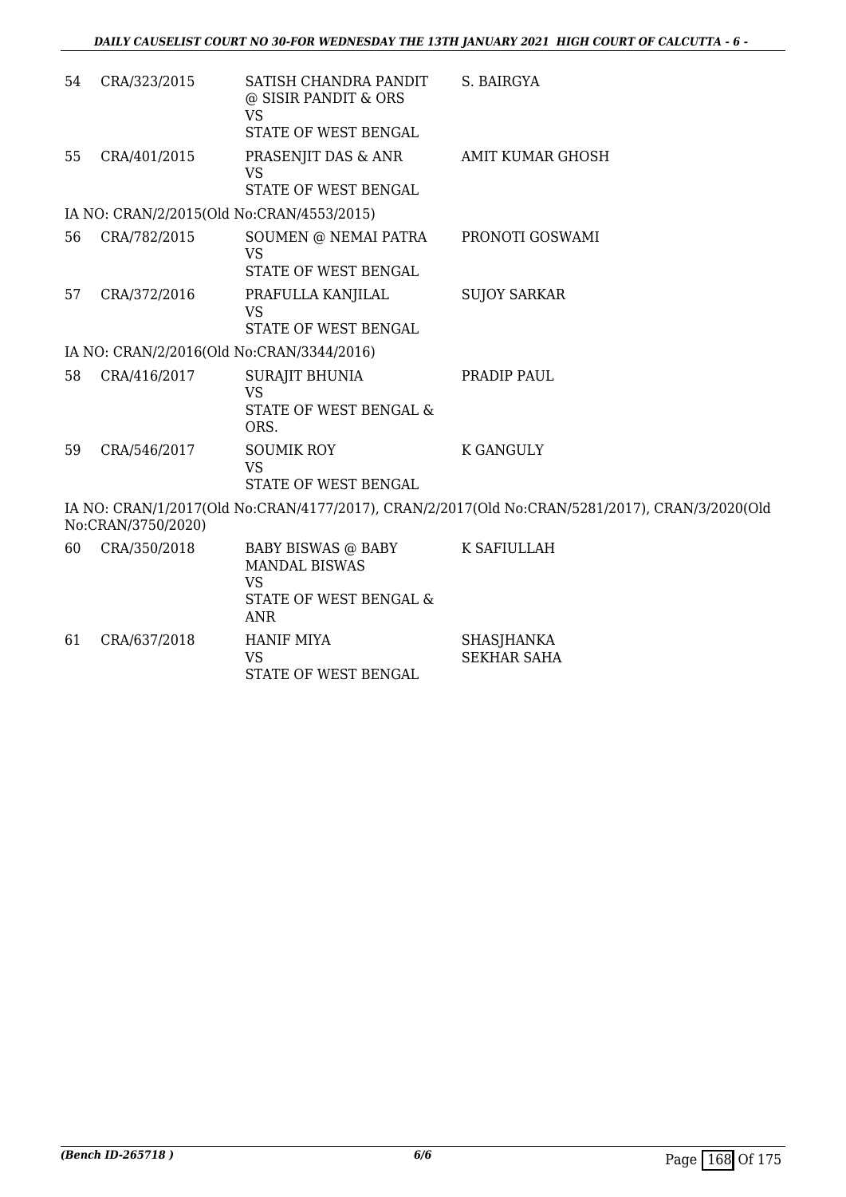| | | | |
|---|---|---|---|
| 54 | CRA/323/2015 | SATISH CHANDRA PANDIT @ SISIR PANDIT & ORS<br>VS<br>STATE OF WEST BENGAL | S. BAIRGYA |
| 55 | CRA/401/2015 | PRASENJIT DAS & ANR<br>VS<br>STATE OF WEST BENGAL | AMIT KUMAR GHOSH |

IA NO: CRAN/2/2015(Old No:CRAN/4553/2015)

| | | | |
|---|---|---|---|
| 56 | CRA/782/2015 | SOUMEN @ NEMAI PATRA<br>VS<br>STATE OF WEST BENGAL | PRONOTI GOSWAMI |
| 57 | CRA/372/2016 | PRAFULLA KANJILAL<br>VS<br>STATE OF WEST BENGAL | SUJOY SARKAR |

IA NO: CRAN/2/2016(Old No:CRAN/3344/2016)

| | | | |
|---|---|---|---|
| 58 | CRA/416/2017 | SURAJIT BHUNIA<br>VS<br>STATE OF WEST BENGAL & ORS. | PRADIP PAUL |
| 59 | CRA/546/2017 | SOUMIK ROY<br>VS<br>STATE OF WEST BENGAL | K GANGULY |

IA NO: CRAN/1/2017(Old No:CRAN/4177/2017), CRAN/2/2017(Old No:CRAN/5281/2017), CRAN/3/2020(Old No:CRAN/3750/2020)

| | | | |
|---|---|---|---|
| 60 | CRA/350/2018 | BABY BISWAS @ BABY MANDAL BISWAS<br>VS<br>STATE OF WEST BENGAL & ANR | K SAFIULLAH |
| 61 | CRA/637/2018 | HANIF MIYA<br>VS<br>STATE OF WEST BENGAL | SHASJHANKA SEKHAR SAHA |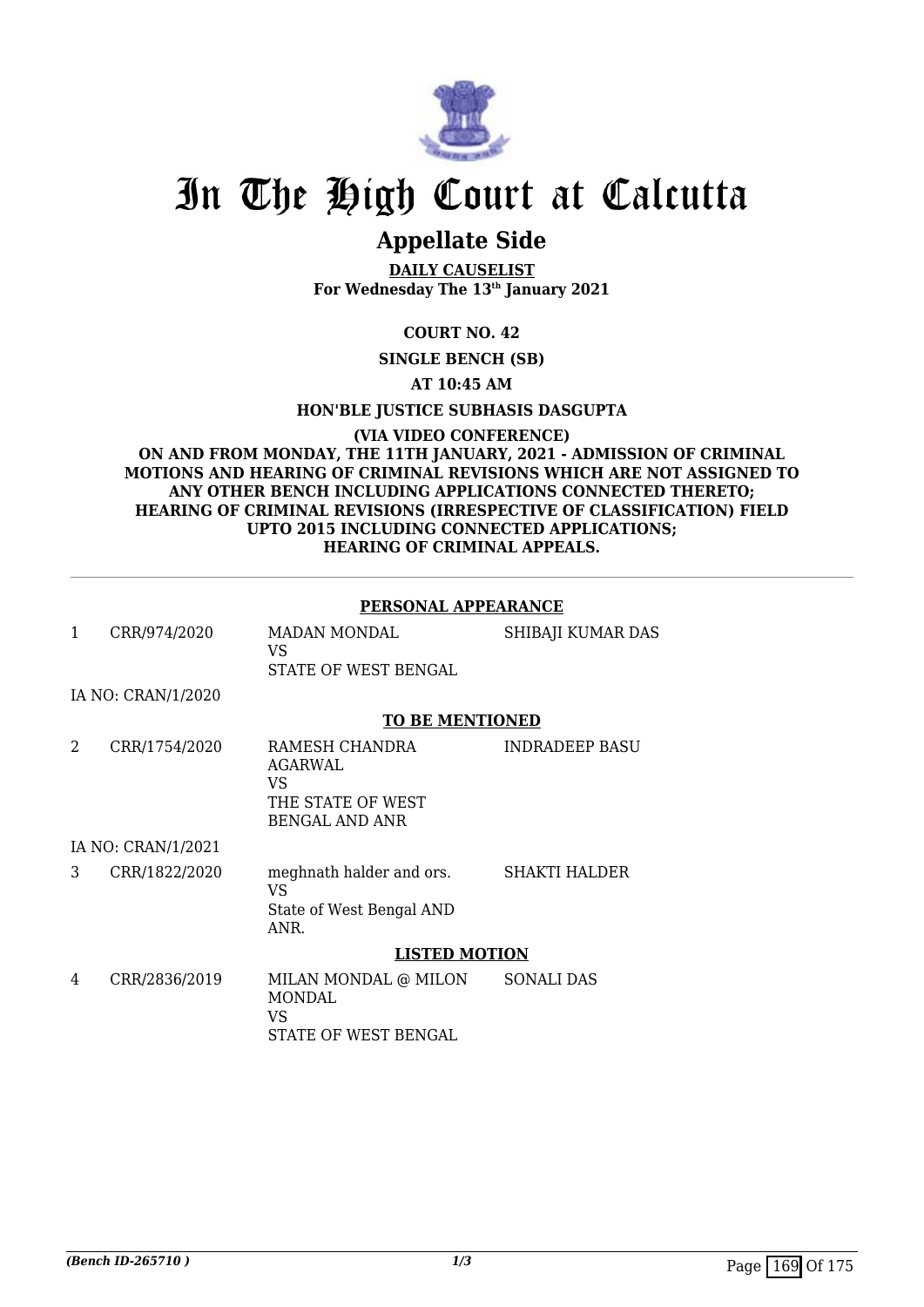# In The High Court at Calcutta

## Appellate Side

**DAILY CAUSELIST**
**For Wednesday The 13th January 2021**

**COURT NO. 42**

**SINGLE BENCH (SB)**

**AT 10:45 AM**

**HON'BLE JUSTICE SUBHASIS DASGUPTA**

**(VIA VIDEO CONFERENCE)**
**ON AND FROM MONDAY, THE 11TH JANUARY, 2021 - ADMISSION OF CRIMINAL MOTIONS AND HEARING OF CRIMINAL REVISIONS WHICH ARE NOT ASSIGNED TO ANY OTHER BENCH INCLUDING APPLICATIONS CONNECTED THERETO; HEARING OF CRIMINAL REVISIONS (IRRESPECTIVE OF CLASSIFICATION) FIELD UPTO 2015 INCLUDING CONNECTED APPLICATIONS; HEARING OF CRIMINAL APPEALS.**

---

**PERSONAL APPEARANCE**

| | | | |
|---|---|---|---|
| 1 | CRR/974/2020 | MADAN MONDAL VS STATE OF WEST BENGAL | SHIBAJI KUMAR DAS |
| | IA NO: CRAN/1/2020 | | |

**TO BE MENTIONED**

| | | | |
|---|---|---|---|
| 2 | CRR/1754/2020 | RAMESH CHANDRA AGARWAL VS THE STATE OF WEST BENGAL AND ANR | INDRADEEP BASU |
| | IA NO: CRAN/1/2021 | | |
| 3 | CRR/1822/2020 | meghnath halder and ors. VS State of West Bengal AND ANR. | SHAKTI HALDER |

**LISTED MOTION**

| | | | |
|---|---|---|---|
| 4 | CRR/2836/2019 | MILAN MONDAL @ MILON MONDAL VS STATE OF WEST BENGAL | SONALI DAS |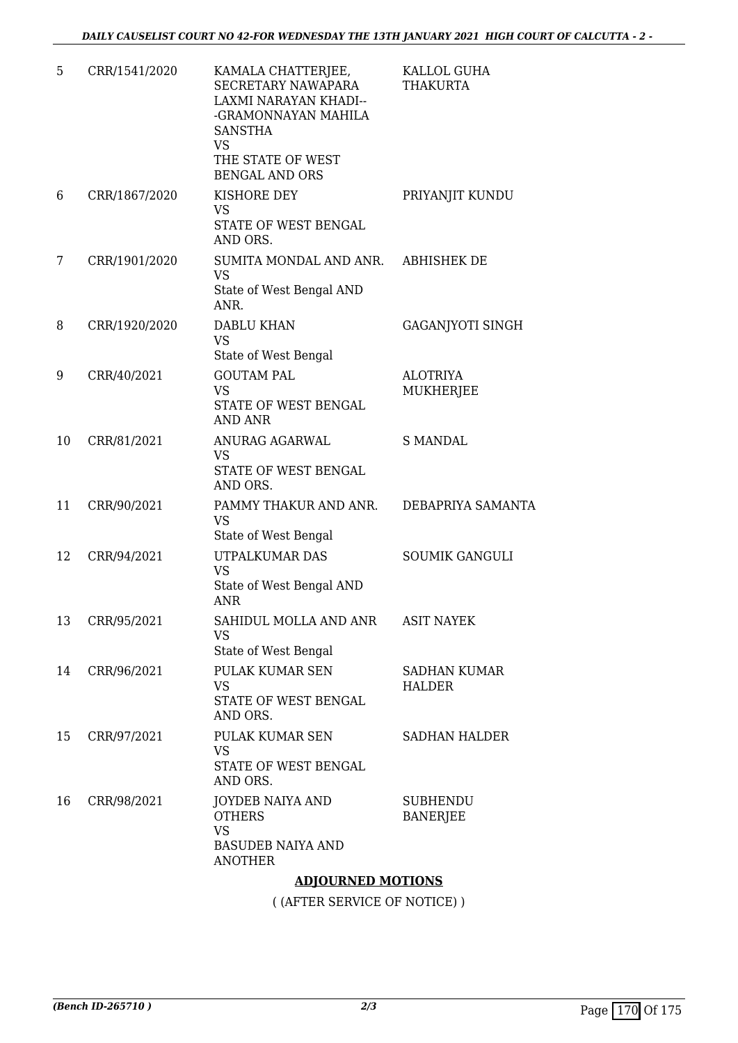| | | | |
|---|---|---|---|
| 5 | CRR/1541/2020 | KAMALA CHATTERJEE, SECRETARY NAWAPARA LAXMI NARAYAN KHADI---GRAMONNAYAN MAHILA SANSTHA<br>VS<br>THE STATE OF WEST BENGAL AND ORS | KALLOL GUHA THAKURTA |
| 6 | CRR/1867/2020 | KISHORE DEY<br>VS<br>STATE OF WEST BENGAL AND ORS. | PRIYANJIT KUNDU |
| 7 | CRR/1901/2020 | SUMITA MONDAL AND ANR.<br>VS<br>State of West Bengal AND ANR. | ABHISHEK DE |
| 8 | CRR/1920/2020 | DABLU KHAN<br>VS<br>State of West Bengal | GAGANJYOTI SINGH |
| 9 | CRR/40/2021 | GOUTAM PAL<br>VS<br>STATE OF WEST BENGAL AND ANR | ALOTRIYA MUKHERJEE |
| 10 | CRR/81/2021 | ANURAG AGARWAL<br>VS<br>STATE OF WEST BENGAL AND ORS. | S MANDAL |
| 11 | CRR/90/2021 | PAMMY THAKUR AND ANR.<br>VS<br>State of West Bengal | DEBAPRIYA SAMANTA |
| 12 | CRR/94/2021 | UTPALKUMAR DAS<br>VS<br>State of West Bengal AND ANR | SOUMIK GANGULI |
| 13 | CRR/95/2021 | SAHIDUL MOLLA AND ANR<br>VS<br>State of West Bengal | ASIT NAYEK |
| 14 | CRR/96/2021 | PULAK KUMAR SEN<br>VS<br>STATE OF WEST BENGAL AND ORS. | SADHAN KUMAR HALDER |
| 15 | CRR/97/2021 | PULAK KUMAR SEN<br>VS<br>STATE OF WEST BENGAL AND ORS. | SADHAN HALDER |
| 16 | CRR/98/2021 | JOYDEB NAIYA AND OTHERS<br>VS<br>BASUDEB NAIYA AND ANOTHER | SUBHENDU BANERJEE |

**ADJOURNED MOTIONS**

( (AFTER SERVICE OF NOTICE) )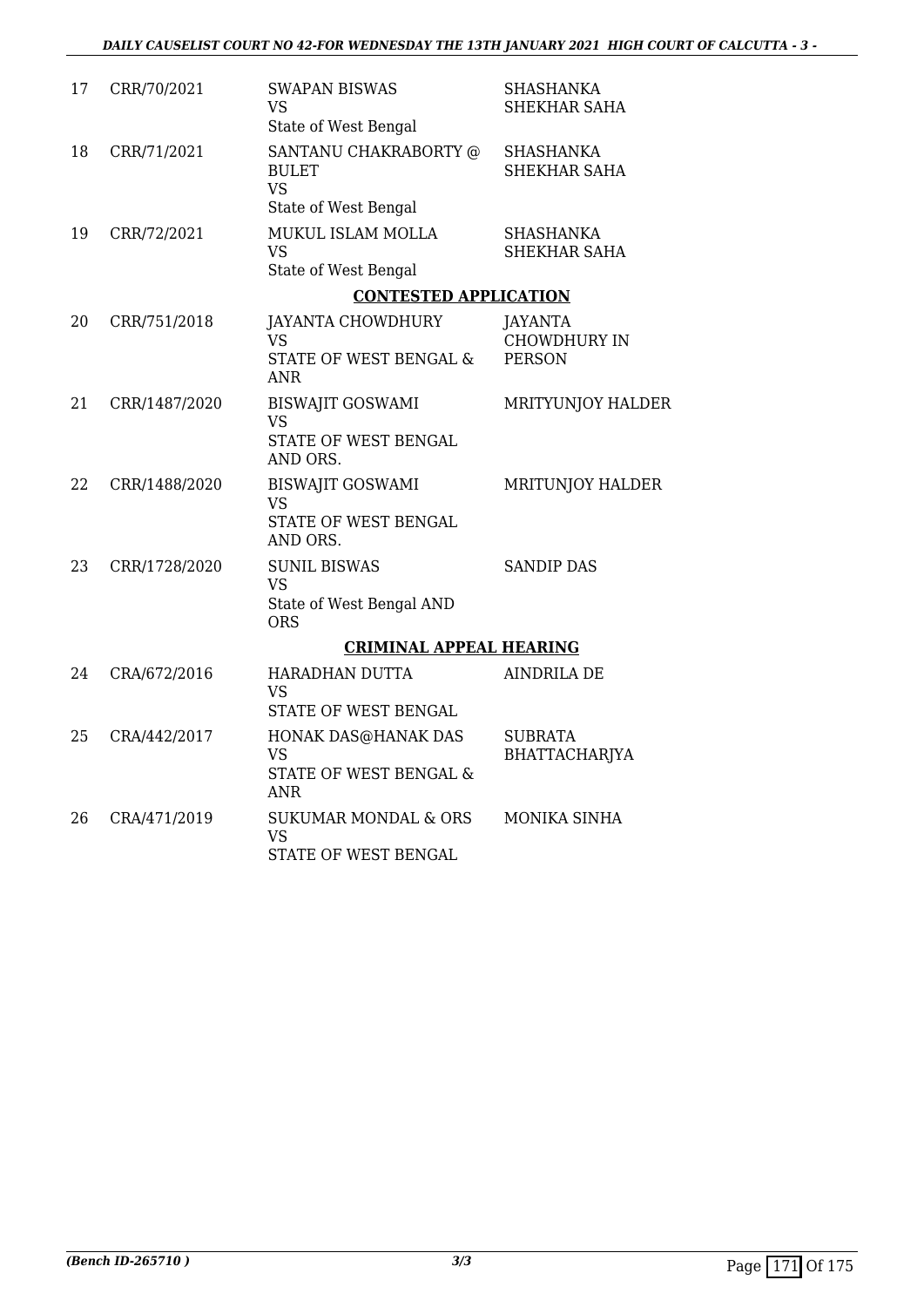| | | | |
|---|---|---|---|
| 17 | CRR/70/2021 | SWAPAN BISWAS<br>VS<br>State of West Bengal | SHASHANKA SHEKHAR SAHA |
| 18 | CRR/71/2021 | SANTANU CHAKRABORTY @ BULET<br>VS<br>State of West Bengal | SHASHANKA SHEKHAR SAHA |
| 19 | CRR/72/2021 | MUKUL ISLAM MOLLA<br>VS<br>State of West Bengal | SHASHANKA SHEKHAR SAHA |

**CONTESTED APPLICATION**

| | | | |
|---|---|---|---|
| 20 | CRR/751/2018 | JAYANTA CHOWDHURY<br>VS<br>STATE OF WEST BENGAL & ANR | JAYANTA CHOWDHURY IN PERSON |
| 21 | CRR/1487/2020 | BISWAJIT GOSWAMI<br>VS<br>STATE OF WEST BENGAL AND ORS. | MRITYUNJOY HALDER |
| 22 | CRR/1488/2020 | BISWAJIT GOSWAMI<br>VS<br>STATE OF WEST BENGAL AND ORS. | MRITUNJOY HALDER |
| 23 | CRR/1728/2020 | SUNIL BISWAS<br>VS<br>State of West Bengal AND ORS | SANDIP DAS |

**CRIMINAL APPEAL HEARING**

| | | | |
|---|---|---|---|
| 24 | CRA/672/2016 | HARADHAN DUTTA<br>VS<br>STATE OF WEST BENGAL | AINDRILA DE |
| 25 | CRA/442/2017 | HONAK DAS@HANAK DAS<br>VS<br>STATE OF WEST BENGAL & ANR | SUBRATA BHATTACHARJYA |
| 26 | CRA/471/2019 | SUKUMAR MONDAL & ORS<br>VS<br>STATE OF WEST BENGAL | MONIKA SINHA |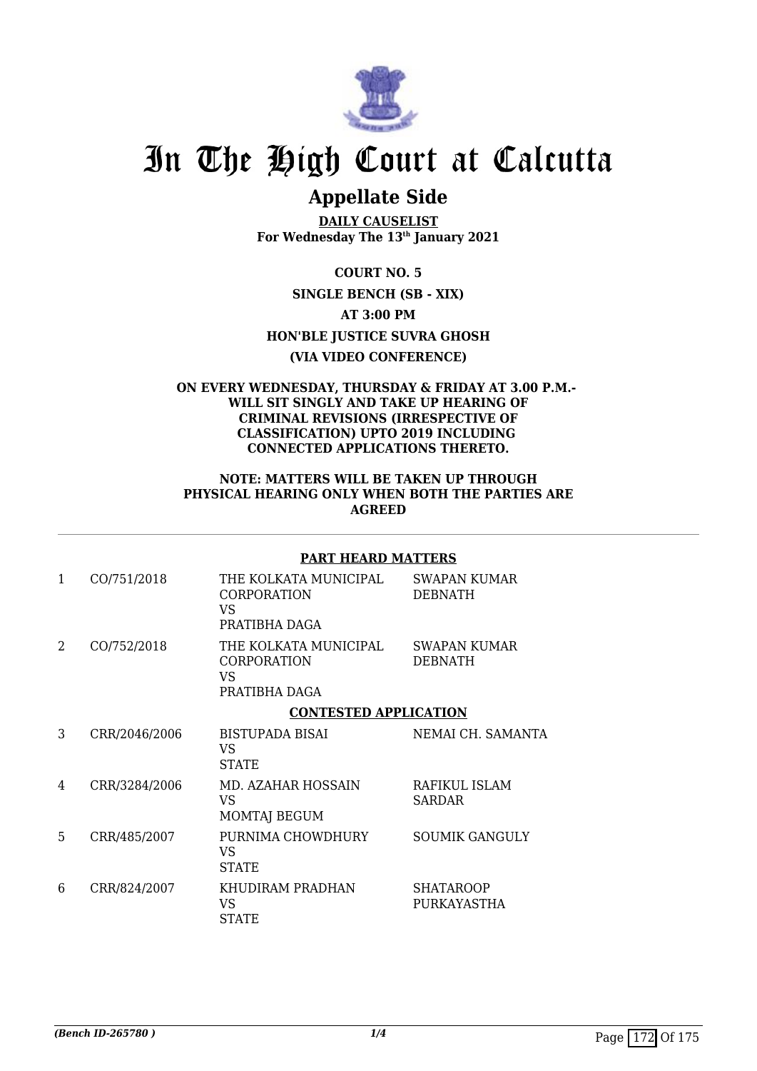# In The High Court at Calcutta

## Appellate Side

**DAILY CAUSELIST**
**For Wednesday The 13th January 2021**

**COURT NO. 5**

**SINGLE BENCH (SB - XIX)**

**AT 3:00 PM**

**HON'BLE JUSTICE SUVRA GHOSH**

**(VIA VIDEO CONFERENCE)**

**ON EVERY WEDNESDAY, THURSDAY & FRIDAY AT 3.00 P.M.- WILL SIT SINGLY AND TAKE UP HEARING OF CRIMINAL REVISIONS (IRRESPECTIVE OF CLASSIFICATION) UPTO 2019 INCLUDING CONNECTED APPLICATIONS THERETO.**

**NOTE: MATTERS WILL BE TAKEN UP THROUGH PHYSICAL HEARING ONLY WHEN BOTH THE PARTIES ARE AGREED**

**PART HEARD MATTERS**

| | | | |
|---|---|---|---|
| 1 | CO/751/2018 | THE KOLKATA MUNICIPAL CORPORATION<br>VS<br>PRATIBHA DAGA | SWAPAN KUMAR DEBNATH |
| 2 | CO/752/2018 | THE KOLKATA MUNICIPAL CORPORATION<br>VS<br>PRATIBHA DAGA | SWAPAN KUMAR DEBNATH |

**CONTESTED APPLICATION**

| | | | |
|---|---|---|---|
| 3 | CRR/2046/2006 | BISTUPADA BISAI<br>VS<br>STATE | NEMAI CH. SAMANTA |
| 4 | CRR/3284/2006 | MD. AZAHAR HOSSAIN<br>VS<br>MOMTAJ BEGUM | RAFIKUL ISLAM SARDAR |
| 5 | CRR/485/2007 | PURNIMA CHOWDHURY<br>VS<br>STATE | SOUMIK GANGULY |
| 6 | CRR/824/2007 | KHUDIRAM PRADHAN<br>VS<br>STATE | SHATAROOP PURKAYASTHA |

*(Bench ID-265780 )*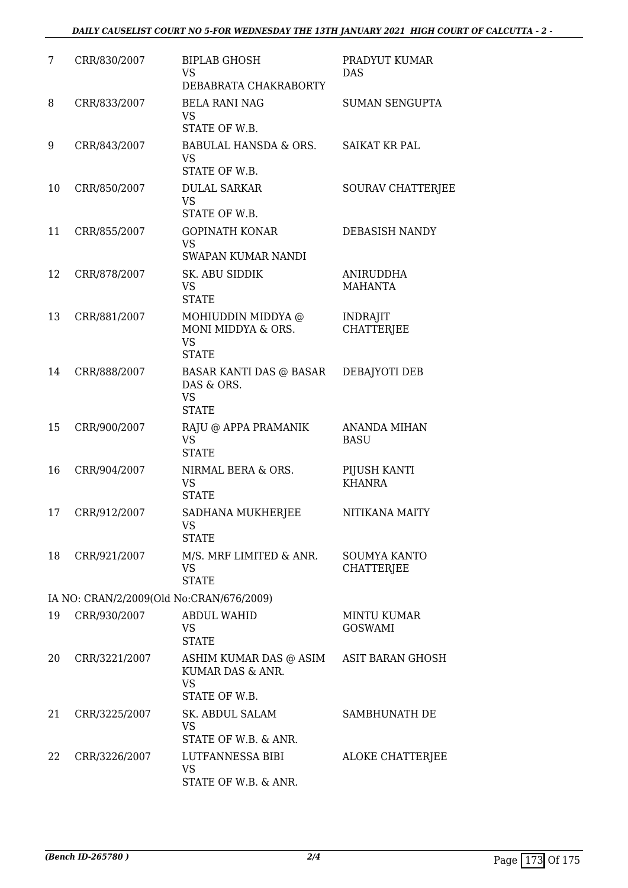| | | | |
|---|---|---|---|
| 7 | CRR/830/2007 | BIPLAB GHOSH<br>VS<br>DEBABRATA CHAKRABORTY | PRADYUT KUMAR DAS |
| 8 | CRR/833/2007 | BELA RANI NAG<br>VS<br>STATE OF W.B. | SUMAN SENGUPTA |
| 9 | CRR/843/2007 | BABULAL HANSDA & ORS.<br>VS<br>STATE OF W.B. | SAIKAT KR PAL |
| 10 | CRR/850/2007 | DULAL SARKAR<br>VS<br>STATE OF W.B. | SOURAV CHATTERJEE |
| 11 | CRR/855/2007 | GOPINATH KONAR<br>VS<br>SWAPAN KUMAR NANDI | DEBASISH NANDY |
| 12 | CRR/878/2007 | SK. ABU SIDDIK<br>VS<br>STATE | ANIRUDDHA MAHANTA |
| 13 | CRR/881/2007 | MOHIUDDIN MIDDYA @ MONI MIDDYA & ORS.<br>VS<br>STATE | INDRAJIT CHATTERJEE |
| 14 | CRR/888/2007 | BASAR KANTI DAS @ BASAR DAS & ORS.<br>VS<br>STATE | DEBAJYOTI DEB |
| 15 | CRR/900/2007 | RAJU @ APPA PRAMANIK<br>VS<br>STATE | ANANDA MIHAN BASU |
| 16 | CRR/904/2007 | NIRMAL BERA & ORS.<br>VS<br>STATE | PIJUSH KANTI KHANRA |
| 17 | CRR/912/2007 | SADHANA MUKHERJEE<br>VS<br>STATE | NITIKANA MAITY |
| 18 | CRR/921/2007 | M/S. MRF LIMITED & ANR.<br>VS<br>STATE | SOUMYA KANTO CHATTERJEE |
| | IA NO: CRAN/2/2009(Old No:CRAN/676/2009) | | |
| 19 | CRR/930/2007 | ABDUL WAHID<br>VS<br>STATE | MINTU KUMAR GOSWAMI |
| 20 | CRR/3221/2007 | ASHIM KUMAR DAS @ ASIM KUMAR DAS & ANR.<br>VS<br>STATE OF W.B. | ASIT BARAN GHOSH |
| 21 | CRR/3225/2007 | SK. ABDUL SALAM<br>VS<br>STATE OF W.B. & ANR. | SAMBHUNATH DE |
| 22 | CRR/3226/2007 | LUTFANNESSA BIBI<br>VS<br>STATE OF W.B. & ANR. | ALOKE CHATTERJEE |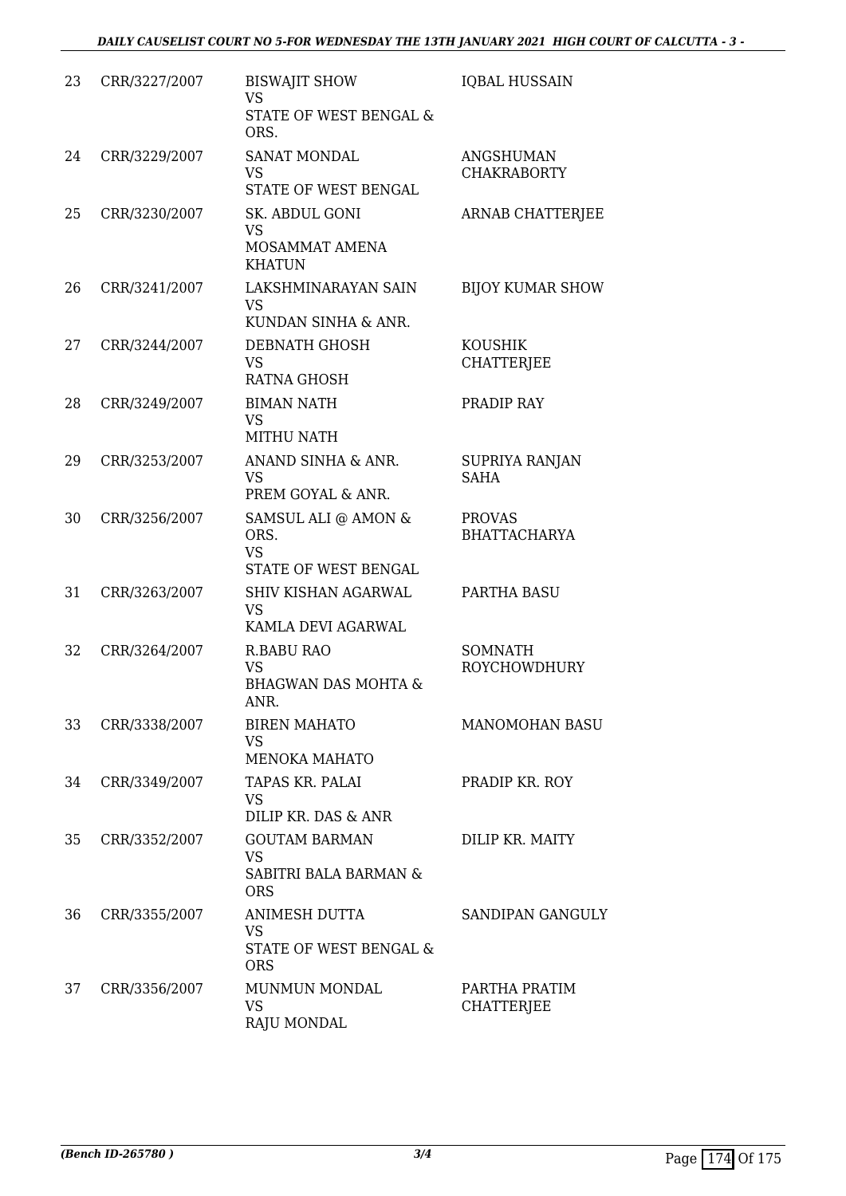| | | | |
|---|---|---|---|
| 23 | CRR/3227/2007 | BISWAJIT SHOW<br>VS<br>STATE OF WEST BENGAL & ORS. | IQBAL HUSSAIN |
| 24 | CRR/3229/2007 | SANAT MONDAL<br>VS<br>STATE OF WEST BENGAL | ANGSHUMAN CHAKRABORTY |
| 25 | CRR/3230/2007 | SK. ABDUL GONI<br>VS<br>MOSAMMAT AMENA KHATUN | ARNAB CHATTERJEE |
| 26 | CRR/3241/2007 | LAKSHMINARAYAN SAIN<br>VS<br>KUNDAN SINHA & ANR. | BIJOY KUMAR SHOW |
| 27 | CRR/3244/2007 | DEBNATH GHOSH<br>VS<br>RATNA GHOSH | KOUSHIK CHATTERJEE |
| 28 | CRR/3249/2007 | BIMAN NATH<br>VS<br>MITHU NATH | PRADIP RAY |
| 29 | CRR/3253/2007 | ANAND SINHA & ANR.<br>VS<br>PREM GOYAL & ANR. | SUPRIYA RANJAN SAHA |
| 30 | CRR/3256/2007 | SAMSUL ALI @ AMON & ORS.<br>VS<br>STATE OF WEST BENGAL | PROVAS BHATTACHARYA |
| 31 | CRR/3263/2007 | SHIV KISHAN AGARWAL<br>VS<br>KAMLA DEVI AGARWAL | PARTHA BASU |
| 32 | CRR/3264/2007 | R.BABU RAO<br>VS<br>BHAGWAN DAS MOHTA & ANR. | SOMNATH ROYCHOWDHURY |
| 33 | CRR/3338/2007 | BIREN MAHATO<br>VS<br>MENOKA MAHATO | MANOMOHAN BASU |
| 34 | CRR/3349/2007 | TAPAS KR. PALAI<br>VS<br>DILIP KR. DAS & ANR | PRADIP KR. ROY |
| 35 | CRR/3352/2007 | GOUTAM BARMAN<br>VS<br>SABITRI BALA BARMAN & ORS | DILIP KR. MAITY |
| 36 | CRR/3355/2007 | ANIMESH DUTTA<br>VS<br>STATE OF WEST BENGAL & ORS | SANDIPAN GANGULY |
| 37 | CRR/3356/2007 | MUNMUN MONDAL<br>VS<br>RAJU MONDAL | PARTHA PRATIM CHATTERJEE |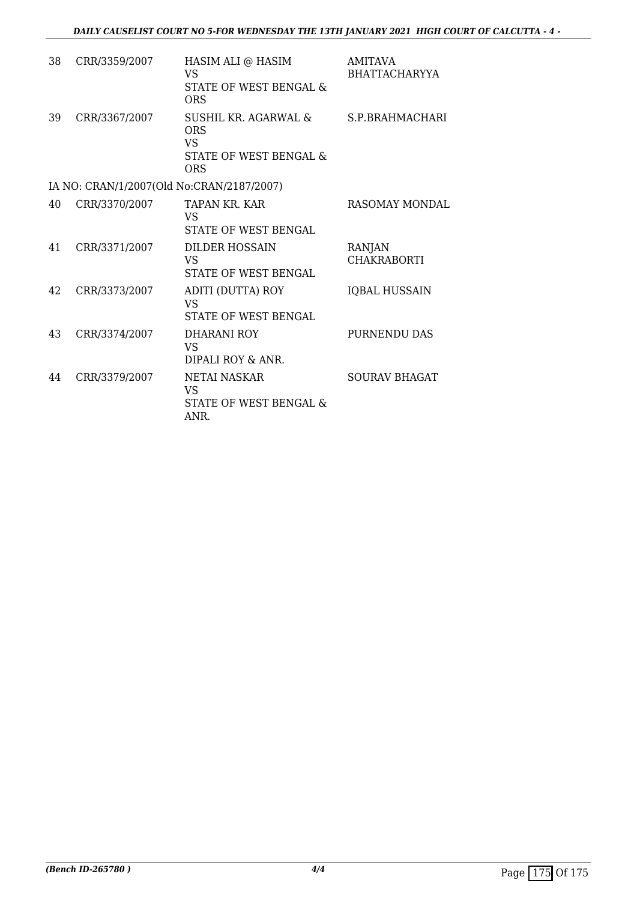| | | | |
|---|---|---|---|
| 38 | CRR/3359/2007 | HASIM ALI @ HASIM<br>VS<br>STATE OF WEST BENGAL & ORS | AMITAVA BHATTACHARYYA |
| 39 | CRR/3367/2007 | SUSHIL KR. AGARWAL & ORS<br>VS<br>STATE OF WEST BENGAL & ORS | S.P.BRAHMACHARI |

IA NO: CRAN/1/2007(Old No:CRAN/2187/2007)

| | | | |
|---|---|---|---|
| 40 | CRR/3370/2007 | TAPAN KR. KAR<br>VS<br>STATE OF WEST BENGAL | RASOMAY MONDAL |
| 41 | CRR/3371/2007 | DILDER HOSSAIN<br>VS<br>STATE OF WEST BENGAL | RANJAN CHAKRABORTI |
| 42 | CRR/3373/2007 | ADITI (DUTTA) ROY<br>VS<br>STATE OF WEST BENGAL | IQBAL HUSSAIN |
| 43 | CRR/3374/2007 | DHARANI ROY<br>VS<br>DIPALI ROY & ANR. | PURNENDU DAS |
| 44 | CRR/3379/2007 | NETAI NASKAR<br>VS<br>STATE OF WEST BENGAL & ANR. | SOURAV BHAGAT |